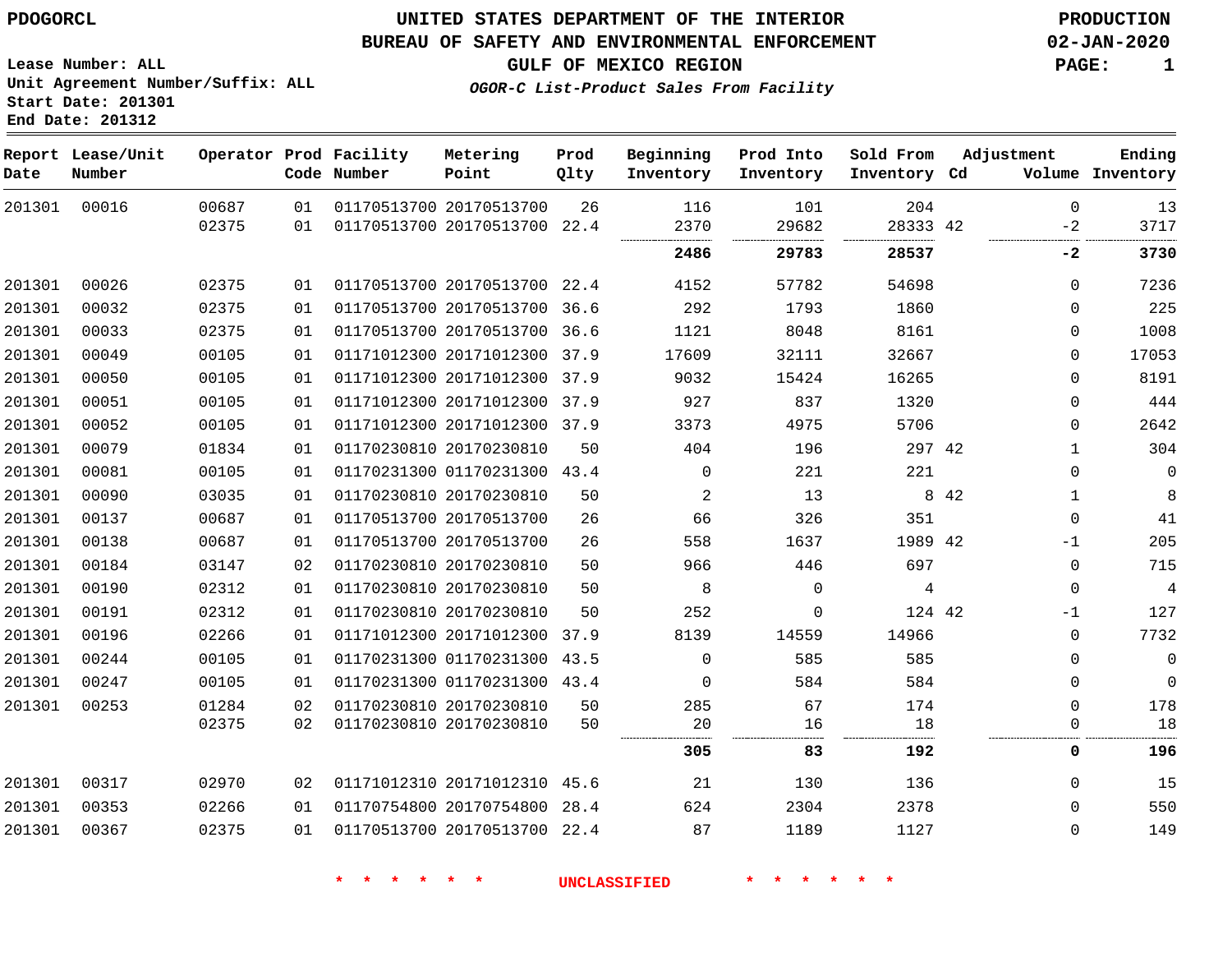PDOGORCL

# UNITED STATES DEPARTMENT OF THE INTERIOR
## BUREAU OF SAFETY AND ENVIRONMENTAL ENFORCEMENT
### GULF OF MEXICO REGION
*OGOR-C List-Product Sales From Facility*

PRODUCTION
02-JAN-2020

Lease Number: ALL
Unit Agreement Number/Suffix: ALL
Start Date: 201301
End Date: 201312

| Report Date | Lease/Unit Number | Operator | Prod Code | Facility Number | Metering Point | Prod Qlty | Beginning Inventory | Prod Into Inventory | Sold From Inventory | Adjustment Cd | Adjustment Volume | Ending Inventory |
|---|---|---|---|---|---|---|---|---|---|---|---|---|
| 201301 | 00016 | 00687 | 01 | 01170513700 | 20170513700 | 26 | 116 | 101 | 204 | | 0 | 13 |
| | | 02375 | 01 | 01170513700 | 20170513700 | 22.4 | 2370 | 29682 | 28333 | 42 | -2 | 3717 |
| | | | | | | | **2486** | **29783** | **28537** | | **-2** | **3730** |
| 201301 | 00026 | 02375 | 01 | 01170513700 | 20170513700 | 22.4 | 4152 | 57782 | 54698 | | 0 | 7236 |
| 201301 | 00032 | 02375 | 01 | 01170513700 | 20170513700 | 36.6 | 292 | 1793 | 1860 | | 0 | 225 |
| 201301 | 00033 | 02375 | 01 | 01170513700 | 20170513700 | 36.6 | 1121 | 8048 | 8161 | | 0 | 1008 |
| 201301 | 00049 | 00105 | 01 | 01171012300 | 20171012300 | 37.9 | 17609 | 32111 | 32667 | | 0 | 17053 |
| 201301 | 00050 | 00105 | 01 | 01171012300 | 20171012300 | 37.9 | 9032 | 15424 | 16265 | | 0 | 8191 |
| 201301 | 00051 | 00105 | 01 | 01171012300 | 20171012300 | 37.9 | 927 | 837 | 1320 | | 0 | 444 |
| 201301 | 00052 | 00105 | 01 | 01171012300 | 20171012300 | 37.9 | 3373 | 4975 | 5706 | | 0 | 2642 |
| 201301 | 00079 | 01834 | 01 | 01170230810 | 20170230810 | 50 | 404 | 196 | 297 | 42 | 1 | 304 |
| 201301 | 00081 | 00105 | 01 | 01170231300 | 01170231300 | 43.4 | 0 | 221 | 221 | | 0 | 0 |
| 201301 | 00090 | 03035 | 01 | 01170230810 | 20170230810 | 50 | 2 | 13 | 8 | 42 | 1 | 8 |
| 201301 | 00137 | 00687 | 01 | 01170513700 | 20170513700 | 26 | 66 | 326 | 351 | | 0 | 41 |
| 201301 | 00138 | 00687 | 01 | 01170513700 | 20170513700 | 26 | 558 | 1637 | 1989 | 42 | -1 | 205 |
| 201301 | 00184 | 03147 | 02 | 01170230810 | 20170230810 | 50 | 966 | 446 | 697 | | 0 | 715 |
| 201301 | 00190 | 02312 | 01 | 01170230810 | 20170230810 | 50 | 8 | 0 | 4 | | 0 | 4 |
| 201301 | 00191 | 02312 | 01 | 01170230810 | 20170230810 | 50 | 252 | 0 | 124 | 42 | -1 | 127 |
| 201301 | 00196 | 02266 | 01 | 01171012300 | 20171012300 | 37.9 | 8139 | 14559 | 14966 | | 0 | 7732 |
| 201301 | 00244 | 00105 | 01 | 01170231300 | 01170231300 | 43.5 | 0 | 585 | 585 | | 0 | 0 |
| 201301 | 00247 | 00105 | 01 | 01170231300 | 01170231300 | 43.4 | 0 | 584 | 584 | | 0 | 0 |
| 201301 | 00253 | 01284 | 02 | 01170230810 | 20170230810 | 50 | 285 | 67 | 174 | | 0 | 178 |
| | | 02375 | 02 | 01170230810 | 20170230810 | 50 | 20 | 16 | 18 | | 0 | 18 |
| | | | | | | | **305** | **83** | **192** | | **0** | **196** |
| 201301 | 00317 | 02970 | 02 | 01171012310 | 20171012310 | 45.6 | 21 | 130 | 136 | | 0 | 15 |
| 201301 | 00353 | 02266 | 01 | 01170754800 | 20170754800 | 28.4 | 624 | 2304 | 2378 | | 0 | 550 |
| 201301 | 00367 | 02375 | 01 | 01170513700 | 20170513700 | 22.4 | 87 | 1189 | 1127 | | 0 | 149 |

* * * * * * UNCLASSIFIED * * * * * *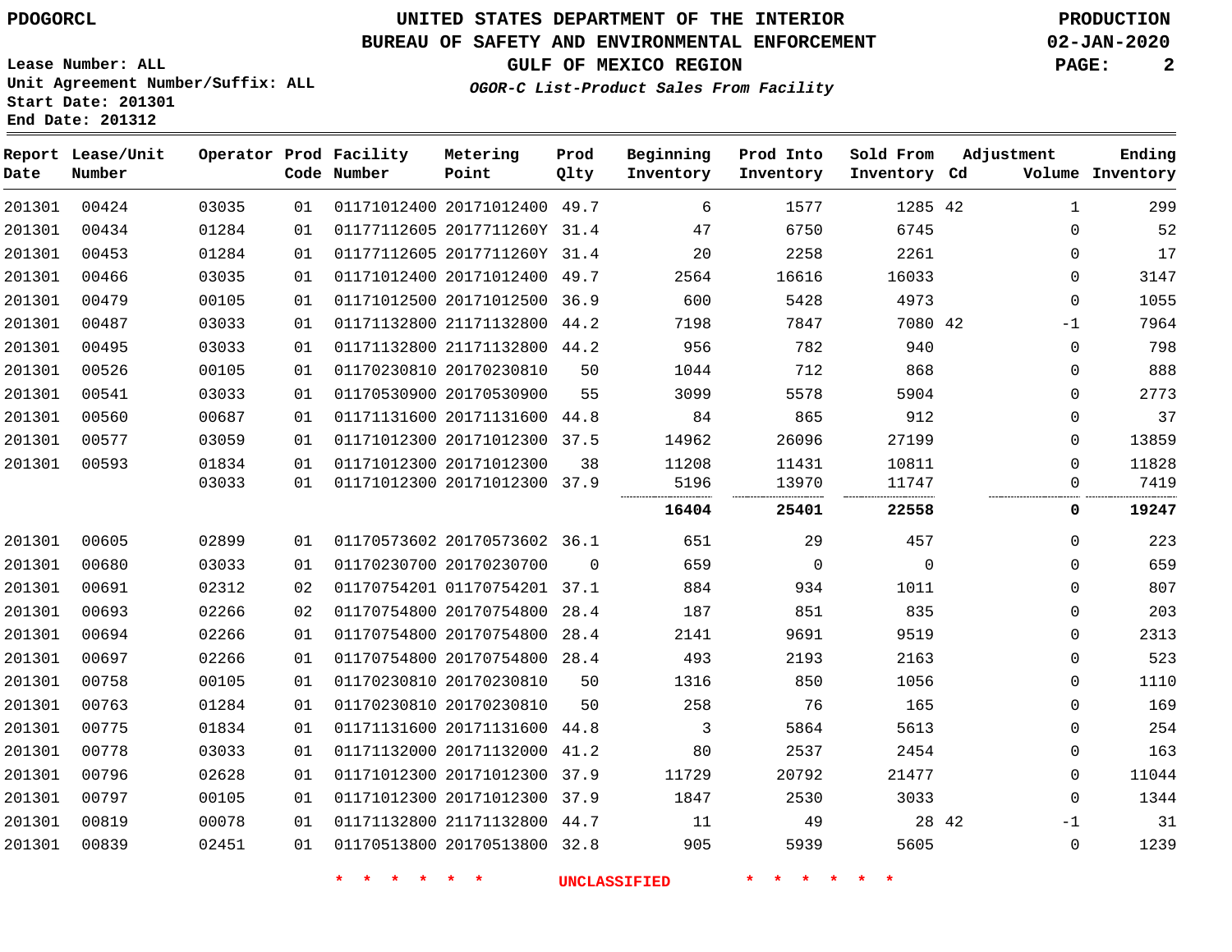PDOGORCL

# UNITED STATES DEPARTMENT OF THE INTERIOR
## BUREAU OF SAFETY AND ENVIRONMENTAL ENFORCEMENT
### GULF OF MEXICO REGION
*OGOR-C List-Product Sales From Facility*

PRODUCTION
02-JAN-2020

Lease Number: ALL
Unit Agreement Number/Suffix: ALL
Start Date: 201301
End Date: 201312

| Report Date | Lease/Unit Number | Operator | Prod Code | Facility Number | Metering Point | Prod Qlty | Beginning Inventory | Prod Into Inventory | Sold From Inventory | Adjustment Cd | Volume | Ending Inventory |
|---|---|---|---|---|---|---|---|---|---|---|---|---|
| 201301 | 00424 | 03035 | 01 | 01171012400 | 20171012400 | 49.7 | 6 | 1577 | 1285 | 42 | 1 | 299 |
| 201301 | 00434 | 01284 | 01 | 01177112605 | 2017711260Y | 31.4 | 47 | 6750 | 6745 | | 0 | 52 |
| 201301 | 00453 | 01284 | 01 | 01177112605 | 2017711260Y | 31.4 | 20 | 2258 | 2261 | | 0 | 17 |
| 201301 | 00466 | 03035 | 01 | 01171012400 | 20171012400 | 49.7 | 2564 | 16616 | 16033 | | 0 | 3147 |
| 201301 | 00479 | 00105 | 01 | 01171012500 | 20171012500 | 36.9 | 600 | 5428 | 4973 | | 0 | 1055 |
| 201301 | 00487 | 03033 | 01 | 01171132800 | 21171132800 | 44.2 | 7198 | 7847 | 7080 | 42 | -1 | 7964 |
| 201301 | 00495 | 03033 | 01 | 01171132800 | 21171132800 | 44.2 | 956 | 782 | 940 | | 0 | 798 |
| 201301 | 00526 | 00105 | 01 | 01170230810 | 20170230810 | 50 | 1044 | 712 | 868 | | 0 | 888 |
| 201301 | 00541 | 03033 | 01 | 01170530900 | 20170530900 | 55 | 3099 | 5578 | 5904 | | 0 | 2773 |
| 201301 | 00560 | 00687 | 01 | 01171131600 | 20171131600 | 44.8 | 84 | 865 | 912 | | 0 | 37 |
| 201301 | 00577 | 03059 | 01 | 01171012300 | 20171012300 | 37.5 | 14962 | 26096 | 27199 | | 0 | 13859 |
| 201301 | 00593 | 01834 | 01 | 01171012300 | 20171012300 | 38 | 11208 | 11431 | 10811 | | 0 | 11828 |
| | | 03033 | 01 | 01171012300 | 20171012300 | 37.9 | 5196 | 13970 | 11747 | | 0 | 7419 |
| | | | | | | | **16404** | **25401** | **22558** | | **0** | **19247** |
| 201301 | 00605 | 02899 | 01 | 01170573602 | 20170573602 | 36.1 | 651 | 29 | 457 | | 0 | 223 |
| 201301 | 00680 | 03033 | 01 | 01170230700 | 20170230700 | 0 | 659 | 0 | 0 | | 0 | 659 |
| 201301 | 00691 | 02312 | 02 | 01170754201 | 01170754201 | 37.1 | 884 | 934 | 1011 | | 0 | 807 |
| 201301 | 00693 | 02266 | 02 | 01170754800 | 20170754800 | 28.4 | 187 | 851 | 835 | | 0 | 203 |
| 201301 | 00694 | 02266 | 01 | 01170754800 | 20170754800 | 28.4 | 2141 | 9691 | 9519 | | 0 | 2313 |
| 201301 | 00697 | 02266 | 01 | 01170754800 | 20170754800 | 28.4 | 493 | 2193 | 2163 | | 0 | 523 |
| 201301 | 00758 | 00105 | 01 | 01170230810 | 20170230810 | 50 | 1316 | 850 | 1056 | | 0 | 1110 |
| 201301 | 00763 | 01284 | 01 | 01170230810 | 20170230810 | 50 | 258 | 76 | 165 | | 0 | 169 |
| 201301 | 00775 | 01834 | 01 | 01171131600 | 20171131600 | 44.8 | 3 | 5864 | 5613 | | 0 | 254 |
| 201301 | 00778 | 03033 | 01 | 01171132000 | 20171132000 | 41.2 | 80 | 2537 | 2454 | | 0 | 163 |
| 201301 | 00796 | 02628 | 01 | 01171012300 | 20171012300 | 37.9 | 11729 | 20792 | 21477 | | 0 | 11044 |
| 201301 | 00797 | 00105 | 01 | 01171012300 | 20171012300 | 37.9 | 1847 | 2530 | 3033 | | 0 | 1344 |
| 201301 | 00819 | 00078 | 01 | 01171132800 | 21171132800 | 44.7 | 11 | 49 | 28 | 42 | -1 | 31 |
| 201301 | 00839 | 02451 | 01 | 01170513800 | 20170513800 | 32.8 | 905 | 5939 | 5605 | | 0 | 1239 |

* * * * * * UNCLASSIFIED * * * * * *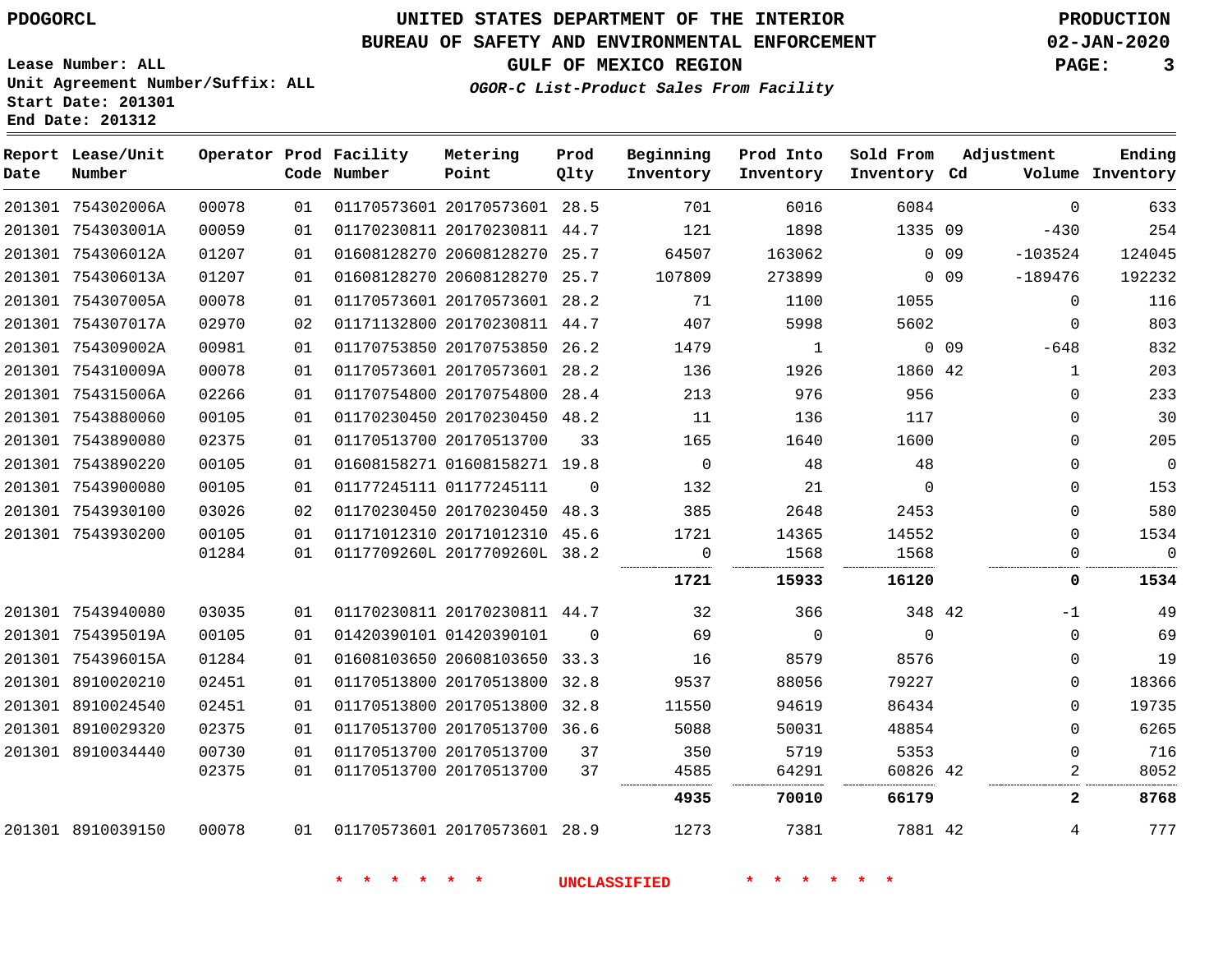PDOGORCL

# UNITED STATES DEPARTMENT OF THE INTERIOR
## BUREAU OF SAFETY AND ENVIRONMENTAL ENFORCEMENT
### GULF OF MEXICO REGION
*OGOR-C List-Product Sales From Facility*

PRODUCTION
02-JAN-2020

Lease Number: ALL
Unit Agreement Number/Suffix: ALL
Start Date: 201301
End Date: 201312

| Report Date | Lease/Unit Number | Operator | Prod Code | Facility Number | Metering Point | Prod Qlty | Beginning Inventory | Prod Into Inventory | Sold From Inventory | Adjustment Cd | Volume | Ending Inventory |
|---|---|---|---|---|---|---|---|---|---|---|---|---|
| 201301 | 754302006A | 00078 | 01 | 01170573601 | 20170573601 | 28.5 | 701 | 6016 | 6084 | | 0 | 633 |
| 201301 | 754303001A | 00059 | 01 | 01170230811 | 20170230811 | 44.7 | 121 | 1898 | 1335 | 09 | -430 | 254 |
| 201301 | 754306012A | 01207 | 01 | 01608128270 | 20608128270 | 25.7 | 64507 | 163062 | 0 | 09 | -103524 | 124045 |
| 201301 | 754306013A | 01207 | 01 | 01608128270 | 20608128270 | 25.7 | 107809 | 273899 | 0 | 09 | -189476 | 192232 |
| 201301 | 754307005A | 00078 | 01 | 01170573601 | 20170573601 | 28.2 | 71 | 1100 | 1055 | | 0 | 116 |
| 201301 | 754307017A | 02970 | 02 | 01171132800 | 20170230811 | 44.7 | 407 | 5998 | 5602 | | 0 | 803 |
| 201301 | 754309002A | 00981 | 01 | 01170753850 | 20170753850 | 26.2 | 1479 | 1 | 0 | 09 | -648 | 832 |
| 201301 | 754310009A | 00078 | 01 | 01170573601 | 20170573601 | 28.2 | 136 | 1926 | 1860 | 42 | 1 | 203 |
| 201301 | 754315006A | 02266 | 01 | 01170754800 | 20170754800 | 28.4 | 213 | 976 | 956 | | 0 | 233 |
| 201301 | 7543880060 | 00105 | 01 | 01170230450 | 20170230450 | 48.2 | 11 | 136 | 117 | | 0 | 30 |
| 201301 | 7543890080 | 02375 | 01 | 01170513700 | 20170513700 | 33 | 165 | 1640 | 1600 | | 0 | 205 |
| 201301 | 7543890220 | 00105 | 01 | 01608158271 | 01608158271 | 19.8 | 0 | 48 | 48 | | 0 | 0 |
| 201301 | 7543900080 | 00105 | 01 | 01177245111 | 01177245111 | 0 | 132 | 21 | 0 | | 0 | 153 |
| 201301 | 7543930100 | 03026 | 02 | 01170230450 | 20170230450 | 48.3 | 385 | 2648 | 2453 | | 0 | 580 |
| 201301 | 7543930200 | 00105 | 01 | 01171012310 | 20171012310 | 45.6 | 1721 | 14365 | 14552 | | 0 | 1534 |
| | | 01284 | 01 | 0117709260L | 2017709260L | 38.2 | 0 | 1568 | 1568 | | 0 | 0 |
| | | | | | | | **1721** | **15933** | **16120** | | **0** | **1534** |
| 201301 | 7543940080 | 03035 | 01 | 01170230811 | 20170230811 | 44.7 | 32 | 366 | 348 | 42 | -1 | 49 |
| 201301 | 754395019A | 00105 | 01 | 01420390101 | 01420390101 | 0 | 69 | 0 | 0 | | 0 | 69 |
| 201301 | 754396015A | 01284 | 01 | 01608103650 | 20608103650 | 33.3 | 16 | 8579 | 8576 | | 0 | 19 |
| 201301 | 8910020210 | 02451 | 01 | 01170513800 | 20170513800 | 32.8 | 9537 | 88056 | 79227 | | 0 | 18366 |
| 201301 | 8910024540 | 02451 | 01 | 01170513800 | 20170513800 | 32.8 | 11550 | 94619 | 86434 | | 0 | 19735 |
| 201301 | 8910029320 | 02375 | 01 | 01170513700 | 20170513700 | 36.6 | 5088 | 50031 | 48854 | | 0 | 6265 |
| 201301 | 8910034440 | 00730 | 01 | 01170513700 | 20170513700 | 37 | 350 | 5719 | 5353 | | 0 | 716 |
| | | 02375 | 01 | 01170513700 | 20170513700 | 37 | 4585 | 64291 | 60826 | 42 | 2 | 8052 |
| | | | | | | | **4935** | **70010** | **66179** | | **2** | **8768** |
| 201301 | 8910039150 | 00078 | 01 | 01170573601 | 20170573601 | 28.9 | 1273 | 7381 | 7881 | 42 | 4 | 777 |

* * * * * * UNCLASSIFIED * * * * * *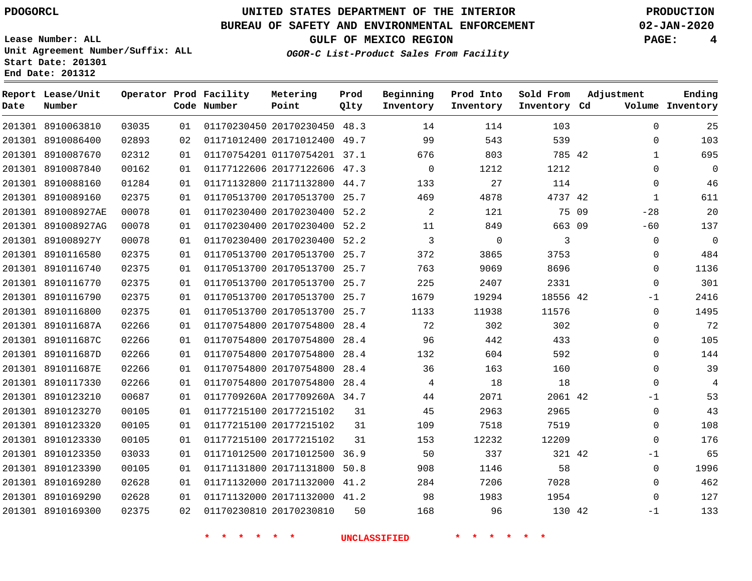PDOGORCL

# UNITED STATES DEPARTMENT OF THE INTERIOR
## BUREAU OF SAFETY AND ENVIRONMENTAL ENFORCEMENT
### GULF OF MEXICO REGION

*OGOR-C List-Product Sales From Facility*

PRODUCTION
02-JAN-2020

Lease Number: ALL
Unit Agreement Number/Suffix: ALL
Start Date: 201301
End Date: 201312

| Report Date | Lease/Unit Number | Operator | Prod Code | Facility Number | Metering Point | Prod Qlty | Beginning Inventory | Prod Into Inventory | Sold From Inventory | Adjustment Cd | Volume | Ending Inventory |
|---|---|---|---|---|---|---|---|---|---|---|---|---|
| 201301 | 8910063810 | 03035 | 01 | 01170230450 | 20170230450 | 48.3 | 14 | 114 | 103 | | 0 | 25 |
| 201301 | 8910086400 | 02893 | 02 | 01171012400 | 20171012400 | 49.7 | 99 | 543 | 539 | | 0 | 103 |
| 201301 | 8910087670 | 02312 | 01 | 01170754201 | 01170754201 | 37.1 | 676 | 803 | 785 | 42 | 1 | 695 |
| 201301 | 8910087840 | 00162 | 01 | 01177122606 | 20177122606 | 47.3 | 0 | 1212 | 1212 | | 0 | 0 |
| 201301 | 8910088160 | 01284 | 01 | 01171132800 | 21171132800 | 44.7 | 133 | 27 | 114 | | 0 | 46 |
| 201301 | 8910089160 | 02375 | 01 | 01170513700 | 20170513700 | 25.7 | 469 | 4878 | 4737 | 42 | 1 | 611 |
| 201301 | 891008927AE | 00078 | 01 | 01170230400 | 20170230400 | 52.2 | 2 | 121 | 75 | 09 | -28 | 20 |
| 201301 | 891008927AG | 00078 | 01 | 01170230400 | 20170230400 | 52.2 | 11 | 849 | 663 | 09 | -60 | 137 |
| 201301 | 891008927Y | 00078 | 01 | 01170230400 | 20170230400 | 52.2 | 3 | 0 | 3 | | 0 | 0 |
| 201301 | 8910116580 | 02375 | 01 | 01170513700 | 20170513700 | 25.7 | 372 | 3865 | 3753 | | 0 | 484 |
| 201301 | 8910116740 | 02375 | 01 | 01170513700 | 20170513700 | 25.7 | 763 | 9069 | 8696 | | 0 | 1136 |
| 201301 | 8910116770 | 02375 | 01 | 01170513700 | 20170513700 | 25.7 | 225 | 2407 | 2331 | | 0 | 301 |
| 201301 | 8910116790 | 02375 | 01 | 01170513700 | 20170513700 | 25.7 | 1679 | 19294 | 18556 | 42 | -1 | 2416 |
| 201301 | 8910116800 | 02375 | 01 | 01170513700 | 20170513700 | 25.7 | 1133 | 11938 | 11576 | | 0 | 1495 |
| 201301 | 891011687A | 02266 | 01 | 01170754800 | 20170754800 | 28.4 | 72 | 302 | 302 | | 0 | 72 |
| 201301 | 891011687C | 02266 | 01 | 01170754800 | 20170754800 | 28.4 | 96 | 442 | 433 | | 0 | 105 |
| 201301 | 891011687D | 02266 | 01 | 01170754800 | 20170754800 | 28.4 | 132 | 604 | 592 | | 0 | 144 |
| 201301 | 891011687E | 02266 | 01 | 01170754800 | 20170754800 | 28.4 | 36 | 163 | 160 | | 0 | 39 |
| 201301 | 8910117330 | 02266 | 01 | 01170754800 | 20170754800 | 28.4 | 4 | 18 | 18 | | 0 | 4 |
| 201301 | 8910123210 | 00687 | 01 | 0117709260A | 2017709260A | 34.7 | 44 | 2071 | 2061 | 42 | -1 | 53 |
| 201301 | 8910123270 | 00105 | 01 | 01177215100 | 20177215102 | 31 | 45 | 2963 | 2965 | | 0 | 43 |
| 201301 | 8910123320 | 00105 | 01 | 01177215100 | 20177215102 | 31 | 109 | 7518 | 7519 | | 0 | 108 |
| 201301 | 8910123330 | 00105 | 01 | 01177215100 | 20177215102 | 31 | 153 | 12232 | 12209 | | 0 | 176 |
| 201301 | 8910123350 | 03033 | 01 | 01171012500 | 20171012500 | 36.9 | 50 | 337 | 321 | 42 | -1 | 65 |
| 201301 | 8910123390 | 00105 | 01 | 01171131800 | 20171131800 | 50.8 | 908 | 1146 | 58 | | 0 | 1996 |
| 201301 | 8910169280 | 02628 | 01 | 01171132000 | 20171132000 | 41.2 | 284 | 7206 | 7028 | | 0 | 462 |
| 201301 | 8910169290 | 02628 | 01 | 01171132000 | 20171132000 | 41.2 | 98 | 1983 | 1954 | | 0 | 127 |
| 201301 | 8910169300 | 02375 | 02 | 01170230810 | 20170230810 | 50 | 168 | 96 | 130 | 42 | -1 | 133 |

* * * * * * UNCLASSIFIED * * * * * *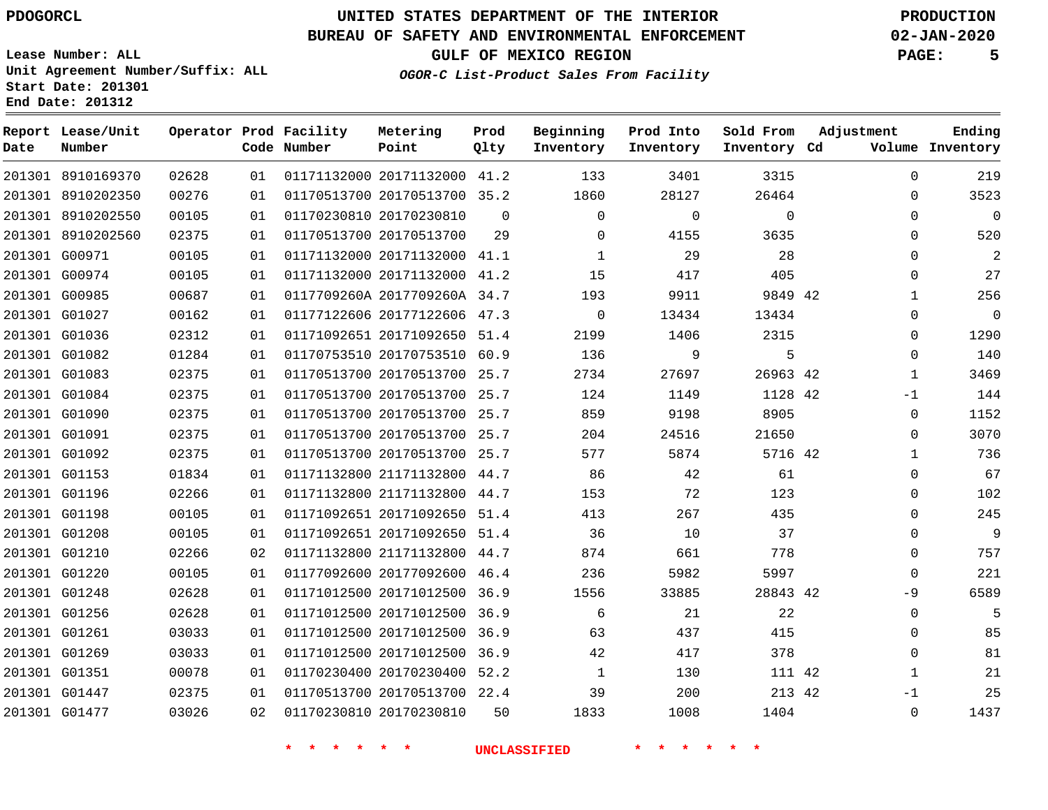PDOGORCL

# UNITED STATES DEPARTMENT OF THE INTERIOR
## BUREAU OF SAFETY AND ENVIRONMENTAL ENFORCEMENT
### GULF OF MEXICO REGION

*OGOR-C List-Product Sales From Facility*

PRODUCTION
02-JAN-2020

Lease Number: ALL
Unit Agreement Number/Suffix: ALL
Start Date: 201301
End Date: 201312

| Report Date | Lease/Unit Number | Operator | Prod Code | Facility Number | Metering Point | Prod Qlty | Beginning Inventory | Prod Into Inventory | Sold From Inventory | Adjustment Cd | Volume | Ending Inventory |
|---|---|---|---|---|---|---|---|---|---|---|---|---|
| 201301 | 8910169370 | 02628 | 01 | 01171132000 | 20171132000 | 41.2 | 133 | 3401 | 3315 | | 0 | 219 |
| 201301 | 8910202350 | 00276 | 01 | 01170513700 | 20170513700 | 35.2 | 1860 | 28127 | 26464 | | 0 | 3523 |
| 201301 | 8910202550 | 00105 | 01 | 01170230810 | 20170230810 | 0 | 0 | 0 | 0 | | 0 | 0 |
| 201301 | 8910202560 | 02375 | 01 | 01170513700 | 20170513700 | 29 | 0 | 4155 | 3635 | | 0 | 520 |
| 201301 | G00971 | 00105 | 01 | 01171132000 | 20171132000 | 41.1 | 1 | 29 | 28 | | 0 | 2 |
| 201301 | G00974 | 00105 | 01 | 01171132000 | 20171132000 | 41.2 | 15 | 417 | 405 | | 0 | 27 |
| 201301 | G00985 | 00687 | 01 | 0117709260A | 2017709260A | 34.7 | 193 | 9911 | 9849 | 42 | 1 | 256 |
| 201301 | G01027 | 00162 | 01 | 01177122606 | 20177122606 | 47.3 | 0 | 13434 | 13434 | | 0 | 0 |
| 201301 | G01036 | 02312 | 01 | 01171092651 | 20171092650 | 51.4 | 2199 | 1406 | 2315 | | 0 | 1290 |
| 201301 | G01082 | 01284 | 01 | 01170753510 | 20170753510 | 60.9 | 136 | 9 | 5 | | 0 | 140 |
| 201301 | G01083 | 02375 | 01 | 01170513700 | 20170513700 | 25.7 | 2734 | 27697 | 26963 | 42 | 1 | 3469 |
| 201301 | G01084 | 02375 | 01 | 01170513700 | 20170513700 | 25.7 | 124 | 1149 | 1128 | 42 | -1 | 144 |
| 201301 | G01090 | 02375 | 01 | 01170513700 | 20170513700 | 25.7 | 859 | 9198 | 8905 | | 0 | 1152 |
| 201301 | G01091 | 02375 | 01 | 01170513700 | 20170513700 | 25.7 | 204 | 24516 | 21650 | | 0 | 3070 |
| 201301 | G01092 | 02375 | 01 | 01170513700 | 20170513700 | 25.7 | 577 | 5874 | 5716 | 42 | 1 | 736 |
| 201301 | G01153 | 01834 | 01 | 01171132800 | 21171132800 | 44.7 | 86 | 42 | 61 | | 0 | 67 |
| 201301 | G01196 | 02266 | 01 | 01171132800 | 21171132800 | 44.7 | 153 | 72 | 123 | | 0 | 102 |
| 201301 | G01198 | 00105 | 01 | 01171092651 | 20171092650 | 51.4 | 413 | 267 | 435 | | 0 | 245 |
| 201301 | G01208 | 00105 | 01 | 01171092651 | 20171092650 | 51.4 | 36 | 10 | 37 | | 0 | 9 |
| 201301 | G01210 | 02266 | 02 | 01171132800 | 21171132800 | 44.7 | 874 | 661 | 778 | | 0 | 757 |
| 201301 | G01220 | 00105 | 01 | 01177092600 | 20177092600 | 46.4 | 236 | 5982 | 5997 | | 0 | 221 |
| 201301 | G01248 | 02628 | 01 | 01171012500 | 20171012500 | 36.9 | 1556 | 33885 | 28843 | 42 | -9 | 6589 |
| 201301 | G01256 | 02628 | 01 | 01171012500 | 20171012500 | 36.9 | 6 | 21 | 22 | | 0 | 5 |
| 201301 | G01261 | 03033 | 01 | 01171012500 | 20171012500 | 36.9 | 63 | 437 | 415 | | 0 | 85 |
| 201301 | G01269 | 03033 | 01 | 01171012500 | 20171012500 | 36.9 | 42 | 417 | 378 | | 0 | 81 |
| 201301 | G01351 | 00078 | 01 | 01170230400 | 20170230400 | 52.2 | 1 | 130 | 111 | 42 | 1 | 21 |
| 201301 | G01447 | 02375 | 01 | 01170513700 | 20170513700 | 22.4 | 39 | 200 | 213 | 42 | -1 | 25 |
| 201301 | G01477 | 03026 | 02 | 01170230810 | 20170230810 | 50 | 1833 | 1008 | 1404 | | 0 | 1437 |

* * * * * * UNCLASSIFIED * * * * * *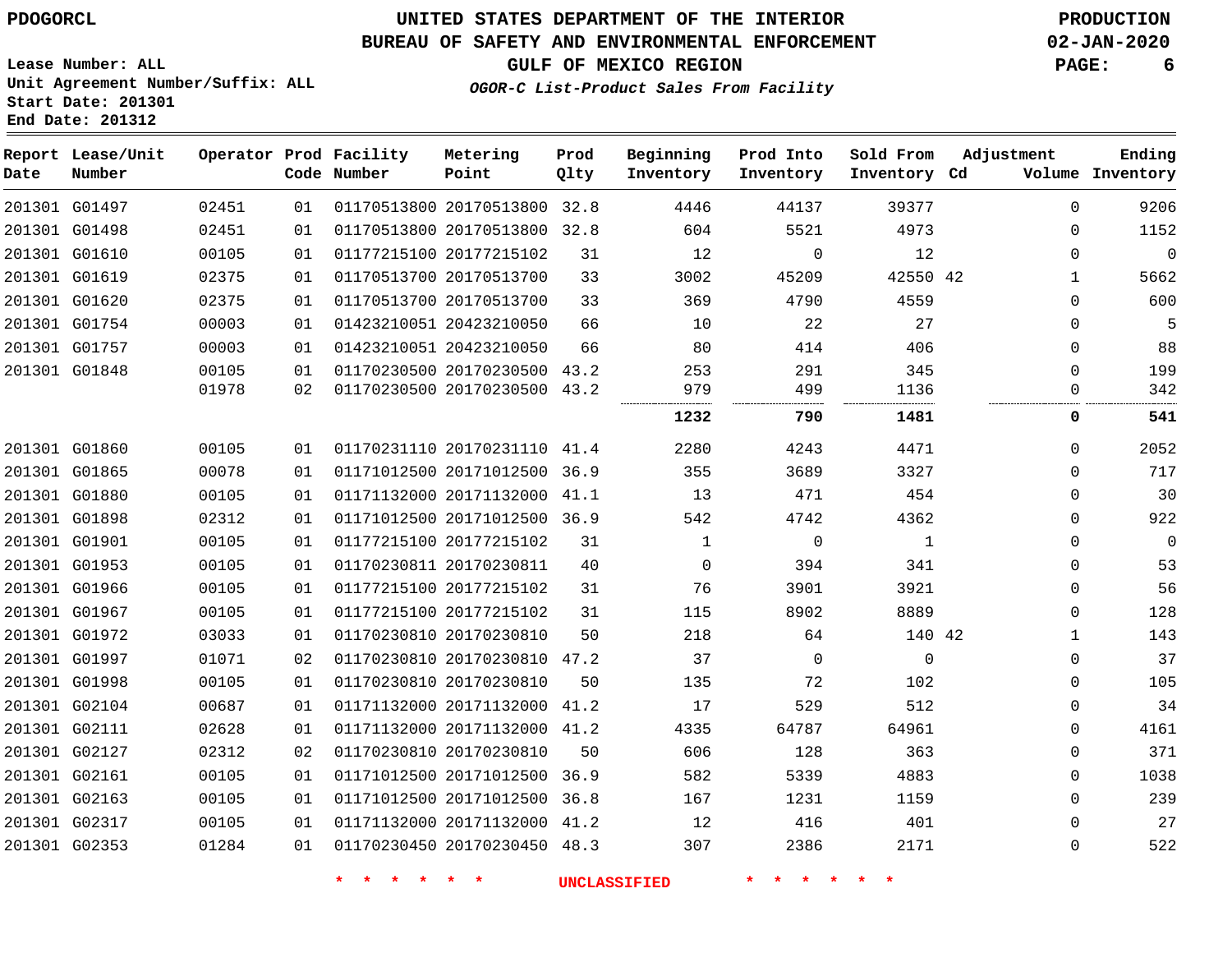PDOGORCL

# UNITED STATES DEPARTMENT OF THE INTERIOR
## BUREAU OF SAFETY AND ENVIRONMENTAL ENFORCEMENT
### GULF OF MEXICO REGION

*OGOR-C List-Product Sales From Facility*

PRODUCTION
02-JAN-2020

Lease Number: ALL
Unit Agreement Number/Suffix: ALL
Start Date: 201301
End Date: 201312

| Report Date | Lease/Unit Number | Operator | Prod Code | Facility Number | Metering Point | Prod Qlty | Beginning Inventory | Prod Into Inventory | Sold From Inventory | Adjustment Cd | Volume | Ending Inventory |
|---|---|---|---|---|---|---|---|---|---|---|---|---|
| 201301 | G01497 | 02451 | 01 | 01170513800 | 20170513800 | 32.8 | 4446 | 44137 | 39377 | | 0 | 9206 |
| 201301 | G01498 | 02451 | 01 | 01170513800 | 20170513800 | 32.8 | 604 | 5521 | 4973 | | 0 | 1152 |
| 201301 | G01610 | 00105 | 01 | 01177215100 | 20177215102 | 31 | 12 | 0 | 12 | | 0 | 0 |
| 201301 | G01619 | 02375 | 01 | 01170513700 | 20170513700 | 33 | 3002 | 45209 | 42550 | 42 | 1 | 5662 |
| 201301 | G01620 | 02375 | 01 | 01170513700 | 20170513700 | 33 | 369 | 4790 | 4559 | | 0 | 600 |
| 201301 | G01754 | 00003 | 01 | 01423210051 | 20423210050 | 66 | 10 | 22 | 27 | | 0 | 5 |
| 201301 | G01757 | 00003 | 01 | 01423210051 | 20423210050 | 66 | 80 | 414 | 406 | | 0 | 88 |
| 201301 | G01848 | 00105 | 01 | 01170230500 | 20170230500 | 43.2 | 253 | 291 | 345 | | 0 | 199 |
| | | 01978 | 02 | 01170230500 | 20170230500 | 43.2 | 979 | 499 | 1136 | | 0 | 342 |
| | | | | | | | **1232** | **790** | **1481** | | **0** | **541** |
| 201301 | G01860 | 00105 | 01 | 01170231110 | 20170231110 | 41.4 | 2280 | 4243 | 4471 | | 0 | 2052 |
| 201301 | G01865 | 00078 | 01 | 01171012500 | 20171012500 | 36.9 | 355 | 3689 | 3327 | | 0 | 717 |
| 201301 | G01880 | 00105 | 01 | 01171132000 | 20171132000 | 41.1 | 13 | 471 | 454 | | 0 | 30 |
| 201301 | G01898 | 02312 | 01 | 01171012500 | 20171012500 | 36.9 | 542 | 4742 | 4362 | | 0 | 922 |
| 201301 | G01901 | 00105 | 01 | 01177215100 | 20177215102 | 31 | 1 | 0 | 1 | | 0 | 0 |
| 201301 | G01953 | 00105 | 01 | 01170230811 | 20170230811 | 40 | 0 | 394 | 341 | | 0 | 53 |
| 201301 | G01966 | 00105 | 01 | 01177215100 | 20177215102 | 31 | 76 | 3901 | 3921 | | 0 | 56 |
| 201301 | G01967 | 00105 | 01 | 01177215100 | 20177215102 | 31 | 115 | 8902 | 8889 | | 0 | 128 |
| 201301 | G01972 | 03033 | 01 | 01170230810 | 20170230810 | 50 | 218 | 64 | 140 | 42 | 1 | 143 |
| 201301 | G01997 | 01071 | 02 | 01170230810 | 20170230810 | 47.2 | 37 | 0 | 0 | | 0 | 37 |
| 201301 | G01998 | 00105 | 01 | 01170230810 | 20170230810 | 50 | 135 | 72 | 102 | | 0 | 105 |
| 201301 | G02104 | 00687 | 01 | 01171132000 | 20171132000 | 41.2 | 17 | 529 | 512 | | 0 | 34 |
| 201301 | G02111 | 02628 | 01 | 01171132000 | 20171132000 | 41.2 | 4335 | 64787 | 64961 | | 0 | 4161 |
| 201301 | G02127 | 02312 | 02 | 01170230810 | 20170230810 | 50 | 606 | 128 | 363 | | 0 | 371 |
| 201301 | G02161 | 00105 | 01 | 01171012500 | 20171012500 | 36.9 | 582 | 5339 | 4883 | | 0 | 1038 |
| 201301 | G02163 | 00105 | 01 | 01171012500 | 20171012500 | 36.8 | 167 | 1231 | 1159 | | 0 | 239 |
| 201301 | G02317 | 00105 | 01 | 01171132000 | 20171132000 | 41.2 | 12 | 416 | 401 | | 0 | 27 |
| 201301 | G02353 | 01284 | 01 | 01170230450 | 20170230450 | 48.3 | 307 | 2386 | 2171 | | 0 | 522 |

* * * * * * UNCLASSIFIED * * * * * *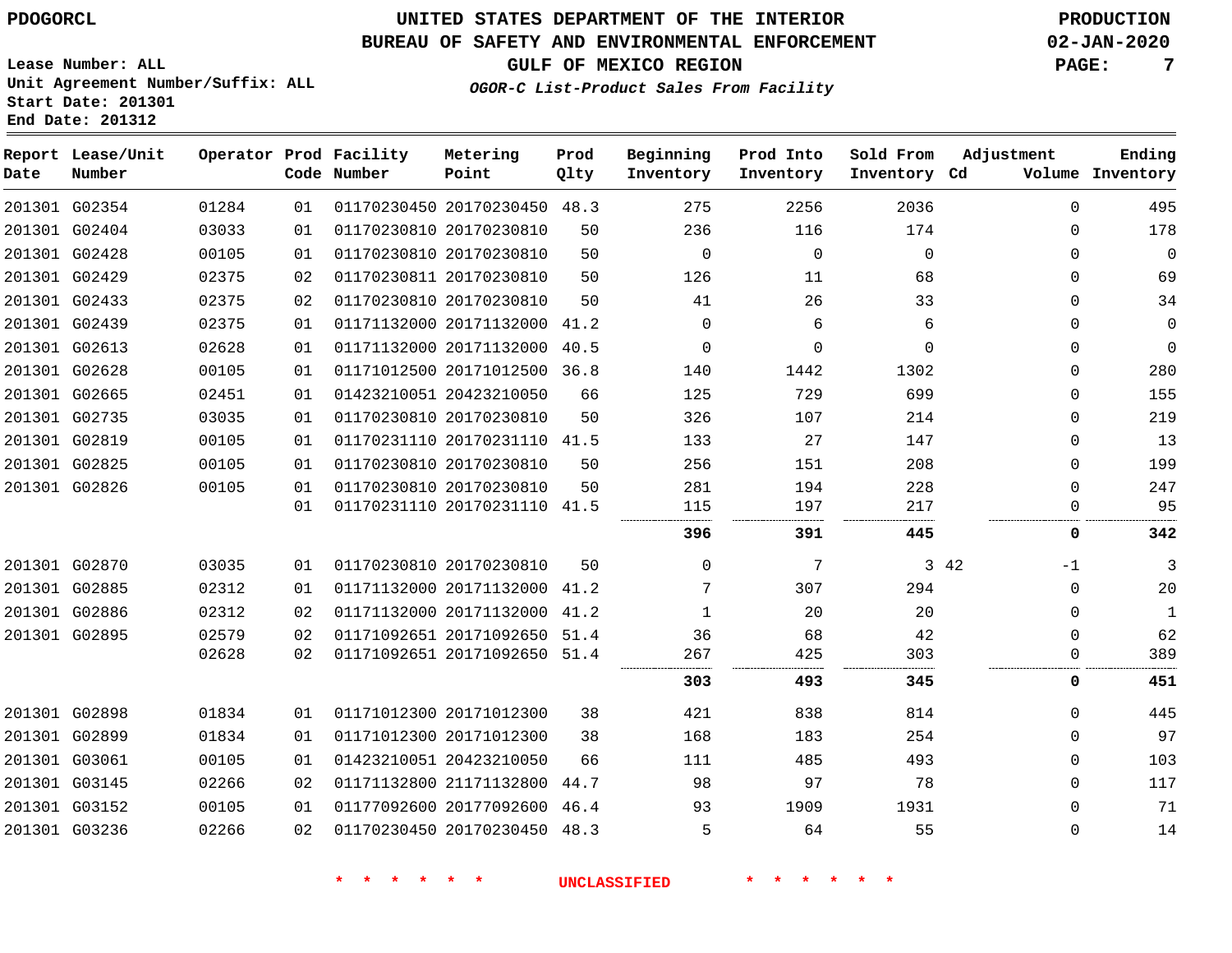PDOGORCL

# UNITED STATES DEPARTMENT OF THE INTERIOR
## BUREAU OF SAFETY AND ENVIRONMENTAL ENFORCEMENT
### GULF OF MEXICO REGION

*OGOR-C List-Product Sales From Facility*

PRODUCTION
02-JAN-2020

Lease Number: ALL
Unit Agreement Number/Suffix: ALL
Start Date: 201301
End Date: 201312

| Report Date | Lease/Unit Number | Operator | Prod Code | Facility Number | Metering Point | Prod Qlty | Beginning Inventory | Prod Into Inventory | Sold From Inventory | Adjustment Cd | Adjustment Volume | Ending Inventory |
|---|---|---|---|---|---|---|---|---|---|---|---|---|
| 201301 | G02354 | 01284 | 01 | 01170230450 | 20170230450 | 48.3 | 275 | 2256 | 2036 | | 0 | 495 |
| 201301 | G02404 | 03033 | 01 | 01170230810 | 20170230810 | 50 | 236 | 116 | 174 | | 0 | 178 |
| 201301 | G02428 | 00105 | 01 | 01170230810 | 20170230810 | 50 | 0 | 0 | 0 | | 0 | 0 |
| 201301 | G02429 | 02375 | 02 | 01170230811 | 20170230810 | 50 | 126 | 11 | 68 | | 0 | 69 |
| 201301 | G02433 | 02375 | 02 | 01170230810 | 20170230810 | 50 | 41 | 26 | 33 | | 0 | 34 |
| 201301 | G02439 | 02375 | 01 | 01171132000 | 20171132000 | 41.2 | 0 | 6 | 6 | | 0 | 0 |
| 201301 | G02613 | 02628 | 01 | 01171132000 | 20171132000 | 40.5 | 0 | 0 | 0 | | 0 | 0 |
| 201301 | G02628 | 00105 | 01 | 01171012500 | 20171012500 | 36.8 | 140 | 1442 | 1302 | | 0 | 280 |
| 201301 | G02665 | 02451 | 01 | 01423210051 | 20423210050 | 66 | 125 | 729 | 699 | | 0 | 155 |
| 201301 | G02735 | 03035 | 01 | 01170230810 | 20170230810 | 50 | 326 | 107 | 214 | | 0 | 219 |
| 201301 | G02819 | 00105 | 01 | 01170231110 | 20170231110 | 41.5 | 133 | 27 | 147 | | 0 | 13 |
| 201301 | G02825 | 00105 | 01 | 01170230810 | 20170230810 | 50 | 256 | 151 | 208 | | 0 | 199 |
| 201301 | G02826 | 00105 | 01 | 01170230810 | 20170230810 | 50 | 281 | 194 | 228 | | 0 | 247 |
| | | | 01 | 01170231110 | 20170231110 | 41.5 | 115 | 197 | 217 | | 0 | 95 |
| | | | | | | | **396** | **391** | **445** | | **0** | **342** |
| 201301 | G02870 | 03035 | 01 | 01170230810 | 20170230810 | 50 | 0 | 7 | 3 | 42 | -1 | 3 |
| 201301 | G02885 | 02312 | 01 | 01171132000 | 20171132000 | 41.2 | 7 | 307 | 294 | | 0 | 20 |
| 201301 | G02886 | 02312 | 02 | 01171132000 | 20171132000 | 41.2 | 1 | 20 | 20 | | 0 | 1 |
| 201301 | G02895 | 02579 | 02 | 01171092651 | 20171092650 | 51.4 | 36 | 68 | 42 | | 0 | 62 |
| | | 02628 | 02 | 01171092651 | 20171092650 | 51.4 | 267 | 425 | 303 | | 0 | 389 |
| | | | | | | | **303** | **493** | **345** | | **0** | **451** |
| 201301 | G02898 | 01834 | 01 | 01171012300 | 20171012300 | 38 | 421 | 838 | 814 | | 0 | 445 |
| 201301 | G02899 | 01834 | 01 | 01171012300 | 20171012300 | 38 | 168 | 183 | 254 | | 0 | 97 |
| 201301 | G03061 | 00105 | 01 | 01423210051 | 20423210050 | 66 | 111 | 485 | 493 | | 0 | 103 |
| 201301 | G03145 | 02266 | 02 | 01171132800 | 21171132800 | 44.7 | 98 | 97 | 78 | | 0 | 117 |
| 201301 | G03152 | 00105 | 01 | 01177092600 | 20177092600 | 46.4 | 93 | 1909 | 1931 | | 0 | 71 |
| 201301 | G03236 | 02266 | 02 | 01170230450 | 20170230450 | 48.3 | 5 | 64 | 55 | | 0 | 14 |

* * * * * * UNCLASSIFIED * * * * * *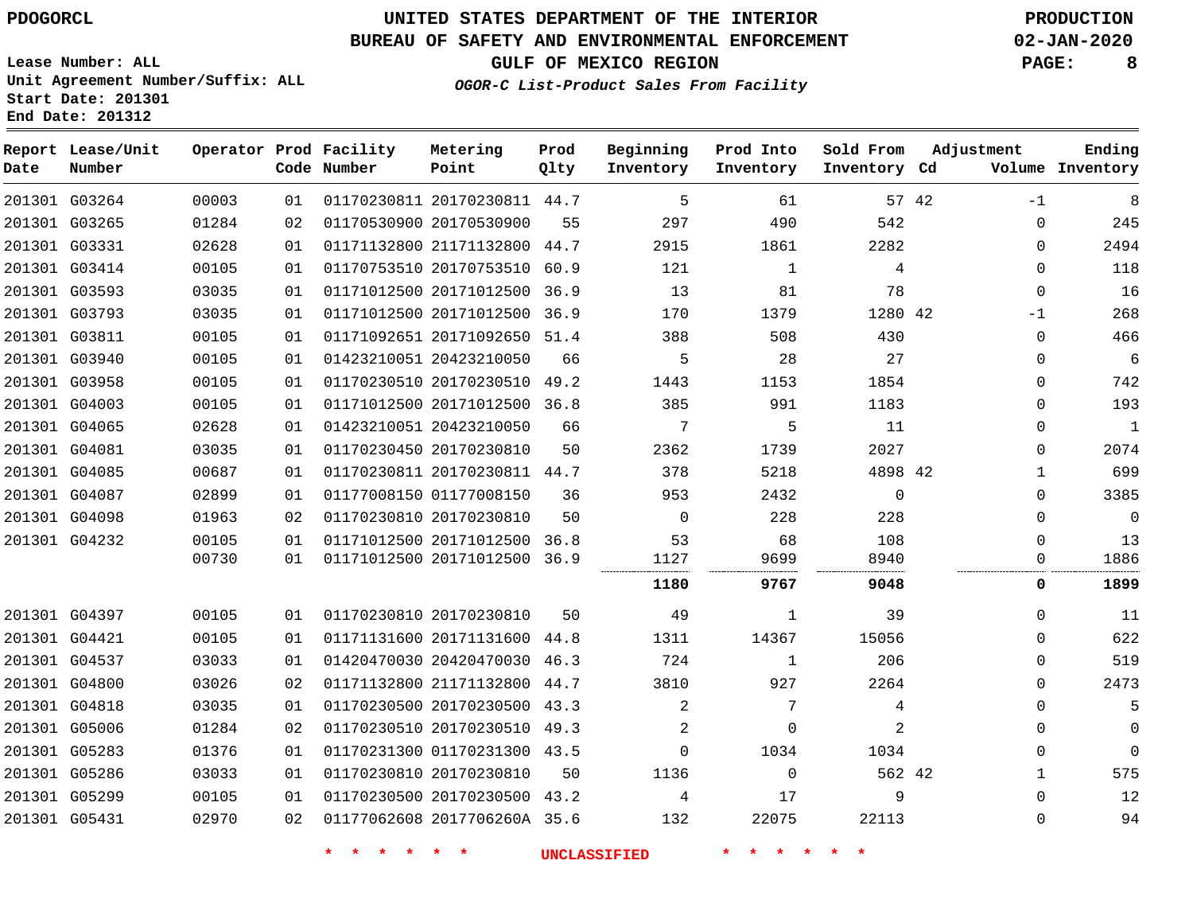PDOGORCL

**UNITED STATES DEPARTMENT OF THE INTERIOR**
**BUREAU OF SAFETY AND ENVIRONMENTAL ENFORCEMENT**
**GULF OF MEXICO REGION**
*OGOR-C List-Product Sales From Facility*

PRODUCTION
02-JAN-2020

Lease Number: ALL
Unit Agreement Number/Suffix: ALL
Start Date: 201301
End Date: 201312

| Report Date | Lease/Unit Number | Operator | Prod Code | Facility Number | Metering Point | Prod Qlty | Beginning Inventory | Prod Into Inventory | Sold From Inventory | Adjustment Cd | Adjustment Volume | Ending Inventory |
|---|---|---|---|---|---|---|---|---|---|---|---|---|
| 201301 | G03264 | 00003 | 01 | 01170230811 | 20170230811 | 44.7 | 5 | 61 | 57 | 42 | -1 | 8 |
| 201301 | G03265 | 01284 | 02 | 01170530900 | 20170530900 | 55 | 297 | 490 | 542 | | 0 | 245 |
| 201301 | G03331 | 02628 | 01 | 01171132800 | 21171132800 | 44.7 | 2915 | 1861 | 2282 | | 0 | 2494 |
| 201301 | G03414 | 00105 | 01 | 01170753510 | 20170753510 | 60.9 | 121 | 1 | 4 | | 0 | 118 |
| 201301 | G03593 | 03035 | 01 | 01171012500 | 20171012500 | 36.9 | 13 | 81 | 78 | | 0 | 16 |
| 201301 | G03793 | 03035 | 01 | 01171012500 | 20171012500 | 36.9 | 170 | 1379 | 1280 | 42 | -1 | 268 |
| 201301 | G03811 | 00105 | 01 | 01171092651 | 20171092650 | 51.4 | 388 | 508 | 430 | | 0 | 466 |
| 201301 | G03940 | 00105 | 01 | 01423210051 | 20423210050 | 66 | 5 | 28 | 27 | | 0 | 6 |
| 201301 | G03958 | 00105 | 01 | 01170230510 | 20170230510 | 49.2 | 1443 | 1153 | 1854 | | 0 | 742 |
| 201301 | G04003 | 00105 | 01 | 01171012500 | 20171012500 | 36.8 | 385 | 991 | 1183 | | 0 | 193 |
| 201301 | G04065 | 02628 | 01 | 01423210051 | 20423210050 | 66 | 7 | 5 | 11 | | 0 | 1 |
| 201301 | G04081 | 03035 | 01 | 01170230450 | 20170230810 | 50 | 2362 | 1739 | 2027 | | 0 | 2074 |
| 201301 | G04085 | 00687 | 01 | 01170230811 | 20170230811 | 44.7 | 378 | 5218 | 4898 | 42 | 1 | 699 |
| 201301 | G04087 | 02899 | 01 | 01177008150 | 01177008150 | 36 | 953 | 2432 | 0 | | 0 | 3385 |
| 201301 | G04098 | 01963 | 02 | 01170230810 | 20170230810 | 50 | 0 | 228 | 228 | | 0 | 0 |
| 201301 | G04232 | 00105 | 01 | 01171012500 | 20171012500 | 36.8 | 53 | 68 | 108 | | 0 | 13 |
| | | 00730 | 01 | 01171012500 | 20171012500 | 36.9 | 1127 | 9699 | 8940 | | 0 | 1886 |
| | | | | | | | **1180** | **9767** | **9048** | | **0** | **1899** |
| 201301 | G04397 | 00105 | 01 | 01170230810 | 20170230810 | 50 | 49 | 1 | 39 | | 0 | 11 |
| 201301 | G04421 | 00105 | 01 | 01171131600 | 20171131600 | 44.8 | 1311 | 14367 | 15056 | | 0 | 622 |
| 201301 | G04537 | 03033 | 01 | 01420470030 | 20420470030 | 46.3 | 724 | 1 | 206 | | 0 | 519 |
| 201301 | G04800 | 03026 | 02 | 01171132800 | 21171132800 | 44.7 | 3810 | 927 | 2264 | | 0 | 2473 |
| 201301 | G04818 | 03035 | 01 | 01170230500 | 20170230500 | 43.3 | 2 | 7 | 4 | | 0 | 5 |
| 201301 | G05006 | 01284 | 02 | 01170230510 | 20170230510 | 49.3 | 2 | 0 | 2 | | 0 | 0 |
| 201301 | G05283 | 01376 | 01 | 01170231300 | 01170231300 | 43.5 | 0 | 1034 | 1034 | | 0 | 0 |
| 201301 | G05286 | 03033 | 01 | 01170230810 | 20170230810 | 50 | 1136 | 0 | 562 | 42 | 1 | 575 |
| 201301 | G05299 | 00105 | 01 | 01170230500 | 20170230500 | 43.2 | 4 | 17 | 9 | | 0 | 12 |
| 201301 | G05431 | 02970 | 02 | 01177062608 | 2017706260A | 35.6 | 132 | 22075 | 22113 | | 0 | 94 |

* * * * * * UNCLASSIFIED * * * * * *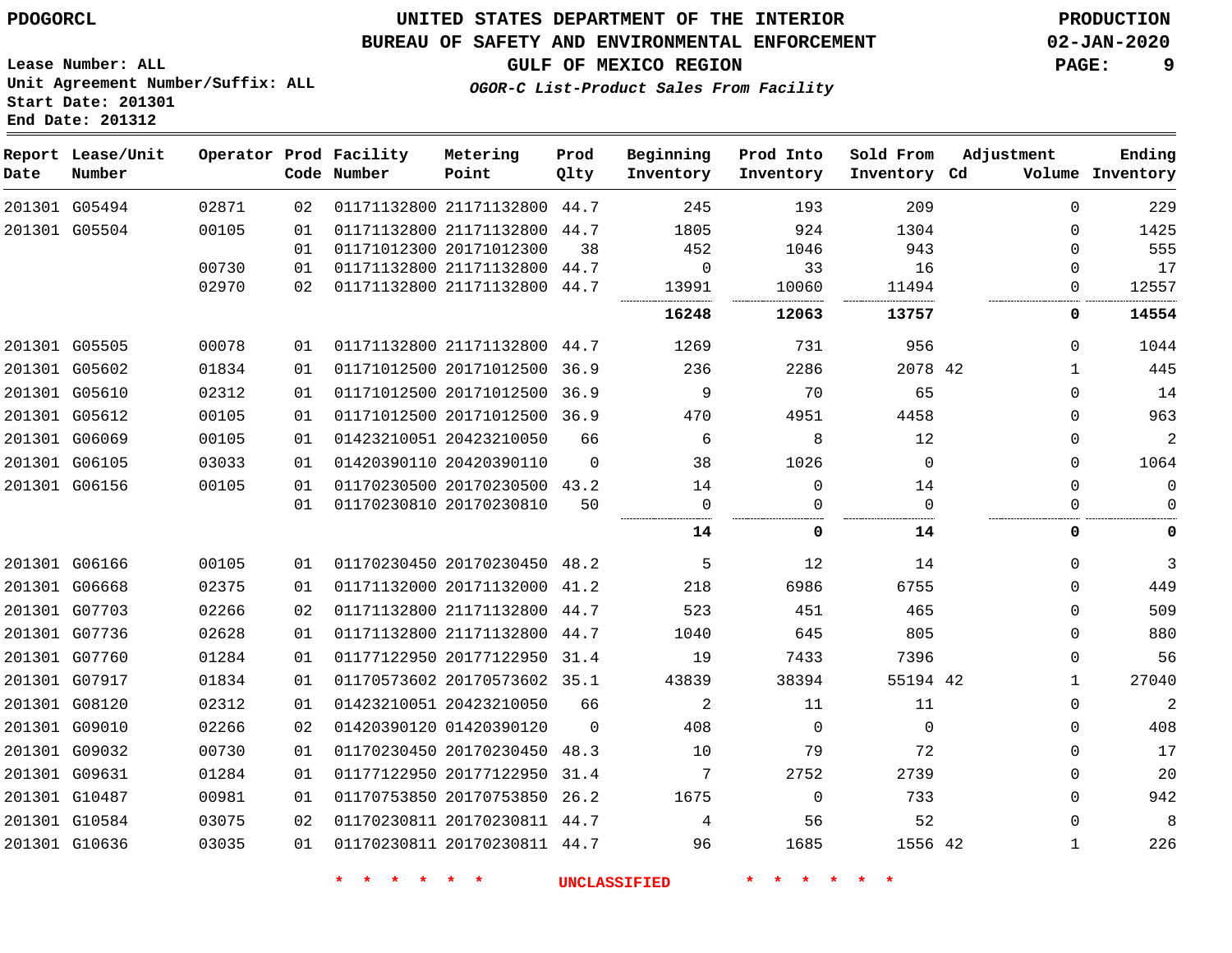PDOGORCL

# UNITED STATES DEPARTMENT OF THE INTERIOR
## BUREAU OF SAFETY AND ENVIRONMENTAL ENFORCEMENT
### GULF OF MEXICO REGION

*OGOR-C List-Product Sales From Facility*

PRODUCTION
02-JAN-2020

Lease Number: ALL
Unit Agreement Number/Suffix: ALL
Start Date: 201301
End Date: 201312

| Report Date | Lease/Unit Number | Operator | Prod Code | Facility Number | Metering Point | Prod Qlty | Beginning Inventory | Prod Into Inventory | Sold From Inventory | Adjustment Cd | Volume | Ending Inventory |
|---|---|---|---|---|---|---|---|---|---|---|---|---|
| 201301 | G05494 | 02871 | 02 | 01171132800 | 21171132800 | 44.7 | 245 | 193 | 209 | | 0 | 229 |
| 201301 | G05504 | 00105 | 01 | 01171132800 | 21171132800 | 44.7 | 1805 | 924 | 1304 | | 0 | 1425 |
| | | | 01 | 01171012300 | 20171012300 | 38 | 452 | 1046 | 943 | | 0 | 555 |
| | | 00730 | 01 | 01171132800 | 21171132800 | 44.7 | 0 | 33 | 16 | | 0 | 17 |
| | | 02970 | 02 | 01171132800 | 21171132800 | 44.7 | 13991 | 10060 | 11494 | | 0 | 12557 |
| | | | | | | | **16248** | **12063** | **13757** | | **0** | **14554** |
| 201301 | G05505 | 00078 | 01 | 01171132800 | 21171132800 | 44.7 | 1269 | 731 | 956 | | 0 | 1044 |
| 201301 | G05602 | 01834 | 01 | 01171012500 | 20171012500 | 36.9 | 236 | 2286 | 2078 | 42 | 1 | 445 |
| 201301 | G05610 | 02312 | 01 | 01171012500 | 20171012500 | 36.9 | 9 | 70 | 65 | | 0 | 14 |
| 201301 | G05612 | 00105 | 01 | 01171012500 | 20171012500 | 36.9 | 470 | 4951 | 4458 | | 0 | 963 |
| 201301 | G06069 | 00105 | 01 | 01423210051 | 20423210050 | 66 | 6 | 8 | 12 | | 0 | 2 |
| 201301 | G06105 | 03033 | 01 | 01420390110 | 20420390110 | 0 | 38 | 1026 | 0 | | 0 | 1064 |
| 201301 | G06156 | 00105 | 01 | 01170230500 | 20170230500 | 43.2 | 14 | 0 | 14 | | 0 | 0 |
| | | | 01 | 01170230810 | 20170230810 | 50 | 0 | 0 | 0 | | 0 | 0 |
| | | | | | | | **14** | **0** | **14** | | **0** | **0** |
| 201301 | G06166 | 00105 | 01 | 01170230450 | 20170230450 | 48.2 | 5 | 12 | 14 | | 0 | 3 |
| 201301 | G06668 | 02375 | 01 | 01171132000 | 20171132000 | 41.2 | 218 | 6986 | 6755 | | 0 | 449 |
| 201301 | G07703 | 02266 | 02 | 01171132800 | 21171132800 | 44.7 | 523 | 451 | 465 | | 0 | 509 |
| 201301 | G07736 | 02628 | 01 | 01171132800 | 21171132800 | 44.7 | 1040 | 645 | 805 | | 0 | 880 |
| 201301 | G07760 | 01284 | 01 | 01177122950 | 20177122950 | 31.4 | 19 | 7433 | 7396 | | 0 | 56 |
| 201301 | G07917 | 01834 | 01 | 01170573602 | 20170573602 | 35.1 | 43839 | 38394 | 55194 | 42 | 1 | 27040 |
| 201301 | G08120 | 02312 | 01 | 01423210051 | 20423210050 | 66 | 2 | 11 | 11 | | 0 | 2 |
| 201301 | G09010 | 02266 | 02 | 01420390120 | 01420390120 | 0 | 408 | 0 | 0 | | 0 | 408 |
| 201301 | G09032 | 00730 | 01 | 01170230450 | 20170230450 | 48.3 | 10 | 79 | 72 | | 0 | 17 |
| 201301 | G09631 | 01284 | 01 | 01177122950 | 20177122950 | 31.4 | 7 | 2752 | 2739 | | 0 | 20 |
| 201301 | G10487 | 00981 | 01 | 01170753850 | 20170753850 | 26.2 | 1675 | 0 | 733 | | 0 | 942 |
| 201301 | G10584 | 03075 | 02 | 01170230811 | 20170230811 | 44.7 | 4 | 56 | 52 | | 0 | 8 |
| 201301 | G10636 | 03035 | 01 | 01170230811 | 20170230811 | 44.7 | 96 | 1685 | 1556 | 42 | 1 | 226 |

* * * * * * UNCLASSIFIED * * * * * *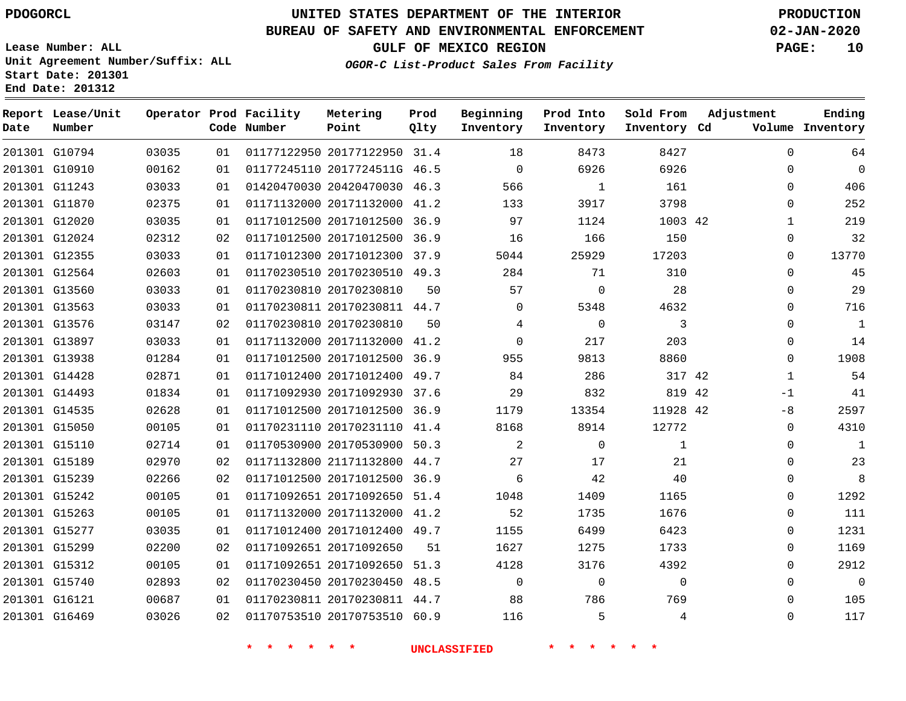PDOGORCL

# UNITED STATES DEPARTMENT OF THE INTERIOR
## BUREAU OF SAFETY AND ENVIRONMENTAL ENFORCEMENT
### GULF OF MEXICO REGION
*OGOR-C List-Product Sales From Facility*

PRODUCTION
02-JAN-2020

Lease Number: ALL
Unit Agreement Number/Suffix: ALL
Start Date: 201301
End Date: 201312

| Report Date | Lease/Unit Number | Operator | Prod Code | Facility Number | Metering Point | Prod Qlty | Beginning Inventory | Prod Into Inventory | Sold From Inventory | Adjustment Cd | Adjustment Volume | Ending Inventory |
|---|---|---|---|---|---|---|---|---|---|---|---|---|
| 201301 | G10794 | 03035 | 01 | 01177122950 | 20177122950 | 31.4 | 18 | 8473 | 8427 | | 0 | 64 |
| 201301 | G10910 | 00162 | 01 | 01177245110 | 2017724511G | 46.5 | 0 | 6926 | 6926 | | 0 | 0 |
| 201301 | G11243 | 03033 | 01 | 01420470030 | 20420470030 | 46.3 | 566 | 1 | 161 | | 0 | 406 |
| 201301 | G11870 | 02375 | 01 | 01171132000 | 20171132000 | 41.2 | 133 | 3917 | 3798 | | 0 | 252 |
| 201301 | G12020 | 03035 | 01 | 01171012500 | 20171012500 | 36.9 | 97 | 1124 | 1003 | 42 | 1 | 219 |
| 201301 | G12024 | 02312 | 02 | 01171012500 | 20171012500 | 36.9 | 16 | 166 | 150 | | 0 | 32 |
| 201301 | G12355 | 03033 | 01 | 01171012300 | 20171012300 | 37.9 | 5044 | 25929 | 17203 | | 0 | 13770 |
| 201301 | G12564 | 02603 | 01 | 01170230510 | 20170230510 | 49.3 | 284 | 71 | 310 | | 0 | 45 |
| 201301 | G13560 | 03033 | 01 | 01170230810 | 20170230810 | 50 | 57 | 0 | 28 | | 0 | 29 |
| 201301 | G13563 | 03033 | 01 | 01170230811 | 20170230811 | 44.7 | 0 | 5348 | 4632 | | 0 | 716 |
| 201301 | G13576 | 03147 | 02 | 01170230810 | 20170230810 | 50 | 4 | 0 | 3 | | 0 | 1 |
| 201301 | G13897 | 03033 | 01 | 01171132000 | 20171132000 | 41.2 | 0 | 217 | 203 | | 0 | 14 |
| 201301 | G13938 | 01284 | 01 | 01171012500 | 20171012500 | 36.9 | 955 | 9813 | 8860 | | 0 | 1908 |
| 201301 | G14428 | 02871 | 01 | 01171012400 | 20171012400 | 49.7 | 84 | 286 | 317 | 42 | 1 | 54 |
| 201301 | G14493 | 01834 | 01 | 01171092930 | 20171092930 | 37.6 | 29 | 832 | 819 | 42 | -1 | 41 |
| 201301 | G14535 | 02628 | 01 | 01171012500 | 20171012500 | 36.9 | 1179 | 13354 | 11928 | 42 | -8 | 2597 |
| 201301 | G15050 | 00105 | 01 | 01170231110 | 20170231110 | 41.4 | 8168 | 8914 | 12772 | | 0 | 4310 |
| 201301 | G15110 | 02714 | 01 | 01170530900 | 20170530900 | 50.3 | 2 | 0 | 1 | | 0 | 1 |
| 201301 | G15189 | 02970 | 02 | 01171132800 | 21171132800 | 44.7 | 27 | 17 | 21 | | 0 | 23 |
| 201301 | G15239 | 02266 | 02 | 01171012500 | 20171012500 | 36.9 | 6 | 42 | 40 | | 0 | 8 |
| 201301 | G15242 | 00105 | 01 | 01171092651 | 20171092650 | 51.4 | 1048 | 1409 | 1165 | | 0 | 1292 |
| 201301 | G15263 | 00105 | 01 | 01171132000 | 20171132000 | 41.2 | 52 | 1735 | 1676 | | 0 | 111 |
| 201301 | G15277 | 03035 | 01 | 01171012400 | 20171012400 | 49.7 | 1155 | 6499 | 6423 | | 0 | 1231 |
| 201301 | G15299 | 02200 | 02 | 01171092651 | 20171092650 | 51 | 1627 | 1275 | 1733 | | 0 | 1169 |
| 201301 | G15312 | 00105 | 01 | 01171092651 | 20171092650 | 51.3 | 4128 | 3176 | 4392 | | 0 | 2912 |
| 201301 | G15740 | 02893 | 02 | 01170230450 | 20170230450 | 48.5 | 0 | 0 | 0 | | 0 | 0 |
| 201301 | G16121 | 00687 | 01 | 01170230811 | 20170230811 | 44.7 | 88 | 786 | 769 | | 0 | 105 |
| 201301 | G16469 | 03026 | 02 | 01170753510 | 20170753510 | 60.9 | 116 | 5 | 4 | | 0 | 117 |

\* \* \* \* \* \* UNCLASSIFIED \* \* \* \* \* \*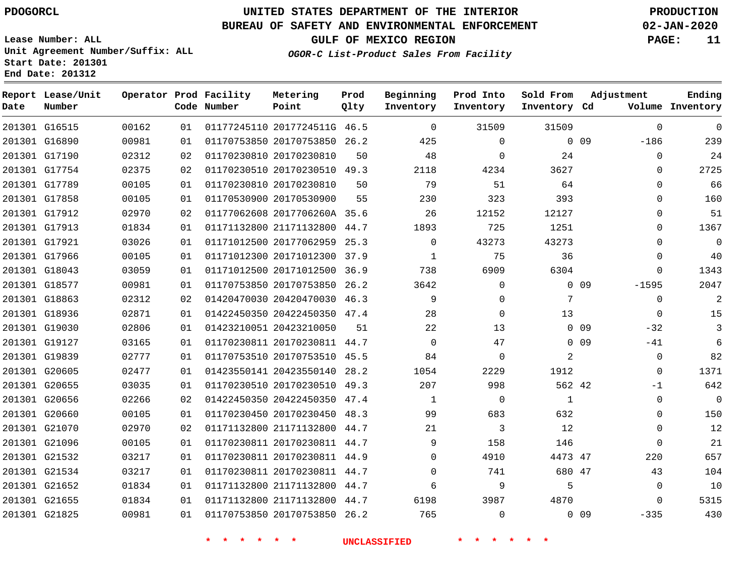PDOGORCL

# UNITED STATES DEPARTMENT OF THE INTERIOR
## BUREAU OF SAFETY AND ENVIRONMENTAL ENFORCEMENT
### GULF OF MEXICO REGION

*OGOR-C List-Product Sales From Facility*

PRODUCTION
02-JAN-2020

Lease Number: ALL
Unit Agreement Number/Suffix: ALL
Start Date: 201301
End Date: 201312

| Report Date | Lease/Unit Number | Operator | Prod Code | Facility Number | Metering Point | Prod Qlty | Beginning Inventory | Prod Into Inventory | Sold From Inventory | Adjustment Cd | Volume | Ending Inventory |
|---|---|---|---|---|---|---|---|---|---|---|---|---|
| 201301 | G16515 | 00162 | 01 | 01177245110 | 2017724511G | 46.5 | 0 | 31509 | 31509 | | 0 | 0 |
| 201301 | G16890 | 00981 | 01 | 01170753850 | 20170753850 | 26.2 | 425 | 0 | 0 | 09 | -186 | 239 |
| 201301 | G17190 | 02312 | 02 | 01170230810 | 20170230810 | 50 | 48 | 0 | 24 | | 0 | 24 |
| 201301 | G17754 | 02375 | 02 | 01170230510 | 20170230510 | 49.3 | 2118 | 4234 | 3627 | | 0 | 2725 |
| 201301 | G17789 | 00105 | 01 | 01170230810 | 20170230810 | 50 | 79 | 51 | 64 | | 0 | 66 |
| 201301 | G17858 | 00105 | 01 | 01170530900 | 20170530900 | 55 | 230 | 323 | 393 | | 0 | 160 |
| 201301 | G17912 | 02970 | 02 | 01177062608 | 2017706260A | 35.6 | 26 | 12152 | 12127 | | 0 | 51 |
| 201301 | G17913 | 01834 | 01 | 01171132800 | 21171132800 | 44.7 | 1893 | 725 | 1251 | | 0 | 1367 |
| 201301 | G17921 | 03026 | 01 | 01171012500 | 20177062959 | 25.3 | 0 | 43273 | 43273 | | 0 | 0 |
| 201301 | G17966 | 00105 | 01 | 01171012300 | 20171012300 | 37.9 | 1 | 75 | 36 | | 0 | 40 |
| 201301 | G18043 | 03059 | 01 | 01171012500 | 20171012500 | 36.9 | 738 | 6909 | 6304 | | 0 | 1343 |
| 201301 | G18577 | 00981 | 01 | 01170753850 | 20170753850 | 26.2 | 3642 | 0 | 0 | 09 | -1595 | 2047 |
| 201301 | G18863 | 02312 | 02 | 01420470030 | 20420470030 | 46.3 | 9 | 0 | 7 | | 0 | 2 |
| 201301 | G18936 | 02871 | 01 | 01422450350 | 20422450350 | 47.4 | 28 | 0 | 13 | | 0 | 15 |
| 201301 | G19030 | 02806 | 01 | 01423210051 | 20423210050 | 51 | 22 | 13 | 0 | 09 | -32 | 3 |
| 201301 | G19127 | 03165 | 01 | 01170230811 | 20170230811 | 44.7 | 0 | 47 | 0 | 09 | -41 | 6 |
| 201301 | G19839 | 02777 | 01 | 01170753510 | 20170753510 | 45.5 | 84 | 0 | 2 | | 0 | 82 |
| 201301 | G20605 | 02477 | 01 | 01423550141 | 20423550140 | 28.2 | 1054 | 2229 | 1912 | | 0 | 1371 |
| 201301 | G20655 | 03035 | 01 | 01170230510 | 20170230510 | 49.3 | 207 | 998 | 562 | 42 | -1 | 642 |
| 201301 | G20656 | 02266 | 02 | 01422450350 | 20422450350 | 47.4 | 1 | 0 | 1 | | 0 | 0 |
| 201301 | G20660 | 00105 | 01 | 01170230450 | 20170230450 | 48.3 | 99 | 683 | 632 | | 0 | 150 |
| 201301 | G21070 | 02970 | 02 | 01171132800 | 21171132800 | 44.7 | 21 | 3 | 12 | | 0 | 12 |
| 201301 | G21096 | 00105 | 01 | 01170230811 | 20170230811 | 44.7 | 9 | 158 | 146 | | 0 | 21 |
| 201301 | G21532 | 03217 | 01 | 01170230811 | 20170230811 | 44.9 | 0 | 4910 | 4473 | 47 | 220 | 657 |
| 201301 | G21534 | 03217 | 01 | 01170230811 | 20170230811 | 44.7 | 0 | 741 | 680 | 47 | 43 | 104 |
| 201301 | G21652 | 01834 | 01 | 01171132800 | 21171132800 | 44.7 | 6 | 9 | 5 | | 0 | 10 |
| 201301 | G21655 | 01834 | 01 | 01171132800 | 21171132800 | 44.7 | 6198 | 3987 | 4870 | | 0 | 5315 |
| 201301 | G21825 | 00981 | 01 | 01170753850 | 20170753850 | 26.2 | 765 | 0 | 0 | 09 | -335 | 430 |

* * * * * * UNCLASSIFIED * * * * * *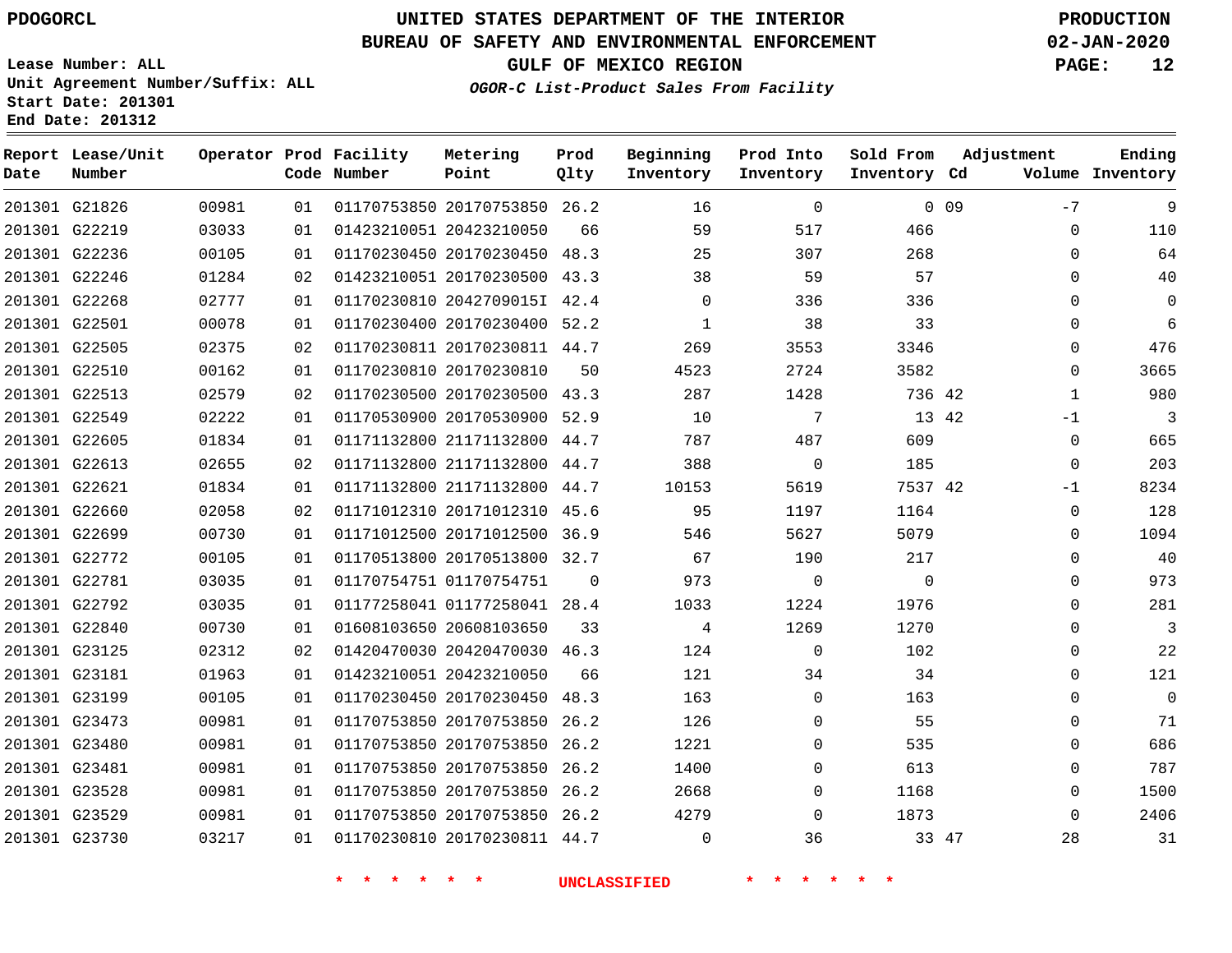PDOGORCL

# UNITED STATES DEPARTMENT OF THE INTERIOR
## BUREAU OF SAFETY AND ENVIRONMENTAL ENFORCEMENT
## GULF OF MEXICO REGION
### *OGOR-C List-Product Sales From Facility*

PRODUCTION
02-JAN-2020

Lease Number: ALL
Unit Agreement Number/Suffix: ALL
Start Date: 201301
End Date: 201312

| Report Date | Lease/Unit Number | Operator | Prod Code | Facility Number | Metering Point | Prod Qlty | Beginning Inventory | Prod Into Inventory | Sold From Inventory | Adjustment Cd | Adjustment Volume | Ending Inventory |
|---|---|---|---|---|---|---|---|---|---|---|---|---|
| 201301 | G21826 | 00981 | 01 | 01170753850 | 20170753850 | 26.2 | 16 | 0 | 0 | 09 | -7 | 9 |
| 201301 | G22219 | 03033 | 01 | 01423210051 | 20423210050 | 66 | 59 | 517 | 466 | | 0 | 110 |
| 201301 | G22236 | 00105 | 01 | 01170230450 | 20170230450 | 48.3 | 25 | 307 | 268 | | 0 | 64 |
| 201301 | G22246 | 01284 | 02 | 01423210051 | 20170230500 | 43.3 | 38 | 59 | 57 | | 0 | 40 |
| 201301 | G22268 | 02777 | 01 | 01170230810 | 2042709015I | 42.4 | 0 | 336 | 336 | | 0 | 0 |
| 201301 | G22501 | 00078 | 01 | 01170230400 | 20170230400 | 52.2 | 1 | 38 | 33 | | 0 | 6 |
| 201301 | G22505 | 02375 | 02 | 01170230811 | 20170230811 | 44.7 | 269 | 3553 | 3346 | | 0 | 476 |
| 201301 | G22510 | 00162 | 01 | 01170230810 | 20170230810 | 50 | 4523 | 2724 | 3582 | | 0 | 3665 |
| 201301 | G22513 | 02579 | 02 | 01170230500 | 20170230500 | 43.3 | 287 | 1428 | 736 | 42 | 1 | 980 |
| 201301 | G22549 | 02222 | 01 | 01170530900 | 20170530900 | 52.9 | 10 | 7 | 13 | 42 | -1 | 3 |
| 201301 | G22605 | 01834 | 01 | 01171132800 | 21171132800 | 44.7 | 787 | 487 | 609 | | 0 | 665 |
| 201301 | G22613 | 02655 | 02 | 01171132800 | 21171132800 | 44.7 | 388 | 0 | 185 | | 0 | 203 |
| 201301 | G22621 | 01834 | 01 | 01171132800 | 21171132800 | 44.7 | 10153 | 5619 | 7537 | 42 | -1 | 8234 |
| 201301 | G22660 | 02058 | 02 | 01171012310 | 20171012310 | 45.6 | 95 | 1197 | 1164 | | 0 | 128 |
| 201301 | G22699 | 00730 | 01 | 01171012500 | 20171012500 | 36.9 | 546 | 5627 | 5079 | | 0 | 1094 |
| 201301 | G22772 | 00105 | 01 | 01170513800 | 20170513800 | 32.7 | 67 | 190 | 217 | | 0 | 40 |
| 201301 | G22781 | 03035 | 01 | 01170754751 | 01170754751 | 0 | 973 | 0 | 0 | | 0 | 973 |
| 201301 | G22792 | 03035 | 01 | 01177258041 | 01177258041 | 28.4 | 1033 | 1224 | 1976 | | 0 | 281 |
| 201301 | G22840 | 00730 | 01 | 01608103650 | 20608103650 | 33 | 4 | 1269 | 1270 | | 0 | 3 |
| 201301 | G23125 | 02312 | 02 | 01420470030 | 20420470030 | 46.3 | 124 | 0 | 102 | | 0 | 22 |
| 201301 | G23181 | 01963 | 01 | 01423210051 | 20423210050 | 66 | 121 | 34 | 34 | | 0 | 121 |
| 201301 | G23199 | 00105 | 01 | 01170230450 | 20170230450 | 48.3 | 163 | 0 | 163 | | 0 | 0 |
| 201301 | G23473 | 00981 | 01 | 01170753850 | 20170753850 | 26.2 | 126 | 0 | 55 | | 0 | 71 |
| 201301 | G23480 | 00981 | 01 | 01170753850 | 20170753850 | 26.2 | 1221 | 0 | 535 | | 0 | 686 |
| 201301 | G23481 | 00981 | 01 | 01170753850 | 20170753850 | 26.2 | 1400 | 0 | 613 | | 0 | 787 |
| 201301 | G23528 | 00981 | 01 | 01170753850 | 20170753850 | 26.2 | 2668 | 0 | 1168 | | 0 | 1500 |
| 201301 | G23529 | 00981 | 01 | 01170753850 | 20170753850 | 26.2 | 4279 | 0 | 1873 | | 0 | 2406 |
| 201301 | G23730 | 03217 | 01 | 01170230810 | 20170230811 | 44.7 | 0 | 36 | 33 | 47 | 28 | 31 |

\* \* \* \* \* \* UNCLASSIFIED \* \* \* \* \* \*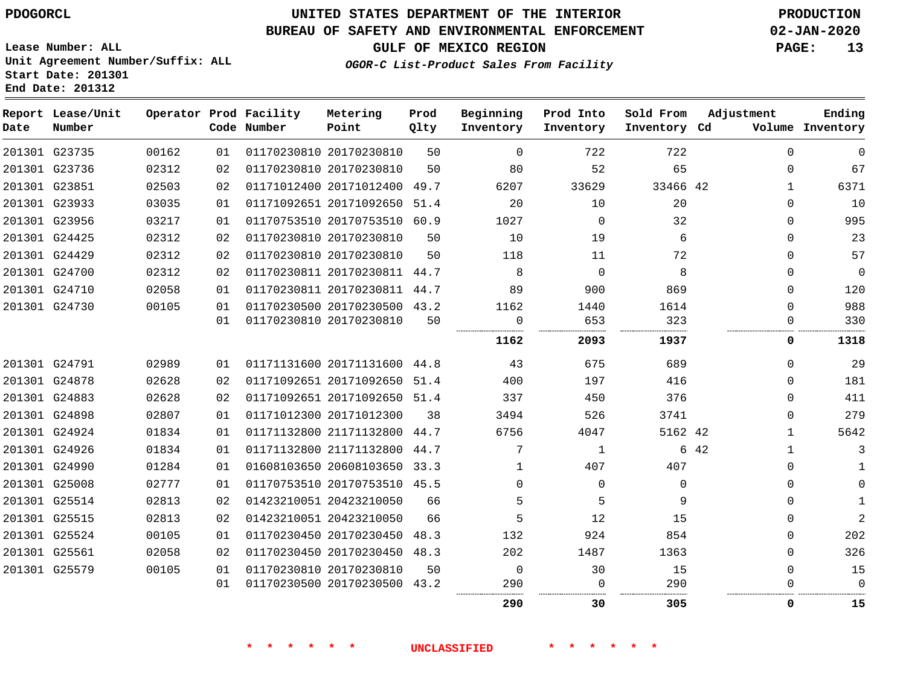PDOGORCL

# UNITED STATES DEPARTMENT OF THE INTERIOR
## BUREAU OF SAFETY AND ENVIRONMENTAL ENFORCEMENT
### GULF OF MEXICO REGION
*OGOR-C List-Product Sales From Facility*

PRODUCTION
02-JAN-2020

Lease Number: ALL
Unit Agreement Number/Suffix: ALL
Start Date: 201301
End Date: 201312

| Report Date | Lease/Unit Number | Operator | Prod Code | Facility Number | Metering Point | Prod Qlty | Beginning Inventory | Prod Into Inventory | Sold From Inventory | Adjustment Cd | Volume | Ending Inventory |
|---|---|---|---|---|---|---|---|---|---|---|---|---|
| 201301 | G23735 | 00162 | 01 | 01170230810 | 20170230810 | 50 | 0 | 722 | 722 | | 0 | 0 |
| 201301 | G23736 | 02312 | 02 | 01170230810 | 20170230810 | 50 | 80 | 52 | 65 | | 0 | 67 |
| 201301 | G23851 | 02503 | 02 | 01171012400 | 20171012400 | 49.7 | 6207 | 33629 | 33466 | 42 | 1 | 6371 |
| 201301 | G23933 | 03035 | 01 | 01171092651 | 20171092650 | 51.4 | 20 | 10 | 20 | | 0 | 10 |
| 201301 | G23956 | 03217 | 01 | 01170753510 | 20170753510 | 60.9 | 1027 | 0 | 32 | | 0 | 995 |
| 201301 | G24425 | 02312 | 02 | 01170230810 | 20170230810 | 50 | 10 | 19 | 6 | | 0 | 23 |
| 201301 | G24429 | 02312 | 02 | 01170230810 | 20170230810 | 50 | 118 | 11 | 72 | | 0 | 57 |
| 201301 | G24700 | 02312 | 02 | 01170230811 | 20170230811 | 44.7 | 8 | 0 | 8 | | 0 | 0 |
| 201301 | G24710 | 02058 | 01 | 01170230811 | 20170230811 | 44.7 | 89 | 900 | 869 | | 0 | 120 |
| 201301 | G24730 | 00105 | 01 | 01170230500 | 20170230500 | 43.2 | 1162 | 1440 | 1614 | | 0 | 988 |
| | | | 01 | 01170230810 | 20170230810 | 50 | 0 | 653 | 323 | | 0 | 330 |
| | | | | | | | **1162** | **2093** | **1937** | | **0** | **1318** |
| 201301 | G24791 | 02989 | 01 | 01171131600 | 20171131600 | 44.8 | 43 | 675 | 689 | | 0 | 29 |
| 201301 | G24878 | 02628 | 02 | 01171092651 | 20171092650 | 51.4 | 400 | 197 | 416 | | 0 | 181 |
| 201301 | G24883 | 02628 | 02 | 01171092651 | 20171092650 | 51.4 | 337 | 450 | 376 | | 0 | 411 |
| 201301 | G24898 | 02807 | 01 | 01171012300 | 20171012300 | 38 | 3494 | 526 | 3741 | | 0 | 279 |
| 201301 | G24924 | 01834 | 01 | 01171132800 | 21171132800 | 44.7 | 6756 | 4047 | 5162 | 42 | 1 | 5642 |
| 201301 | G24926 | 01834 | 01 | 01171132800 | 21171132800 | 44.7 | 7 | 1 | 6 | 42 | 1 | 3 |
| 201301 | G24990 | 01284 | 01 | 01608103650 | 20608103650 | 33.3 | 1 | 407 | 407 | | 0 | 1 |
| 201301 | G25008 | 02777 | 01 | 01170753510 | 20170753510 | 45.5 | 0 | 0 | 0 | | 0 | 0 |
| 201301 | G25514 | 02813 | 02 | 01423210051 | 20423210050 | 66 | 5 | 5 | 9 | | 0 | 1 |
| 201301 | G25515 | 02813 | 02 | 01423210051 | 20423210050 | 66 | 5 | 12 | 15 | | 0 | 2 |
| 201301 | G25524 | 00105 | 01 | 01170230450 | 20170230450 | 48.3 | 132 | 924 | 854 | | 0 | 202 |
| 201301 | G25561 | 02058 | 02 | 01170230450 | 20170230450 | 48.3 | 202 | 1487 | 1363 | | 0 | 326 |
| 201301 | G25579 | 00105 | 01 | 01170230810 | 20170230810 | 50 | 0 | 30 | 15 | | 0 | 15 |
| | | | 01 | 01170230500 | 20170230500 | 43.2 | 290 | 0 | 290 | | 0 | 0 |
| | | | | | | | **290** | **30** | **305** | | **0** | **15** |

\* \* \* \* \* \* UNCLASSIFIED \* \* \* \* \* \*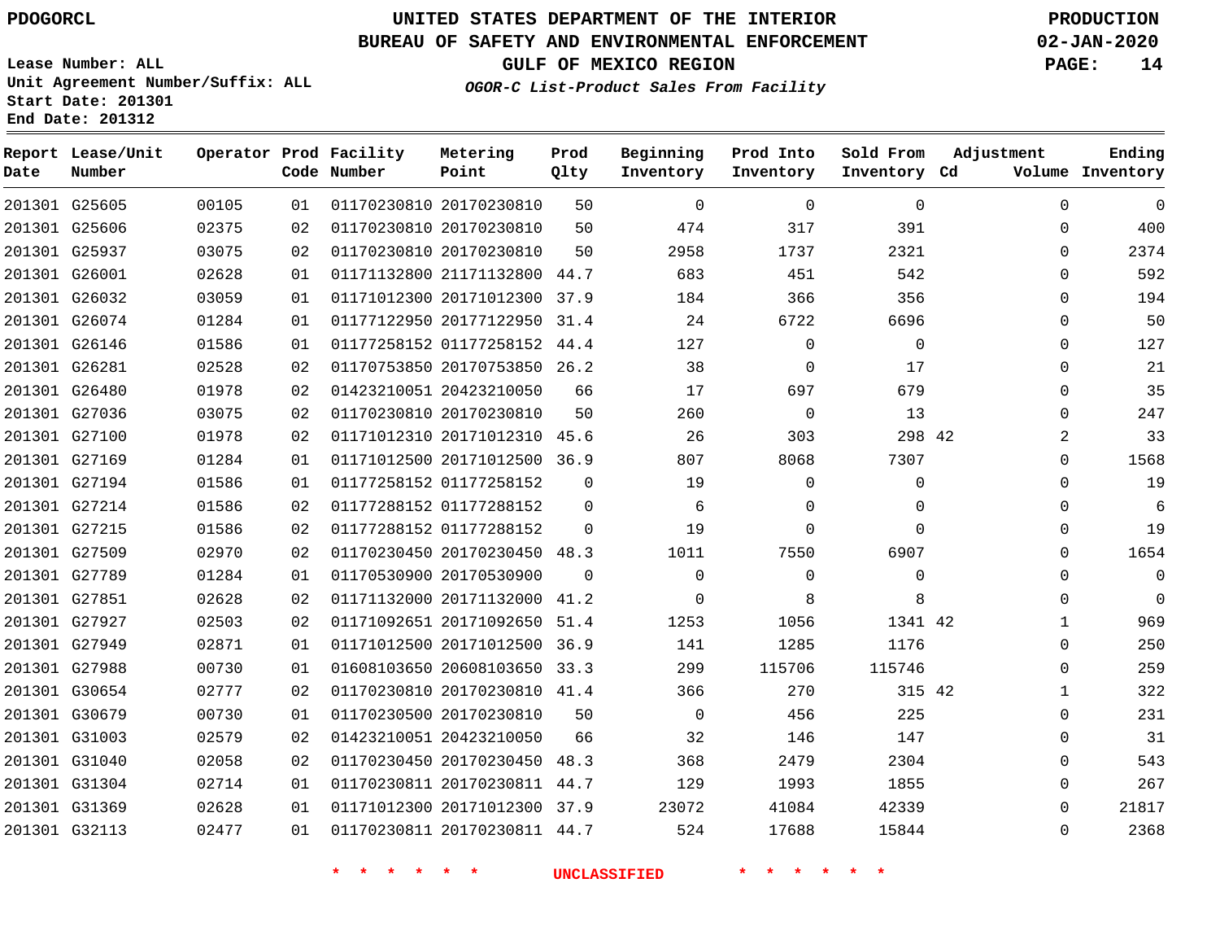PDOGORCL

# UNITED STATES DEPARTMENT OF THE INTERIOR
## BUREAU OF SAFETY AND ENVIRONMENTAL ENFORCEMENT
## GULF OF MEXICO REGION
### *OGOR-C List-Product Sales From Facility*

PRODUCTION
02-JAN-2020

Lease Number: ALL
Unit Agreement Number/Suffix: ALL
Start Date: 201301
End Date: 201312

| Report Date | Lease/Unit Number | Operator | Prod Code | Facility Number | Metering Point | Prod Qlty | Beginning Inventory | Prod Into Inventory | Sold From Inventory | Adjustment Cd | Adjustment Volume | Ending Inventory |
|---|---|---|---|---|---|---|---|---|---|---|---|---|
| 201301 | G25605 | 00105 | 01 | 01170230810 | 20170230810 | 50 | 0 | 0 | 0 | | 0 | 0 |
| 201301 | G25606 | 02375 | 02 | 01170230810 | 20170230810 | 50 | 474 | 317 | 391 | | 0 | 400 |
| 201301 | G25937 | 03075 | 02 | 01170230810 | 20170230810 | 50 | 2958 | 1737 | 2321 | | 0 | 2374 |
| 201301 | G26001 | 02628 | 01 | 01171132800 | 21171132800 | 44.7 | 683 | 451 | 542 | | 0 | 592 |
| 201301 | G26032 | 03059 | 01 | 01171012300 | 20171012300 | 37.9 | 184 | 366 | 356 | | 0 | 194 |
| 201301 | G26074 | 01284 | 01 | 01177122950 | 20177122950 | 31.4 | 24 | 6722 | 6696 | | 0 | 50 |
| 201301 | G26146 | 01586 | 01 | 01177258152 | 01177258152 | 44.4 | 127 | 0 | 0 | | 0 | 127 |
| 201301 | G26281 | 02528 | 02 | 01170753850 | 20170753850 | 26.2 | 38 | 0 | 17 | | 0 | 21 |
| 201301 | G26480 | 01978 | 02 | 01423210051 | 20423210050 | 66 | 17 | 697 | 679 | | 0 | 35 |
| 201301 | G27036 | 03075 | 02 | 01170230810 | 20170230810 | 50 | 260 | 0 | 13 | | 0 | 247 |
| 201301 | G27100 | 01978 | 02 | 01171012310 | 20171012310 | 45.6 | 26 | 303 | 298 | 42 | 2 | 33 |
| 201301 | G27169 | 01284 | 01 | 01171012500 | 20171012500 | 36.9 | 807 | 8068 | 7307 | | 0 | 1568 |
| 201301 | G27194 | 01586 | 01 | 01177258152 | 01177258152 | 0 | 19 | 0 | 0 | | 0 | 19 |
| 201301 | G27214 | 01586 | 02 | 01177288152 | 01177288152 | 0 | 6 | 0 | 0 | | 0 | 6 |
| 201301 | G27215 | 01586 | 02 | 01177288152 | 01177288152 | 0 | 19 | 0 | 0 | | 0 | 19 |
| 201301 | G27509 | 02970 | 02 | 01170230450 | 20170230450 | 48.3 | 1011 | 7550 | 6907 | | 0 | 1654 |
| 201301 | G27789 | 01284 | 01 | 01170530900 | 20170530900 | 0 | 0 | 0 | 0 | | 0 | 0 |
| 201301 | G27851 | 02628 | 02 | 01171132000 | 20171132000 | 41.2 | 0 | 8 | 8 | | 0 | 0 |
| 201301 | G27927 | 02503 | 02 | 01171092651 | 20171092650 | 51.4 | 1253 | 1056 | 1341 | 42 | 1 | 969 |
| 201301 | G27949 | 02871 | 01 | 01171012500 | 20171012500 | 36.9 | 141 | 1285 | 1176 | | 0 | 250 |
| 201301 | G27988 | 00730 | 01 | 01608103650 | 20608103650 | 33.3 | 299 | 115706 | 115746 | | 0 | 259 |
| 201301 | G30654 | 02777 | 02 | 01170230810 | 20170230810 | 41.4 | 366 | 270 | 315 | 42 | 1 | 322 |
| 201301 | G30679 | 00730 | 01 | 01170230500 | 20170230810 | 50 | 0 | 456 | 225 | | 0 | 231 |
| 201301 | G31003 | 02579 | 02 | 01423210051 | 20423210050 | 66 | 32 | 146 | 147 | | 0 | 31 |
| 201301 | G31040 | 02058 | 02 | 01170230450 | 20170230450 | 48.3 | 368 | 2479 | 2304 | | 0 | 543 |
| 201301 | G31304 | 02714 | 01 | 01170230811 | 20170230811 | 44.7 | 129 | 1993 | 1855 | | 0 | 267 |
| 201301 | G31369 | 02628 | 01 | 01171012300 | 20171012300 | 37.9 | 23072 | 41084 | 42339 | | 0 | 21817 |
| 201301 | G32113 | 02477 | 01 | 01170230811 | 20170230811 | 44.7 | 524 | 17688 | 15844 | | 0 | 2368 |

\* \* \* \* \* \* UNCLASSIFIED \* \* \* \* \* \*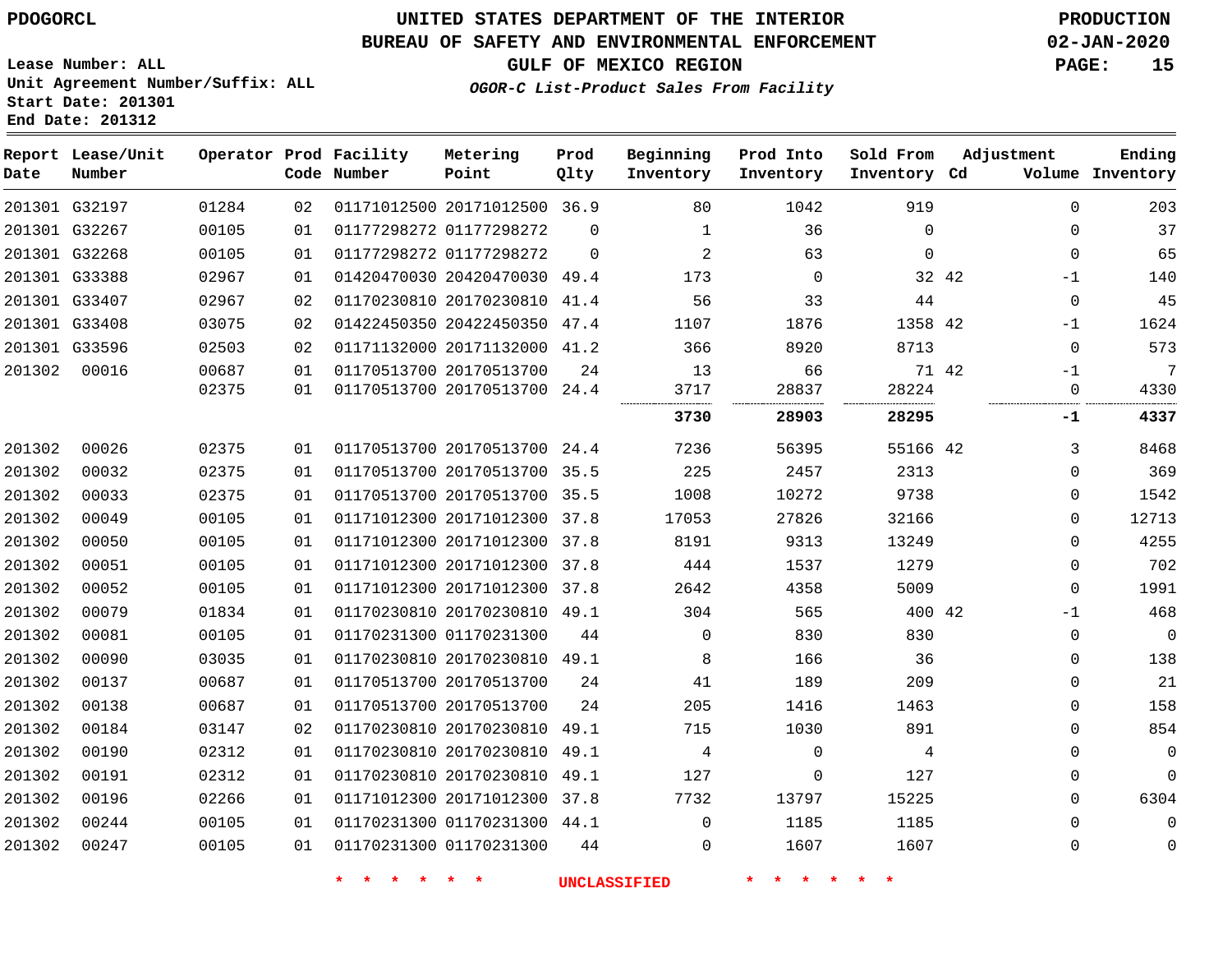PDOGORCL

# UNITED STATES DEPARTMENT OF THE INTERIOR
## BUREAU OF SAFETY AND ENVIRONMENTAL ENFORCEMENT
### GULF OF MEXICO REGION
*OGOR-C List-Product Sales From Facility*

PRODUCTION
02-JAN-2020

Lease Number: ALL
Unit Agreement Number/Suffix: ALL
Start Date: 201301
End Date: 201312

| Report Date | Lease/Unit Number | Operator | Prod Code | Facility Number | Metering Point | Prod Qlty | Beginning Inventory | Prod Into Inventory | Sold From Inventory | Adjustment Cd | Adjustment Volume | Ending Inventory |
|---|---|---|---|---|---|---|---|---|---|---|---|---|
| 201301 | G32197 | 01284 | 02 | 01171012500 | 20171012500 | 36.9 | 80 | 1042 | 919 | | 0 | 203 |
| 201301 | G32267 | 00105 | 01 | 01177298272 | 01177298272 | 0 | 1 | 36 | 0 | | 0 | 37 |
| 201301 | G32268 | 00105 | 01 | 01177298272 | 01177298272 | 0 | 2 | 63 | 0 | | 0 | 65 |
| 201301 | G33388 | 02967 | 01 | 01420470030 | 20420470030 | 49.4 | 173 | 0 | 32 | 42 | -1 | 140 |
| 201301 | G33407 | 02967 | 02 | 01170230810 | 20170230810 | 41.4 | 56 | 33 | 44 | | 0 | 45 |
| 201301 | G33408 | 03075 | 02 | 01422450350 | 20422450350 | 47.4 | 1107 | 1876 | 1358 | 42 | -1 | 1624 |
| 201301 | G33596 | 02503 | 02 | 01171132000 | 20171132000 | 41.2 | 366 | 8920 | 8713 | | 0 | 573 |
| 201302 | 00016 | 00687 | 01 | 01170513700 | 20170513700 | 24 | 13 | 66 | 71 | 42 | -1 | 7 |
| | | 02375 | 01 | 01170513700 | 20170513700 | 24.4 | 3717 | 28837 | 28224 | | 0 | 4330 |
| | | | | | | | **3730** | **28903** | **28295** | | **-1** | **4337** |
| 201302 | 00026 | 02375 | 01 | 01170513700 | 20170513700 | 24.4 | 7236 | 56395 | 55166 | 42 | 3 | 8468 |
| 201302 | 00032 | 02375 | 01 | 01170513700 | 20170513700 | 35.5 | 225 | 2457 | 2313 | | 0 | 369 |
| 201302 | 00033 | 02375 | 01 | 01170513700 | 20170513700 | 35.5 | 1008 | 10272 | 9738 | | 0 | 1542 |
| 201302 | 00049 | 00105 | 01 | 01171012300 | 20171012300 | 37.8 | 17053 | 27826 | 32166 | | 0 | 12713 |
| 201302 | 00050 | 00105 | 01 | 01171012300 | 20171012300 | 37.8 | 8191 | 9313 | 13249 | | 0 | 4255 |
| 201302 | 00051 | 00105 | 01 | 01171012300 | 20171012300 | 37.8 | 444 | 1537 | 1279 | | 0 | 702 |
| 201302 | 00052 | 00105 | 01 | 01171012300 | 20171012300 | 37.8 | 2642 | 4358 | 5009 | | 0 | 1991 |
| 201302 | 00079 | 01834 | 01 | 01170230810 | 20170230810 | 49.1 | 304 | 565 | 400 | 42 | -1 | 468 |
| 201302 | 00081 | 00105 | 01 | 01170231300 | 01170231300 | 44 | 0 | 830 | 830 | | 0 | 0 |
| 201302 | 00090 | 03035 | 01 | 01170230810 | 20170230810 | 49.1 | 8 | 166 | 36 | | 0 | 138 |
| 201302 | 00137 | 00687 | 01 | 01170513700 | 20170513700 | 24 | 41 | 189 | 209 | | 0 | 21 |
| 201302 | 00138 | 00687 | 01 | 01170513700 | 20170513700 | 24 | 205 | 1416 | 1463 | | 0 | 158 |
| 201302 | 00184 | 03147 | 02 | 01170230810 | 20170230810 | 49.1 | 715 | 1030 | 891 | | 0 | 854 |
| 201302 | 00190 | 02312 | 01 | 01170230810 | 20170230810 | 49.1 | 4 | 0 | 4 | | 0 | 0 |
| 201302 | 00191 | 02312 | 01 | 01170230810 | 20170230810 | 49.1 | 127 | 0 | 127 | | 0 | 0 |
| 201302 | 00196 | 02266 | 01 | 01171012300 | 20171012300 | 37.8 | 7732 | 13797 | 15225 | | 0 | 6304 |
| 201302 | 00244 | 00105 | 01 | 01170231300 | 01170231300 | 44.1 | 0 | 1185 | 1185 | | 0 | 0 |
| 201302 | 00247 | 00105 | 01 | 01170231300 | 01170231300 | 44 | 0 | 1607 | 1607 | | 0 | 0 |

* * * * * * UNCLASSIFIED * * * * * *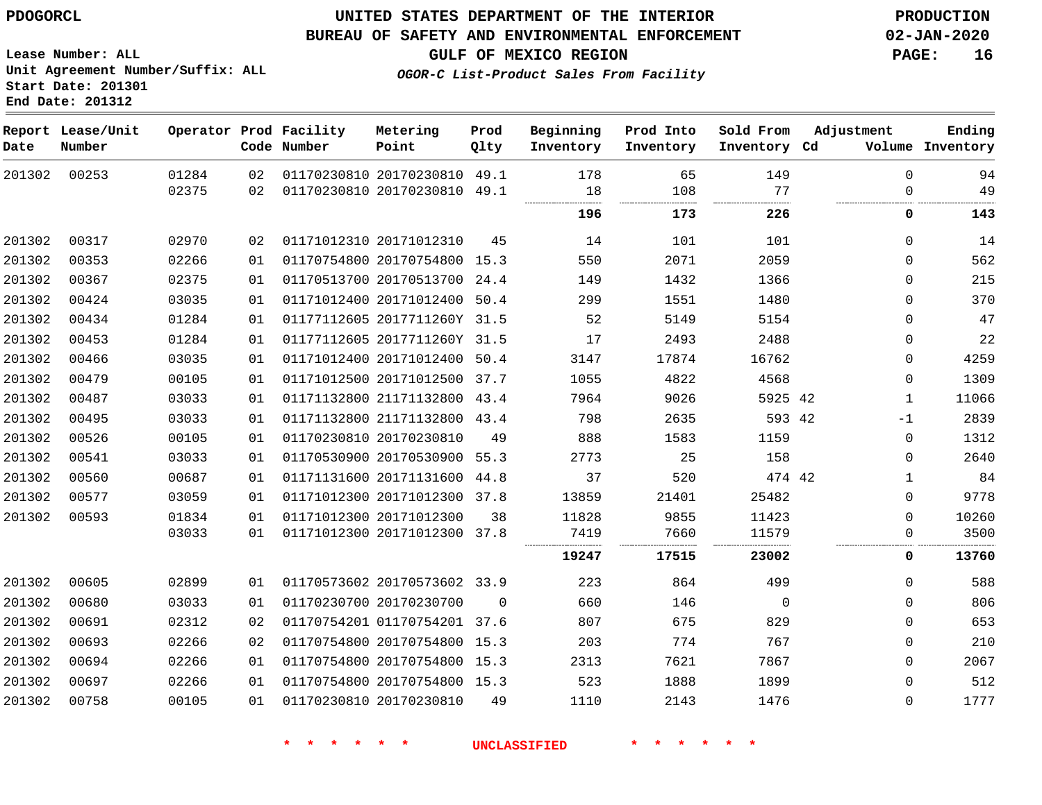PDOGORCL

# UNITED STATES DEPARTMENT OF THE INTERIOR
## BUREAU OF SAFETY AND ENVIRONMENTAL ENFORCEMENT
### GULF OF MEXICO REGION
*OGOR-C List-Product Sales From Facility*

PRODUCTION
02-JAN-2020

Lease Number: ALL
Unit Agreement Number/Suffix: ALL
Start Date: 201301
End Date: 201312

| Report Date | Lease/Unit Number | Operator | Prod Code | Facility Number | Metering Point | Prod Qlty | Beginning Inventory | Prod Into Inventory | Sold From Inventory | Adjustment Cd | Adjustment Volume | Ending Inventory |
|---|---|---|---|---|---|---|---|---|---|---|---|---|
| 201302 | 00253 | 01284 | 02 | 01170230810 | 20170230810 | 49.1 | 178 | 65 | 149 | | 0 | 94 |
| | | 02375 | 02 | 01170230810 | 20170230810 | 49.1 | 18 | 108 | 77 | | 0 | 49 |
| | | | | | | | **196** | **173** | **226** | | **0** | **143** |
| 201302 | 00317 | 02970 | 02 | 01171012310 | 20171012310 | 45 | 14 | 101 | 101 | | 0 | 14 |
| 201302 | 00353 | 02266 | 01 | 01170754800 | 20170754800 | 15.3 | 550 | 2071 | 2059 | | 0 | 562 |
| 201302 | 00367 | 02375 | 01 | 01170513700 | 20170513700 | 24.4 | 149 | 1432 | 1366 | | 0 | 215 |
| 201302 | 00424 | 03035 | 01 | 01171012400 | 20171012400 | 50.4 | 299 | 1551 | 1480 | | 0 | 370 |
| 201302 | 00434 | 01284 | 01 | 01177112605 | 2017711260Y | 31.5 | 52 | 5149 | 5154 | | 0 | 47 |
| 201302 | 00453 | 01284 | 01 | 01177112605 | 2017711260Y | 31.5 | 17 | 2493 | 2488 | | 0 | 22 |
| 201302 | 00466 | 03035 | 01 | 01171012400 | 20171012400 | 50.4 | 3147 | 17874 | 16762 | | 0 | 4259 |
| 201302 | 00479 | 00105 | 01 | 01171012500 | 20171012500 | 37.7 | 1055 | 4822 | 4568 | | 0 | 1309 |
| 201302 | 00487 | 03033 | 01 | 01171132800 | 21171132800 | 43.4 | 7964 | 9026 | 5925 | 42 | 1 | 11066 |
| 201302 | 00495 | 03033 | 01 | 01171132800 | 21171132800 | 43.4 | 798 | 2635 | 593 | 42 | -1 | 2839 |
| 201302 | 00526 | 00105 | 01 | 01170230810 | 20170230810 | 49 | 888 | 1583 | 1159 | | 0 | 1312 |
| 201302 | 00541 | 03033 | 01 | 01170530900 | 20170530900 | 55.3 | 2773 | 25 | 158 | | 0 | 2640 |
| 201302 | 00560 | 00687 | 01 | 01171131600 | 20171131600 | 44.8 | 37 | 520 | 474 | 42 | 1 | 84 |
| 201302 | 00577 | 03059 | 01 | 01171012300 | 20171012300 | 37.8 | 13859 | 21401 | 25482 | | 0 | 9778 |
| 201302 | 00593 | 01834 | 01 | 01171012300 | 20171012300 | 38 | 11828 | 9855 | 11423 | | 0 | 10260 |
| | | 03033 | 01 | 01171012300 | 20171012300 | 37.8 | 7419 | 7660 | 11579 | | 0 | 3500 |
| | | | | | | | **19247** | **17515** | **23002** | | **0** | **13760** |
| 201302 | 00605 | 02899 | 01 | 01170573602 | 20170573602 | 33.9 | 223 | 864 | 499 | | 0 | 588 |
| 201302 | 00680 | 03033 | 01 | 01170230700 | 20170230700 | 0 | 660 | 146 | 0 | | 0 | 806 |
| 201302 | 00691 | 02312 | 02 | 01170754201 | 01170754201 | 37.6 | 807 | 675 | 829 | | 0 | 653 |
| 201302 | 00693 | 02266 | 02 | 01170754800 | 20170754800 | 15.3 | 203 | 774 | 767 | | 0 | 210 |
| 201302 | 00694 | 02266 | 01 | 01170754800 | 20170754800 | 15.3 | 2313 | 7621 | 7867 | | 0 | 2067 |
| 201302 | 00697 | 02266 | 01 | 01170754800 | 20170754800 | 15.3 | 523 | 1888 | 1899 | | 0 | 512 |
| 201302 | 00758 | 00105 | 01 | 01170230810 | 20170230810 | 49 | 1110 | 2143 | 1476 | | 0 | 1777 |

* * * * * * UNCLASSIFIED * * * * * *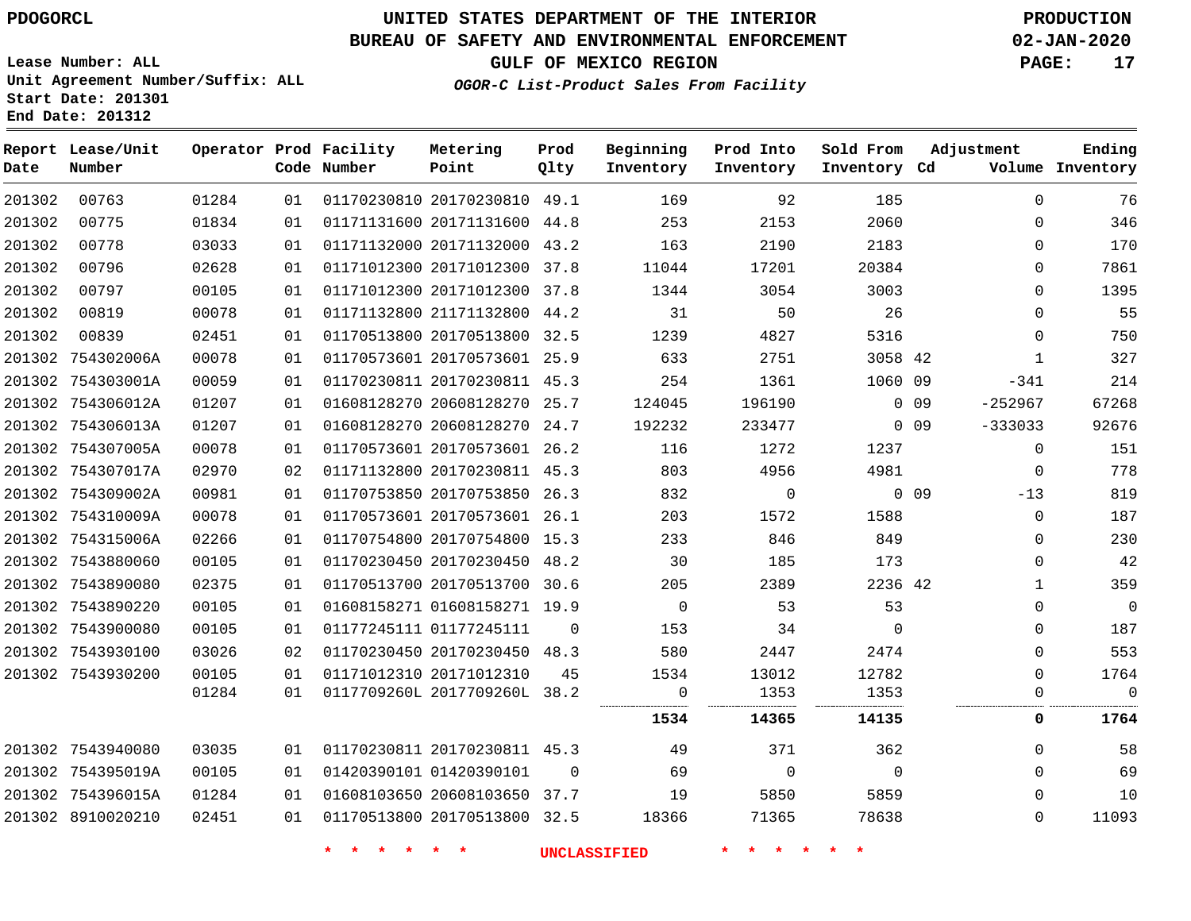PDOGORCL

# UNITED STATES DEPARTMENT OF THE INTERIOR
## BUREAU OF SAFETY AND ENVIRONMENTAL ENFORCEMENT
### GULF OF MEXICO REGION
*OGOR-C List-Product Sales From Facility*

PRODUCTION
02-JAN-2020

Lease Number: ALL
Unit Agreement Number/Suffix: ALL
Start Date: 201301
End Date: 201312

| Report Date | Lease/Unit Number | Operator | Prod Code | Facility Number | Metering Point | Prod Qlty | Beginning Inventory | Prod Into Inventory | Sold From Inventory | Cd | Adjustment Volume | Ending Inventory |
|---|---|---|---|---|---|---|---|---|---|---|---|---|
| 201302 | 00763 | 01284 | 01 | 01170230810 | 20170230810 | 49.1 | 169 | 92 | 185 | | 0 | 76 |
| 201302 | 00775 | 01834 | 01 | 01171131600 | 20171131600 | 44.8 | 253 | 2153 | 2060 | | 0 | 346 |
| 201302 | 00778 | 03033 | 01 | 01171132000 | 20171132000 | 43.2 | 163 | 2190 | 2183 | | 0 | 170 |
| 201302 | 00796 | 02628 | 01 | 01171012300 | 20171012300 | 37.8 | 11044 | 17201 | 20384 | | 0 | 7861 |
| 201302 | 00797 | 00105 | 01 | 01171012300 | 20171012300 | 37.8 | 1344 | 3054 | 3003 | | 0 | 1395 |
| 201302 | 00819 | 00078 | 01 | 01171132800 | 21171132800 | 44.2 | 31 | 50 | 26 | | 0 | 55 |
| 201302 | 00839 | 02451 | 01 | 01170513800 | 20170513800 | 32.5 | 1239 | 4827 | 5316 | | 0 | 750 |
| 201302 | 754302006A | 00078 | 01 | 01170573601 | 20170573601 | 25.9 | 633 | 2751 | 3058 | 42 | 1 | 327 |
| 201302 | 754303001A | 00059 | 01 | 01170230811 | 20170230811 | 45.3 | 254 | 1361 | 1060 | 09 | -341 | 214 |
| 201302 | 754306012A | 01207 | 01 | 01608128270 | 20608128270 | 25.7 | 124045 | 196190 | 0 | 09 | -252967 | 67268 |
| 201302 | 754306013A | 01207 | 01 | 01608128270 | 20608128270 | 24.7 | 192232 | 233477 | 0 | 09 | -333033 | 92676 |
| 201302 | 754307005A | 00078 | 01 | 01170573601 | 20170573601 | 26.2 | 116 | 1272 | 1237 | | 0 | 151 |
| 201302 | 754307017A | 02970 | 02 | 01171132800 | 20170230811 | 45.3 | 803 | 4956 | 4981 | | 0 | 778 |
| 201302 | 754309002A | 00981 | 01 | 01170753850 | 20170753850 | 26.3 | 832 | 0 | 0 | 09 | -13 | 819 |
| 201302 | 754310009A | 00078 | 01 | 01170573601 | 20170573601 | 26.1 | 203 | 1572 | 1588 | | 0 | 187 |
| 201302 | 754315006A | 02266 | 01 | 01170754800 | 20170754800 | 15.3 | 233 | 846 | 849 | | 0 | 230 |
| 201302 | 7543880060 | 00105 | 01 | 01170230450 | 20170230450 | 48.2 | 30 | 185 | 173 | | 0 | 42 |
| 201302 | 7543890080 | 02375 | 01 | 01170513700 | 20170513700 | 30.6 | 205 | 2389 | 2236 | 42 | 1 | 359 |
| 201302 | 7543890220 | 00105 | 01 | 01608158271 | 01608158271 | 19.9 | 0 | 53 | 53 | | 0 | 0 |
| 201302 | 7543900080 | 00105 | 01 | 01177245111 | 01177245111 | 0 | 153 | 34 | 0 | | 0 | 187 |
| 201302 | 7543930100 | 03026 | 02 | 01170230450 | 20170230450 | 48.3 | 580 | 2447 | 2474 | | 0 | 553 |
| 201302 | 7543930200 | 00105 | 01 | 01171012310 | 20171012310 | 45 | 1534 | 13012 | 12782 | | 0 | 1764 |
| | | 01284 | 01 | 0117709260L | 2017709260L | 38.2 | 0 | 1353 | 1353 | | 0 | 0 |
| | | | | | | | **1534** | **14365** | **14135** | | **0** | **1764** |
| 201302 | 7543940080 | 03035 | 01 | 01170230811 | 20170230811 | 45.3 | 49 | 371 | 362 | | 0 | 58 |
| 201302 | 754395019A | 00105 | 01 | 01420390101 | 01420390101 | 0 | 69 | 0 | 0 | | 0 | 69 |
| 201302 | 754396015A | 01284 | 01 | 01608103650 | 20608103650 | 37.7 | 19 | 5850 | 5859 | | 0 | 10 |
| 201302 | 8910020210 | 02451 | 01 | 01170513800 | 20170513800 | 32.5 | 18366 | 71365 | 78638 | | 0 | 11093 |

\* \* \* \* \* \* UNCLASSIFIED \* \* \* \* \* \*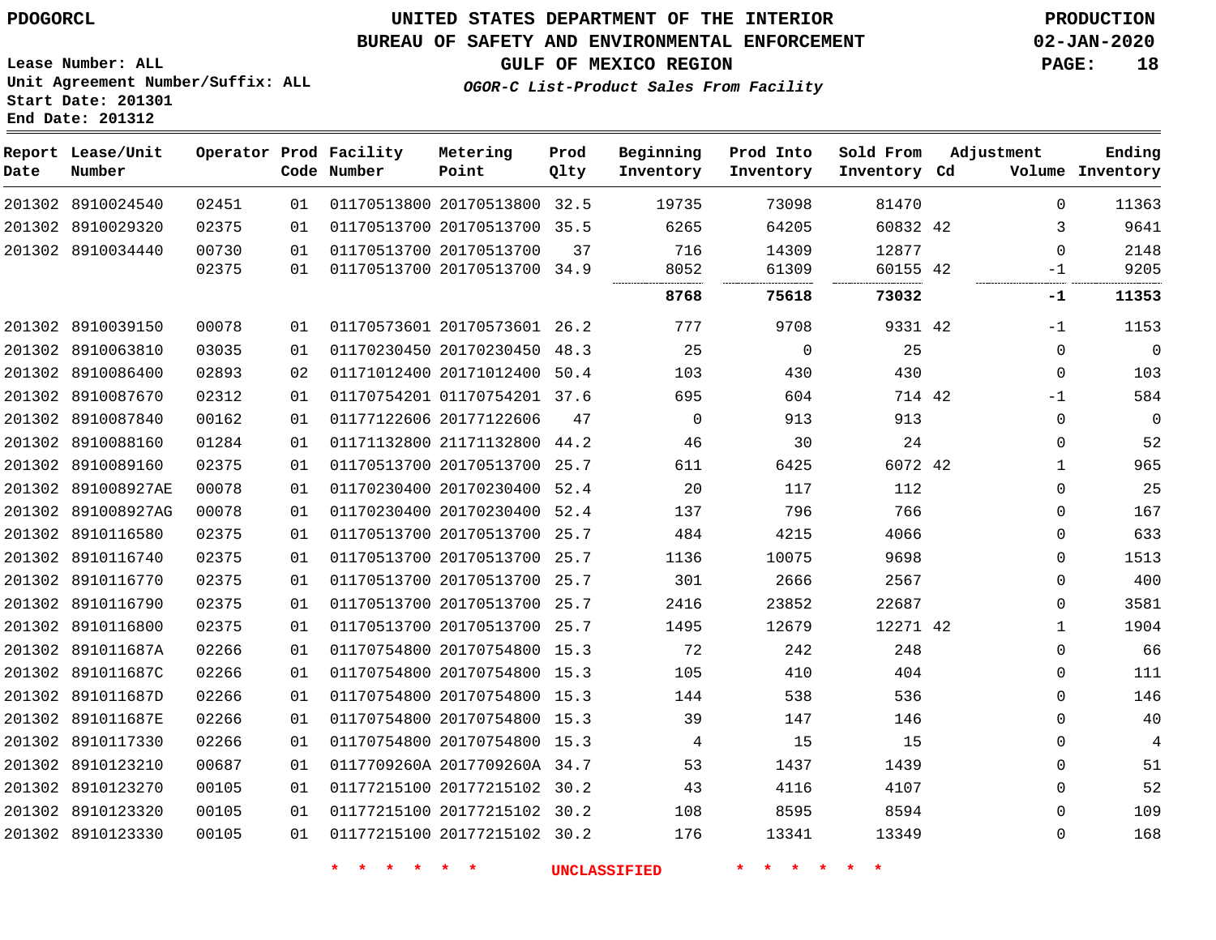PDOGORCL

# UNITED STATES DEPARTMENT OF THE INTERIOR
## BUREAU OF SAFETY AND ENVIRONMENTAL ENFORCEMENT
### GULF OF MEXICO REGION

*OGOR-C List-Product Sales From Facility*

PRODUCTION
02-JAN-2020

Lease Number: ALL
Unit Agreement Number/Suffix: ALL
Start Date: 201301
End Date: 201312

| Report Date | Lease/Unit Number | Operator | Prod Code | Facility Number | Metering Point | Prod Qlty | Beginning Inventory | Prod Into Inventory | Sold From Inventory | Adjustment Cd | Adjustment Volume | Ending Inventory |
|---|---|---|---|---|---|---|---|---|---|---|---|---|
| 201302 | 8910024540 | 02451 | 01 | 01170513800 | 20170513800 | 32.5 | 19735 | 73098 | 81470 | | 0 | 11363 |
| 201302 | 8910029320 | 02375 | 01 | 01170513700 | 20170513700 | 35.5 | 6265 | 64205 | 60832 | 42 | 3 | 9641 |
| 201302 | 8910034440 | 00730 | 01 | 01170513700 | 20170513700 | 37 | 716 | 14309 | 12877 | | 0 | 2148 |
| | | 02375 | 01 | 01170513700 | 20170513700 | 34.9 | 8052 | 61309 | 60155 | 42 | -1 | 9205 |
| | | | | | | | **8768** | **75618** | **73032** | | **-1** | **11353** |
| 201302 | 8910039150 | 00078 | 01 | 01170573601 | 20170573601 | 26.2 | 777 | 9708 | 9331 | 42 | -1 | 1153 |
| 201302 | 8910063810 | 03035 | 01 | 01170230450 | 20170230450 | 48.3 | 25 | 0 | 25 | | 0 | 0 |
| 201302 | 8910086400 | 02893 | 02 | 01171012400 | 20171012400 | 50.4 | 103 | 430 | 430 | | 0 | 103 |
| 201302 | 8910087670 | 02312 | 01 | 01170754201 | 01170754201 | 37.6 | 695 | 604 | 714 | 42 | -1 | 584 |
| 201302 | 8910087840 | 00162 | 01 | 01177122606 | 20177122606 | 47 | 0 | 913 | 913 | | 0 | 0 |
| 201302 | 8910088160 | 01284 | 01 | 01171132800 | 21171132800 | 44.2 | 46 | 30 | 24 | | 0 | 52 |
| 201302 | 8910089160 | 02375 | 01 | 01170513700 | 20170513700 | 25.7 | 611 | 6425 | 6072 | 42 | 1 | 965 |
| 201302 | 891008927AE | 00078 | 01 | 01170230400 | 20170230400 | 52.4 | 20 | 117 | 112 | | 0 | 25 |
| 201302 | 891008927AG | 00078 | 01 | 01170230400 | 20170230400 | 52.4 | 137 | 796 | 766 | | 0 | 167 |
| 201302 | 8910116580 | 02375 | 01 | 01170513700 | 20170513700 | 25.7 | 484 | 4215 | 4066 | | 0 | 633 |
| 201302 | 8910116740 | 02375 | 01 | 01170513700 | 20170513700 | 25.7 | 1136 | 10075 | 9698 | | 0 | 1513 |
| 201302 | 8910116770 | 02375 | 01 | 01170513700 | 20170513700 | 25.7 | 301 | 2666 | 2567 | | 0 | 400 |
| 201302 | 8910116790 | 02375 | 01 | 01170513700 | 20170513700 | 25.7 | 2416 | 23852 | 22687 | | 0 | 3581 |
| 201302 | 8910116800 | 02375 | 01 | 01170513700 | 20170513700 | 25.7 | 1495 | 12679 | 12271 | 42 | 1 | 1904 |
| 201302 | 891011687A | 02266 | 01 | 01170754800 | 20170754800 | 15.3 | 72 | 242 | 248 | | 0 | 66 |
| 201302 | 891011687C | 02266 | 01 | 01170754800 | 20170754800 | 15.3 | 105 | 410 | 404 | | 0 | 111 |
| 201302 | 891011687D | 02266 | 01 | 01170754800 | 20170754800 | 15.3 | 144 | 538 | 536 | | 0 | 146 |
| 201302 | 891011687E | 02266 | 01 | 01170754800 | 20170754800 | 15.3 | 39 | 147 | 146 | | 0 | 40 |
| 201302 | 8910117330 | 02266 | 01 | 01170754800 | 20170754800 | 15.3 | 4 | 15 | 15 | | 0 | 4 |
| 201302 | 8910123210 | 00687 | 01 | 0117709260A | 2017709260A | 34.7 | 53 | 1437 | 1439 | | 0 | 51 |
| 201302 | 8910123270 | 00105 | 01 | 01177215100 | 20177215102 | 30.2 | 43 | 4116 | 4107 | | 0 | 52 |
| 201302 | 8910123320 | 00105 | 01 | 01177215100 | 20177215102 | 30.2 | 108 | 8595 | 8594 | | 0 | 109 |
| 201302 | 8910123330 | 00105 | 01 | 01177215100 | 20177215102 | 30.2 | 176 | 13341 | 13349 | | 0 | 168 |

* * * * * * UNCLASSIFIED * * * * * *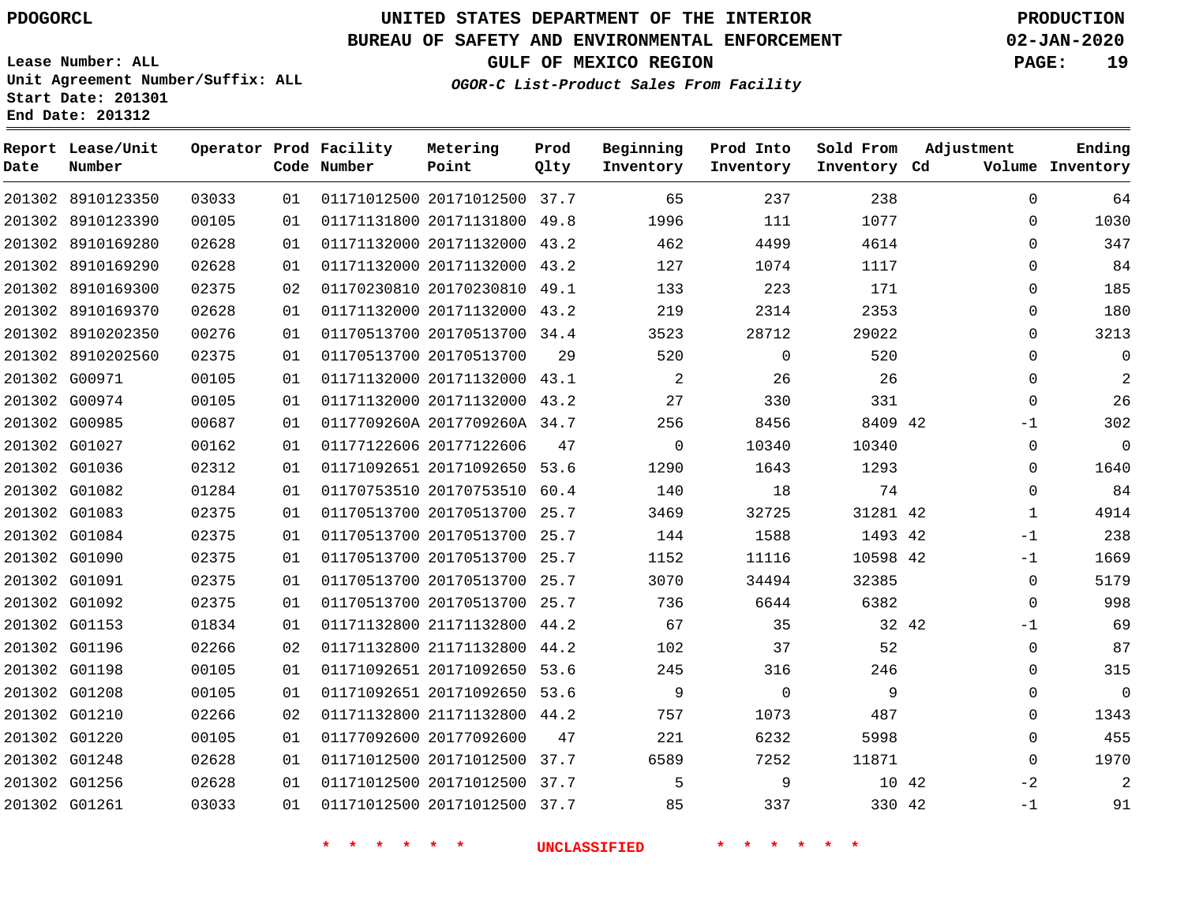PDOGORCL

# UNITED STATES DEPARTMENT OF THE INTERIOR
## BUREAU OF SAFETY AND ENVIRONMENTAL ENFORCEMENT
### GULF OF MEXICO REGION

*OGOR-C List-Product Sales From Facility*

PRODUCTION
02-JAN-2020

Lease Number: ALL
Unit Agreement Number/Suffix: ALL
Start Date: 201301
End Date: 201312

| Report Date | Lease/Unit Number | Operator | Prod Code | Facility Number | Metering Point | Prod Qlty | Beginning Inventory | Prod Into Inventory | Sold From Inventory | Adjustment Cd | Volume | Ending Inventory |
|---|---|---|---|---|---|---|---|---|---|---|---|---|
| 201302 | 8910123350 | 03033 | 01 | 01171012500 | 20171012500 | 37.7 | 65 | 237 | 238 | | 0 | 64 |
| 201302 | 8910123390 | 00105 | 01 | 01171131800 | 20171131800 | 49.8 | 1996 | 111 | 1077 | | 0 | 1030 |
| 201302 | 8910169280 | 02628 | 01 | 01171132000 | 20171132000 | 43.2 | 462 | 4499 | 4614 | | 0 | 347 |
| 201302 | 8910169290 | 02628 | 01 | 01171132000 | 20171132000 | 43.2 | 127 | 1074 | 1117 | | 0 | 84 |
| 201302 | 8910169300 | 02375 | 02 | 01170230810 | 20170230810 | 49.1 | 133 | 223 | 171 | | 0 | 185 |
| 201302 | 8910169370 | 02628 | 01 | 01171132000 | 20171132000 | 43.2 | 219 | 2314 | 2353 | | 0 | 180 |
| 201302 | 8910202350 | 00276 | 01 | 01170513700 | 20170513700 | 34.4 | 3523 | 28712 | 29022 | | 0 | 3213 |
| 201302 | 8910202560 | 02375 | 01 | 01170513700 | 20170513700 | 29 | 520 | 0 | 520 | | 0 | 0 |
| 201302 | G00971 | 00105 | 01 | 01171132000 | 20171132000 | 43.1 | 2 | 26 | 26 | | 0 | 2 |
| 201302 | G00974 | 00105 | 01 | 01171132000 | 20171132000 | 43.2 | 27 | 330 | 331 | | 0 | 26 |
| 201302 | G00985 | 00687 | 01 | 0117709260A | 2017709260A | 34.7 | 256 | 8456 | 8409 | 42 | -1 | 302 |
| 201302 | G01027 | 00162 | 01 | 01177122606 | 20177122606 | 47 | 0 | 10340 | 10340 | | 0 | 0 |
| 201302 | G01036 | 02312 | 01 | 01171092651 | 20171092650 | 53.6 | 1290 | 1643 | 1293 | | 0 | 1640 |
| 201302 | G01082 | 01284 | 01 | 01170753510 | 20170753510 | 60.4 | 140 | 18 | 74 | | 0 | 84 |
| 201302 | G01083 | 02375 | 01 | 01170513700 | 20170513700 | 25.7 | 3469 | 32725 | 31281 | 42 | 1 | 4914 |
| 201302 | G01084 | 02375 | 01 | 01170513700 | 20170513700 | 25.7 | 144 | 1588 | 1493 | 42 | -1 | 238 |
| 201302 | G01090 | 02375 | 01 | 01170513700 | 20170513700 | 25.7 | 1152 | 11116 | 10598 | 42 | -1 | 1669 |
| 201302 | G01091 | 02375 | 01 | 01170513700 | 20170513700 | 25.7 | 3070 | 34494 | 32385 | | 0 | 5179 |
| 201302 | G01092 | 02375 | 01 | 01170513700 | 20170513700 | 25.7 | 736 | 6644 | 6382 | | 0 | 998 |
| 201302 | G01153 | 01834 | 01 | 01171132800 | 21171132800 | 44.2 | 67 | 35 | 32 | 42 | -1 | 69 |
| 201302 | G01196 | 02266 | 02 | 01171132800 | 21171132800 | 44.2 | 102 | 37 | 52 | | 0 | 87 |
| 201302 | G01198 | 00105 | 01 | 01171092651 | 20171092650 | 53.6 | 245 | 316 | 246 | | 0 | 315 |
| 201302 | G01208 | 00105 | 01 | 01171092651 | 20171092650 | 53.6 | 9 | 0 | 9 | | 0 | 0 |
| 201302 | G01210 | 02266 | 02 | 01171132800 | 21171132800 | 44.2 | 757 | 1073 | 487 | | 0 | 1343 |
| 201302 | G01220 | 00105 | 01 | 01177092600 | 20177092600 | 47 | 221 | 6232 | 5998 | | 0 | 455 |
| 201302 | G01248 | 02628 | 01 | 01171012500 | 20171012500 | 37.7 | 6589 | 7252 | 11871 | | 0 | 1970 |
| 201302 | G01256 | 02628 | 01 | 01171012500 | 20171012500 | 37.7 | 5 | 9 | 10 | 42 | -2 | 2 |
| 201302 | G01261 | 03033 | 01 | 01171012500 | 20171012500 | 37.7 | 85 | 337 | 330 | 42 | -1 | 91 |

* * * * * * UNCLASSIFIED * * * * * *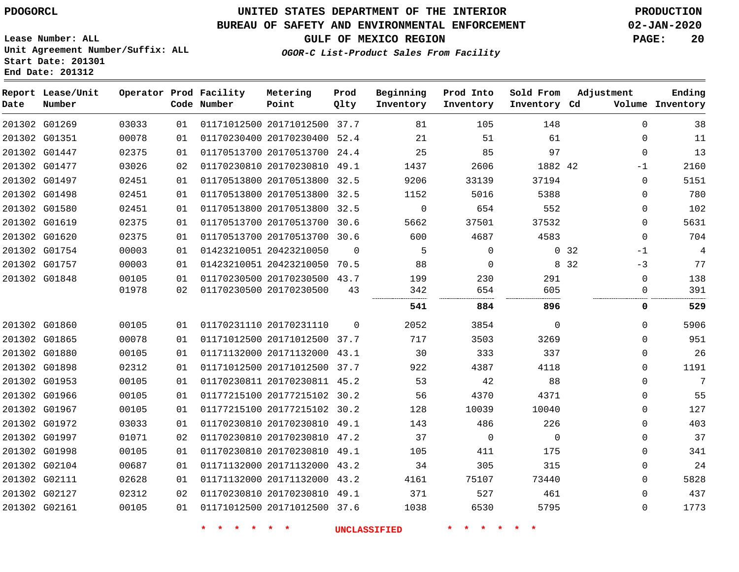PDOGORCL

# UNITED STATES DEPARTMENT OF THE INTERIOR
## BUREAU OF SAFETY AND ENVIRONMENTAL ENFORCEMENT
### GULF OF MEXICO REGION

*OGOR-C List-Product Sales From Facility*

PRODUCTION
02-JAN-2020

Lease Number: ALL
Unit Agreement Number/Suffix: ALL
Start Date: 201301
End Date: 201312

| Report Date | Lease/Unit Number | Operator | Prod Code | Facility Number | Metering Point | Prod Qlty | Beginning Inventory | Prod Into Inventory | Sold From Inventory | Adjustment Cd | Adjustment Volume | Ending Inventory |
|---|---|---|---|---|---|---|---|---|---|---|---|---|
| 201302 | G01269 | 03033 | 01 | 01171012500 | 20171012500 | 37.7 | 81 | 105 | 148 | | 0 | 38 |
| 201302 | G01351 | 00078 | 01 | 01170230400 | 20170230400 | 52.4 | 21 | 51 | 61 | | 0 | 11 |
| 201302 | G01447 | 02375 | 01 | 01170513700 | 20170513700 | 24.4 | 25 | 85 | 97 | | 0 | 13 |
| 201302 | G01477 | 03026 | 02 | 01170230810 | 20170230810 | 49.1 | 1437 | 2606 | 1882 | 42 | -1 | 2160 |
| 201302 | G01497 | 02451 | 01 | 01170513800 | 20170513800 | 32.5 | 9206 | 33139 | 37194 | | 0 | 5151 |
| 201302 | G01498 | 02451 | 01 | 01170513800 | 20170513800 | 32.5 | 1152 | 5016 | 5388 | | 0 | 780 |
| 201302 | G01580 | 02451 | 01 | 01170513800 | 20170513800 | 32.5 | 0 | 654 | 552 | | 0 | 102 |
| 201302 | G01619 | 02375 | 01 | 01170513700 | 20170513700 | 30.6 | 5662 | 37501 | 37532 | | 0 | 5631 |
| 201302 | G01620 | 02375 | 01 | 01170513700 | 20170513700 | 30.6 | 600 | 4687 | 4583 | | 0 | 704 |
| 201302 | G01754 | 00003 | 01 | 01423210051 | 20423210050 | 0 | 5 | 0 | 0 | 32 | -1 | 4 |
| 201302 | G01757 | 00003 | 01 | 01423210051 | 20423210050 | 70.5 | 88 | 0 | 8 | 32 | -3 | 77 |
| 201302 | G01848 | 00105 | 01 | 01170230500 | 20170230500 | 43.7 | 199 | 230 | 291 | | 0 | 138 |
| | | 01978 | 02 | 01170230500 | 20170230500 | 43 | 342 | 654 | 605 | | 0 | 391 |
| | | | | | | | **541** | **884** | **896** | | **0** | **529** |
| 201302 | G01860 | 00105 | 01 | 01170231110 | 20170231110 | 0 | 2052 | 3854 | 0 | | 0 | 5906 |
| 201302 | G01865 | 00078 | 01 | 01171012500 | 20171012500 | 37.7 | 717 | 3503 | 3269 | | 0 | 951 |
| 201302 | G01880 | 00105 | 01 | 01171132000 | 20171132000 | 43.1 | 30 | 333 | 337 | | 0 | 26 |
| 201302 | G01898 | 02312 | 01 | 01171012500 | 20171012500 | 37.7 | 922 | 4387 | 4118 | | 0 | 1191 |
| 201302 | G01953 | 00105 | 01 | 01170230811 | 20170230811 | 45.2 | 53 | 42 | 88 | | 0 | 7 |
| 201302 | G01966 | 00105 | 01 | 01177215100 | 20177215102 | 30.2 | 56 | 4370 | 4371 | | 0 | 55 |
| 201302 | G01967 | 00105 | 01 | 01177215100 | 20177215102 | 30.2 | 128 | 10039 | 10040 | | 0 | 127 |
| 201302 | G01972 | 03033 | 01 | 01170230810 | 20170230810 | 49.1 | 143 | 486 | 226 | | 0 | 403 |
| 201302 | G01997 | 01071 | 02 | 01170230810 | 20170230810 | 47.2 | 37 | 0 | 0 | | 0 | 37 |
| 201302 | G01998 | 00105 | 01 | 01170230810 | 20170230810 | 49.1 | 105 | 411 | 175 | | 0 | 341 |
| 201302 | G02104 | 00687 | 01 | 01171132000 | 20171132000 | 43.2 | 34 | 305 | 315 | | 0 | 24 |
| 201302 | G02111 | 02628 | 01 | 01171132000 | 20171132000 | 43.2 | 4161 | 75107 | 73440 | | 0 | 5828 |
| 201302 | G02127 | 02312 | 02 | 01170230810 | 20170230810 | 49.1 | 371 | 527 | 461 | | 0 | 437 |
| 201302 | G02161 | 00105 | 01 | 01171012500 | 20171012500 | 37.6 | 1038 | 6530 | 5795 | | 0 | 1773 |

\* \* \* \* \* \* UNCLASSIFIED \* \* \* \* \* \*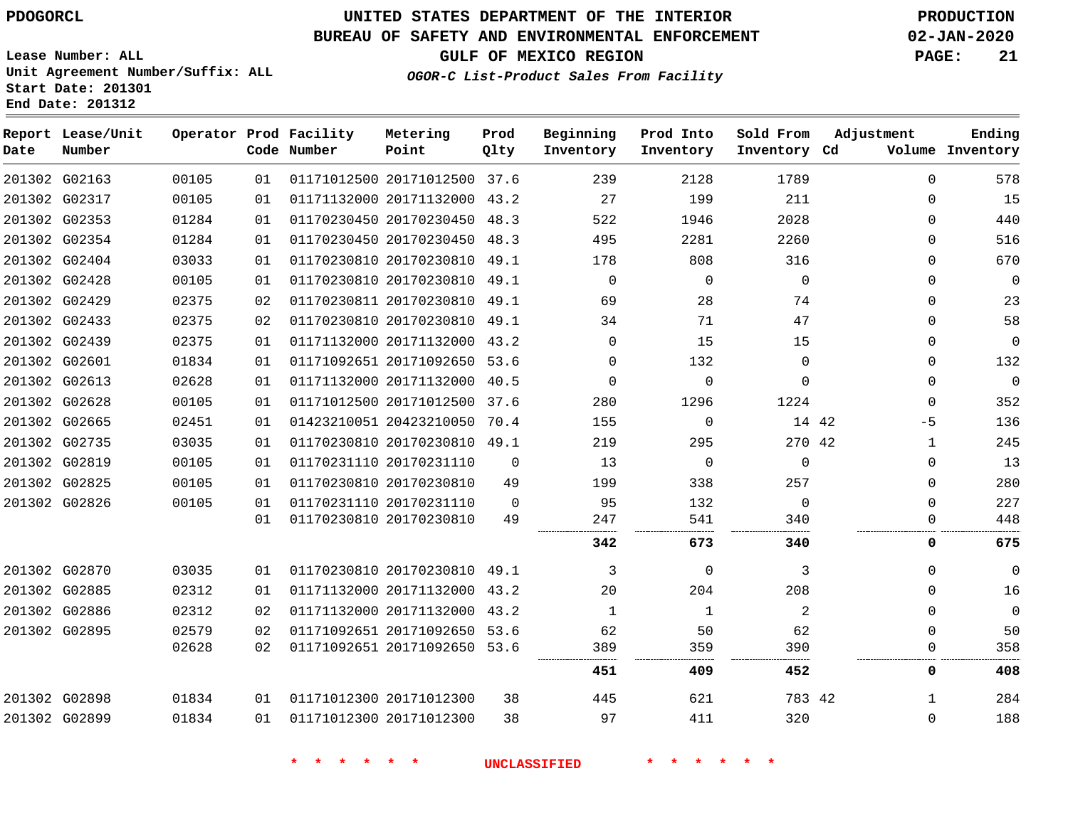PDOGORCL

# UNITED STATES DEPARTMENT OF THE INTERIOR
## BUREAU OF SAFETY AND ENVIRONMENTAL ENFORCEMENT
### GULF OF MEXICO REGION
*OGOR-C List-Product Sales From Facility*

PRODUCTION
02-JAN-2020

Lease Number: ALL
Unit Agreement Number/Suffix: ALL
Start Date: 201301
End Date: 201312

| Report Date | Lease/Unit Number | Operator | Prod Code | Facility Number | Metering Point | Prod Qlty | Beginning Inventory | Prod Into Inventory | Sold From Inventory | Adjustment Cd | Adjustment Volume | Ending Inventory |
|---|---|---|---|---|---|---|---|---|---|---|---|---|
| 201302 | G02163 | 00105 | 01 | 01171012500 | 20171012500 | 37.6 | 239 | 2128 | 1789 | | 0 | 578 |
| 201302 | G02317 | 00105 | 01 | 01171132000 | 20171132000 | 43.2 | 27 | 199 | 211 | | 0 | 15 |
| 201302 | G02353 | 01284 | 01 | 01170230450 | 20170230450 | 48.3 | 522 | 1946 | 2028 | | 0 | 440 |
| 201302 | G02354 | 01284 | 01 | 01170230450 | 20170230450 | 48.3 | 495 | 2281 | 2260 | | 0 | 516 |
| 201302 | G02404 | 03033 | 01 | 01170230810 | 20170230810 | 49.1 | 178 | 808 | 316 | | 0 | 670 |
| 201302 | G02428 | 00105 | 01 | 01170230810 | 20170230810 | 49.1 | 0 | 0 | 0 | | 0 | 0 |
| 201302 | G02429 | 02375 | 02 | 01170230811 | 20170230810 | 49.1 | 69 | 28 | 74 | | 0 | 23 |
| 201302 | G02433 | 02375 | 02 | 01170230810 | 20170230810 | 49.1 | 34 | 71 | 47 | | 0 | 58 |
| 201302 | G02439 | 02375 | 01 | 01171132000 | 20171132000 | 43.2 | 0 | 15 | 15 | | 0 | 0 |
| 201302 | G02601 | 01834 | 01 | 01171092651 | 20171092650 | 53.6 | 0 | 132 | 0 | | 0 | 132 |
| 201302 | G02613 | 02628 | 01 | 01171132000 | 20171132000 | 40.5 | 0 | 0 | 0 | | 0 | 0 |
| 201302 | G02628 | 00105 | 01 | 01171012500 | 20171012500 | 37.6 | 280 | 1296 | 1224 | | 0 | 352 |
| 201302 | G02665 | 02451 | 01 | 01423210051 | 20423210050 | 70.4 | 155 | 0 | 14 | 42 | -5 | 136 |
| 201302 | G02735 | 03035 | 01 | 01170230810 | 20170230810 | 49.1 | 219 | 295 | 270 | 42 | 1 | 245 |
| 201302 | G02819 | 00105 | 01 | 01170231110 | 20170231110 | 0 | 13 | 0 | 0 | | 0 | 13 |
| 201302 | G02825 | 00105 | 01 | 01170230810 | 20170230810 | 49 | 199 | 338 | 257 | | 0 | 280 |
| 201302 | G02826 | 00105 | 01 | 01170231110 | 20170231110 | 0 | 95 | 132 | 0 | | 0 | 227 |
| | | | 01 | 01170230810 | 20170230810 | 49 | 247 | 541 | 340 | | 0 | 448 |
| | | | | | | | **342** | **673** | **340** | | **0** | **675** |
| 201302 | G02870 | 03035 | 01 | 01170230810 | 20170230810 | 49.1 | 3 | 0 | 3 | | 0 | 0 |
| 201302 | G02885 | 02312 | 01 | 01171132000 | 20171132000 | 43.2 | 20 | 204 | 208 | | 0 | 16 |
| 201302 | G02886 | 02312 | 02 | 01171132000 | 20171132000 | 43.2 | 1 | 1 | 2 | | 0 | 0 |
| 201302 | G02895 | 02579 | 02 | 01171092651 | 20171092650 | 53.6 | 62 | 50 | 62 | | 0 | 50 |
| | | 02628 | 02 | 01171092651 | 20171092650 | 53.6 | 389 | 359 | 390 | | 0 | 358 |
| | | | | | | | **451** | **409** | **452** | | **0** | **408** |
| 201302 | G02898 | 01834 | 01 | 01171012300 | 20171012300 | 38 | 445 | 621 | 783 | 42 | 1 | 284 |
| 201302 | G02899 | 01834 | 01 | 01171012300 | 20171012300 | 38 | 97 | 411 | 320 | | 0 | 188 |

\* \* \* \* \* \* UNCLASSIFIED \* \* \* \* \* \*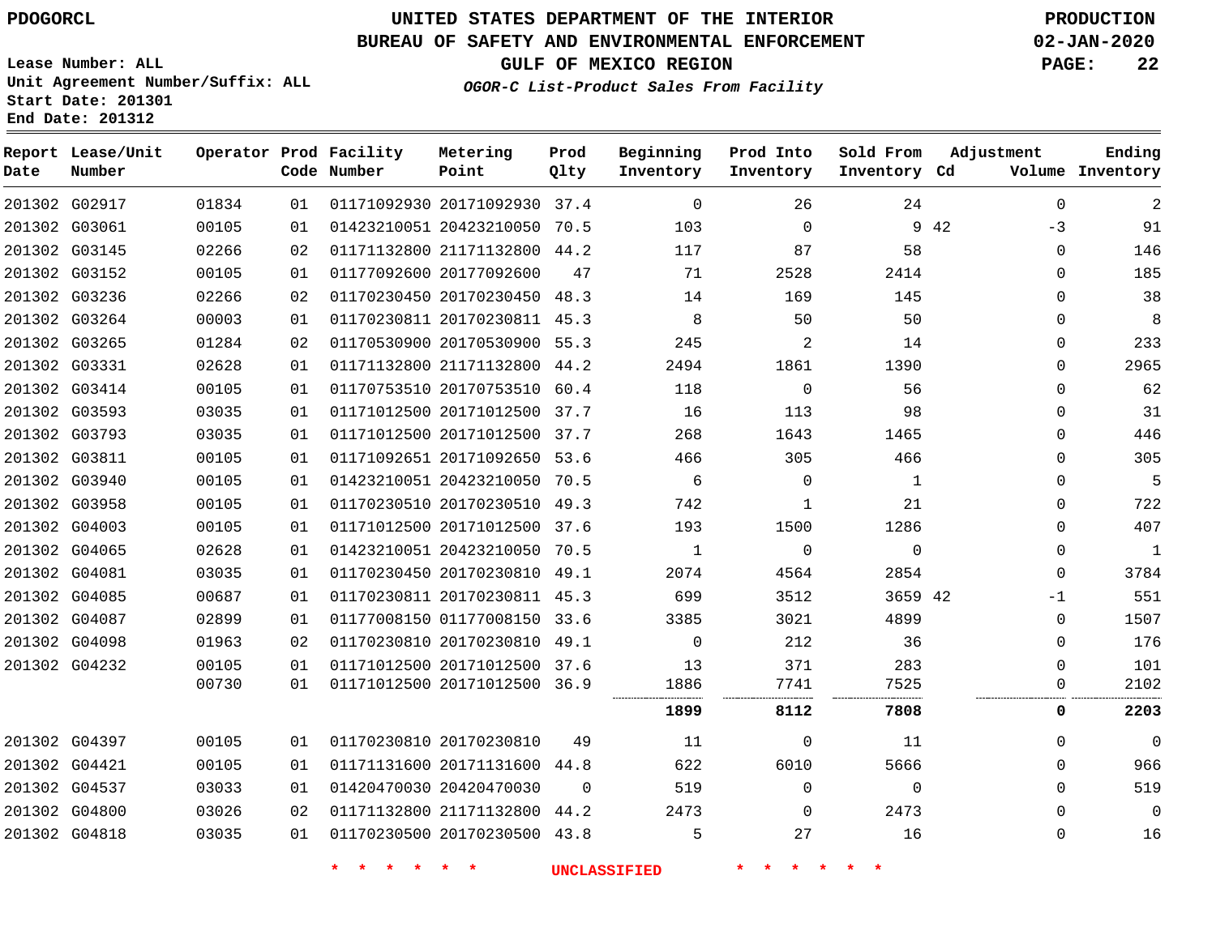PDOGORCL

# UNITED STATES DEPARTMENT OF THE INTERIOR
## BUREAU OF SAFETY AND ENVIRONMENTAL ENFORCEMENT
### GULF OF MEXICO REGION
*OGOR-C List-Product Sales From Facility*

PRODUCTION
02-JAN-2020

Lease Number: ALL
Unit Agreement Number/Suffix: ALL
Start Date: 201301
End Date: 201312

| Report Date | Lease/Unit Number | Operator | Prod Code | Facility Number | Metering Point | Prod Qlty | Beginning Inventory | Prod Into Inventory | Sold From Inventory | Adjustment Cd | Adjustment Volume | Ending Inventory |
|---|---|---|---|---|---|---|---|---|---|---|---|---|
| 201302 | G02917 | 01834 | 01 | 01171092930 | 20171092930 | 37.4 | 0 | 26 | 24 | | 0 | 2 |
| 201302 | G03061 | 00105 | 01 | 01423210051 | 20423210050 | 70.5 | 103 | 0 | 9 | 42 | -3 | 91 |
| 201302 | G03145 | 02266 | 02 | 01171132800 | 21171132800 | 44.2 | 117 | 87 | 58 | | 0 | 146 |
| 201302 | G03152 | 00105 | 01 | 01177092600 | 20177092600 | 47 | 71 | 2528 | 2414 | | 0 | 185 |
| 201302 | G03236 | 02266 | 02 | 01170230450 | 20170230450 | 48.3 | 14 | 169 | 145 | | 0 | 38 |
| 201302 | G03264 | 00003 | 01 | 01170230811 | 20170230811 | 45.3 | 8 | 50 | 50 | | 0 | 8 |
| 201302 | G03265 | 01284 | 02 | 01170530900 | 20170530900 | 55.3 | 245 | 2 | 14 | | 0 | 233 |
| 201302 | G03331 | 02628 | 01 | 01171132800 | 21171132800 | 44.2 | 2494 | 1861 | 1390 | | 0 | 2965 |
| 201302 | G03414 | 00105 | 01 | 01170753510 | 20170753510 | 60.4 | 118 | 0 | 56 | | 0 | 62 |
| 201302 | G03593 | 03035 | 01 | 01171012500 | 20171012500 | 37.7 | 16 | 113 | 98 | | 0 | 31 |
| 201302 | G03793 | 03035 | 01 | 01171012500 | 20171012500 | 37.7 | 268 | 1643 | 1465 | | 0 | 446 |
| 201302 | G03811 | 00105 | 01 | 01171092651 | 20171092650 | 53.6 | 466 | 305 | 466 | | 0 | 305 |
| 201302 | G03940 | 00105 | 01 | 01423210051 | 20423210050 | 70.5 | 6 | 0 | 1 | | 0 | 5 |
| 201302 | G03958 | 00105 | 01 | 01170230510 | 20170230510 | 49.3 | 742 | 1 | 21 | | 0 | 722 |
| 201302 | G04003 | 00105 | 01 | 01171012500 | 20171012500 | 37.6 | 193 | 1500 | 1286 | | 0 | 407 |
| 201302 | G04065 | 02628 | 01 | 01423210051 | 20423210050 | 70.5 | 1 | 0 | 0 | | 0 | 1 |
| 201302 | G04081 | 03035 | 01 | 01170230450 | 20170230810 | 49.1 | 2074 | 4564 | 2854 | | 0 | 3784 |
| 201302 | G04085 | 00687 | 01 | 01170230811 | 20170230811 | 45.3 | 699 | 3512 | 3659 | 42 | -1 | 551 |
| 201302 | G04087 | 02899 | 01 | 01177008150 | 01177008150 | 33.6 | 3385 | 3021 | 4899 | | 0 | 1507 |
| 201302 | G04098 | 01963 | 02 | 01170230810 | 20170230810 | 49.1 | 0 | 212 | 36 | | 0 | 176 |
| 201302 | G04232 | 00105 | 01 | 01171012500 | 20171012500 | 37.6 | 13 | 371 | 283 | | 0 | 101 |
| | | 00730 | 01 | 01171012500 | 20171012500 | 36.9 | 1886 | 7741 | 7525 | | 0 | 2102 |
| | | | | | | | **1899** | **8112** | **7808** | | **0** | **2203** |
| 201302 | G04397 | 00105 | 01 | 01170230810 | 20170230810 | 49 | 11 | 0 | 11 | | 0 | 0 |
| 201302 | G04421 | 00105 | 01 | 01171131600 | 20171131600 | 44.8 | 622 | 6010 | 5666 | | 0 | 966 |
| 201302 | G04537 | 03033 | 01 | 01420470030 | 20420470030 | 0 | 519 | 0 | 0 | | 0 | 519 |
| 201302 | G04800 | 03026 | 02 | 01171132800 | 21171132800 | 44.2 | 2473 | 0 | 2473 | | 0 | 0 |
| 201302 | G04818 | 03035 | 01 | 01170230500 | 20170230500 | 43.8 | 5 | 27 | 16 | | 0 | 16 |

\* \* \* \* \* \* UNCLASSIFIED \* \* \* \* \* \*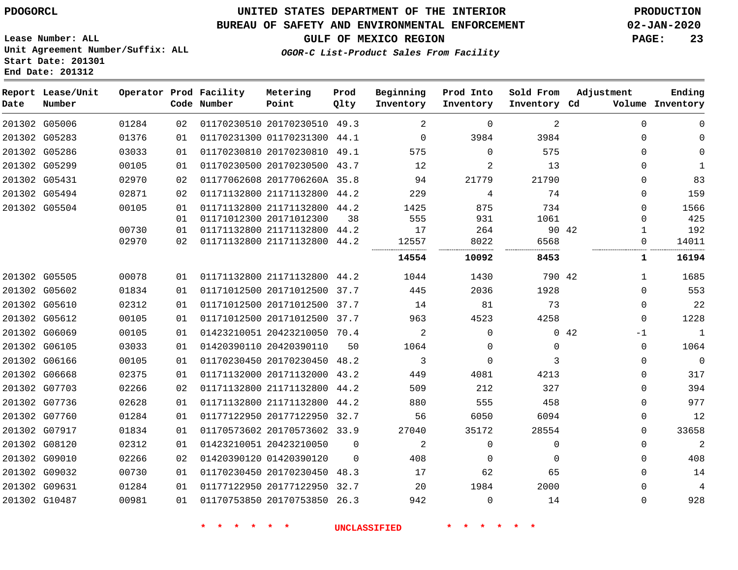PDOGORCL

# UNITED STATES DEPARTMENT OF THE INTERIOR
## BUREAU OF SAFETY AND ENVIRONMENTAL ENFORCEMENT
### GULF OF MEXICO REGION
*OGOR-C List-Product Sales From Facility*

PRODUCTION
02-JAN-2020

Lease Number: ALL
Unit Agreement Number/Suffix: ALL
Start Date: 201301
End Date: 201312

| Report Date | Lease/Unit Number | Operator | Prod Code | Facility Number | Metering Point | Prod Qlty | Beginning Inventory | Prod Into Inventory | Sold From Inventory | Adjustment Cd | Adjustment Volume | Ending Inventory |
|---|---|---|---|---|---|---|---|---|---|---|---|---|
| 201302 | G05006 | 01284 | 02 | 01170230510 | 20170230510 | 49.3 | 2 | 0 | 2 | | 0 | 0 |
| 201302 | G05283 | 01376 | 01 | 01170231300 | 01170231300 | 44.1 | 0 | 3984 | 3984 | | 0 | 0 |
| 201302 | G05286 | 03033 | 01 | 01170230810 | 20170230810 | 49.1 | 575 | 0 | 575 | | 0 | 0 |
| 201302 | G05299 | 00105 | 01 | 01170230500 | 20170230500 | 43.7 | 12 | 2 | 13 | | 0 | 1 |
| 201302 | G05431 | 02970 | 02 | 01177062608 | 2017706260A | 35.8 | 94 | 21779 | 21790 | | 0 | 83 |
| 201302 | G05494 | 02871 | 02 | 01171132800 | 21171132800 | 44.2 | 229 | 4 | 74 | | 0 | 159 |
| 201302 | G05504 | 00105 | 01 | 01171132800 | 21171132800 | 44.2 | 1425 | 875 | 734 | | 0 | 1566 |
| | | | 01 | 01171012300 | 20171012300 | 38 | 555 | 931 | 1061 | | 0 | 425 |
| | | 00730 | 01 | 01171132800 | 21171132800 | 44.2 | 17 | 264 | 90 | 42 | 1 | 192 |
| | | 02970 | 02 | 01171132800 | 21171132800 | 44.2 | 12557 | 8022 | 6568 | | 0 | 14011 |
| | | | | | | | **14554** | **10092** | **8453** | | **1** | **16194** |
| 201302 | G05505 | 00078 | 01 | 01171132800 | 21171132800 | 44.2 | 1044 | 1430 | 790 | 42 | 1 | 1685 |
| 201302 | G05602 | 01834 | 01 | 01171012500 | 20171012500 | 37.7 | 445 | 2036 | 1928 | | 0 | 553 |
| 201302 | G05610 | 02312 | 01 | 01171012500 | 20171012500 | 37.7 | 14 | 81 | 73 | | 0 | 22 |
| 201302 | G05612 | 00105 | 01 | 01171012500 | 20171012500 | 37.7 | 963 | 4523 | 4258 | | 0 | 1228 |
| 201302 | G06069 | 00105 | 01 | 01423210051 | 20423210050 | 70.4 | 2 | 0 | 0 | 42 | -1 | 1 |
| 201302 | G06105 | 03033 | 01 | 01420390110 | 20420390110 | 50 | 1064 | 0 | 0 | | 0 | 1064 |
| 201302 | G06166 | 00105 | 01 | 01170230450 | 20170230450 | 48.2 | 3 | 0 | 3 | | 0 | 0 |
| 201302 | G06668 | 02375 | 01 | 01171132000 | 20171132000 | 43.2 | 449 | 4081 | 4213 | | 0 | 317 |
| 201302 | G07703 | 02266 | 02 | 01171132800 | 21171132800 | 44.2 | 509 | 212 | 327 | | 0 | 394 |
| 201302 | G07736 | 02628 | 01 | 01171132800 | 21171132800 | 44.2 | 880 | 555 | 458 | | 0 | 977 |
| 201302 | G07760 | 01284 | 01 | 01177122950 | 20177122950 | 32.7 | 56 | 6050 | 6094 | | 0 | 12 |
| 201302 | G07917 | 01834 | 01 | 01170573602 | 20170573602 | 33.9 | 27040 | 35172 | 28554 | | 0 | 33658 |
| 201302 | G08120 | 02312 | 01 | 01423210051 | 20423210050 | 0 | 2 | 0 | 0 | | 0 | 2 |
| 201302 | G09010 | 02266 | 02 | 01420390120 | 01420390120 | 0 | 408 | 0 | 0 | | 0 | 408 |
| 201302 | G09032 | 00730 | 01 | 01170230450 | 20170230450 | 48.3 | 17 | 62 | 65 | | 0 | 14 |
| 201302 | G09631 | 01284 | 01 | 01177122950 | 20177122950 | 32.7 | 20 | 1984 | 2000 | | 0 | 4 |
| 201302 | G10487 | 00981 | 01 | 01170753850 | 20170753850 | 26.3 | 942 | 0 | 14 | | 0 | 928 |

\* \* \* \* \* \* UNCLASSIFIED \* \* \* \* \* \*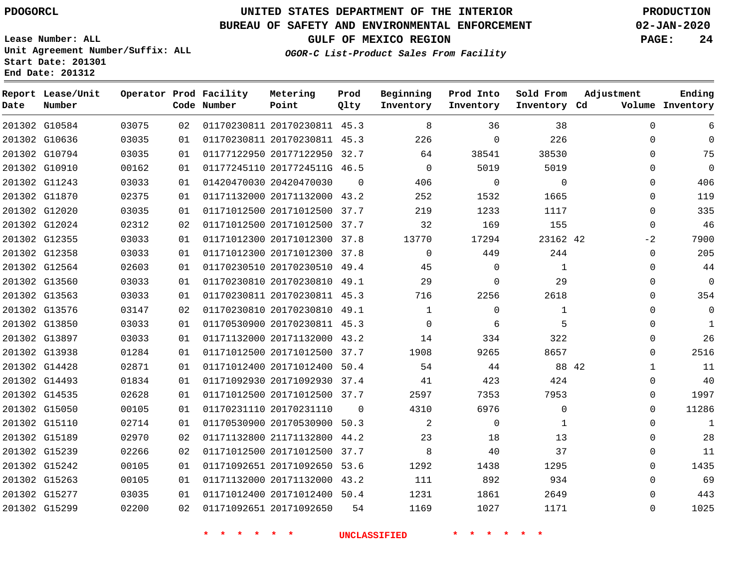PDOGORCL

# UNITED STATES DEPARTMENT OF THE INTERIOR
## BUREAU OF SAFETY AND ENVIRONMENTAL ENFORCEMENT
### GULF OF MEXICO REGION
*OGOR-C List-Product Sales From Facility*

PRODUCTION
02-JAN-2020

Lease Number: ALL
Unit Agreement Number/Suffix: ALL
Start Date: 201301
End Date: 201312

| Report Date | Lease/Unit Number | Operator | Prod Code | Facility Number | Metering Point | Prod Qlty | Beginning Inventory | Prod Into Inventory | Sold From Inventory | Adjustment Cd | Volume | Ending Inventory |
|---|---|---|---|---|---|---|---|---|---|---|---|---|
| 201302 | G10584 | 03075 | 02 | 01170230811 | 20170230811 | 45.3 | 8 | 36 | 38 | | 0 | 6 |
| 201302 | G10636 | 03035 | 01 | 01170230811 | 20170230811 | 45.3 | 226 | 0 | 226 | | 0 | 0 |
| 201302 | G10794 | 03035 | 01 | 01177122950 | 20177122950 | 32.7 | 64 | 38541 | 38530 | | 0 | 75 |
| 201302 | G10910 | 00162 | 01 | 01177245110 | 2017724511G | 46.5 | 0 | 5019 | 5019 | | 0 | 0 |
| 201302 | G11243 | 03033 | 01 | 01420470030 | 20420470030 | 0 | 406 | 0 | 0 | | 0 | 406 |
| 201302 | G11870 | 02375 | 01 | 01171132000 | 20171132000 | 43.2 | 252 | 1532 | 1665 | | 0 | 119 |
| 201302 | G12020 | 03035 | 01 | 01171012500 | 20171012500 | 37.7 | 219 | 1233 | 1117 | | 0 | 335 |
| 201302 | G12024 | 02312 | 02 | 01171012500 | 20171012500 | 37.7 | 32 | 169 | 155 | | 0 | 46 |
| 201302 | G12355 | 03033 | 01 | 01171012300 | 20171012300 | 37.8 | 13770 | 17294 | 23162 | 42 | -2 | 7900 |
| 201302 | G12358 | 03033 | 01 | 01171012300 | 20171012300 | 37.8 | 0 | 449 | 244 | | 0 | 205 |
| 201302 | G12564 | 02603 | 01 | 01170230510 | 20170230510 | 49.4 | 45 | 0 | 1 | | 0 | 44 |
| 201302 | G13560 | 03033 | 01 | 01170230810 | 20170230810 | 49.1 | 29 | 0 | 29 | | 0 | 0 |
| 201302 | G13563 | 03033 | 01 | 01170230811 | 20170230811 | 45.3 | 716 | 2256 | 2618 | | 0 | 354 |
| 201302 | G13576 | 03147 | 02 | 01170230810 | 20170230810 | 49.1 | 1 | 0 | 1 | | 0 | 0 |
| 201302 | G13850 | 03033 | 01 | 01170530900 | 20170230811 | 45.3 | 0 | 6 | 5 | | 0 | 1 |
| 201302 | G13897 | 03033 | 01 | 01171132000 | 20171132000 | 43.2 | 14 | 334 | 322 | | 0 | 26 |
| 201302 | G13938 | 01284 | 01 | 01171012500 | 20171012500 | 37.7 | 1908 | 9265 | 8657 | | 0 | 2516 |
| 201302 | G14428 | 02871 | 01 | 01171012400 | 20171012400 | 50.4 | 54 | 44 | 88 | 42 | 1 | 11 |
| 201302 | G14493 | 01834 | 01 | 01171092930 | 20171092930 | 37.4 | 41 | 423 | 424 | | 0 | 40 |
| 201302 | G14535 | 02628 | 01 | 01171012500 | 20171012500 | 37.7 | 2597 | 7353 | 7953 | | 0 | 1997 |
| 201302 | G15050 | 00105 | 01 | 01170231110 | 20170231110 | 0 | 4310 | 6976 | 0 | | 0 | 11286 |
| 201302 | G15110 | 02714 | 01 | 01170530900 | 20170530900 | 50.3 | 2 | 0 | 1 | | 0 | 1 |
| 201302 | G15189 | 02970 | 02 | 01171132800 | 21171132800 | 44.2 | 23 | 18 | 13 | | 0 | 28 |
| 201302 | G15239 | 02266 | 02 | 01171012500 | 20171012500 | 37.7 | 8 | 40 | 37 | | 0 | 11 |
| 201302 | G15242 | 00105 | 01 | 01171092651 | 20171092650 | 53.6 | 1292 | 1438 | 1295 | | 0 | 1435 |
| 201302 | G15263 | 00105 | 01 | 01171132000 | 20171132000 | 43.2 | 111 | 892 | 934 | | 0 | 69 |
| 201302 | G15277 | 03035 | 01 | 01171012400 | 20171012400 | 50.4 | 1231 | 1861 | 2649 | | 0 | 443 |
| 201302 | G15299 | 02200 | 02 | 01171092651 | 20171092650 | 54 | 1169 | 1027 | 1171 | | 0 | 1025 |

\* \* \* \* \* \* UNCLASSIFIED \* \* \* \* \* \*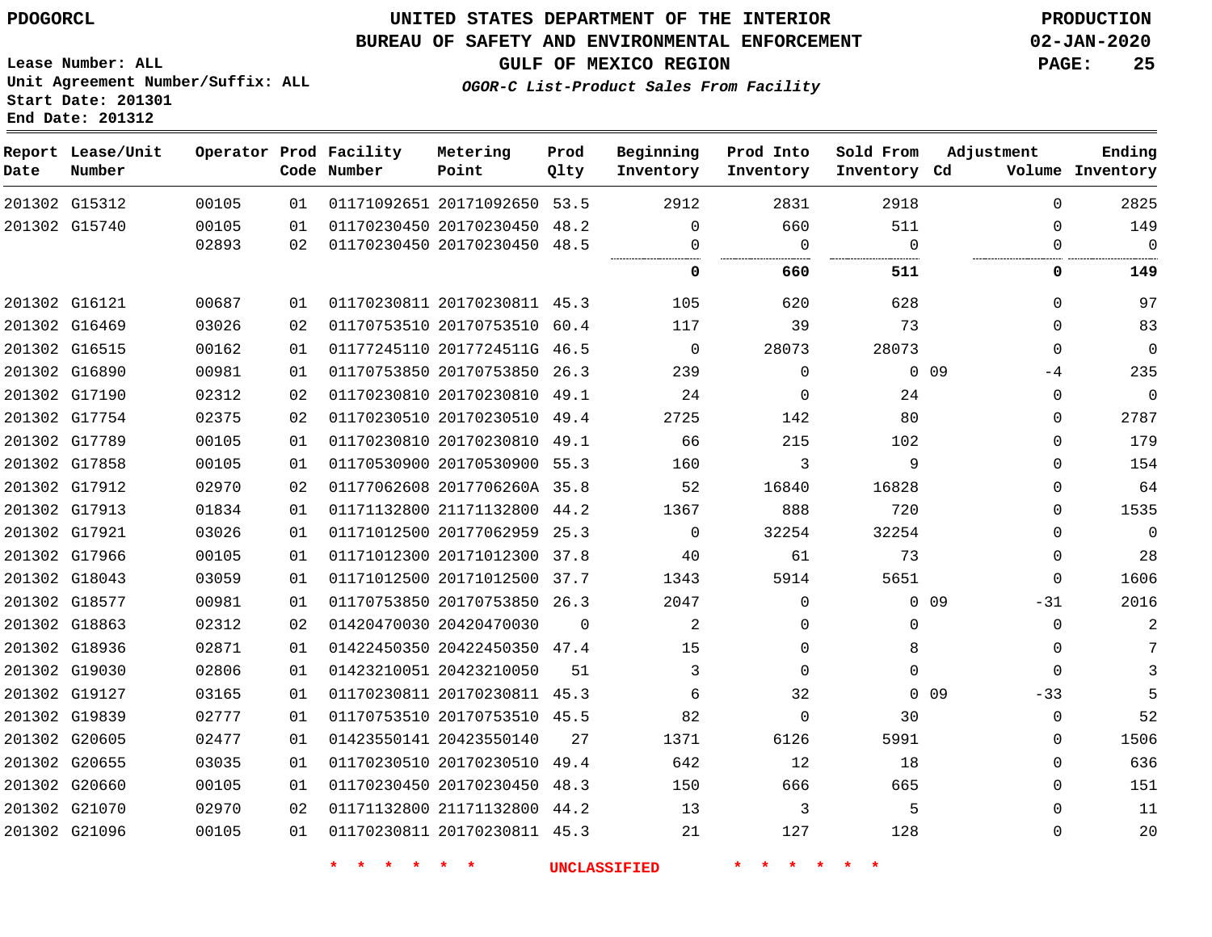PDOGORCL

# UNITED STATES DEPARTMENT OF THE INTERIOR
## BUREAU OF SAFETY AND ENVIRONMENTAL ENFORCEMENT
### GULF OF MEXICO REGION
*OGOR-C List-Product Sales From Facility*

PRODUCTION
02-JAN-2020

Lease Number: ALL
Unit Agreement Number/Suffix: ALL
Start Date: 201301
End Date: 201312

| Report Date | Lease/Unit Number | Operator | Prod Code | Facility Number | Metering Point | Prod Qlty | Beginning Inventory | Prod Into Inventory | Sold From Inventory | Adjustment Cd | Adjustment Volume | Ending Inventory |
|---|---|---|---|---|---|---|---|---|---|---|---|---|
| 201302 | G15312 | 00105 | 01 | 01171092651 | 20171092650 | 53.5 | 2912 | 2831 | 2918 | | 0 | 2825 |
| 201302 | G15740 | 00105 | 01 | 01170230450 | 20170230450 | 48.2 | 0 | 660 | 511 | | 0 | 149 |
| | | 02893 | 02 | 01170230450 | 20170230450 | 48.5 | 0 | 0 | 0 | | 0 | 0 |
| | | | | | | | **0** | **660** | **511** | | **0** | **149** |
| 201302 | G16121 | 00687 | 01 | 01170230811 | 20170230811 | 45.3 | 105 | 620 | 628 | | 0 | 97 |
| 201302 | G16469 | 03026 | 02 | 01170753510 | 20170753510 | 60.4 | 117 | 39 | 73 | | 0 | 83 |
| 201302 | G16515 | 00162 | 01 | 01177245110 | 2017724511G | 46.5 | 0 | 28073 | 28073 | | 0 | 0 |
| 201302 | G16890 | 00981 | 01 | 01170753850 | 20170753850 | 26.3 | 239 | 0 | 0 | 09 | -4 | 235 |
| 201302 | G17190 | 02312 | 02 | 01170230810 | 20170230810 | 49.1 | 24 | 0 | 24 | | 0 | 0 |
| 201302 | G17754 | 02375 | 02 | 01170230510 | 20170230510 | 49.4 | 2725 | 142 | 80 | | 0 | 2787 |
| 201302 | G17789 | 00105 | 01 | 01170230810 | 20170230810 | 49.1 | 66 | 215 | 102 | | 0 | 179 |
| 201302 | G17858 | 00105 | 01 | 01170530900 | 20170530900 | 55.3 | 160 | 3 | 9 | | 0 | 154 |
| 201302 | G17912 | 02970 | 02 | 01177062608 | 2017706260A | 35.8 | 52 | 16840 | 16828 | | 0 | 64 |
| 201302 | G17913 | 01834 | 01 | 01171132800 | 21171132800 | 44.2 | 1367 | 888 | 720 | | 0 | 1535 |
| 201302 | G17921 | 03026 | 01 | 01171012500 | 20177062959 | 25.3 | 0 | 32254 | 32254 | | 0 | 0 |
| 201302 | G17966 | 00105 | 01 | 01171012300 | 20171012300 | 37.8 | 40 | 61 | 73 | | 0 | 28 |
| 201302 | G18043 | 03059 | 01 | 01171012500 | 20171012500 | 37.7 | 1343 | 5914 | 5651 | | 0 | 1606 |
| 201302 | G18577 | 00981 | 01 | 01170753850 | 20170753850 | 26.3 | 2047 | 0 | 0 | 09 | -31 | 2016 |
| 201302 | G18863 | 02312 | 02 | 01420470030 | 20420470030 | 0 | 2 | 0 | 0 | | 0 | 2 |
| 201302 | G18936 | 02871 | 01 | 01422450350 | 20422450350 | 47.4 | 15 | 0 | 8 | | 0 | 7 |
| 201302 | G19030 | 02806 | 01 | 01423210051 | 20423210050 | 51 | 3 | 0 | 0 | | 0 | 3 |
| 201302 | G19127 | 03165 | 01 | 01170230811 | 20170230811 | 45.3 | 6 | 32 | 0 | 09 | -33 | 5 |
| 201302 | G19839 | 02777 | 01 | 01170753510 | 20170753510 | 45.5 | 82 | 0 | 30 | | 0 | 52 |
| 201302 | G20605 | 02477 | 01 | 01423550141 | 20423550140 | 27 | 1371 | 6126 | 5991 | | 0 | 1506 |
| 201302 | G20655 | 03035 | 01 | 01170230510 | 20170230510 | 49.4 | 642 | 12 | 18 | | 0 | 636 |
| 201302 | G20660 | 00105 | 01 | 01170230450 | 20170230450 | 48.3 | 150 | 666 | 665 | | 0 | 151 |
| 201302 | G21070 | 02970 | 02 | 01171132800 | 21171132800 | 44.2 | 13 | 3 | 5 | | 0 | 11 |
| 201302 | G21096 | 00105 | 01 | 01170230811 | 20170230811 | 45.3 | 21 | 127 | 128 | | 0 | 20 |

\* \* \* \* \* \* UNCLASSIFIED \* \* \* \* \* \*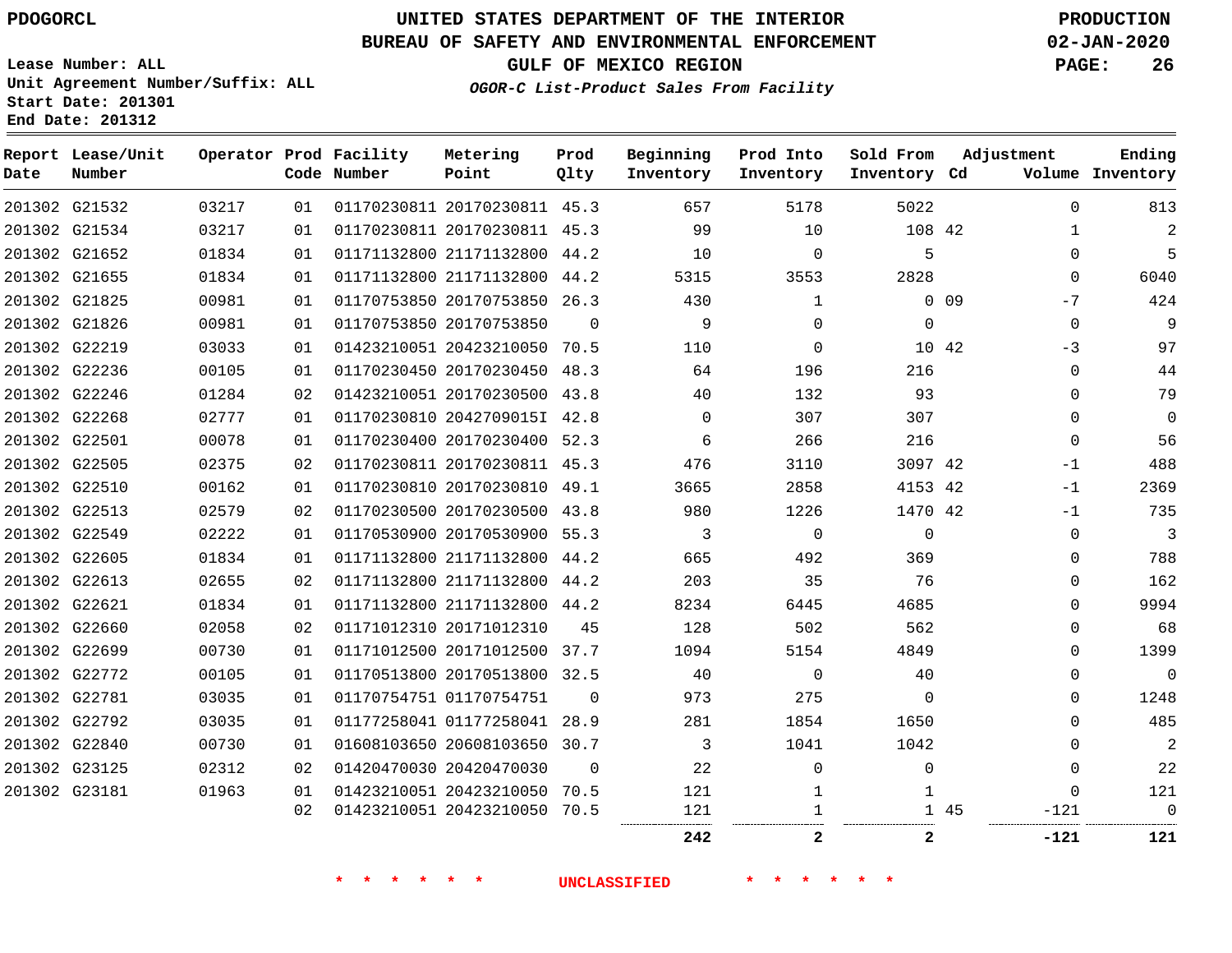PDOGORCL

# UNITED STATES DEPARTMENT OF THE INTERIOR
## BUREAU OF SAFETY AND ENVIRONMENTAL ENFORCEMENT
### GULF OF MEXICO REGION

*OGOR-C List-Product Sales From Facility*

PRODUCTION
02-JAN-2020

Lease Number: ALL
Unit Agreement Number/Suffix: ALL
Start Date: 201301
End Date: 201312

| Report Date | Lease/Unit Number | Operator | Prod Code | Facility Number | Metering Point | Prod Qlty | Beginning Inventory | Prod Into Inventory | Sold From Inventory | Adjustment Cd | Adjustment Volume | Ending Inventory |
|---|---|---|---|---|---|---|---|---|---|---|---|---|
| 201302 | G21532 | 03217 | 01 | 01170230811 | 20170230811 | 45.3 | 657 | 5178 | 5022 | | 0 | 813 |
| 201302 | G21534 | 03217 | 01 | 01170230811 | 20170230811 | 45.3 | 99 | 10 | 108 | 42 | 1 | 2 |
| 201302 | G21652 | 01834 | 01 | 01171132800 | 21171132800 | 44.2 | 10 | 0 | 5 | | 0 | 5 |
| 201302 | G21655 | 01834 | 01 | 01171132800 | 21171132800 | 44.2 | 5315 | 3553 | 2828 | | 0 | 6040 |
| 201302 | G21825 | 00981 | 01 | 01170753850 | 20170753850 | 26.3 | 430 | 1 | 0 | 09 | -7 | 424 |
| 201302 | G21826 | 00981 | 01 | 01170753850 | 20170753850 | 0 | 9 | 0 | 0 | | 0 | 9 |
| 201302 | G22219 | 03033 | 01 | 01423210051 | 20423210050 | 70.5 | 110 | 0 | 10 | 42 | -3 | 97 |
| 201302 | G22236 | 00105 | 01 | 01170230450 | 20170230450 | 48.3 | 64 | 196 | 216 | | 0 | 44 |
| 201302 | G22246 | 01284 | 02 | 01423210051 | 20170230500 | 43.8 | 40 | 132 | 93 | | 0 | 79 |
| 201302 | G22268 | 02777 | 01 | 01170230810 | 2042709015I | 42.8 | 0 | 307 | 307 | | 0 | 0 |
| 201302 | G22501 | 00078 | 01 | 01170230400 | 20170230400 | 52.3 | 6 | 266 | 216 | | 0 | 56 |
| 201302 | G22505 | 02375 | 02 | 01170230811 | 20170230811 | 45.3 | 476 | 3110 | 3097 | 42 | -1 | 488 |
| 201302 | G22510 | 00162 | 01 | 01170230810 | 20170230810 | 49.1 | 3665 | 2858 | 4153 | 42 | -1 | 2369 |
| 201302 | G22513 | 02579 | 02 | 01170230500 | 20170230500 | 43.8 | 980 | 1226 | 1470 | 42 | -1 | 735 |
| 201302 | G22549 | 02222 | 01 | 01170530900 | 20170530900 | 55.3 | 3 | 0 | 0 | | 0 | 3 |
| 201302 | G22605 | 01834 | 01 | 01171132800 | 21171132800 | 44.2 | 665 | 492 | 369 | | 0 | 788 |
| 201302 | G22613 | 02655 | 02 | 01171132800 | 21171132800 | 44.2 | 203 | 35 | 76 | | 0 | 162 |
| 201302 | G22621 | 01834 | 01 | 01171132800 | 21171132800 | 44.2 | 8234 | 6445 | 4685 | | 0 | 9994 |
| 201302 | G22660 | 02058 | 02 | 01171012310 | 20171012310 | 45 | 128 | 502 | 562 | | 0 | 68 |
| 201302 | G22699 | 00730 | 01 | 01171012500 | 20171012500 | 37.7 | 1094 | 5154 | 4849 | | 0 | 1399 |
| 201302 | G22772 | 00105 | 01 | 01170513800 | 20170513800 | 32.5 | 40 | 0 | 40 | | 0 | 0 |
| 201302 | G22781 | 03035 | 01 | 01170754751 | 01170754751 | 0 | 973 | 275 | 0 | | 0 | 1248 |
| 201302 | G22792 | 03035 | 01 | 01177258041 | 01177258041 | 28.9 | 281 | 1854 | 1650 | | 0 | 485 |
| 201302 | G22840 | 00730 | 01 | 01608103650 | 20608103650 | 30.7 | 3 | 1041 | 1042 | | 0 | 2 |
| 201302 | G23125 | 02312 | 02 | 01420470030 | 20420470030 | 0 | 22 | 0 | 0 | | 0 | 22 |
| 201302 | G23181 | 01963 | 01 | 01423210051 | 20423210050 | 70.5 | 121 | 1 | 1 | | 0 | 121 |
| | | | 02 | 01423210051 | 20423210050 | 70.5 | 121 | 1 | 1 | 45 | -121 | 0 |
| | | | | | | | **242** | **2** | **2** | | **-121** | **121** |

\* \* \* \* \* \* UNCLASSIFIED \* \* \* \* \* \*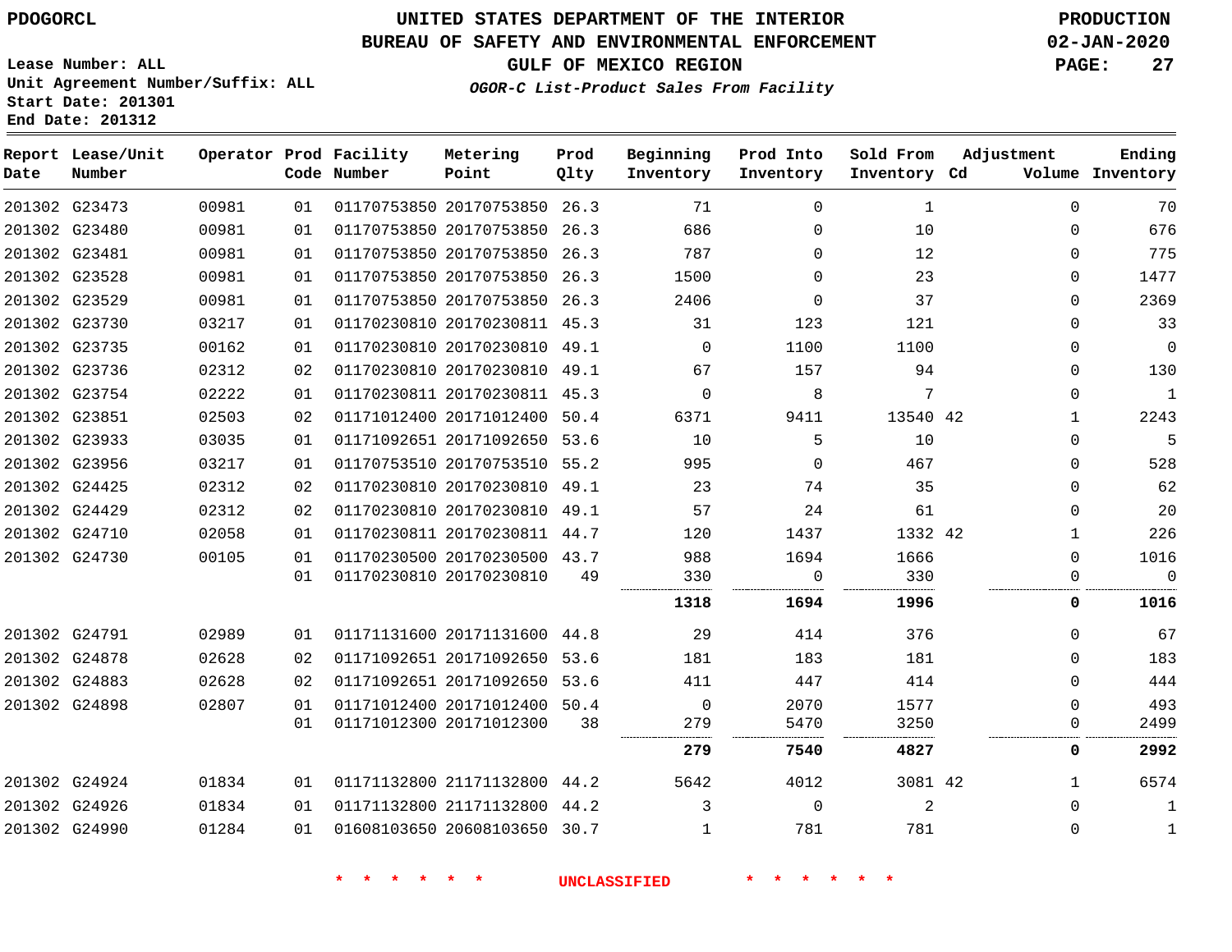PDOGORCL

# UNITED STATES DEPARTMENT OF THE INTERIOR
## BUREAU OF SAFETY AND ENVIRONMENTAL ENFORCEMENT
### GULF OF MEXICO REGION

*OGOR-C List-Product Sales From Facility*

PRODUCTION
02-JAN-2020

Lease Number: ALL
Unit Agreement Number/Suffix: ALL
Start Date: 201301
End Date: 201312

| Report Date | Lease/Unit Number | Operator | Prod Code | Facility Number | Metering Point | Prod Qlty | Beginning Inventory | Prod Into Inventory | Sold From Inventory | Adjustment Cd | Volume | Ending Inventory |
|---|---|---|---|---|---|---|---|---|---|---|---|---|
| 201302 | G23473 | 00981 | 01 | 01170753850 | 20170753850 | 26.3 | 71 | 0 | 1 | | 0 | 70 |
| 201302 | G23480 | 00981 | 01 | 01170753850 | 20170753850 | 26.3 | 686 | 0 | 10 | | 0 | 676 |
| 201302 | G23481 | 00981 | 01 | 01170753850 | 20170753850 | 26.3 | 787 | 0 | 12 | | 0 | 775 |
| 201302 | G23528 | 00981 | 01 | 01170753850 | 20170753850 | 26.3 | 1500 | 0 | 23 | | 0 | 1477 |
| 201302 | G23529 | 00981 | 01 | 01170753850 | 20170753850 | 26.3 | 2406 | 0 | 37 | | 0 | 2369 |
| 201302 | G23730 | 03217 | 01 | 01170230810 | 20170230811 | 45.3 | 31 | 123 | 121 | | 0 | 33 |
| 201302 | G23735 | 00162 | 01 | 01170230810 | 20170230810 | 49.1 | 0 | 1100 | 1100 | | 0 | 0 |
| 201302 | G23736 | 02312 | 02 | 01170230810 | 20170230810 | 49.1 | 67 | 157 | 94 | | 0 | 130 |
| 201302 | G23754 | 02222 | 01 | 01170230811 | 20170230811 | 45.3 | 0 | 8 | 7 | | 0 | 1 |
| 201302 | G23851 | 02503 | 02 | 01171012400 | 20171012400 | 50.4 | 6371 | 9411 | 13540 | 42 | 1 | 2243 |
| 201302 | G23933 | 03035 | 01 | 01171092651 | 20171092650 | 53.6 | 10 | 5 | 10 | | 0 | 5 |
| 201302 | G23956 | 03217 | 01 | 01170753510 | 20170753510 | 55.2 | 995 | 0 | 467 | | 0 | 528 |
| 201302 | G24425 | 02312 | 02 | 01170230810 | 20170230810 | 49.1 | 23 | 74 | 35 | | 0 | 62 |
| 201302 | G24429 | 02312 | 02 | 01170230810 | 20170230810 | 49.1 | 57 | 24 | 61 | | 0 | 20 |
| 201302 | G24710 | 02058 | 01 | 01170230811 | 20170230811 | 44.7 | 120 | 1437 | 1332 | 42 | 1 | 226 |
| 201302 | G24730 | 00105 | 01 | 01170230500 | 20170230500 | 43.7 | 988 | 1694 | 1666 | | 0 | 1016 |
| | | | 01 | 01170230810 | 20170230810 | 49 | 330 | 0 | 330 | | 0 | 0 |
| | | | | | | | **1318** | **1694** | **1996** | | **0** | **1016** |
| 201302 | G24791 | 02989 | 01 | 01171131600 | 20171131600 | 44.8 | 29 | 414 | 376 | | 0 | 67 |
| 201302 | G24878 | 02628 | 02 | 01171092651 | 20171092650 | 53.6 | 181 | 183 | 181 | | 0 | 183 |
| 201302 | G24883 | 02628 | 02 | 01171092651 | 20171092650 | 53.6 | 411 | 447 | 414 | | 0 | 444 |
| 201302 | G24898 | 02807 | 01 | 01171012400 | 20171012400 | 50.4 | 0 | 2070 | 1577 | | 0 | 493 |
| | | | 01 | 01171012300 | 20171012300 | 38 | 279 | 5470 | 3250 | | 0 | 2499 |
| | | | | | | | **279** | **7540** | **4827** | | **0** | **2992** |
| 201302 | G24924 | 01834 | 01 | 01171132800 | 21171132800 | 44.2 | 5642 | 4012 | 3081 | 42 | 1 | 6574 |
| 201302 | G24926 | 01834 | 01 | 01171132800 | 21171132800 | 44.2 | 3 | 0 | 2 | | 0 | 1 |
| 201302 | G24990 | 01284 | 01 | 01608103650 | 20608103650 | 30.7 | 1 | 781 | 781 | | 0 | 1 |

* * * * * * UNCLASSIFIED * * * * * *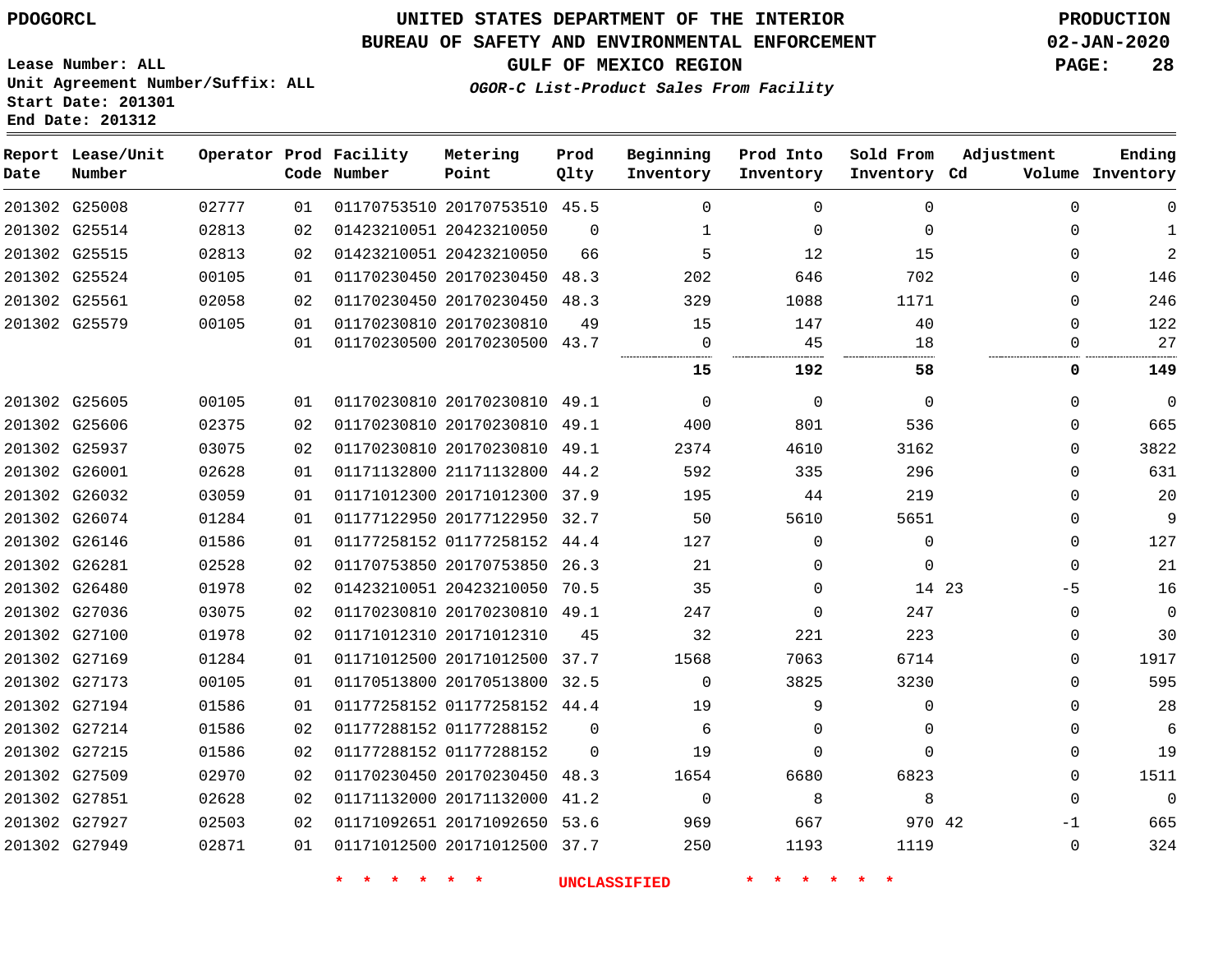PDOGORCL

Lease Number: ALL
Unit Agreement Number/Suffix: ALL
Start Date: 201301
End Date: 201312

# UNITED STATES DEPARTMENT OF THE INTERIOR
## BUREAU OF SAFETY AND ENVIRONMENTAL ENFORCEMENT
## GULF OF MEXICO REGION
### *OGOR-C List-Product Sales From Facility*

PRODUCTION
02-JAN-2020

| Report Date | Lease/Unit Number | Operator | Prod Code | Facility Number | Metering Point | Prod Qlty | Beginning Inventory | Prod Into Inventory | Sold From Inventory | Adjustment Cd | Adjustment Volume | Ending Inventory |
|---|---|---|---|---|---|---|---|---|---|---|---|---|
| 201302 | G25008 | 02777 | 01 | 01170753510 | 20170753510 | 45.5 | 0 | 0 | 0 | | 0 | 0 |
| 201302 | G25514 | 02813 | 02 | 01423210051 | 20423210050 | 0 | 1 | 0 | 0 | | 0 | 1 |
| 201302 | G25515 | 02813 | 02 | 01423210051 | 20423210050 | 66 | 5 | 12 | 15 | | 0 | 2 |
| 201302 | G25524 | 00105 | 01 | 01170230450 | 20170230450 | 48.3 | 202 | 646 | 702 | | 0 | 146 |
| 201302 | G25561 | 02058 | 02 | 01170230450 | 20170230450 | 48.3 | 329 | 1088 | 1171 | | 0 | 246 |
| 201302 | G25579 | 00105 | 01 | 01170230810 | 20170230810 | 49 | 15 | 147 | 40 | | 0 | 122 |
| | | | 01 | 01170230500 | 20170230500 | 43.7 | 0 | 45 | 18 | | 0 | 27 |
| | | | | | | | **15** | **192** | **58** | | **0** | **149** |
| 201302 | G25605 | 00105 | 01 | 01170230810 | 20170230810 | 49.1 | 0 | 0 | 0 | | 0 | 0 |
| 201302 | G25606 | 02375 | 02 | 01170230810 | 20170230810 | 49.1 | 400 | 801 | 536 | | 0 | 665 |
| 201302 | G25937 | 03075 | 02 | 01170230810 | 20170230810 | 49.1 | 2374 | 4610 | 3162 | | 0 | 3822 |
| 201302 | G26001 | 02628 | 01 | 01171132800 | 21171132800 | 44.2 | 592 | 335 | 296 | | 0 | 631 |
| 201302 | G26032 | 03059 | 01 | 01171012300 | 20171012300 | 37.9 | 195 | 44 | 219 | | 0 | 20 |
| 201302 | G26074 | 01284 | 01 | 01177122950 | 20177122950 | 32.7 | 50 | 5610 | 5651 | | 0 | 9 |
| 201302 | G26146 | 01586 | 01 | 01177258152 | 01177258152 | 44.4 | 127 | 0 | 0 | | 0 | 127 |
| 201302 | G26281 | 02528 | 02 | 01170753850 | 20170753850 | 26.3 | 21 | 0 | 0 | | 0 | 21 |
| 201302 | G26480 | 01978 | 02 | 01423210051 | 20423210050 | 70.5 | 35 | 0 | 14 | 23 | -5 | 16 |
| 201302 | G27036 | 03075 | 02 | 01170230810 | 20170230810 | 49.1 | 247 | 0 | 247 | | 0 | 0 |
| 201302 | G27100 | 01978 | 02 | 01171012310 | 20171012310 | 45 | 32 | 221 | 223 | | 0 | 30 |
| 201302 | G27169 | 01284 | 01 | 01171012500 | 20171012500 | 37.7 | 1568 | 7063 | 6714 | | 0 | 1917 |
| 201302 | G27173 | 00105 | 01 | 01170513800 | 20170513800 | 32.5 | 0 | 3825 | 3230 | | 0 | 595 |
| 201302 | G27194 | 01586 | 01 | 01177258152 | 01177258152 | 44.4 | 19 | 9 | 0 | | 0 | 28 |
| 201302 | G27214 | 01586 | 02 | 01177288152 | 01177288152 | 0 | 6 | 0 | 0 | | 0 | 6 |
| 201302 | G27215 | 01586 | 02 | 01177288152 | 01177288152 | 0 | 19 | 0 | 0 | | 0 | 19 |
| 201302 | G27509 | 02970 | 02 | 01170230450 | 20170230450 | 48.3 | 1654 | 6680 | 6823 | | 0 | 1511 |
| 201302 | G27851 | 02628 | 02 | 01171132000 | 20171132000 | 41.2 | 0 | 8 | 8 | | 0 | 0 |
| 201302 | G27927 | 02503 | 02 | 01171092651 | 20171092650 | 53.6 | 969 | 667 | 970 | 42 | -1 | 665 |
| 201302 | G27949 | 02871 | 01 | 01171012500 | 20171012500 | 37.7 | 250 | 1193 | 1119 | | 0 | 324 |

* * * * * * UNCLASSIFIED * * * * * *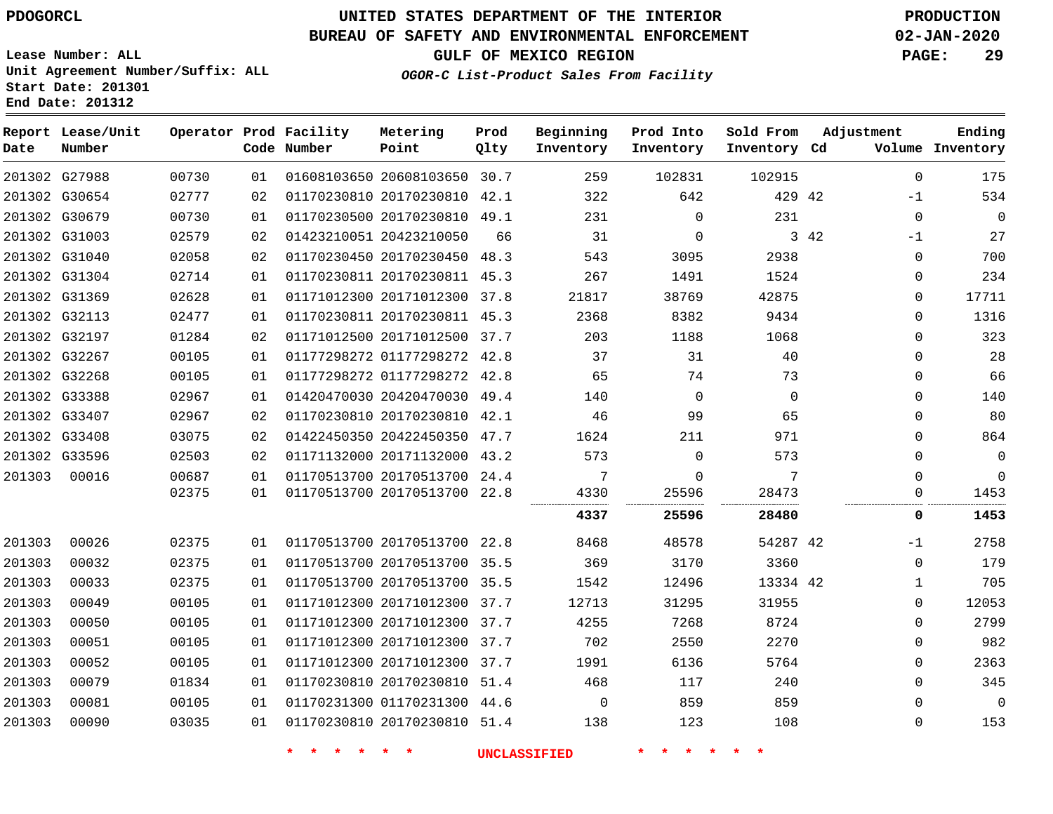PDOGORCL

# UNITED STATES DEPARTMENT OF THE INTERIOR
## BUREAU OF SAFETY AND ENVIRONMENTAL ENFORCEMENT
### GULF OF MEXICO REGION
*OGOR-C List-Product Sales From Facility*

PRODUCTION
02-JAN-2020

Lease Number: ALL
Unit Agreement Number/Suffix: ALL
Start Date: 201301
End Date: 201312

| Report Date | Lease/Unit Number | Operator | Prod Code | Facility Number | Metering Point | Prod Qlty | Beginning Inventory | Prod Into Inventory | Sold From Inventory | Adjustment Cd | Adjustment Volume | Ending Inventory |
|---|---|---|---|---|---|---|---|---|---|---|---|---|
| 201302 | G27988 | 00730 | 01 | 01608103650 | 20608103650 | 30.7 | 259 | 102831 | 102915 | | 0 | 175 |
| 201302 | G30654 | 02777 | 02 | 01170230810 | 20170230810 | 42.1 | 322 | 642 | 429 | 42 | -1 | 534 |
| 201302 | G30679 | 00730 | 01 | 01170230500 | 20170230810 | 49.1 | 231 | 0 | 231 | | 0 | 0 |
| 201302 | G31003 | 02579 | 02 | 01423210051 | 20423210050 | 66 | 31 | 0 | 3 | 42 | -1 | 27 |
| 201302 | G31040 | 02058 | 02 | 01170230450 | 20170230450 | 48.3 | 543 | 3095 | 2938 | | 0 | 700 |
| 201302 | G31304 | 02714 | 01 | 01170230811 | 20170230811 | 45.3 | 267 | 1491 | 1524 | | 0 | 234 |
| 201302 | G31369 | 02628 | 01 | 01171012300 | 20171012300 | 37.8 | 21817 | 38769 | 42875 | | 0 | 17711 |
| 201302 | G32113 | 02477 | 01 | 01170230811 | 20170230811 | 45.3 | 2368 | 8382 | 9434 | | 0 | 1316 |
| 201302 | G32197 | 01284 | 02 | 01171012500 | 20171012500 | 37.7 | 203 | 1188 | 1068 | | 0 | 323 |
| 201302 | G32267 | 00105 | 01 | 01177298272 | 01177298272 | 42.8 | 37 | 31 | 40 | | 0 | 28 |
| 201302 | G32268 | 00105 | 01 | 01177298272 | 01177298272 | 42.8 | 65 | 74 | 73 | | 0 | 66 |
| 201302 | G33388 | 02967 | 01 | 01420470030 | 20420470030 | 49.4 | 140 | 0 | 0 | | 0 | 140 |
| 201302 | G33407 | 02967 | 02 | 01170230810 | 20170230810 | 42.1 | 46 | 99 | 65 | | 0 | 80 |
| 201302 | G33408 | 03075 | 02 | 01422450350 | 20422450350 | 47.7 | 1624 | 211 | 971 | | 0 | 864 |
| 201302 | G33596 | 02503 | 02 | 01171132000 | 20171132000 | 43.2 | 573 | 0 | 573 | | 0 | 0 |
| 201303 | 00016 | 00687 | 01 | 01170513700 | 20170513700 | 24.4 | 7 | 0 | 7 | | 0 | 0 |
| | | 02375 | 01 | 01170513700 | 20170513700 | 22.8 | 4330 | 25596 | 28473 | | 0 | 1453 |
| | | | | | | | **4337** | **25596** | **28480** | | **0** | **1453** |
| 201303 | 00026 | 02375 | 01 | 01170513700 | 20170513700 | 22.8 | 8468 | 48578 | 54287 | 42 | -1 | 2758 |
| 201303 | 00032 | 02375 | 01 | 01170513700 | 20170513700 | 35.5 | 369 | 3170 | 3360 | | 0 | 179 |
| 201303 | 00033 | 02375 | 01 | 01170513700 | 20170513700 | 35.5 | 1542 | 12496 | 13334 | 42 | 1 | 705 |
| 201303 | 00049 | 00105 | 01 | 01171012300 | 20171012300 | 37.7 | 12713 | 31295 | 31955 | | 0 | 12053 |
| 201303 | 00050 | 00105 | 01 | 01171012300 | 20171012300 | 37.7 | 4255 | 7268 | 8724 | | 0 | 2799 |
| 201303 | 00051 | 00105 | 01 | 01171012300 | 20171012300 | 37.7 | 702 | 2550 | 2270 | | 0 | 982 |
| 201303 | 00052 | 00105 | 01 | 01171012300 | 20171012300 | 37.7 | 1991 | 6136 | 5764 | | 0 | 2363 |
| 201303 | 00079 | 01834 | 01 | 01170230810 | 20170230810 | 51.4 | 468 | 117 | 240 | | 0 | 345 |
| 201303 | 00081 | 00105 | 01 | 01170231300 | 01170231300 | 44.6 | 0 | 859 | 859 | | 0 | 0 |
| 201303 | 00090 | 03035 | 01 | 01170230810 | 20170230810 | 51.4 | 138 | 123 | 108 | | 0 | 153 |

* * * * * * UNCLASSIFIED * * * * * *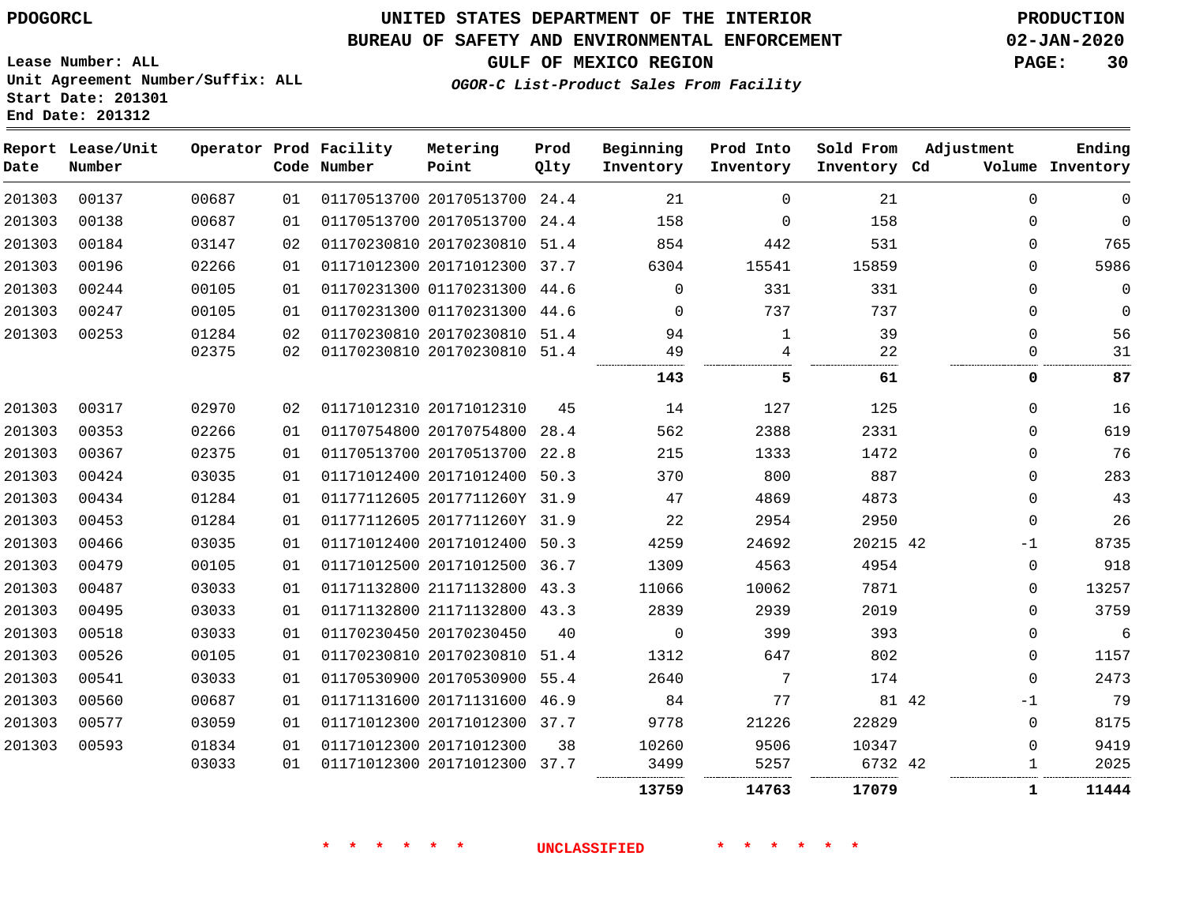PDOGORCL

# UNITED STATES DEPARTMENT OF THE INTERIOR
## BUREAU OF SAFETY AND ENVIRONMENTAL ENFORCEMENT
### GULF OF MEXICO REGION
*OGOR-C List-Product Sales From Facility*

PRODUCTION
02-JAN-2020

Lease Number: ALL
Unit Agreement Number/Suffix: ALL
Start Date: 201301
End Date: 201312

| Report Date | Lease/Unit Number | Operator | Prod Code | Facility Number | Metering Point | Prod Qlty | Beginning Inventory | Prod Into Inventory | Sold From Inventory | Adjustment Cd | Adjustment Volume | Ending Inventory |
|---|---|---|---|---|---|---|---|---|---|---|---|---|
| 201303 | 00137 | 00687 | 01 | 01170513700 | 20170513700 | 24.4 | 21 | 0 | 21 | | 0 | 0 |
| 201303 | 00138 | 00687 | 01 | 01170513700 | 20170513700 | 24.4 | 158 | 0 | 158 | | 0 | 0 |
| 201303 | 00184 | 03147 | 02 | 01170230810 | 20170230810 | 51.4 | 854 | 442 | 531 | | 0 | 765 |
| 201303 | 00196 | 02266 | 01 | 01171012300 | 20171012300 | 37.7 | 6304 | 15541 | 15859 | | 0 | 5986 |
| 201303 | 00244 | 00105 | 01 | 01170231300 | 01170231300 | 44.6 | 0 | 331 | 331 | | 0 | 0 |
| 201303 | 00247 | 00105 | 01 | 01170231300 | 01170231300 | 44.6 | 0 | 737 | 737 | | 0 | 0 |
| 201303 | 00253 | 01284 | 02 | 01170230810 | 20170230810 | 51.4 | 94 | 1 | 39 | | 0 | 56 |
| | | 02375 | 02 | 01170230810 | 20170230810 | 51.4 | 49 | 4 | 22 | | 0 | 31 |
| | | | | | | | **143** | **5** | **61** | | **0** | **87** |
| 201303 | 00317 | 02970 | 02 | 01171012310 | 20171012310 | 45 | 14 | 127 | 125 | | 0 | 16 |
| 201303 | 00353 | 02266 | 01 | 01170754800 | 20170754800 | 28.4 | 562 | 2388 | 2331 | | 0 | 619 |
| 201303 | 00367 | 02375 | 01 | 01170513700 | 20170513700 | 22.8 | 215 | 1333 | 1472 | | 0 | 76 |
| 201303 | 00424 | 03035 | 01 | 01171012400 | 20171012400 | 50.3 | 370 | 800 | 887 | | 0 | 283 |
| 201303 | 00434 | 01284 | 01 | 01177112605 | 2017711260Y | 31.9 | 47 | 4869 | 4873 | | 0 | 43 |
| 201303 | 00453 | 01284 | 01 | 01177112605 | 2017711260Y | 31.9 | 22 | 2954 | 2950 | | 0 | 26 |
| 201303 | 00466 | 03035 | 01 | 01171012400 | 20171012400 | 50.3 | 4259 | 24692 | 20215 | 42 | -1 | 8735 |
| 201303 | 00479 | 00105 | 01 | 01171012500 | 20171012500 | 36.7 | 1309 | 4563 | 4954 | | 0 | 918 |
| 201303 | 00487 | 03033 | 01 | 01171132800 | 21171132800 | 43.3 | 11066 | 10062 | 7871 | | 0 | 13257 |
| 201303 | 00495 | 03033 | 01 | 01171132800 | 21171132800 | 43.3 | 2839 | 2939 | 2019 | | 0 | 3759 |
| 201303 | 00518 | 03033 | 01 | 01170230450 | 20170230450 | 40 | 0 | 399 | 393 | | 0 | 6 |
| 201303 | 00526 | 00105 | 01 | 01170230810 | 20170230810 | 51.4 | 1312 | 647 | 802 | | 0 | 1157 |
| 201303 | 00541 | 03033 | 01 | 01170530900 | 20170530900 | 55.4 | 2640 | 7 | 174 | | 0 | 2473 |
| 201303 | 00560 | 00687 | 01 | 01171131600 | 20171131600 | 46.9 | 84 | 77 | 81 | 42 | -1 | 79 |
| 201303 | 00577 | 03059 | 01 | 01171012300 | 20171012300 | 37.7 | 9778 | 21226 | 22829 | | 0 | 8175 |
| 201303 | 00593 | 01834 | 01 | 01171012300 | 20171012300 | 38 | 10260 | 9506 | 10347 | | 0 | 9419 |
| | | 03033 | 01 | 01171012300 | 20171012300 | 37.7 | 3499 | 5257 | 6732 | 42 | 1 | 2025 |
| | | | | | | | **13759** | **14763** | **17079** | | **1** | **11444** |

\* \* \* \* \* \* UNCLASSIFIED \* \* \* \* \* \*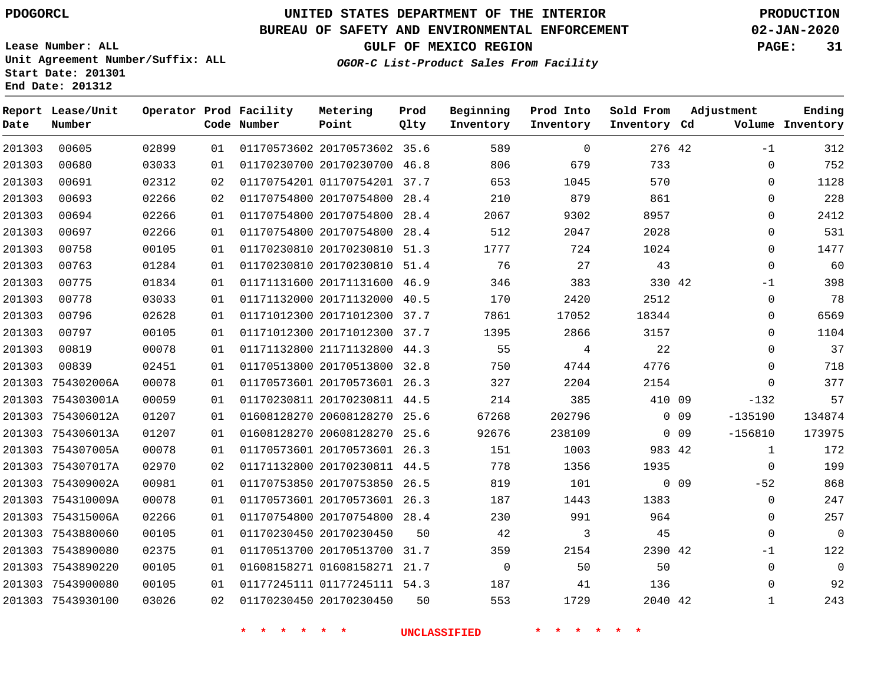PDOGORCL

# UNITED STATES DEPARTMENT OF THE INTERIOR
## BUREAU OF SAFETY AND ENVIRONMENTAL ENFORCEMENT
### GULF OF MEXICO REGION
*OGOR-C List-Product Sales From Facility*

PRODUCTION
02-JAN-2020

Lease Number: ALL
Unit Agreement Number/Suffix: ALL
Start Date: 201301
End Date: 201312

| Report Date | Lease/Unit Number | Operator | Prod Code | Facility Number | Metering Point | Prod Qlty | Beginning Inventory | Prod Into Inventory | Sold From Inventory | Adjustment Cd | Volume | Ending Inventory |
|---|---|---|---|---|---|---|---|---|---|---|---|---|
| 201303 | 00605 | 02899 | 01 | 01170573602 | 20170573602 | 35.6 | 589 | 0 | 276 | 42 | -1 | 312 |
| 201303 | 00680 | 03033 | 01 | 01170230700 | 20170230700 | 46.8 | 806 | 679 | 733 | | 0 | 752 |
| 201303 | 00691 | 02312 | 02 | 01170754201 | 01170754201 | 37.7 | 653 | 1045 | 570 | | 0 | 1128 |
| 201303 | 00693 | 02266 | 02 | 01170754800 | 20170754800 | 28.4 | 210 | 879 | 861 | | 0 | 228 |
| 201303 | 00694 | 02266 | 01 | 01170754800 | 20170754800 | 28.4 | 2067 | 9302 | 8957 | | 0 | 2412 |
| 201303 | 00697 | 02266 | 01 | 01170754800 | 20170754800 | 28.4 | 512 | 2047 | 2028 | | 0 | 531 |
| 201303 | 00758 | 00105 | 01 | 01170230810 | 20170230810 | 51.3 | 1777 | 724 | 1024 | | 0 | 1477 |
| 201303 | 00763 | 01284 | 01 | 01170230810 | 20170230810 | 51.4 | 76 | 27 | 43 | | 0 | 60 |
| 201303 | 00775 | 01834 | 01 | 01171131600 | 20171131600 | 46.9 | 346 | 383 | 330 | 42 | -1 | 398 |
| 201303 | 00778 | 03033 | 01 | 01171132000 | 20171132000 | 40.5 | 170 | 2420 | 2512 | | 0 | 78 |
| 201303 | 00796 | 02628 | 01 | 01171012300 | 20171012300 | 37.7 | 7861 | 17052 | 18344 | | 0 | 6569 |
| 201303 | 00797 | 00105 | 01 | 01171012300 | 20171012300 | 37.7 | 1395 | 2866 | 3157 | | 0 | 1104 |
| 201303 | 00819 | 00078 | 01 | 01171132800 | 21171132800 | 44.3 | 55 | 4 | 22 | | 0 | 37 |
| 201303 | 00839 | 02451 | 01 | 01170513800 | 20170513800 | 32.8 | 750 | 4744 | 4776 | | 0 | 718 |
| 201303 | 754302006A | 00078 | 01 | 01170573601 | 20170573601 | 26.3 | 327 | 2204 | 2154 | | 0 | 377 |
| 201303 | 754303001A | 00059 | 01 | 01170230811 | 20170230811 | 44.5 | 214 | 385 | 410 | 09 | -132 | 57 |
| 201303 | 754306012A | 01207 | 01 | 01608128270 | 20608128270 | 25.6 | 67268 | 202796 | 0 | 09 | -135190 | 134874 |
| 201303 | 754306013A | 01207 | 01 | 01608128270 | 20608128270 | 25.6 | 92676 | 238109 | 0 | 09 | -156810 | 173975 |
| 201303 | 754307005A | 00078 | 01 | 01170573601 | 20170573601 | 26.3 | 151 | 1003 | 983 | 42 | 1 | 172 |
| 201303 | 754307017A | 02970 | 02 | 01171132800 | 20170230811 | 44.5 | 778 | 1356 | 1935 | | 0 | 199 |
| 201303 | 754309002A | 00981 | 01 | 01170753850 | 20170753850 | 26.5 | 819 | 101 | 0 | 09 | -52 | 868 |
| 201303 | 754310009A | 00078 | 01 | 01170573601 | 20170573601 | 26.3 | 187 | 1443 | 1383 | | 0 | 247 |
| 201303 | 754315006A | 02266 | 01 | 01170754800 | 20170754800 | 28.4 | 230 | 991 | 964 | | 0 | 257 |
| 201303 | 7543880060 | 00105 | 01 | 01170230450 | 20170230450 | 50 | 42 | 3 | 45 | | 0 | 0 |
| 201303 | 7543890080 | 02375 | 01 | 01170513700 | 20170513700 | 31.7 | 359 | 2154 | 2390 | 42 | -1 | 122 |
| 201303 | 7543890220 | 00105 | 01 | 01608158271 | 01608158271 | 21.7 | 0 | 50 | 50 | | 0 | 0 |
| 201303 | 7543900080 | 00105 | 01 | 01177245111 | 01177245111 | 54.3 | 187 | 41 | 136 | | 0 | 92 |
| 201303 | 7543930100 | 03026 | 02 | 01170230450 | 20170230450 | 50 | 553 | 1729 | 2040 | 42 | 1 | 243 |

* * * * * * UNCLASSIFIED * * * * * *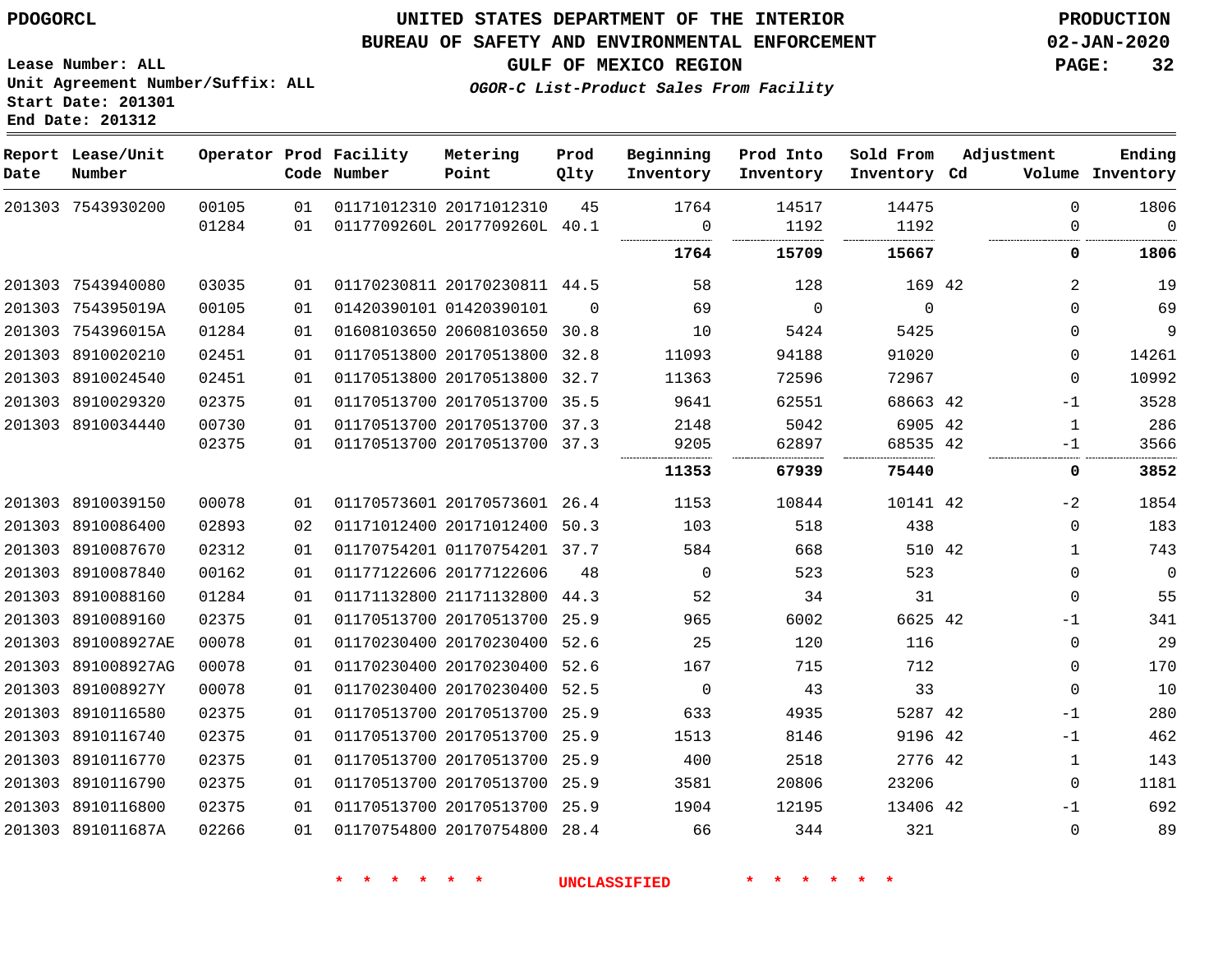PDOGORCL

**UNITED STATES DEPARTMENT OF THE INTERIOR**
**BUREAU OF SAFETY AND ENVIRONMENTAL ENFORCEMENT**
**GULF OF MEXICO REGION**
*OGOR-C List-Product Sales From Facility*

PRODUCTION
02-JAN-2020

Lease Number: ALL
Unit Agreement Number/Suffix: ALL
Start Date: 201301
End Date: 201312

| Report Date | Lease/Unit Number | Operator | Prod Code | Facility Number | Metering Point | Prod Qlty | Beginning Inventory | Prod Into Inventory | Sold From Inventory | Adjustment Cd | Volume | Ending Inventory |
|---|---|---|---|---|---|---|---|---|---|---|---|---|
| 201303 | 7543930200 | 00105 | 01 | 01171012310 | 20171012310 | 45 | 1764 | 14517 | 14475 | | 0 | 1806 |
| | | 01284 | 01 | 0117709260L | 2017709260L | 40.1 | 0 | 1192 | 1192 | | 0 | 0 |
| | | | | | | | **1764** | **15709** | **15667** | | **0** | **1806** |
| 201303 | 7543940080 | 03035 | 01 | 01170230811 | 20170230811 | 44.5 | 58 | 128 | 169 | 42 | 2 | 19 |
| 201303 | 754395019A | 00105 | 01 | 01420390101 | 01420390101 | 0 | 69 | 0 | 0 | | 0 | 69 |
| 201303 | 754396015A | 01284 | 01 | 01608103650 | 20608103650 | 30.8 | 10 | 5424 | 5425 | | 0 | 9 |
| 201303 | 8910020210 | 02451 | 01 | 01170513800 | 20170513800 | 32.8 | 11093 | 94188 | 91020 | | 0 | 14261 |
| 201303 | 8910024540 | 02451 | 01 | 01170513800 | 20170513800 | 32.7 | 11363 | 72596 | 72967 | | 0 | 10992 |
| 201303 | 8910029320 | 02375 | 01 | 01170513700 | 20170513700 | 35.5 | 9641 | 62551 | 68663 | 42 | -1 | 3528 |
| 201303 | 8910034440 | 00730 | 01 | 01170513700 | 20170513700 | 37.3 | 2148 | 5042 | 6905 | 42 | 1 | 286 |
| | | 02375 | 01 | 01170513700 | 20170513700 | 37.3 | 9205 | 62897 | 68535 | 42 | -1 | 3566 |
| | | | | | | | **11353** | **67939** | **75440** | | **0** | **3852** |
| 201303 | 8910039150 | 00078 | 01 | 01170573601 | 20170573601 | 26.4 | 1153 | 10844 | 10141 | 42 | -2 | 1854 |
| 201303 | 8910086400 | 02893 | 02 | 01171012400 | 20171012400 | 50.3 | 103 | 518 | 438 | | 0 | 183 |
| 201303 | 8910087670 | 02312 | 01 | 01170754201 | 01170754201 | 37.7 | 584 | 668 | 510 | 42 | 1 | 743 |
| 201303 | 8910087840 | 00162 | 01 | 01177122606 | 20177122606 | 48 | 0 | 523 | 523 | | 0 | 0 |
| 201303 | 8910088160 | 01284 | 01 | 01171132800 | 21171132800 | 44.3 | 52 | 34 | 31 | | 0 | 55 |
| 201303 | 8910089160 | 02375 | 01 | 01170513700 | 20170513700 | 25.9 | 965 | 6002 | 6625 | 42 | -1 | 341 |
| 201303 | 891008927AE | 00078 | 01 | 01170230400 | 20170230400 | 52.6 | 25 | 120 | 116 | | 0 | 29 |
| 201303 | 891008927AG | 00078 | 01 | 01170230400 | 20170230400 | 52.6 | 167 | 715 | 712 | | 0 | 170 |
| 201303 | 891008927Y | 00078 | 01 | 01170230400 | 20170230400 | 52.5 | 0 | 43 | 33 | | 0 | 10 |
| 201303 | 8910116580 | 02375 | 01 | 01170513700 | 20170513700 | 25.9 | 633 | 4935 | 5287 | 42 | -1 | 280 |
| 201303 | 8910116740 | 02375 | 01 | 01170513700 | 20170513700 | 25.9 | 1513 | 8146 | 9196 | 42 | -1 | 462 |
| 201303 | 8910116770 | 02375 | 01 | 01170513700 | 20170513700 | 25.9 | 400 | 2518 | 2776 | 42 | 1 | 143 |
| 201303 | 8910116790 | 02375 | 01 | 01170513700 | 20170513700 | 25.9 | 3581 | 20806 | 23206 | | 0 | 1181 |
| 201303 | 8910116800 | 02375 | 01 | 01170513700 | 20170513700 | 25.9 | 1904 | 12195 | 13406 | 42 | -1 | 692 |
| 201303 | 891011687A | 02266 | 01 | 01170754800 | 20170754800 | 28.4 | 66 | 344 | 321 | | 0 | 89 |

\* \* \* \* \* \* UNCLASSIFIED \* \* \* \* \* \*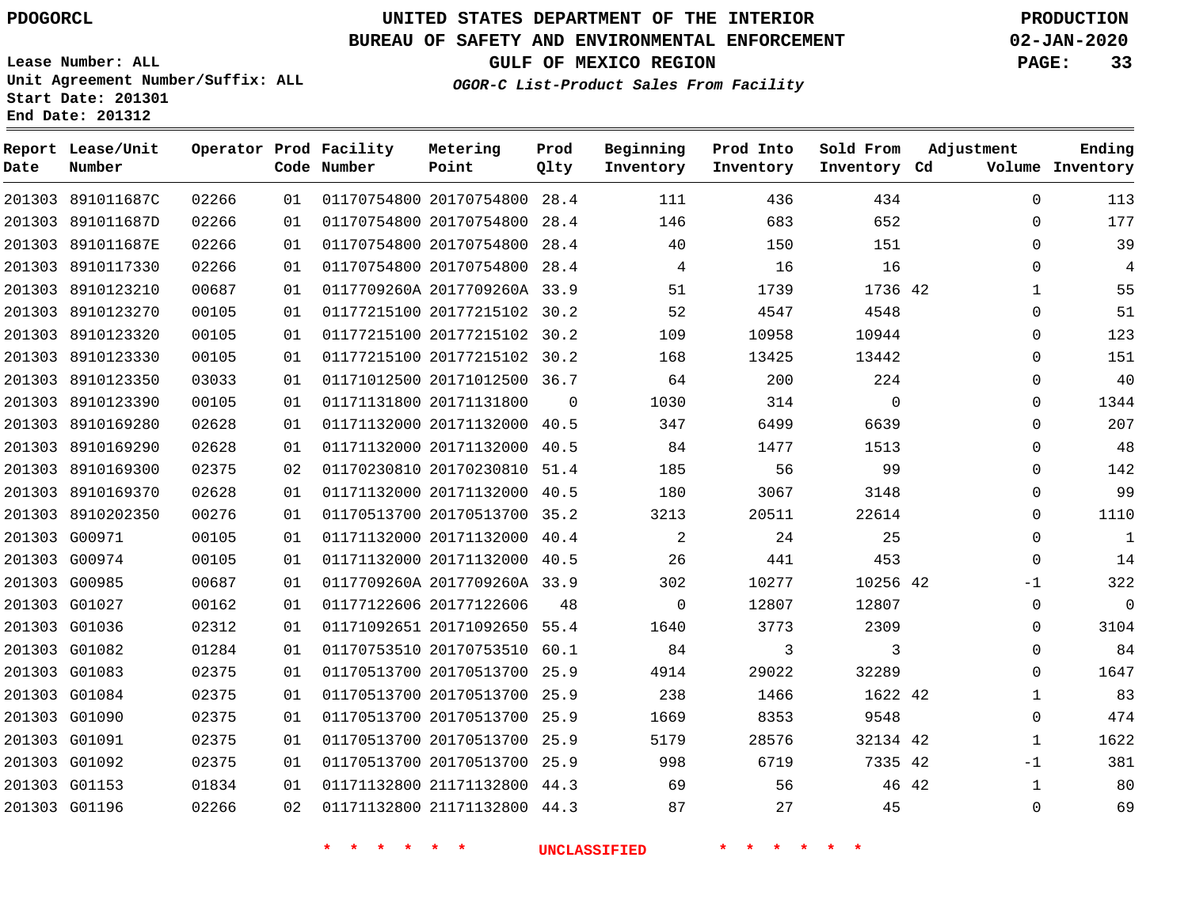# UNITED STATES DEPARTMENT OF THE INTERIOR
# BUREAU OF SAFETY AND ENVIRONMENTAL ENFORCEMENT
## GULF OF MEXICO REGION
### *OGOR-C List-Product Sales From Facility*

PDOGORCL

PRODUCTION 02-JAN-2020

Lease Number: ALL
Unit Agreement Number/Suffix: ALL
Start Date: 201301
End Date: 201312

| Report Date | Lease/Unit Number | Operator | Prod Code | Facility Number | Metering Point | Prod Qlty | Beginning Inventory | Prod Into Inventory | Sold From Inventory | Adjustment Cd | Adjustment Volume | Ending Inventory |
|---|---|---|---|---|---|---|---|---|---|---|---|---|
| 201303 | 891011687C | 02266 | 01 | 01170754800 | 20170754800 | 28.4 | 111 | 436 | 434 | | 0 | 113 |
| 201303 | 891011687D | 02266 | 01 | 01170754800 | 20170754800 | 28.4 | 146 | 683 | 652 | | 0 | 177 |
| 201303 | 891011687E | 02266 | 01 | 01170754800 | 20170754800 | 28.4 | 40 | 150 | 151 | | 0 | 39 |
| 201303 | 8910117330 | 02266 | 01 | 01170754800 | 20170754800 | 28.4 | 4 | 16 | 16 | | 0 | 4 |
| 201303 | 8910123210 | 00687 | 01 | 0117709260A | 2017709260A | 33.9 | 51 | 1739 | 1736 | 42 | 1 | 55 |
| 201303 | 8910123270 | 00105 | 01 | 01177215100 | 20177215102 | 30.2 | 52 | 4547 | 4548 | | 0 | 51 |
| 201303 | 8910123320 | 00105 | 01 | 01177215100 | 20177215102 | 30.2 | 109 | 10958 | 10944 | | 0 | 123 |
| 201303 | 8910123330 | 00105 | 01 | 01177215100 | 20177215102 | 30.2 | 168 | 13425 | 13442 | | 0 | 151 |
| 201303 | 8910123350 | 03033 | 01 | 01171012500 | 20171012500 | 36.7 | 64 | 200 | 224 | | 0 | 40 |
| 201303 | 8910123390 | 00105 | 01 | 01171131800 | 20171131800 | 0 | 1030 | 314 | 0 | | 0 | 1344 |
| 201303 | 8910169280 | 02628 | 01 | 01171132000 | 20171132000 | 40.5 | 347 | 6499 | 6639 | | 0 | 207 |
| 201303 | 8910169290 | 02628 | 01 | 01171132000 | 20171132000 | 40.5 | 84 | 1477 | 1513 | | 0 | 48 |
| 201303 | 8910169300 | 02375 | 02 | 01170230810 | 20170230810 | 51.4 | 185 | 56 | 99 | | 0 | 142 |
| 201303 | 8910169370 | 02628 | 01 | 01171132000 | 20171132000 | 40.5 | 180 | 3067 | 3148 | | 0 | 99 |
| 201303 | 8910202350 | 00276 | 01 | 01170513700 | 20170513700 | 35.2 | 3213 | 20511 | 22614 | | 0 | 1110 |
| 201303 | G00971 | 00105 | 01 | 01171132000 | 20171132000 | 40.4 | 2 | 24 | 25 | | 0 | 1 |
| 201303 | G00974 | 00105 | 01 | 01171132000 | 20171132000 | 40.5 | 26 | 441 | 453 | | 0 | 14 |
| 201303 | G00985 | 00687 | 01 | 0117709260A | 2017709260A | 33.9 | 302 | 10277 | 10256 | 42 | -1 | 322 |
| 201303 | G01027 | 00162 | 01 | 01177122606 | 20177122606 | 48 | 0 | 12807 | 12807 | | 0 | 0 |
| 201303 | G01036 | 02312 | 01 | 01171092651 | 20171092650 | 55.4 | 1640 | 3773 | 2309 | | 0 | 3104 |
| 201303 | G01082 | 01284 | 01 | 01170753510 | 20170753510 | 60.1 | 84 | 3 | 3 | | 0 | 84 |
| 201303 | G01083 | 02375 | 01 | 01170513700 | 20170513700 | 25.9 | 4914 | 29022 | 32289 | | 0 | 1647 |
| 201303 | G01084 | 02375 | 01 | 01170513700 | 20170513700 | 25.9 | 238 | 1466 | 1622 | 42 | 1 | 83 |
| 201303 | G01090 | 02375 | 01 | 01170513700 | 20170513700 | 25.9 | 1669 | 8353 | 9548 | | 0 | 474 |
| 201303 | G01091 | 02375 | 01 | 01170513700 | 20170513700 | 25.9 | 5179 | 28576 | 32134 | 42 | 1 | 1622 |
| 201303 | G01092 | 02375 | 01 | 01170513700 | 20170513700 | 25.9 | 998 | 6719 | 7335 | 42 | -1 | 381 |
| 201303 | G01153 | 01834 | 01 | 01171132800 | 21171132800 | 44.3 | 69 | 56 | 46 | 42 | 1 | 80 |
| 201303 | G01196 | 02266 | 02 | 01171132800 | 21171132800 | 44.3 | 87 | 27 | 45 | | 0 | 69 |

* * * * * * UNCLASSIFIED * * * * * *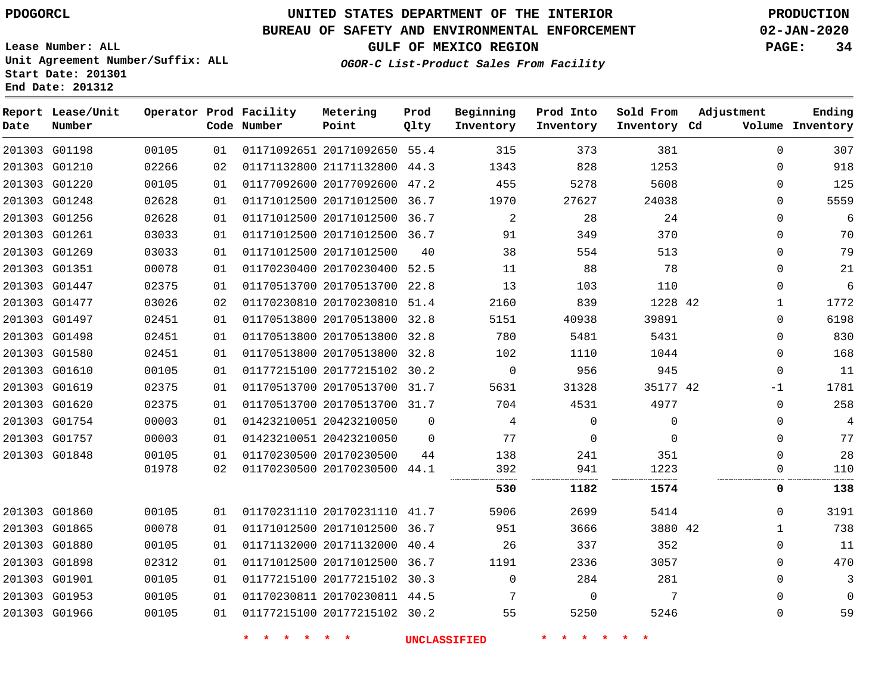PDOGORCL

# UNITED STATES DEPARTMENT OF THE INTERIOR
## BUREAU OF SAFETY AND ENVIRONMENTAL ENFORCEMENT
### GULF OF MEXICO REGION
*OGOR-C List-Product Sales From Facility*

PRODUCTION
02-JAN-2020

Lease Number: ALL
Unit Agreement Number/Suffix: ALL
Start Date: 201301
End Date: 201312

| Report Date | Lease/Unit Number | Operator | Prod Code | Facility Number | Metering Point | Prod Qlty | Beginning Inventory | Prod Into Inventory | Sold From Inventory | Adjustment Cd | Adjustment Volume | Ending Inventory |
|---|---|---|---|---|---|---|---|---|---|---|---|---|
| 201303 | G01198 | 00105 | 01 | 01171092651 | 20171092650 | 55.4 | 315 | 373 | 381 | | 0 | 307 |
| 201303 | G01210 | 02266 | 02 | 01171132800 | 21171132800 | 44.3 | 1343 | 828 | 1253 | | 0 | 918 |
| 201303 | G01220 | 00105 | 01 | 01177092600 | 20177092600 | 47.2 | 455 | 5278 | 5608 | | 0 | 125 |
| 201303 | G01248 | 02628 | 01 | 01171012500 | 20171012500 | 36.7 | 1970 | 27627 | 24038 | | 0 | 5559 |
| 201303 | G01256 | 02628 | 01 | 01171012500 | 20171012500 | 36.7 | 2 | 28 | 24 | | 0 | 6 |
| 201303 | G01261 | 03033 | 01 | 01171012500 | 20171012500 | 36.7 | 91 | 349 | 370 | | 0 | 70 |
| 201303 | G01269 | 03033 | 01 | 01171012500 | 20171012500 | 40 | 38 | 554 | 513 | | 0 | 79 |
| 201303 | G01351 | 00078 | 01 | 01170230400 | 20170230400 | 52.5 | 11 | 88 | 78 | | 0 | 21 |
| 201303 | G01447 | 02375 | 01 | 01170513700 | 20170513700 | 22.8 | 13 | 103 | 110 | | 0 | 6 |
| 201303 | G01477 | 03026 | 02 | 01170230810 | 20170230810 | 51.4 | 2160 | 839 | 1228 | 42 | 1 | 1772 |
| 201303 | G01497 | 02451 | 01 | 01170513800 | 20170513800 | 32.8 | 5151 | 40938 | 39891 | | 0 | 6198 |
| 201303 | G01498 | 02451 | 01 | 01170513800 | 20170513800 | 32.8 | 780 | 5481 | 5431 | | 0 | 830 |
| 201303 | G01580 | 02451 | 01 | 01170513800 | 20170513800 | 32.8 | 102 | 1110 | 1044 | | 0 | 168 |
| 201303 | G01610 | 00105 | 01 | 01177215100 | 20177215102 | 30.2 | 0 | 956 | 945 | | 0 | 11 |
| 201303 | G01619 | 02375 | 01 | 01170513700 | 20170513700 | 31.7 | 5631 | 31328 | 35177 | 42 | -1 | 1781 |
| 201303 | G01620 | 02375 | 01 | 01170513700 | 20170513700 | 31.7 | 704 | 4531 | 4977 | | 0 | 258 |
| 201303 | G01754 | 00003 | 01 | 01423210051 | 20423210050 | 0 | 4 | 0 | 0 | | 0 | 4 |
| 201303 | G01757 | 00003 | 01 | 01423210051 | 20423210050 | 0 | 77 | 0 | 0 | | 0 | 77 |
| 201303 | G01848 | 00105 | 01 | 01170230500 | 20170230500 | 44 | 138 | 241 | 351 | | 0 | 28 |
| | | 01978 | 02 | 01170230500 | 20170230500 | 44.1 | 392 | 941 | 1223 | | 0 | 110 |
| | | | | | | | **530** | **1182** | **1574** | | **0** | **138** |
| 201303 | G01860 | 00105 | 01 | 01170231110 | 20170231110 | 41.7 | 5906 | 2699 | 5414 | | 0 | 3191 |
| 201303 | G01865 | 00078 | 01 | 01171012500 | 20171012500 | 36.7 | 951 | 3666 | 3880 | 42 | 1 | 738 |
| 201303 | G01880 | 00105 | 01 | 01171132000 | 20171132000 | 40.4 | 26 | 337 | 352 | | 0 | 11 |
| 201303 | G01898 | 02312 | 01 | 01171012500 | 20171012500 | 36.7 | 1191 | 2336 | 3057 | | 0 | 470 |
| 201303 | G01901 | 00105 | 01 | 01177215100 | 20177215102 | 30.3 | 0 | 284 | 281 | | 0 | 3 |
| 201303 | G01953 | 00105 | 01 | 01170230811 | 20170230811 | 44.5 | 7 | 0 | 7 | | 0 | 0 |
| 201303 | G01966 | 00105 | 01 | 01177215100 | 20177215102 | 30.2 | 55 | 5250 | 5246 | | 0 | 59 |

* * * * * * UNCLASSIFIED * * * * * *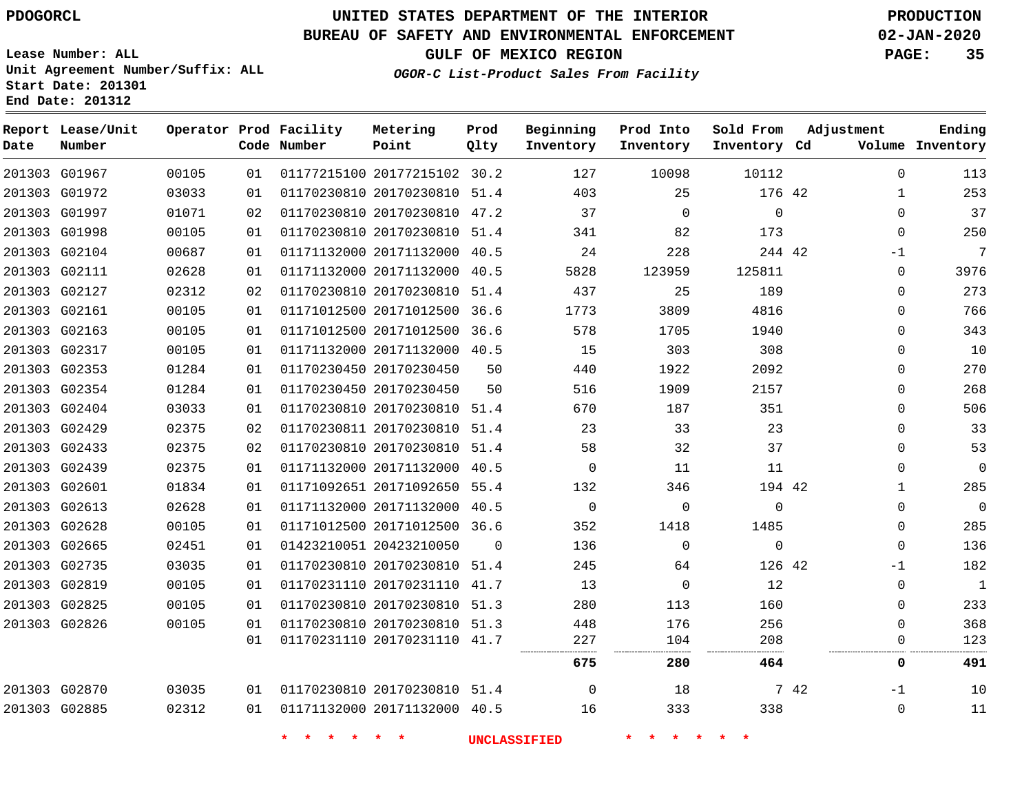PDOGORCL

# UNITED STATES DEPARTMENT OF THE INTERIOR
## BUREAU OF SAFETY AND ENVIRONMENTAL ENFORCEMENT
### GULF OF MEXICO REGION
*OGOR-C List-Product Sales From Facility*

PRODUCTION
02-JAN-2020

Lease Number: ALL
Unit Agreement Number/Suffix: ALL
Start Date: 201301
End Date: 201312

| Report Date | Lease/Unit Number | Operator | Prod Code | Facility Number | Metering Point | Prod Qlty | Beginning Inventory | Prod Into Inventory | Sold From Inventory | Adjustment Cd | Volume | Ending Inventory |
|---|---|---|---|---|---|---|---|---|---|---|---|---|
| 201303 | G01967 | 00105 | 01 | 01177215100 | 20177215102 | 30.2 | 127 | 10098 | 10112 | | 0 | 113 |
| 201303 | G01972 | 03033 | 01 | 01170230810 | 20170230810 | 51.4 | 403 | 25 | 176 | 42 | 1 | 253 |
| 201303 | G01997 | 01071 | 02 | 01170230810 | 20170230810 | 47.2 | 37 | 0 | 0 | | 0 | 37 |
| 201303 | G01998 | 00105 | 01 | 01170230810 | 20170230810 | 51.4 | 341 | 82 | 173 | | 0 | 250 |
| 201303 | G02104 | 00687 | 01 | 01171132000 | 20171132000 | 40.5 | 24 | 228 | 244 | 42 | -1 | 7 |
| 201303 | G02111 | 02628 | 01 | 01171132000 | 20171132000 | 40.5 | 5828 | 123959 | 125811 | | 0 | 3976 |
| 201303 | G02127 | 02312 | 02 | 01170230810 | 20170230810 | 51.4 | 437 | 25 | 189 | | 0 | 273 |
| 201303 | G02161 | 00105 | 01 | 01171012500 | 20171012500 | 36.6 | 1773 | 3809 | 4816 | | 0 | 766 |
| 201303 | G02163 | 00105 | 01 | 01171012500 | 20171012500 | 36.6 | 578 | 1705 | 1940 | | 0 | 343 |
| 201303 | G02317 | 00105 | 01 | 01171132000 | 20171132000 | 40.5 | 15 | 303 | 308 | | 0 | 10 |
| 201303 | G02353 | 01284 | 01 | 01170230450 | 20170230450 | 50 | 440 | 1922 | 2092 | | 0 | 270 |
| 201303 | G02354 | 01284 | 01 | 01170230450 | 20170230450 | 50 | 516 | 1909 | 2157 | | 0 | 268 |
| 201303 | G02404 | 03033 | 01 | 01170230810 | 20170230810 | 51.4 | 670 | 187 | 351 | | 0 | 506 |
| 201303 | G02429 | 02375 | 02 | 01170230811 | 20170230810 | 51.4 | 23 | 33 | 23 | | 0 | 33 |
| 201303 | G02433 | 02375 | 02 | 01170230810 | 20170230810 | 51.4 | 58 | 32 | 37 | | 0 | 53 |
| 201303 | G02439 | 02375 | 01 | 01171132000 | 20171132000 | 40.5 | 0 | 11 | 11 | | 0 | 0 |
| 201303 | G02601 | 01834 | 01 | 01171092651 | 20171092650 | 55.4 | 132 | 346 | 194 | 42 | 1 | 285 |
| 201303 | G02613 | 02628 | 01 | 01171132000 | 20171132000 | 40.5 | 0 | 0 | 0 | | 0 | 0 |
| 201303 | G02628 | 00105 | 01 | 01171012500 | 20171012500 | 36.6 | 352 | 1418 | 1485 | | 0 | 285 |
| 201303 | G02665 | 02451 | 01 | 01423210051 | 20423210050 | 0 | 136 | 0 | 0 | | 0 | 136 |
| 201303 | G02735 | 03035 | 01 | 01170230810 | 20170230810 | 51.4 | 245 | 64 | 126 | 42 | -1 | 182 |
| 201303 | G02819 | 00105 | 01 | 01170231110 | 20170231110 | 41.7 | 13 | 0 | 12 | | 0 | 1 |
| 201303 | G02825 | 00105 | 01 | 01170230810 | 20170230810 | 51.3 | 280 | 113 | 160 | | 0 | 233 |
| 201303 | G02826 | 00105 | 01 | 01170230810 | 20170230810 | 51.3 | 448 | 176 | 256 | | 0 | 368 |
| | | | 01 | 01170231110 | 20170231110 | 41.7 | 227 | 104 | 208 | | 0 | 123 |
| | | | | | | | **675** | **280** | **464** | | **0** | **491** |
| 201303 | G02870 | 03035 | 01 | 01170230810 | 20170230810 | 51.4 | 0 | 18 | 7 | 42 | -1 | 10 |
| 201303 | G02885 | 02312 | 01 | 01171132000 | 20171132000 | 40.5 | 16 | 333 | 338 | | 0 | 11 |

\* \* \* \* \* \* UNCLASSIFIED \* \* \* \* \* \*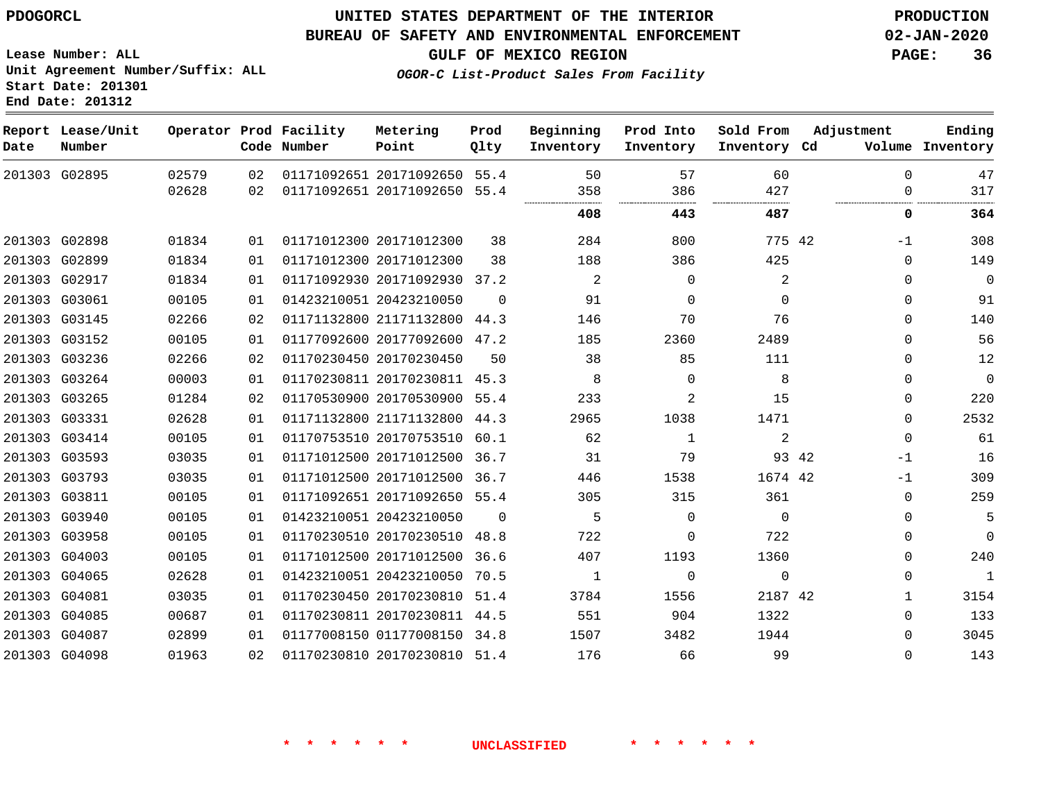PDOGORCL

# UNITED STATES DEPARTMENT OF THE INTERIOR
## BUREAU OF SAFETY AND ENVIRONMENTAL ENFORCEMENT
### GULF OF MEXICO REGION
*OGOR-C List-Product Sales From Facility*

PRODUCTION
02-JAN-2020

Lease Number: ALL
Unit Agreement Number/Suffix: ALL
Start Date: 201301
End Date: 201312

| Report Date | Lease/Unit Number | Operator | Prod Code | Facility Number | Metering Point | Prod Qlty | Beginning Inventory | Prod Into Inventory | Sold From Inventory | Adjustment Cd | Adjustment Volume | Ending Inventory |
|---|---|---|---|---|---|---|---|---|---|---|---|---|
| 201303 | G02895 | 02579 | 02 | 01171092651 | 20171092650 | 55.4 | 50 | 57 | 60 | | 0 | 47 |
| | | 02628 | 02 | 01171092651 | 20171092650 | 55.4 | 358 | 386 | 427 | | 0 | 317 |
| | | | | | | | **408** | **443** | **487** | | **0** | **364** |
| 201303 | G02898 | 01834 | 01 | 01171012300 | 20171012300 | 38 | 284 | 800 | 775 | 42 | -1 | 308 |
| 201303 | G02899 | 01834 | 01 | 01171012300 | 20171012300 | 38 | 188 | 386 | 425 | | 0 | 149 |
| 201303 | G02917 | 01834 | 01 | 01171092930 | 20171092930 | 37.2 | 2 | 0 | 2 | | 0 | 0 |
| 201303 | G03061 | 00105 | 01 | 01423210051 | 20423210050 | 0 | 91 | 0 | 0 | | 0 | 91 |
| 201303 | G03145 | 02266 | 02 | 01171132800 | 21171132800 | 44.3 | 146 | 70 | 76 | | 0 | 140 |
| 201303 | G03152 | 00105 | 01 | 01177092600 | 20177092600 | 47.2 | 185 | 2360 | 2489 | | 0 | 56 |
| 201303 | G03236 | 02266 | 02 | 01170230450 | 20170230450 | 50 | 38 | 85 | 111 | | 0 | 12 |
| 201303 | G03264 | 00003 | 01 | 01170230811 | 20170230811 | 45.3 | 8 | 0 | 8 | | 0 | 0 |
| 201303 | G03265 | 01284 | 02 | 01170530900 | 20170530900 | 55.4 | 233 | 2 | 15 | | 0 | 220 |
| 201303 | G03331 | 02628 | 01 | 01171132800 | 21171132800 | 44.3 | 2965 | 1038 | 1471 | | 0 | 2532 |
| 201303 | G03414 | 00105 | 01 | 01170753510 | 20170753510 | 60.1 | 62 | 1 | 2 | | 0 | 61 |
| 201303 | G03593 | 03035 | 01 | 01171012500 | 20171012500 | 36.7 | 31 | 79 | 93 | 42 | -1 | 16 |
| 201303 | G03793 | 03035 | 01 | 01171012500 | 20171012500 | 36.7 | 446 | 1538 | 1674 | 42 | -1 | 309 |
| 201303 | G03811 | 00105 | 01 | 01171092651 | 20171092650 | 55.4 | 305 | 315 | 361 | | 0 | 259 |
| 201303 | G03940 | 00105 | 01 | 01423210051 | 20423210050 | 0 | 5 | 0 | 0 | | 0 | 5 |
| 201303 | G03958 | 00105 | 01 | 01170230510 | 20170230510 | 48.8 | 722 | 0 | 722 | | 0 | 0 |
| 201303 | G04003 | 00105 | 01 | 01171012500 | 20171012500 | 36.6 | 407 | 1193 | 1360 | | 0 | 240 |
| 201303 | G04065 | 02628 | 01 | 01423210051 | 20423210050 | 70.5 | 1 | 0 | 0 | | 0 | 1 |
| 201303 | G04081 | 03035 | 01 | 01170230450 | 20170230810 | 51.4 | 3784 | 1556 | 2187 | 42 | 1 | 3154 |
| 201303 | G04085 | 00687 | 01 | 01170230811 | 20170230811 | 44.5 | 551 | 904 | 1322 | | 0 | 133 |
| 201303 | G04087 | 02899 | 01 | 01177008150 | 01177008150 | 34.8 | 1507 | 3482 | 1944 | | 0 | 3045 |
| 201303 | G04098 | 01963 | 02 | 01170230810 | 20170230810 | 51.4 | 176 | 66 | 99 | | 0 | 143 |

* * * * * * UNCLASSIFIED * * * * * *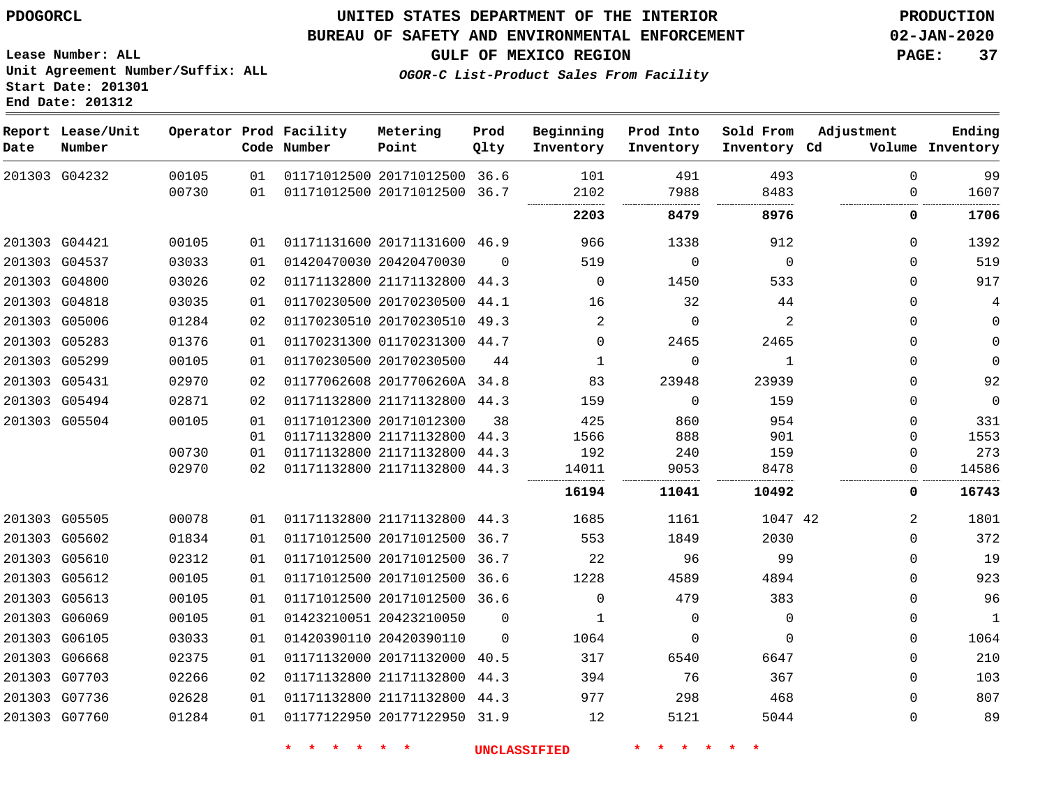PDOGORCL

# UNITED STATES DEPARTMENT OF THE INTERIOR
## BUREAU OF SAFETY AND ENVIRONMENTAL ENFORCEMENT
### GULF OF MEXICO REGION
*OGOR-C List-Product Sales From Facility*

PRODUCTION
02-JAN-2020

Lease Number: ALL
Unit Agreement Number/Suffix: ALL
Start Date: 201301
End Date: 201312

| Report Date | Lease/Unit Number | Operator | Prod Code | Facility Number | Metering Point | Prod Qlty | Beginning Inventory | Prod Into Inventory | Sold From Inventory | Adjustment Cd | Volume | Ending Inventory |
|---|---|---|---|---|---|---|---|---|---|---|---|---|
| 201303 | G04232 | 00105 | 01 | 01171012500 | 20171012500 | 36.6 | 101 | 491 | 493 | | 0 | 99 |
| | | 00730 | 01 | 01171012500 | 20171012500 | 36.7 | 2102 | 7988 | 8483 | | 0 | 1607 |
| | | | | | | | **2203** | **8479** | **8976** | | **0** | **1706** |
| 201303 | G04421 | 00105 | 01 | 01171131600 | 20171131600 | 46.9 | 966 | 1338 | 912 | | 0 | 1392 |
| 201303 | G04537 | 03033 | 01 | 01420470030 | 20420470030 | 0 | 519 | 0 | 0 | | 0 | 519 |
| 201303 | G04800 | 03026 | 02 | 01171132800 | 21171132800 | 44.3 | 0 | 1450 | 533 | | 0 | 917 |
| 201303 | G04818 | 03035 | 01 | 01170230500 | 20170230500 | 44.1 | 16 | 32 | 44 | | 0 | 4 |
| 201303 | G05006 | 01284 | 02 | 01170230510 | 20170230510 | 49.3 | 2 | 0 | 2 | | 0 | 0 |
| 201303 | G05283 | 01376 | 01 | 01170231300 | 01170231300 | 44.7 | 0 | 2465 | 2465 | | 0 | 0 |
| 201303 | G05299 | 00105 | 01 | 01170230500 | 20170230500 | 44 | 1 | 0 | 1 | | 0 | 0 |
| 201303 | G05431 | 02970 | 02 | 01177062608 | 2017706260A | 34.8 | 83 | 23948 | 23939 | | 0 | 92 |
| 201303 | G05494 | 02871 | 02 | 01171132800 | 21171132800 | 44.3 | 159 | 0 | 159 | | 0 | 0 |
| 201303 | G05504 | 00105 | 01 | 01171012300 | 20171012300 | 38 | 425 | 860 | 954 | | 0 | 331 |
| | | | 01 | 01171132800 | 21171132800 | 44.3 | 1566 | 888 | 901 | | 0 | 1553 |
| | | 00730 | 01 | 01171132800 | 21171132800 | 44.3 | 192 | 240 | 159 | | 0 | 273 |
| | | 02970 | 02 | 01171132800 | 21171132800 | 44.3 | 14011 | 9053 | 8478 | | 0 | 14586 |
| | | | | | | | **16194** | **11041** | **10492** | | **0** | **16743** |
| 201303 | G05505 | 00078 | 01 | 01171132800 | 21171132800 | 44.3 | 1685 | 1161 | 1047 | 42 | 2 | 1801 |
| 201303 | G05602 | 01834 | 01 | 01171012500 | 20171012500 | 36.7 | 553 | 1849 | 2030 | | 0 | 372 |
| 201303 | G05610 | 02312 | 01 | 01171012500 | 20171012500 | 36.7 | 22 | 96 | 99 | | 0 | 19 |
| 201303 | G05612 | 00105 | 01 | 01171012500 | 20171012500 | 36.6 | 1228 | 4589 | 4894 | | 0 | 923 |
| 201303 | G05613 | 00105 | 01 | 01171012500 | 20171012500 | 36.6 | 0 | 479 | 383 | | 0 | 96 |
| 201303 | G06069 | 00105 | 01 | 01423210051 | 20423210050 | 0 | 1 | 0 | 0 | | 0 | 1 |
| 201303 | G06105 | 03033 | 01 | 01420390110 | 20420390110 | 0 | 1064 | 0 | 0 | | 0 | 1064 |
| 201303 | G06668 | 02375 | 01 | 01171132000 | 20171132000 | 40.5 | 317 | 6540 | 6647 | | 0 | 210 |
| 201303 | G07703 | 02266 | 02 | 01171132800 | 21171132800 | 44.3 | 394 | 76 | 367 | | 0 | 103 |
| 201303 | G07736 | 02628 | 01 | 01171132800 | 21171132800 | 44.3 | 977 | 298 | 468 | | 0 | 807 |
| 201303 | G07760 | 01284 | 01 | 01177122950 | 20177122950 | 31.9 | 12 | 5121 | 5044 | | 0 | 89 |

* * * * * * UNCLASSIFIED * * * * * *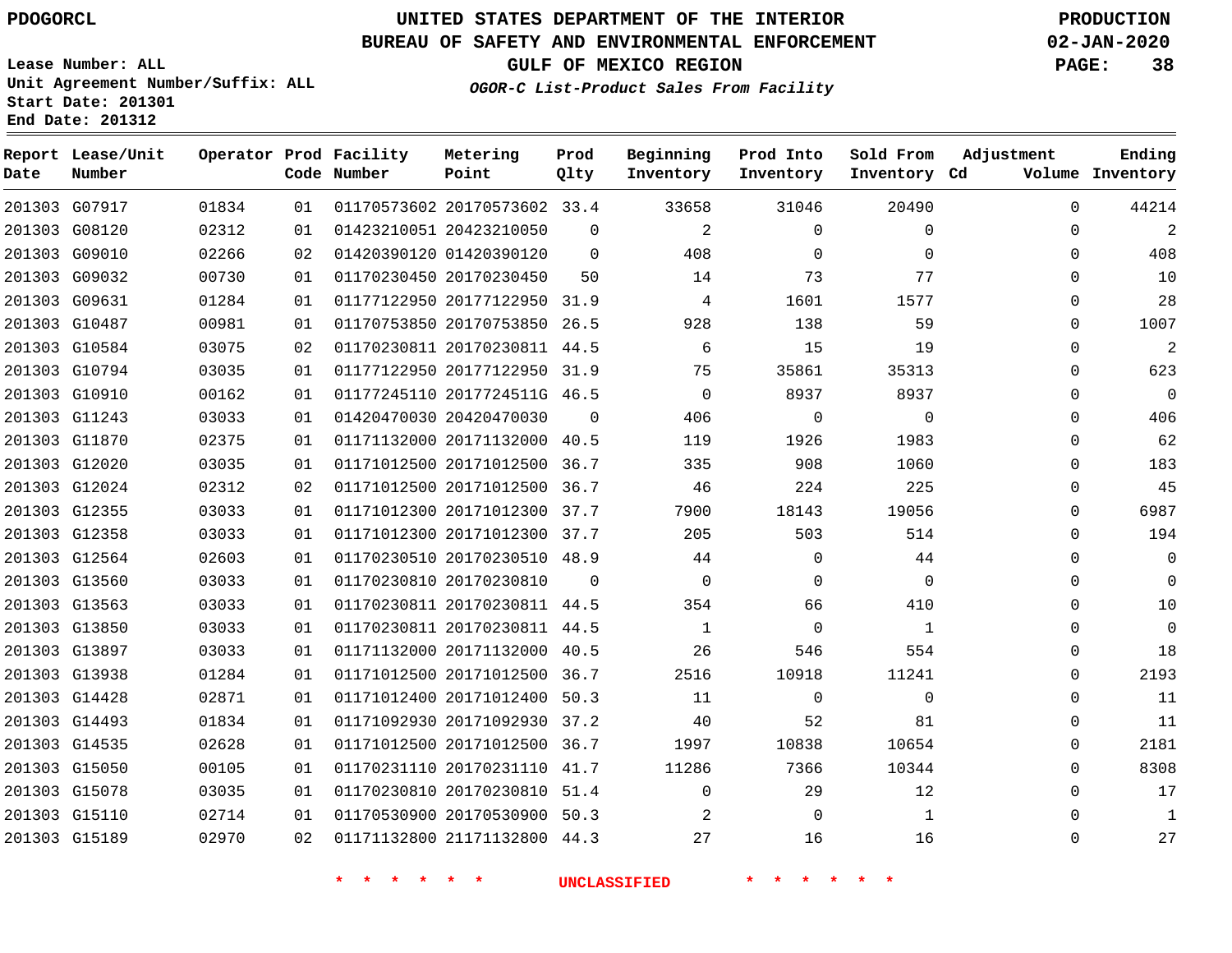PDOGORCL

# UNITED STATES DEPARTMENT OF THE INTERIOR
## BUREAU OF SAFETY AND ENVIRONMENTAL ENFORCEMENT
### GULF OF MEXICO REGION
*OGOR-C List-Product Sales From Facility*

PRODUCTION
02-JAN-2020

Lease Number: ALL
Unit Agreement Number/Suffix: ALL
Start Date: 201301
End Date: 201312

| Report Date | Lease/Unit Number | Operator | Prod Code | Facility Number | Metering Point | Prod Qlty | Beginning Inventory | Prod Into Inventory | Sold From Inventory | Adjustment Cd | Volume | Ending Inventory |
|---|---|---|---|---|---|---|---|---|---|---|---|---|
| 201303 | G07917 | 01834 | 01 | 01170573602 | 20170573602 | 33.4 | 33658 | 31046 | 20490 | | 0 | 44214 |
| 201303 | G08120 | 02312 | 01 | 01423210051 | 20423210050 | 0 | 2 | 0 | 0 | | 0 | 2 |
| 201303 | G09010 | 02266 | 02 | 01420390120 | 01420390120 | 0 | 408 | 0 | 0 | | 0 | 408 |
| 201303 | G09032 | 00730 | 01 | 01170230450 | 20170230450 | 50 | 14 | 73 | 77 | | 0 | 10 |
| 201303 | G09631 | 01284 | 01 | 01177122950 | 20177122950 | 31.9 | 4 | 1601 | 1577 | | 0 | 28 |
| 201303 | G10487 | 00981 | 01 | 01170753850 | 20170753850 | 26.5 | 928 | 138 | 59 | | 0 | 1007 |
| 201303 | G10584 | 03075 | 02 | 01170230811 | 20170230811 | 44.5 | 6 | 15 | 19 | | 0 | 2 |
| 201303 | G10794 | 03035 | 01 | 01177122950 | 20177122950 | 31.9 | 75 | 35861 | 35313 | | 0 | 623 |
| 201303 | G10910 | 00162 | 01 | 01177245110 | 2017724511G | 46.5 | 0 | 8937 | 8937 | | 0 | 0 |
| 201303 | G11243 | 03033 | 01 | 01420470030 | 20420470030 | 0 | 406 | 0 | 0 | | 0 | 406 |
| 201303 | G11870 | 02375 | 01 | 01171132000 | 20171132000 | 40.5 | 119 | 1926 | 1983 | | 0 | 62 |
| 201303 | G12020 | 03035 | 01 | 01171012500 | 20171012500 | 36.7 | 335 | 908 | 1060 | | 0 | 183 |
| 201303 | G12024 | 02312 | 02 | 01171012500 | 20171012500 | 36.7 | 46 | 224 | 225 | | 0 | 45 |
| 201303 | G12355 | 03033 | 01 | 01171012300 | 20171012300 | 37.7 | 7900 | 18143 | 19056 | | 0 | 6987 |
| 201303 | G12358 | 03033 | 01 | 01171012300 | 20171012300 | 37.7 | 205 | 503 | 514 | | 0 | 194 |
| 201303 | G12564 | 02603 | 01 | 01170230510 | 20170230510 | 48.9 | 44 | 0 | 44 | | 0 | 0 |
| 201303 | G13560 | 03033 | 01 | 01170230810 | 20170230810 | 0 | 0 | 0 | 0 | | 0 | 0 |
| 201303 | G13563 | 03033 | 01 | 01170230811 | 20170230811 | 44.5 | 354 | 66 | 410 | | 0 | 10 |
| 201303 | G13850 | 03033 | 01 | 01170230811 | 20170230811 | 44.5 | 1 | 0 | 1 | | 0 | 0 |
| 201303 | G13897 | 03033 | 01 | 01171132000 | 20171132000 | 40.5 | 26 | 546 | 554 | | 0 | 18 |
| 201303 | G13938 | 01284 | 01 | 01171012500 | 20171012500 | 36.7 | 2516 | 10918 | 11241 | | 0 | 2193 |
| 201303 | G14428 | 02871 | 01 | 01171012400 | 20171012400 | 50.3 | 11 | 0 | 0 | | 0 | 11 |
| 201303 | G14493 | 01834 | 01 | 01171092930 | 20171092930 | 37.2 | 40 | 52 | 81 | | 0 | 11 |
| 201303 | G14535 | 02628 | 01 | 01171012500 | 20171012500 | 36.7 | 1997 | 10838 | 10654 | | 0 | 2181 |
| 201303 | G15050 | 00105 | 01 | 01170231110 | 20170231110 | 41.7 | 11286 | 7366 | 10344 | | 0 | 8308 |
| 201303 | G15078 | 03035 | 01 | 01170230810 | 20170230810 | 51.4 | 0 | 29 | 12 | | 0 | 17 |
| 201303 | G15110 | 02714 | 01 | 01170530900 | 20170530900 | 50.3 | 2 | 0 | 1 | | 0 | 1 |
| 201303 | G15189 | 02970 | 02 | 01171132800 | 21171132800 | 44.3 | 27 | 16 | 16 | | 0 | 27 |

* * * * * * UNCLASSIFIED * * * * * *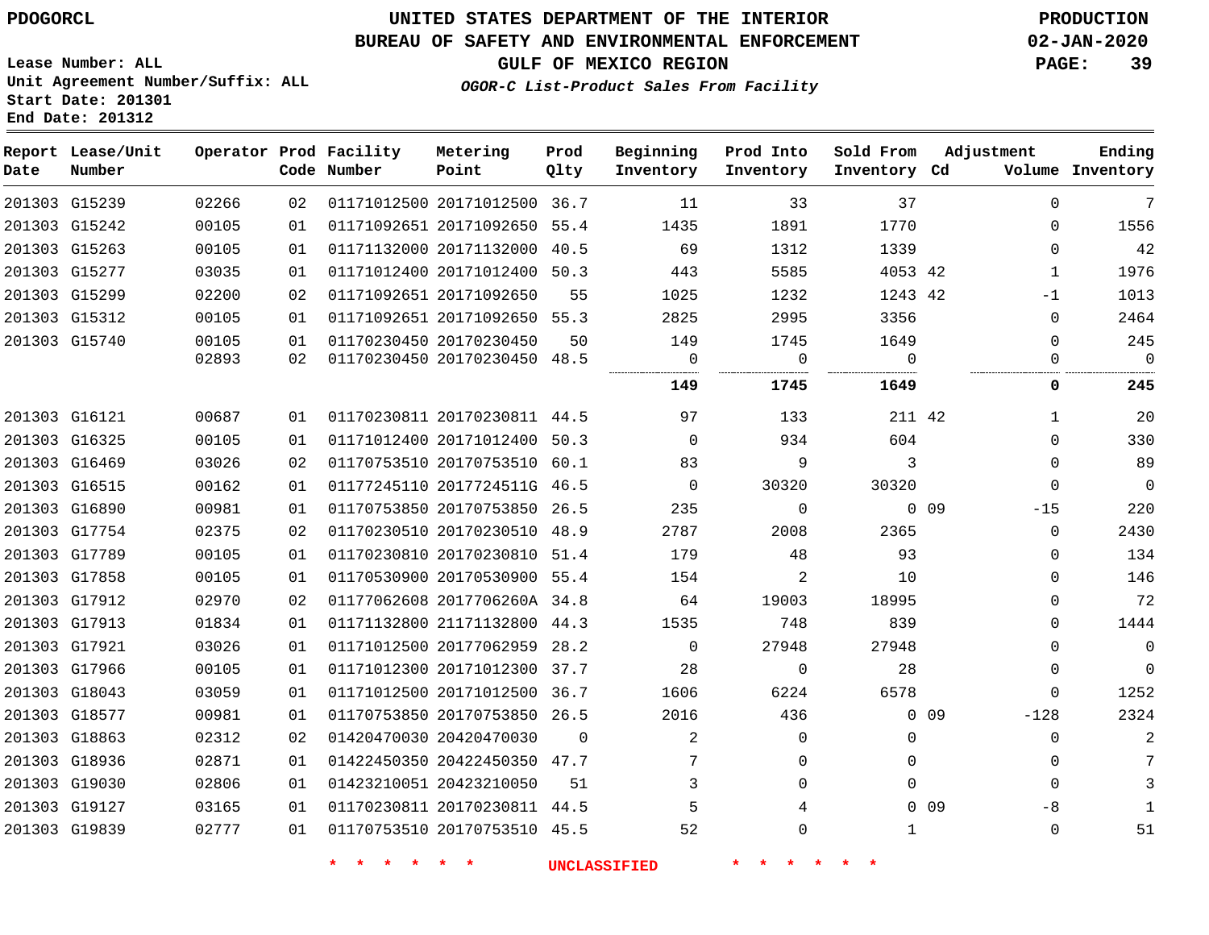PDOGORCL

# UNITED STATES DEPARTMENT OF THE INTERIOR
## BUREAU OF SAFETY AND ENVIRONMENTAL ENFORCEMENT
### GULF OF MEXICO REGION
*OGOR-C List-Product Sales From Facility*

PRODUCTION
02-JAN-2020

Lease Number: ALL
Unit Agreement Number/Suffix: ALL
Start Date: 201301
End Date: 201312

| Report Date | Lease/Unit Number | Operator | Prod Code | Facility Number | Metering Point | Prod Qlty | Beginning Inventory | Prod Into Inventory | Sold From Inventory | Adjustment Cd | Volume | Ending Inventory |
|---|---|---|---|---|---|---|---|---|---|---|---|---|
| 201303 | G15239 | 02266 | 02 | 01171012500 | 20171012500 | 36.7 | 11 | 33 | 37 | | 0 | 7 |
| 201303 | G15242 | 00105 | 01 | 01171092651 | 20171092650 | 55.4 | 1435 | 1891 | 1770 | | 0 | 1556 |
| 201303 | G15263 | 00105 | 01 | 01171132000 | 20171132000 | 40.5 | 69 | 1312 | 1339 | | 0 | 42 |
| 201303 | G15277 | 03035 | 01 | 01171012400 | 20171012400 | 50.3 | 443 | 5585 | 4053 | 42 | 1 | 1976 |
| 201303 | G15299 | 02200 | 02 | 01171092651 | 20171092650 | 55 | 1025 | 1232 | 1243 | 42 | -1 | 1013 |
| 201303 | G15312 | 00105 | 01 | 01171092651 | 20171092650 | 55.3 | 2825 | 2995 | 3356 | | 0 | 2464 |
| 201303 | G15740 | 00105 | 01 | 01170230450 | 20170230450 | 50 | 149 | 1745 | 1649 | | 0 | 245 |
| | | 02893 | 02 | 01170230450 | 20170230450 | 48.5 | 0 | 0 | 0 | | 0 | 0 |
| | | | | | | | **149** | **1745** | **1649** | | **0** | **245** |
| 201303 | G16121 | 00687 | 01 | 01170230811 | 20170230811 | 44.5 | 97 | 133 | 211 | 42 | 1 | 20 |
| 201303 | G16325 | 00105 | 01 | 01171012400 | 20171012400 | 50.3 | 0 | 934 | 604 | | 0 | 330 |
| 201303 | G16469 | 03026 | 02 | 01170753510 | 20170753510 | 60.1 | 83 | 9 | 3 | | 0 | 89 |
| 201303 | G16515 | 00162 | 01 | 01177245110 | 2017724511G | 46.5 | 0 | 30320 | 30320 | | 0 | 0 |
| 201303 | G16890 | 00981 | 01 | 01170753850 | 20170753850 | 26.5 | 235 | 0 | 0 | 09 | -15 | 220 |
| 201303 | G17754 | 02375 | 02 | 01170230510 | 20170230510 | 48.9 | 2787 | 2008 | 2365 | | 0 | 2430 |
| 201303 | G17789 | 00105 | 01 | 01170230810 | 20170230810 | 51.4 | 179 | 48 | 93 | | 0 | 134 |
| 201303 | G17858 | 00105 | 01 | 01170530900 | 20170530900 | 55.4 | 154 | 2 | 10 | | 0 | 146 |
| 201303 | G17912 | 02970 | 02 | 01177062608 | 2017706260A | 34.8 | 64 | 19003 | 18995 | | 0 | 72 |
| 201303 | G17913 | 01834 | 01 | 01171132800 | 21171132800 | 44.3 | 1535 | 748 | 839 | | 0 | 1444 |
| 201303 | G17921 | 03026 | 01 | 01171012500 | 20177062959 | 28.2 | 0 | 27948 | 27948 | | 0 | 0 |
| 201303 | G17966 | 00105 | 01 | 01171012300 | 20171012300 | 37.7 | 28 | 0 | 28 | | 0 | 0 |
| 201303 | G18043 | 03059 | 01 | 01171012500 | 20171012500 | 36.7 | 1606 | 6224 | 6578 | | 0 | 1252 |
| 201303 | G18577 | 00981 | 01 | 01170753850 | 20170753850 | 26.5 | 2016 | 436 | 0 | 09 | -128 | 2324 |
| 201303 | G18863 | 02312 | 02 | 01420470030 | 20420470030 | 0 | 2 | 0 | 0 | | 0 | 2 |
| 201303 | G18936 | 02871 | 01 | 01422450350 | 20422450350 | 47.7 | 7 | 0 | 0 | | 0 | 7 |
| 201303 | G19030 | 02806 | 01 | 01423210051 | 20423210050 | 51 | 3 | 0 | 0 | | 0 | 3 |
| 201303 | G19127 | 03165 | 01 | 01170230811 | 20170230811 | 44.5 | 5 | 4 | 0 | 09 | -8 | 1 |
| 201303 | G19839 | 02777 | 01 | 01170753510 | 20170753510 | 45.5 | 52 | 0 | 1 | | 0 | 51 |

\* \* \* \* \* \* UNCLASSIFIED \* \* \* \* \* \*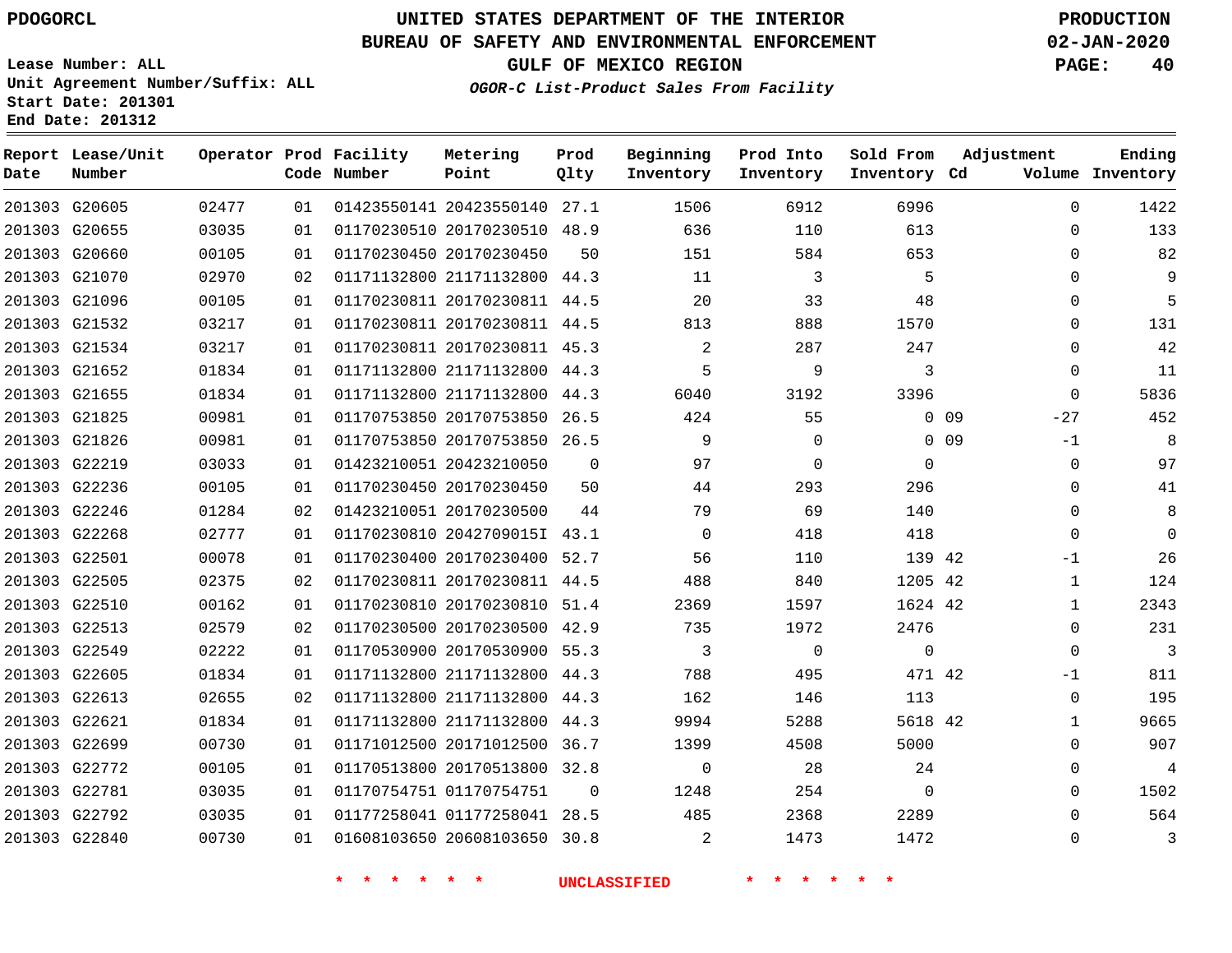PDOGORCL

Lease Number: ALL
Unit Agreement Number/Suffix: ALL
Start Date: 201301
End Date: 201312

# UNITED STATES DEPARTMENT OF THE INTERIOR
## BUREAU OF SAFETY AND ENVIRONMENTAL ENFORCEMENT
### GULF OF MEXICO REGION

*OGOR-C List-Product Sales From Facility*

PRODUCTION
02-JAN-2020

| Report Date | Lease/Unit Number | Operator | Prod Code | Facility Number | Metering Point | Prod Qlty | Beginning Inventory | Prod Into Inventory | Sold From Inventory | Adjustment Cd | Volume | Ending Inventory |
|---|---|---|---|---|---|---|---|---|---|---|---|---|
| 201303 | G20605 | 02477 | 01 | 01423550141 | 20423550140 | 27.1 | 1506 | 6912 | 6996 | | 0 | 1422 |
| 201303 | G20655 | 03035 | 01 | 01170230510 | 20170230510 | 48.9 | 636 | 110 | 613 | | 0 | 133 |
| 201303 | G20660 | 00105 | 01 | 01170230450 | 20170230450 | 50 | 151 | 584 | 653 | | 0 | 82 |
| 201303 | G21070 | 02970 | 02 | 01171132800 | 21171132800 | 44.3 | 11 | 3 | 5 | | 0 | 9 |
| 201303 | G21096 | 00105 | 01 | 01170230811 | 20170230811 | 44.5 | 20 | 33 | 48 | | 0 | 5 |
| 201303 | G21532 | 03217 | 01 | 01170230811 | 20170230811 | 44.5 | 813 | 888 | 1570 | | 0 | 131 |
| 201303 | G21534 | 03217 | 01 | 01170230811 | 20170230811 | 45.3 | 2 | 287 | 247 | | 0 | 42 |
| 201303 | G21652 | 01834 | 01 | 01171132800 | 21171132800 | 44.3 | 5 | 9 | 3 | | 0 | 11 |
| 201303 | G21655 | 01834 | 01 | 01171132800 | 21171132800 | 44.3 | 6040 | 3192 | 3396 | | 0 | 5836 |
| 201303 | G21825 | 00981 | 01 | 01170753850 | 20170753850 | 26.5 | 424 | 55 | 0 | 09 | -27 | 452 |
| 201303 | G21826 | 00981 | 01 | 01170753850 | 20170753850 | 26.5 | 9 | 0 | 0 | 09 | -1 | 8 |
| 201303 | G22219 | 03033 | 01 | 01423210051 | 20423210050 | 0 | 97 | 0 | 0 | | 0 | 97 |
| 201303 | G22236 | 00105 | 01 | 01170230450 | 20170230450 | 50 | 44 | 293 | 296 | | 0 | 41 |
| 201303 | G22246 | 01284 | 02 | 01423210051 | 20170230500 | 44 | 79 | 69 | 140 | | 0 | 8 |
| 201303 | G22268 | 02777 | 01 | 01170230810 | 2042709015I | 43.1 | 0 | 418 | 418 | | 0 | 0 |
| 201303 | G22501 | 00078 | 01 | 01170230400 | 20170230400 | 52.7 | 56 | 110 | 139 | 42 | -1 | 26 |
| 201303 | G22505 | 02375 | 02 | 01170230811 | 20170230811 | 44.5 | 488 | 840 | 1205 | 42 | 1 | 124 |
| 201303 | G22510 | 00162 | 01 | 01170230810 | 20170230810 | 51.4 | 2369 | 1597 | 1624 | 42 | 1 | 2343 |
| 201303 | G22513 | 02579 | 02 | 01170230500 | 20170230500 | 42.9 | 735 | 1972 | 2476 | | 0 | 231 |
| 201303 | G22549 | 02222 | 01 | 01170530900 | 20170530900 | 55.3 | 3 | 0 | 0 | | 0 | 3 |
| 201303 | G22605 | 01834 | 01 | 01171132800 | 21171132800 | 44.3 | 788 | 495 | 471 | 42 | -1 | 811 |
| 201303 | G22613 | 02655 | 02 | 01171132800 | 21171132800 | 44.3 | 162 | 146 | 113 | | 0 | 195 |
| 201303 | G22621 | 01834 | 01 | 01171132800 | 21171132800 | 44.3 | 9994 | 5288 | 5618 | 42 | 1 | 9665 |
| 201303 | G22699 | 00730 | 01 | 01171012500 | 20171012500 | 36.7 | 1399 | 4508 | 5000 | | 0 | 907 |
| 201303 | G22772 | 00105 | 01 | 01170513800 | 20170513800 | 32.8 | 0 | 28 | 24 | | 0 | 4 |
| 201303 | G22781 | 03035 | 01 | 01170754751 | 01170754751 | 0 | 1248 | 254 | 0 | | 0 | 1502 |
| 201303 | G22792 | 03035 | 01 | 01177258041 | 01177258041 | 28.5 | 485 | 2368 | 2289 | | 0 | 564 |
| 201303 | G22840 | 00730 | 01 | 01608103650 | 20608103650 | 30.8 | 2 | 1473 | 1472 | | 0 | 3 |

\* \* \* \* \* \* UNCLASSIFIED \* \* \* \* \* \*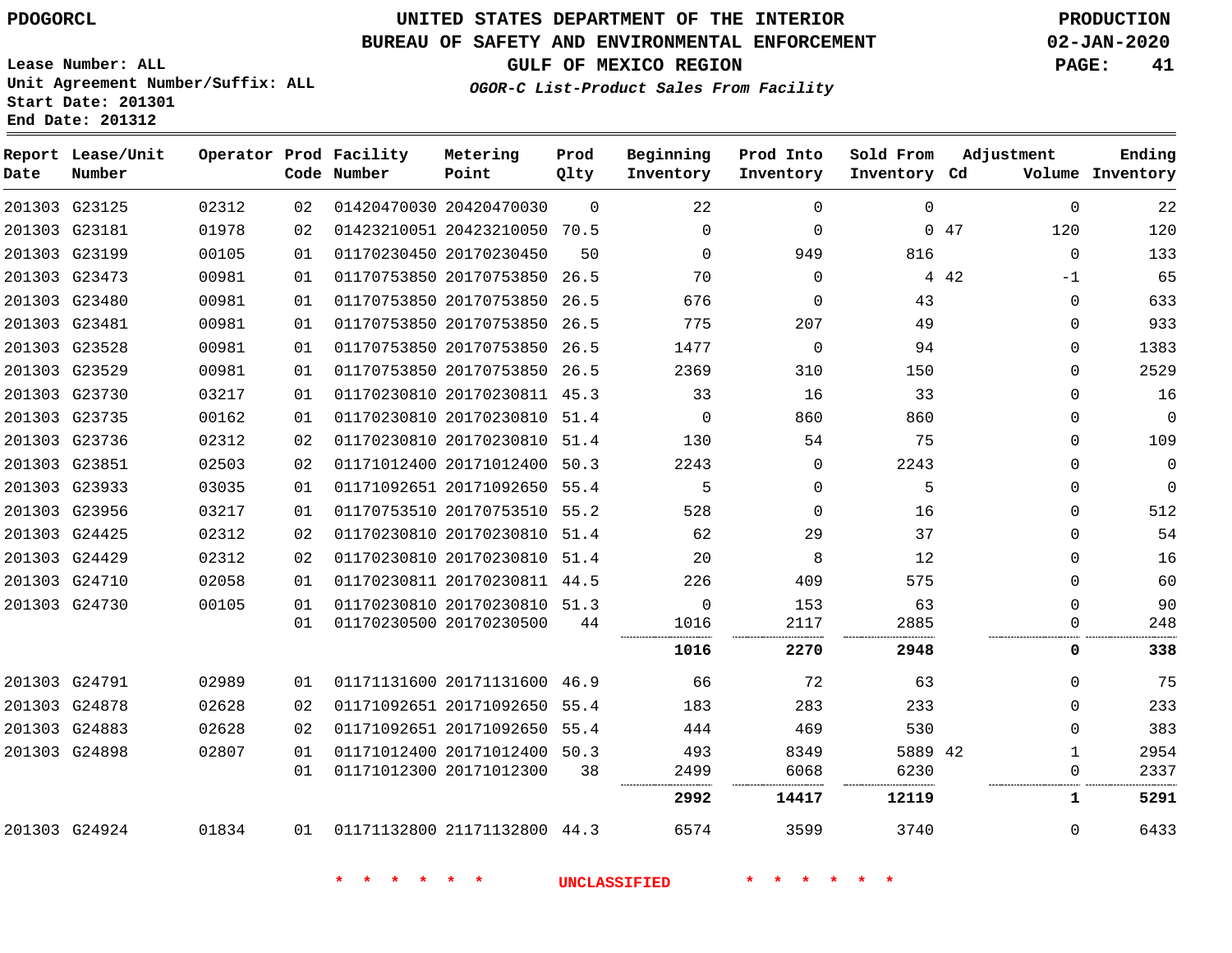PDOGORCL

# UNITED STATES DEPARTMENT OF THE INTERIOR
## BUREAU OF SAFETY AND ENVIRONMENTAL ENFORCEMENT
### GULF OF MEXICO REGION
*OGOR-C List-Product Sales From Facility*

PRODUCTION
02-JAN-2020

Lease Number: ALL
Unit Agreement Number/Suffix: ALL
Start Date: 201301
End Date: 201312

| Report Date | Lease/Unit Number | Operator | Prod Code | Facility Number | Metering Point | Prod Qlty | Beginning Inventory | Prod Into Inventory | Sold From Inventory | Adjustment Cd | Adjustment Volume | Ending Inventory |
|---|---|---|---|---|---|---|---|---|---|---|---|---|
| 201303 | G23125 | 02312 | 02 | 01420470030 | 20420470030 | 0 | 22 | 0 | 0 | | 0 | 22 |
| 201303 | G23181 | 01978 | 02 | 01423210051 | 20423210050 | 70.5 | 0 | 0 | 0 | 47 | 120 | 120 |
| 201303 | G23199 | 00105 | 01 | 01170230450 | 20170230450 | 50 | 0 | 949 | 816 | | 0 | 133 |
| 201303 | G23473 | 00981 | 01 | 01170753850 | 20170753850 | 26.5 | 70 | 0 | 4 | 42 | -1 | 65 |
| 201303 | G23480 | 00981 | 01 | 01170753850 | 20170753850 | 26.5 | 676 | 0 | 43 | | 0 | 633 |
| 201303 | G23481 | 00981 | 01 | 01170753850 | 20170753850 | 26.5 | 775 | 207 | 49 | | 0 | 933 |
| 201303 | G23528 | 00981 | 01 | 01170753850 | 20170753850 | 26.5 | 1477 | 0 | 94 | | 0 | 1383 |
| 201303 | G23529 | 00981 | 01 | 01170753850 | 20170753850 | 26.5 | 2369 | 310 | 150 | | 0 | 2529 |
| 201303 | G23730 | 03217 | 01 | 01170230810 | 20170230811 | 45.3 | 33 | 16 | 33 | | 0 | 16 |
| 201303 | G23735 | 00162 | 01 | 01170230810 | 20170230810 | 51.4 | 0 | 860 | 860 | | 0 | 0 |
| 201303 | G23736 | 02312 | 02 | 01170230810 | 20170230810 | 51.4 | 130 | 54 | 75 | | 0 | 109 |
| 201303 | G23851 | 02503 | 02 | 01171012400 | 20171012400 | 50.3 | 2243 | 0 | 2243 | | 0 | 0 |
| 201303 | G23933 | 03035 | 01 | 01171092651 | 20171092650 | 55.4 | 5 | 0 | 5 | | 0 | 0 |
| 201303 | G23956 | 03217 | 01 | 01170753510 | 20170753510 | 55.2 | 528 | 0 | 16 | | 0 | 512 |
| 201303 | G24425 | 02312 | 02 | 01170230810 | 20170230810 | 51.4 | 62 | 29 | 37 | | 0 | 54 |
| 201303 | G24429 | 02312 | 02 | 01170230810 | 20170230810 | 51.4 | 20 | 8 | 12 | | 0 | 16 |
| 201303 | G24710 | 02058 | 01 | 01170230811 | 20170230811 | 44.5 | 226 | 409 | 575 | | 0 | 60 |
| 201303 | G24730 | 00105 | 01 | 01170230810 | 20170230810 | 51.3 | 0 | 153 | 63 | | 0 | 90 |
| | | | 01 | 01170230500 | 20170230500 | 44 | 1016 | 2117 | 2885 | | 0 | 248 |
| | | | | | | | **1016** | **2270** | **2948** | | **0** | **338** |
| 201303 | G24791 | 02989 | 01 | 01171131600 | 20171131600 | 46.9 | 66 | 72 | 63 | | 0 | 75 |
| 201303 | G24878 | 02628 | 02 | 01171092651 | 20171092650 | 55.4 | 183 | 283 | 233 | | 0 | 233 |
| 201303 | G24883 | 02628 | 02 | 01171092651 | 20171092650 | 55.4 | 444 | 469 | 530 | | 0 | 383 |
| 201303 | G24898 | 02807 | 01 | 01171012400 | 20171012400 | 50.3 | 493 | 8349 | 5889 | 42 | 1 | 2954 |
| | | | 01 | 01171012300 | 20171012300 | 38 | 2499 | 6068 | 6230 | | 0 | 2337 |
| | | | | | | | **2992** | **14417** | **12119** | | **1** | **5291** |
| 201303 | G24924 | 01834 | 01 | 01171132800 | 21171132800 | 44.3 | 6574 | 3599 | 3740 | | 0 | 6433 |

\* \* \* \* \* \* UNCLASSIFIED \* \* \* \* \* \*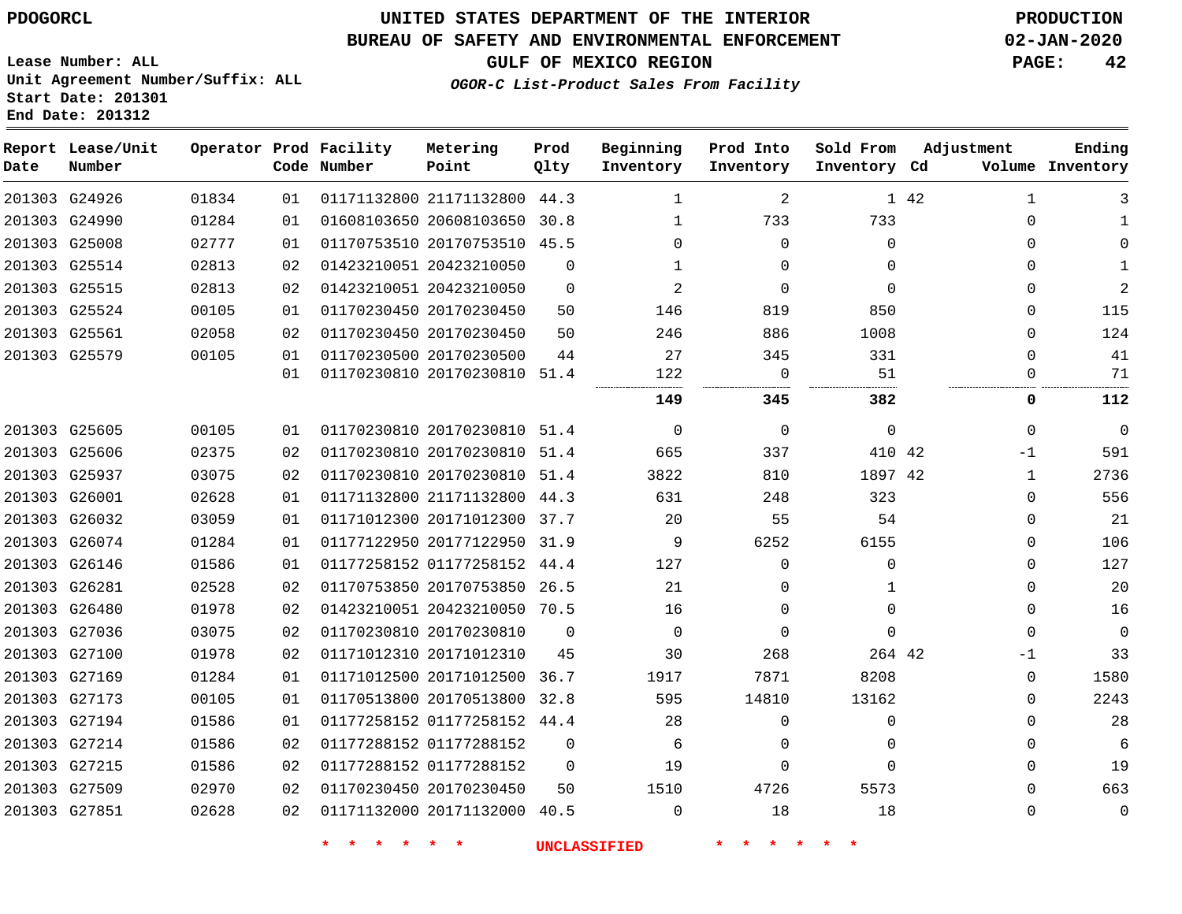PDOGORCL

# UNITED STATES DEPARTMENT OF THE INTERIOR
## BUREAU OF SAFETY AND ENVIRONMENTAL ENFORCEMENT
### GULF OF MEXICO REGION
*OGOR-C List-Product Sales From Facility*

PRODUCTION
02-JAN-2020

Lease Number: ALL
Unit Agreement Number/Suffix: ALL
Start Date: 201301
End Date: 201312

| Report Date | Lease/Unit Number | Operator | Prod Code | Facility Number | Metering Point | Prod Qlty | Beginning Inventory | Prod Into Inventory | Sold From Inventory | Adjustment Cd | Adjustment Volume | Ending Inventory |
|---|---|---|---|---|---|---|---|---|---|---|---|---|
| 201303 | G24926 | 01834 | 01 | 01171132800 | 21171132800 | 44.3 | 1 | 2 | 1 | 42 | 1 | 3 |
| 201303 | G24990 | 01284 | 01 | 01608103650 | 20608103650 | 30.8 | 1 | 733 | 733 | | 0 | 1 |
| 201303 | G25008 | 02777 | 01 | 01170753510 | 20170753510 | 45.5 | 0 | 0 | 0 | | 0 | 0 |
| 201303 | G25514 | 02813 | 02 | 01423210051 | 20423210050 | 0 | 1 | 0 | 0 | | 0 | 1 |
| 201303 | G25515 | 02813 | 02 | 01423210051 | 20423210050 | 0 | 2 | 0 | 0 | | 0 | 2 |
| 201303 | G25524 | 00105 | 01 | 01170230450 | 20170230450 | 50 | 146 | 819 | 850 | | 0 | 115 |
| 201303 | G25561 | 02058 | 02 | 01170230450 | 20170230450 | 50 | 246 | 886 | 1008 | | 0 | 124 |
| 201303 | G25579 | 00105 | 01 | 01170230500 | 20170230500 | 44 | 27 | 345 | 331 | | 0 | 41 |
| | | | 01 | 01170230810 | 20170230810 | 51.4 | 122 | 0 | 51 | | 0 | 71 |
| | | | | | | | **149** | **345** | **382** | | **0** | **112** |
| 201303 | G25605 | 00105 | 01 | 01170230810 | 20170230810 | 51.4 | 0 | 0 | 0 | | 0 | 0 |
| 201303 | G25606 | 02375 | 02 | 01170230810 | 20170230810 | 51.4 | 665 | 337 | 410 | 42 | -1 | 591 |
| 201303 | G25937 | 03075 | 02 | 01170230810 | 20170230810 | 51.4 | 3822 | 810 | 1897 | 42 | 1 | 2736 |
| 201303 | G26001 | 02628 | 01 | 01171132800 | 21171132800 | 44.3 | 631 | 248 | 323 | | 0 | 556 |
| 201303 | G26032 | 03059 | 01 | 01171012300 | 20171012300 | 37.7 | 20 | 55 | 54 | | 0 | 21 |
| 201303 | G26074 | 01284 | 01 | 01177122950 | 20177122950 | 31.9 | 9 | 6252 | 6155 | | 0 | 106 |
| 201303 | G26146 | 01586 | 01 | 01177258152 | 01177258152 | 44.4 | 127 | 0 | 0 | | 0 | 127 |
| 201303 | G26281 | 02528 | 02 | 01170753850 | 20170753850 | 26.5 | 21 | 0 | 1 | | 0 | 20 |
| 201303 | G26480 | 01978 | 02 | 01423210051 | 20423210050 | 70.5 | 16 | 0 | 0 | | 0 | 16 |
| 201303 | G27036 | 03075 | 02 | 01170230810 | 20170230810 | 0 | 0 | 0 | 0 | | 0 | 0 |
| 201303 | G27100 | 01978 | 02 | 01171012310 | 20171012310 | 45 | 30 | 268 | 264 | 42 | -1 | 33 |
| 201303 | G27169 | 01284 | 01 | 01171012500 | 20171012500 | 36.7 | 1917 | 7871 | 8208 | | 0 | 1580 |
| 201303 | G27173 | 00105 | 01 | 01170513800 | 20170513800 | 32.8 | 595 | 14810 | 13162 | | 0 | 2243 |
| 201303 | G27194 | 01586 | 01 | 01177258152 | 01177258152 | 44.4 | 28 | 0 | 0 | | 0 | 28 |
| 201303 | G27214 | 01586 | 02 | 01177288152 | 01177288152 | 0 | 6 | 0 | 0 | | 0 | 6 |
| 201303 | G27215 | 01586 | 02 | 01177288152 | 01177288152 | 0 | 19 | 0 | 0 | | 0 | 19 |
| 201303 | G27509 | 02970 | 02 | 01170230450 | 20170230450 | 50 | 1510 | 4726 | 5573 | | 0 | 663 |
| 201303 | G27851 | 02628 | 02 | 01171132000 | 20171132000 | 40.5 | 0 | 18 | 18 | | 0 | 0 |

* * * * * * UNCLASSIFIED * * * * * *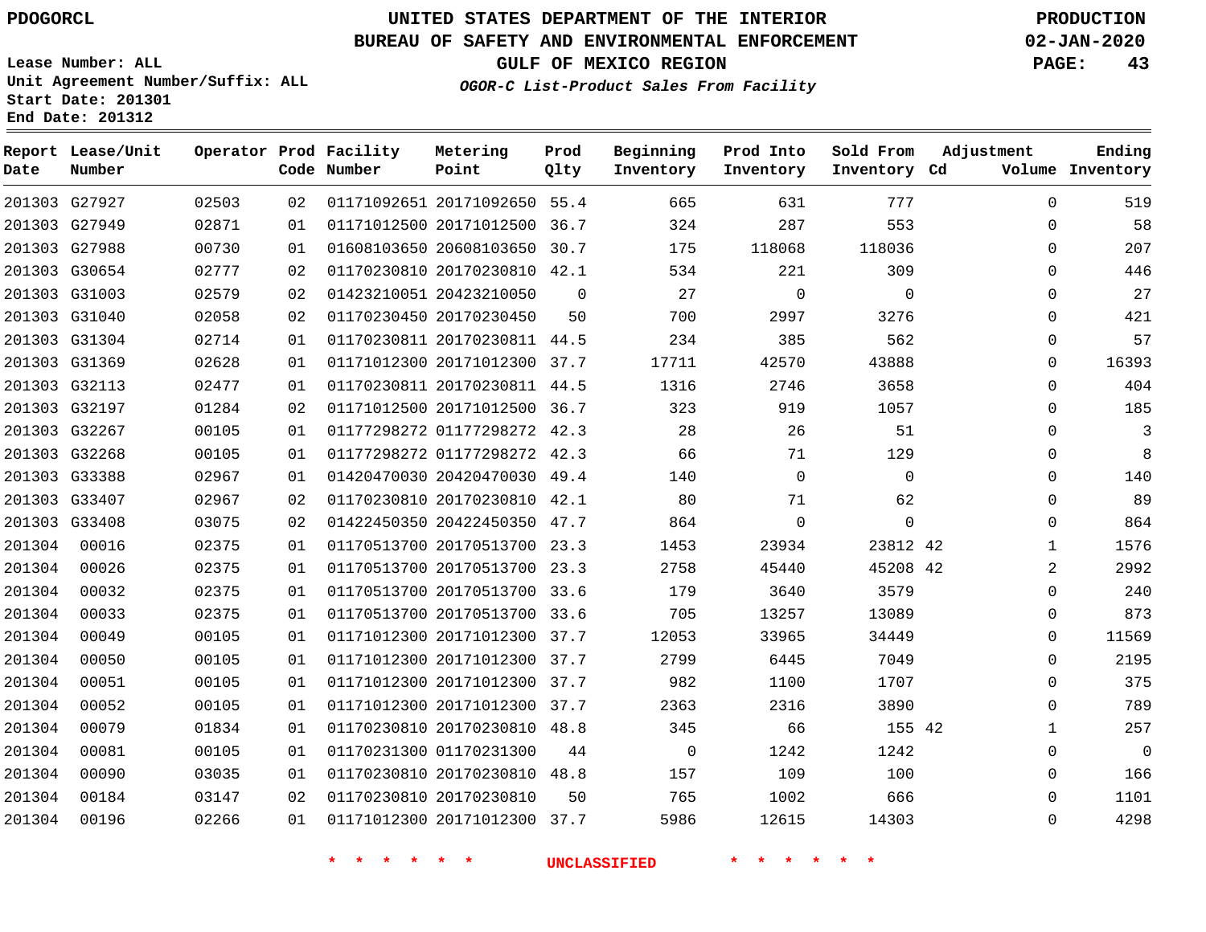PDOGORCL

# UNITED STATES DEPARTMENT OF THE INTERIOR
## BUREAU OF SAFETY AND ENVIRONMENTAL ENFORCEMENT
### GULF OF MEXICO REGION
*OGOR-C List-Product Sales From Facility*

PRODUCTION
02-JAN-2020

Lease Number: ALL
Unit Agreement Number/Suffix: ALL
Start Date: 201301
End Date: 201312

| Report Date | Lease/Unit Number | Operator | Prod Code | Facility Number | Metering Point | Prod Qlty | Beginning Inventory | Prod Into Inventory | Sold From Inventory | Adjustment Cd | Volume | Ending Inventory |
|---|---|---|---|---|---|---|---|---|---|---|---|---|
| 201303 | G27927 | 02503 | 02 | 01171092651 | 20171092650 | 55.4 | 665 | 631 | 777 | | 0 | 519 |
| 201303 | G27949 | 02871 | 01 | 01171012500 | 20171012500 | 36.7 | 324 | 287 | 553 | | 0 | 58 |
| 201303 | G27988 | 00730 | 01 | 01608103650 | 20608103650 | 30.7 | 175 | 118068 | 118036 | | 0 | 207 |
| 201303 | G30654 | 02777 | 02 | 01170230810 | 20170230810 | 42.1 | 534 | 221 | 309 | | 0 | 446 |
| 201303 | G31003 | 02579 | 02 | 01423210051 | 20423210050 | 0 | 27 | 0 | 0 | | 0 | 27 |
| 201303 | G31040 | 02058 | 02 | 01170230450 | 20170230450 | 50 | 700 | 2997 | 3276 | | 0 | 421 |
| 201303 | G31304 | 02714 | 01 | 01170230811 | 20170230811 | 44.5 | 234 | 385 | 562 | | 0 | 57 |
| 201303 | G31369 | 02628 | 01 | 01171012300 | 20171012300 | 37.7 | 17711 | 42570 | 43888 | | 0 | 16393 |
| 201303 | G32113 | 02477 | 01 | 01170230811 | 20170230811 | 44.5 | 1316 | 2746 | 3658 | | 0 | 404 |
| 201303 | G32197 | 01284 | 02 | 01171012500 | 20171012500 | 36.7 | 323 | 919 | 1057 | | 0 | 185 |
| 201303 | G32267 | 00105 | 01 | 01177298272 | 01177298272 | 42.3 | 28 | 26 | 51 | | 0 | 3 |
| 201303 | G32268 | 00105 | 01 | 01177298272 | 01177298272 | 42.3 | 66 | 71 | 129 | | 0 | 8 |
| 201303 | G33388 | 02967 | 01 | 01420470030 | 20420470030 | 49.4 | 140 | 0 | 0 | | 0 | 140 |
| 201303 | G33407 | 02967 | 02 | 01170230810 | 20170230810 | 42.1 | 80 | 71 | 62 | | 0 | 89 |
| 201303 | G33408 | 03075 | 02 | 01422450350 | 20422450350 | 47.7 | 864 | 0 | 0 | | 0 | 864 |
| 201304 | 00016 | 02375 | 01 | 01170513700 | 20170513700 | 23.3 | 1453 | 23934 | 23812 | 42 | 1 | 1576 |
| 201304 | 00026 | 02375 | 01 | 01170513700 | 20170513700 | 23.3 | 2758 | 45440 | 45208 | 42 | 2 | 2992 |
| 201304 | 00032 | 02375 | 01 | 01170513700 | 20170513700 | 33.6 | 179 | 3640 | 3579 | | 0 | 240 |
| 201304 | 00033 | 02375 | 01 | 01170513700 | 20170513700 | 33.6 | 705 | 13257 | 13089 | | 0 | 873 |
| 201304 | 00049 | 00105 | 01 | 01171012300 | 20171012300 | 37.7 | 12053 | 33965 | 34449 | | 0 | 11569 |
| 201304 | 00050 | 00105 | 01 | 01171012300 | 20171012300 | 37.7 | 2799 | 6445 | 7049 | | 0 | 2195 |
| 201304 | 00051 | 00105 | 01 | 01171012300 | 20171012300 | 37.7 | 982 | 1100 | 1707 | | 0 | 375 |
| 201304 | 00052 | 00105 | 01 | 01171012300 | 20171012300 | 37.7 | 2363 | 2316 | 3890 | | 0 | 789 |
| 201304 | 00079 | 01834 | 01 | 01170230810 | 20170230810 | 48.8 | 345 | 66 | 155 | 42 | 1 | 257 |
| 201304 | 00081 | 00105 | 01 | 01170231300 | 01170231300 | 44 | 0 | 1242 | 1242 | | 0 | 0 |
| 201304 | 00090 | 03035 | 01 | 01170230810 | 20170230810 | 48.8 | 157 | 109 | 100 | | 0 | 166 |
| 201304 | 00184 | 03147 | 02 | 01170230810 | 20170230810 | 50 | 765 | 1002 | 666 | | 0 | 1101 |
| 201304 | 00196 | 02266 | 01 | 01171012300 | 20171012300 | 37.7 | 5986 | 12615 | 14303 | | 0 | 4298 |

* * * * * * UNCLASSIFIED * * * * * *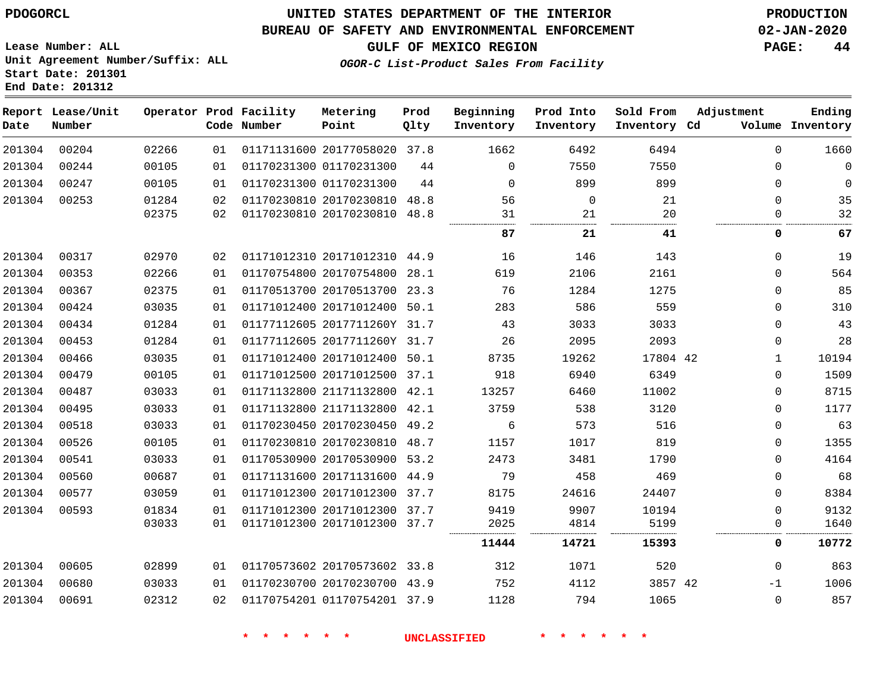PDOGORCL

# UNITED STATES DEPARTMENT OF THE INTERIOR
## BUREAU OF SAFETY AND ENVIRONMENTAL ENFORCEMENT
### GULF OF MEXICO REGION

*OGOR-C List-Product Sales From Facility*

PRODUCTION
02-JAN-2020

Lease Number: ALL
Unit Agreement Number/Suffix: ALL
Start Date: 201301
End Date: 201312

| Report Date | Lease/Unit Number | Operator | Prod Code | Facility Number | Metering Point | Prod Qlty | Beginning Inventory | Prod Into Inventory | Sold From Inventory | Adjustment Cd | Volume | Ending Inventory |
|---|---|---|---|---|---|---|---|---|---|---|---|---|
| 201304 | 00204 | 02266 | 01 | 01171131600 | 20177058020 | 37.8 | 1662 | 6492 | 6494 | | 0 | 1660 |
| 201304 | 00244 | 00105 | 01 | 01170231300 | 01170231300 | 44 | 0 | 7550 | 7550 | | 0 | 0 |
| 201304 | 00247 | 00105 | 01 | 01170231300 | 01170231300 | 44 | 0 | 899 | 899 | | 0 | 0 |
| 201304 | 00253 | 01284 | 02 | 01170230810 | 20170230810 | 48.8 | 56 | 0 | 21 | | 0 | 35 |
| | | 02375 | 02 | 01170230810 | 20170230810 | 48.8 | 31 | 21 | 20 | | 0 | 32 |
| | | | | | | | **87** | **21** | **41** | | **0** | **67** |
| 201304 | 00317 | 02970 | 02 | 01171012310 | 20171012310 | 44.9 | 16 | 146 | 143 | | 0 | 19 |
| 201304 | 00353 | 02266 | 01 | 01170754800 | 20170754800 | 28.1 | 619 | 2106 | 2161 | | 0 | 564 |
| 201304 | 00367 | 02375 | 01 | 01170513700 | 20170513700 | 23.3 | 76 | 1284 | 1275 | | 0 | 85 |
| 201304 | 00424 | 03035 | 01 | 01171012400 | 20171012400 | 50.1 | 283 | 586 | 559 | | 0 | 310 |
| 201304 | 00434 | 01284 | 01 | 01177112605 | 2017711260Y | 31.7 | 43 | 3033 | 3033 | | 0 | 43 |
| 201304 | 00453 | 01284 | 01 | 01177112605 | 2017711260Y | 31.7 | 26 | 2095 | 2093 | | 0 | 28 |
| 201304 | 00466 | 03035 | 01 | 01171012400 | 20171012400 | 50.1 | 8735 | 19262 | 17804 | 42 | 1 | 10194 |
| 201304 | 00479 | 00105 | 01 | 01171012500 | 20171012500 | 37.1 | 918 | 6940 | 6349 | | 0 | 1509 |
| 201304 | 00487 | 03033 | 01 | 01171132800 | 21171132800 | 42.1 | 13257 | 6460 | 11002 | | 0 | 8715 |
| 201304 | 00495 | 03033 | 01 | 01171132800 | 21171132800 | 42.1 | 3759 | 538 | 3120 | | 0 | 1177 |
| 201304 | 00518 | 03033 | 01 | 01170230450 | 20170230450 | 49.2 | 6 | 573 | 516 | | 0 | 63 |
| 201304 | 00526 | 00105 | 01 | 01170230810 | 20170230810 | 48.7 | 1157 | 1017 | 819 | | 0 | 1355 |
| 201304 | 00541 | 03033 | 01 | 01170530900 | 20170530900 | 53.2 | 2473 | 3481 | 1790 | | 0 | 4164 |
| 201304 | 00560 | 00687 | 01 | 01171131600 | 20171131600 | 44.9 | 79 | 458 | 469 | | 0 | 68 |
| 201304 | 00577 | 03059 | 01 | 01171012300 | 20171012300 | 37.7 | 8175 | 24616 | 24407 | | 0 | 8384 |
| 201304 | 00593 | 01834 | 01 | 01171012300 | 20171012300 | 37.7 | 9419 | 9907 | 10194 | | 0 | 9132 |
| | | 03033 | 01 | 01171012300 | 20171012300 | 37.7 | 2025 | 4814 | 5199 | | 0 | 1640 |
| | | | | | | | **11444** | **14721** | **15393** | | **0** | **10772** |
| 201304 | 00605 | 02899 | 01 | 01170573602 | 20170573602 | 33.8 | 312 | 1071 | 520 | | 0 | 863 |
| 201304 | 00680 | 03033 | 01 | 01170230700 | 20170230700 | 43.9 | 752 | 4112 | 3857 | 42 | -1 | 1006 |
| 201304 | 00691 | 02312 | 02 | 01170754201 | 01170754201 | 37.9 | 1128 | 794 | 1065 | | 0 | 857 |

\* \* \* \* \* \* UNCLASSIFIED \* \* \* \* \* \*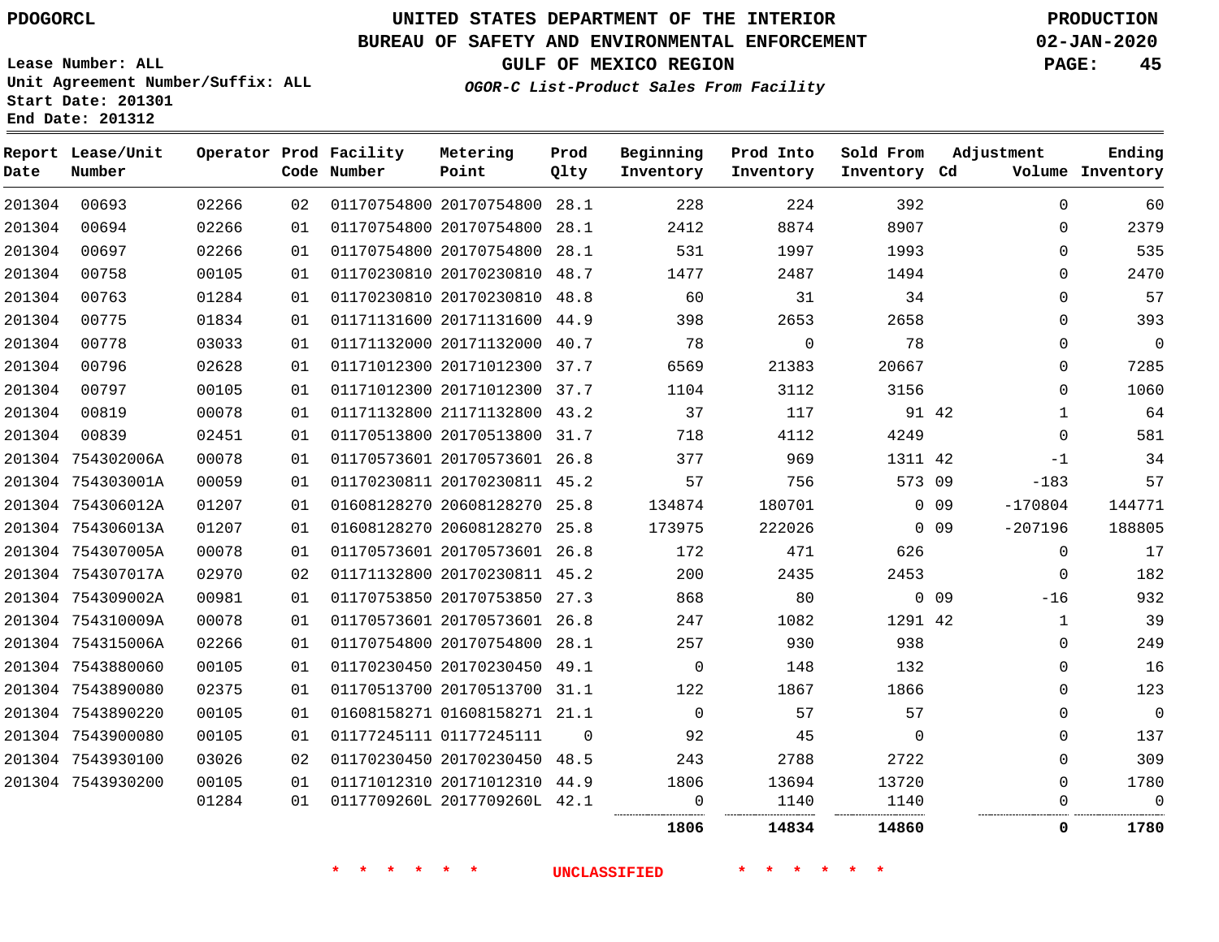PDOGORCL

# UNITED STATES DEPARTMENT OF THE INTERIOR
## BUREAU OF SAFETY AND ENVIRONMENTAL ENFORCEMENT
### GULF OF MEXICO REGION

*OGOR-C List-Product Sales From Facility*

PRODUCTION
02-JAN-2020

Lease Number: ALL
Unit Agreement Number/Suffix: ALL
Start Date: 201301
End Date: 201312

| Report Date | Lease/Unit Number | Operator | Prod Code | Facility Number | Metering Point | Prod Qlty | Beginning Inventory | Prod Into Inventory | Sold From Inventory | Adjustment Cd | Volume | Ending Inventory |
|---|---|---|---|---|---|---|---|---|---|---|---|---|
| 201304 | 00693 | 02266 | 02 | 01170754800 | 20170754800 | 28.1 | 228 | 224 | 392 | | 0 | 60 |
| 201304 | 00694 | 02266 | 01 | 01170754800 | 20170754800 | 28.1 | 2412 | 8874 | 8907 | | 0 | 2379 |
| 201304 | 00697 | 02266 | 01 | 01170754800 | 20170754800 | 28.1 | 531 | 1997 | 1993 | | 0 | 535 |
| 201304 | 00758 | 00105 | 01 | 01170230810 | 20170230810 | 48.7 | 1477 | 2487 | 1494 | | 0 | 2470 |
| 201304 | 00763 | 01284 | 01 | 01170230810 | 20170230810 | 48.8 | 60 | 31 | 34 | | 0 | 57 |
| 201304 | 00775 | 01834 | 01 | 01171131600 | 20171131600 | 44.9 | 398 | 2653 | 2658 | | 0 | 393 |
| 201304 | 00778 | 03033 | 01 | 01171132000 | 20171132000 | 40.7 | 78 | 0 | 78 | | 0 | 0 |
| 201304 | 00796 | 02628 | 01 | 01171012300 | 20171012300 | 37.7 | 6569 | 21383 | 20667 | | 0 | 7285 |
| 201304 | 00797 | 00105 | 01 | 01171012300 | 20171012300 | 37.7 | 1104 | 3112 | 3156 | | 0 | 1060 |
| 201304 | 00819 | 00078 | 01 | 01171132800 | 21171132800 | 43.2 | 37 | 117 | 91 | 42 | 1 | 64 |
| 201304 | 00839 | 02451 | 01 | 01170513800 | 20170513800 | 31.7 | 718 | 4112 | 4249 | | 0 | 581 |
| 201304 | 754302006A | 00078 | 01 | 01170573601 | 20170573601 | 26.8 | 377 | 969 | 1311 | 42 | -1 | 34 |
| 201304 | 754303001A | 00059 | 01 | 01170230811 | 20170230811 | 45.2 | 57 | 756 | 573 | 09 | -183 | 57 |
| 201304 | 754306012A | 01207 | 01 | 01608128270 | 20608128270 | 25.8 | 134874 | 180701 | 0 | 09 | -170804 | 144771 |
| 201304 | 754306013A | 01207 | 01 | 01608128270 | 20608128270 | 25.8 | 173975 | 222026 | 0 | 09 | -207196 | 188805 |
| 201304 | 754307005A | 00078 | 01 | 01170573601 | 20170573601 | 26.8 | 172 | 471 | 626 | | 0 | 17 |
| 201304 | 754307017A | 02970 | 02 | 01171132800 | 20170230811 | 45.2 | 200 | 2435 | 2453 | | 0 | 182 |
| 201304 | 754309002A | 00981 | 01 | 01170753850 | 20170753850 | 27.3 | 868 | 80 | 0 | 09 | -16 | 932 |
| 201304 | 754310009A | 00078 | 01 | 01170573601 | 20170573601 | 26.8 | 247 | 1082 | 1291 | 42 | 1 | 39 |
| 201304 | 754315006A | 02266 | 01 | 01170754800 | 20170754800 | 28.1 | 257 | 930 | 938 | | 0 | 249 |
| 201304 | 7543880060 | 00105 | 01 | 01170230450 | 20170230450 | 49.1 | 0 | 148 | 132 | | 0 | 16 |
| 201304 | 7543890080 | 02375 | 01 | 01170513700 | 20170513700 | 31.1 | 122 | 1867 | 1866 | | 0 | 123 |
| 201304 | 7543890220 | 00105 | 01 | 01608158271 | 01608158271 | 21.1 | 0 | 57 | 57 | | 0 | 0 |
| 201304 | 7543900080 | 00105 | 01 | 01177245111 | 01177245111 | 0 | 92 | 45 | 0 | | 0 | 137 |
| 201304 | 7543930100 | 03026 | 02 | 01170230450 | 20170230450 | 48.5 | 243 | 2788 | 2722 | | 0 | 309 |
| 201304 | 7543930200 | 00105 | 01 | 01171012310 | 20171012310 | 44.9 | 1806 | 13694 | 13720 | | 0 | 1780 |
| | | 01284 | 01 | 0117709260L | 2017709260L | 42.1 | 0 | 1140 | 1140 | | 0 | 0 |
| | | | | | | | **1806** | **14834** | **14860** | | **0** | **1780** |

\* \* \* \* \* \* UNCLASSIFIED \* \* \* \* \* \*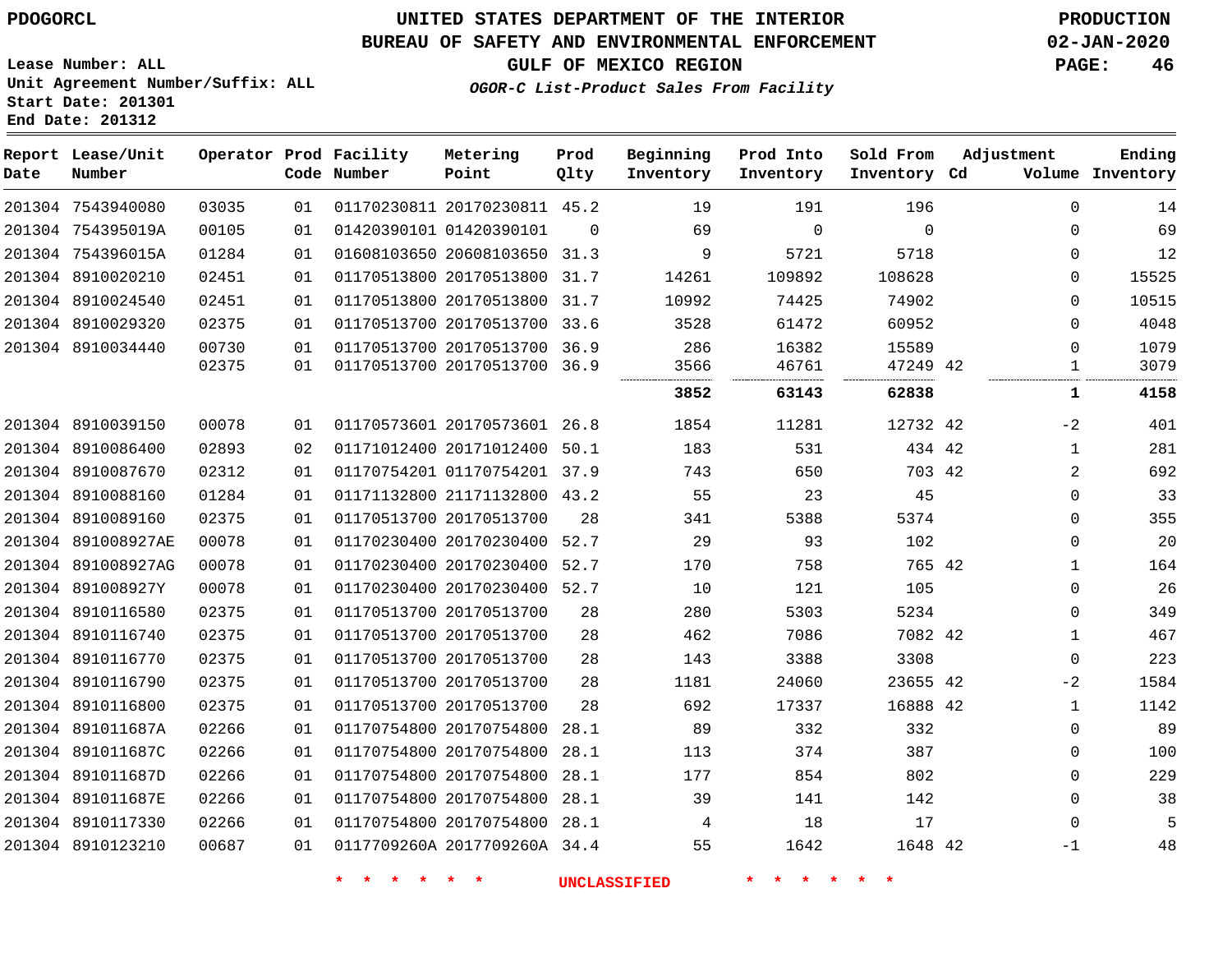PDOGORCL

# UNITED STATES DEPARTMENT OF THE INTERIOR
## BUREAU OF SAFETY AND ENVIRONMENTAL ENFORCEMENT
### GULF OF MEXICO REGION
*OGOR-C List-Product Sales From Facility*

PRODUCTION
02-JAN-2020

Lease Number: ALL
Unit Agreement Number/Suffix: ALL
Start Date: 201301
End Date: 201312

| Report Date | Lease/Unit Number | Operator | Prod Code | Facility Number | Metering Point | Prod Qlty | Beginning Inventory | Prod Into Inventory | Sold From Inventory | Adjustment Cd | Adjustment Volume | Ending Inventory |
|---|---|---|---|---|---|---|---|---|---|---|---|---|
| 201304 | 7543940080 | 03035 | 01 | 01170230811 | 20170230811 | 45.2 | 19 | 191 | 196 | | 0 | 14 |
| 201304 | 754395019A | 00105 | 01 | 01420390101 | 01420390101 | 0 | 69 | 0 | 0 | | 0 | 69 |
| 201304 | 754396015A | 01284 | 01 | 01608103650 | 20608103650 | 31.3 | 9 | 5721 | 5718 | | 0 | 12 |
| 201304 | 8910020210 | 02451 | 01 | 01170513800 | 20170513800 | 31.7 | 14261 | 109892 | 108628 | | 0 | 15525 |
| 201304 | 8910024540 | 02451 | 01 | 01170513800 | 20170513800 | 31.7 | 10992 | 74425 | 74902 | | 0 | 10515 |
| 201304 | 8910029320 | 02375 | 01 | 01170513700 | 20170513700 | 33.6 | 3528 | 61472 | 60952 | | 0 | 4048 |
| 201304 | 8910034440 | 00730 | 01 | 01170513700 | 20170513700 | 36.9 | 286 | 16382 | 15589 | | 0 | 1079 |
| | | 02375 | 01 | 01170513700 | 20170513700 | 36.9 | 3566 | 46761 | 47249 | 42 | 1 | 3079 |
| | | | | | | | **3852** | **63143** | **62838** | | **1** | **4158** |
| 201304 | 8910039150 | 00078 | 01 | 01170573601 | 20170573601 | 26.8 | 1854 | 11281 | 12732 | 42 | -2 | 401 |
| 201304 | 8910086400 | 02893 | 02 | 01171012400 | 20171012400 | 50.1 | 183 | 531 | 434 | 42 | 1 | 281 |
| 201304 | 8910087670 | 02312 | 01 | 01170754201 | 01170754201 | 37.9 | 743 | 650 | 703 | 42 | 2 | 692 |
| 201304 | 8910088160 | 01284 | 01 | 01171132800 | 21171132800 | 43.2 | 55 | 23 | 45 | | 0 | 33 |
| 201304 | 8910089160 | 02375 | 01 | 01170513700 | 20170513700 | 28 | 341 | 5388 | 5374 | | 0 | 355 |
| 201304 | 891008927AE | 00078 | 01 | 01170230400 | 20170230400 | 52.7 | 29 | 93 | 102 | | 0 | 20 |
| 201304 | 891008927AG | 00078 | 01 | 01170230400 | 20170230400 | 52.7 | 170 | 758 | 765 | 42 | 1 | 164 |
| 201304 | 891008927Y | 00078 | 01 | 01170230400 | 20170230400 | 52.7 | 10 | 121 | 105 | | 0 | 26 |
| 201304 | 8910116580 | 02375 | 01 | 01170513700 | 20170513700 | 28 | 280 | 5303 | 5234 | | 0 | 349 |
| 201304 | 8910116740 | 02375 | 01 | 01170513700 | 20170513700 | 28 | 462 | 7086 | 7082 | 42 | 1 | 467 |
| 201304 | 8910116770 | 02375 | 01 | 01170513700 | 20170513700 | 28 | 143 | 3388 | 3308 | | 0 | 223 |
| 201304 | 8910116790 | 02375 | 01 | 01170513700 | 20170513700 | 28 | 1181 | 24060 | 23655 | 42 | -2 | 1584 |
| 201304 | 8910116800 | 02375 | 01 | 01170513700 | 20170513700 | 28 | 692 | 17337 | 16888 | 42 | 1 | 1142 |
| 201304 | 891011687A | 02266 | 01 | 01170754800 | 20170754800 | 28.1 | 89 | 332 | 332 | | 0 | 89 |
| 201304 | 891011687C | 02266 | 01 | 01170754800 | 20170754800 | 28.1 | 113 | 374 | 387 | | 0 | 100 |
| 201304 | 891011687D | 02266 | 01 | 01170754800 | 20170754800 | 28.1 | 177 | 854 | 802 | | 0 | 229 |
| 201304 | 891011687E | 02266 | 01 | 01170754800 | 20170754800 | 28.1 | 39 | 141 | 142 | | 0 | 38 |
| 201304 | 8910117330 | 02266 | 01 | 01170754800 | 20170754800 | 28.1 | 4 | 18 | 17 | | 0 | 5 |
| 201304 | 8910123210 | 00687 | 01 | 0117709260A | 2017709260A | 34.4 | 55 | 1642 | 1648 | 42 | -1 | 48 |

* * * * * * UNCLASSIFIED * * * * * *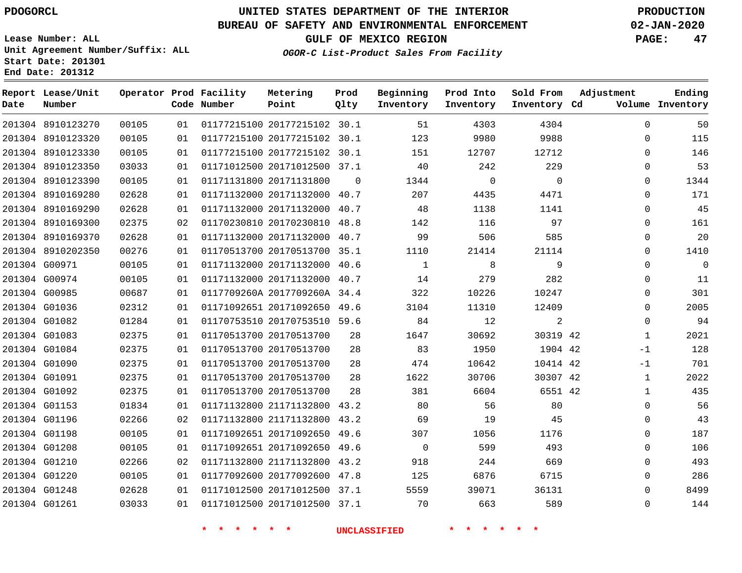PDOGORCL

# UNITED STATES DEPARTMENT OF THE INTERIOR
## BUREAU OF SAFETY AND ENVIRONMENTAL ENFORCEMENT
### GULF OF MEXICO REGION
*OGOR-C List-Product Sales From Facility*

PRODUCTION
02-JAN-2020

Lease Number: ALL
Unit Agreement Number/Suffix: ALL
Start Date: 201301
End Date: 201312

| Report Date | Lease/Unit Number | Operator | Prod Code | Facility Number | Metering Point | Prod Qlty | Beginning Inventory | Prod Into Inventory | Sold From Inventory | Adjustment Cd | Adjustment Volume | Ending Inventory |
|---|---|---|---|---|---|---|---|---|---|---|---|---|
| 201304 | 8910123270 | 00105 | 01 | 01177215100 | 20177215102 | 30.1 | 51 | 4303 | 4304 | | 0 | 50 |
| 201304 | 8910123320 | 00105 | 01 | 01177215100 | 20177215102 | 30.1 | 123 | 9980 | 9988 | | 0 | 115 |
| 201304 | 8910123330 | 00105 | 01 | 01177215100 | 20177215102 | 30.1 | 151 | 12707 | 12712 | | 0 | 146 |
| 201304 | 8910123350 | 03033 | 01 | 01171012500 | 20171012500 | 37.1 | 40 | 242 | 229 | | 0 | 53 |
| 201304 | 8910123390 | 00105 | 01 | 01171131800 | 20171131800 | 0 | 1344 | 0 | 0 | | 0 | 1344 |
| 201304 | 8910169280 | 02628 | 01 | 01171132000 | 20171132000 | 40.7 | 207 | 4435 | 4471 | | 0 | 171 |
| 201304 | 8910169290 | 02628 | 01 | 01171132000 | 20171132000 | 40.7 | 48 | 1138 | 1141 | | 0 | 45 |
| 201304 | 8910169300 | 02375 | 02 | 01170230810 | 20170230810 | 48.8 | 142 | 116 | 97 | | 0 | 161 |
| 201304 | 8910169370 | 02628 | 01 | 01171132000 | 20171132000 | 40.7 | 99 | 506 | 585 | | 0 | 20 |
| 201304 | 8910202350 | 00276 | 01 | 01170513700 | 20170513700 | 35.1 | 1110 | 21414 | 21114 | | 0 | 1410 |
| 201304 | G00971 | 00105 | 01 | 01171132000 | 20171132000 | 40.6 | 1 | 8 | 9 | | 0 | 0 |
| 201304 | G00974 | 00105 | 01 | 01171132000 | 20171132000 | 40.7 | 14 | 279 | 282 | | 0 | 11 |
| 201304 | G00985 | 00687 | 01 | 0117709260A | 2017709260A | 34.4 | 322 | 10226 | 10247 | | 0 | 301 |
| 201304 | G01036 | 02312 | 01 | 01171092651 | 20171092650 | 49.6 | 3104 | 11310 | 12409 | | 0 | 2005 |
| 201304 | G01082 | 01284 | 01 | 01170753510 | 20170753510 | 59.6 | 84 | 12 | 2 | | 0 | 94 |
| 201304 | G01083 | 02375 | 01 | 01170513700 | 20170513700 | 28 | 1647 | 30692 | 30319 | 42 | 1 | 2021 |
| 201304 | G01084 | 02375 | 01 | 01170513700 | 20170513700 | 28 | 83 | 1950 | 1904 | 42 | -1 | 128 |
| 201304 | G01090 | 02375 | 01 | 01170513700 | 20170513700 | 28 | 474 | 10642 | 10414 | 42 | -1 | 701 |
| 201304 | G01091 | 02375 | 01 | 01170513700 | 20170513700 | 28 | 1622 | 30706 | 30307 | 42 | 1 | 2022 |
| 201304 | G01092 | 02375 | 01 | 01170513700 | 20170513700 | 28 | 381 | 6604 | 6551 | 42 | 1 | 435 |
| 201304 | G01153 | 01834 | 01 | 01171132800 | 21171132800 | 43.2 | 80 | 56 | 80 | | 0 | 56 |
| 201304 | G01196 | 02266 | 02 | 01171132800 | 21171132800 | 43.2 | 69 | 19 | 45 | | 0 | 43 |
| 201304 | G01198 | 00105 | 01 | 01171092651 | 20171092650 | 49.6 | 307 | 1056 | 1176 | | 0 | 187 |
| 201304 | G01208 | 00105 | 01 | 01171092651 | 20171092650 | 49.6 | 0 | 599 | 493 | | 0 | 106 |
| 201304 | G01210 | 02266 | 02 | 01171132800 | 21171132800 | 43.2 | 918 | 244 | 669 | | 0 | 493 |
| 201304 | G01220 | 00105 | 01 | 01177092600 | 20177092600 | 47.8 | 125 | 6876 | 6715 | | 0 | 286 |
| 201304 | G01248 | 02628 | 01 | 01171012500 | 20171012500 | 37.1 | 5559 | 39071 | 36131 | | 0 | 8499 |
| 201304 | G01261 | 03033 | 01 | 01171012500 | 20171012500 | 37.1 | 70 | 663 | 589 | | 0 | 144 |

* * * * * * UNCLASSIFIED * * * * * *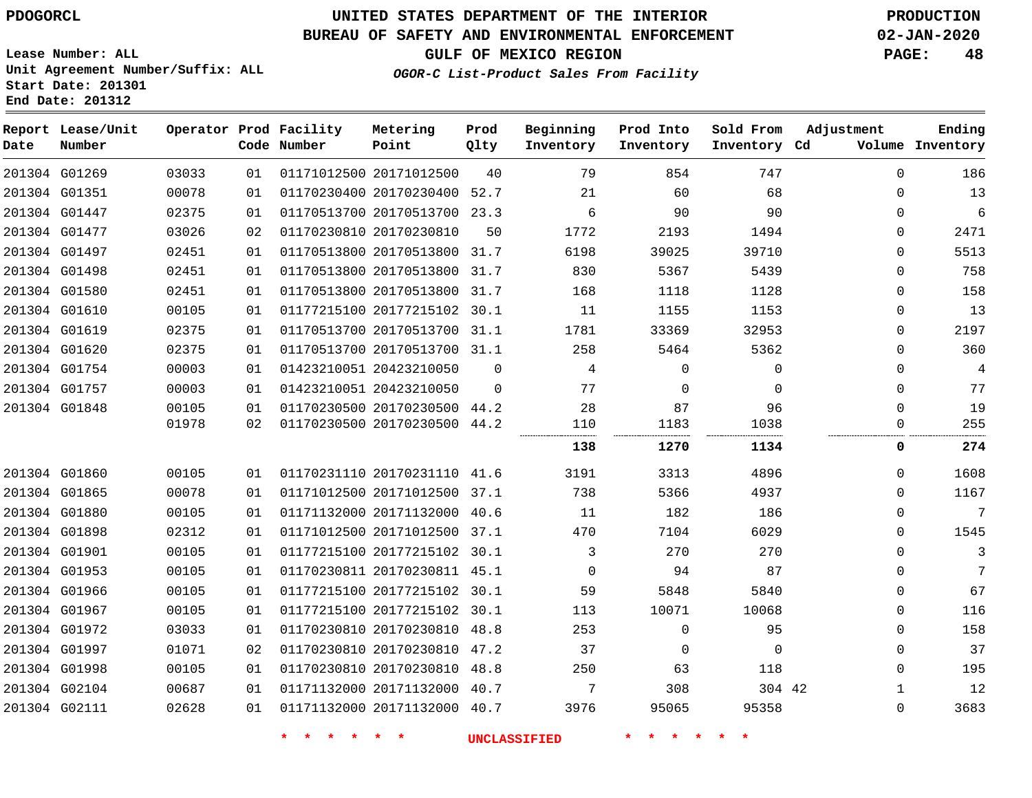PDOGORCL

# UNITED STATES DEPARTMENT OF THE INTERIOR
## BUREAU OF SAFETY AND ENVIRONMENTAL ENFORCEMENT
### GULF OF MEXICO REGION

*OGOR-C List-Product Sales From Facility*

PRODUCTION
02-JAN-2020

Lease Number: ALL
Unit Agreement Number/Suffix: ALL
Start Date: 201301
End Date: 201312

| Report Date | Lease/Unit Number | Operator | Prod Code | Facility Number | Metering Point | Prod Qlty | Beginning Inventory | Prod Into Inventory | Sold From Inventory | Adjustment Cd | Adjustment Volume | Ending Inventory |
|---|---|---|---|---|---|---|---|---|---|---|---|---|
| 201304 | G01269 | 03033 | 01 | 01171012500 | 20171012500 | 40 | 79 | 854 | 747 | | 0 | 186 |
| 201304 | G01351 | 00078 | 01 | 01170230400 | 20170230400 | 52.7 | 21 | 60 | 68 | | 0 | 13 |
| 201304 | G01447 | 02375 | 01 | 01170513700 | 20170513700 | 23.3 | 6 | 90 | 90 | | 0 | 6 |
| 201304 | G01477 | 03026 | 02 | 01170230810 | 20170230810 | 50 | 1772 | 2193 | 1494 | | 0 | 2471 |
| 201304 | G01497 | 02451 | 01 | 01170513800 | 20170513800 | 31.7 | 6198 | 39025 | 39710 | | 0 | 5513 |
| 201304 | G01498 | 02451 | 01 | 01170513800 | 20170513800 | 31.7 | 830 | 5367 | 5439 | | 0 | 758 |
| 201304 | G01580 | 02451 | 01 | 01170513800 | 20170513800 | 31.7 | 168 | 1118 | 1128 | | 0 | 158 |
| 201304 | G01610 | 00105 | 01 | 01177215100 | 20177215102 | 30.1 | 11 | 1155 | 1153 | | 0 | 13 |
| 201304 | G01619 | 02375 | 01 | 01170513700 | 20170513700 | 31.1 | 1781 | 33369 | 32953 | | 0 | 2197 |
| 201304 | G01620 | 02375 | 01 | 01170513700 | 20170513700 | 31.1 | 258 | 5464 | 5362 | | 0 | 360 |
| 201304 | G01754 | 00003 | 01 | 01423210051 | 20423210050 | 0 | 4 | 0 | 0 | | 0 | 4 |
| 201304 | G01757 | 00003 | 01 | 01423210051 | 20423210050 | 0 | 77 | 0 | 0 | | 0 | 77 |
| 201304 | G01848 | 00105 | 01 | 01170230500 | 20170230500 | 44.2 | 28 | 87 | 96 | | 0 | 19 |
| | | 01978 | 02 | 01170230500 | 20170230500 | 44.2 | 110 | 1183 | 1038 | | 0 | 255 |
| | | | | | | | **138** | **1270** | **1134** | | **0** | **274** |
| 201304 | G01860 | 00105 | 01 | 01170231110 | 20170231110 | 41.6 | 3191 | 3313 | 4896 | | 0 | 1608 |
| 201304 | G01865 | 00078 | 01 | 01171012500 | 20171012500 | 37.1 | 738 | 5366 | 4937 | | 0 | 1167 |
| 201304 | G01880 | 00105 | 01 | 01171132000 | 20171132000 | 40.6 | 11 | 182 | 186 | | 0 | 7 |
| 201304 | G01898 | 02312 | 01 | 01171012500 | 20171012500 | 37.1 | 470 | 7104 | 6029 | | 0 | 1545 |
| 201304 | G01901 | 00105 | 01 | 01177215100 | 20177215102 | 30.1 | 3 | 270 | 270 | | 0 | 3 |
| 201304 | G01953 | 00105 | 01 | 01170230811 | 20170230811 | 45.1 | 0 | 94 | 87 | | 0 | 7 |
| 201304 | G01966 | 00105 | 01 | 01177215100 | 20177215102 | 30.1 | 59 | 5848 | 5840 | | 0 | 67 |
| 201304 | G01967 | 00105 | 01 | 01177215100 | 20177215102 | 30.1 | 113 | 10071 | 10068 | | 0 | 116 |
| 201304 | G01972 | 03033 | 01 | 01170230810 | 20170230810 | 48.8 | 253 | 0 | 95 | | 0 | 158 |
| 201304 | G01997 | 01071 | 02 | 01170230810 | 20170230810 | 47.2 | 37 | 0 | 0 | | 0 | 37 |
| 201304 | G01998 | 00105 | 01 | 01170230810 | 20170230810 | 48.8 | 250 | 63 | 118 | | 0 | 195 |
| 201304 | G02104 | 00687 | 01 | 01171132000 | 20171132000 | 40.7 | 7 | 308 | 304 | 42 | 1 | 12 |
| 201304 | G02111 | 02628 | 01 | 01171132000 | 20171132000 | 40.7 | 3976 | 95065 | 95358 | | 0 | 3683 |

\* \* \* \* \* \* UNCLASSIFIED \* \* \* \* \* \*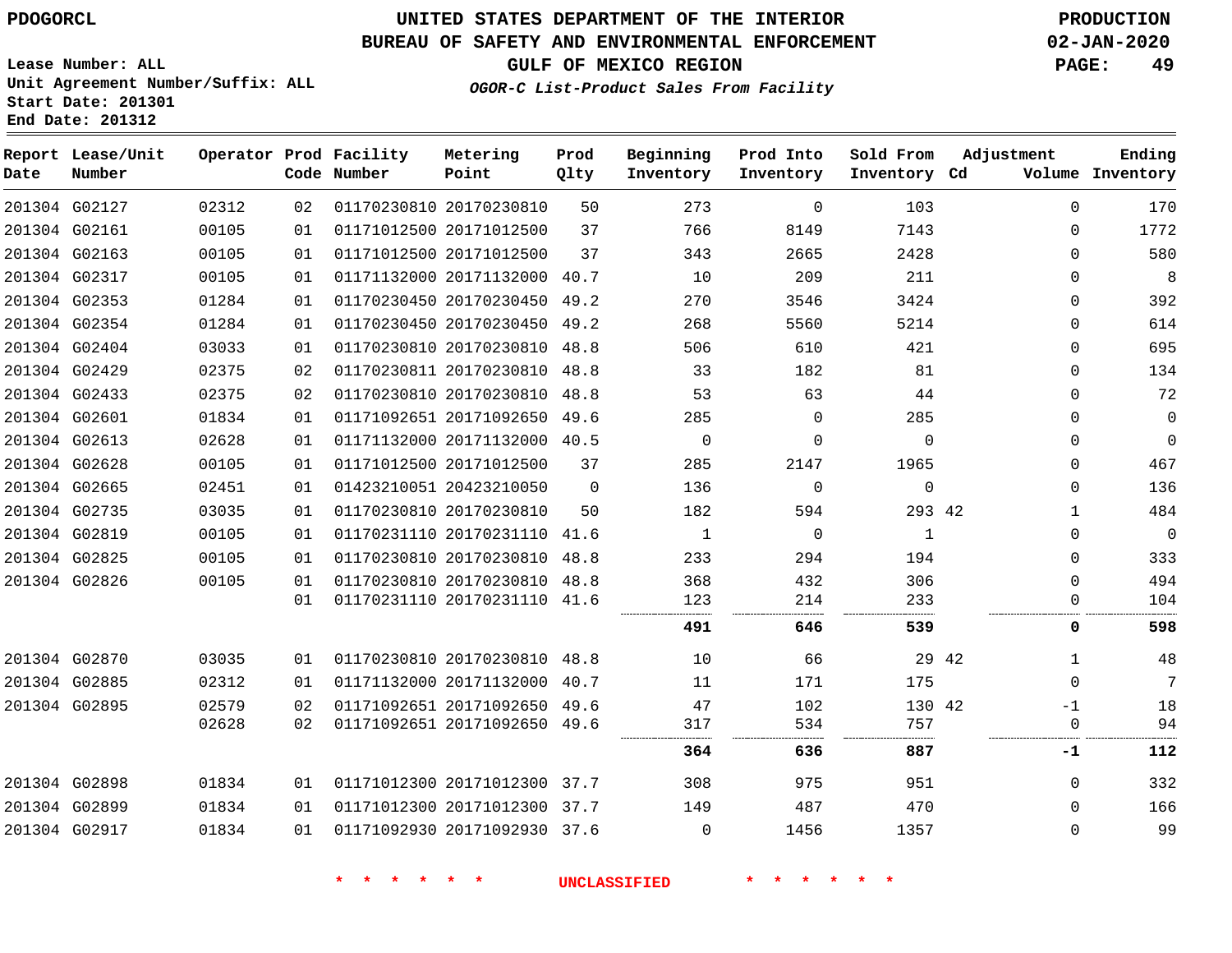PDOGORCL

# UNITED STATES DEPARTMENT OF THE INTERIOR
## BUREAU OF SAFETY AND ENVIRONMENTAL ENFORCEMENT
### GULF OF MEXICO REGION
*OGOR-C List-Product Sales From Facility*

PRODUCTION
02-JAN-2020

Lease Number: ALL
Unit Agreement Number/Suffix: ALL
Start Date: 201301
End Date: 201312

| Report Date | Lease/Unit Number | Operator | Prod Code | Facility Number | Metering Point | Prod Qlty | Beginning Inventory | Prod Into Inventory | Sold From Inventory | Adjustment Cd | Volume | Ending Inventory |
|---|---|---|---|---|---|---|---|---|---|---|---|---|
| 201304 | G02127 | 02312 | 02 | 01170230810 | 20170230810 | 50 | 273 | 0 | 103 | | 0 | 170 |
| 201304 | G02161 | 00105 | 01 | 01171012500 | 20171012500 | 37 | 766 | 8149 | 7143 | | 0 | 1772 |
| 201304 | G02163 | 00105 | 01 | 01171012500 | 20171012500 | 37 | 343 | 2665 | 2428 | | 0 | 580 |
| 201304 | G02317 | 00105 | 01 | 01171132000 | 20171132000 | 40.7 | 10 | 209 | 211 | | 0 | 8 |
| 201304 | G02353 | 01284 | 01 | 01170230450 | 20170230450 | 49.2 | 270 | 3546 | 3424 | | 0 | 392 |
| 201304 | G02354 | 01284 | 01 | 01170230450 | 20170230450 | 49.2 | 268 | 5560 | 5214 | | 0 | 614 |
| 201304 | G02404 | 03033 | 01 | 01170230810 | 20170230810 | 48.8 | 506 | 610 | 421 | | 0 | 695 |
| 201304 | G02429 | 02375 | 02 | 01170230811 | 20170230810 | 48.8 | 33 | 182 | 81 | | 0 | 134 |
| 201304 | G02433 | 02375 | 02 | 01170230810 | 20170230810 | 48.8 | 53 | 63 | 44 | | 0 | 72 |
| 201304 | G02601 | 01834 | 01 | 01171092651 | 20171092650 | 49.6 | 285 | 0 | 285 | | 0 | 0 |
| 201304 | G02613 | 02628 | 01 | 01171132000 | 20171132000 | 40.5 | 0 | 0 | 0 | | 0 | 0 |
| 201304 | G02628 | 00105 | 01 | 01171012500 | 20171012500 | 37 | 285 | 2147 | 1965 | | 0 | 467 |
| 201304 | G02665 | 02451 | 01 | 01423210051 | 20423210050 | 0 | 136 | 0 | 0 | | 0 | 136 |
| 201304 | G02735 | 03035 | 01 | 01170230810 | 20170230810 | 50 | 182 | 594 | 293 | 42 | 1 | 484 |
| 201304 | G02819 | 00105 | 01 | 01170231110 | 20170231110 | 41.6 | 1 | 0 | 1 | | 0 | 0 |
| 201304 | G02825 | 00105 | 01 | 01170230810 | 20170230810 | 48.8 | 233 | 294 | 194 | | 0 | 333 |
| 201304 | G02826 | 00105 | 01 | 01170230810 | 20170230810 | 48.8 | 368 | 432 | 306 | | 0 | 494 |
| | | | 01 | 01170231110 | 20170231110 | 41.6 | 123 | 214 | 233 | | 0 | 104 |
| | | | | | | | **491** | **646** | **539** | | **0** | **598** |
| 201304 | G02870 | 03035 | 01 | 01170230810 | 20170230810 | 48.8 | 10 | 66 | 29 | 42 | 1 | 48 |
| 201304 | G02885 | 02312 | 01 | 01171132000 | 20171132000 | 40.7 | 11 | 171 | 175 | | 0 | 7 |
| 201304 | G02895 | 02579 | 02 | 01171092651 | 20171092650 | 49.6 | 47 | 102 | 130 | 42 | -1 | 18 |
| | | 02628 | 02 | 01171092651 | 20171092650 | 49.6 | 317 | 534 | 757 | | 0 | 94 |
| | | | | | | | **364** | **636** | **887** | | **-1** | **112** |
| 201304 | G02898 | 01834 | 01 | 01171012300 | 20171012300 | 37.7 | 308 | 975 | 951 | | 0 | 332 |
| 201304 | G02899 | 01834 | 01 | 01171012300 | 20171012300 | 37.7 | 149 | 487 | 470 | | 0 | 166 |
| 201304 | G02917 | 01834 | 01 | 01171092930 | 20171092930 | 37.6 | 0 | 1456 | 1357 | | 0 | 99 |

* * * * * * UNCLASSIFIED * * * * * *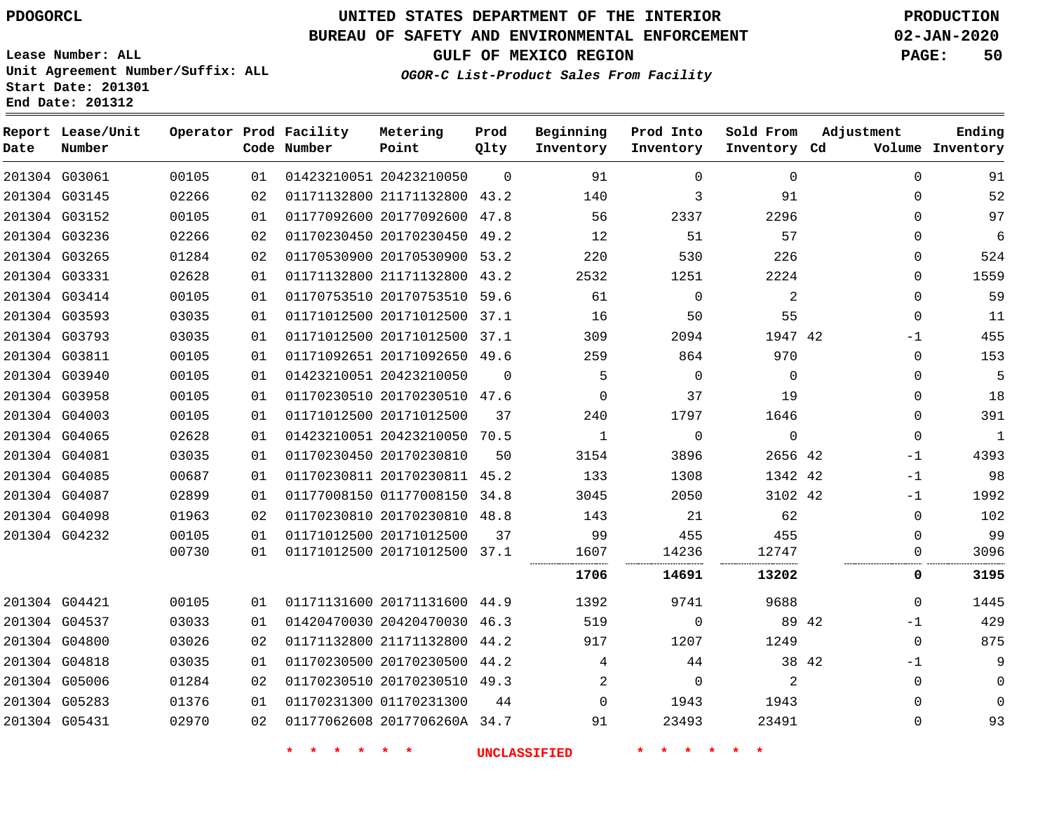**PDOGORCL**

Lease Number: ALL
Unit Agreement Number/Suffix: ALL
Start Date: 201301
End Date: 201312

# UNITED STATES DEPARTMENT OF THE INTERIOR
## BUREAU OF SAFETY AND ENVIRONMENTAL ENFORCEMENT
### GULF OF MEXICO REGION

*OGOR-C List-Product Sales From Facility*

PRODUCTION
02-JAN-2020

| Report Date | Lease/Unit Number | Operator | Prod Code | Facility Number | Metering Point | Prod Qlty | Beginning Inventory | Prod Into Inventory | Sold From Inventory | Adjustment Cd | Volume | Ending Inventory |
|---|---|---|---|---|---|---|---|---|---|---|---|---|
| 201304 | G03061 | 00105 | 01 | 01423210051 | 20423210050 | 0 | 91 | 0 | 0 | | 0 | 91 |
| 201304 | G03145 | 02266 | 02 | 01171132800 | 21171132800 | 43.2 | 140 | 3 | 91 | | 0 | 52 |
| 201304 | G03152 | 00105 | 01 | 01177092600 | 20177092600 | 47.8 | 56 | 2337 | 2296 | | 0 | 97 |
| 201304 | G03236 | 02266 | 02 | 01170230450 | 20170230450 | 49.2 | 12 | 51 | 57 | | 0 | 6 |
| 201304 | G03265 | 01284 | 02 | 01170530900 | 20170530900 | 53.2 | 220 | 530 | 226 | | 0 | 524 |
| 201304 | G03331 | 02628 | 01 | 01171132800 | 21171132800 | 43.2 | 2532 | 1251 | 2224 | | 0 | 1559 |
| 201304 | G03414 | 00105 | 01 | 01170753510 | 20170753510 | 59.6 | 61 | 0 | 2 | | 0 | 59 |
| 201304 | G03593 | 03035 | 01 | 01171012500 | 20171012500 | 37.1 | 16 | 50 | 55 | | 0 | 11 |
| 201304 | G03793 | 03035 | 01 | 01171012500 | 20171012500 | 37.1 | 309 | 2094 | 1947 | 42 | -1 | 455 |
| 201304 | G03811 | 00105 | 01 | 01171092651 | 20171092650 | 49.6 | 259 | 864 | 970 | | 0 | 153 |
| 201304 | G03940 | 00105 | 01 | 01423210051 | 20423210050 | 0 | 5 | 0 | 0 | | 0 | 5 |
| 201304 | G03958 | 00105 | 01 | 01170230510 | 20170230510 | 47.6 | 0 | 37 | 19 | | 0 | 18 |
| 201304 | G04003 | 00105 | 01 | 01171012500 | 20171012500 | 37 | 240 | 1797 | 1646 | | 0 | 391 |
| 201304 | G04065 | 02628 | 01 | 01423210051 | 20423210050 | 70.5 | 1 | 0 | 0 | | 0 | 1 |
| 201304 | G04081 | 03035 | 01 | 01170230450 | 20170230810 | 50 | 3154 | 3896 | 2656 | 42 | -1 | 4393 |
| 201304 | G04085 | 00687 | 01 | 01170230811 | 20170230811 | 45.2 | 133 | 1308 | 1342 | 42 | -1 | 98 |
| 201304 | G04087 | 02899 | 01 | 01177008150 | 01177008150 | 34.8 | 3045 | 2050 | 3102 | 42 | -1 | 1992 |
| 201304 | G04098 | 01963 | 02 | 01170230810 | 20170230810 | 48.8 | 143 | 21 | 62 | | 0 | 102 |
| 201304 | G04232 | 00105 | 01 | 01171012500 | 20171012500 | 37 | 99 | 455 | 455 | | 0 | 99 |
| | | 00730 | 01 | 01171012500 | 20171012500 | 37.1 | 1607 | 14236 | 12747 | | 0 | 3096 |
| | | | | | | | **1706** | **14691** | **13202** | | **0** | **3195** |
| 201304 | G04421 | 00105 | 01 | 01171131600 | 20171131600 | 44.9 | 1392 | 9741 | 9688 | | 0 | 1445 |
| 201304 | G04537 | 03033 | 01 | 01420470030 | 20420470030 | 46.3 | 519 | 0 | 89 | 42 | -1 | 429 |
| 201304 | G04800 | 03026 | 02 | 01171132800 | 21171132800 | 44.2 | 917 | 1207 | 1249 | | 0 | 875 |
| 201304 | G04818 | 03035 | 01 | 01170230500 | 20170230500 | 44.2 | 4 | 44 | 38 | 42 | -1 | 9 |
| 201304 | G05006 | 01284 | 02 | 01170230510 | 20170230510 | 49.3 | 2 | 0 | 2 | | 0 | 0 |
| 201304 | G05283 | 01376 | 01 | 01170231300 | 01170231300 | 44 | 0 | 1943 | 1943 | | 0 | 0 |
| 201304 | G05431 | 02970 | 02 | 01177062608 | 2017706260A | 34.7 | 91 | 23493 | 23491 | | 0 | 93 |

* * * * * * UNCLASSIFIED * * * * * *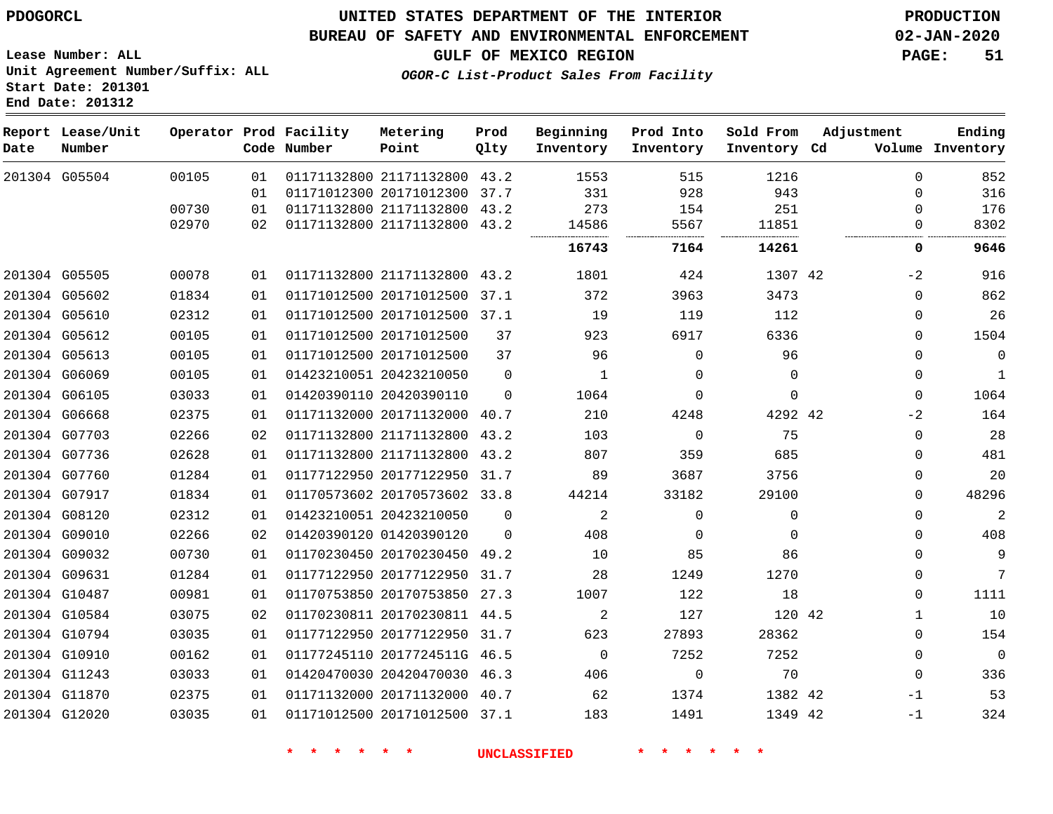PDOGORCL

# UNITED STATES DEPARTMENT OF THE INTERIOR
## BUREAU OF SAFETY AND ENVIRONMENTAL ENFORCEMENT
### GULF OF MEXICO REGION
*OGOR-C List-Product Sales From Facility*

PRODUCTION
02-JAN-2020

Lease Number: ALL
Unit Agreement Number/Suffix: ALL
Start Date: 201301
End Date: 201312

| Report Date | Lease/Unit Number | Operator | Prod Code | Facility Number | Metering Point | Prod Qlty | Beginning Inventory | Prod Into Inventory | Sold From Inventory | Adjustment Cd | Volume | Ending Inventory |
|---|---|---|---|---|---|---|---|---|---|---|---|---|
| 201304 | G05504 | 00105 | 01 | 01171132800 | 21171132800 | 43.2 | 1553 | 515 | 1216 | | 0 | 852 |
| | | | 01 | 01171012300 | 20171012300 | 37.7 | 331 | 928 | 943 | | 0 | 316 |
| | | 00730 | 01 | 01171132800 | 21171132800 | 43.2 | 273 | 154 | 251 | | 0 | 176 |
| | | 02970 | 02 | 01171132800 | 21171132800 | 43.2 | 14586 | 5567 | 11851 | | 0 | 8302 |
| | | | | | | | **16743** | **7164** | **14261** | | **0** | **9646** |
| 201304 | G05505 | 00078 | 01 | 01171132800 | 21171132800 | 43.2 | 1801 | 424 | 1307 | 42 | -2 | 916 |
| 201304 | G05602 | 01834 | 01 | 01171012500 | 20171012500 | 37.1 | 372 | 3963 | 3473 | | 0 | 862 |
| 201304 | G05610 | 02312 | 01 | 01171012500 | 20171012500 | 37.1 | 19 | 119 | 112 | | 0 | 26 |
| 201304 | G05612 | 00105 | 01 | 01171012500 | 20171012500 | 37 | 923 | 6917 | 6336 | | 0 | 1504 |
| 201304 | G05613 | 00105 | 01 | 01171012500 | 20171012500 | 37 | 96 | 0 | 96 | | 0 | 0 |
| 201304 | G06069 | 00105 | 01 | 01423210051 | 20423210050 | 0 | 1 | 0 | 0 | | 0 | 1 |
| 201304 | G06105 | 03033 | 01 | 01420390110 | 20420390110 | 0 | 1064 | 0 | 0 | | 0 | 1064 |
| 201304 | G06668 | 02375 | 01 | 01171132000 | 20171132000 | 40.7 | 210 | 4248 | 4292 | 42 | -2 | 164 |
| 201304 | G07703 | 02266 | 02 | 01171132800 | 21171132800 | 43.2 | 103 | 0 | 75 | | 0 | 28 |
| 201304 | G07736 | 02628 | 01 | 01171132800 | 21171132800 | 43.2 | 807 | 359 | 685 | | 0 | 481 |
| 201304 | G07760 | 01284 | 01 | 01177122950 | 20177122950 | 31.7 | 89 | 3687 | 3756 | | 0 | 20 |
| 201304 | G07917 | 01834 | 01 | 01170573602 | 20170573602 | 33.8 | 44214 | 33182 | 29100 | | 0 | 48296 |
| 201304 | G08120 | 02312 | 01 | 01423210051 | 20423210050 | 0 | 2 | 0 | 0 | | 0 | 2 |
| 201304 | G09010 | 02266 | 02 | 01420390120 | 01420390120 | 0 | 408 | 0 | 0 | | 0 | 408 |
| 201304 | G09032 | 00730 | 01 | 01170230450 | 20170230450 | 49.2 | 10 | 85 | 86 | | 0 | 9 |
| 201304 | G09631 | 01284 | 01 | 01177122950 | 20177122950 | 31.7 | 28 | 1249 | 1270 | | 0 | 7 |
| 201304 | G10487 | 00981 | 01 | 01170753850 | 20170753850 | 27.3 | 1007 | 122 | 18 | | 0 | 1111 |
| 201304 | G10584 | 03075 | 02 | 01170230811 | 20170230811 | 44.5 | 2 | 127 | 120 | 42 | 1 | 10 |
| 201304 | G10794 | 03035 | 01 | 01177122950 | 20177122950 | 31.7 | 623 | 27893 | 28362 | | 0 | 154 |
| 201304 | G10910 | 00162 | 01 | 01177245110 | 2017724511G | 46.5 | 0 | 7252 | 7252 | | 0 | 0 |
| 201304 | G11243 | 03033 | 01 | 01420470030 | 20420470030 | 46.3 | 406 | 0 | 70 | | 0 | 336 |
| 201304 | G11870 | 02375 | 01 | 01171132000 | 20171132000 | 40.7 | 62 | 1374 | 1382 | 42 | -1 | 53 |
| 201304 | G12020 | 03035 | 01 | 01171012500 | 20171012500 | 37.1 | 183 | 1491 | 1349 | 42 | -1 | 324 |

\* \* \* \* \* \* UNCLASSIFIED \* \* \* \* \* \*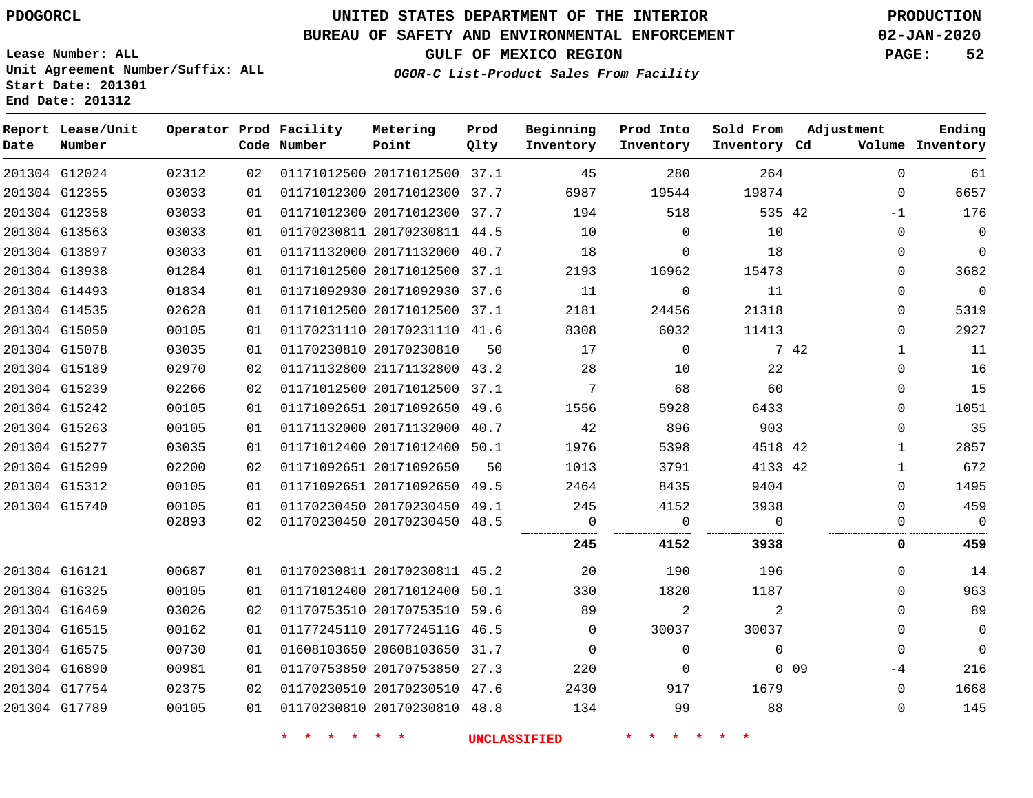PDOGORCL

# UNITED STATES DEPARTMENT OF THE INTERIOR
## BUREAU OF SAFETY AND ENVIRONMENTAL ENFORCEMENT
### GULF OF MEXICO REGION
*OGOR-C List-Product Sales From Facility*

PRODUCTION
02-JAN-2020

Lease Number: ALL
Unit Agreement Number/Suffix: ALL
Start Date: 201301
End Date: 201312

| Report Date | Lease/Unit Number | Operator | Prod Code | Facility Number | Metering Point | Prod Qlty | Beginning Inventory | Prod Into Inventory | Sold From Inventory | Adjustment Cd | Adjustment Volume | Ending Inventory |
|---|---|---|---|---|---|---|---|---|---|---|---|---|
| 201304 | G12024 | 02312 | 02 | 01171012500 | 20171012500 | 37.1 | 45 | 280 | 264 | | 0 | 61 |
| 201304 | G12355 | 03033 | 01 | 01171012300 | 20171012300 | 37.7 | 6987 | 19544 | 19874 | | 0 | 6657 |
| 201304 | G12358 | 03033 | 01 | 01171012300 | 20171012300 | 37.7 | 194 | 518 | 535 | 42 | -1 | 176 |
| 201304 | G13563 | 03033 | 01 | 01170230811 | 20170230811 | 44.5 | 10 | 0 | 10 | | 0 | 0 |
| 201304 | G13897 | 03033 | 01 | 01171132000 | 20171132000 | 40.7 | 18 | 0 | 18 | | 0 | 0 |
| 201304 | G13938 | 01284 | 01 | 01171012500 | 20171012500 | 37.1 | 2193 | 16962 | 15473 | | 0 | 3682 |
| 201304 | G14493 | 01834 | 01 | 01171092930 | 20171092930 | 37.6 | 11 | 0 | 11 | | 0 | 0 |
| 201304 | G14535 | 02628 | 01 | 01171012500 | 20171012500 | 37.1 | 2181 | 24456 | 21318 | | 0 | 5319 |
| 201304 | G15050 | 00105 | 01 | 01170231110 | 20170231110 | 41.6 | 8308 | 6032 | 11413 | | 0 | 2927 |
| 201304 | G15078 | 03035 | 01 | 01170230810 | 20170230810 | 50 | 17 | 0 | 7 | 42 | 1 | 11 |
| 201304 | G15189 | 02970 | 02 | 01171132800 | 21171132800 | 43.2 | 28 | 10 | 22 | | 0 | 16 |
| 201304 | G15239 | 02266 | 02 | 01171012500 | 20171012500 | 37.1 | 7 | 68 | 60 | | 0 | 15 |
| 201304 | G15242 | 00105 | 01 | 01171092651 | 20171092650 | 49.6 | 1556 | 5928 | 6433 | | 0 | 1051 |
| 201304 | G15263 | 00105 | 01 | 01171132000 | 20171132000 | 40.7 | 42 | 896 | 903 | | 0 | 35 |
| 201304 | G15277 | 03035 | 01 | 01171012400 | 20171012400 | 50.1 | 1976 | 5398 | 4518 | 42 | 1 | 2857 |
| 201304 | G15299 | 02200 | 02 | 01171092651 | 20171092650 | 50 | 1013 | 3791 | 4133 | 42 | 1 | 672 |
| 201304 | G15312 | 00105 | 01 | 01171092651 | 20171092650 | 49.5 | 2464 | 8435 | 9404 | | 0 | 1495 |
| 201304 | G15740 | 00105 | 01 | 01170230450 | 20170230450 | 49.1 | 245 | 4152 | 3938 | | 0 | 459 |
| | | 02893 | 02 | 01170230450 | 20170230450 | 48.5 | 0 | 0 | 0 | | 0 | 0 |
| | | | | | | | **245** | **4152** | **3938** | | **0** | **459** |
| 201304 | G16121 | 00687 | 01 | 01170230811 | 20170230811 | 45.2 | 20 | 190 | 196 | | 0 | 14 |
| 201304 | G16325 | 00105 | 01 | 01171012400 | 20171012400 | 50.1 | 330 | 1820 | 1187 | | 0 | 963 |
| 201304 | G16469 | 03026 | 02 | 01170753510 | 20170753510 | 59.6 | 89 | 2 | 2 | | 0 | 89 |
| 201304 | G16515 | 00162 | 01 | 01177245110 | 2017724511G | 46.5 | 0 | 30037 | 30037 | | 0 | 0 |
| 201304 | G16575 | 00730 | 01 | 01608103650 | 20608103650 | 31.7 | 0 | 0 | 0 | | 0 | 0 |
| 201304 | G16890 | 00981 | 01 | 01170753850 | 20170753850 | 27.3 | 220 | 0 | 0 | 09 | -4 | 216 |
| 201304 | G17754 | 02375 | 02 | 01170230510 | 20170230510 | 47.6 | 2430 | 917 | 1679 | | 0 | 1668 |
| 201304 | G17789 | 00105 | 01 | 01170230810 | 20170230810 | 48.8 | 134 | 99 | 88 | | 0 | 145 |

\* \* \* \* \* \* UNCLASSIFIED \* \* \* \* \* \*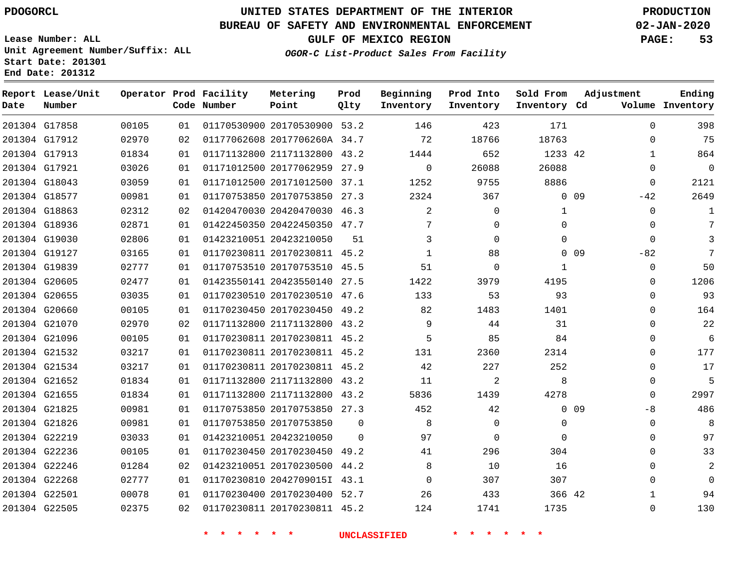PDOGORCL

# UNITED STATES DEPARTMENT OF THE INTERIOR
## BUREAU OF SAFETY AND ENVIRONMENTAL ENFORCEMENT
## GULF OF MEXICO REGION
### *OGOR-C List-Product Sales From Facility*

PRODUCTION
02-JAN-2020

Lease Number: ALL
Unit Agreement Number/Suffix: ALL
Start Date: 201301
End Date: 201312

| Report Date | Lease/Unit Number | Operator | Prod Code | Facility Number | Metering Point | Prod Qlty | Beginning Inventory | Prod Into Inventory | Sold From Inventory | Adjustment Cd | Adjustment Volume | Ending Inventory |
|---|---|---|---|---|---|---|---|---|---|---|---|---|
| 201304 | G17858 | 00105 | 01 | 01170530900 | 20170530900 | 53.2 | 146 | 423 | 171 | | 0 | 398 |
| 201304 | G17912 | 02970 | 02 | 01177062608 | 2017706260A | 34.7 | 72 | 18766 | 18763 | | 0 | 75 |
| 201304 | G17913 | 01834 | 01 | 01171132800 | 21171132800 | 43.2 | 1444 | 652 | 1233 | 42 | 1 | 864 |
| 201304 | G17921 | 03026 | 01 | 01171012500 | 20177062959 | 27.9 | 0 | 26088 | 26088 | | 0 | 0 |
| 201304 | G18043 | 03059 | 01 | 01171012500 | 20171012500 | 37.1 | 1252 | 9755 | 8886 | | 0 | 2121 |
| 201304 | G18577 | 00981 | 01 | 01170753850 | 20170753850 | 27.3 | 2324 | 367 | 0 | 09 | -42 | 2649 |
| 201304 | G18863 | 02312 | 02 | 01420470030 | 20420470030 | 46.3 | 2 | 0 | 1 | | 0 | 1 |
| 201304 | G18936 | 02871 | 01 | 01422450350 | 20422450350 | 47.7 | 7 | 0 | 0 | | 0 | 7 |
| 201304 | G19030 | 02806 | 01 | 01423210051 | 20423210050 | 51 | 3 | 0 | 0 | | 0 | 3 |
| 201304 | G19127 | 03165 | 01 | 01170230811 | 20170230811 | 45.2 | 1 | 88 | 0 | 09 | -82 | 7 |
| 201304 | G19839 | 02777 | 01 | 01170753510 | 20170753510 | 45.5 | 51 | 0 | 1 | | 0 | 50 |
| 201304 | G20605 | 02477 | 01 | 01423550141 | 20423550140 | 27.5 | 1422 | 3979 | 4195 | | 0 | 1206 |
| 201304 | G20655 | 03035 | 01 | 01170230510 | 20170230510 | 47.6 | 133 | 53 | 93 | | 0 | 93 |
| 201304 | G20660 | 00105 | 01 | 01170230450 | 20170230450 | 49.2 | 82 | 1483 | 1401 | | 0 | 164 |
| 201304 | G21070 | 02970 | 02 | 01171132800 | 21171132800 | 43.2 | 9 | 44 | 31 | | 0 | 22 |
| 201304 | G21096 | 00105 | 01 | 01170230811 | 20170230811 | 45.2 | 5 | 85 | 84 | | 0 | 6 |
| 201304 | G21532 | 03217 | 01 | 01170230811 | 20170230811 | 45.2 | 131 | 2360 | 2314 | | 0 | 177 |
| 201304 | G21534 | 03217 | 01 | 01170230811 | 20170230811 | 45.2 | 42 | 227 | 252 | | 0 | 17 |
| 201304 | G21652 | 01834 | 01 | 01171132800 | 21171132800 | 43.2 | 11 | 2 | 8 | | 0 | 5 |
| 201304 | G21655 | 01834 | 01 | 01171132800 | 21171132800 | 43.2 | 5836 | 1439 | 4278 | | 0 | 2997 |
| 201304 | G21825 | 00981 | 01 | 01170753850 | 20170753850 | 27.3 | 452 | 42 | 0 | 09 | -8 | 486 |
| 201304 | G21826 | 00981 | 01 | 01170753850 | 20170753850 | 0 | 8 | 0 | 0 | | 0 | 8 |
| 201304 | G22219 | 03033 | 01 | 01423210051 | 20423210050 | 0 | 97 | 0 | 0 | | 0 | 97 |
| 201304 | G22236 | 00105 | 01 | 01170230450 | 20170230450 | 49.2 | 41 | 296 | 304 | | 0 | 33 |
| 201304 | G22246 | 01284 | 02 | 01423210051 | 20170230500 | 44.2 | 8 | 10 | 16 | | 0 | 2 |
| 201304 | G22268 | 02777 | 01 | 01170230810 | 2042709015I | 43.1 | 0 | 307 | 307 | | 0 | 0 |
| 201304 | G22501 | 00078 | 01 | 01170230400 | 20170230400 | 52.7 | 26 | 433 | 366 | 42 | 1 | 94 |
| 201304 | G22505 | 02375 | 02 | 01170230811 | 20170230811 | 45.2 | 124 | 1741 | 1735 | | 0 | 130 |

* * * * * * UNCLASSIFIED * * * * * *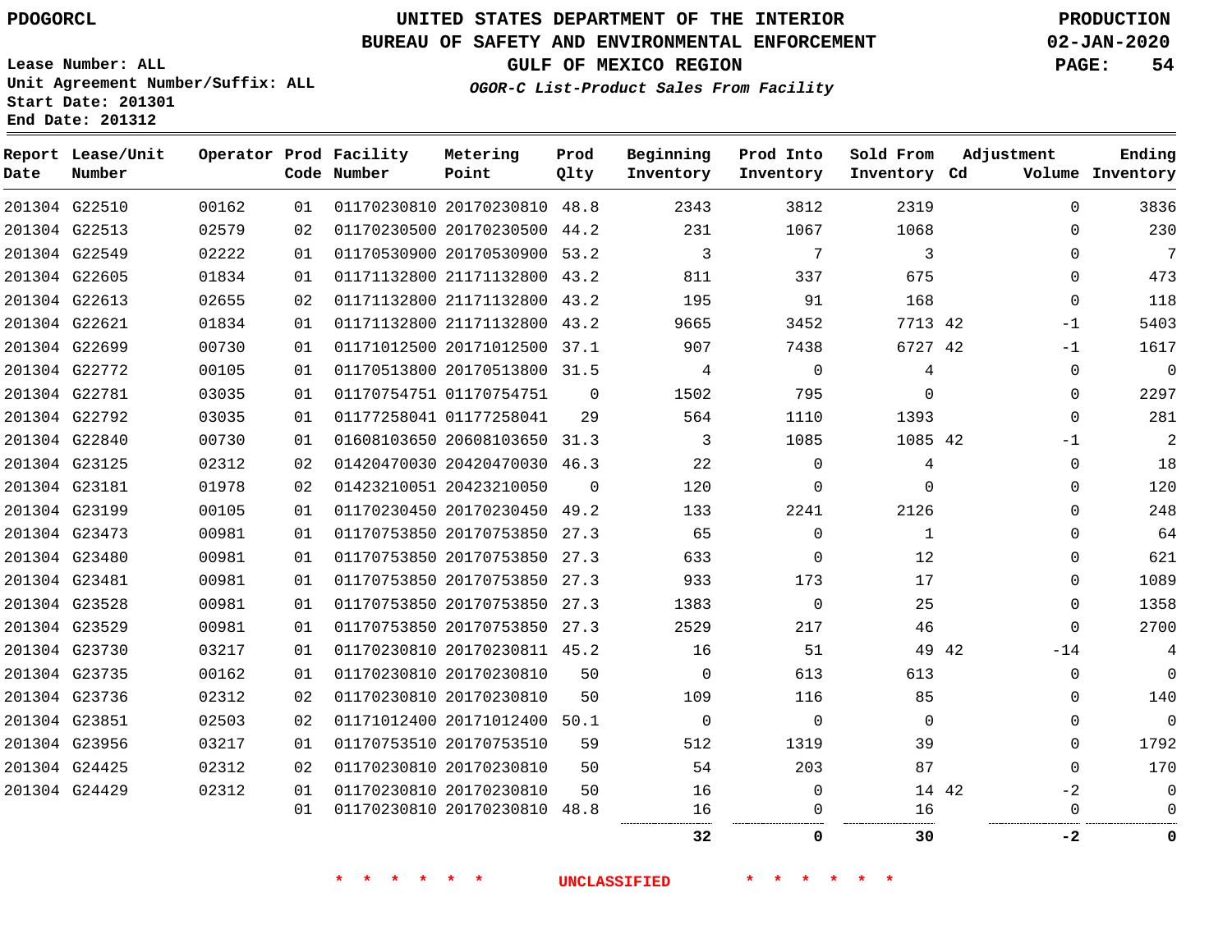PDOGORCL

# UNITED STATES DEPARTMENT OF THE INTERIOR
## BUREAU OF SAFETY AND ENVIRONMENTAL ENFORCEMENT
### GULF OF MEXICO REGION
*OGOR-C List-Product Sales From Facility*

PRODUCTION
02-JAN-2020

Lease Number: ALL
Unit Agreement Number/Suffix: ALL
Start Date: 201301
End Date: 201312

| Report Date | Lease/Unit Number | Operator | Prod Code | Facility Number | Metering Point | Prod Qlty | Beginning Inventory | Prod Into Inventory | Sold From Inventory | Adjustment Cd | Volume | Ending Inventory |
|---|---|---|---|---|---|---|---|---|---|---|---|---|
| 201304 | G22510 | 00162 | 01 | 01170230810 | 20170230810 | 48.8 | 2343 | 3812 | 2319 | | 0 | 3836 |
| 201304 | G22513 | 02579 | 02 | 01170230500 | 20170230500 | 44.2 | 231 | 1067 | 1068 | | 0 | 230 |
| 201304 | G22549 | 02222 | 01 | 01170530900 | 20170530900 | 53.2 | 3 | 7 | 3 | | 0 | 7 |
| 201304 | G22605 | 01834 | 01 | 01171132800 | 21171132800 | 43.2 | 811 | 337 | 675 | | 0 | 473 |
| 201304 | G22613 | 02655 | 02 | 01171132800 | 21171132800 | 43.2 | 195 | 91 | 168 | | 0 | 118 |
| 201304 | G22621 | 01834 | 01 | 01171132800 | 21171132800 | 43.2 | 9665 | 3452 | 7713 | 42 | -1 | 5403 |
| 201304 | G22699 | 00730 | 01 | 01171012500 | 20171012500 | 37.1 | 907 | 7438 | 6727 | 42 | -1 | 1617 |
| 201304 | G22772 | 00105 | 01 | 01170513800 | 20170513800 | 31.5 | 4 | 0 | 4 | | 0 | 0 |
| 201304 | G22781 | 03035 | 01 | 01170754751 | 01170754751 | 0 | 1502 | 795 | 0 | | 0 | 2297 |
| 201304 | G22792 | 03035 | 01 | 01177258041 | 01177258041 | 29 | 564 | 1110 | 1393 | | 0 | 281 |
| 201304 | G22840 | 00730 | 01 | 01608103650 | 20608103650 | 31.3 | 3 | 1085 | 1085 | 42 | -1 | 2 |
| 201304 | G23125 | 02312 | 02 | 01420470030 | 20420470030 | 46.3 | 22 | 0 | 4 | | 0 | 18 |
| 201304 | G23181 | 01978 | 02 | 01423210051 | 20423210050 | 0 | 120 | 0 | 0 | | 0 | 120 |
| 201304 | G23199 | 00105 | 01 | 01170230450 | 20170230450 | 49.2 | 133 | 2241 | 2126 | | 0 | 248 |
| 201304 | G23473 | 00981 | 01 | 01170753850 | 20170753850 | 27.3 | 65 | 0 | 1 | | 0 | 64 |
| 201304 | G23480 | 00981 | 01 | 01170753850 | 20170753850 | 27.3 | 633 | 0 | 12 | | 0 | 621 |
| 201304 | G23481 | 00981 | 01 | 01170753850 | 20170753850 | 27.3 | 933 | 173 | 17 | | 0 | 1089 |
| 201304 | G23528 | 00981 | 01 | 01170753850 | 20170753850 | 27.3 | 1383 | 0 | 25 | | 0 | 1358 |
| 201304 | G23529 | 00981 | 01 | 01170753850 | 20170753850 | 27.3 | 2529 | 217 | 46 | | 0 | 2700 |
| 201304 | G23730 | 03217 | 01 | 01170230810 | 20170230811 | 45.2 | 16 | 51 | 49 | 42 | -14 | 4 |
| 201304 | G23735 | 00162 | 01 | 01170230810 | 20170230810 | 50 | 0 | 613 | 613 | | 0 | 0 |
| 201304 | G23736 | 02312 | 02 | 01170230810 | 20170230810 | 50 | 109 | 116 | 85 | | 0 | 140 |
| 201304 | G23851 | 02503 | 02 | 01171012400 | 20171012400 | 50.1 | 0 | 0 | 0 | | 0 | 0 |
| 201304 | G23956 | 03217 | 01 | 01170753510 | 20170753510 | 59 | 512 | 1319 | 39 | | 0 | 1792 |
| 201304 | G24425 | 02312 | 02 | 01170230810 | 20170230810 | 50 | 54 | 203 | 87 | | 0 | 170 |
| 201304 | G24429 | 02312 | 01 | 01170230810 | 20170230810 | 50 | 16 | 0 | 14 | 42 | -2 | 0 |
| | | | 01 | 01170230810 | 20170230810 | 48.8 | 16 | 0 | 16 | | 0 | 0 |
| | | | | | | | **32** | **0** | **30** | | **-2** | **0** |

\* \* \* \* \* \* UNCLASSIFIED \* \* \* \* \* \*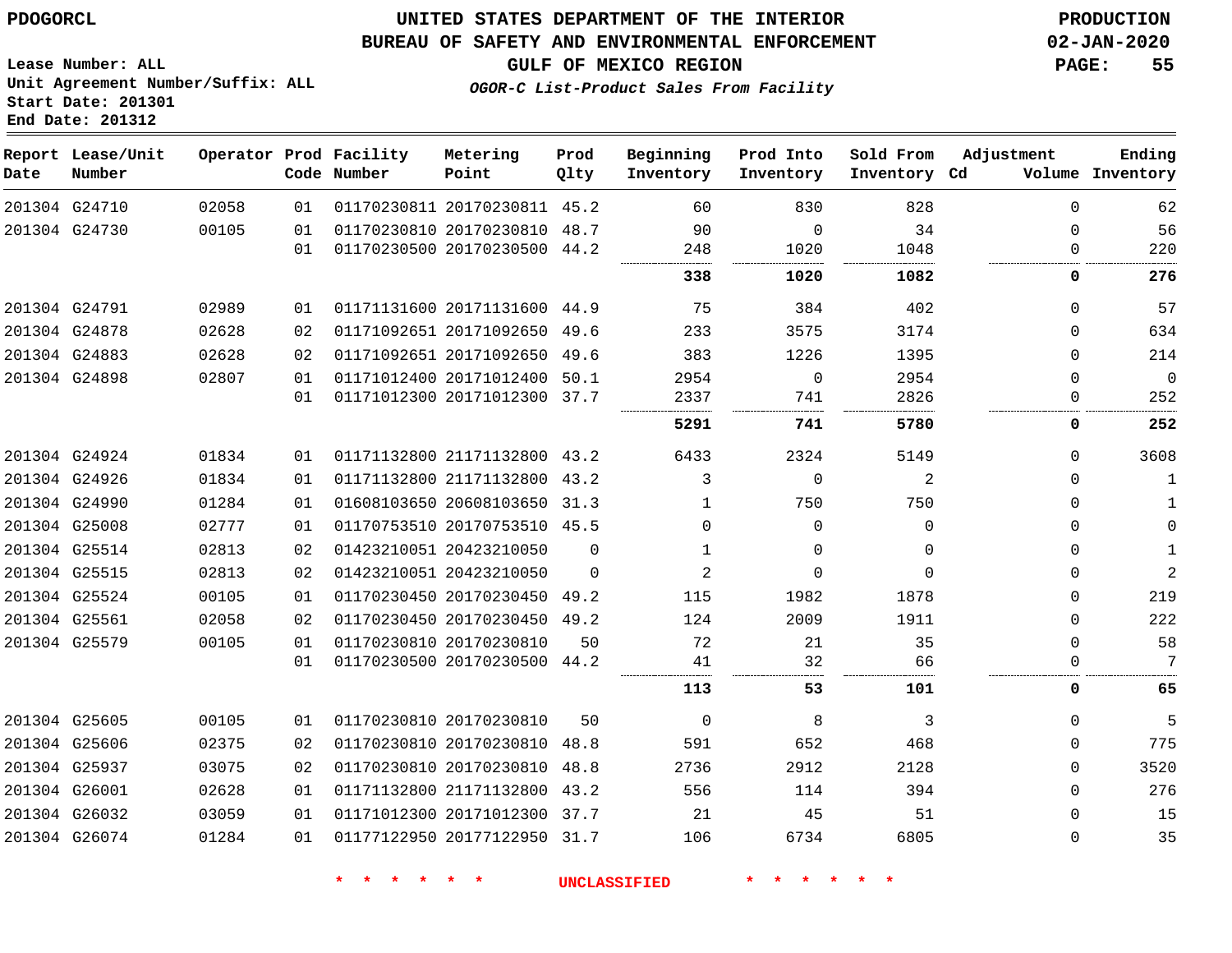PDOGORCL

# UNITED STATES DEPARTMENT OF THE INTERIOR
## BUREAU OF SAFETY AND ENVIRONMENTAL ENFORCEMENT
### GULF OF MEXICO REGION

*OGOR-C List-Product Sales From Facility*

PRODUCTION
02-JAN-2020

Lease Number: ALL
Unit Agreement Number/Suffix: ALL
Start Date: 201301
End Date: 201312

| Report Date | Lease/Unit Number | Operator | Prod Code | Facility Number | Metering Point | Prod Qlty | Beginning Inventory | Prod Into Inventory | Sold From Inventory | Adjustment Cd | Volume | Ending Inventory |
|---|---|---|---|---|---|---|---|---|---|---|---|---|
| 201304 | G24710 | 02058 | 01 | 01170230811 | 20170230811 | 45.2 | 60 | 830 | 828 | | 0 | 62 |
| 201304 | G24730 | 00105 | 01 | 01170230810 | 20170230810 | 48.7 | 90 | 0 | 34 | | 0 | 56 |
| | | | 01 | 01170230500 | 20170230500 | 44.2 | 248 | 1020 | 1048 | | 0 | 220 |
| | | | | | | | **338** | **1020** | **1082** | | **0** | **276** |
| 201304 | G24791 | 02989 | 01 | 01171131600 | 20171131600 | 44.9 | 75 | 384 | 402 | | 0 | 57 |
| 201304 | G24878 | 02628 | 02 | 01171092651 | 20171092650 | 49.6 | 233 | 3575 | 3174 | | 0 | 634 |
| 201304 | G24883 | 02628 | 02 | 01171092651 | 20171092650 | 49.6 | 383 | 1226 | 1395 | | 0 | 214 |
| 201304 | G24898 | 02807 | 01 | 01171012400 | 20171012400 | 50.1 | 2954 | 0 | 2954 | | 0 | 0 |
| | | | 01 | 01171012300 | 20171012300 | 37.7 | 2337 | 741 | 2826 | | 0 | 252 |
| | | | | | | | **5291** | **741** | **5780** | | **0** | **252** |
| 201304 | G24924 | 01834 | 01 | 01171132800 | 21171132800 | 43.2 | 6433 | 2324 | 5149 | | 0 | 3608 |
| 201304 | G24926 | 01834 | 01 | 01171132800 | 21171132800 | 43.2 | 3 | 0 | 2 | | 0 | 1 |
| 201304 | G24990 | 01284 | 01 | 01608103650 | 20608103650 | 31.3 | 1 | 750 | 750 | | 0 | 1 |
| 201304 | G25008 | 02777 | 01 | 01170753510 | 20170753510 | 45.5 | 0 | 0 | 0 | | 0 | 0 |
| 201304 | G25514 | 02813 | 02 | 01423210051 | 20423210050 | 0 | 1 | 0 | 0 | | 0 | 1 |
| 201304 | G25515 | 02813 | 02 | 01423210051 | 20423210050 | 0 | 2 | 0 | 0 | | 0 | 2 |
| 201304 | G25524 | 00105 | 01 | 01170230450 | 20170230450 | 49.2 | 115 | 1982 | 1878 | | 0 | 219 |
| 201304 | G25561 | 02058 | 02 | 01170230450 | 20170230450 | 49.2 | 124 | 2009 | 1911 | | 0 | 222 |
| 201304 | G25579 | 00105 | 01 | 01170230810 | 20170230810 | 50 | 72 | 21 | 35 | | 0 | 58 |
| | | | 01 | 01170230500 | 20170230500 | 44.2 | 41 | 32 | 66 | | 0 | 7 |
| | | | | | | | **113** | **53** | **101** | | **0** | **65** |
| 201304 | G25605 | 00105 | 01 | 01170230810 | 20170230810 | 50 | 0 | 8 | 3 | | 0 | 5 |
| 201304 | G25606 | 02375 | 02 | 01170230810 | 20170230810 | 48.8 | 591 | 652 | 468 | | 0 | 775 |
| 201304 | G25937 | 03075 | 02 | 01170230810 | 20170230810 | 48.8 | 2736 | 2912 | 2128 | | 0 | 3520 |
| 201304 | G26001 | 02628 | 01 | 01171132800 | 21171132800 | 43.2 | 556 | 114 | 394 | | 0 | 276 |
| 201304 | G26032 | 03059 | 01 | 01171012300 | 20171012300 | 37.7 | 21 | 45 | 51 | | 0 | 15 |
| 201304 | G26074 | 01284 | 01 | 01177122950 | 20177122950 | 31.7 | 106 | 6734 | 6805 | | 0 | 35 |

* * * * * * UNCLASSIFIED * * * * * *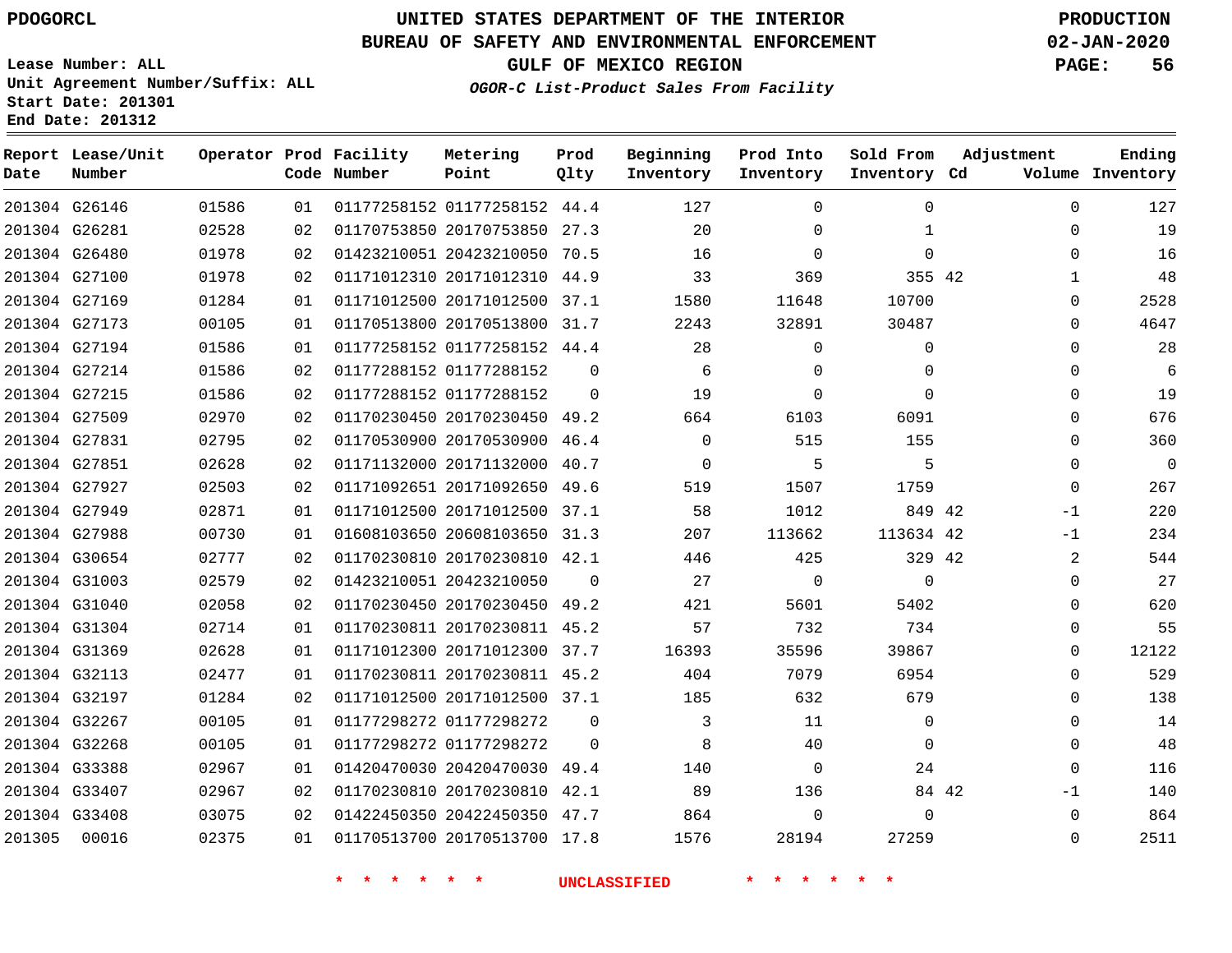PDOGORCL

# UNITED STATES DEPARTMENT OF THE INTERIOR
## BUREAU OF SAFETY AND ENVIRONMENTAL ENFORCEMENT
### GULF OF MEXICO REGION
*OGOR-C List-Product Sales From Facility*

PRODUCTION
02-JAN-2020

Lease Number: ALL
Unit Agreement Number/Suffix: ALL
Start Date: 201301
End Date: 201312

| Report Date | Lease/Unit Number | Operator | Prod Code | Facility Number | Metering Point | Prod Qlty | Beginning Inventory | Prod Into Inventory | Sold From Inventory | Adjustment Cd | Volume | Ending Inventory |
|---|---|---|---|---|---|---|---|---|---|---|---|---|
| 201304 | G26146 | 01586 | 01 | 01177258152 | 01177258152 | 44.4 | 127 | 0 | 0 | | 0 | 127 |
| 201304 | G26281 | 02528 | 02 | 01170753850 | 20170753850 | 27.3 | 20 | 0 | 1 | | 0 | 19 |
| 201304 | G26480 | 01978 | 02 | 01423210051 | 20423210050 | 70.5 | 16 | 0 | 0 | | 0 | 16 |
| 201304 | G27100 | 01978 | 02 | 01171012310 | 20171012310 | 44.9 | 33 | 369 | 355 | 42 | 1 | 48 |
| 201304 | G27169 | 01284 | 01 | 01171012500 | 20171012500 | 37.1 | 1580 | 11648 | 10700 | | 0 | 2528 |
| 201304 | G27173 | 00105 | 01 | 01170513800 | 20170513800 | 31.7 | 2243 | 32891 | 30487 | | 0 | 4647 |
| 201304 | G27194 | 01586 | 01 | 01177258152 | 01177258152 | 44.4 | 28 | 0 | 0 | | 0 | 28 |
| 201304 | G27214 | 01586 | 02 | 01177288152 | 01177288152 | 0 | 6 | 0 | 0 | | 0 | 6 |
| 201304 | G27215 | 01586 | 02 | 01177288152 | 01177288152 | 0 | 19 | 0 | 0 | | 0 | 19 |
| 201304 | G27509 | 02970 | 02 | 01170230450 | 20170230450 | 49.2 | 664 | 6103 | 6091 | | 0 | 676 |
| 201304 | G27831 | 02795 | 02 | 01170530900 | 20170530900 | 46.4 | 0 | 515 | 155 | | 0 | 360 |
| 201304 | G27851 | 02628 | 02 | 01171132000 | 20171132000 | 40.7 | 0 | 5 | 5 | | 0 | 0 |
| 201304 | G27927 | 02503 | 02 | 01171092651 | 20171092650 | 49.6 | 519 | 1507 | 1759 | | 0 | 267 |
| 201304 | G27949 | 02871 | 01 | 01171012500 | 20171012500 | 37.1 | 58 | 1012 | 849 | 42 | -1 | 220 |
| 201304 | G27988 | 00730 | 01 | 01608103650 | 20608103650 | 31.3 | 207 | 113662 | 113634 | 42 | -1 | 234 |
| 201304 | G30654 | 02777 | 02 | 01170230810 | 20170230810 | 42.1 | 446 | 425 | 329 | 42 | 2 | 544 |
| 201304 | G31003 | 02579 | 02 | 01423210051 | 20423210050 | 0 | 27 | 0 | 0 | | 0 | 27 |
| 201304 | G31040 | 02058 | 02 | 01170230450 | 20170230450 | 49.2 | 421 | 5601 | 5402 | | 0 | 620 |
| 201304 | G31304 | 02714 | 01 | 01170230811 | 20170230811 | 45.2 | 57 | 732 | 734 | | 0 | 55 |
| 201304 | G31369 | 02628 | 01 | 01171012300 | 20171012300 | 37.7 | 16393 | 35596 | 39867 | | 0 | 12122 |
| 201304 | G32113 | 02477 | 01 | 01170230811 | 20170230811 | 45.2 | 404 | 7079 | 6954 | | 0 | 529 |
| 201304 | G32197 | 01284 | 02 | 01171012500 | 20171012500 | 37.1 | 185 | 632 | 679 | | 0 | 138 |
| 201304 | G32267 | 00105 | 01 | 01177298272 | 01177298272 | 0 | 3 | 11 | 0 | | 0 | 14 |
| 201304 | G32268 | 00105 | 01 | 01177298272 | 01177298272 | 0 | 8 | 40 | 0 | | 0 | 48 |
| 201304 | G33388 | 02967 | 01 | 01420470030 | 20420470030 | 49.4 | 140 | 0 | 24 | | 0 | 116 |
| 201304 | G33407 | 02967 | 02 | 01170230810 | 20170230810 | 42.1 | 89 | 136 | 84 | 42 | -1 | 140 |
| 201304 | G33408 | 03075 | 02 | 01422450350 | 20422450350 | 47.7 | 864 | 0 | 0 | | 0 | 864 |
| 201305 | 00016 | 02375 | 01 | 01170513700 | 20170513700 | 17.8 | 1576 | 28194 | 27259 | | 0 | 2511 |

* * * * * * UNCLASSIFIED * * * * * *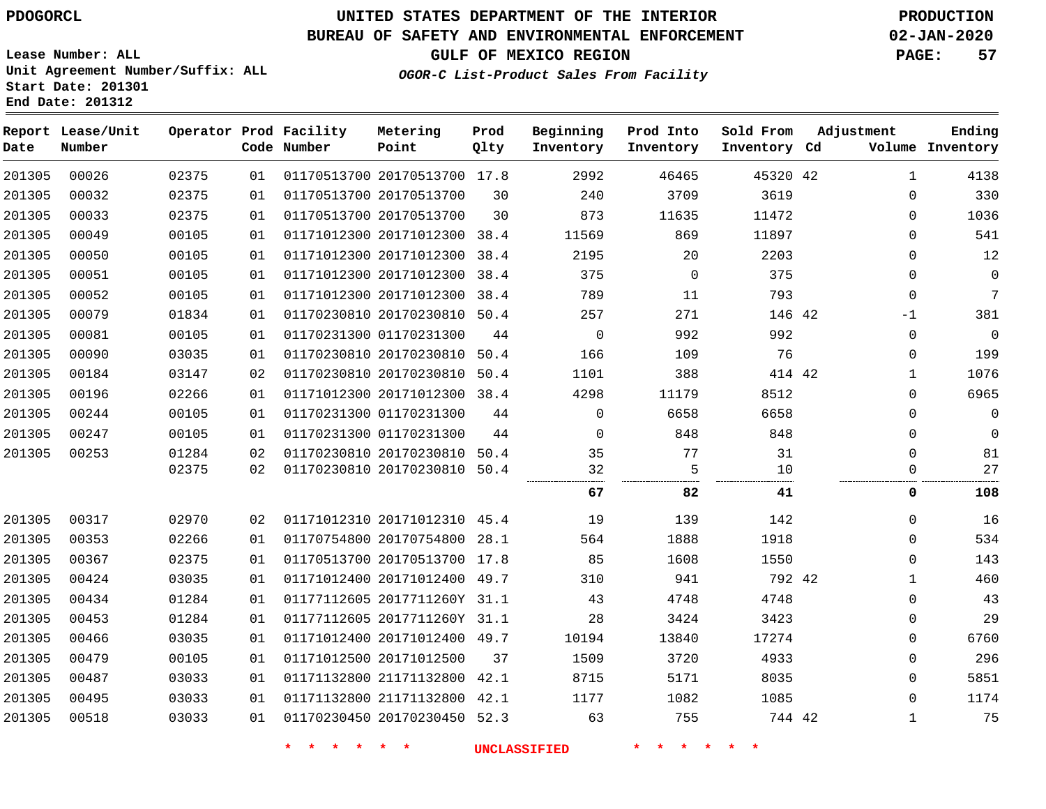**Lease Number: ALL**
**Unit Agreement Number/Suffix: ALL**
**Start Date: 201301**
**End Date: 201312**

# UNITED STATES DEPARTMENT OF THE INTERIOR
## BUREAU OF SAFETY AND ENVIRONMENTAL ENFORCEMENT
### GULF OF MEXICO REGION
*OGOR-C List-Product Sales From Facility*

**PRODUCTION**
**02-JAN-2020**

| Report Date | Lease/Unit Number | Operator | Prod Code | Facility Number | Metering Point | Prod Qlty | Beginning Inventory | Prod Into Inventory | Sold From Inventory | Adjustment Cd | Adjustment Volume | Ending Inventory |
|---|---|---|---|---|---|---|---|---|---|---|---|---|
| 201305 | 00026 | 02375 | 01 | 01170513700 | 20170513700 | 17.8 | 2992 | 46465 | 45320 | 42 | 1 | 4138 |
| 201305 | 00032 | 02375 | 01 | 01170513700 | 20170513700 | 30 | 240 | 3709 | 3619 | | 0 | 330 |
| 201305 | 00033 | 02375 | 01 | 01170513700 | 20170513700 | 30 | 873 | 11635 | 11472 | | 0 | 1036 |
| 201305 | 00049 | 00105 | 01 | 01171012300 | 20171012300 | 38.4 | 11569 | 869 | 11897 | | 0 | 541 |
| 201305 | 00050 | 00105 | 01 | 01171012300 | 20171012300 | 38.4 | 2195 | 20 | 2203 | | 0 | 12 |
| 201305 | 00051 | 00105 | 01 | 01171012300 | 20171012300 | 38.4 | 375 | 0 | 375 | | 0 | 0 |
| 201305 | 00052 | 00105 | 01 | 01171012300 | 20171012300 | 38.4 | 789 | 11 | 793 | | 0 | 7 |
| 201305 | 00079 | 01834 | 01 | 01170230810 | 20170230810 | 50.4 | 257 | 271 | 146 | 42 | -1 | 381 |
| 201305 | 00081 | 00105 | 01 | 01170231300 | 01170231300 | 44 | 0 | 992 | 992 | | 0 | 0 |
| 201305 | 00090 | 03035 | 01 | 01170230810 | 20170230810 | 50.4 | 166 | 109 | 76 | | 0 | 199 |
| 201305 | 00184 | 03147 | 02 | 01170230810 | 20170230810 | 50.4 | 1101 | 388 | 414 | 42 | 1 | 1076 |
| 201305 | 00196 | 02266 | 01 | 01171012300 | 20171012300 | 38.4 | 4298 | 11179 | 8512 | | 0 | 6965 |
| 201305 | 00244 | 00105 | 01 | 01170231300 | 01170231300 | 44 | 0 | 6658 | 6658 | | 0 | 0 |
| 201305 | 00247 | 00105 | 01 | 01170231300 | 01170231300 | 44 | 0 | 848 | 848 | | 0 | 0 |
| 201305 | 00253 | 01284 | 02 | 01170230810 | 20170230810 | 50.4 | 35 | 77 | 31 | | 0 | 81 |
| | | 02375 | 02 | 01170230810 | 20170230810 | 50.4 | 32 | 5 | 10 | | 0 | 27 |
| | | | | | | | **67** | **82** | **41** | | **0** | **108** |
| 201305 | 00317 | 02970 | 02 | 01171012310 | 20171012310 | 45.4 | 19 | 139 | 142 | | 0 | 16 |
| 201305 | 00353 | 02266 | 01 | 01170754800 | 20170754800 | 28.1 | 564 | 1888 | 1918 | | 0 | 534 |
| 201305 | 00367 | 02375 | 01 | 01170513700 | 20170513700 | 17.8 | 85 | 1608 | 1550 | | 0 | 143 |
| 201305 | 00424 | 03035 | 01 | 01171012400 | 20171012400 | 49.7 | 310 | 941 | 792 | 42 | 1 | 460 |
| 201305 | 00434 | 01284 | 01 | 01177112605 | 2017711260Y | 31.1 | 43 | 4748 | 4748 | | 0 | 43 |
| 201305 | 00453 | 01284 | 01 | 01177112605 | 2017711260Y | 31.1 | 28 | 3424 | 3423 | | 0 | 29 |
| 201305 | 00466 | 03035 | 01 | 01171012400 | 20171012400 | 49.7 | 10194 | 13840 | 17274 | | 0 | 6760 |
| 201305 | 00479 | 00105 | 01 | 01171012500 | 20171012500 | 37 | 1509 | 3720 | 4933 | | 0 | 296 |
| 201305 | 00487 | 03033 | 01 | 01171132800 | 21171132800 | 42.1 | 8715 | 5171 | 8035 | | 0 | 5851 |
| 201305 | 00495 | 03033 | 01 | 01171132800 | 21171132800 | 42.1 | 1177 | 1082 | 1085 | | 0 | 1174 |
| 201305 | 00518 | 03033 | 01 | 01170230450 | 20170230450 | 52.3 | 63 | 755 | 744 | 42 | 1 | 75 |

* * * * * * UNCLASSIFIED * * * * * *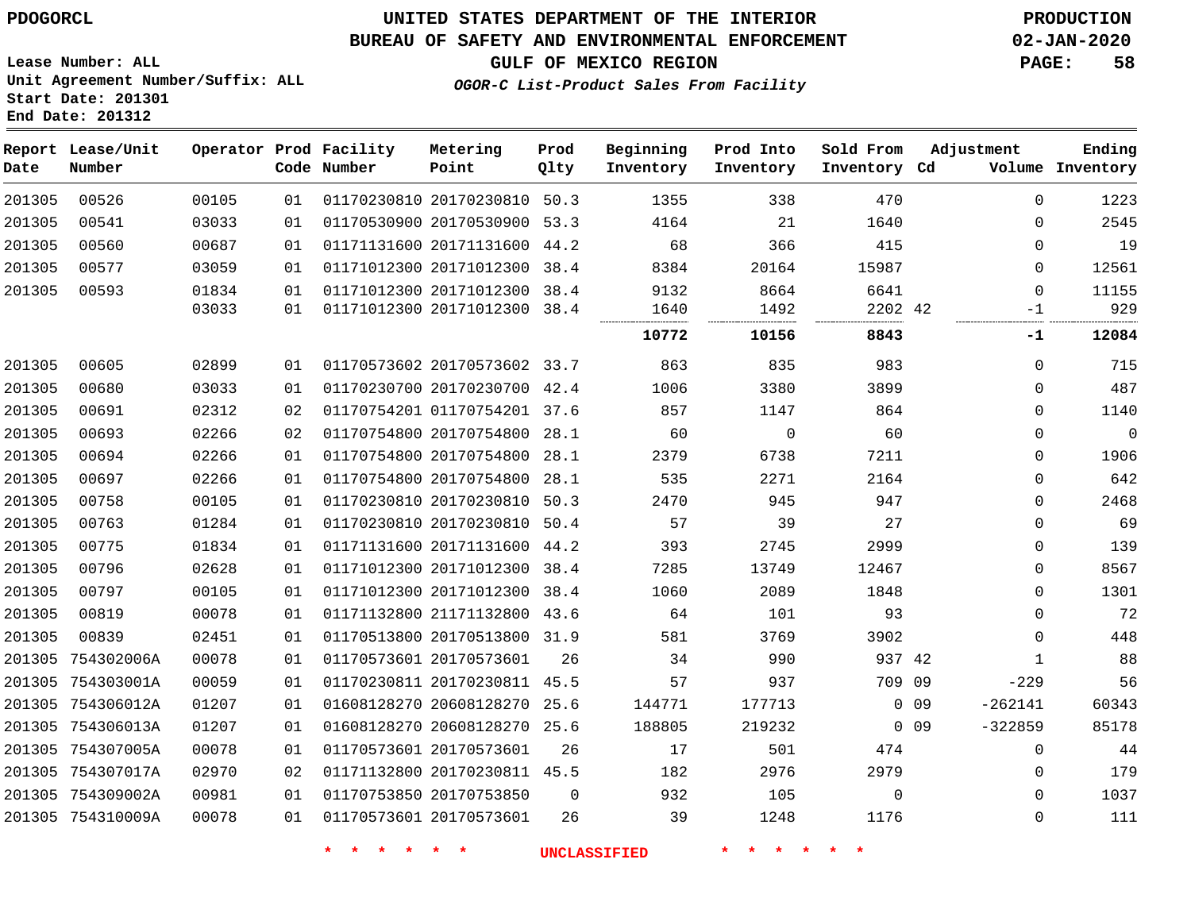PDOGORCL

# UNITED STATES DEPARTMENT OF THE INTERIOR
## BUREAU OF SAFETY AND ENVIRONMENTAL ENFORCEMENT
### GULF OF MEXICO REGION
*OGOR-C List-Product Sales From Facility*

PRODUCTION
02-JAN-2020

Lease Number: ALL
Unit Agreement Number/Suffix: ALL
Start Date: 201301
End Date: 201312

| Report Date | Lease/Unit Number | Operator | Prod Code | Facility Number | Metering Point | Prod Qlty | Beginning Inventory | Prod Into Inventory | Sold From Inventory | Adjustment Cd | Volume | Ending Inventory |
|---|---|---|---|---|---|---|---|---|---|---|---|---|
| 201305 | 00526 | 00105 | 01 | 01170230810 | 20170230810 | 50.3 | 1355 | 338 | 470 | | 0 | 1223 |
| 201305 | 00541 | 03033 | 01 | 01170530900 | 20170530900 | 53.3 | 4164 | 21 | 1640 | | 0 | 2545 |
| 201305 | 00560 | 00687 | 01 | 01171131600 | 20171131600 | 44.2 | 68 | 366 | 415 | | 0 | 19 |
| 201305 | 00577 | 03059 | 01 | 01171012300 | 20171012300 | 38.4 | 8384 | 20164 | 15987 | | 0 | 12561 |
| 201305 | 00593 | 01834 | 01 | 01171012300 | 20171012300 | 38.4 | 9132 | 8664 | 6641 | | 0 | 11155 |
| | | 03033 | 01 | 01171012300 | 20171012300 | 38.4 | 1640 | 1492 | 2202 | 42 | -1 | 929 |
| | | | | | | | **10772** | **10156** | **8843** | | **-1** | **12084** |
| 201305 | 00605 | 02899 | 01 | 01170573602 | 20170573602 | 33.7 | 863 | 835 | 983 | | 0 | 715 |
| 201305 | 00680 | 03033 | 01 | 01170230700 | 20170230700 | 42.4 | 1006 | 3380 | 3899 | | 0 | 487 |
| 201305 | 00691 | 02312 | 02 | 01170754201 | 01170754201 | 37.6 | 857 | 1147 | 864 | | 0 | 1140 |
| 201305 | 00693 | 02266 | 02 | 01170754800 | 20170754800 | 28.1 | 60 | 0 | 60 | | 0 | 0 |
| 201305 | 00694 | 02266 | 01 | 01170754800 | 20170754800 | 28.1 | 2379 | 6738 | 7211 | | 0 | 1906 |
| 201305 | 00697 | 02266 | 01 | 01170754800 | 20170754800 | 28.1 | 535 | 2271 | 2164 | | 0 | 642 |
| 201305 | 00758 | 00105 | 01 | 01170230810 | 20170230810 | 50.3 | 2470 | 945 | 947 | | 0 | 2468 |
| 201305 | 00763 | 01284 | 01 | 01170230810 | 20170230810 | 50.4 | 57 | 39 | 27 | | 0 | 69 |
| 201305 | 00775 | 01834 | 01 | 01171131600 | 20171131600 | 44.2 | 393 | 2745 | 2999 | | 0 | 139 |
| 201305 | 00796 | 02628 | 01 | 01171012300 | 20171012300 | 38.4 | 7285 | 13749 | 12467 | | 0 | 8567 |
| 201305 | 00797 | 00105 | 01 | 01171012300 | 20171012300 | 38.4 | 1060 | 2089 | 1848 | | 0 | 1301 |
| 201305 | 00819 | 00078 | 01 | 01171132800 | 21171132800 | 43.6 | 64 | 101 | 93 | | 0 | 72 |
| 201305 | 00839 | 02451 | 01 | 01170513800 | 20170513800 | 31.9 | 581 | 3769 | 3902 | | 0 | 448 |
| 201305 | 754302006A | 00078 | 01 | 01170573601 | 20170573601 | 26 | 34 | 990 | 937 | 42 | 1 | 88 |
| 201305 | 754303001A | 00059 | 01 | 01170230811 | 20170230811 | 45.5 | 57 | 937 | 709 | 09 | -229 | 56 |
| 201305 | 754306012A | 01207 | 01 | 01608128270 | 20608128270 | 25.6 | 144771 | 177713 | 0 | 09 | -262141 | 60343 |
| 201305 | 754306013A | 01207 | 01 | 01608128270 | 20608128270 | 25.6 | 188805 | 219232 | 0 | 09 | -322859 | 85178 |
| 201305 | 754307005A | 00078 | 01 | 01170573601 | 20170573601 | 26 | 17 | 501 | 474 | | 0 | 44 |
| 201305 | 754307017A | 02970 | 02 | 01171132800 | 20170230811 | 45.5 | 182 | 2976 | 2979 | | 0 | 179 |
| 201305 | 754309002A | 00981 | 01 | 01170753850 | 20170753850 | 0 | 932 | 105 | 0 | | 0 | 1037 |
| 201305 | 754310009A | 00078 | 01 | 01170573601 | 20170573601 | 26 | 39 | 1248 | 1176 | | 0 | 111 |

* * * * * * UNCLASSIFIED * * * * * *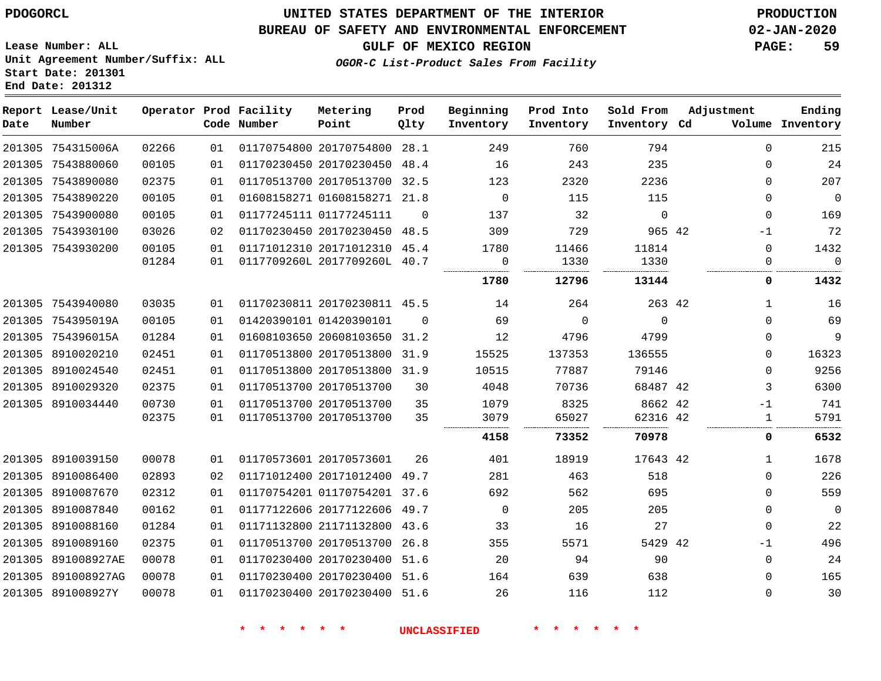# UNITED STATES DEPARTMENT OF THE INTERIOR
## BUREAU OF SAFETY AND ENVIRONMENTAL ENFORCEMENT
### GULF OF MEXICO REGION
*OGOR-C List-Product Sales From Facility*

PDOGORCL

PRODUCTION 02-JAN-2020

Lease Number: ALL
Unit Agreement Number/Suffix: ALL
Start Date: 201301
End Date: 201312

| Report Date | Lease/Unit Number | Operator | Prod Code | Facility Number | Metering Point | Prod Qlty | Beginning Inventory | Prod Into Inventory | Sold From Inventory | Adjustment Cd | Adjustment Volume | Ending Inventory |
|---|---|---|---|---|---|---|---|---|---|---|---|---|
| 201305 | 754315006A | 02266 | 01 | 01170754800 | 20170754800 | 28.1 | 249 | 760 | 794 | | 0 | 215 |
| 201305 | 7543880060 | 00105 | 01 | 01170230450 | 20170230450 | 48.4 | 16 | 243 | 235 | | 0 | 24 |
| 201305 | 7543890080 | 02375 | 01 | 01170513700 | 20170513700 | 32.5 | 123 | 2320 | 2236 | | 0 | 207 |
| 201305 | 7543890220 | 00105 | 01 | 01608158271 | 01608158271 | 21.8 | 0 | 115 | 115 | | 0 | 0 |
| 201305 | 7543900080 | 00105 | 01 | 01177245111 | 01177245111 | 0 | 137 | 32 | 0 | | 0 | 169 |
| 201305 | 7543930100 | 03026 | 02 | 01170230450 | 20170230450 | 48.5 | 309 | 729 | 965 | 42 | -1 | 72 |
| 201305 | 7543930200 | 00105 | 01 | 01171012310 | 20171012310 | 45.4 | 1780 | 11466 | 11814 | | 0 | 1432 |
| | | 01284 | 01 | 0117709260L | 2017709260L | 40.7 | 0 | 1330 | 1330 | | 0 | 0 |
| | | | | | | | **1780** | **12796** | **13144** | | **0** | **1432** |
| 201305 | 7543940080 | 03035 | 01 | 01170230811 | 20170230811 | 45.5 | 14 | 264 | 263 | 42 | 1 | 16 |
| 201305 | 754395019A | 00105 | 01 | 01420390101 | 01420390101 | 0 | 69 | 0 | 0 | | 0 | 69 |
| 201305 | 754396015A | 01284 | 01 | 01608103650 | 20608103650 | 31.2 | 12 | 4796 | 4799 | | 0 | 9 |
| 201305 | 8910020210 | 02451 | 01 | 01170513800 | 20170513800 | 31.9 | 15525 | 137353 | 136555 | | 0 | 16323 |
| 201305 | 8910024540 | 02451 | 01 | 01170513800 | 20170513800 | 31.9 | 10515 | 77887 | 79146 | | 0 | 9256 |
| 201305 | 8910029320 | 02375 | 01 | 01170513700 | 20170513700 | 30 | 4048 | 70736 | 68487 | 42 | 3 | 6300 |
| 201305 | 8910034440 | 00730 | 01 | 01170513700 | 20170513700 | 35 | 1079 | 8325 | 8662 | 42 | -1 | 741 |
| | | 02375 | 01 | 01170513700 | 20170513700 | 35 | 3079 | 65027 | 62316 | 42 | 1 | 5791 |
| | | | | | | | **4158** | **73352** | **70978** | | **0** | **6532** |
| 201305 | 8910039150 | 00078 | 01 | 01170573601 | 20170573601 | 26 | 401 | 18919 | 17643 | 42 | 1 | 1678 |
| 201305 | 8910086400 | 02893 | 02 | 01171012400 | 20171012400 | 49.7 | 281 | 463 | 518 | | 0 | 226 |
| 201305 | 8910087670 | 02312 | 01 | 01170754201 | 01170754201 | 37.6 | 692 | 562 | 695 | | 0 | 559 |
| 201305 | 8910087840 | 00162 | 01 | 01177122606 | 20177122606 | 49.7 | 0 | 205 | 205 | | 0 | 0 |
| 201305 | 8910088160 | 01284 | 01 | 01171132800 | 21171132800 | 43.6 | 33 | 16 | 27 | | 0 | 22 |
| 201305 | 8910089160 | 02375 | 01 | 01170513700 | 20170513700 | 26.8 | 355 | 5571 | 5429 | 42 | -1 | 496 |
| 201305 | 891008927AE | 00078 | 01 | 01170230400 | 20170230400 | 51.6 | 20 | 94 | 90 | | 0 | 24 |
| 201305 | 891008927AG | 00078 | 01 | 01170230400 | 20170230400 | 51.6 | 164 | 639 | 638 | | 0 | 165 |
| 201305 | 891008927Y | 00078 | 01 | 01170230400 | 20170230400 | 51.6 | 26 | 116 | 112 | | 0 | 30 |

\* \* \* \* \* \* UNCLASSIFIED \* \* \* \* \* \*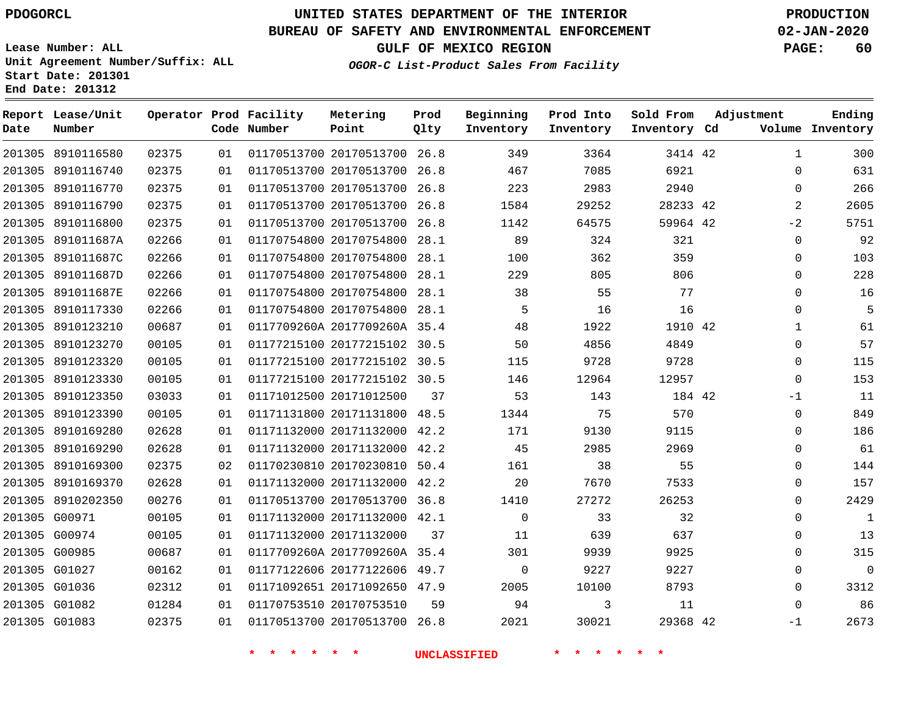PDOGORCL

# UNITED STATES DEPARTMENT OF THE INTERIOR
## BUREAU OF SAFETY AND ENVIRONMENTAL ENFORCEMENT
### GULF OF MEXICO REGION
*OGOR-C List-Product Sales From Facility*

PRODUCTION
02-JAN-2020

Lease Number: ALL
Unit Agreement Number/Suffix: ALL
Start Date: 201301
End Date: 201312

| Report Date | Lease/Unit Number | Operator | Prod Code | Facility Number | Metering Point | Prod Qlty | Beginning Inventory | Prod Into Inventory | Sold From Inventory | Adjustment Cd | Volume | Ending Inventory |
|---|---|---|---|---|---|---|---|---|---|---|---|---|
| 201305 | 8910116580 | 02375 | 01 | 01170513700 | 20170513700 | 26.8 | 349 | 3364 | 3414 | 42 | 1 | 300 |
| 201305 | 8910116740 | 02375 | 01 | 01170513700 | 20170513700 | 26.8 | 467 | 7085 | 6921 | | 0 | 631 |
| 201305 | 8910116770 | 02375 | 01 | 01170513700 | 20170513700 | 26.8 | 223 | 2983 | 2940 | | 0 | 266 |
| 201305 | 8910116790 | 02375 | 01 | 01170513700 | 20170513700 | 26.8 | 1584 | 29252 | 28233 | 42 | 2 | 2605 |
| 201305 | 8910116800 | 02375 | 01 | 01170513700 | 20170513700 | 26.8 | 1142 | 64575 | 59964 | 42 | -2 | 5751 |
| 201305 | 891011687A | 02266 | 01 | 01170754800 | 20170754800 | 28.1 | 89 | 324 | 321 | | 0 | 92 |
| 201305 | 891011687C | 02266 | 01 | 01170754800 | 20170754800 | 28.1 | 100 | 362 | 359 | | 0 | 103 |
| 201305 | 891011687D | 02266 | 01 | 01170754800 | 20170754800 | 28.1 | 229 | 805 | 806 | | 0 | 228 |
| 201305 | 891011687E | 02266 | 01 | 01170754800 | 20170754800 | 28.1 | 38 | 55 | 77 | | 0 | 16 |
| 201305 | 8910117330 | 02266 | 01 | 01170754800 | 20170754800 | 28.1 | 5 | 16 | 16 | | 0 | 5 |
| 201305 | 8910123210 | 00687 | 01 | 0117709260A | 2017709260A | 35.4 | 48 | 1922 | 1910 | 42 | 1 | 61 |
| 201305 | 8910123270 | 00105 | 01 | 01177215100 | 20177215102 | 30.5 | 50 | 4856 | 4849 | | 0 | 57 |
| 201305 | 8910123320 | 00105 | 01 | 01177215100 | 20177215102 | 30.5 | 115 | 9728 | 9728 | | 0 | 115 |
| 201305 | 8910123330 | 00105 | 01 | 01177215100 | 20177215102 | 30.5 | 146 | 12964 | 12957 | | 0 | 153 |
| 201305 | 8910123350 | 03033 | 01 | 01171012500 | 20171012500 | 37 | 53 | 143 | 184 | 42 | -1 | 11 |
| 201305 | 8910123390 | 00105 | 01 | 01171131800 | 20171131800 | 48.5 | 1344 | 75 | 570 | | 0 | 849 |
| 201305 | 8910169280 | 02628 | 01 | 01171132000 | 20171132000 | 42.2 | 171 | 9130 | 9115 | | 0 | 186 |
| 201305 | 8910169290 | 02628 | 01 | 01171132000 | 20171132000 | 42.2 | 45 | 2985 | 2969 | | 0 | 61 |
| 201305 | 8910169300 | 02375 | 02 | 01170230810 | 20170230810 | 50.4 | 161 | 38 | 55 | | 0 | 144 |
| 201305 | 8910169370 | 02628 | 01 | 01171132000 | 20171132000 | 42.2 | 20 | 7670 | 7533 | | 0 | 157 |
| 201305 | 8910202350 | 00276 | 01 | 01170513700 | 20170513700 | 36.8 | 1410 | 27272 | 26253 | | 0 | 2429 |
| 201305 | G00971 | 00105 | 01 | 01171132000 | 20171132000 | 42.1 | 0 | 33 | 32 | | 0 | 1 |
| 201305 | G00974 | 00105 | 01 | 01171132000 | 20171132000 | 37 | 11 | 639 | 637 | | 0 | 13 |
| 201305 | G00985 | 00687 | 01 | 0117709260A | 2017709260A | 35.4 | 301 | 9939 | 9925 | | 0 | 315 |
| 201305 | G01027 | 00162 | 01 | 01177122606 | 20177122606 | 49.7 | 0 | 9227 | 9227 | | 0 | 0 |
| 201305 | G01036 | 02312 | 01 | 01171092651 | 20171092650 | 47.9 | 2005 | 10100 | 8793 | | 0 | 3312 |
| 201305 | G01082 | 01284 | 01 | 01170753510 | 20170753510 | 59 | 94 | 3 | 11 | | 0 | 86 |
| 201305 | G01083 | 02375 | 01 | 01170513700 | 20170513700 | 26.8 | 2021 | 30021 | 29368 | 42 | -1 | 2673 |

* * * * * * UNCLASSIFIED * * * * * *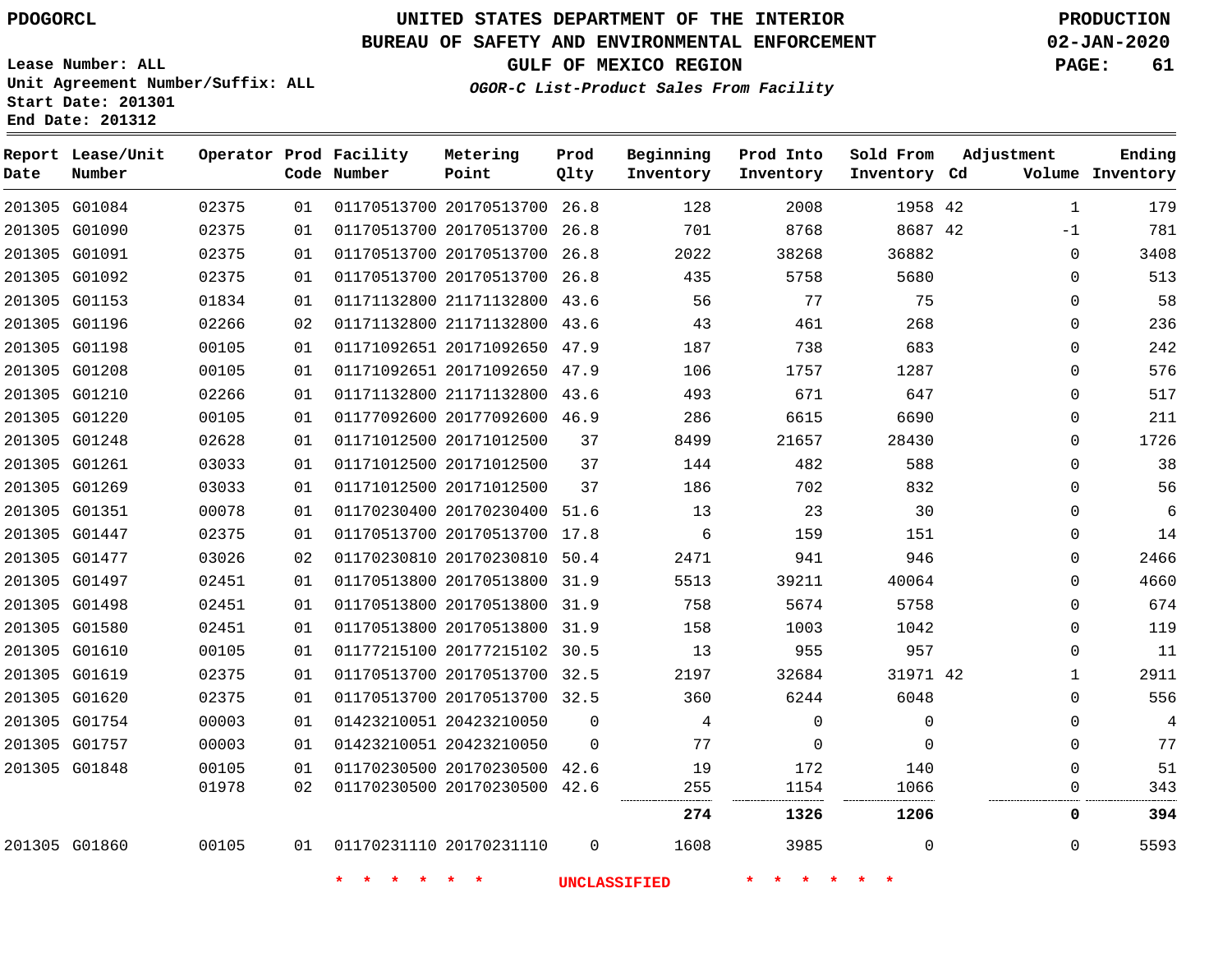PDOGORCL

# UNITED STATES DEPARTMENT OF THE INTERIOR
## BUREAU OF SAFETY AND ENVIRONMENTAL ENFORCEMENT
### GULF OF MEXICO REGION
*OGOR-C List-Product Sales From Facility*

PRODUCTION
02-JAN-2020

Lease Number: ALL
Unit Agreement Number/Suffix: ALL
Start Date: 201301
End Date: 201312

| Report Date | Lease/Unit Number | Operator | Prod Code | Facility Number | Metering Point | Prod Qlty | Beginning Inventory | Prod Into Inventory | Sold From Inventory | Adjustment Cd | Adjustment Volume | Ending Inventory |
|---|---|---|---|---|---|---|---|---|---|---|---|---|
| 201305 | G01084 | 02375 | 01 | 01170513700 | 20170513700 | 26.8 | 128 | 2008 | 1958 | 42 | 1 | 179 |
| 201305 | G01090 | 02375 | 01 | 01170513700 | 20170513700 | 26.8 | 701 | 8768 | 8687 | 42 | -1 | 781 |
| 201305 | G01091 | 02375 | 01 | 01170513700 | 20170513700 | 26.8 | 2022 | 38268 | 36882 | | 0 | 3408 |
| 201305 | G01092 | 02375 | 01 | 01170513700 | 20170513700 | 26.8 | 435 | 5758 | 5680 | | 0 | 513 |
| 201305 | G01153 | 01834 | 01 | 01171132800 | 21171132800 | 43.6 | 56 | 77 | 75 | | 0 | 58 |
| 201305 | G01196 | 02266 | 02 | 01171132800 | 21171132800 | 43.6 | 43 | 461 | 268 | | 0 | 236 |
| 201305 | G01198 | 00105 | 01 | 01171092651 | 20171092650 | 47.9 | 187 | 738 | 683 | | 0 | 242 |
| 201305 | G01208 | 00105 | 01 | 01171092651 | 20171092650 | 47.9 | 106 | 1757 | 1287 | | 0 | 576 |
| 201305 | G01210 | 02266 | 01 | 01171132800 | 21171132800 | 43.6 | 493 | 671 | 647 | | 0 | 517 |
| 201305 | G01220 | 00105 | 01 | 01177092600 | 20177092600 | 46.9 | 286 | 6615 | 6690 | | 0 | 211 |
| 201305 | G01248 | 02628 | 01 | 01171012500 | 20171012500 | 37 | 8499 | 21657 | 28430 | | 0 | 1726 |
| 201305 | G01261 | 03033 | 01 | 01171012500 | 20171012500 | 37 | 144 | 482 | 588 | | 0 | 38 |
| 201305 | G01269 | 03033 | 01 | 01171012500 | 20171012500 | 37 | 186 | 702 | 832 | | 0 | 56 |
| 201305 | G01351 | 00078 | 01 | 01170230400 | 20170230400 | 51.6 | 13 | 23 | 30 | | 0 | 6 |
| 201305 | G01447 | 02375 | 01 | 01170513700 | 20170513700 | 17.8 | 6 | 159 | 151 | | 0 | 14 |
| 201305 | G01477 | 03026 | 02 | 01170230810 | 20170230810 | 50.4 | 2471 | 941 | 946 | | 0 | 2466 |
| 201305 | G01497 | 02451 | 01 | 01170513800 | 20170513800 | 31.9 | 5513 | 39211 | 40064 | | 0 | 4660 |
| 201305 | G01498 | 02451 | 01 | 01170513800 | 20170513800 | 31.9 | 758 | 5674 | 5758 | | 0 | 674 |
| 201305 | G01580 | 02451 | 01 | 01170513800 | 20170513800 | 31.9 | 158 | 1003 | 1042 | | 0 | 119 |
| 201305 | G01610 | 00105 | 01 | 01177215100 | 20177215102 | 30.5 | 13 | 955 | 957 | | 0 | 11 |
| 201305 | G01619 | 02375 | 01 | 01170513700 | 20170513700 | 32.5 | 2197 | 32684 | 31971 | 42 | 1 | 2911 |
| 201305 | G01620 | 02375 | 01 | 01170513700 | 20170513700 | 32.5 | 360 | 6244 | 6048 | | 0 | 556 |
| 201305 | G01754 | 00003 | 01 | 01423210051 | 20423210050 | 0 | 4 | 0 | 0 | | 0 | 4 |
| 201305 | G01757 | 00003 | 01 | 01423210051 | 20423210050 | 0 | 77 | 0 | 0 | | 0 | 77 |
| 201305 | G01848 | 00105 | 01 | 01170230500 | 20170230500 | 42.6 | 19 | 172 | 140 | | 0 | 51 |
| | | 01978 | 02 | 01170230500 | 20170230500 | 42.6 | 255 | 1154 | 1066 | | 0 | 343 |
| | | | | | | | **274** | **1326** | **1206** | | **0** | **394** |
| 201305 | G01860 | 00105 | 01 | 01170231110 | 20170231110 | 0 | 1608 | 3985 | 0 | | 0 | 5593 |

* * * * * * UNCLASSIFIED * * * * * *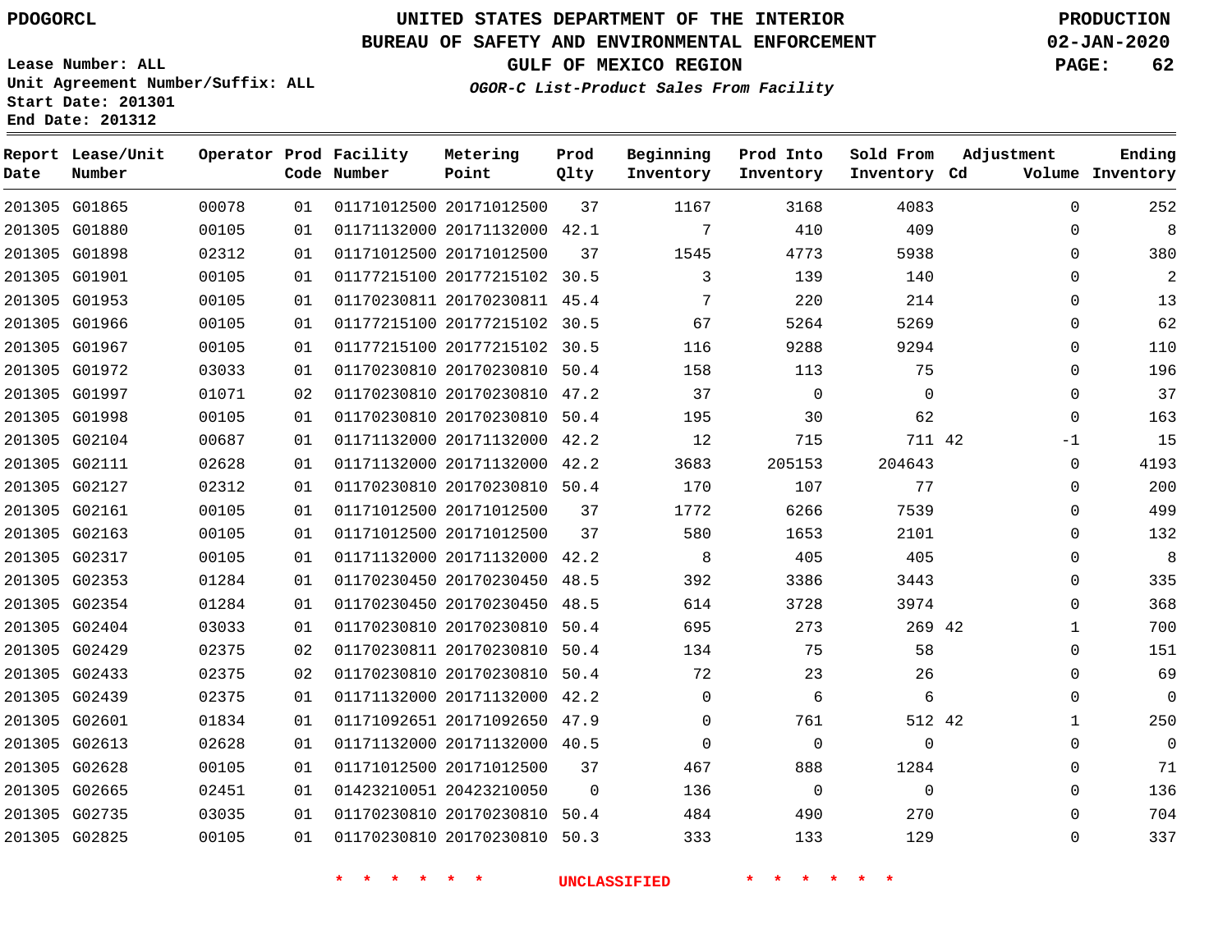PDOGORCL

# UNITED STATES DEPARTMENT OF THE INTERIOR
## BUREAU OF SAFETY AND ENVIRONMENTAL ENFORCEMENT
### GULF OF MEXICO REGION
*OGOR-C List-Product Sales From Facility*

PRODUCTION
02-JAN-2020

Lease Number: ALL
Unit Agreement Number/Suffix: ALL
Start Date: 201301
End Date: 201312

| Report Date | Lease/Unit Number | Operator | Prod Code | Facility Number | Metering Point | Prod Qlty | Beginning Inventory | Prod Into Inventory | Sold From Inventory | Adjustment Cd | Volume | Ending Inventory |
|---|---|---|---|---|---|---|---|---|---|---|---|---|
| 201305 | G01865 | 00078 | 01 | 01171012500 | 20171012500 | 37 | 1167 | 3168 | 4083 | | 0 | 252 |
| 201305 | G01880 | 00105 | 01 | 01171132000 | 20171132000 | 42.1 | 7 | 410 | 409 | | 0 | 8 |
| 201305 | G01898 | 02312 | 01 | 01171012500 | 20171012500 | 37 | 1545 | 4773 | 5938 | | 0 | 380 |
| 201305 | G01901 | 00105 | 01 | 01177215100 | 20177215102 | 30.5 | 3 | 139 | 140 | | 0 | 2 |
| 201305 | G01953 | 00105 | 01 | 01170230811 | 20170230811 | 45.4 | 7 | 220 | 214 | | 0 | 13 |
| 201305 | G01966 | 00105 | 01 | 01177215100 | 20177215102 | 30.5 | 67 | 5264 | 5269 | | 0 | 62 |
| 201305 | G01967 | 00105 | 01 | 01177215100 | 20177215102 | 30.5 | 116 | 9288 | 9294 | | 0 | 110 |
| 201305 | G01972 | 03033 | 01 | 01170230810 | 20170230810 | 50.4 | 158 | 113 | 75 | | 0 | 196 |
| 201305 | G01997 | 01071 | 02 | 01170230810 | 20170230810 | 47.2 | 37 | 0 | 0 | | 0 | 37 |
| 201305 | G01998 | 00105 | 01 | 01170230810 | 20170230810 | 50.4 | 195 | 30 | 62 | | 0 | 163 |
| 201305 | G02104 | 00687 | 01 | 01171132000 | 20171132000 | 42.2 | 12 | 715 | 711 | 42 | -1 | 15 |
| 201305 | G02111 | 02628 | 01 | 01171132000 | 20171132000 | 42.2 | 3683 | 205153 | 204643 | | 0 | 4193 |
| 201305 | G02127 | 02312 | 01 | 01170230810 | 20170230810 | 50.4 | 170 | 107 | 77 | | 0 | 200 |
| 201305 | G02161 | 00105 | 01 | 01171012500 | 20171012500 | 37 | 1772 | 6266 | 7539 | | 0 | 499 |
| 201305 | G02163 | 00105 | 01 | 01171012500 | 20171012500 | 37 | 580 | 1653 | 2101 | | 0 | 132 |
| 201305 | G02317 | 00105 | 01 | 01171132000 | 20171132000 | 42.2 | 8 | 405 | 405 | | 0 | 8 |
| 201305 | G02353 | 01284 | 01 | 01170230450 | 20170230450 | 48.5 | 392 | 3386 | 3443 | | 0 | 335 |
| 201305 | G02354 | 01284 | 01 | 01170230450 | 20170230450 | 48.5 | 614 | 3728 | 3974 | | 0 | 368 |
| 201305 | G02404 | 03033 | 01 | 01170230810 | 20170230810 | 50.4 | 695 | 273 | 269 | 42 | 1 | 700 |
| 201305 | G02429 | 02375 | 02 | 01170230811 | 20170230810 | 50.4 | 134 | 75 | 58 | | 0 | 151 |
| 201305 | G02433 | 02375 | 02 | 01170230810 | 20170230810 | 50.4 | 72 | 23 | 26 | | 0 | 69 |
| 201305 | G02439 | 02375 | 01 | 01171132000 | 20171132000 | 42.2 | 0 | 6 | 6 | | 0 | 0 |
| 201305 | G02601 | 01834 | 01 | 01171092651 | 20171092650 | 47.9 | 0 | 761 | 512 | 42 | 1 | 250 |
| 201305 | G02613 | 02628 | 01 | 01171132000 | 20171132000 | 40.5 | 0 | 0 | 0 | | 0 | 0 |
| 201305 | G02628 | 00105 | 01 | 01171012500 | 20171012500 | 37 | 467 | 888 | 1284 | | 0 | 71 |
| 201305 | G02665 | 02451 | 01 | 01423210051 | 20423210050 | 0 | 136 | 0 | 0 | | 0 | 136 |
| 201305 | G02735 | 03035 | 01 | 01170230810 | 20170230810 | 50.4 | 484 | 490 | 270 | | 0 | 704 |
| 201305 | G02825 | 00105 | 01 | 01170230810 | 20170230810 | 50.3 | 333 | 133 | 129 | | 0 | 337 |

* * * * * * UNCLASSIFIED * * * * * *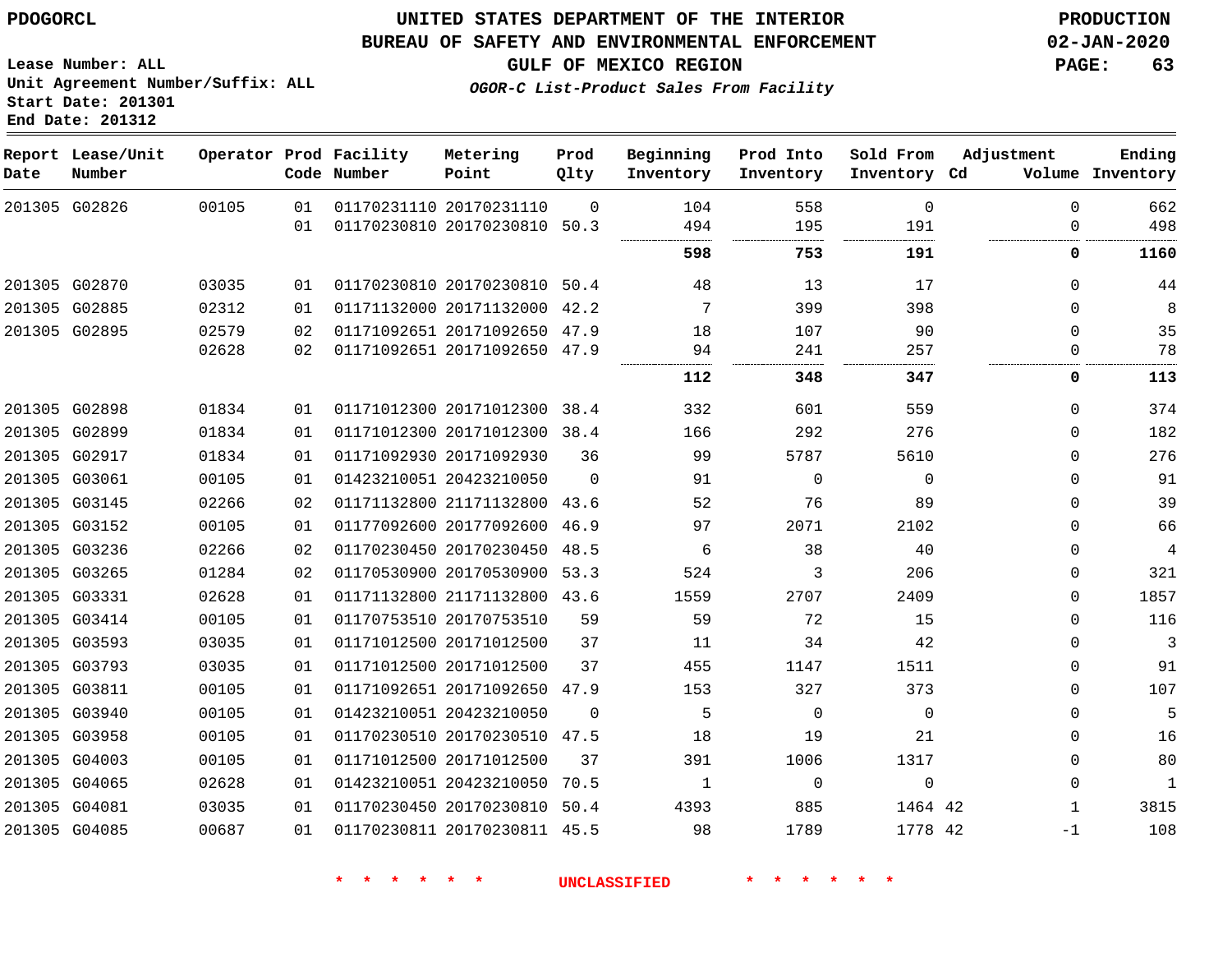# UNITED STATES DEPARTMENT OF THE INTERIOR
## BUREAU OF SAFETY AND ENVIRONMENTAL ENFORCEMENT
### GULF OF MEXICO REGION
*OGOR-C List-Product Sales From Facility*

PDOGORCL

Lease Number: ALL
Unit Agreement Number/Suffix: ALL
Start Date: 201301
End Date: 201312

PRODUCTION
02-JAN-2020

| Report Date | Lease/Unit Number | Operator | Prod Code | Facility Number | Metering Point | Prod Qlty | Beginning Inventory | Prod Into Inventory | Sold From Inventory | Adjustment Cd | Adjustment Volume | Ending Inventory |
|---|---|---|---|---|---|---|---|---|---|---|---|---|
| 201305 | G02826 | 00105 | 01 | 01170231110 | 20170231110 | 0 | 104 | 558 | 0 | | 0 | 662 |
| | | | 01 | 01170230810 | 20170230810 | 50.3 | 494 | 195 | 191 | | 0 | 498 |
| | | | | | | | **598** | **753** | **191** | | **0** | **1160** |
| 201305 | G02870 | 03035 | 01 | 01170230810 | 20170230810 | 50.4 | 48 | 13 | 17 | | 0 | 44 |
| 201305 | G02885 | 02312 | 01 | 01171132000 | 20171132000 | 42.2 | 7 | 399 | 398 | | 0 | 8 |
| 201305 | G02895 | 02579 | 02 | 01171092651 | 20171092650 | 47.9 | 18 | 107 | 90 | | 0 | 35 |
| | | 02628 | 02 | 01171092651 | 20171092650 | 47.9 | 94 | 241 | 257 | | 0 | 78 |
| | | | | | | | **112** | **348** | **347** | | **0** | **113** |
| 201305 | G02898 | 01834 | 01 | 01171012300 | 20171012300 | 38.4 | 332 | 601 | 559 | | 0 | 374 |
| 201305 | G02899 | 01834 | 01 | 01171012300 | 20171012300 | 38.4 | 166 | 292 | 276 | | 0 | 182 |
| 201305 | G02917 | 01834 | 01 | 01171092930 | 20171092930 | 36 | 99 | 5787 | 5610 | | 0 | 276 |
| 201305 | G03061 | 00105 | 01 | 01423210051 | 20423210050 | 0 | 91 | 0 | 0 | | 0 | 91 |
| 201305 | G03145 | 02266 | 02 | 01171132800 | 21171132800 | 43.6 | 52 | 76 | 89 | | 0 | 39 |
| 201305 | G03152 | 00105 | 01 | 01177092600 | 20177092600 | 46.9 | 97 | 2071 | 2102 | | 0 | 66 |
| 201305 | G03236 | 02266 | 02 | 01170230450 | 20170230450 | 48.5 | 6 | 38 | 40 | | 0 | 4 |
| 201305 | G03265 | 01284 | 02 | 01170530900 | 20170530900 | 53.3 | 524 | 3 | 206 | | 0 | 321 |
| 201305 | G03331 | 02628 | 01 | 01171132800 | 21171132800 | 43.6 | 1559 | 2707 | 2409 | | 0 | 1857 |
| 201305 | G03414 | 00105 | 01 | 01170753510 | 20170753510 | 59 | 59 | 72 | 15 | | 0 | 116 |
| 201305 | G03593 | 03035 | 01 | 01171012500 | 20171012500 | 37 | 11 | 34 | 42 | | 0 | 3 |
| 201305 | G03793 | 03035 | 01 | 01171012500 | 20171012500 | 37 | 455 | 1147 | 1511 | | 0 | 91 |
| 201305 | G03811 | 00105 | 01 | 01171092651 | 20171092650 | 47.9 | 153 | 327 | 373 | | 0 | 107 |
| 201305 | G03940 | 00105 | 01 | 01423210051 | 20423210050 | 0 | 5 | 0 | 0 | | 0 | 5 |
| 201305 | G03958 | 00105 | 01 | 01170230510 | 20170230510 | 47.5 | 18 | 19 | 21 | | 0 | 16 |
| 201305 | G04003 | 00105 | 01 | 01171012500 | 20171012500 | 37 | 391 | 1006 | 1317 | | 0 | 80 |
| 201305 | G04065 | 02628 | 01 | 01423210051 | 20423210050 | 70.5 | 1 | 0 | 0 | | 0 | 1 |
| 201305 | G04081 | 03035 | 01 | 01170230450 | 20170230810 | 50.4 | 4393 | 885 | 1464 | 42 | 1 | 3815 |
| 201305 | G04085 | 00687 | 01 | 01170230811 | 20170230811 | 45.5 | 98 | 1789 | 1778 | 42 | -1 | 108 |

\* \* \* \* \* \* UNCLASSIFIED \* \* \* \* \* \*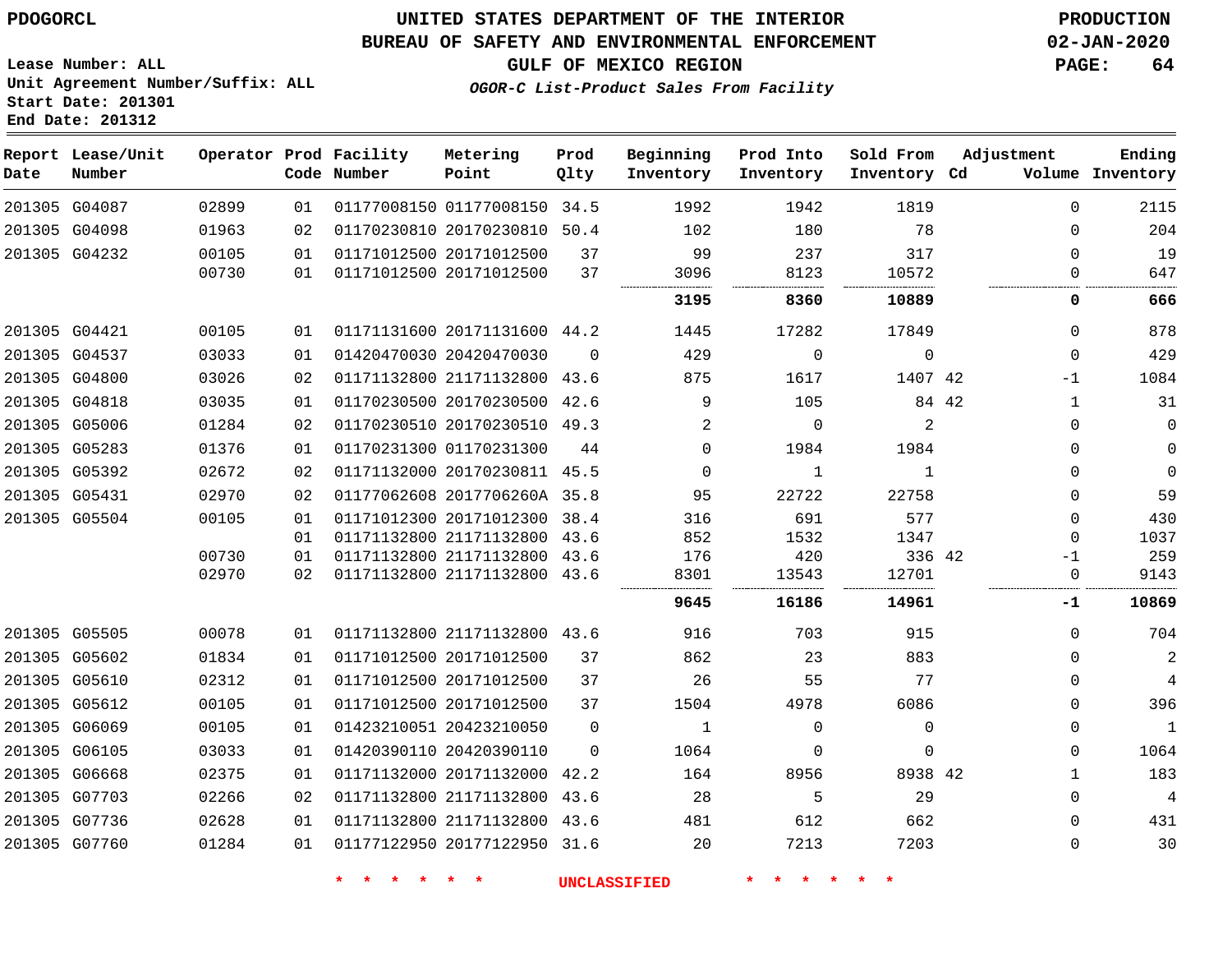PDOGORCL

# UNITED STATES DEPARTMENT OF THE INTERIOR
## BUREAU OF SAFETY AND ENVIRONMENTAL ENFORCEMENT
### GULF OF MEXICO REGION
*OGOR-C List-Product Sales From Facility*

PRODUCTION
02-JAN-2020

Lease Number: ALL
Unit Agreement Number/Suffix: ALL
Start Date: 201301
End Date: 201312

| Report Date | Lease/Unit Number | Operator | Prod Code | Facility Number | Metering Point | Prod Qlty | Beginning Inventory | Prod Into Inventory | Sold From Inventory | Adjustment Cd | Volume | Ending Inventory |
|---|---|---|---|---|---|---|---|---|---|---|---|---|
| 201305 | G04087 | 02899 | 01 | 01177008150 | 01177008150 | 34.5 | 1992 | 1942 | 1819 | | 0 | 2115 |
| 201305 | G04098 | 01963 | 02 | 01170230810 | 20170230810 | 50.4 | 102 | 180 | 78 | | 0 | 204 |
| 201305 | G04232 | 00105 | 01 | 01171012500 | 20171012500 | 37 | 99 | 237 | 317 | | 0 | 19 |
| | | 00730 | 01 | 01171012500 | 20171012500 | 37 | 3096 | 8123 | 10572 | | 0 | 647 |
| | | | | | | | **3195** | **8360** | **10889** | | **0** | **666** |
| 201305 | G04421 | 00105 | 01 | 01171131600 | 20171131600 | 44.2 | 1445 | 17282 | 17849 | | 0 | 878 |
| 201305 | G04537 | 03033 | 01 | 01420470030 | 20420470030 | 0 | 429 | 0 | 0 | | 0 | 429 |
| 201305 | G04800 | 03026 | 02 | 01171132800 | 21171132800 | 43.6 | 875 | 1617 | 1407 | 42 | -1 | 1084 |
| 201305 | G04818 | 03035 | 01 | 01170230500 | 20170230500 | 42.6 | 9 | 105 | 84 | 42 | 1 | 31 |
| 201305 | G05006 | 01284 | 02 | 01170230510 | 20170230510 | 49.3 | 2 | 0 | 2 | | 0 | 0 |
| 201305 | G05283 | 01376 | 01 | 01170231300 | 01170231300 | 44 | 0 | 1984 | 1984 | | 0 | 0 |
| 201305 | G05392 | 02672 | 02 | 01171132000 | 20170230811 | 45.5 | 0 | 1 | 1 | | 0 | 0 |
| 201305 | G05431 | 02970 | 02 | 01177062608 | 2017706260A | 35.8 | 95 | 22722 | 22758 | | 0 | 59 |
| 201305 | G05504 | 00105 | 01 | 01171012300 | 20171012300 | 38.4 | 316 | 691 | 577 | | 0 | 430 |
| | | | 01 | 01171132800 | 21171132800 | 43.6 | 852 | 1532 | 1347 | | 0 | 1037 |
| | | 00730 | 01 | 01171132800 | 21171132800 | 43.6 | 176 | 420 | 336 | 42 | -1 | 259 |
| | | 02970 | 02 | 01171132800 | 21171132800 | 43.6 | 8301 | 13543 | 12701 | | 0 | 9143 |
| | | | | | | | **9645** | **16186** | **14961** | | **-1** | **10869** |
| 201305 | G05505 | 00078 | 01 | 01171132800 | 21171132800 | 43.6 | 916 | 703 | 915 | | 0 | 704 |
| 201305 | G05602 | 01834 | 01 | 01171012500 | 20171012500 | 37 | 862 | 23 | 883 | | 0 | 2 |
| 201305 | G05610 | 02312 | 01 | 01171012500 | 20171012500 | 37 | 26 | 55 | 77 | | 0 | 4 |
| 201305 | G05612 | 00105 | 01 | 01171012500 | 20171012500 | 37 | 1504 | 4978 | 6086 | | 0 | 396 |
| 201305 | G06069 | 00105 | 01 | 01423210051 | 20423210050 | 0 | 1 | 0 | 0 | | 0 | 1 |
| 201305 | G06105 | 03033 | 01 | 01420390110 | 20420390110 | 0 | 1064 | 0 | 0 | | 0 | 1064 |
| 201305 | G06668 | 02375 | 01 | 01171132000 | 20171132000 | 42.2 | 164 | 8956 | 8938 | 42 | 1 | 183 |
| 201305 | G07703 | 02266 | 02 | 01171132800 | 21171132800 | 43.6 | 28 | 5 | 29 | | 0 | 4 |
| 201305 | G07736 | 02628 | 01 | 01171132800 | 21171132800 | 43.6 | 481 | 612 | 662 | | 0 | 431 |
| 201305 | G07760 | 01284 | 01 | 01177122950 | 20177122950 | 31.6 | 20 | 7213 | 7203 | | 0 | 30 |

* * * * * * UNCLASSIFIED * * * * * *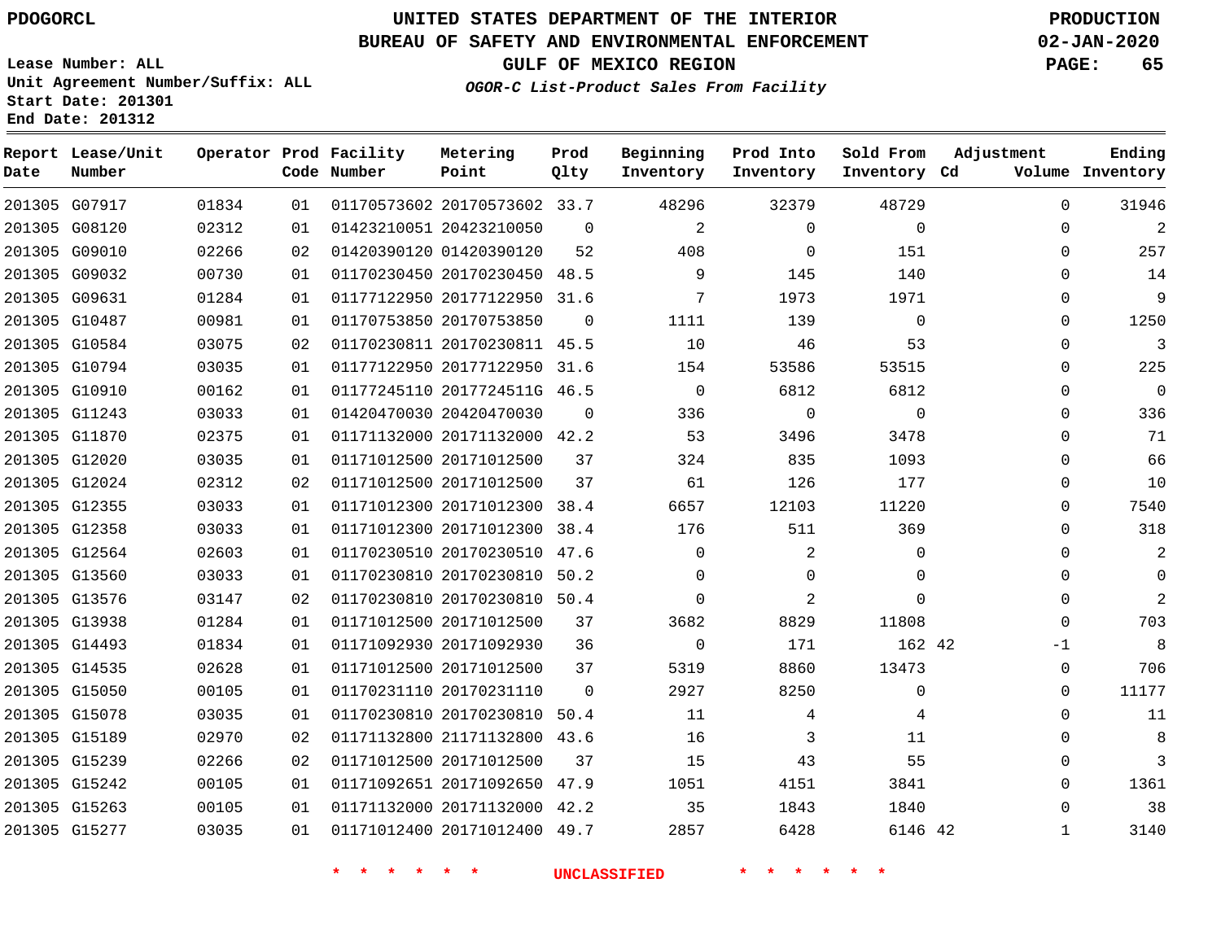PDOGORCL

# UNITED STATES DEPARTMENT OF THE INTERIOR
## BUREAU OF SAFETY AND ENVIRONMENTAL ENFORCEMENT
### GULF OF MEXICO REGION
*OGOR-C List-Product Sales From Facility*

PRODUCTION
02-JAN-2020

Lease Number: ALL
Unit Agreement Number/Suffix: ALL
Start Date: 201301
End Date: 201312

| Report Date | Lease/Unit Number | Operator | Prod Code | Facility Number | Metering Point | Prod Qlty | Beginning Inventory | Prod Into Inventory | Sold From Inventory | Adjustment Cd | Adjustment Volume | Ending Inventory |
|---|---|---|---|---|---|---|---|---|---|---|---|---|
| 201305 | G07917 | 01834 | 01 | 01170573602 | 20170573602 | 33.7 | 48296 | 32379 | 48729 | | 0 | 31946 |
| 201305 | G08120 | 02312 | 01 | 01423210051 | 20423210050 | 0 | 2 | 0 | 0 | | 0 | 2 |
| 201305 | G09010 | 02266 | 02 | 01420390120 | 01420390120 | 52 | 408 | 0 | 151 | | 0 | 257 |
| 201305 | G09032 | 00730 | 01 | 01170230450 | 20170230450 | 48.5 | 9 | 145 | 140 | | 0 | 14 |
| 201305 | G09631 | 01284 | 01 | 01177122950 | 20177122950 | 31.6 | 7 | 1973 | 1971 | | 0 | 9 |
| 201305 | G10487 | 00981 | 01 | 01170753850 | 20170753850 | 0 | 1111 | 139 | 0 | | 0 | 1250 |
| 201305 | G10584 | 03075 | 02 | 01170230811 | 20170230811 | 45.5 | 10 | 46 | 53 | | 0 | 3 |
| 201305 | G10794 | 03035 | 01 | 01177122950 | 20177122950 | 31.6 | 154 | 53586 | 53515 | | 0 | 225 |
| 201305 | G10910 | 00162 | 01 | 01177245110 | 2017724511G | 46.5 | 0 | 6812 | 6812 | | 0 | 0 |
| 201305 | G11243 | 03033 | 01 | 01420470030 | 20420470030 | 0 | 336 | 0 | 0 | | 0 | 336 |
| 201305 | G11870 | 02375 | 01 | 01171132000 | 20171132000 | 42.2 | 53 | 3496 | 3478 | | 0 | 71 |
| 201305 | G12020 | 03035 | 01 | 01171012500 | 20171012500 | 37 | 324 | 835 | 1093 | | 0 | 66 |
| 201305 | G12024 | 02312 | 02 | 01171012500 | 20171012500 | 37 | 61 | 126 | 177 | | 0 | 10 |
| 201305 | G12355 | 03033 | 01 | 01171012300 | 20171012300 | 38.4 | 6657 | 12103 | 11220 | | 0 | 7540 |
| 201305 | G12358 | 03033 | 01 | 01171012300 | 20171012300 | 38.4 | 176 | 511 | 369 | | 0 | 318 |
| 201305 | G12564 | 02603 | 01 | 01170230510 | 20170230510 | 47.6 | 0 | 2 | 0 | | 0 | 2 |
| 201305 | G13560 | 03033 | 01 | 01170230810 | 20170230810 | 50.2 | 0 | 0 | 0 | | 0 | 0 |
| 201305 | G13576 | 03147 | 02 | 01170230810 | 20170230810 | 50.4 | 0 | 2 | 0 | | 0 | 2 |
| 201305 | G13938 | 01284 | 01 | 01171012500 | 20171012500 | 37 | 3682 | 8829 | 11808 | | 0 | 703 |
| 201305 | G14493 | 01834 | 01 | 01171092930 | 20171092930 | 36 | 0 | 171 | 162 | 42 | -1 | 8 |
| 201305 | G14535 | 02628 | 01 | 01171012500 | 20171012500 | 37 | 5319 | 8860 | 13473 | | 0 | 706 |
| 201305 | G15050 | 00105 | 01 | 01170231110 | 20170231110 | 0 | 2927 | 8250 | 0 | | 0 | 11177 |
| 201305 | G15078 | 03035 | 01 | 01170230810 | 20170230810 | 50.4 | 11 | 4 | 4 | | 0 | 11 |
| 201305 | G15189 | 02970 | 02 | 01171132800 | 21171132800 | 43.6 | 16 | 3 | 11 | | 0 | 8 |
| 201305 | G15239 | 02266 | 02 | 01171012500 | 20171012500 | 37 | 15 | 43 | 55 | | 0 | 3 |
| 201305 | G15242 | 00105 | 01 | 01171092651 | 20171092650 | 47.9 | 1051 | 4151 | 3841 | | 0 | 1361 |
| 201305 | G15263 | 00105 | 01 | 01171132000 | 20171132000 | 42.2 | 35 | 1843 | 1840 | | 0 | 38 |
| 201305 | G15277 | 03035 | 01 | 01171012400 | 20171012400 | 49.7 | 2857 | 6428 | 6146 | 42 | 1 | 3140 |

* * * * * * UNCLASSIFIED * * * * * *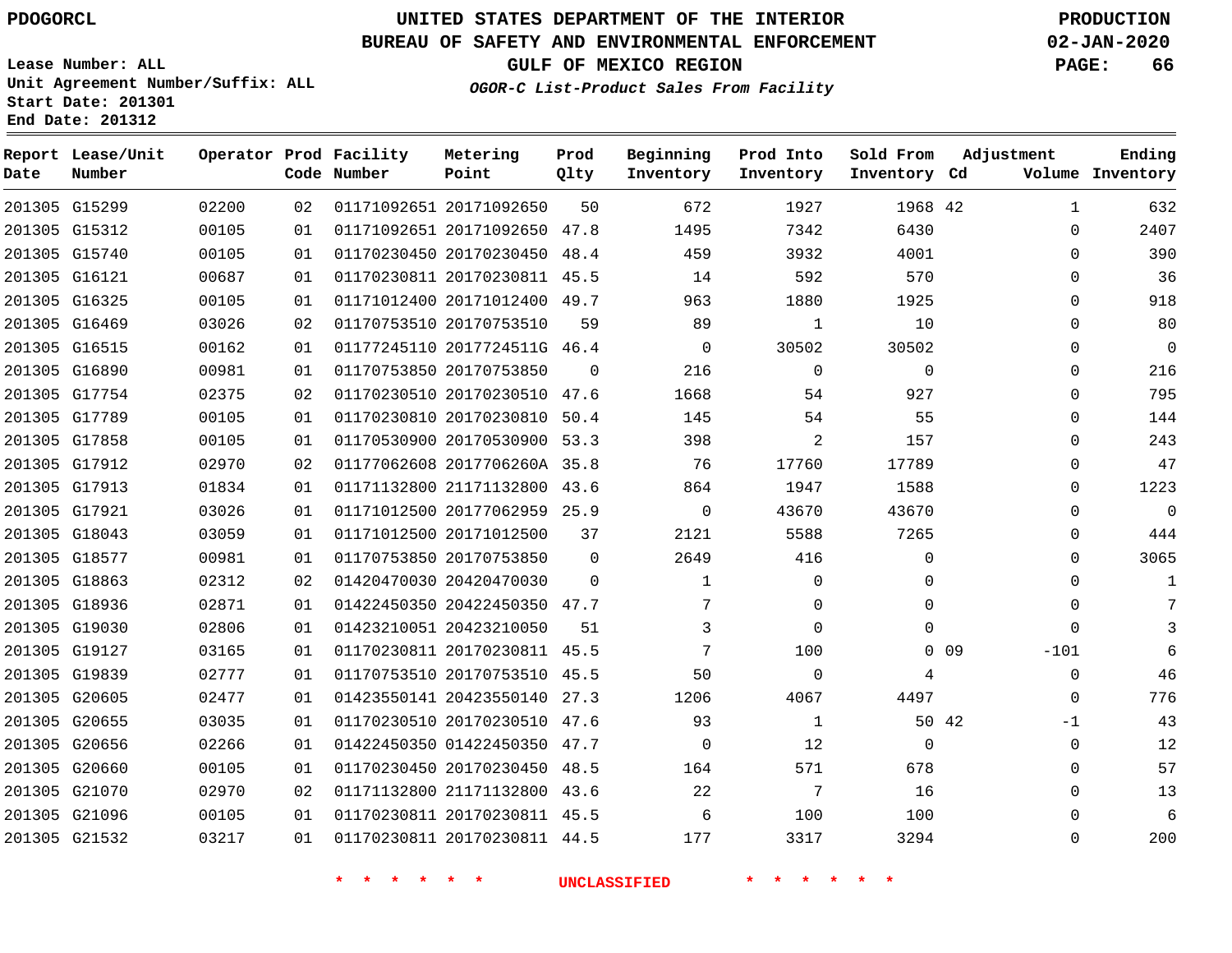PDOGORCL

# UNITED STATES DEPARTMENT OF THE INTERIOR
## BUREAU OF SAFETY AND ENVIRONMENTAL ENFORCEMENT
### GULF OF MEXICO REGION
*OGOR-C List-Product Sales From Facility*

PRODUCTION
02-JAN-2020

Lease Number: ALL
Unit Agreement Number/Suffix: ALL
Start Date: 201301
End Date: 201312

| Report Date | Lease/Unit Number | Operator | Prod Code | Facility Number | Metering Point | Prod Qlty | Beginning Inventory | Prod Into Inventory | Sold From Inventory | Adjustment Cd | Adjustment Volume | Ending Inventory |
|---|---|---|---|---|---|---|---|---|---|---|---|---|
| 201305 | G15299 | 02200 | 02 | 01171092651 | 20171092650 | 50 | 672 | 1927 | 1968 | 42 | 1 | 632 |
| 201305 | G15312 | 00105 | 01 | 01171092651 | 20171092650 | 47.8 | 1495 | 7342 | 6430 | | 0 | 2407 |
| 201305 | G15740 | 00105 | 01 | 01170230450 | 20170230450 | 48.4 | 459 | 3932 | 4001 | | 0 | 390 |
| 201305 | G16121 | 00687 | 01 | 01170230811 | 20170230811 | 45.5 | 14 | 592 | 570 | | 0 | 36 |
| 201305 | G16325 | 00105 | 01 | 01171012400 | 20171012400 | 49.7 | 963 | 1880 | 1925 | | 0 | 918 |
| 201305 | G16469 | 03026 | 02 | 01170753510 | 20170753510 | 59 | 89 | 1 | 10 | | 0 | 80 |
| 201305 | G16515 | 00162 | 01 | 01177245110 | 2017724511G | 46.4 | 0 | 30502 | 30502 | | 0 | 0 |
| 201305 | G16890 | 00981 | 01 | 01170753850 | 20170753850 | 0 | 216 | 0 | 0 | | 0 | 216 |
| 201305 | G17754 | 02375 | 02 | 01170230510 | 20170230510 | 47.6 | 1668 | 54 | 927 | | 0 | 795 |
| 201305 | G17789 | 00105 | 01 | 01170230810 | 20170230810 | 50.4 | 145 | 54 | 55 | | 0 | 144 |
| 201305 | G17858 | 00105 | 01 | 01170530900 | 20170530900 | 53.3 | 398 | 2 | 157 | | 0 | 243 |
| 201305 | G17912 | 02970 | 02 | 01177062608 | 2017706260A | 35.8 | 76 | 17760 | 17789 | | 0 | 47 |
| 201305 | G17913 | 01834 | 01 | 01171132800 | 21171132800 | 43.6 | 864 | 1947 | 1588 | | 0 | 1223 |
| 201305 | G17921 | 03026 | 01 | 01171012500 | 20177062959 | 25.9 | 0 | 43670 | 43670 | | 0 | 0 |
| 201305 | G18043 | 03059 | 01 | 01171012500 | 20171012500 | 37 | 2121 | 5588 | 7265 | | 0 | 444 |
| 201305 | G18577 | 00981 | 01 | 01170753850 | 20170753850 | 0 | 2649 | 416 | 0 | | 0 | 3065 |
| 201305 | G18863 | 02312 | 02 | 01420470030 | 20420470030 | 0 | 1 | 0 | 0 | | 0 | 1 |
| 201305 | G18936 | 02871 | 01 | 01422450350 | 20422450350 | 47.7 | 7 | 0 | 0 | | 0 | 7 |
| 201305 | G19030 | 02806 | 01 | 01423210051 | 20423210050 | 51 | 3 | 0 | 0 | | 0 | 3 |
| 201305 | G19127 | 03165 | 01 | 01170230811 | 20170230811 | 45.5 | 7 | 100 | 0 | 09 | -101 | 6 |
| 201305 | G19839 | 02777 | 01 | 01170753510 | 20170753510 | 45.5 | 50 | 0 | 4 | | 0 | 46 |
| 201305 | G20605 | 02477 | 01 | 01423550141 | 20423550140 | 27.3 | 1206 | 4067 | 4497 | | 0 | 776 |
| 201305 | G20655 | 03035 | 01 | 01170230510 | 20170230510 | 47.6 | 93 | 1 | 50 | 42 | -1 | 43 |
| 201305 | G20656 | 02266 | 01 | 01422450350 | 01422450350 | 47.7 | 0 | 12 | 0 | | 0 | 12 |
| 201305 | G20660 | 00105 | 01 | 01170230450 | 20170230450 | 48.5 | 164 | 571 | 678 | | 0 | 57 |
| 201305 | G21070 | 02970 | 02 | 01171132800 | 21171132800 | 43.6 | 22 | 7 | 16 | | 0 | 13 |
| 201305 | G21096 | 00105 | 01 | 01170230811 | 20170230811 | 45.5 | 6 | 100 | 100 | | 0 | 6 |
| 201305 | G21532 | 03217 | 01 | 01170230811 | 20170230811 | 44.5 | 177 | 3317 | 3294 | | 0 | 200 |

* * * * * * UNCLASSIFIED * * * * * *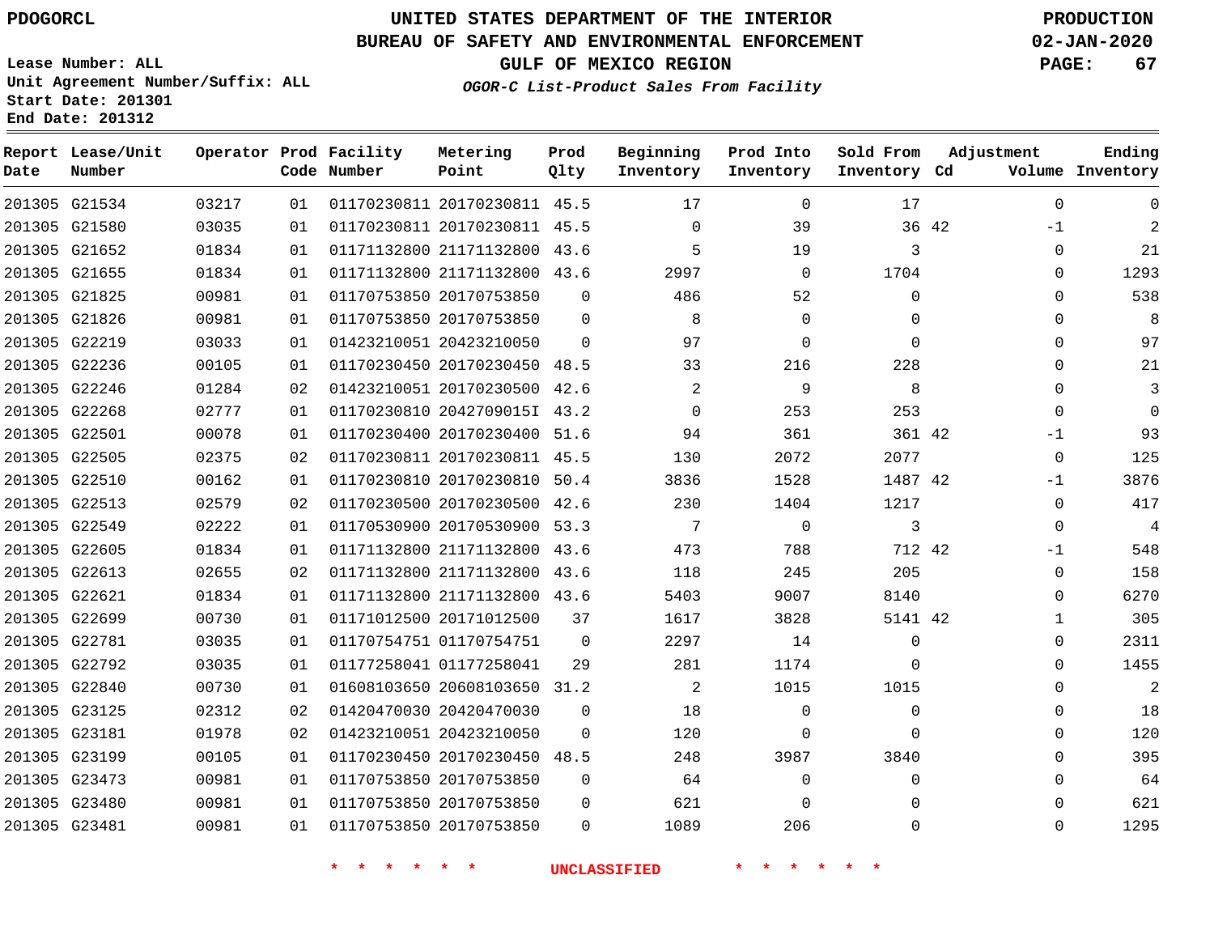PDOGORCL

# UNITED STATES DEPARTMENT OF THE INTERIOR
## BUREAU OF SAFETY AND ENVIRONMENTAL ENFORCEMENT
### GULF OF MEXICO REGION
*OGOR-C List-Product Sales From Facility*

PRODUCTION
02-JAN-2020

Lease Number: ALL
Unit Agreement Number/Suffix: ALL
Start Date: 201301
End Date: 201312

| Report Date | Lease/Unit Number | Operator | Prod Code | Facility Number | Metering Point | Prod Qlty | Beginning Inventory | Prod Into Inventory | Sold From Inventory | Adjustment Cd | Adjustment Volume | Ending Inventory |
|---|---|---|---|---|---|---|---|---|---|---|---|---|
| 201305 | G21534 | 03217 | 01 | 01170230811 | 20170230811 | 45.5 | 17 | 0 | 17 | | 0 | 0 |
| 201305 | G21580 | 03035 | 01 | 01170230811 | 20170230811 | 45.5 | 0 | 39 | 36 | 42 | -1 | 2 |
| 201305 | G21652 | 01834 | 01 | 01171132800 | 21171132800 | 43.6 | 5 | 19 | 3 | | 0 | 21 |
| 201305 | G21655 | 01834 | 01 | 01171132800 | 21171132800 | 43.6 | 2997 | 0 | 1704 | | 0 | 1293 |
| 201305 | G21825 | 00981 | 01 | 01170753850 | 20170753850 | 0 | 486 | 52 | 0 | | 0 | 538 |
| 201305 | G21826 | 00981 | 01 | 01170753850 | 20170753850 | 0 | 8 | 0 | 0 | | 0 | 8 |
| 201305 | G22219 | 03033 | 01 | 01423210051 | 20423210050 | 0 | 97 | 0 | 0 | | 0 | 97 |
| 201305 | G22236 | 00105 | 01 | 01170230450 | 20170230450 | 48.5 | 33 | 216 | 228 | | 0 | 21 |
| 201305 | G22246 | 01284 | 02 | 01423210051 | 20170230500 | 42.6 | 2 | 9 | 8 | | 0 | 3 |
| 201305 | G22268 | 02777 | 01 | 01170230810 | 2042709015I | 43.2 | 0 | 253 | 253 | | 0 | 0 |
| 201305 | G22501 | 00078 | 01 | 01170230400 | 20170230400 | 51.6 | 94 | 361 | 361 | 42 | -1 | 93 |
| 201305 | G22505 | 02375 | 02 | 01170230811 | 20170230811 | 45.5 | 130 | 2072 | 2077 | | 0 | 125 |
| 201305 | G22510 | 00162 | 01 | 01170230810 | 20170230810 | 50.4 | 3836 | 1528 | 1487 | 42 | -1 | 3876 |
| 201305 | G22513 | 02579 | 02 | 01170230500 | 20170230500 | 42.6 | 230 | 1404 | 1217 | | 0 | 417 |
| 201305 | G22549 | 02222 | 01 | 01170530900 | 20170530900 | 53.3 | 7 | 0 | 3 | | 0 | 4 |
| 201305 | G22605 | 01834 | 01 | 01171132800 | 21171132800 | 43.6 | 473 | 788 | 712 | 42 | -1 | 548 |
| 201305 | G22613 | 02655 | 02 | 01171132800 | 21171132800 | 43.6 | 118 | 245 | 205 | | 0 | 158 |
| 201305 | G22621 | 01834 | 01 | 01171132800 | 21171132800 | 43.6 | 5403 | 9007 | 8140 | | 0 | 6270 |
| 201305 | G22699 | 00730 | 01 | 01171012500 | 20171012500 | 37 | 1617 | 3828 | 5141 | 42 | 1 | 305 |
| 201305 | G22781 | 03035 | 01 | 01170754751 | 01170754751 | 0 | 2297 | 14 | 0 | | 0 | 2311 |
| 201305 | G22792 | 03035 | 01 | 01177258041 | 01177258041 | 29 | 281 | 1174 | 0 | | 0 | 1455 |
| 201305 | G22840 | 00730 | 01 | 01608103650 | 20608103650 | 31.2 | 2 | 1015 | 1015 | | 0 | 2 |
| 201305 | G23125 | 02312 | 02 | 01420470030 | 20420470030 | 0 | 18 | 0 | 0 | | 0 | 18 |
| 201305 | G23181 | 01978 | 02 | 01423210051 | 20423210050 | 0 | 120 | 0 | 0 | | 0 | 120 |
| 201305 | G23199 | 00105 | 01 | 01170230450 | 20170230450 | 48.5 | 248 | 3987 | 3840 | | 0 | 395 |
| 201305 | G23473 | 00981 | 01 | 01170753850 | 20170753850 | 0 | 64 | 0 | 0 | | 0 | 64 |
| 201305 | G23480 | 00981 | 01 | 01170753850 | 20170753850 | 0 | 621 | 0 | 0 | | 0 | 621 |
| 201305 | G23481 | 00981 | 01 | 01170753850 | 20170753850 | 0 | 1089 | 206 | 0 | | 0 | 1295 |

* * * * * * UNCLASSIFIED * * * * * *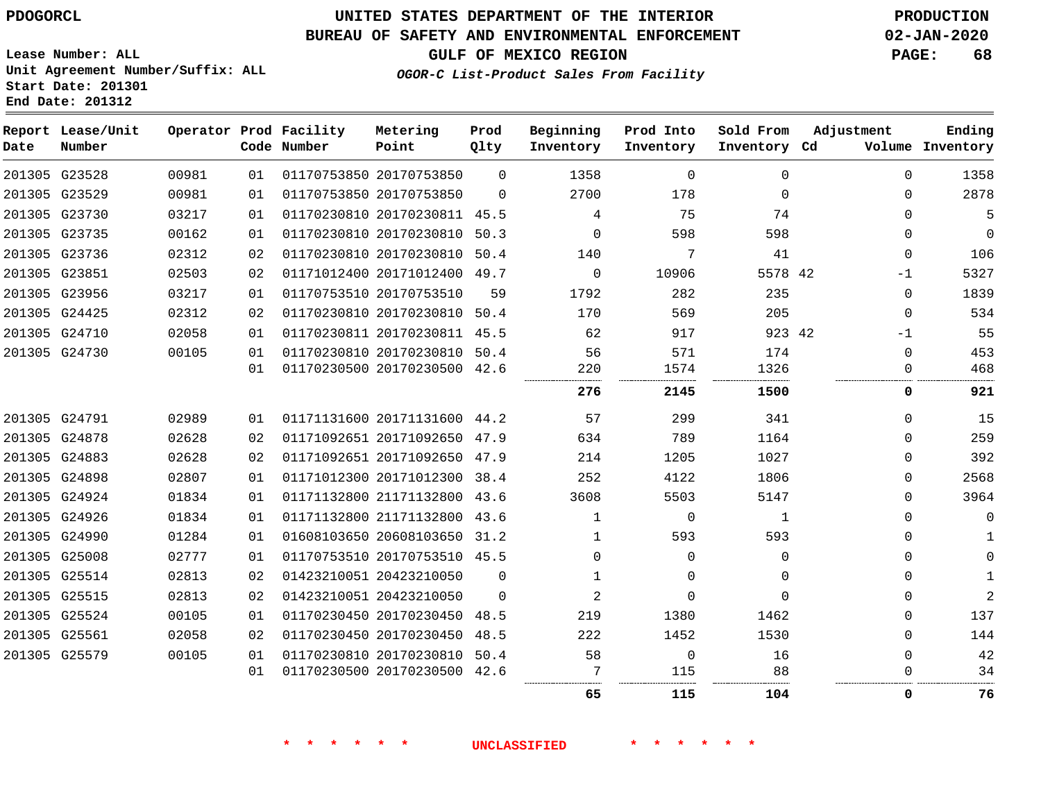PDOGORCL

# UNITED STATES DEPARTMENT OF THE INTERIOR
## BUREAU OF SAFETY AND ENVIRONMENTAL ENFORCEMENT
### GULF OF MEXICO REGION

PRODUCTION
02-JAN-2020

Lease Number: ALL
Unit Agreement Number/Suffix: ALL
Start Date: 201301
End Date: 201312

*OGOR-C List-Product Sales From Facility*

| Report Date | Lease/Unit Number | Operator | Prod Code | Facility Number | Metering Point | Prod Qlty | Beginning Inventory | Prod Into Inventory | Sold From Inventory | Adjustment Cd | Volume | Ending Inventory |
|---|---|---|---|---|---|---|---|---|---|---|---|---|
| 201305 | G23528 | 00981 | 01 | 01170753850 | 20170753850 | 0 | 1358 | 0 | 0 | | 0 | 1358 |
| 201305 | G23529 | 00981 | 01 | 01170753850 | 20170753850 | 0 | 2700 | 178 | 0 | | 0 | 2878 |
| 201305 | G23730 | 03217 | 01 | 01170230810 | 20170230811 | 45.5 | 4 | 75 | 74 | | 0 | 5 |
| 201305 | G23735 | 00162 | 01 | 01170230810 | 20170230810 | 50.3 | 0 | 598 | 598 | | 0 | 0 |
| 201305 | G23736 | 02312 | 02 | 01170230810 | 20170230810 | 50.4 | 140 | 7 | 41 | | 0 | 106 |
| 201305 | G23851 | 02503 | 02 | 01171012400 | 20171012400 | 49.7 | 0 | 10906 | 5578 | 42 | -1 | 5327 |
| 201305 | G23956 | 03217 | 01 | 01170753510 | 20170753510 | 59 | 1792 | 282 | 235 | | 0 | 1839 |
| 201305 | G24425 | 02312 | 02 | 01170230810 | 20170230810 | 50.4 | 170 | 569 | 205 | | 0 | 534 |
| 201305 | G24710 | 02058 | 01 | 01170230811 | 20170230811 | 45.5 | 62 | 917 | 923 | 42 | -1 | 55 |
| 201305 | G24730 | 00105 | 01 | 01170230810 | 20170230810 | 50.4 | 56 | 571 | 174 | | 0 | 453 |
| | | | 01 | 01170230500 | 20170230500 | 42.6 | 220 | 1574 | 1326 | | 0 | 468 |
| | | | | | | | **276** | **2145** | **1500** | | **0** | **921** |
| 201305 | G24791 | 02989 | 01 | 01171131600 | 20171131600 | 44.2 | 57 | 299 | 341 | | 0 | 15 |
| 201305 | G24878 | 02628 | 02 | 01171092651 | 20171092650 | 47.9 | 634 | 789 | 1164 | | 0 | 259 |
| 201305 | G24883 | 02628 | 02 | 01171092651 | 20171092650 | 47.9 | 214 | 1205 | 1027 | | 0 | 392 |
| 201305 | G24898 | 02807 | 01 | 01171012300 | 20171012300 | 38.4 | 252 | 4122 | 1806 | | 0 | 2568 |
| 201305 | G24924 | 01834 | 01 | 01171132800 | 21171132800 | 43.6 | 3608 | 5503 | 5147 | | 0 | 3964 |
| 201305 | G24926 | 01834 | 01 | 01171132800 | 21171132800 | 43.6 | 1 | 0 | 1 | | 0 | 0 |
| 201305 | G24990 | 01284 | 01 | 01608103650 | 20608103650 | 31.2 | 1 | 593 | 593 | | 0 | 1 |
| 201305 | G25008 | 02777 | 01 | 01170753510 | 20170753510 | 45.5 | 0 | 0 | 0 | | 0 | 0 |
| 201305 | G25514 | 02813 | 02 | 01423210051 | 20423210050 | 0 | 1 | 0 | 0 | | 0 | 1 |
| 201305 | G25515 | 02813 | 02 | 01423210051 | 20423210050 | 0 | 2 | 0 | 0 | | 0 | 2 |
| 201305 | G25524 | 00105 | 01 | 01170230450 | 20170230450 | 48.5 | 219 | 1380 | 1462 | | 0 | 137 |
| 201305 | G25561 | 02058 | 02 | 01170230450 | 20170230450 | 48.5 | 222 | 1452 | 1530 | | 0 | 144 |
| 201305 | G25579 | 00105 | 01 | 01170230810 | 20170230810 | 50.4 | 58 | 0 | 16 | | 0 | 42 |
| | | | 01 | 01170230500 | 20170230500 | 42.6 | 7 | 115 | 88 | | 0 | 34 |
| | | | | | | | **65** | **115** | **104** | | **0** | **76** |

\* \* \* \* \* \* UNCLASSIFIED \* \* \* \* \* \*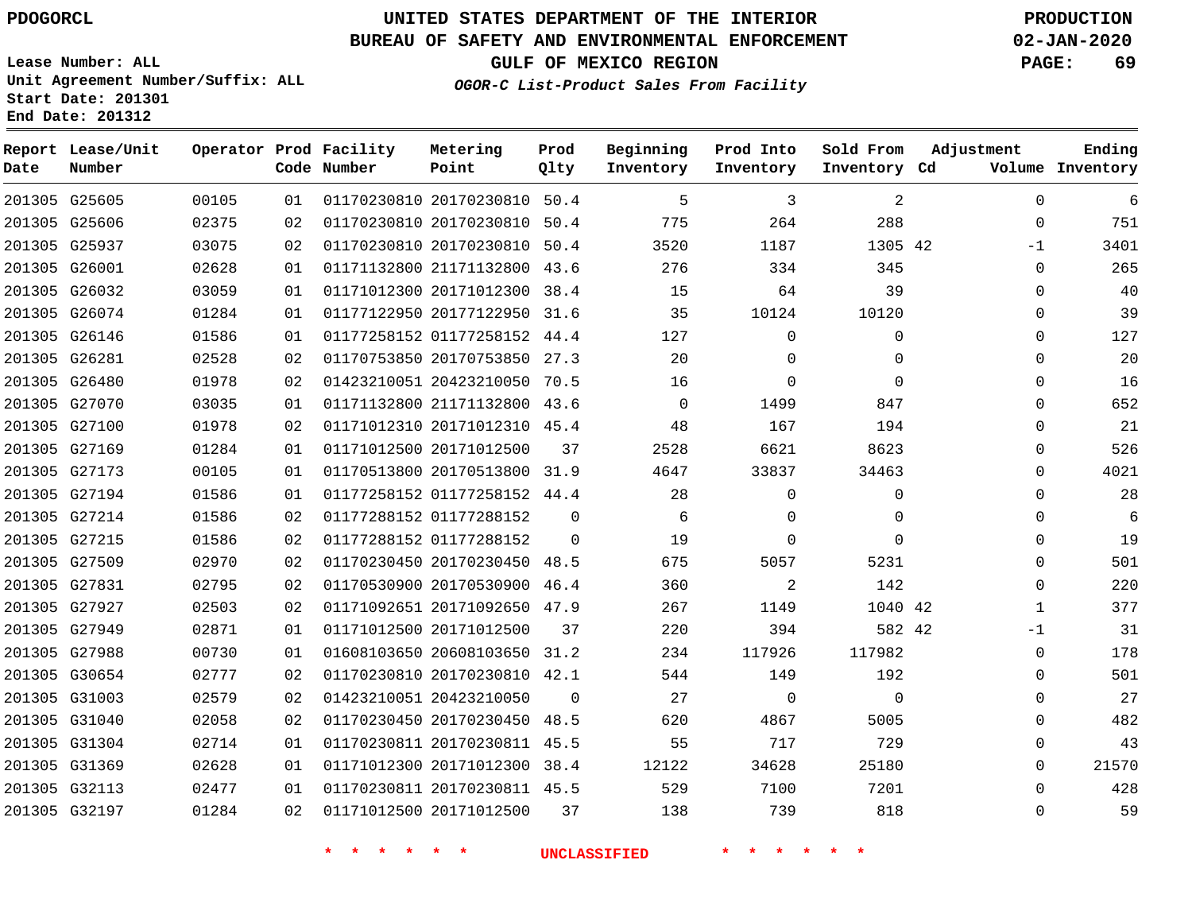PDOGORCL

# UNITED STATES DEPARTMENT OF THE INTERIOR
## BUREAU OF SAFETY AND ENVIRONMENTAL ENFORCEMENT
### GULF OF MEXICO REGION

*OGOR-C List-Product Sales From Facility*

PRODUCTION
02-JAN-2020

Lease Number: ALL
Unit Agreement Number/Suffix: ALL
Start Date: 201301
End Date: 201312

| Report Date | Lease/Unit Number | Operator | Prod Code | Facility Number | Metering Point | Prod Qlty | Beginning Inventory | Prod Into Inventory | Sold From Inventory | Adjustment Cd | Volume | Ending Inventory |
|---|---|---|---|---|---|---|---|---|---|---|---|---|
| 201305 | G25605 | 00105 | 01 | 01170230810 | 20170230810 | 50.4 | 5 | 3 | 2 | | 0 | 6 |
| 201305 | G25606 | 02375 | 02 | 01170230810 | 20170230810 | 50.4 | 775 | 264 | 288 | | 0 | 751 |
| 201305 | G25937 | 03075 | 02 | 01170230810 | 20170230810 | 50.4 | 3520 | 1187 | 1305 | 42 | -1 | 3401 |
| 201305 | G26001 | 02628 | 01 | 01171132800 | 21171132800 | 43.6 | 276 | 334 | 345 | | 0 | 265 |
| 201305 | G26032 | 03059 | 01 | 01171012300 | 20171012300 | 38.4 | 15 | 64 | 39 | | 0 | 40 |
| 201305 | G26074 | 01284 | 01 | 01177122950 | 20177122950 | 31.6 | 35 | 10124 | 10120 | | 0 | 39 |
| 201305 | G26146 | 01586 | 01 | 01177258152 | 01177258152 | 44.4 | 127 | 0 | 0 | | 0 | 127 |
| 201305 | G26281 | 02528 | 02 | 01170753850 | 20170753850 | 27.3 | 20 | 0 | 0 | | 0 | 20 |
| 201305 | G26480 | 01978 | 02 | 01423210051 | 20423210050 | 70.5 | 16 | 0 | 0 | | 0 | 16 |
| 201305 | G27070 | 03035 | 01 | 01171132800 | 21171132800 | 43.6 | 0 | 1499 | 847 | | 0 | 652 |
| 201305 | G27100 | 01978 | 02 | 01171012310 | 20171012310 | 45.4 | 48 | 167 | 194 | | 0 | 21 |
| 201305 | G27169 | 01284 | 01 | 01171012500 | 20171012500 | 37 | 2528 | 6621 | 8623 | | 0 | 526 |
| 201305 | G27173 | 00105 | 01 | 01170513800 | 20170513800 | 31.9 | 4647 | 33837 | 34463 | | 0 | 4021 |
| 201305 | G27194 | 01586 | 01 | 01177258152 | 01177258152 | 44.4 | 28 | 0 | 0 | | 0 | 28 |
| 201305 | G27214 | 01586 | 02 | 01177288152 | 01177288152 | 0 | 6 | 0 | 0 | | 0 | 6 |
| 201305 | G27215 | 01586 | 02 | 01177288152 | 01177288152 | 0 | 19 | 0 | 0 | | 0 | 19 |
| 201305 | G27509 | 02970 | 02 | 01170230450 | 20170230450 | 48.5 | 675 | 5057 | 5231 | | 0 | 501 |
| 201305 | G27831 | 02795 | 02 | 01170530900 | 20170530900 | 46.4 | 360 | 2 | 142 | | 0 | 220 |
| 201305 | G27927 | 02503 | 02 | 01171092651 | 20171092650 | 47.9 | 267 | 1149 | 1040 | 42 | 1 | 377 |
| 201305 | G27949 | 02871 | 01 | 01171012500 | 20171012500 | 37 | 220 | 394 | 582 | 42 | -1 | 31 |
| 201305 | G27988 | 00730 | 01 | 01608103650 | 20608103650 | 31.2 | 234 | 117926 | 117982 | | 0 | 178 |
| 201305 | G30654 | 02777 | 02 | 01170230810 | 20170230810 | 42.1 | 544 | 149 | 192 | | 0 | 501 |
| 201305 | G31003 | 02579 | 02 | 01423210051 | 20423210050 | 0 | 27 | 0 | 0 | | 0 | 27 |
| 201305 | G31040 | 02058 | 02 | 01170230450 | 20170230450 | 48.5 | 620 | 4867 | 5005 | | 0 | 482 |
| 201305 | G31304 | 02714 | 01 | 01170230811 | 20170230811 | 45.5 | 55 | 717 | 729 | | 0 | 43 |
| 201305 | G31369 | 02628 | 01 | 01171012300 | 20171012300 | 38.4 | 12122 | 34628 | 25180 | | 0 | 21570 |
| 201305 | G32113 | 02477 | 01 | 01170230811 | 20170230811 | 45.5 | 529 | 7100 | 7201 | | 0 | 428 |
| 201305 | G32197 | 01284 | 02 | 01171012500 | 20171012500 | 37 | 138 | 739 | 818 | | 0 | 59 |

* * * * * * UNCLASSIFIED * * * * * *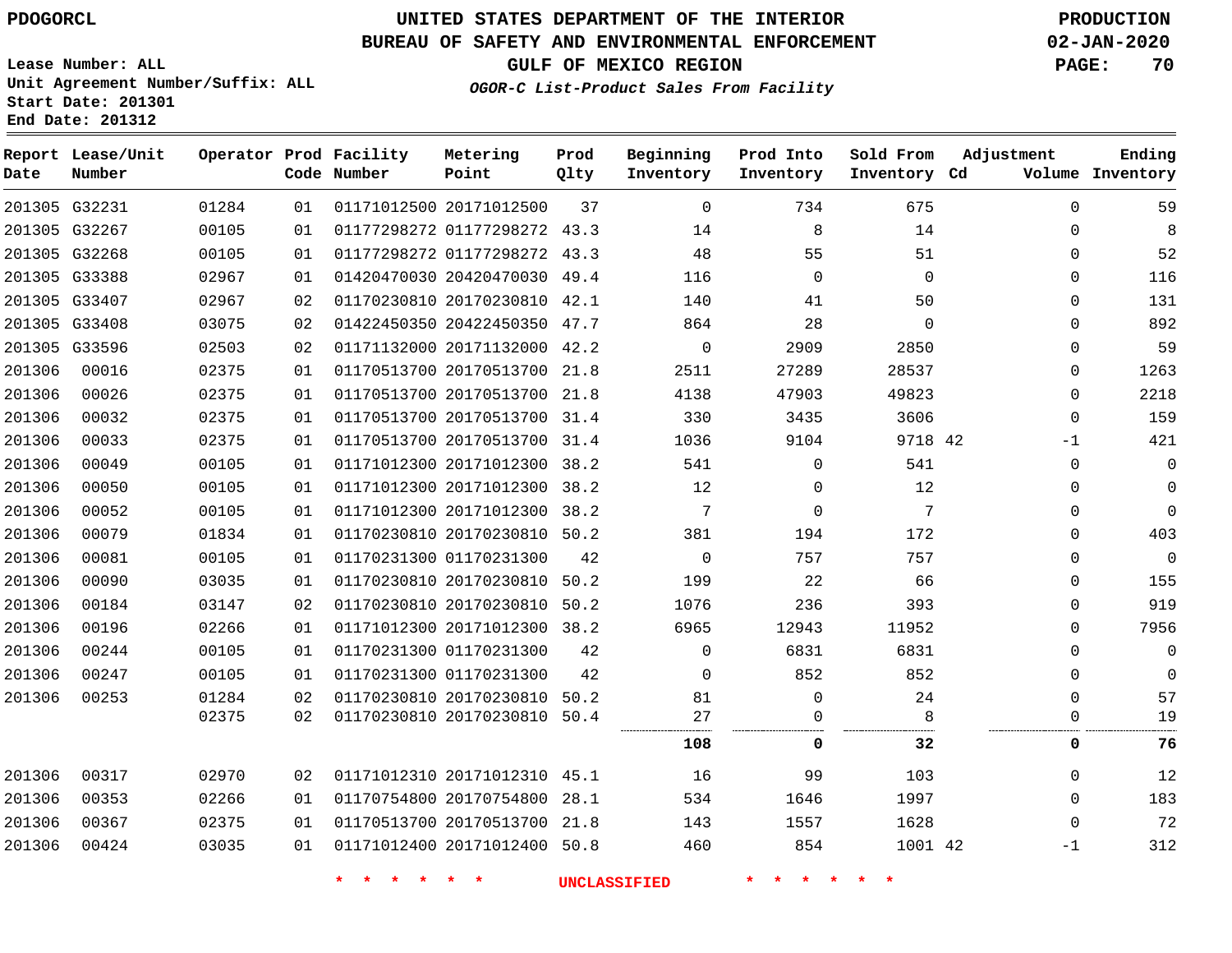UNITED STATES DEPARTMENT OF THE INTERIOR
BUREAU OF SAFETY AND ENVIRONMENTAL ENFORCEMENT
GULF OF MEXICO REGION
*OGOR-C List-Product Sales From Facility*

PDOGORCL

Lease Number: ALL
Unit Agreement Number/Suffix: ALL
Start Date: 201301
End Date: 201312

PRODUCTION
02-JAN-2020

| Report Date | Lease/Unit Number | Operator | Prod Code | Facility Number | Metering Point | Prod Qlty | Beginning Inventory | Prod Into Inventory | Sold From Inventory | Adjustment Cd | Adjustment Volume | Ending Inventory |
|---|---|---|---|---|---|---|---|---|---|---|---|---|
| 201305 | G32231 | 01284 | 01 | 01171012500 | 20171012500 | 37 | 0 | 734 | 675 | | 0 | 59 |
| 201305 | G32267 | 00105 | 01 | 01177298272 | 01177298272 | 43.3 | 14 | 8 | 14 | | 0 | 8 |
| 201305 | G32268 | 00105 | 01 | 01177298272 | 01177298272 | 43.3 | 48 | 55 | 51 | | 0 | 52 |
| 201305 | G33388 | 02967 | 01 | 01420470030 | 20420470030 | 49.4 | 116 | 0 | 0 | | 0 | 116 |
| 201305 | G33407 | 02967 | 02 | 01170230810 | 20170230810 | 42.1 | 140 | 41 | 50 | | 0 | 131 |
| 201305 | G33408 | 03075 | 02 | 01422450350 | 20422450350 | 47.7 | 864 | 28 | 0 | | 0 | 892 |
| 201305 | G33596 | 02503 | 02 | 01171132000 | 20171132000 | 42.2 | 0 | 2909 | 2850 | | 0 | 59 |
| 201306 | 00016 | 02375 | 01 | 01170513700 | 20170513700 | 21.8 | 2511 | 27289 | 28537 | | 0 | 1263 |
| 201306 | 00026 | 02375 | 01 | 01170513700 | 20170513700 | 21.8 | 4138 | 47903 | 49823 | | 0 | 2218 |
| 201306 | 00032 | 02375 | 01 | 01170513700 | 20170513700 | 31.4 | 330 | 3435 | 3606 | | 0 | 159 |
| 201306 | 00033 | 02375 | 01 | 01170513700 | 20170513700 | 31.4 | 1036 | 9104 | 9718 | 42 | -1 | 421 |
| 201306 | 00049 | 00105 | 01 | 01171012300 | 20171012300 | 38.2 | 541 | 0 | 541 | | 0 | 0 |
| 201306 | 00050 | 00105 | 01 | 01171012300 | 20171012300 | 38.2 | 12 | 0 | 12 | | 0 | 0 |
| 201306 | 00052 | 00105 | 01 | 01171012300 | 20171012300 | 38.2 | 7 | 0 | 7 | | 0 | 0 |
| 201306 | 00079 | 01834 | 01 | 01170230810 | 20170230810 | 50.2 | 381 | 194 | 172 | | 0 | 403 |
| 201306 | 00081 | 00105 | 01 | 01170231300 | 01170231300 | 42 | 0 | 757 | 757 | | 0 | 0 |
| 201306 | 00090 | 03035 | 01 | 01170230810 | 20170230810 | 50.2 | 199 | 22 | 66 | | 0 | 155 |
| 201306 | 00184 | 03147 | 02 | 01170230810 | 20170230810 | 50.2 | 1076 | 236 | 393 | | 0 | 919 |
| 201306 | 00196 | 02266 | 01 | 01171012300 | 20171012300 | 38.2 | 6965 | 12943 | 11952 | | 0 | 7956 |
| 201306 | 00244 | 00105 | 01 | 01170231300 | 01170231300 | 42 | 0 | 6831 | 6831 | | 0 | 0 |
| 201306 | 00247 | 00105 | 01 | 01170231300 | 01170231300 | 42 | 0 | 852 | 852 | | 0 | 0 |
| 201306 | 00253 | 01284 | 02 | 01170230810 | 20170230810 | 50.2 | 81 | 0 | 24 | | 0 | 57 |
| | | 02375 | 02 | 01170230810 | 20170230810 | 50.4 | 27 | 0 | 8 | | 0 | 19 |
| | | | | | | | **108** | **0** | **32** | | **0** | **76** |
| 201306 | 00317 | 02970 | 02 | 01171012310 | 20171012310 | 45.1 | 16 | 99 | 103 | | 0 | 12 |
| 201306 | 00353 | 02266 | 01 | 01170754800 | 20170754800 | 28.1 | 534 | 1646 | 1997 | | 0 | 183 |
| 201306 | 00367 | 02375 | 01 | 01170513700 | 20170513700 | 21.8 | 143 | 1557 | 1628 | | 0 | 72 |
| 201306 | 00424 | 03035 | 01 | 01171012400 | 20171012400 | 50.8 | 460 | 854 | 1001 | 42 | -1 | 312 |

* * * * * * UNCLASSIFIED * * * * * *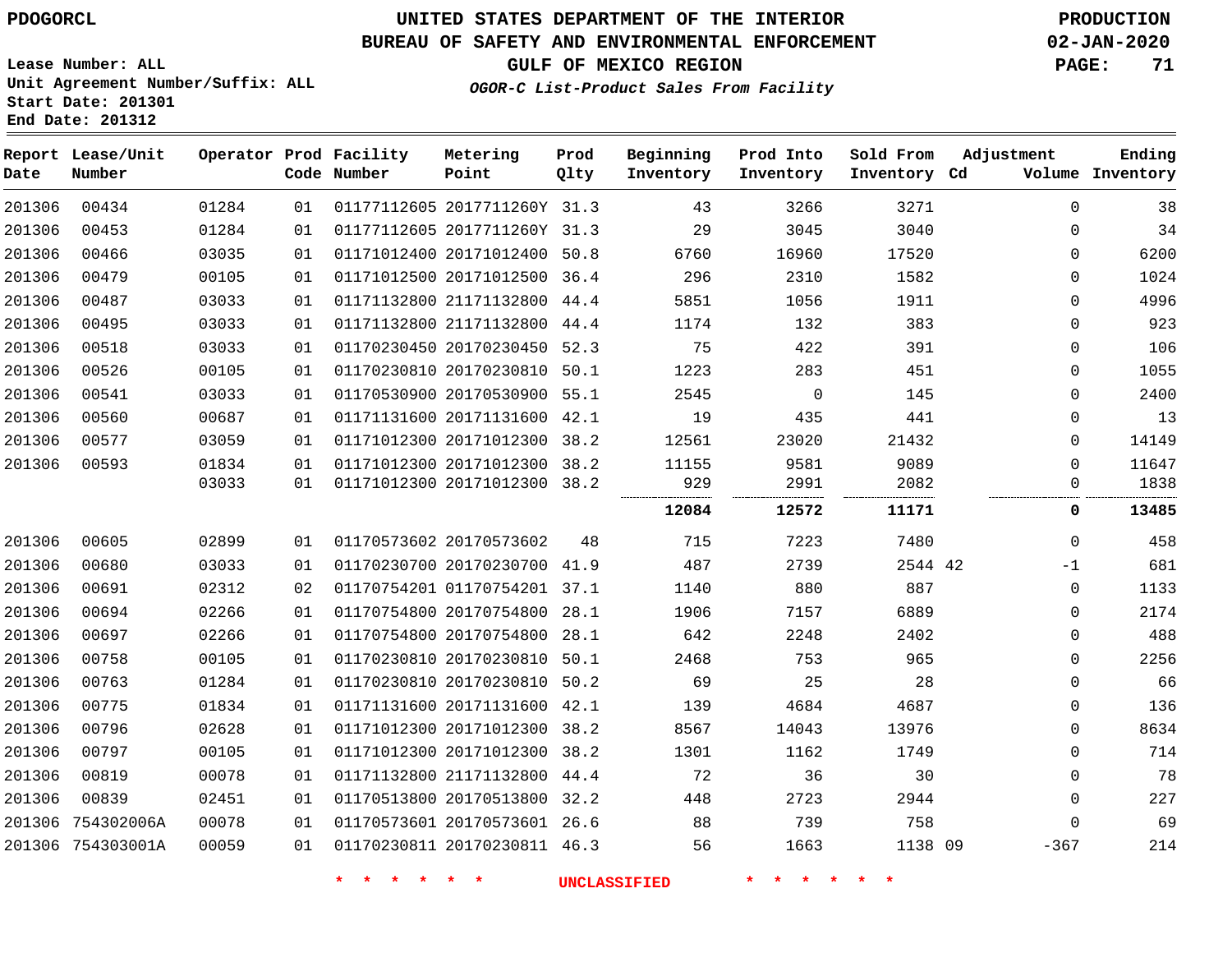# UNITED STATES DEPARTMENT OF THE INTERIOR
## BUREAU OF SAFETY AND ENVIRONMENTAL ENFORCEMENT
### GULF OF MEXICO REGION
*OGOR-C List-Product Sales From Facility*

PDOGORCL

PRODUCTION
02-JAN-2020

Lease Number: ALL
Unit Agreement Number/Suffix: ALL
Start Date: 201301
End Date: 201312

| Report Date | Lease/Unit Number | Operator | Prod Code | Facility Number | Metering Point | Prod Qlty | Beginning Inventory | Prod Into Inventory | Sold From Inventory | Adjustment Cd | Adjustment Volume | Ending Inventory |
|---|---|---|---|---|---|---|---|---|---|---|---|---|
| 201306 | 00434 | 01284 | 01 | 01177112605 | 2017711260Y | 31.3 | 43 | 3266 | 3271 | | 0 | 38 |
| 201306 | 00453 | 01284 | 01 | 01177112605 | 2017711260Y | 31.3 | 29 | 3045 | 3040 | | 0 | 34 |
| 201306 | 00466 | 03035 | 01 | 01171012400 | 20171012400 | 50.8 | 6760 | 16960 | 17520 | | 0 | 6200 |
| 201306 | 00479 | 00105 | 01 | 01171012500 | 20171012500 | 36.4 | 296 | 2310 | 1582 | | 0 | 1024 |
| 201306 | 00487 | 03033 | 01 | 01171132800 | 21171132800 | 44.4 | 5851 | 1056 | 1911 | | 0 | 4996 |
| 201306 | 00495 | 03033 | 01 | 01171132800 | 21171132800 | 44.4 | 1174 | 132 | 383 | | 0 | 923 |
| 201306 | 00518 | 03033 | 01 | 01170230450 | 20170230450 | 52.3 | 75 | 422 | 391 | | 0 | 106 |
| 201306 | 00526 | 00105 | 01 | 01170230810 | 20170230810 | 50.1 | 1223 | 283 | 451 | | 0 | 1055 |
| 201306 | 00541 | 03033 | 01 | 01170530900 | 20170530900 | 55.1 | 2545 | 0 | 145 | | 0 | 2400 |
| 201306 | 00560 | 00687 | 01 | 01171131600 | 20171131600 | 42.1 | 19 | 435 | 441 | | 0 | 13 |
| 201306 | 00577 | 03059 | 01 | 01171012300 | 20171012300 | 38.2 | 12561 | 23020 | 21432 | | 0 | 14149 |
| 201306 | 00593 | 01834 | 01 | 01171012300 | 20171012300 | 38.2 | 11155 | 9581 | 9089 | | 0 | 11647 |
| | | 03033 | 01 | 01171012300 | 20171012300 | 38.2 | 929 | 2991 | 2082 | | 0 | 1838 |
| | | | | | | | **12084** | **12572** | **11171** | | **0** | **13485** |
| 201306 | 00605 | 02899 | 01 | 01170573602 | 20170573602 | 48 | 715 | 7223 | 7480 | | 0 | 458 |
| 201306 | 00680 | 03033 | 01 | 01170230700 | 20170230700 | 41.9 | 487 | 2739 | 2544 | 42 | -1 | 681 |
| 201306 | 00691 | 02312 | 02 | 01170754201 | 01170754201 | 37.1 | 1140 | 880 | 887 | | 0 | 1133 |
| 201306 | 00694 | 02266 | 01 | 01170754800 | 20170754800 | 28.1 | 1906 | 7157 | 6889 | | 0 | 2174 |
| 201306 | 00697 | 02266 | 01 | 01170754800 | 20170754800 | 28.1 | 642 | 2248 | 2402 | | 0 | 488 |
| 201306 | 00758 | 00105 | 01 | 01170230810 | 20170230810 | 50.1 | 2468 | 753 | 965 | | 0 | 2256 |
| 201306 | 00763 | 01284 | 01 | 01170230810 | 20170230810 | 50.2 | 69 | 25 | 28 | | 0 | 66 |
| 201306 | 00775 | 01834 | 01 | 01171131600 | 20171131600 | 42.1 | 139 | 4684 | 4687 | | 0 | 136 |
| 201306 | 00796 | 02628 | 01 | 01171012300 | 20171012300 | 38.2 | 8567 | 14043 | 13976 | | 0 | 8634 |
| 201306 | 00797 | 00105 | 01 | 01171012300 | 20171012300 | 38.2 | 1301 | 1162 | 1749 | | 0 | 714 |
| 201306 | 00819 | 00078 | 01 | 01171132800 | 21171132800 | 44.4 | 72 | 36 | 30 | | 0 | 78 |
| 201306 | 00839 | 02451 | 01 | 01170513800 | 20170513800 | 32.2 | 448 | 2723 | 2944 | | 0 | 227 |
| 201306 | 754302006A | 00078 | 01 | 01170573601 | 20170573601 | 26.6 | 88 | 739 | 758 | | 0 | 69 |
| 201306 | 754303001A | 00059 | 01 | 01170230811 | 20170230811 | 46.3 | 56 | 1663 | 1138 | 09 | -367 | 214 |

\* \* \* \* \* \* UNCLASSIFIED \* \* \* \* \* \*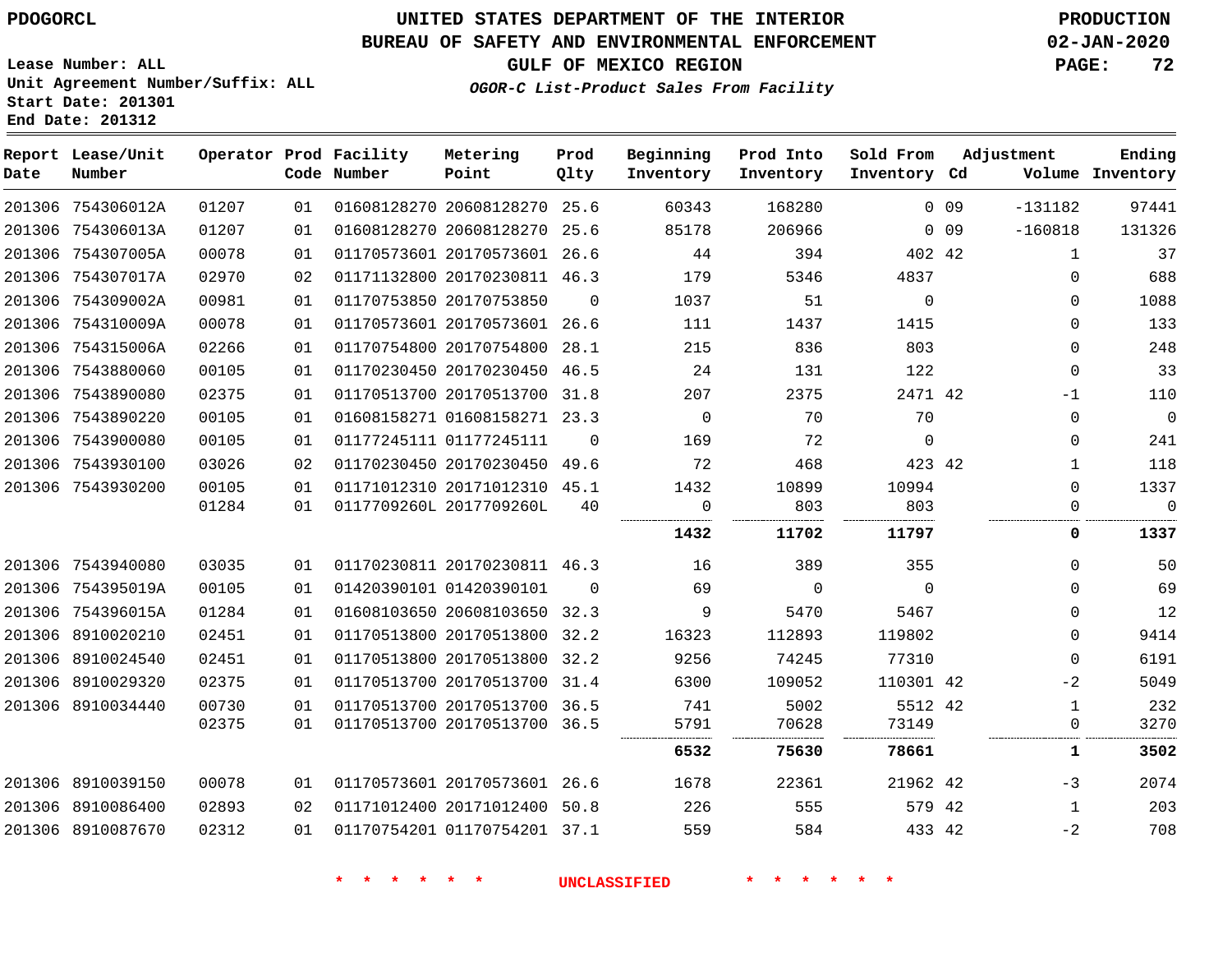PDOGORCL

# UNITED STATES DEPARTMENT OF THE INTERIOR
## BUREAU OF SAFETY AND ENVIRONMENTAL ENFORCEMENT
### GULF OF MEXICO REGION
*OGOR-C List-Product Sales From Facility*

PRODUCTION
02-JAN-2020

Lease Number: ALL
Unit Agreement Number/Suffix: ALL
Start Date: 201301
End Date: 201312

| Report Date | Lease/Unit Number | Operator | Prod Code | Facility Number | Metering Point | Prod Qlty | Beginning Inventory | Prod Into Inventory | Sold From Inventory | Adjustment Cd | Adjustment Volume | Ending Inventory |
|---|---|---|---|---|---|---|---|---|---|---|---|---|
| 201306 | 754306012A | 01207 | 01 | 01608128270 | 20608128270 | 25.6 | 60343 | 168280 | 0 | 09 | -131182 | 97441 |
| 201306 | 754306013A | 01207 | 01 | 01608128270 | 20608128270 | 25.6 | 85178 | 206966 | 0 | 09 | -160818 | 131326 |
| 201306 | 754307005A | 00078 | 01 | 01170573601 | 20170573601 | 26.6 | 44 | 394 | 402 | 42 | 1 | 37 |
| 201306 | 754307017A | 02970 | 02 | 01171132800 | 20170230811 | 46.3 | 179 | 5346 | 4837 | | 0 | 688 |
| 201306 | 754309002A | 00981 | 01 | 01170753850 | 20170753850 | 0 | 1037 | 51 | 0 | | 0 | 1088 |
| 201306 | 754310009A | 00078 | 01 | 01170573601 | 20170573601 | 26.6 | 111 | 1437 | 1415 | | 0 | 133 |
| 201306 | 754315006A | 02266 | 01 | 01170754800 | 20170754800 | 28.1 | 215 | 836 | 803 | | 0 | 248 |
| 201306 | 7543880060 | 00105 | 01 | 01170230450 | 20170230450 | 46.5 | 24 | 131 | 122 | | 0 | 33 |
| 201306 | 7543890080 | 02375 | 01 | 01170513700 | 20170513700 | 31.8 | 207 | 2375 | 2471 | 42 | -1 | 110 |
| 201306 | 7543890220 | 00105 | 01 | 01608158271 | 01608158271 | 23.3 | 0 | 70 | 70 | | 0 | 0 |
| 201306 | 7543900080 | 00105 | 01 | 01177245111 | 01177245111 | 0 | 169 | 72 | 0 | | 0 | 241 |
| 201306 | 7543930100 | 03026 | 02 | 01170230450 | 20170230450 | 49.6 | 72 | 468 | 423 | 42 | 1 | 118 |
| 201306 | 7543930200 | 00105 | 01 | 01171012310 | 20171012310 | 45.1 | 1432 | 10899 | 10994 | | 0 | 1337 |
| | | 01284 | 01 | 0117709260L | 2017709260L | 40 | 0 | 803 | 803 | | 0 | 0 |
| | | | | | | | **1432** | **11702** | **11797** | | **0** | **1337** |
| 201306 | 7543940080 | 03035 | 01 | 01170230811 | 20170230811 | 46.3 | 16 | 389 | 355 | | 0 | 50 |
| 201306 | 754395019A | 00105 | 01 | 01420390101 | 01420390101 | 0 | 69 | 0 | 0 | | 0 | 69 |
| 201306 | 754396015A | 01284 | 01 | 01608103650 | 20608103650 | 32.3 | 9 | 5470 | 5467 | | 0 | 12 |
| 201306 | 8910020210 | 02451 | 01 | 01170513800 | 20170513800 | 32.2 | 16323 | 112893 | 119802 | | 0 | 9414 |
| 201306 | 8910024540 | 02451 | 01 | 01170513800 | 20170513800 | 32.2 | 9256 | 74245 | 77310 | | 0 | 6191 |
| 201306 | 8910029320 | 02375 | 01 | 01170513700 | 20170513700 | 31.4 | 6300 | 109052 | 110301 | 42 | -2 | 5049 |
| 201306 | 8910034440 | 00730 | 01 | 01170513700 | 20170513700 | 36.5 | 741 | 5002 | 5512 | 42 | 1 | 232 |
| | | 02375 | 01 | 01170513700 | 20170513700 | 36.5 | 5791 | 70628 | 73149 | | 0 | 3270 |
| | | | | | | | **6532** | **75630** | **78661** | | **1** | **3502** |
| 201306 | 8910039150 | 00078 | 01 | 01170573601 | 20170573601 | 26.6 | 1678 | 22361 | 21962 | 42 | -3 | 2074 |
| 201306 | 8910086400 | 02893 | 02 | 01171012400 | 20171012400 | 50.8 | 226 | 555 | 579 | 42 | 1 | 203 |
| 201306 | 8910087670 | 02312 | 01 | 01170754201 | 01170754201 | 37.1 | 559 | 584 | 433 | 42 | -2 | 708 |

* * * * * * UNCLASSIFIED * * * * * *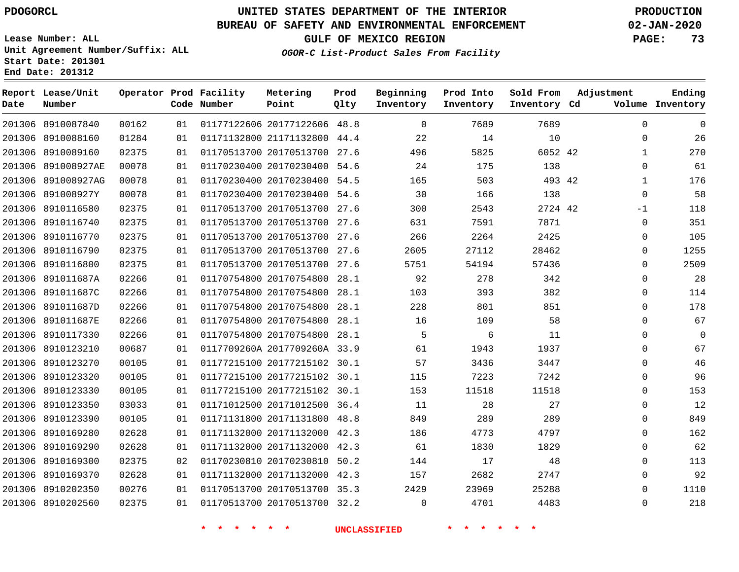# UNITED STATES DEPARTMENT OF THE INTERIOR
# BUREAU OF SAFETY AND ENVIRONMENTAL ENFORCEMENT
## GULF OF MEXICO REGION
### *OGOR-C List-Product Sales From Facility*

PDOGORCL

Lease Number: ALL
Unit Agreement Number/Suffix: ALL
Start Date: 201301
End Date: 201312

PRODUCTION
02-JAN-2020

| Report Date | Lease/Unit Number | Operator | Prod Code | Facility Number | Metering Point | Prod Qlty | Beginning Inventory | Prod Into Inventory | Sold From Inventory | Adjustment Cd | Adjustment Volume | Ending Inventory |
|---|---|---|---|---|---|---|---|---|---|---|---|---|
| 201306 | 8910087840 | 00162 | 01 | 01177122606 | 20177122606 | 48.8 | 0 | 7689 | 7689 | | 0 | 0 |
| 201306 | 8910088160 | 01284 | 01 | 01171132800 | 21171132800 | 44.4 | 22 | 14 | 10 | | 0 | 26 |
| 201306 | 8910089160 | 02375 | 01 | 01170513700 | 20170513700 | 27.6 | 496 | 5825 | 6052 | 42 | 1 | 270 |
| 201306 | 891008927AE | 00078 | 01 | 01170230400 | 20170230400 | 54.6 | 24 | 175 | 138 | | 0 | 61 |
| 201306 | 891008927AG | 00078 | 01 | 01170230400 | 20170230400 | 54.5 | 165 | 503 | 493 | 42 | 1 | 176 |
| 201306 | 891008927Y | 00078 | 01 | 01170230400 | 20170230400 | 54.6 | 30 | 166 | 138 | | 0 | 58 |
| 201306 | 8910116580 | 02375 | 01 | 01170513700 | 20170513700 | 27.6 | 300 | 2543 | 2724 | 42 | -1 | 118 |
| 201306 | 8910116740 | 02375 | 01 | 01170513700 | 20170513700 | 27.6 | 631 | 7591 | 7871 | | 0 | 351 |
| 201306 | 8910116770 | 02375 | 01 | 01170513700 | 20170513700 | 27.6 | 266 | 2264 | 2425 | | 0 | 105 |
| 201306 | 8910116790 | 02375 | 01 | 01170513700 | 20170513700 | 27.6 | 2605 | 27112 | 28462 | | 0 | 1255 |
| 201306 | 8910116800 | 02375 | 01 | 01170513700 | 20170513700 | 27.6 | 5751 | 54194 | 57436 | | 0 | 2509 |
| 201306 | 891011687A | 02266 | 01 | 01170754800 | 20170754800 | 28.1 | 92 | 278 | 342 | | 0 | 28 |
| 201306 | 891011687C | 02266 | 01 | 01170754800 | 20170754800 | 28.1 | 103 | 393 | 382 | | 0 | 114 |
| 201306 | 891011687D | 02266 | 01 | 01170754800 | 20170754800 | 28.1 | 228 | 801 | 851 | | 0 | 178 |
| 201306 | 891011687E | 02266 | 01 | 01170754800 | 20170754800 | 28.1 | 16 | 109 | 58 | | 0 | 67 |
| 201306 | 8910117330 | 02266 | 01 | 01170754800 | 20170754800 | 28.1 | 5 | 6 | 11 | | 0 | 0 |
| 201306 | 8910123210 | 00687 | 01 | 0117709260A | 2017709260A | 33.9 | 61 | 1943 | 1937 | | 0 | 67 |
| 201306 | 8910123270 | 00105 | 01 | 01177215100 | 20177215102 | 30.1 | 57 | 3436 | 3447 | | 0 | 46 |
| 201306 | 8910123320 | 00105 | 01 | 01177215100 | 20177215102 | 30.1 | 115 | 7223 | 7242 | | 0 | 96 |
| 201306 | 8910123330 | 00105 | 01 | 01177215100 | 20177215102 | 30.1 | 153 | 11518 | 11518 | | 0 | 153 |
| 201306 | 8910123350 | 03033 | 01 | 01171012500 | 20171012500 | 36.4 | 11 | 28 | 27 | | 0 | 12 |
| 201306 | 8910123390 | 00105 | 01 | 01171131800 | 20171131800 | 48.8 | 849 | 289 | 289 | | 0 | 849 |
| 201306 | 8910169280 | 02628 | 01 | 01171132000 | 20171132000 | 42.3 | 186 | 4773 | 4797 | | 0 | 162 |
| 201306 | 8910169290 | 02628 | 01 | 01171132000 | 20171132000 | 42.3 | 61 | 1830 | 1829 | | 0 | 62 |
| 201306 | 8910169300 | 02375 | 02 | 01170230810 | 20170230810 | 50.2 | 144 | 17 | 48 | | 0 | 113 |
| 201306 | 8910169370 | 02628 | 01 | 01171132000 | 20171132000 | 42.3 | 157 | 2682 | 2747 | | 0 | 92 |
| 201306 | 8910202350 | 00276 | 01 | 01170513700 | 20170513700 | 35.3 | 2429 | 23969 | 25288 | | 0 | 1110 |
| 201306 | 8910202560 | 02375 | 01 | 01170513700 | 20170513700 | 32.2 | 0 | 4701 | 4483 | | 0 | 218 |

* * * * * * UNCLASSIFIED * * * * * *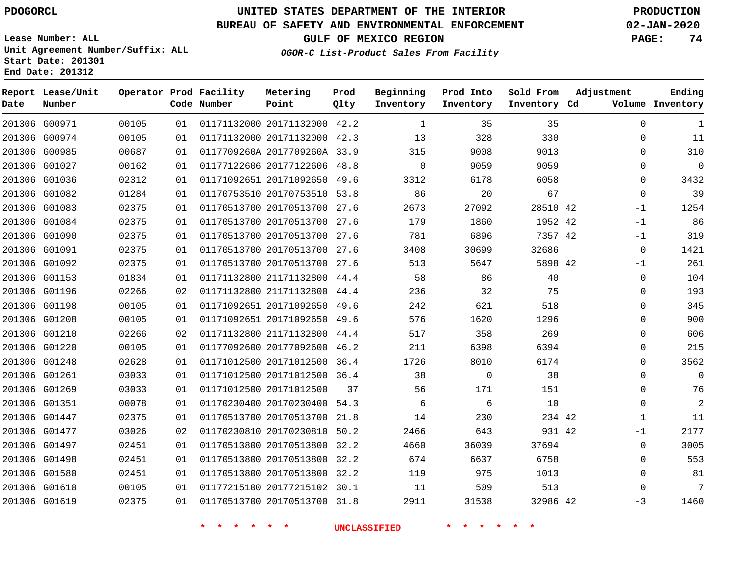# UNITED STATES DEPARTMENT OF THE INTERIOR
## BUREAU OF SAFETY AND ENVIRONMENTAL ENFORCEMENT
### GULF OF MEXICO REGION
*OGOR-C List-Product Sales From Facility*

PDOGORCL

Lease Number: ALL
Unit Agreement Number/Suffix: ALL
Start Date: 201301
End Date: 201312

PRODUCTION
02-JAN-2020

| Report Date | Lease/Unit Number | Operator | Prod Code | Facility Number | Metering Point | Prod Qlty | Beginning Inventory | Prod Into Inventory | Sold From Inventory | Adjustment Cd | Adjustment Volume | Ending Inventory |
|---|---|---|---|---|---|---|---|---|---|---|---|---|
| 201306 | G00971 | 00105 | 01 | 01171132000 | 20171132000 | 42.2 | 1 | 35 | 35 | | 0 | 1 |
| 201306 | G00974 | 00105 | 01 | 01171132000 | 20171132000 | 42.3 | 13 | 328 | 330 | | 0 | 11 |
| 201306 | G00985 | 00687 | 01 | 0117709260A | 2017709260A | 33.9 | 315 | 9008 | 9013 | | 0 | 310 |
| 201306 | G01027 | 00162 | 01 | 01177122606 | 20177122606 | 48.8 | 0 | 9059 | 9059 | | 0 | 0 |
| 201306 | G01036 | 02312 | 01 | 01171092651 | 20171092650 | 49.6 | 3312 | 6178 | 6058 | | 0 | 3432 |
| 201306 | G01082 | 01284 | 01 | 01170753510 | 20170753510 | 53.8 | 86 | 20 | 67 | | 0 | 39 |
| 201306 | G01083 | 02375 | 01 | 01170513700 | 20170513700 | 27.6 | 2673 | 27092 | 28510 | 42 | -1 | 1254 |
| 201306 | G01084 | 02375 | 01 | 01170513700 | 20170513700 | 27.6 | 179 | 1860 | 1952 | 42 | -1 | 86 |
| 201306 | G01090 | 02375 | 01 | 01170513700 | 20170513700 | 27.6 | 781 | 6896 | 7357 | 42 | -1 | 319 |
| 201306 | G01091 | 02375 | 01 | 01170513700 | 20170513700 | 27.6 | 3408 | 30699 | 32686 | | 0 | 1421 |
| 201306 | G01092 | 02375 | 01 | 01170513700 | 20170513700 | 27.6 | 513 | 5647 | 5898 | 42 | -1 | 261 |
| 201306 | G01153 | 01834 | 01 | 01171132800 | 21171132800 | 44.4 | 58 | 86 | 40 | | 0 | 104 |
| 201306 | G01196 | 02266 | 02 | 01171132800 | 21171132800 | 44.4 | 236 | 32 | 75 | | 0 | 193 |
| 201306 | G01198 | 00105 | 01 | 01171092651 | 20171092650 | 49.6 | 242 | 621 | 518 | | 0 | 345 |
| 201306 | G01208 | 00105 | 01 | 01171092651 | 20171092650 | 49.6 | 576 | 1620 | 1296 | | 0 | 900 |
| 201306 | G01210 | 02266 | 02 | 01171132800 | 21171132800 | 44.4 | 517 | 358 | 269 | | 0 | 606 |
| 201306 | G01220 | 00105 | 01 | 01177092600 | 20177092600 | 46.2 | 211 | 6398 | 6394 | | 0 | 215 |
| 201306 | G01248 | 02628 | 01 | 01171012500 | 20171012500 | 36.4 | 1726 | 8010 | 6174 | | 0 | 3562 |
| 201306 | G01261 | 03033 | 01 | 01171012500 | 20171012500 | 36.4 | 38 | 0 | 38 | | 0 | 0 |
| 201306 | G01269 | 03033 | 01 | 01171012500 | 20171012500 | 37 | 56 | 171 | 151 | | 0 | 76 |
| 201306 | G01351 | 00078 | 01 | 01170230400 | 20170230400 | 54.3 | 6 | 6 | 10 | | 0 | 2 |
| 201306 | G01447 | 02375 | 01 | 01170513700 | 20170513700 | 21.8 | 14 | 230 | 234 | 42 | 1 | 11 |
| 201306 | G01477 | 03026 | 02 | 01170230810 | 20170230810 | 50.2 | 2466 | 643 | 931 | 42 | -1 | 2177 |
| 201306 | G01497 | 02451 | 01 | 01170513800 | 20170513800 | 32.2 | 4660 | 36039 | 37694 | | 0 | 3005 |
| 201306 | G01498 | 02451 | 01 | 01170513800 | 20170513800 | 32.2 | 674 | 6637 | 6758 | | 0 | 553 |
| 201306 | G01580 | 02451 | 01 | 01170513800 | 20170513800 | 32.2 | 119 | 975 | 1013 | | 0 | 81 |
| 201306 | G01610 | 00105 | 01 | 01177215100 | 20177215102 | 30.1 | 11 | 509 | 513 | | 0 | 7 |
| 201306 | G01619 | 02375 | 01 | 01170513700 | 20170513700 | 31.8 | 2911 | 31538 | 32986 | 42 | -3 | 1460 |

\* \* \* \* \* \* UNCLASSIFIED \* \* \* \* \* \*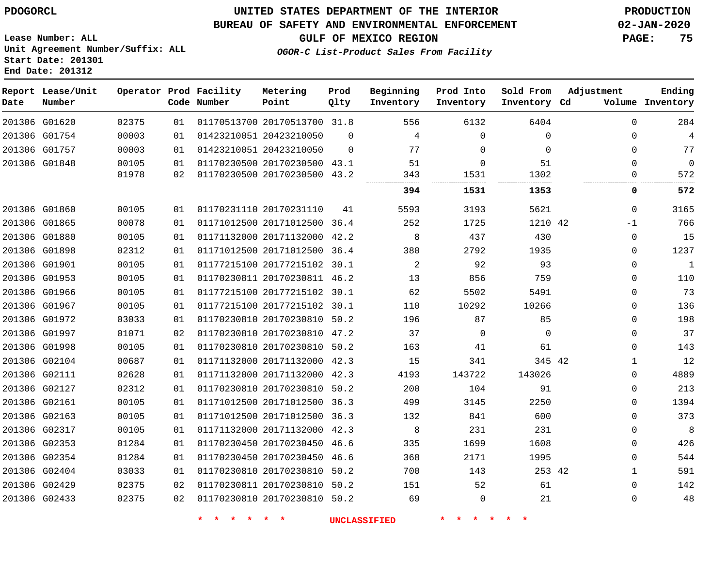PDOGORCL

# UNITED STATES DEPARTMENT OF THE INTERIOR
## BUREAU OF SAFETY AND ENVIRONMENTAL ENFORCEMENT
### GULF OF MEXICO REGION
*OGOR-C List-Product Sales From Facility*

PRODUCTION
02-JAN-2020

Lease Number: ALL
Unit Agreement Number/Suffix: ALL
Start Date: 201301
End Date: 201312

| Report Date | Lease/Unit Number | Operator | Prod Code | Facility Number | Metering Point | Prod Qlty | Beginning Inventory | Prod Into Inventory | Sold From Inventory | Adjustment Cd | Adjustment Volume | Ending Inventory |
|---|---|---|---|---|---|---|---|---|---|---|---|---|
| 201306 | G01620 | 02375 | 01 | 01170513700 | 20170513700 | 31.8 | 556 | 6132 | 6404 | | 0 | 284 |
| 201306 | G01754 | 00003 | 01 | 01423210051 | 20423210050 | 0 | 4 | 0 | 0 | | 0 | 4 |
| 201306 | G01757 | 00003 | 01 | 01423210051 | 20423210050 | 0 | 77 | 0 | 0 | | 0 | 77 |
| 201306 | G01848 | 00105 | 01 | 01170230500 | 20170230500 | 43.1 | 51 | 0 | 51 | | 0 | 0 |
| | | 01978 | 02 | 01170230500 | 20170230500 | 43.2 | 343 | 1531 | 1302 | | 0 | 572 |
| | | | | | | | **394** | **1531** | **1353** | | **0** | **572** |
| 201306 | G01860 | 00105 | 01 | 01170231110 | 20170231110 | 41 | 5593 | 3193 | 5621 | | 0 | 3165 |
| 201306 | G01865 | 00078 | 01 | 01171012500 | 20171012500 | 36.4 | 252 | 1725 | 1210 | 42 | -1 | 766 |
| 201306 | G01880 | 00105 | 01 | 01171132000 | 20171132000 | 42.2 | 8 | 437 | 430 | | 0 | 15 |
| 201306 | G01898 | 02312 | 01 | 01171012500 | 20171012500 | 36.4 | 380 | 2792 | 1935 | | 0 | 1237 |
| 201306 | G01901 | 00105 | 01 | 01177215100 | 20177215102 | 30.1 | 2 | 92 | 93 | | 0 | 1 |
| 201306 | G01953 | 00105 | 01 | 01170230811 | 20170230811 | 46.2 | 13 | 856 | 759 | | 0 | 110 |
| 201306 | G01966 | 00105 | 01 | 01177215100 | 20177215102 | 30.1 | 62 | 5502 | 5491 | | 0 | 73 |
| 201306 | G01967 | 00105 | 01 | 01177215100 | 20177215102 | 30.1 | 110 | 10292 | 10266 | | 0 | 136 |
| 201306 | G01972 | 03033 | 01 | 01170230810 | 20170230810 | 50.2 | 196 | 87 | 85 | | 0 | 198 |
| 201306 | G01997 | 01071 | 02 | 01170230810 | 20170230810 | 47.2 | 37 | 0 | 0 | | 0 | 37 |
| 201306 | G01998 | 00105 | 01 | 01170230810 | 20170230810 | 50.2 | 163 | 41 | 61 | | 0 | 143 |
| 201306 | G02104 | 00687 | 01 | 01171132000 | 20171132000 | 42.3 | 15 | 341 | 345 | 42 | 1 | 12 |
| 201306 | G02111 | 02628 | 01 | 01171132000 | 20171132000 | 42.3 | 4193 | 143722 | 143026 | | 0 | 4889 |
| 201306 | G02127 | 02312 | 01 | 01170230810 | 20170230810 | 50.2 | 200 | 104 | 91 | | 0 | 213 |
| 201306 | G02161 | 00105 | 01 | 01171012500 | 20171012500 | 36.3 | 499 | 3145 | 2250 | | 0 | 1394 |
| 201306 | G02163 | 00105 | 01 | 01171012500 | 20171012500 | 36.3 | 132 | 841 | 600 | | 0 | 373 |
| 201306 | G02317 | 00105 | 01 | 01171132000 | 20171132000 | 42.3 | 8 | 231 | 231 | | 0 | 8 |
| 201306 | G02353 | 01284 | 01 | 01170230450 | 20170230450 | 46.6 | 335 | 1699 | 1608 | | 0 | 426 |
| 201306 | G02354 | 01284 | 01 | 01170230450 | 20170230450 | 46.6 | 368 | 2171 | 1995 | | 0 | 544 |
| 201306 | G02404 | 03033 | 01 | 01170230810 | 20170230810 | 50.2 | 700 | 143 | 253 | 42 | 1 | 591 |
| 201306 | G02429 | 02375 | 02 | 01170230811 | 20170230810 | 50.2 | 151 | 52 | 61 | | 0 | 142 |
| 201306 | G02433 | 02375 | 02 | 01170230810 | 20170230810 | 50.2 | 69 | 0 | 21 | | 0 | 48 |

* * * * * * UNCLASSIFIED * * * * * *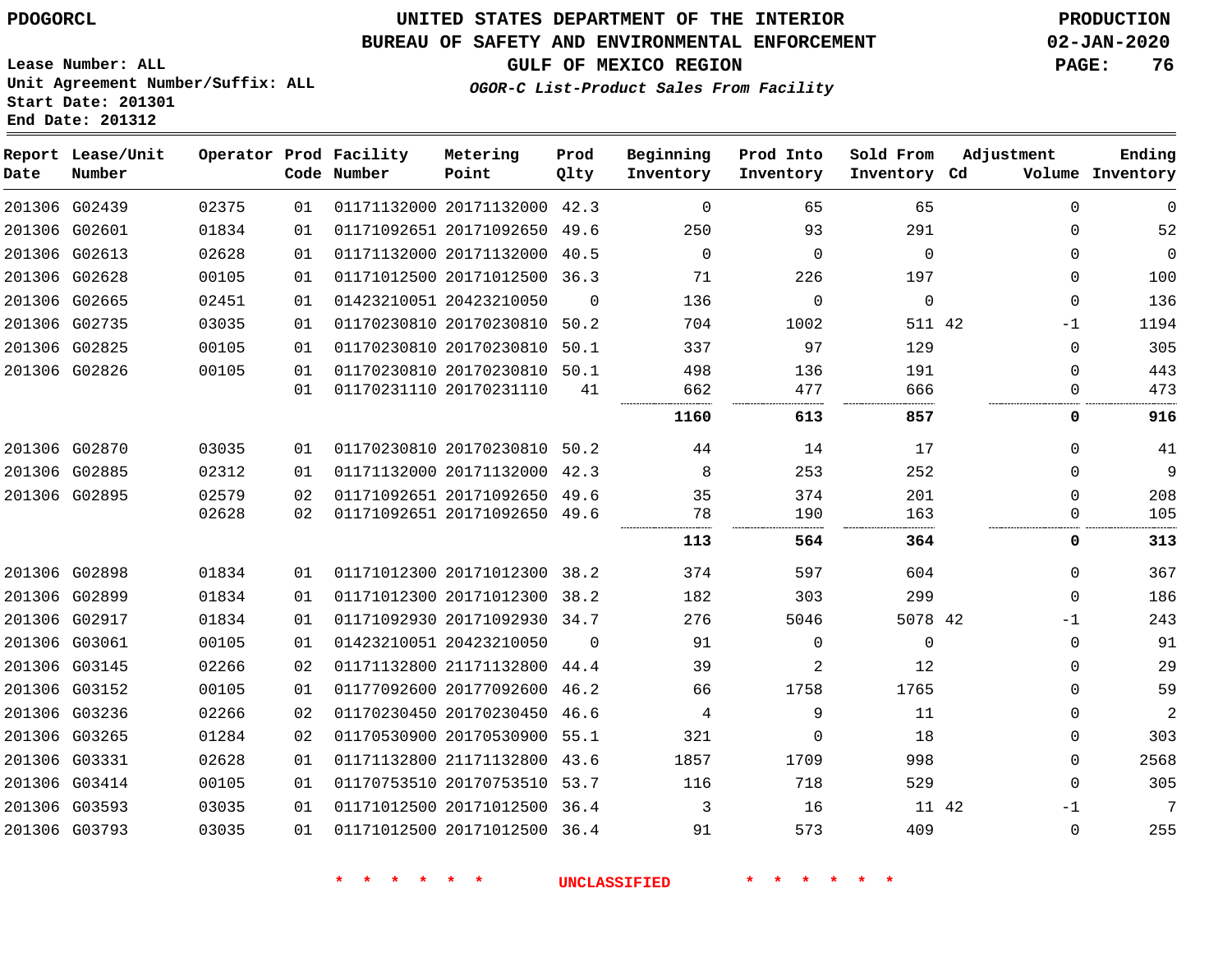# UNITED STATES DEPARTMENT OF THE INTERIOR
## BUREAU OF SAFETY AND ENVIRONMENTAL ENFORCEMENT
### GULF OF MEXICO REGION

*OGOR-C List-Product Sales From Facility*

PDOGORCL

PRODUCTION
02-JAN-2020

Lease Number: ALL
Unit Agreement Number/Suffix: ALL
Start Date: 201301
End Date: 201312

| Report Date | Lease/Unit Number | Operator | Prod Code | Facility Number | Metering Point | Prod Qlty | Beginning Inventory | Prod Into Inventory | Sold From Inventory | Adjustment Cd | Adjustment Volume | Ending Inventory |
|---|---|---|---|---|---|---|---|---|---|---|---|---|
| 201306 | G02439 | 02375 | 01 | 01171132000 | 20171132000 | 42.3 | 0 | 65 | 65 | | 0 | 0 |
| 201306 | G02601 | 01834 | 01 | 01171092651 | 20171092650 | 49.6 | 250 | 93 | 291 | | 0 | 52 |
| 201306 | G02613 | 02628 | 01 | 01171132000 | 20171132000 | 40.5 | 0 | 0 | 0 | | 0 | 0 |
| 201306 | G02628 | 00105 | 01 | 01171012500 | 20171012500 | 36.3 | 71 | 226 | 197 | | 0 | 100 |
| 201306 | G02665 | 02451 | 01 | 01423210051 | 20423210050 | 0 | 136 | 0 | 0 | | 0 | 136 |
| 201306 | G02735 | 03035 | 01 | 01170230810 | 20170230810 | 50.2 | 704 | 1002 | 511 | 42 | -1 | 1194 |
| 201306 | G02825 | 00105 | 01 | 01170230810 | 20170230810 | 50.1 | 337 | 97 | 129 | | 0 | 305 |
| 201306 | G02826 | 00105 | 01 | 01170230810 | 20170230810 | 50.1 | 498 | 136 | 191 | | 0 | 443 |
| | | | 01 | 01170231110 | 20170231110 | 41 | 662 | 477 | 666 | | 0 | 473 |
| | | | | | | | **1160** | **613** | **857** | | **0** | **916** |
| 201306 | G02870 | 03035 | 01 | 01170230810 | 20170230810 | 50.2 | 44 | 14 | 17 | | 0 | 41 |
| 201306 | G02885 | 02312 | 01 | 01171132000 | 20171132000 | 42.3 | 8 | 253 | 252 | | 0 | 9 |
| 201306 | G02895 | 02579 | 02 | 01171092651 | 20171092650 | 49.6 | 35 | 374 | 201 | | 0 | 208 |
| | | 02628 | 02 | 01171092651 | 20171092650 | 49.6 | 78 | 190 | 163 | | 0 | 105 |
| | | | | | | | **113** | **564** | **364** | | **0** | **313** |
| 201306 | G02898 | 01834 | 01 | 01171012300 | 20171012300 | 38.2 | 374 | 597 | 604 | | 0 | 367 |
| 201306 | G02899 | 01834 | 01 | 01171012300 | 20171012300 | 38.2 | 182 | 303 | 299 | | 0 | 186 |
| 201306 | G02917 | 01834 | 01 | 01171092930 | 20171092930 | 34.7 | 276 | 5046 | 5078 | 42 | -1 | 243 |
| 201306 | G03061 | 00105 | 01 | 01423210051 | 20423210050 | 0 | 91 | 0 | 0 | | 0 | 91 |
| 201306 | G03145 | 02266 | 02 | 01171132800 | 21171132800 | 44.4 | 39 | 2 | 12 | | 0 | 29 |
| 201306 | G03152 | 00105 | 01 | 01177092600 | 20177092600 | 46.2 | 66 | 1758 | 1765 | | 0 | 59 |
| 201306 | G03236 | 02266 | 02 | 01170230450 | 20170230450 | 46.6 | 4 | 9 | 11 | | 0 | 2 |
| 201306 | G03265 | 01284 | 02 | 01170530900 | 20170530900 | 55.1 | 321 | 0 | 18 | | 0 | 303 |
| 201306 | G03331 | 02628 | 01 | 01171132800 | 21171132800 | 43.6 | 1857 | 1709 | 998 | | 0 | 2568 |
| 201306 | G03414 | 00105 | 01 | 01170753510 | 20170753510 | 53.7 | 116 | 718 | 529 | | 0 | 305 |
| 201306 | G03593 | 03035 | 01 | 01171012500 | 20171012500 | 36.4 | 3 | 16 | 11 | 42 | -1 | 7 |
| 201306 | G03793 | 03035 | 01 | 01171012500 | 20171012500 | 36.4 | 91 | 573 | 409 | | 0 | 255 |

* * * * * * UNCLASSIFIED * * * * * *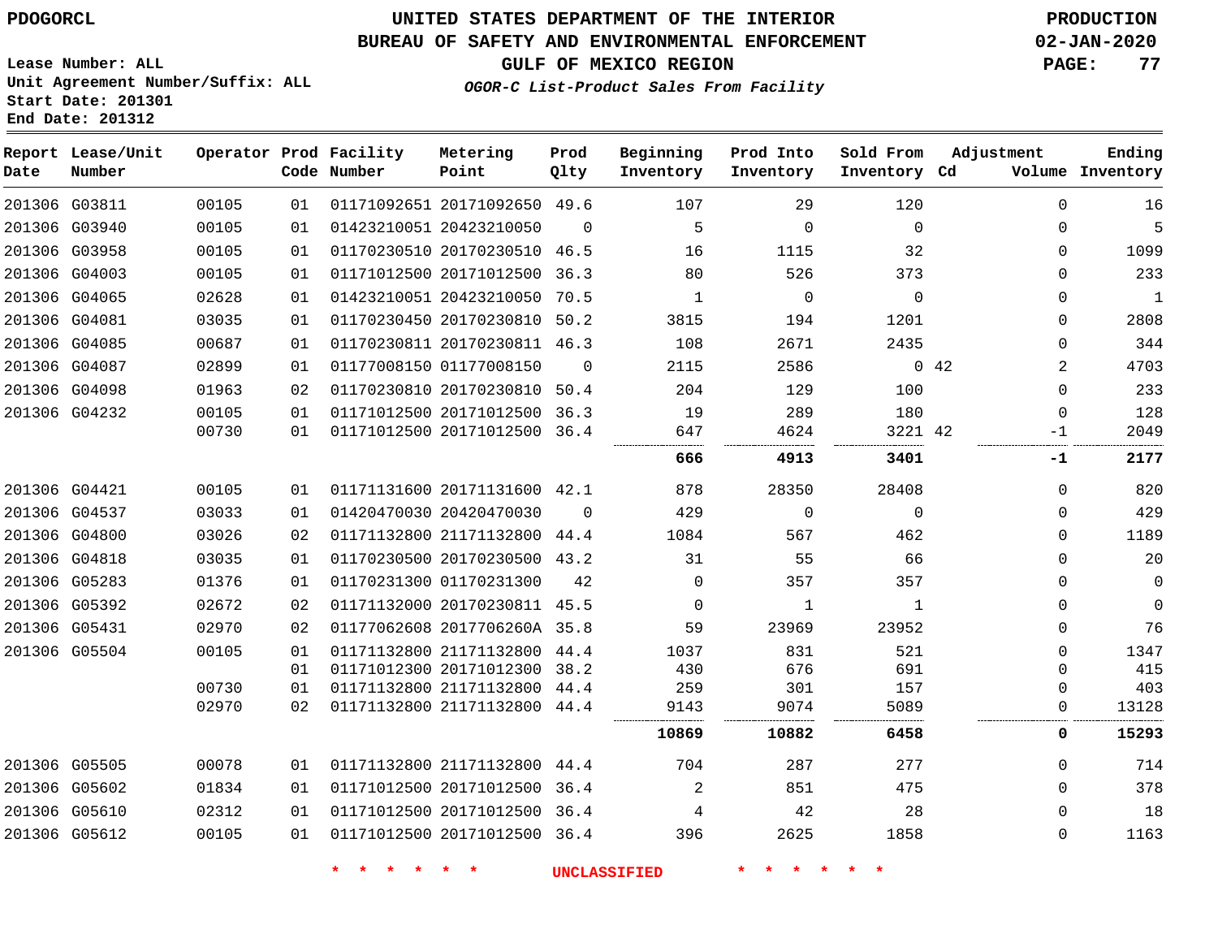PDOGORCL

# UNITED STATES DEPARTMENT OF THE INTERIOR
## BUREAU OF SAFETY AND ENVIRONMENTAL ENFORCEMENT
### GULF OF MEXICO REGION

*OGOR-C List-Product Sales From Facility*

PRODUCTION
02-JAN-2020

Lease Number: ALL
Unit Agreement Number/Suffix: ALL
Start Date: 201301
End Date: 201312

| Report Date | Lease/Unit Number | Operator | Prod Code | Facility Number | Metering Point | Prod Qlty | Beginning Inventory | Prod Into Inventory | Sold From Inventory | Adjustment Cd | Volume | Ending Inventory |
|---|---|---|---|---|---|---|---|---|---|---|---|---|
| 201306 | G03811 | 00105 | 01 | 01171092651 | 20171092650 | 49.6 | 107 | 29 | 120 | | 0 | 16 |
| 201306 | G03940 | 00105 | 01 | 01423210051 | 20423210050 | 0 | 5 | 0 | 0 | | 0 | 5 |
| 201306 | G03958 | 00105 | 01 | 01170230510 | 20170230510 | 46.5 | 16 | 1115 | 32 | | 0 | 1099 |
| 201306 | G04003 | 00105 | 01 | 01171012500 | 20171012500 | 36.3 | 80 | 526 | 373 | | 0 | 233 |
| 201306 | G04065 | 02628 | 01 | 01423210051 | 20423210050 | 70.5 | 1 | 0 | 0 | | 0 | 1 |
| 201306 | G04081 | 03035 | 01 | 01170230450 | 20170230810 | 50.2 | 3815 | 194 | 1201 | | 0 | 2808 |
| 201306 | G04085 | 00687 | 01 | 01170230811 | 20170230811 | 46.3 | 108 | 2671 | 2435 | | 0 | 344 |
| 201306 | G04087 | 02899 | 01 | 01177008150 | 01177008150 | 0 | 2115 | 2586 | 0 | 42 | 2 | 4703 |
| 201306 | G04098 | 01963 | 02 | 01170230810 | 20170230810 | 50.4 | 204 | 129 | 100 | | 0 | 233 |
| 201306 | G04232 | 00105 | 01 | 01171012500 | 20171012500 | 36.3 | 19 | 289 | 180 | | 0 | 128 |
| | | 00730 | 01 | 01171012500 | 20171012500 | 36.4 | 647 | 4624 | 3221 | 42 | -1 | 2049 |
| | | | | | | | **666** | **4913** | **3401** | | **-1** | **2177** |
| 201306 | G04421 | 00105 | 01 | 01171131600 | 20171131600 | 42.1 | 878 | 28350 | 28408 | | 0 | 820 |
| 201306 | G04537 | 03033 | 01 | 01420470030 | 20420470030 | 0 | 429 | 0 | 0 | | 0 | 429 |
| 201306 | G04800 | 03026 | 02 | 01171132800 | 21171132800 | 44.4 | 1084 | 567 | 462 | | 0 | 1189 |
| 201306 | G04818 | 03035 | 01 | 01170230500 | 20170230500 | 43.2 | 31 | 55 | 66 | | 0 | 20 |
| 201306 | G05283 | 01376 | 01 | 01170231300 | 01170231300 | 42 | 0 | 357 | 357 | | 0 | 0 |
| 201306 | G05392 | 02672 | 02 | 01171132000 | 20170230811 | 45.5 | 0 | 1 | 1 | | 0 | 0 |
| 201306 | G05431 | 02970 | 02 | 01177062608 | 2017706260A | 35.8 | 59 | 23969 | 23952 | | 0 | 76 |
| 201306 | G05504 | 00105 | 01 | 01171132800 | 21171132800 | 44.4 | 1037 | 831 | 521 | | 0 | 1347 |
| | | | 01 | 01171012300 | 20171012300 | 38.2 | 430 | 676 | 691 | | 0 | 415 |
| | | 00730 | 01 | 01171132800 | 21171132800 | 44.4 | 259 | 301 | 157 | | 0 | 403 |
| | | 02970 | 02 | 01171132800 | 21171132800 | 44.4 | 9143 | 9074 | 5089 | | 0 | 13128 |
| | | | | | | | **10869** | **10882** | **6458** | | **0** | **15293** |
| 201306 | G05505 | 00078 | 01 | 01171132800 | 21171132800 | 44.4 | 704 | 287 | 277 | | 0 | 714 |
| 201306 | G05602 | 01834 | 01 | 01171012500 | 20171012500 | 36.4 | 2 | 851 | 475 | | 0 | 378 |
| 201306 | G05610 | 02312 | 01 | 01171012500 | 20171012500 | 36.4 | 4 | 42 | 28 | | 0 | 18 |
| 201306 | G05612 | 00105 | 01 | 01171012500 | 20171012500 | 36.4 | 396 | 2625 | 1858 | | 0 | 1163 |

* * * * * * UNCLASSIFIED * * * * * *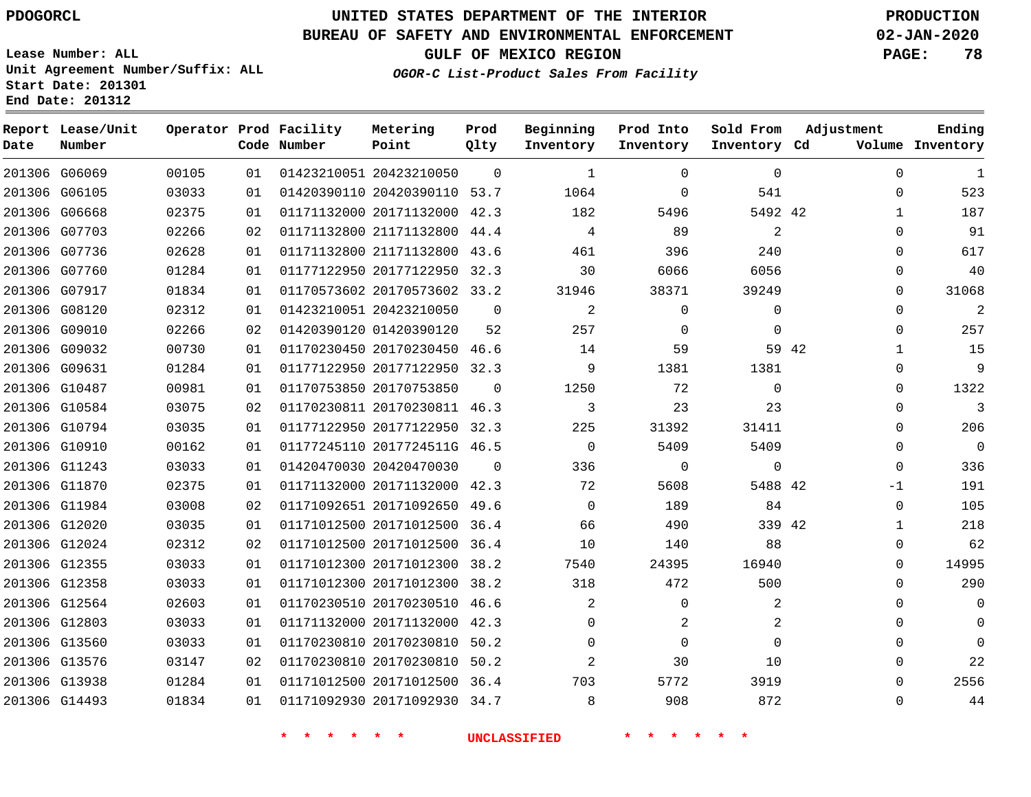# UNITED STATES DEPARTMENT OF THE INTERIOR
## BUREAU OF SAFETY AND ENVIRONMENTAL ENFORCEMENT
### GULF OF MEXICO REGION
*OGOR-C List-Product Sales From Facility*

PDOGORCL

PRODUCTION
02-JAN-2020

Lease Number: ALL
Unit Agreement Number/Suffix: ALL
Start Date: 201301
End Date: 201312

| Report Date | Lease/Unit Number | Operator | Prod Code | Facility Number | Metering Point | Prod Qlty | Beginning Inventory | Prod Into Inventory | Sold From Inventory | Adjustment Cd | Adjustment Volume | Ending Inventory |
|---|---|---|---|---|---|---|---|---|---|---|---|---|
| 201306 | G06069 | 00105 | 01 | 01423210051 | 20423210050 | 0 | 1 | 0 | 0 | | 0 | 1 |
| 201306 | G06105 | 03033 | 01 | 01420390110 | 20420390110 | 53.7 | 1064 | 0 | 541 | | 0 | 523 |
| 201306 | G06668 | 02375 | 01 | 01171132000 | 20171132000 | 42.3 | 182 | 5496 | 5492 | 42 | 1 | 187 |
| 201306 | G07703 | 02266 | 02 | 01171132800 | 21171132800 | 44.4 | 4 | 89 | 2 | | 0 | 91 |
| 201306 | G07736 | 02628 | 01 | 01171132800 | 21171132800 | 43.6 | 461 | 396 | 240 | | 0 | 617 |
| 201306 | G07760 | 01284 | 01 | 01177122950 | 20177122950 | 32.3 | 30 | 6066 | 6056 | | 0 | 40 |
| 201306 | G07917 | 01834 | 01 | 01170573602 | 20170573602 | 33.2 | 31946 | 38371 | 39249 | | 0 | 31068 |
| 201306 | G08120 | 02312 | 01 | 01423210051 | 20423210050 | 0 | 2 | 0 | 0 | | 0 | 2 |
| 201306 | G09010 | 02266 | 02 | 01420390120 | 01420390120 | 52 | 257 | 0 | 0 | | 0 | 257 |
| 201306 | G09032 | 00730 | 01 | 01170230450 | 20170230450 | 46.6 | 14 | 59 | 59 | 42 | 1 | 15 |
| 201306 | G09631 | 01284 | 01 | 01177122950 | 20177122950 | 32.3 | 9 | 1381 | 1381 | | 0 | 9 |
| 201306 | G10487 | 00981 | 01 | 01170753850 | 20170753850 | 0 | 1250 | 72 | 0 | | 0 | 1322 |
| 201306 | G10584 | 03075 | 02 | 01170230811 | 20170230811 | 46.3 | 3 | 23 | 23 | | 0 | 3 |
| 201306 | G10794 | 03035 | 01 | 01177122950 | 20177122950 | 32.3 | 225 | 31392 | 31411 | | 0 | 206 |
| 201306 | G10910 | 00162 | 01 | 01177245110 | 2017724511G | 46.5 | 0 | 5409 | 5409 | | 0 | 0 |
| 201306 | G11243 | 03033 | 01 | 01420470030 | 20420470030 | 0 | 336 | 0 | 0 | | 0 | 336 |
| 201306 | G11870 | 02375 | 01 | 01171132000 | 20171132000 | 42.3 | 72 | 5608 | 5488 | 42 | -1 | 191 |
| 201306 | G11984 | 03008 | 02 | 01171092651 | 20171092650 | 49.6 | 0 | 189 | 84 | | 0 | 105 |
| 201306 | G12020 | 03035 | 01 | 01171012500 | 20171012500 | 36.4 | 66 | 490 | 339 | 42 | 1 | 218 |
| 201306 | G12024 | 02312 | 02 | 01171012500 | 20171012500 | 36.4 | 10 | 140 | 88 | | 0 | 62 |
| 201306 | G12355 | 03033 | 01 | 01171012300 | 20171012300 | 38.2 | 7540 | 24395 | 16940 | | 0 | 14995 |
| 201306 | G12358 | 03033 | 01 | 01171012300 | 20171012300 | 38.2 | 318 | 472 | 500 | | 0 | 290 |
| 201306 | G12564 | 02603 | 01 | 01170230510 | 20170230510 | 46.6 | 2 | 0 | 2 | | 0 | 0 |
| 201306 | G12803 | 03033 | 01 | 01171132000 | 20171132000 | 42.3 | 0 | 2 | 2 | | 0 | 0 |
| 201306 | G13560 | 03033 | 01 | 01170230810 | 20170230810 | 50.2 | 0 | 0 | 0 | | 0 | 0 |
| 201306 | G13576 | 03147 | 02 | 01170230810 | 20170230810 | 50.2 | 2 | 30 | 10 | | 0 | 22 |
| 201306 | G13938 | 01284 | 01 | 01171012500 | 20171012500 | 36.4 | 703 | 5772 | 3919 | | 0 | 2556 |
| 201306 | G14493 | 01834 | 01 | 01171092930 | 20171092930 | 34.7 | 8 | 908 | 872 | | 0 | 44 |

* * * * * * UNCLASSIFIED * * * * * *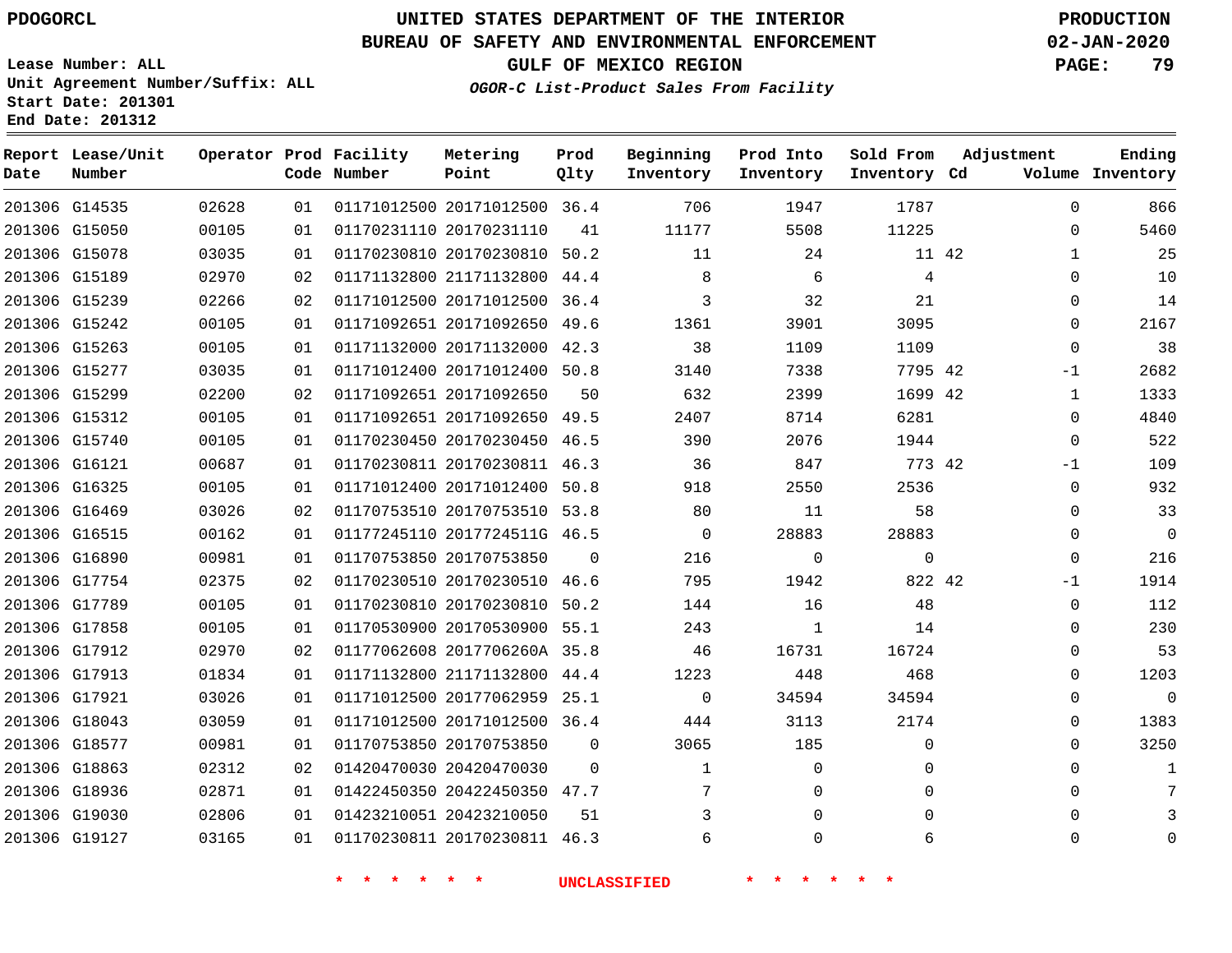PDOGORCL

# UNITED STATES DEPARTMENT OF THE INTERIOR
## BUREAU OF SAFETY AND ENVIRONMENTAL ENFORCEMENT
### GULF OF MEXICO REGION

PRODUCTION
02-JAN-2020

Lease Number: ALL
Unit Agreement Number/Suffix: ALL
Start Date: 201301
End Date: 201312

*OGOR-C List-Product Sales From Facility*

| Report Date | Lease/Unit Number | Operator | Prod Code | Facility Number | Metering Point | Prod Qlty | Beginning Inventory | Prod Into Inventory | Sold From Inventory | Adjustment Cd | Adjustment Volume | Ending Inventory |
|---|---|---|---|---|---|---|---|---|---|---|---|---|
| 201306 | G14535 | 02628 | 01 | 01171012500 | 20171012500 | 36.4 | 706 | 1947 | 1787 | | 0 | 866 |
| 201306 | G15050 | 00105 | 01 | 01170231110 | 20170231110 | 41 | 11177 | 5508 | 11225 | | 0 | 5460 |
| 201306 | G15078 | 03035 | 01 | 01170230810 | 20170230810 | 50.2 | 11 | 24 | 11 | 42 | 1 | 25 |
| 201306 | G15189 | 02970 | 02 | 01171132800 | 21171132800 | 44.4 | 8 | 6 | 4 | | 0 | 10 |
| 201306 | G15239 | 02266 | 02 | 01171012500 | 20171012500 | 36.4 | 3 | 32 | 21 | | 0 | 14 |
| 201306 | G15242 | 00105 | 01 | 01171092651 | 20171092650 | 49.6 | 1361 | 3901 | 3095 | | 0 | 2167 |
| 201306 | G15263 | 00105 | 01 | 01171132000 | 20171132000 | 42.3 | 38 | 1109 | 1109 | | 0 | 38 |
| 201306 | G15277 | 03035 | 01 | 01171012400 | 20171012400 | 50.8 | 3140 | 7338 | 7795 | 42 | -1 | 2682 |
| 201306 | G15299 | 02200 | 02 | 01171092651 | 20171092650 | 50 | 632 | 2399 | 1699 | 42 | 1 | 1333 |
| 201306 | G15312 | 00105 | 01 | 01171092651 | 20171092650 | 49.5 | 2407 | 8714 | 6281 | | 0 | 4840 |
| 201306 | G15740 | 00105 | 01 | 01170230450 | 20170230450 | 46.5 | 390 | 2076 | 1944 | | 0 | 522 |
| 201306 | G16121 | 00687 | 01 | 01170230811 | 20170230811 | 46.3 | 36 | 847 | 773 | 42 | -1 | 109 |
| 201306 | G16325 | 00105 | 01 | 01171012400 | 20171012400 | 50.8 | 918 | 2550 | 2536 | | 0 | 932 |
| 201306 | G16469 | 03026 | 02 | 01170753510 | 20170753510 | 53.8 | 80 | 11 | 58 | | 0 | 33 |
| 201306 | G16515 | 00162 | 01 | 01177245110 | 2017724511G | 46.5 | 0 | 28883 | 28883 | | 0 | 0 |
| 201306 | G16890 | 00981 | 01 | 01170753850 | 20170753850 | 0 | 216 | 0 | 0 | | 0 | 216 |
| 201306 | G17754 | 02375 | 02 | 01170230510 | 20170230510 | 46.6 | 795 | 1942 | 822 | 42 | -1 | 1914 |
| 201306 | G17789 | 00105 | 01 | 01170230810 | 20170230810 | 50.2 | 144 | 16 | 48 | | 0 | 112 |
| 201306 | G17858 | 00105 | 01 | 01170530900 | 20170530900 | 55.1 | 243 | 1 | 14 | | 0 | 230 |
| 201306 | G17912 | 02970 | 02 | 01177062608 | 2017706260A | 35.8 | 46 | 16731 | 16724 | | 0 | 53 |
| 201306 | G17913 | 01834 | 01 | 01171132800 | 21171132800 | 44.4 | 1223 | 448 | 468 | | 0 | 1203 |
| 201306 | G17921 | 03026 | 01 | 01171012500 | 20177062959 | 25.1 | 0 | 34594 | 34594 | | 0 | 0 |
| 201306 | G18043 | 03059 | 01 | 01171012500 | 20171012500 | 36.4 | 444 | 3113 | 2174 | | 0 | 1383 |
| 201306 | G18577 | 00981 | 01 | 01170753850 | 20170753850 | 0 | 3065 | 185 | 0 | | 0 | 3250 |
| 201306 | G18863 | 02312 | 02 | 01420470030 | 20420470030 | 0 | 1 | 0 | 0 | | 0 | 1 |
| 201306 | G18936 | 02871 | 01 | 01422450350 | 20422450350 | 47.7 | 7 | 0 | 0 | | 0 | 7 |
| 201306 | G19030 | 02806 | 01 | 01423210051 | 20423210050 | 51 | 3 | 0 | 0 | | 0 | 3 |
| 201306 | G19127 | 03165 | 01 | 01170230811 | 20170230811 | 46.3 | 6 | 0 | 6 | | 0 | 0 |

* * * * * * UNCLASSIFIED * * * * * *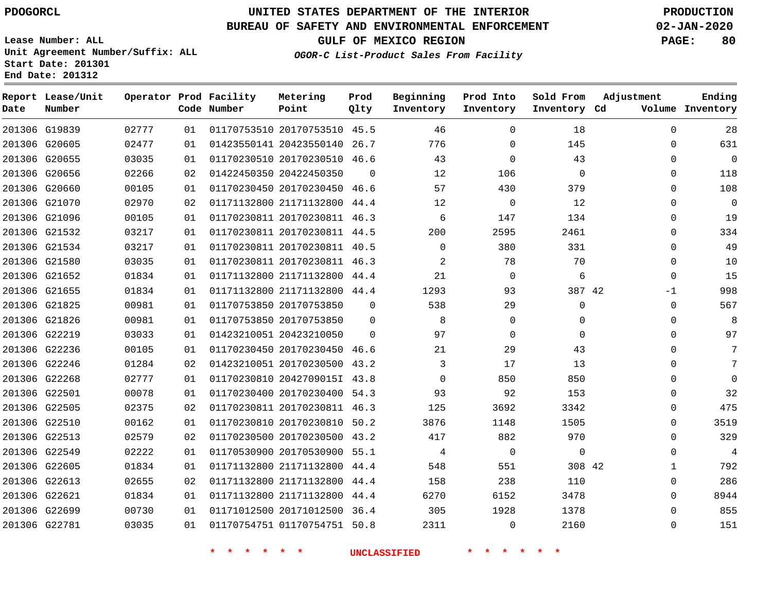PDOGORCL

# UNITED STATES DEPARTMENT OF THE INTERIOR
## BUREAU OF SAFETY AND ENVIRONMENTAL ENFORCEMENT
### GULF OF MEXICO REGION
*OGOR-C List-Product Sales From Facility*

PRODUCTION
02-JAN-2020

Lease Number: ALL
Unit Agreement Number/Suffix: ALL
Start Date: 201301
End Date: 201312

| Report Date | Lease/Unit Number | Operator | Prod Code | Facility Number | Metering Point | Prod Qlty | Beginning Inventory | Prod Into Inventory | Sold From Inventory | Adjustment Cd | Adjustment Volume | Ending Inventory |
|---|---|---|---|---|---|---|---|---|---|---|---|---|
| 201306 | G19839 | 02777 | 01 | 01170753510 | 20170753510 | 45.5 | 46 | 0 | 18 | | 0 | 28 |
| 201306 | G20605 | 02477 | 01 | 01423550141 | 20423550140 | 26.7 | 776 | 0 | 145 | | 0 | 631 |
| 201306 | G20655 | 03035 | 01 | 01170230510 | 20170230510 | 46.6 | 43 | 0 | 43 | | 0 | 0 |
| 201306 | G20656 | 02266 | 02 | 01422450350 | 20422450350 | 0 | 12 | 106 | 0 | | 0 | 118 |
| 201306 | G20660 | 00105 | 01 | 01170230450 | 20170230450 | 46.6 | 57 | 430 | 379 | | 0 | 108 |
| 201306 | G21070 | 02970 | 02 | 01171132800 | 21171132800 | 44.4 | 12 | 0 | 12 | | 0 | 0 |
| 201306 | G21096 | 00105 | 01 | 01170230811 | 20170230811 | 46.3 | 6 | 147 | 134 | | 0 | 19 |
| 201306 | G21532 | 03217 | 01 | 01170230811 | 20170230811 | 44.5 | 200 | 2595 | 2461 | | 0 | 334 |
| 201306 | G21534 | 03217 | 01 | 01170230811 | 20170230811 | 40.5 | 0 | 380 | 331 | | 0 | 49 |
| 201306 | G21580 | 03035 | 01 | 01170230811 | 20170230811 | 46.3 | 2 | 78 | 70 | | 0 | 10 |
| 201306 | G21652 | 01834 | 01 | 01171132800 | 21171132800 | 44.4 | 21 | 0 | 6 | | 0 | 15 |
| 201306 | G21655 | 01834 | 01 | 01171132800 | 21171132800 | 44.4 | 1293 | 93 | 387 | 42 | -1 | 998 |
| 201306 | G21825 | 00981 | 01 | 01170753850 | 20170753850 | 0 | 538 | 29 | 0 | | 0 | 567 |
| 201306 | G21826 | 00981 | 01 | 01170753850 | 20170753850 | 0 | 8 | 0 | 0 | | 0 | 8 |
| 201306 | G22219 | 03033 | 01 | 01423210051 | 20423210050 | 0 | 97 | 0 | 0 | | 0 | 97 |
| 201306 | G22236 | 00105 | 01 | 01170230450 | 20170230450 | 46.6 | 21 | 29 | 43 | | 0 | 7 |
| 201306 | G22246 | 01284 | 02 | 01423210051 | 20170230500 | 43.2 | 3 | 17 | 13 | | 0 | 7 |
| 201306 | G22268 | 02777 | 01 | 01170230810 | 2042709015I | 43.8 | 0 | 850 | 850 | | 0 | 0 |
| 201306 | G22501 | 00078 | 01 | 01170230400 | 20170230400 | 54.3 | 93 | 92 | 153 | | 0 | 32 |
| 201306 | G22505 | 02375 | 02 | 01170230811 | 20170230811 | 46.3 | 125 | 3692 | 3342 | | 0 | 475 |
| 201306 | G22510 | 00162 | 01 | 01170230810 | 20170230810 | 50.2 | 3876 | 1148 | 1505 | | 0 | 3519 |
| 201306 | G22513 | 02579 | 02 | 01170230500 | 20170230500 | 43.2 | 417 | 882 | 970 | | 0 | 329 |
| 201306 | G22549 | 02222 | 01 | 01170530900 | 20170530900 | 55.1 | 4 | 0 | 0 | | 0 | 4 |
| 201306 | G22605 | 01834 | 01 | 01171132800 | 21171132800 | 44.4 | 548 | 551 | 308 | 42 | 1 | 792 |
| 201306 | G22613 | 02655 | 02 | 01171132800 | 21171132800 | 44.4 | 158 | 238 | 110 | | 0 | 286 |
| 201306 | G22621 | 01834 | 01 | 01171132800 | 21171132800 | 44.4 | 6270 | 6152 | 3478 | | 0 | 8944 |
| 201306 | G22699 | 00730 | 01 | 01171012500 | 20171012500 | 36.4 | 305 | 1928 | 1378 | | 0 | 855 |
| 201306 | G22781 | 03035 | 01 | 01170754751 | 01170754751 | 50.8 | 2311 | 0 | 2160 | | 0 | 151 |

* * * * * * UNCLASSIFIED * * * * * *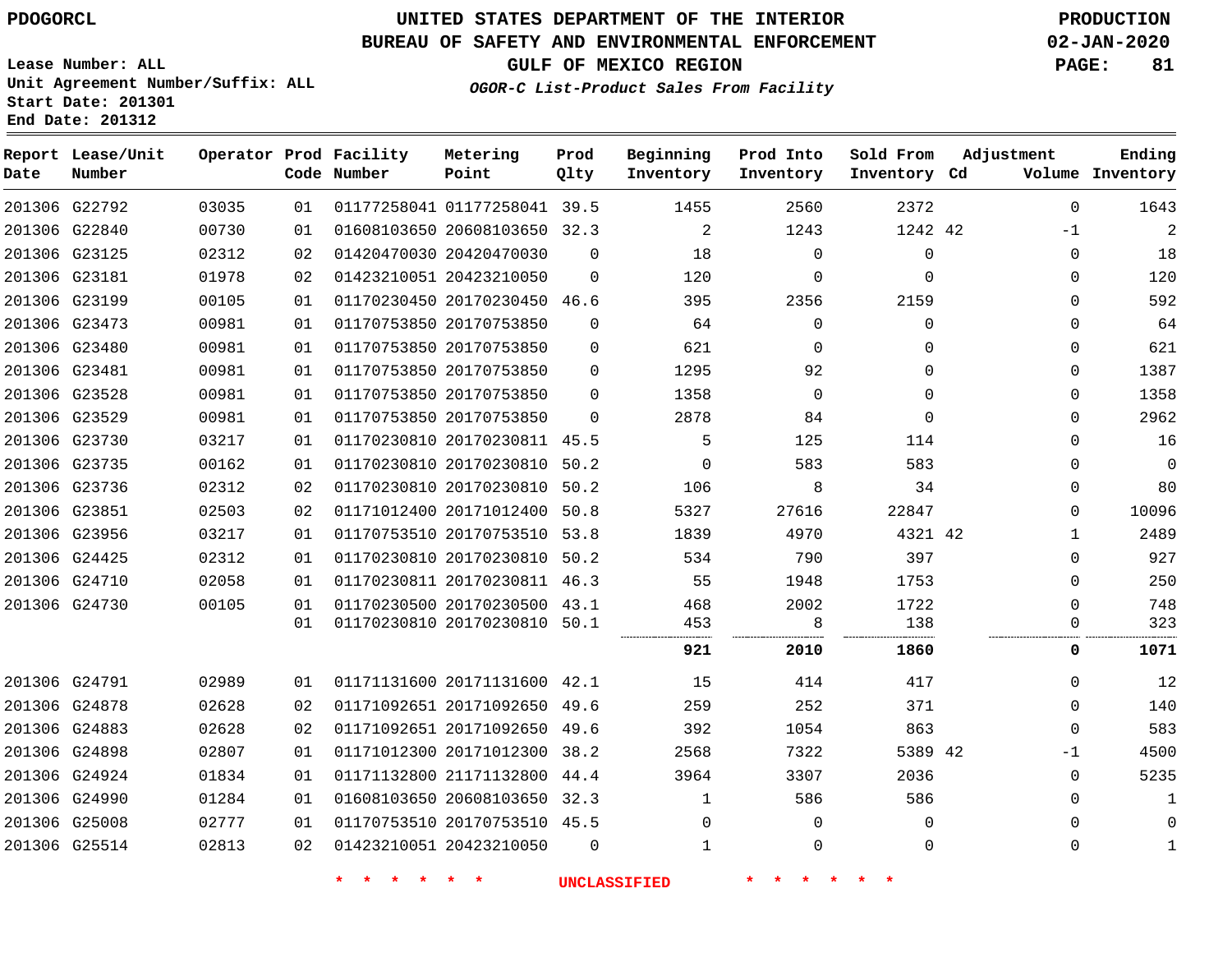# UNITED STATES DEPARTMENT OF THE INTERIOR
## BUREAU OF SAFETY AND ENVIRONMENTAL ENFORCEMENT
### GULF OF MEXICO REGION
*OGOR-C List-Product Sales From Facility*

PDOGORCL

Lease Number: ALL
Unit Agreement Number/Suffix: ALL
Start Date: 201301
End Date: 201312

PRODUCTION
02-JAN-2020

| Report Date | Lease/Unit Number | Operator | Prod Code | Facility Number | Metering Point | Prod Qlty | Beginning Inventory | Prod Into Inventory | Sold From Inventory | Adjustment Cd | Adjustment Volume | Ending Inventory |
|---|---|---|---|---|---|---|---|---|---|---|---|---|
| 201306 | G22792 | 03035 | 01 | 01177258041 | 01177258041 | 39.5 | 1455 | 2560 | 2372 | | 0 | 1643 |
| 201306 | G22840 | 00730 | 01 | 01608103650 | 20608103650 | 32.3 | 2 | 1243 | 1242 | 42 | -1 | 2 |
| 201306 | G23125 | 02312 | 02 | 01420470030 | 20420470030 | 0 | 18 | 0 | 0 | | 0 | 18 |
| 201306 | G23181 | 01978 | 02 | 01423210051 | 20423210050 | 0 | 120 | 0 | 0 | | 0 | 120 |
| 201306 | G23199 | 00105 | 01 | 01170230450 | 20170230450 | 46.6 | 395 | 2356 | 2159 | | 0 | 592 |
| 201306 | G23473 | 00981 | 01 | 01170753850 | 20170753850 | 0 | 64 | 0 | 0 | | 0 | 64 |
| 201306 | G23480 | 00981 | 01 | 01170753850 | 20170753850 | 0 | 621 | 0 | 0 | | 0 | 621 |
| 201306 | G23481 | 00981 | 01 | 01170753850 | 20170753850 | 0 | 1295 | 92 | 0 | | 0 | 1387 |
| 201306 | G23528 | 00981 | 01 | 01170753850 | 20170753850 | 0 | 1358 | 0 | 0 | | 0 | 1358 |
| 201306 | G23529 | 00981 | 01 | 01170753850 | 20170753850 | 0 | 2878 | 84 | 0 | | 0 | 2962 |
| 201306 | G23730 | 03217 | 01 | 01170230810 | 20170230811 | 45.5 | 5 | 125 | 114 | | 0 | 16 |
| 201306 | G23735 | 00162 | 01 | 01170230810 | 20170230810 | 50.2 | 0 | 583 | 583 | | 0 | 0 |
| 201306 | G23736 | 02312 | 02 | 01170230810 | 20170230810 | 50.2 | 106 | 8 | 34 | | 0 | 80 |
| 201306 | G23851 | 02503 | 02 | 01171012400 | 20171012400 | 50.8 | 5327 | 27616 | 22847 | | 0 | 10096 |
| 201306 | G23956 | 03217 | 01 | 01170753510 | 20170753510 | 53.8 | 1839 | 4970 | 4321 | 42 | 1 | 2489 |
| 201306 | G24425 | 02312 | 01 | 01170230810 | 20170230810 | 50.2 | 534 | 790 | 397 | | 0 | 927 |
| 201306 | G24710 | 02058 | 01 | 01170230811 | 20170230811 | 46.3 | 55 | 1948 | 1753 | | 0 | 250 |
| 201306 | G24730 | 00105 | 01 | 01170230500 | 20170230500 | 43.1 | 468 | 2002 | 1722 | | 0 | 748 |
| | | | 01 | 01170230810 | 20170230810 | 50.1 | 453 | 8 | 138 | | 0 | 323 |
| | | | | | | | **921** | **2010** | **1860** | | **0** | **1071** |
| 201306 | G24791 | 02989 | 01 | 01171131600 | 20171131600 | 42.1 | 15 | 414 | 417 | | 0 | 12 |
| 201306 | G24878 | 02628 | 02 | 01171092651 | 20171092650 | 49.6 | 259 | 252 | 371 | | 0 | 140 |
| 201306 | G24883 | 02628 | 02 | 01171092651 | 20171092650 | 49.6 | 392 | 1054 | 863 | | 0 | 583 |
| 201306 | G24898 | 02807 | 01 | 01171012300 | 20171012300 | 38.2 | 2568 | 7322 | 5389 | 42 | -1 | 4500 |
| 201306 | G24924 | 01834 | 01 | 01171132800 | 21171132800 | 44.4 | 3964 | 3307 | 2036 | | 0 | 5235 |
| 201306 | G24990 | 01284 | 01 | 01608103650 | 20608103650 | 32.3 | 1 | 586 | 586 | | 0 | 1 |
| 201306 | G25008 | 02777 | 01 | 01170753510 | 20170753510 | 45.5 | 0 | 0 | 0 | | 0 | 0 |
| 201306 | G25514 | 02813 | 02 | 01423210051 | 20423210050 | 0 | 1 | 0 | 0 | | 0 | 1 |

* * * * * * UNCLASSIFIED * * * * * *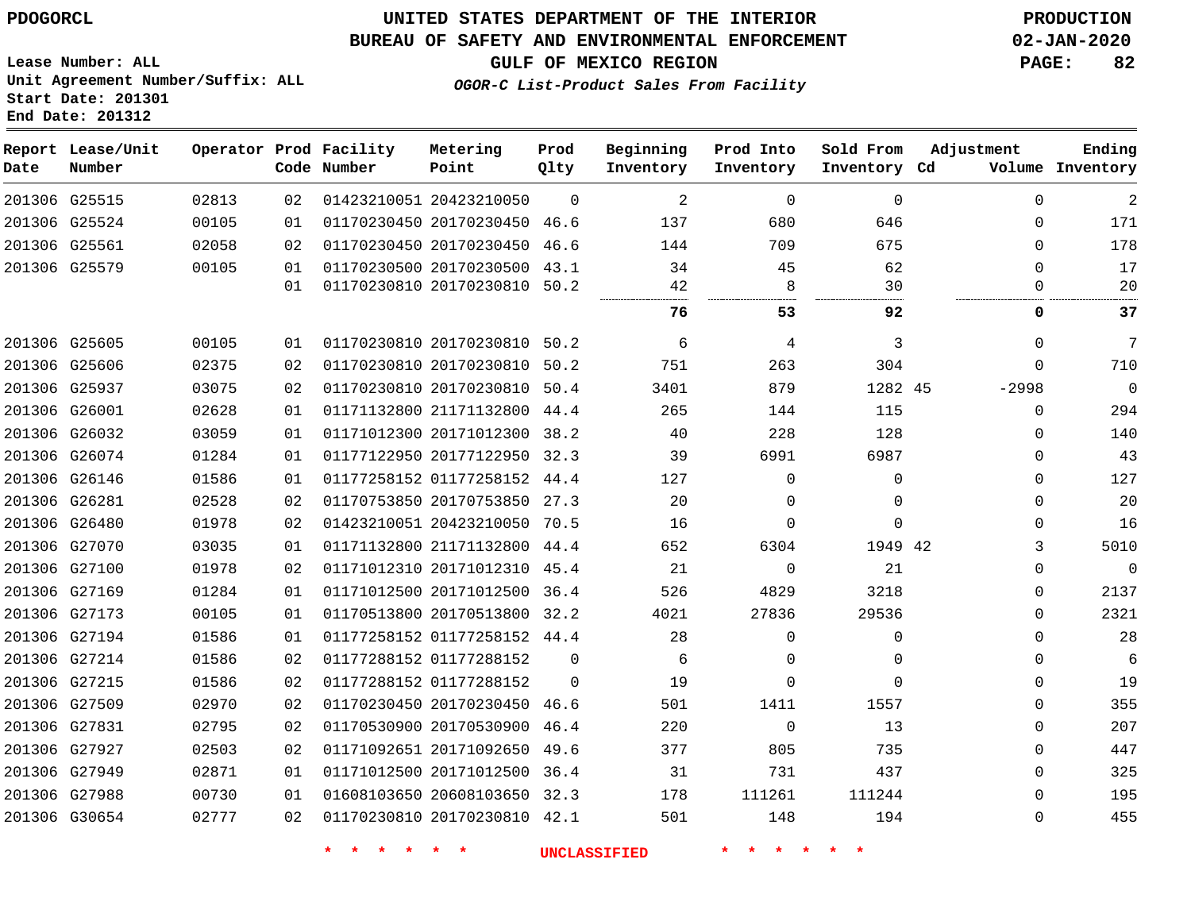# UNITED STATES DEPARTMENT OF THE INTERIOR
## BUREAU OF SAFETY AND ENVIRONMENTAL ENFORCEMENT
### GULF OF MEXICO REGION

*OGOR-C List-Product Sales From Facility*

PDOGORCL

PRODUCTION
02-JAN-2020

Lease Number: ALL
Unit Agreement Number/Suffix: ALL
Start Date: 201301
End Date: 201312

| Report Date | Lease/Unit Number | Operator | Prod Code | Facility Number | Metering Point | Prod Qlty | Beginning Inventory | Prod Into Inventory | Sold From Inventory | Adjustment Cd | Adjustment Volume | Ending Inventory |
|---|---|---|---|---|---|---|---|---|---|---|---|---|
| 201306 | G25515 | 02813 | 02 | 01423210051 | 20423210050 | 0 | 2 | 0 | 0 | | 0 | 2 |
| 201306 | G25524 | 00105 | 01 | 01170230450 | 20170230450 | 46.6 | 137 | 680 | 646 | | 0 | 171 |
| 201306 | G25561 | 02058 | 02 | 01170230450 | 20170230450 | 46.6 | 144 | 709 | 675 | | 0 | 178 |
| 201306 | G25579 | 00105 | 01 | 01170230500 | 20170230500 | 43.1 | 34 | 45 | 62 | | 0 | 17 |
| | | | 01 | 01170230810 | 20170230810 | 50.2 | 42 | 8 | 30 | | 0 | 20 |
| | | | | | | | **76** | **53** | **92** | | **0** | **37** |
| 201306 | G25605 | 00105 | 01 | 01170230810 | 20170230810 | 50.2 | 6 | 4 | 3 | | 0 | 7 |
| 201306 | G25606 | 02375 | 02 | 01170230810 | 20170230810 | 50.2 | 751 | 263 | 304 | | 0 | 710 |
| 201306 | G25937 | 03075 | 02 | 01170230810 | 20170230810 | 50.4 | 3401 | 879 | 1282 | 45 | -2998 | 0 |
| 201306 | G26001 | 02628 | 01 | 01171132800 | 21171132800 | 44.4 | 265 | 144 | 115 | | 0 | 294 |
| 201306 | G26032 | 03059 | 01 | 01171012300 | 20171012300 | 38.2 | 40 | 228 | 128 | | 0 | 140 |
| 201306 | G26074 | 01284 | 01 | 01177122950 | 20177122950 | 32.3 | 39 | 6991 | 6987 | | 0 | 43 |
| 201306 | G26146 | 01586 | 01 | 01177258152 | 01177258152 | 44.4 | 127 | 0 | 0 | | 0 | 127 |
| 201306 | G26281 | 02528 | 02 | 01170753850 | 20170753850 | 27.3 | 20 | 0 | 0 | | 0 | 20 |
| 201306 | G26480 | 01978 | 02 | 01423210051 | 20423210050 | 70.5 | 16 | 0 | 0 | | 0 | 16 |
| 201306 | G27070 | 03035 | 01 | 01171132800 | 21171132800 | 44.4 | 652 | 6304 | 1949 | 42 | 3 | 5010 |
| 201306 | G27100 | 01978 | 02 | 01171012310 | 20171012310 | 45.4 | 21 | 0 | 21 | | 0 | 0 |
| 201306 | G27169 | 01284 | 01 | 01171012500 | 20171012500 | 36.4 | 526 | 4829 | 3218 | | 0 | 2137 |
| 201306 | G27173 | 00105 | 01 | 01170513800 | 20170513800 | 32.2 | 4021 | 27836 | 29536 | | 0 | 2321 |
| 201306 | G27194 | 01586 | 01 | 01177258152 | 01177258152 | 44.4 | 28 | 0 | 0 | | 0 | 28 |
| 201306 | G27214 | 01586 | 02 | 01177288152 | 01177288152 | 0 | 6 | 0 | 0 | | 0 | 6 |
| 201306 | G27215 | 01586 | 02 | 01177288152 | 01177288152 | 0 | 19 | 0 | 0 | | 0 | 19 |
| 201306 | G27509 | 02970 | 02 | 01170230450 | 20170230450 | 46.6 | 501 | 1411 | 1557 | | 0 | 355 |
| 201306 | G27831 | 02795 | 02 | 01170530900 | 20170530900 | 46.4 | 220 | 0 | 13 | | 0 | 207 |
| 201306 | G27927 | 02503 | 02 | 01171092651 | 20171092650 | 49.6 | 377 | 805 | 735 | | 0 | 447 |
| 201306 | G27949 | 02871 | 01 | 01171012500 | 20171012500 | 36.4 | 31 | 731 | 437 | | 0 | 325 |
| 201306 | G27988 | 00730 | 01 | 01608103650 | 20608103650 | 32.3 | 178 | 111261 | 111244 | | 0 | 195 |
| 201306 | G30654 | 02777 | 02 | 01170230810 | 20170230810 | 42.1 | 501 | 148 | 194 | | 0 | 455 |

* * * * * * UNCLASSIFIED * * * * * *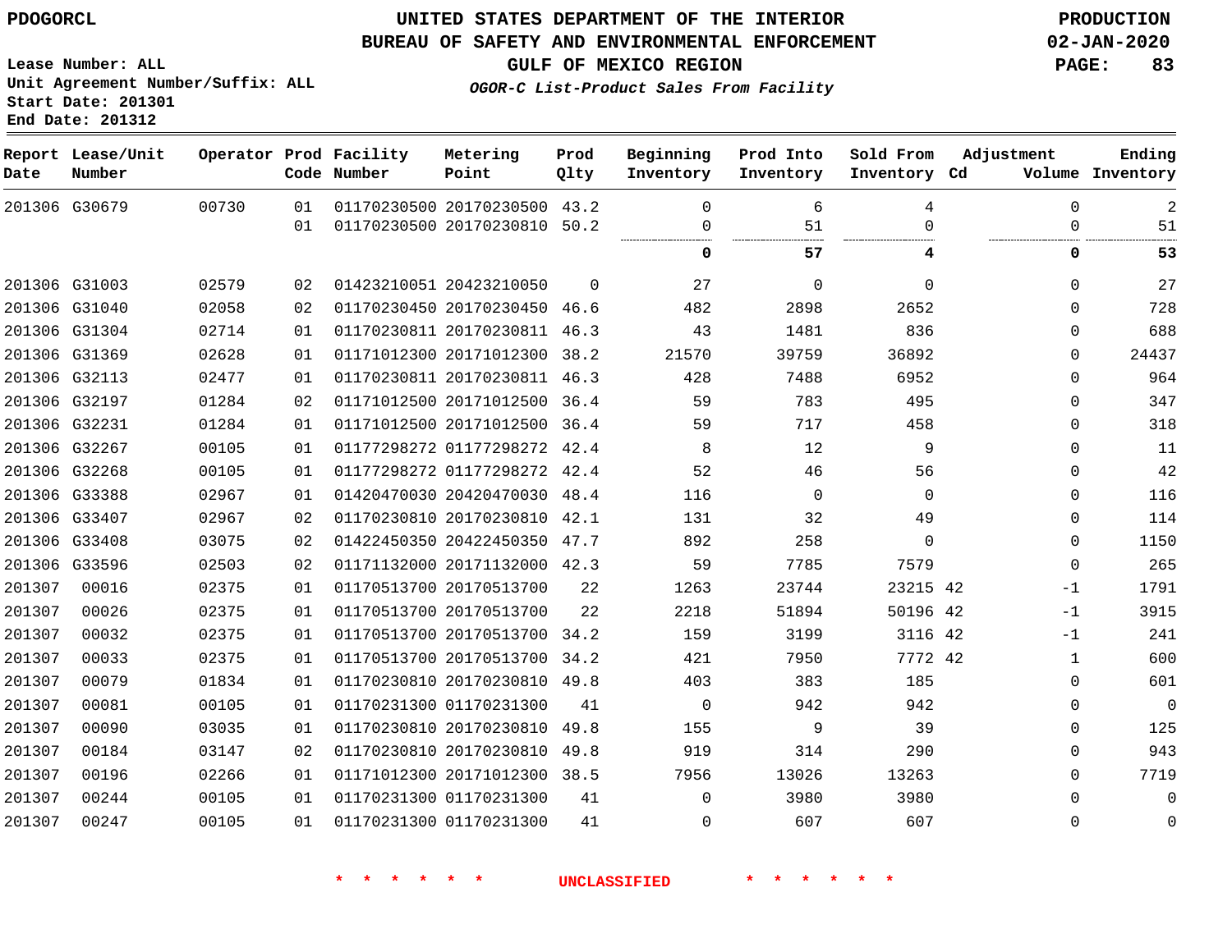PDOGORCL

# UNITED STATES DEPARTMENT OF THE INTERIOR
## BUREAU OF SAFETY AND ENVIRONMENTAL ENFORCEMENT
### GULF OF MEXICO REGION

*OGOR-C List-Product Sales From Facility*

PRODUCTION
02-JAN-2020

Lease Number: ALL
Unit Agreement Number/Suffix: ALL
Start Date: 201301
End Date: 201312

| Report Date | Lease/Unit Number | Operator | Prod Code | Facility Number | Metering Point | Prod Qlty | Beginning Inventory | Prod Into Inventory | Sold From Inventory | Adjustment Cd | Volume | Ending Inventory |
|---|---|---|---|---|---|---|---|---|---|---|---|---|
| 201306 | G30679 | 00730 | 01 | 01170230500 | 20170230500 | 43.2 | 0 | 6 | 4 | | 0 | 2 |
| | | | 01 | 01170230500 | 20170230810 | 50.2 | 0 | 51 | 0 | | 0 | 51 |
| | | | | | | | **0** | **57** | **4** | | **0** | **53** |
| 201306 | G31003 | 02579 | 02 | 01423210051 | 20423210050 | 0 | 27 | 0 | 0 | | 0 | 27 |
| 201306 | G31040 | 02058 | 02 | 01170230450 | 20170230450 | 46.6 | 482 | 2898 | 2652 | | 0 | 728 |
| 201306 | G31304 | 02714 | 01 | 01170230811 | 20170230811 | 46.3 | 43 | 1481 | 836 | | 0 | 688 |
| 201306 | G31369 | 02628 | 01 | 01171012300 | 20171012300 | 38.2 | 21570 | 39759 | 36892 | | 0 | 24437 |
| 201306 | G32113 | 02477 | 01 | 01170230811 | 20170230811 | 46.3 | 428 | 7488 | 6952 | | 0 | 964 |
| 201306 | G32197 | 01284 | 02 | 01171012500 | 20171012500 | 36.4 | 59 | 783 | 495 | | 0 | 347 |
| 201306 | G32231 | 01284 | 01 | 01171012500 | 20171012500 | 36.4 | 59 | 717 | 458 | | 0 | 318 |
| 201306 | G32267 | 00105 | 01 | 01177298272 | 01177298272 | 42.4 | 8 | 12 | 9 | | 0 | 11 |
| 201306 | G32268 | 00105 | 01 | 01177298272 | 01177298272 | 42.4 | 52 | 46 | 56 | | 0 | 42 |
| 201306 | G33388 | 02967 | 01 | 01420470030 | 20420470030 | 48.4 | 116 | 0 | 0 | | 0 | 116 |
| 201306 | G33407 | 02967 | 02 | 01170230810 | 20170230810 | 42.1 | 131 | 32 | 49 | | 0 | 114 |
| 201306 | G33408 | 03075 | 02 | 01422450350 | 20422450350 | 47.7 | 892 | 258 | 0 | | 0 | 1150 |
| 201306 | G33596 | 02503 | 02 | 01171132000 | 20171132000 | 42.3 | 59 | 7785 | 7579 | | 0 | 265 |
| 201307 | 00016 | 02375 | 01 | 01170513700 | 20170513700 | 22 | 1263 | 23744 | 23215 | 42 | -1 | 1791 |
| 201307 | 00026 | 02375 | 01 | 01170513700 | 20170513700 | 22 | 2218 | 51894 | 50196 | 42 | -1 | 3915 |
| 201307 | 00032 | 02375 | 01 | 01170513700 | 20170513700 | 34.2 | 159 | 3199 | 3116 | 42 | -1 | 241 |
| 201307 | 00033 | 02375 | 01 | 01170513700 | 20170513700 | 34.2 | 421 | 7950 | 7772 | 42 | 1 | 600 |
| 201307 | 00079 | 01834 | 01 | 01170230810 | 20170230810 | 49.8 | 403 | 383 | 185 | | 0 | 601 |
| 201307 | 00081 | 00105 | 01 | 01170231300 | 01170231300 | 41 | 0 | 942 | 942 | | 0 | 0 |
| 201307 | 00090 | 03035 | 01 | 01170230810 | 20170230810 | 49.8 | 155 | 9 | 39 | | 0 | 125 |
| 201307 | 00184 | 03147 | 02 | 01170230810 | 20170230810 | 49.8 | 919 | 314 | 290 | | 0 | 943 |
| 201307 | 00196 | 02266 | 01 | 01171012300 | 20171012300 | 38.5 | 7956 | 13026 | 13263 | | 0 | 7719 |
| 201307 | 00244 | 00105 | 01 | 01170231300 | 01170231300 | 41 | 0 | 3980 | 3980 | | 0 | 0 |
| 201307 | 00247 | 00105 | 01 | 01170231300 | 01170231300 | 41 | 0 | 607 | 607 | | 0 | 0 |

* * * * * * UNCLASSIFIED * * * * * *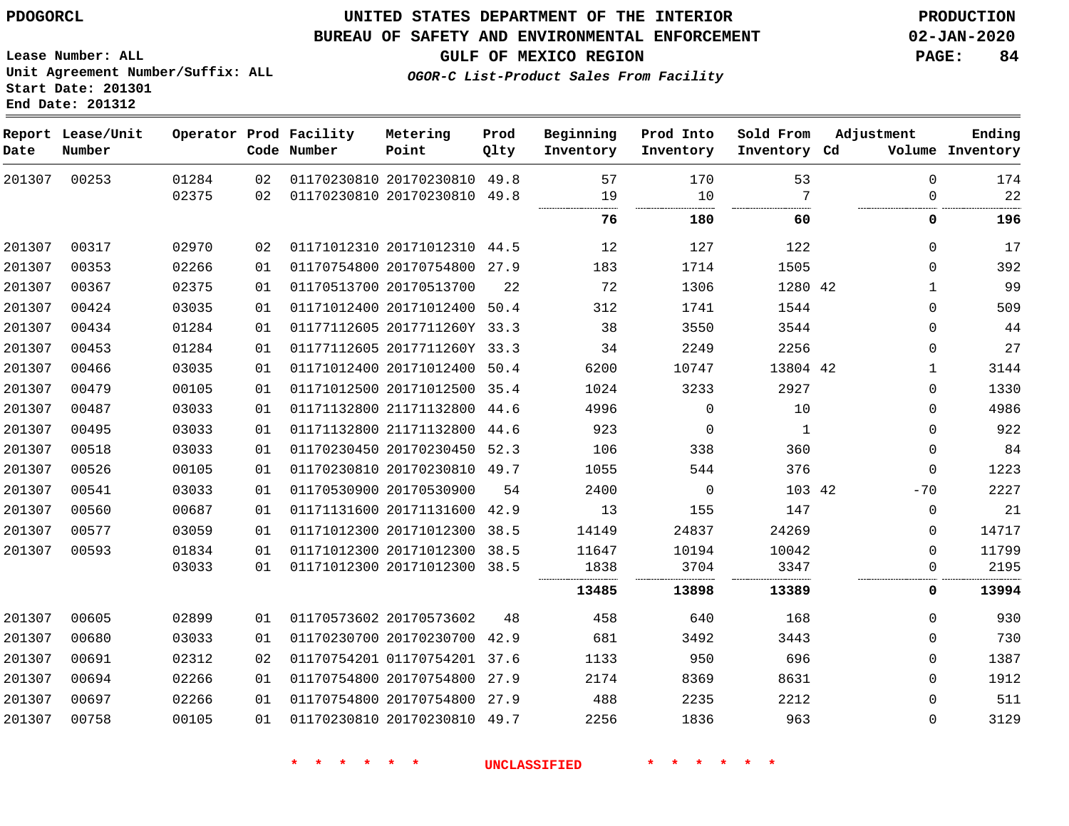PDOGORCL

# UNITED STATES DEPARTMENT OF THE INTERIOR
## BUREAU OF SAFETY AND ENVIRONMENTAL ENFORCEMENT
### GULF OF MEXICO REGION
*OGOR-C List-Product Sales From Facility*

PRODUCTION
02-JAN-2020

Lease Number: ALL
Unit Agreement Number/Suffix: ALL
Start Date: 201301
End Date: 201312

| Report Date | Lease/Unit Number | Operator | Prod Code | Facility Number | Metering Point | Prod Qlty | Beginning Inventory | Prod Into Inventory | Sold From Inventory | Adjustment Cd | Adjustment Volume | Ending Inventory |
|---|---|---|---|---|---|---|---|---|---|---|---|---|
| 201307 | 00253 | 01284 | 02 | 01170230810 | 20170230810 | 49.8 | 57 | 170 | 53 | | 0 | 174 |
| | | 02375 | 02 | 01170230810 | 20170230810 | 49.8 | 19 | 10 | 7 | | 0 | 22 |
| | | | | | | | **76** | **180** | **60** | | **0** | **196** |
| 201307 | 00317 | 02970 | 02 | 01171012310 | 20171012310 | 44.5 | 12 | 127 | 122 | | 0 | 17 |
| 201307 | 00353 | 02266 | 01 | 01170754800 | 20170754800 | 27.9 | 183 | 1714 | 1505 | | 0 | 392 |
| 201307 | 00367 | 02375 | 01 | 01170513700 | 20170513700 | 22 | 72 | 1306 | 1280 | 42 | 1 | 99 |
| 201307 | 00424 | 03035 | 01 | 01171012400 | 20171012400 | 50.4 | 312 | 1741 | 1544 | | 0 | 509 |
| 201307 | 00434 | 01284 | 01 | 01177112605 | 2017711260Y | 33.3 | 38 | 3550 | 3544 | | 0 | 44 |
| 201307 | 00453 | 01284 | 01 | 01177112605 | 2017711260Y | 33.3 | 34 | 2249 | 2256 | | 0 | 27 |
| 201307 | 00466 | 03035 | 01 | 01171012400 | 20171012400 | 50.4 | 6200 | 10747 | 13804 | 42 | 1 | 3144 |
| 201307 | 00479 | 00105 | 01 | 01171012500 | 20171012500 | 35.4 | 1024 | 3233 | 2927 | | 0 | 1330 |
| 201307 | 00487 | 03033 | 01 | 01171132800 | 21171132800 | 44.6 | 4996 | 0 | 10 | | 0 | 4986 |
| 201307 | 00495 | 03033 | 01 | 01171132800 | 21171132800 | 44.6 | 923 | 0 | 1 | | 0 | 922 |
| 201307 | 00518 | 03033 | 01 | 01170230450 | 20170230450 | 52.3 | 106 | 338 | 360 | | 0 | 84 |
| 201307 | 00526 | 00105 | 01 | 01170230810 | 20170230810 | 49.7 | 1055 | 544 | 376 | | 0 | 1223 |
| 201307 | 00541 | 03033 | 01 | 01170530900 | 20170530900 | 54 | 2400 | 0 | 103 | 42 | -70 | 2227 |
| 201307 | 00560 | 00687 | 01 | 01171131600 | 20171131600 | 42.9 | 13 | 155 | 147 | | 0 | 21 |
| 201307 | 00577 | 03059 | 01 | 01171012300 | 20171012300 | 38.5 | 14149 | 24837 | 24269 | | 0 | 14717 |
| 201307 | 00593 | 01834 | 01 | 01171012300 | 20171012300 | 38.5 | 11647 | 10194 | 10042 | | 0 | 11799 |
| | | 03033 | 01 | 01171012300 | 20171012300 | 38.5 | 1838 | 3704 | 3347 | | 0 | 2195 |
| | | | | | | | **13485** | **13898** | **13389** | | **0** | **13994** |
| 201307 | 00605 | 02899 | 01 | 01170573602 | 20170573602 | 48 | 458 | 640 | 168 | | 0 | 930 |
| 201307 | 00680 | 03033 | 01 | 01170230700 | 20170230700 | 42.9 | 681 | 3492 | 3443 | | 0 | 730 |
| 201307 | 00691 | 02312 | 02 | 01170754201 | 01170754201 | 37.6 | 1133 | 950 | 696 | | 0 | 1387 |
| 201307 | 00694 | 02266 | 01 | 01170754800 | 20170754800 | 27.9 | 2174 | 8369 | 8631 | | 0 | 1912 |
| 201307 | 00697 | 02266 | 01 | 01170754800 | 20170754800 | 27.9 | 488 | 2235 | 2212 | | 0 | 511 |
| 201307 | 00758 | 00105 | 01 | 01170230810 | 20170230810 | 49.7 | 2256 | 1836 | 963 | | 0 | 3129 |

* * * * * * UNCLASSIFIED * * * * * *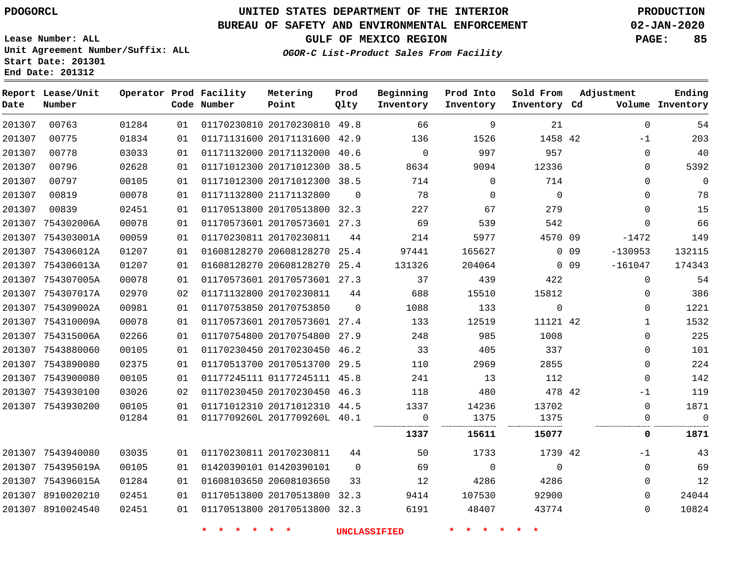PDOGORCL

# UNITED STATES DEPARTMENT OF THE INTERIOR
## BUREAU OF SAFETY AND ENVIRONMENTAL ENFORCEMENT
### GULF OF MEXICO REGION
*OGOR-C List-Product Sales From Facility*

PRODUCTION
02-JAN-2020

Lease Number: ALL
Unit Agreement Number/Suffix: ALL
Start Date: 201301
End Date: 201312

| Report Date | Lease/Unit Number | Operator | Prod Code | Facility Number | Metering Point | Prod Qlty | Beginning Inventory | Prod Into Inventory | Sold From Inventory | Adjustment Cd | Adjustment Volume | Ending Inventory |
|---|---|---|---|---|---|---|---|---|---|---|---|---|
| 201307 | 00763 | 01284 | 01 | 01170230810 | 20170230810 | 49.8 | 66 | 9 | 21 | | 0 | 54 |
| 201307 | 00775 | 01834 | 01 | 01171131600 | 20171131600 | 42.9 | 136 | 1526 | 1458 | 42 | -1 | 203 |
| 201307 | 00778 | 03033 | 01 | 01171132000 | 20171132000 | 40.6 | 0 | 997 | 957 | | 0 | 40 |
| 201307 | 00796 | 02628 | 01 | 01171012300 | 20171012300 | 38.5 | 8634 | 9094 | 12336 | | 0 | 5392 |
| 201307 | 00797 | 00105 | 01 | 01171012300 | 20171012300 | 38.5 | 714 | 0 | 714 | | 0 | 0 |
| 201307 | 00819 | 00078 | 01 | 01171132800 | 21171132800 | 0 | 78 | 0 | 0 | | 0 | 78 |
| 201307 | 00839 | 02451 | 01 | 01170513800 | 20170513800 | 32.3 | 227 | 67 | 279 | | 0 | 15 |
| 201307 | 754302006A | 00078 | 01 | 01170573601 | 20170573601 | 27.3 | 69 | 539 | 542 | | 0 | 66 |
| 201307 | 754303001A | 00059 | 01 | 01170230811 | 20170230811 | 44 | 214 | 5977 | 4570 | 09 | -1472 | 149 |
| 201307 | 754306012A | 01207 | 01 | 01608128270 | 20608128270 | 25.4 | 97441 | 165627 | 0 | 09 | -130953 | 132115 |
| 201307 | 754306013A | 01207 | 01 | 01608128270 | 20608128270 | 25.4 | 131326 | 204064 | 0 | 09 | -161047 | 174343 |
| 201307 | 754307005A | 00078 | 01 | 01170573601 | 20170573601 | 27.3 | 37 | 439 | 422 | | 0 | 54 |
| 201307 | 754307017A | 02970 | 02 | 01171132800 | 20170230811 | 44 | 688 | 15510 | 15812 | | 0 | 386 |
| 201307 | 754309002A | 00981 | 01 | 01170753850 | 20170753850 | 0 | 1088 | 133 | 0 | | 0 | 1221 |
| 201307 | 754310009A | 00078 | 01 | 01170573601 | 20170573601 | 27.4 | 133 | 12519 | 11121 | 42 | 1 | 1532 |
| 201307 | 754315006A | 02266 | 01 | 01170754800 | 20170754800 | 27.9 | 248 | 985 | 1008 | | 0 | 225 |
| 201307 | 7543880060 | 00105 | 01 | 01170230450 | 20170230450 | 46.2 | 33 | 405 | 337 | | 0 | 101 |
| 201307 | 7543890080 | 02375 | 01 | 01170513700 | 20170513700 | 29.5 | 110 | 2969 | 2855 | | 0 | 224 |
| 201307 | 7543900080 | 00105 | 01 | 01177245111 | 01177245111 | 45.8 | 241 | 13 | 112 | | 0 | 142 |
| 201307 | 7543930100 | 03026 | 02 | 01170230450 | 20170230450 | 46.3 | 118 | 480 | 478 | 42 | -1 | 119 |
| 201307 | 7543930200 | 00105 | 01 | 01171012310 | 20171012310 | 44.5 | 1337 | 14236 | 13702 | | 0 | 1871 |
| | | 01284 | 01 | 0117709260L | 2017709260L | 40.1 | 0 | 1375 | 1375 | | 0 | 0 |
| | | | | | | | **1337** | **15611** | **15077** | | **0** | **1871** |
| 201307 | 7543940080 | 03035 | 01 | 01170230811 | 20170230811 | 44 | 50 | 1733 | 1739 | 42 | -1 | 43 |
| 201307 | 754395019A | 00105 | 01 | 01420390101 | 01420390101 | 0 | 69 | 0 | 0 | | 0 | 69 |
| 201307 | 754396015A | 01284 | 01 | 01608103650 | 20608103650 | 33 | 12 | 4286 | 4286 | | 0 | 12 |
| 201307 | 8910020210 | 02451 | 01 | 01170513800 | 20170513800 | 32.3 | 9414 | 107530 | 92900 | | 0 | 24044 |
| 201307 | 8910024540 | 02451 | 01 | 01170513800 | 20170513800 | 32.3 | 6191 | 48407 | 43774 | | 0 | 10824 |

\* \* \* \* \* \* UNCLASSIFIED \* \* \* \* \* \*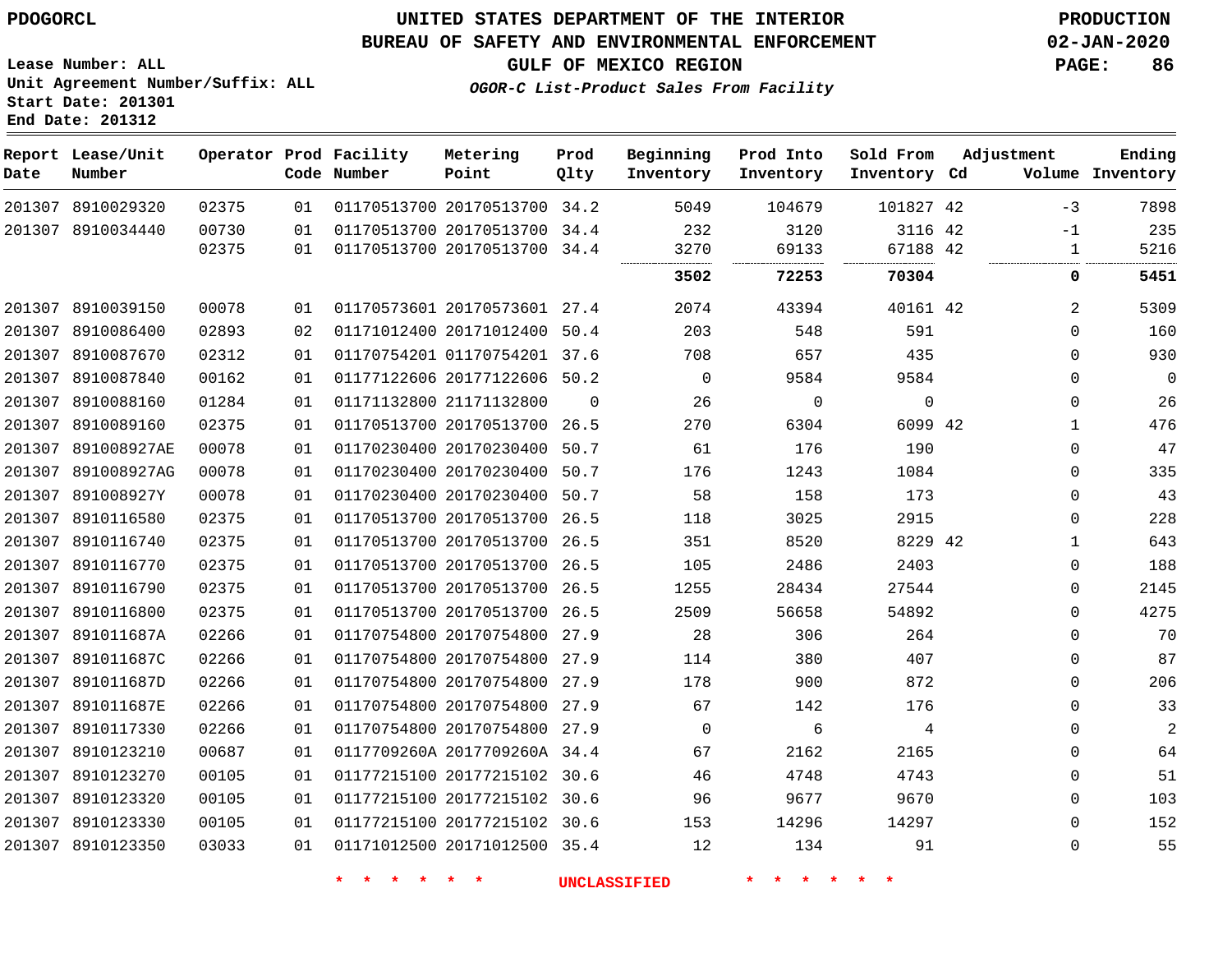PDOGORCL

# UNITED STATES DEPARTMENT OF THE INTERIOR
## BUREAU OF SAFETY AND ENVIRONMENTAL ENFORCEMENT
### GULF OF MEXICO REGION
*OGOR-C List-Product Sales From Facility*

PRODUCTION
02-JAN-2020

Lease Number: ALL
Unit Agreement Number/Suffix: ALL
Start Date: 201301
End Date: 201312

| Report Date | Lease/Unit Number | Operator | Prod Code | Facility Number | Metering Point | Prod Qlty | Beginning Inventory | Prod Into Inventory | Sold From Inventory | Adjustment Cd | Volume | Ending Inventory |
|---|---|---|---|---|---|---|---|---|---|---|---|---|
| 201307 | 8910029320 | 02375 | 01 | 01170513700 | 20170513700 | 34.2 | 5049 | 104679 | 101827 | 42 | -3 | 7898 |
| 201307 | 8910034440 | 00730 | 01 | 01170513700 | 20170513700 | 34.4 | 232 | 3120 | 3116 | 42 | -1 | 235 |
| | | 02375 | 01 | 01170513700 | 20170513700 | 34.4 | 3270 | 69133 | 67188 | 42 | 1 | 5216 |
| | | | | | | | **3502** | **72253** | **70304** | | **0** | **5451** |
| 201307 | 8910039150 | 00078 | 01 | 01170573601 | 20170573601 | 27.4 | 2074 | 43394 | 40161 | 42 | 2 | 5309 |
| 201307 | 8910086400 | 02893 | 02 | 01171012400 | 20171012400 | 50.4 | 203 | 548 | 591 | | 0 | 160 |
| 201307 | 8910087670 | 02312 | 01 | 01170754201 | 01170754201 | 37.6 | 708 | 657 | 435 | | 0 | 930 |
| 201307 | 8910087840 | 00162 | 01 | 01177122606 | 20177122606 | 50.2 | 0 | 9584 | 9584 | | 0 | 0 |
| 201307 | 8910088160 | 01284 | 01 | 01171132800 | 21171132800 | 0 | 26 | 0 | 0 | | 0 | 26 |
| 201307 | 8910089160 | 02375 | 01 | 01170513700 | 20170513700 | 26.5 | 270 | 6304 | 6099 | 42 | 1 | 476 |
| 201307 | 891008927AE | 00078 | 01 | 01170230400 | 20170230400 | 50.7 | 61 | 176 | 190 | | 0 | 47 |
| 201307 | 891008927AG | 00078 | 01 | 01170230400 | 20170230400 | 50.7 | 176 | 1243 | 1084 | | 0 | 335 |
| 201307 | 891008927Y | 00078 | 01 | 01170230400 | 20170230400 | 50.7 | 58 | 158 | 173 | | 0 | 43 |
| 201307 | 8910116580 | 02375 | 01 | 01170513700 | 20170513700 | 26.5 | 118 | 3025 | 2915 | | 0 | 228 |
| 201307 | 8910116740 | 02375 | 01 | 01170513700 | 20170513700 | 26.5 | 351 | 8520 | 8229 | 42 | 1 | 643 |
| 201307 | 8910116770 | 02375 | 01 | 01170513700 | 20170513700 | 26.5 | 105 | 2486 | 2403 | | 0 | 188 |
| 201307 | 8910116790 | 02375 | 01 | 01170513700 | 20170513700 | 26.5 | 1255 | 28434 | 27544 | | 0 | 2145 |
| 201307 | 8910116800 | 02375 | 01 | 01170513700 | 20170513700 | 26.5 | 2509 | 56658 | 54892 | | 0 | 4275 |
| 201307 | 891011687A | 02266 | 01 | 01170754800 | 20170754800 | 27.9 | 28 | 306 | 264 | | 0 | 70 |
| 201307 | 891011687C | 02266 | 01 | 01170754800 | 20170754800 | 27.9 | 114 | 380 | 407 | | 0 | 87 |
| 201307 | 891011687D | 02266 | 01 | 01170754800 | 20170754800 | 27.9 | 178 | 900 | 872 | | 0 | 206 |
| 201307 | 891011687E | 02266 | 01 | 01170754800 | 20170754800 | 27.9 | 67 | 142 | 176 | | 0 | 33 |
| 201307 | 8910117330 | 02266 | 01 | 01170754800 | 20170754800 | 27.9 | 0 | 6 | 4 | | 0 | 2 |
| 201307 | 8910123210 | 00687 | 01 | 0117709260A | 2017709260A | 34.4 | 67 | 2162 | 2165 | | 0 | 64 |
| 201307 | 8910123270 | 00105 | 01 | 01177215100 | 20177215102 | 30.6 | 46 | 4748 | 4743 | | 0 | 51 |
| 201307 | 8910123320 | 00105 | 01 | 01177215100 | 20177215102 | 30.6 | 96 | 9677 | 9670 | | 0 | 103 |
| 201307 | 8910123330 | 00105 | 01 | 01177215100 | 20177215102 | 30.6 | 153 | 14296 | 14297 | | 0 | 152 |
| 201307 | 8910123350 | 03033 | 01 | 01171012500 | 20171012500 | 35.4 | 12 | 134 | 91 | | 0 | 55 |

\* \* \* \* \* \* UNCLASSIFIED \* \* \* \* \* \*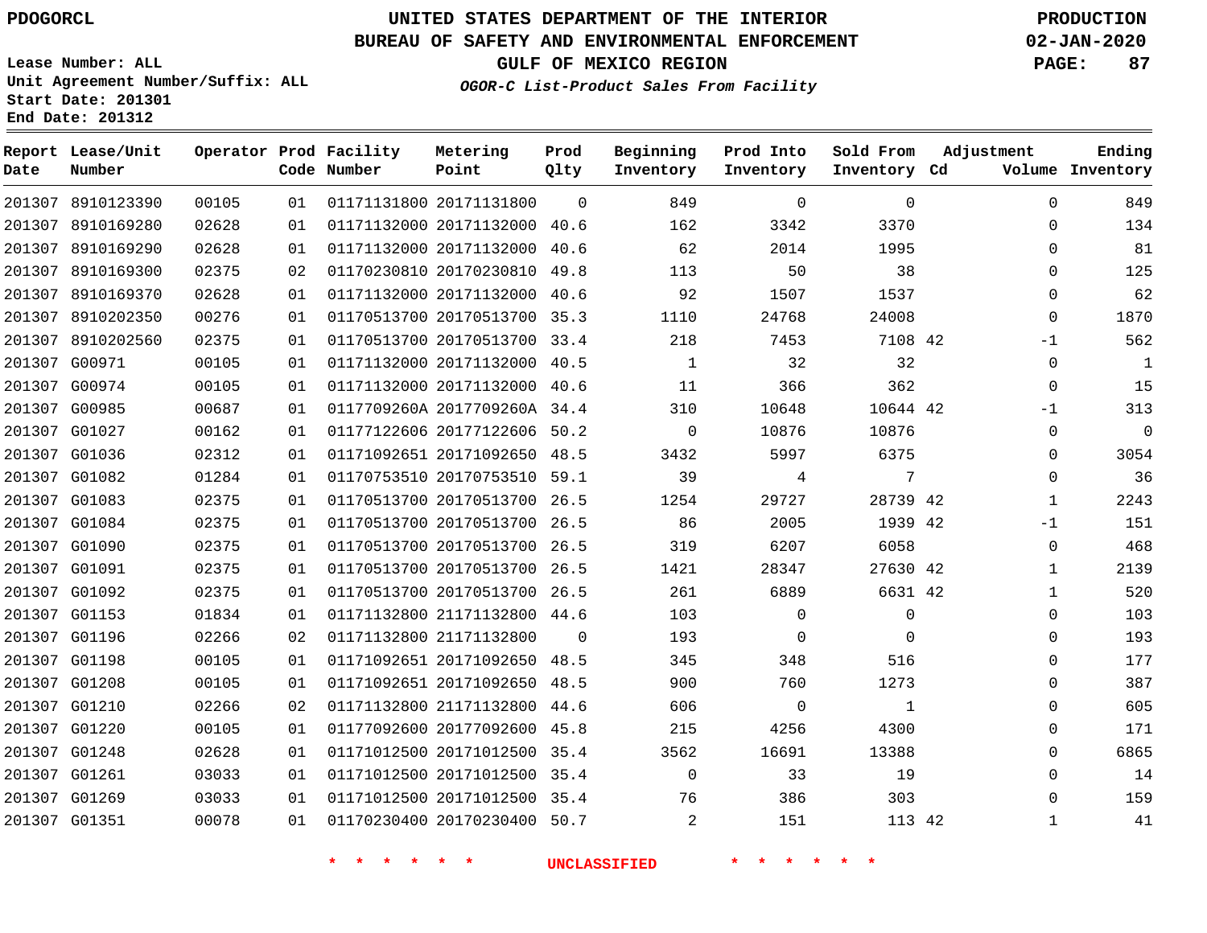PDOGORCL

Lease Number: ALL
Unit Agreement Number/Suffix: ALL
Start Date: 201301
End Date: 201312

# UNITED STATES DEPARTMENT OF THE INTERIOR
## BUREAU OF SAFETY AND ENVIRONMENTAL ENFORCEMENT
### GULF OF MEXICO REGION
*OGOR-C List-Product Sales From Facility*

PRODUCTION
02-JAN-2020

| Report Date | Lease/Unit Number | Operator | Prod Code | Facility Number | Metering Point | Prod Qlty | Beginning Inventory | Prod Into Inventory | Sold From Inventory | Adjustment Cd | Adjustment Volume | Ending Inventory |
|---|---|---|---|---|---|---|---|---|---|---|---|---|
| 201307 | 8910123390 | 00105 | 01 | 01171131800 | 20171131800 | 0 | 849 | 0 | 0 | | 0 | 849 |
| 201307 | 8910169280 | 02628 | 01 | 01171132000 | 20171132000 | 40.6 | 162 | 3342 | 3370 | | 0 | 134 |
| 201307 | 8910169290 | 02628 | 01 | 01171132000 | 20171132000 | 40.6 | 62 | 2014 | 1995 | | 0 | 81 |
| 201307 | 8910169300 | 02375 | 02 | 01170230810 | 20170230810 | 49.8 | 113 | 50 | 38 | | 0 | 125 |
| 201307 | 8910169370 | 02628 | 01 | 01171132000 | 20171132000 | 40.6 | 92 | 1507 | 1537 | | 0 | 62 |
| 201307 | 8910202350 | 00276 | 01 | 01170513700 | 20170513700 | 35.3 | 1110 | 24768 | 24008 | | 0 | 1870 |
| 201307 | 8910202560 | 02375 | 01 | 01170513700 | 20170513700 | 33.4 | 218 | 7453 | 7108 | 42 | -1 | 562 |
| 201307 | G00971 | 00105 | 01 | 01171132000 | 20171132000 | 40.5 | 1 | 32 | 32 | | 0 | 1 |
| 201307 | G00974 | 00105 | 01 | 01171132000 | 20171132000 | 40.6 | 11 | 366 | 362 | | 0 | 15 |
| 201307 | G00985 | 00687 | 01 | 0117709260A | 2017709260A | 34.4 | 310 | 10648 | 10644 | 42 | -1 | 313 |
| 201307 | G01027 | 00162 | 01 | 01177122606 | 20177122606 | 50.2 | 0 | 10876 | 10876 | | 0 | 0 |
| 201307 | G01036 | 02312 | 01 | 01171092651 | 20171092650 | 48.5 | 3432 | 5997 | 6375 | | 0 | 3054 |
| 201307 | G01082 | 01284 | 01 | 01170753510 | 20170753510 | 59.1 | 39 | 4 | 7 | | 0 | 36 |
| 201307 | G01083 | 02375 | 01 | 01170513700 | 20170513700 | 26.5 | 1254 | 29727 | 28739 | 42 | 1 | 2243 |
| 201307 | G01084 | 02375 | 01 | 01170513700 | 20170513700 | 26.5 | 86 | 2005 | 1939 | 42 | -1 | 151 |
| 201307 | G01090 | 02375 | 01 | 01170513700 | 20170513700 | 26.5 | 319 | 6207 | 6058 | | 0 | 468 |
| 201307 | G01091 | 02375 | 01 | 01170513700 | 20170513700 | 26.5 | 1421 | 28347 | 27630 | 42 | 1 | 2139 |
| 201307 | G01092 | 02375 | 01 | 01170513700 | 20170513700 | 26.5 | 261 | 6889 | 6631 | 42 | 1 | 520 |
| 201307 | G01153 | 01834 | 01 | 01171132800 | 21171132800 | 44.6 | 103 | 0 | 0 | | 0 | 103 |
| 201307 | G01196 | 02266 | 02 | 01171132800 | 21171132800 | 0 | 193 | 0 | 0 | | 0 | 193 |
| 201307 | G01198 | 00105 | 01 | 01171092651 | 20171092650 | 48.5 | 345 | 348 | 516 | | 0 | 177 |
| 201307 | G01208 | 00105 | 01 | 01171092651 | 20171092650 | 48.5 | 900 | 760 | 1273 | | 0 | 387 |
| 201307 | G01210 | 02266 | 02 | 01171132800 | 21171132800 | 44.6 | 606 | 0 | 1 | | 0 | 605 |
| 201307 | G01220 | 00105 | 01 | 01177092600 | 20177092600 | 45.8 | 215 | 4256 | 4300 | | 0 | 171 |
| 201307 | G01248 | 02628 | 01 | 01171012500 | 20171012500 | 35.4 | 3562 | 16691 | 13388 | | 0 | 6865 |
| 201307 | G01261 | 03033 | 01 | 01171012500 | 20171012500 | 35.4 | 0 | 33 | 19 | | 0 | 14 |
| 201307 | G01269 | 03033 | 01 | 01171012500 | 20171012500 | 35.4 | 76 | 386 | 303 | | 0 | 159 |
| 201307 | G01351 | 00078 | 01 | 01170230400 | 20170230400 | 50.7 | 2 | 151 | 113 | 42 | 1 | 41 |

* * * * * * UNCLASSIFIED * * * * * *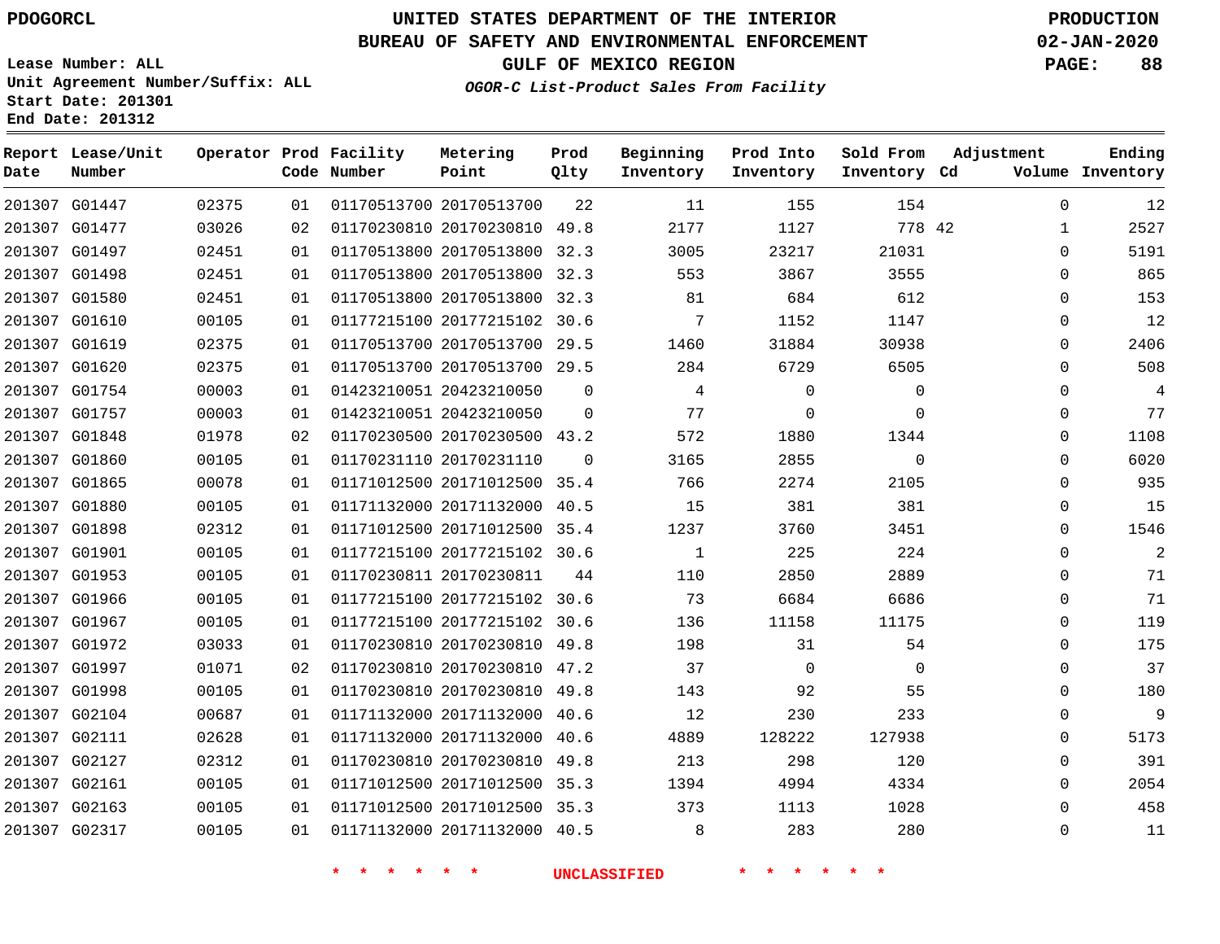PDOGORCL

# UNITED STATES DEPARTMENT OF THE INTERIOR
## BUREAU OF SAFETY AND ENVIRONMENTAL ENFORCEMENT
### GULF OF MEXICO REGION

*OGOR-C List-Product Sales From Facility*

PRODUCTION
02-JAN-2020

Lease Number: ALL
Unit Agreement Number/Suffix: ALL
Start Date: 201301
End Date: 201312

| Report Date | Lease/Unit Number | Operator | Prod Code | Facility Number | Metering Point | Prod Qlty | Beginning Inventory | Prod Into Inventory | Sold From Inventory | Adjustment Cd | Volume | Ending Inventory |
|---|---|---|---|---|---|---|---|---|---|---|---|---|
| 201307 | G01447 | 02375 | 01 | 01170513700 | 20170513700 | 22 | 11 | 155 | 154 | | 0 | 12 |
| 201307 | G01477 | 03026 | 02 | 01170230810 | 20170230810 | 49.8 | 2177 | 1127 | 778 | 42 | 1 | 2527 |
| 201307 | G01497 | 02451 | 01 | 01170513800 | 20170513800 | 32.3 | 3005 | 23217 | 21031 | | 0 | 5191 |
| 201307 | G01498 | 02451 | 01 | 01170513800 | 20170513800 | 32.3 | 553 | 3867 | 3555 | | 0 | 865 |
| 201307 | G01580 | 02451 | 01 | 01170513800 | 20170513800 | 32.3 | 81 | 684 | 612 | | 0 | 153 |
| 201307 | G01610 | 00105 | 01 | 01177215100 | 20177215102 | 30.6 | 7 | 1152 | 1147 | | 0 | 12 |
| 201307 | G01619 | 02375 | 01 | 01170513700 | 20170513700 | 29.5 | 1460 | 31884 | 30938 | | 0 | 2406 |
| 201307 | G01620 | 02375 | 01 | 01170513700 | 20170513700 | 29.5 | 284 | 6729 | 6505 | | 0 | 508 |
| 201307 | G01754 | 00003 | 01 | 01423210051 | 20423210050 | 0 | 4 | 0 | 0 | | 0 | 4 |
| 201307 | G01757 | 00003 | 01 | 01423210051 | 20423210050 | 0 | 77 | 0 | 0 | | 0 | 77 |
| 201307 | G01848 | 01978 | 02 | 01170230500 | 20170230500 | 43.2 | 572 | 1880 | 1344 | | 0 | 1108 |
| 201307 | G01860 | 00105 | 01 | 01170231110 | 20170231110 | 0 | 3165 | 2855 | 0 | | 0 | 6020 |
| 201307 | G01865 | 00078 | 01 | 01171012500 | 20171012500 | 35.4 | 766 | 2274 | 2105 | | 0 | 935 |
| 201307 | G01880 | 00105 | 01 | 01171132000 | 20171132000 | 40.5 | 15 | 381 | 381 | | 0 | 15 |
| 201307 | G01898 | 02312 | 01 | 01171012500 | 20171012500 | 35.4 | 1237 | 3760 | 3451 | | 0 | 1546 |
| 201307 | G01901 | 00105 | 01 | 01177215100 | 20177215102 | 30.6 | 1 | 225 | 224 | | 0 | 2 |
| 201307 | G01953 | 00105 | 01 | 01170230811 | 20170230811 | 44 | 110 | 2850 | 2889 | | 0 | 71 |
| 201307 | G01966 | 00105 | 01 | 01177215100 | 20177215102 | 30.6 | 73 | 6684 | 6686 | | 0 | 71 |
| 201307 | G01967 | 00105 | 01 | 01177215100 | 20177215102 | 30.6 | 136 | 11158 | 11175 | | 0 | 119 |
| 201307 | G01972 | 03033 | 01 | 01170230810 | 20170230810 | 49.8 | 198 | 31 | 54 | | 0 | 175 |
| 201307 | G01997 | 01071 | 02 | 01170230810 | 20170230810 | 47.2 | 37 | 0 | 0 | | 0 | 37 |
| 201307 | G01998 | 00105 | 01 | 01170230810 | 20170230810 | 49.8 | 143 | 92 | 55 | | 0 | 180 |
| 201307 | G02104 | 00687 | 01 | 01171132000 | 20171132000 | 40.6 | 12 | 230 | 233 | | 0 | 9 |
| 201307 | G02111 | 02628 | 01 | 01171132000 | 20171132000 | 40.6 | 4889 | 128222 | 127938 | | 0 | 5173 |
| 201307 | G02127 | 02312 | 01 | 01170230810 | 20170230810 | 49.8 | 213 | 298 | 120 | | 0 | 391 |
| 201307 | G02161 | 00105 | 01 | 01171012500 | 20171012500 | 35.3 | 1394 | 4994 | 4334 | | 0 | 2054 |
| 201307 | G02163 | 00105 | 01 | 01171012500 | 20171012500 | 35.3 | 373 | 1113 | 1028 | | 0 | 458 |
| 201307 | G02317 | 00105 | 01 | 01171132000 | 20171132000 | 40.5 | 8 | 283 | 280 | | 0 | 11 |

\* \* \* \* \* \* UNCLASSIFIED \* \* \* \* \* \*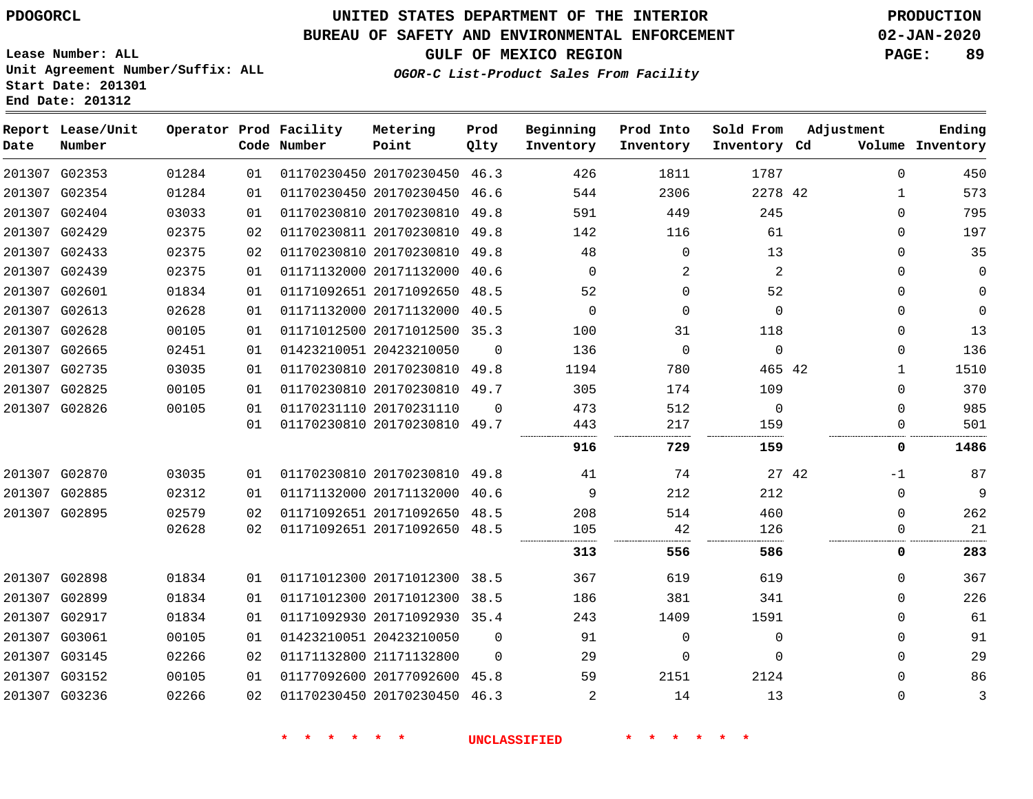UNITED STATES DEPARTMENT OF THE INTERIOR
BUREAU OF SAFETY AND ENVIRONMENTAL ENFORCEMENT
GULF OF MEXICO REGION

*OGOR-C List-Product Sales From Facility*

PDOGORCL

Lease Number: ALL
Unit Agreement Number/Suffix: ALL
Start Date: 201301
End Date: 201312

PRODUCTION
02-JAN-2020

| Report Date | Lease/Unit Number | Operator | Prod Code | Facility Number | Metering Point | Prod Qlty | Beginning Inventory | Prod Into Inventory | Sold From Inventory | Adjustment Cd | Adjustment Volume | Ending Inventory |
|---|---|---|---|---|---|---|---|---|---|---|---|---|
| 201307 | G02353 | 01284 | 01 | 01170230450 | 20170230450 | 46.3 | 426 | 1811 | 1787 | | 0 | 450 |
| 201307 | G02354 | 01284 | 01 | 01170230450 | 20170230450 | 46.6 | 544 | 2306 | 2278 | 42 | 1 | 573 |
| 201307 | G02404 | 03033 | 01 | 01170230810 | 20170230810 | 49.8 | 591 | 449 | 245 | | 0 | 795 |
| 201307 | G02429 | 02375 | 02 | 01170230811 | 20170230810 | 49.8 | 142 | 116 | 61 | | 0 | 197 |
| 201307 | G02433 | 02375 | 02 | 01170230810 | 20170230810 | 49.8 | 48 | 0 | 13 | | 0 | 35 |
| 201307 | G02439 | 02375 | 01 | 01171132000 | 20171132000 | 40.6 | 0 | 2 | 2 | | 0 | 0 |
| 201307 | G02601 | 01834 | 01 | 01171092651 | 20171092650 | 48.5 | 52 | 0 | 52 | | 0 | 0 |
| 201307 | G02613 | 02628 | 01 | 01171132000 | 20171132000 | 40.5 | 0 | 0 | 0 | | 0 | 0 |
| 201307 | G02628 | 00105 | 01 | 01171012500 | 20171012500 | 35.3 | 100 | 31 | 118 | | 0 | 13 |
| 201307 | G02665 | 02451 | 01 | 01423210051 | 20423210050 | 0 | 136 | 0 | 0 | | 0 | 136 |
| 201307 | G02735 | 03035 | 01 | 01170230810 | 20170230810 | 49.8 | 1194 | 780 | 465 | 42 | 1 | 1510 |
| 201307 | G02825 | 00105 | 01 | 01170230810 | 20170230810 | 49.7 | 305 | 174 | 109 | | 0 | 370 |
| 201307 | G02826 | 00105 | 01 | 01170231110 | 20170231110 | 0 | 473 | 512 | 0 | | 0 | 985 |
| | | | 01 | 01170230810 | 20170230810 | 49.7 | 443 | 217 | 159 | | 0 | 501 |
| | | | | | | | **916** | **729** | **159** | | **0** | **1486** |
| 201307 | G02870 | 03035 | 01 | 01170230810 | 20170230810 | 49.8 | 41 | 74 | 27 | 42 | -1 | 87 |
| 201307 | G02885 | 02312 | 01 | 01171132000 | 20171132000 | 40.6 | 9 | 212 | 212 | | 0 | 9 |
| 201307 | G02895 | 02579 | 02 | 01171092651 | 20171092650 | 48.5 | 208 | 514 | 460 | | 0 | 262 |
| | | 02628 | 02 | 01171092651 | 20171092650 | 48.5 | 105 | 42 | 126 | | 0 | 21 |
| | | | | | | | **313** | **556** | **586** | | **0** | **283** |
| 201307 | G02898 | 01834 | 01 | 01171012300 | 20171012300 | 38.5 | 367 | 619 | 619 | | 0 | 367 |
| 201307 | G02899 | 01834 | 01 | 01171012300 | 20171012300 | 38.5 | 186 | 381 | 341 | | 0 | 226 |
| 201307 | G02917 | 01834 | 01 | 01171092930 | 20171092930 | 35.4 | 243 | 1409 | 1591 | | 0 | 61 |
| 201307 | G03061 | 00105 | 01 | 01423210051 | 20423210050 | 0 | 91 | 0 | 0 | | 0 | 91 |
| 201307 | G03145 | 02266 | 02 | 01171132800 | 21171132800 | 0 | 29 | 0 | 0 | | 0 | 29 |
| 201307 | G03152 | 00105 | 01 | 01177092600 | 20177092600 | 45.8 | 59 | 2151 | 2124 | | 0 | 86 |
| 201307 | G03236 | 02266 | 02 | 01170230450 | 20170230450 | 46.3 | 2 | 14 | 13 | | 0 | 3 |

* * * * * * UNCLASSIFIED * * * * * *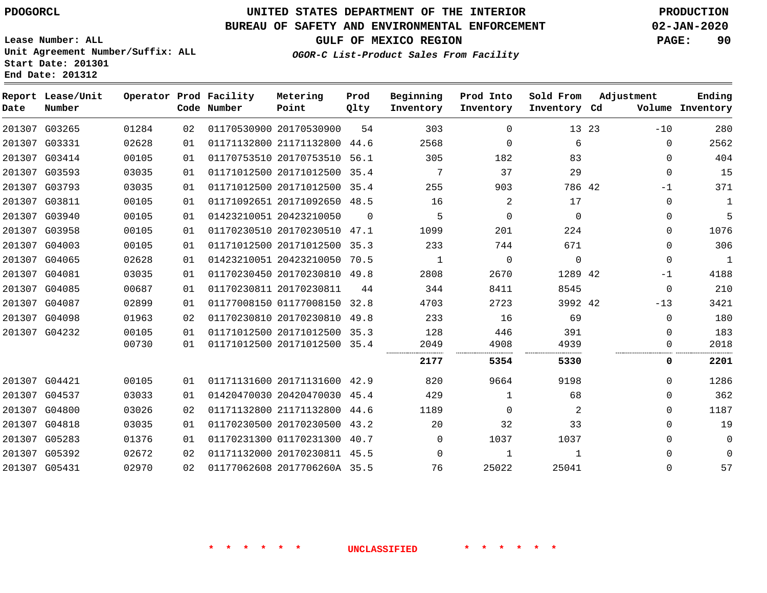PDOGORCL

# UNITED STATES DEPARTMENT OF THE INTERIOR
## BUREAU OF SAFETY AND ENVIRONMENTAL ENFORCEMENT
### GULF OF MEXICO REGION
*OGOR-C List-Product Sales From Facility*

PRODUCTION
02-JAN-2020

Lease Number: ALL
Unit Agreement Number/Suffix: ALL
Start Date: 201301
End Date: 201312

| Report Date | Lease/Unit Number | Operator | Prod Code | Facility Number | Metering Point | Prod Qlty | Beginning Inventory | Prod Into Inventory | Sold From Inventory | Adjustment Cd | Adjustment Volume | Ending Inventory |
|---|---|---|---|---|---|---|---|---|---|---|---|---|
| 201307 | G03265 | 01284 | 02 | 01170530900 | 20170530900 | 54 | 303 | 0 | 13 | 23 | -10 | 280 |
| 201307 | G03331 | 02628 | 01 | 01171132800 | 21171132800 | 44.6 | 2568 | 0 | 6 | | 0 | 2562 |
| 201307 | G03414 | 00105 | 01 | 01170753510 | 20170753510 | 56.1 | 305 | 182 | 83 | | 0 | 404 |
| 201307 | G03593 | 03035 | 01 | 01171012500 | 20171012500 | 35.4 | 7 | 37 | 29 | | 0 | 15 |
| 201307 | G03793 | 03035 | 01 | 01171012500 | 20171012500 | 35.4 | 255 | 903 | 786 | 42 | -1 | 371 |
| 201307 | G03811 | 00105 | 01 | 01171092651 | 20171092650 | 48.5 | 16 | 2 | 17 | | 0 | 1 |
| 201307 | G03940 | 00105 | 01 | 01423210051 | 20423210050 | 0 | 5 | 0 | 0 | | 0 | 5 |
| 201307 | G03958 | 00105 | 01 | 01170230510 | 20170230510 | 47.1 | 1099 | 201 | 224 | | 0 | 1076 |
| 201307 | G04003 | 00105 | 01 | 01171012500 | 20171012500 | 35.3 | 233 | 744 | 671 | | 0 | 306 |
| 201307 | G04065 | 02628 | 01 | 01423210051 | 20423210050 | 70.5 | 1 | 0 | 0 | | 0 | 1 |
| 201307 | G04081 | 03035 | 01 | 01170230450 | 20170230810 | 49.8 | 2808 | 2670 | 1289 | 42 | -1 | 4188 |
| 201307 | G04085 | 00687 | 01 | 01170230811 | 20170230811 | 44 | 344 | 8411 | 8545 | | 0 | 210 |
| 201307 | G04087 | 02899 | 01 | 01177008150 | 01177008150 | 32.8 | 4703 | 2723 | 3992 | 42 | -13 | 3421 |
| 201307 | G04098 | 01963 | 02 | 01170230810 | 20170230810 | 49.8 | 233 | 16 | 69 | | 0 | 180 |
| 201307 | G04232 | 00105 | 01 | 01171012500 | 20171012500 | 35.3 | 128 | 446 | 391 | | 0 | 183 |
| | | 00730 | 01 | 01171012500 | 20171012500 | 35.4 | 2049 | 4908 | 4939 | | 0 | 2018 |
| | | | | | | | **2177** | **5354** | **5330** | | **0** | **2201** |
| 201307 | G04421 | 00105 | 01 | 01171131600 | 20171131600 | 42.9 | 820 | 9664 | 9198 | | 0 | 1286 |
| 201307 | G04537 | 03033 | 01 | 01420470030 | 20420470030 | 45.4 | 429 | 1 | 68 | | 0 | 362 |
| 201307 | G04800 | 03026 | 02 | 01171132800 | 21171132800 | 44.6 | 1189 | 0 | 2 | | 0 | 1187 |
| 201307 | G04818 | 03035 | 01 | 01170230500 | 20170230500 | 43.2 | 20 | 32 | 33 | | 0 | 19 |
| 201307 | G05283 | 01376 | 01 | 01170231300 | 01170231300 | 40.7 | 0 | 1037 | 1037 | | 0 | 0 |
| 201307 | G05392 | 02672 | 02 | 01171132000 | 20170230811 | 45.5 | 0 | 1 | 1 | | 0 | 0 |
| 201307 | G05431 | 02970 | 02 | 01177062608 | 2017706260A | 35.5 | 76 | 25022 | 25041 | | 0 | 57 |

\* \* \* \* \* \* UNCLASSIFIED \* \* \* \* \* \*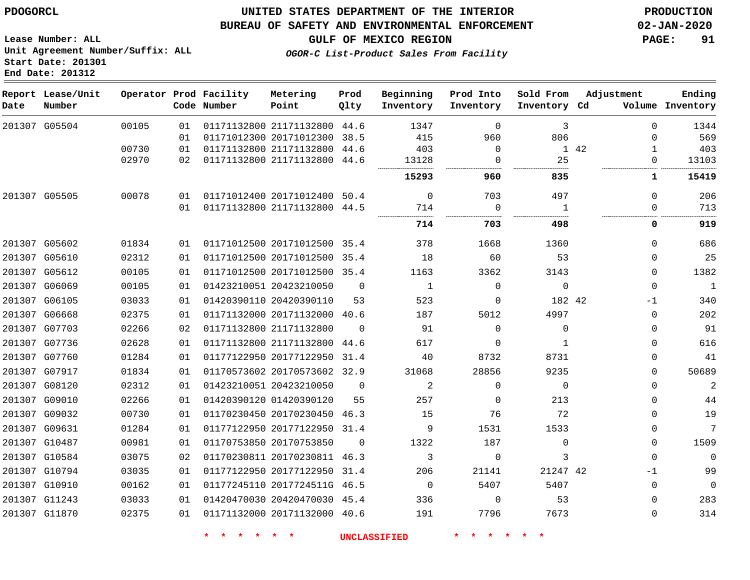PDOGORCL

# UNITED STATES DEPARTMENT OF THE INTERIOR
## BUREAU OF SAFETY AND ENVIRONMENTAL ENFORCEMENT
### GULF OF MEXICO REGION
*OGOR-C List-Product Sales From Facility*

PRODUCTION
02-JAN-2020

Lease Number: ALL
Unit Agreement Number/Suffix: ALL
Start Date: 201301
End Date: 201312

| Report Date | Lease/Unit Number | Operator | Prod Code | Facility Number | Metering Point | Prod Qlty | Beginning Inventory | Prod Into Inventory | Sold From Inventory | Adjustment Cd | Adjustment Volume | Ending Inventory |
|---|---|---|---|---|---|---|---|---|---|---|---|---|
| 201307 | G05504 | 00105 | 01 | 01171132800 | 21171132800 | 44.6 | 1347 | 0 | 3 | | 0 | 1344 |
| | | | 01 | 01171012300 | 20171012300 | 38.5 | 415 | 960 | 806 | | 0 | 569 |
| | | 00730 | 01 | 01171132800 | 21171132800 | 44.6 | 403 | 0 | 1 | 42 | 1 | 403 |
| | | 02970 | 02 | 01171132800 | 21171132800 | 44.6 | 13128 | 0 | 25 | | 0 | 13103 |
| | | | | | | | **15293** | **960** | **835** | | **1** | **15419** |
| 201307 | G05505 | 00078 | 01 | 01171012400 | 20171012400 | 50.4 | 0 | 703 | 497 | | 0 | 206 |
| | | | 01 | 01171132800 | 21171132800 | 44.5 | 714 | 0 | 1 | | 0 | 713 |
| | | | | | | | **714** | **703** | **498** | | **0** | **919** |
| 201307 | G05602 | 01834 | 01 | 01171012500 | 20171012500 | 35.4 | 378 | 1668 | 1360 | | 0 | 686 |
| 201307 | G05610 | 02312 | 01 | 01171012500 | 20171012500 | 35.4 | 18 | 60 | 53 | | 0 | 25 |
| 201307 | G05612 | 00105 | 01 | 01171012500 | 20171012500 | 35.4 | 1163 | 3362 | 3143 | | 0 | 1382 |
| 201307 | G06069 | 00105 | 01 | 01423210051 | 20423210050 | 0 | 1 | 0 | 0 | | 0 | 1 |
| 201307 | G06105 | 03033 | 01 | 01420390110 | 20420390110 | 53 | 523 | 0 | 182 | 42 | -1 | 340 |
| 201307 | G06668 | 02375 | 01 | 01171132000 | 20171132000 | 40.6 | 187 | 5012 | 4997 | | 0 | 202 |
| 201307 | G07703 | 02266 | 02 | 01171132800 | 21171132800 | 0 | 91 | 0 | 0 | | 0 | 91 |
| 201307 | G07736 | 02628 | 01 | 01171132800 | 21171132800 | 44.6 | 617 | 0 | 1 | | 0 | 616 |
| 201307 | G07760 | 01284 | 01 | 01177122950 | 20177122950 | 31.4 | 40 | 8732 | 8731 | | 0 | 41 |
| 201307 | G07917 | 01834 | 01 | 01170573602 | 20170573602 | 32.9 | 31068 | 28856 | 9235 | | 0 | 50689 |
| 201307 | G08120 | 02312 | 01 | 01423210051 | 20423210050 | 0 | 2 | 0 | 0 | | 0 | 2 |
| 201307 | G09010 | 02266 | 01 | 01420390120 | 01420390120 | 55 | 257 | 0 | 213 | | 0 | 44 |
| 201307 | G09032 | 00730 | 01 | 01170230450 | 20170230450 | 46.3 | 15 | 76 | 72 | | 0 | 19 |
| 201307 | G09631 | 01284 | 01 | 01177122950 | 20177122950 | 31.4 | 9 | 1531 | 1533 | | 0 | 7 |
| 201307 | G10487 | 00981 | 01 | 01170753850 | 20170753850 | 0 | 1322 | 187 | 0 | | 0 | 1509 |
| 201307 | G10584 | 03075 | 02 | 01170230811 | 20170230811 | 46.3 | 3 | 0 | 3 | | 0 | 0 |
| 201307 | G10794 | 03035 | 01 | 01177122950 | 20177122950 | 31.4 | 206 | 21141 | 21247 | 42 | -1 | 99 |
| 201307 | G10910 | 00162 | 01 | 01177245110 | 2017724511G | 46.5 | 0 | 5407 | 5407 | | 0 | 0 |
| 201307 | G11243 | 03033 | 01 | 01420470030 | 20420470030 | 45.4 | 336 | 0 | 53 | | 0 | 283 |
| 201307 | G11870 | 02375 | 01 | 01171132000 | 20171132000 | 40.6 | 191 | 7796 | 7673 | | 0 | 314 |

* * * * * * UNCLASSIFIED * * * * * *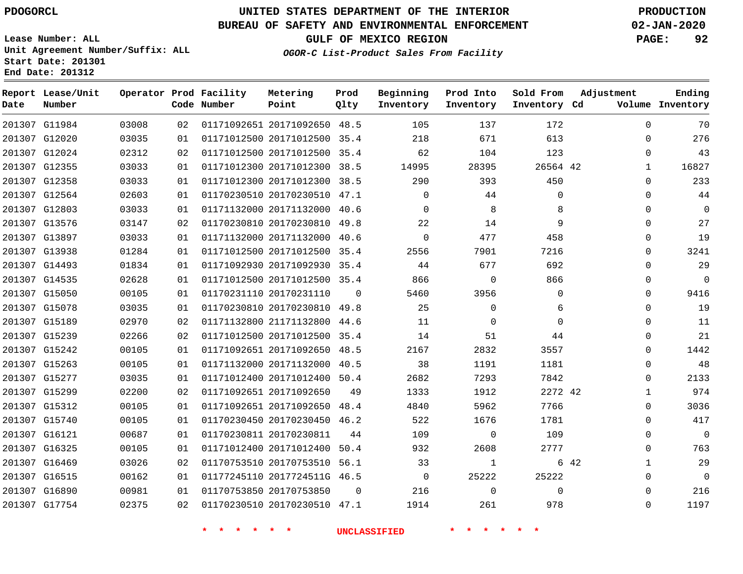PDOGORCL

# UNITED STATES DEPARTMENT OF THE INTERIOR
## BUREAU OF SAFETY AND ENVIRONMENTAL ENFORCEMENT
### GULF OF MEXICO REGION
*OGOR-C List-Product Sales From Facility*

PRODUCTION
02-JAN-2020

Lease Number: ALL
Unit Agreement Number/Suffix: ALL
Start Date: 201301
End Date: 201312

| Report Date | Lease/Unit Number | Operator | Prod Code | Facility Number | Metering Point | Prod Qlty | Beginning Inventory | Prod Into Inventory | Sold From Inventory | Adjustment Cd | Adjustment Volume | Ending Inventory |
|---|---|---|---|---|---|---|---|---|---|---|---|---|
| 201307 | G11984 | 03008 | 02 | 01171092651 | 20171092650 | 48.5 | 105 | 137 | 172 | | 0 | 70 |
| 201307 | G12020 | 03035 | 01 | 01171012500 | 20171012500 | 35.4 | 218 | 671 | 613 | | 0 | 276 |
| 201307 | G12024 | 02312 | 02 | 01171012500 | 20171012500 | 35.4 | 62 | 104 | 123 | | 0 | 43 |
| 201307 | G12355 | 03033 | 01 | 01171012300 | 20171012300 | 38.5 | 14995 | 28395 | 26564 | 42 | 1 | 16827 |
| 201307 | G12358 | 03033 | 01 | 01171012300 | 20171012300 | 38.5 | 290 | 393 | 450 | | 0 | 233 |
| 201307 | G12564 | 02603 | 01 | 01170230510 | 20170230510 | 47.1 | 0 | 44 | 0 | | 0 | 44 |
| 201307 | G12803 | 03033 | 01 | 01171132000 | 20171132000 | 40.6 | 0 | 8 | 8 | | 0 | 0 |
| 201307 | G13576 | 03147 | 02 | 01170230810 | 20170230810 | 49.8 | 22 | 14 | 9 | | 0 | 27 |
| 201307 | G13897 | 03033 | 01 | 01171132000 | 20171132000 | 40.6 | 0 | 477 | 458 | | 0 | 19 |
| 201307 | G13938 | 01284 | 01 | 01171012500 | 20171012500 | 35.4 | 2556 | 7901 | 7216 | | 0 | 3241 |
| 201307 | G14493 | 01834 | 01 | 01171092930 | 20171092930 | 35.4 | 44 | 677 | 692 | | 0 | 29 |
| 201307 | G14535 | 02628 | 01 | 01171012500 | 20171012500 | 35.4 | 866 | 0 | 866 | | 0 | 0 |
| 201307 | G15050 | 00105 | 01 | 01170231110 | 20170231110 | 0 | 5460 | 3956 | 0 | | 0 | 9416 |
| 201307 | G15078 | 03035 | 01 | 01170230810 | 20170230810 | 49.8 | 25 | 0 | 6 | | 0 | 19 |
| 201307 | G15189 | 02970 | 02 | 01171132800 | 21171132800 | 44.6 | 11 | 0 | 0 | | 0 | 11 |
| 201307 | G15239 | 02266 | 02 | 01171012500 | 20171012500 | 35.4 | 14 | 51 | 44 | | 0 | 21 |
| 201307 | G15242 | 00105 | 01 | 01171092651 | 20171092650 | 48.5 | 2167 | 2832 | 3557 | | 0 | 1442 |
| 201307 | G15263 | 00105 | 01 | 01171132000 | 20171132000 | 40.5 | 38 | 1191 | 1181 | | 0 | 48 |
| 201307 | G15277 | 03035 | 01 | 01171012400 | 20171012400 | 50.4 | 2682 | 7293 | 7842 | | 0 | 2133 |
| 201307 | G15299 | 02200 | 02 | 01171092651 | 20171092650 | 49 | 1333 | 1912 | 2272 | 42 | 1 | 974 |
| 201307 | G15312 | 00105 | 01 | 01171092651 | 20171092650 | 48.4 | 4840 | 5962 | 7766 | | 0 | 3036 |
| 201307 | G15740 | 00105 | 01 | 01170230450 | 20170230450 | 46.2 | 522 | 1676 | 1781 | | 0 | 417 |
| 201307 | G16121 | 00687 | 01 | 01170230811 | 20170230811 | 44 | 109 | 0 | 109 | | 0 | 0 |
| 201307 | G16325 | 00105 | 01 | 01171012400 | 20171012400 | 50.4 | 932 | 2608 | 2777 | | 0 | 763 |
| 201307 | G16469 | 03026 | 02 | 01170753510 | 20170753510 | 56.1 | 33 | 1 | 6 | 42 | 1 | 29 |
| 201307 | G16515 | 00162 | 01 | 01177245110 | 2017724511G | 46.5 | 0 | 25222 | 25222 | | 0 | 0 |
| 201307 | G16890 | 00981 | 01 | 01170753850 | 20170753850 | 0 | 216 | 0 | 0 | | 0 | 216 |
| 201307 | G17754 | 02375 | 02 | 01170230510 | 20170230510 | 47.1 | 1914 | 261 | 978 | | 0 | 1197 |

* * * * * * UNCLASSIFIED * * * * * *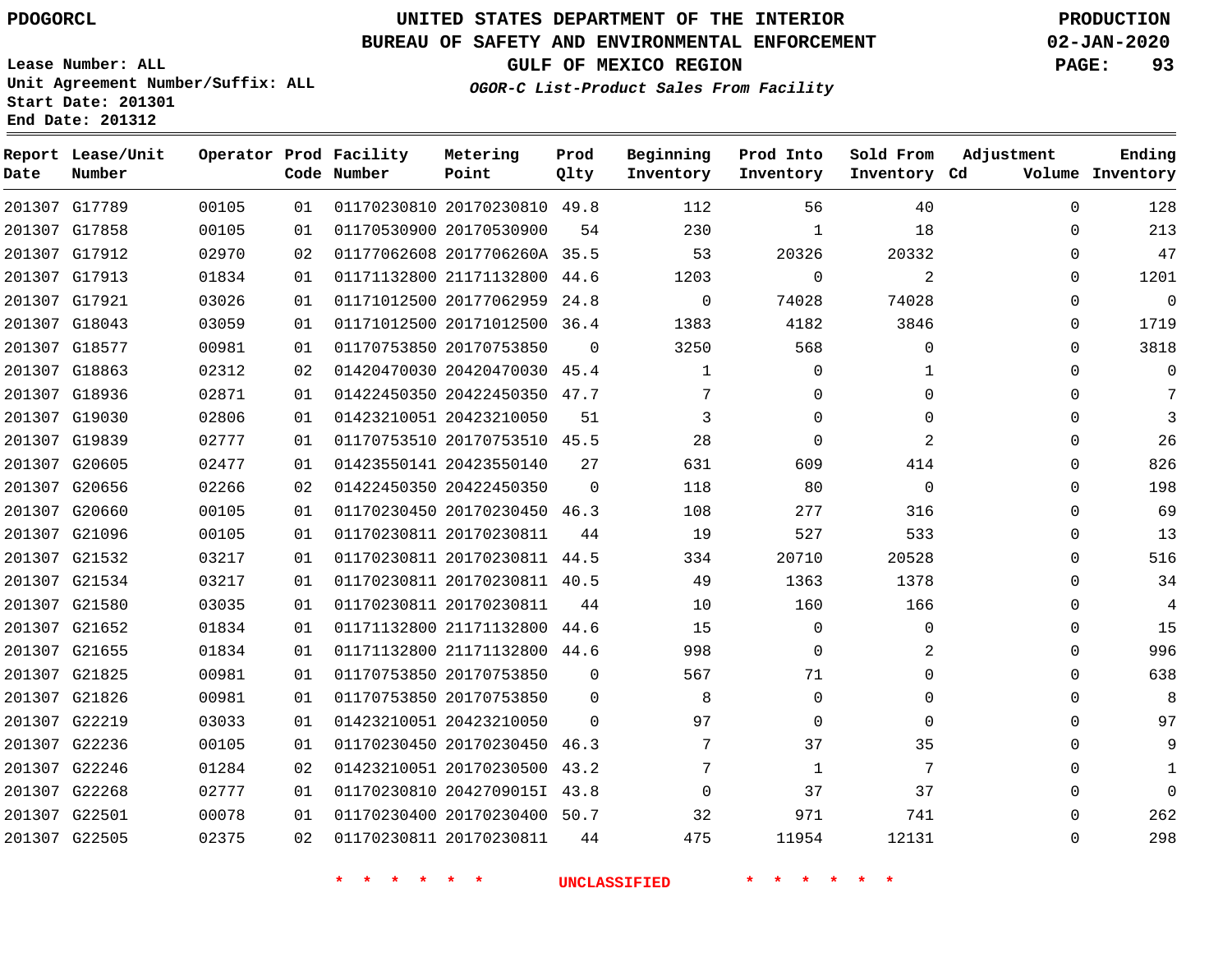PDOGORCL

# UNITED STATES DEPARTMENT OF THE INTERIOR
## BUREAU OF SAFETY AND ENVIRONMENTAL ENFORCEMENT
### GULF OF MEXICO REGION
*OGOR-C List-Product Sales From Facility*

PRODUCTION
02-JAN-2020

Lease Number: ALL
Unit Agreement Number/Suffix: ALL
Start Date: 201301
End Date: 201312

| Report Date | Lease/Unit Number | Operator | Prod Code | Facility Number | Metering Point | Prod Qlty | Beginning Inventory | Prod Into Inventory | Sold From Inventory | Adjustment Cd | Volume | Ending Inventory |
|---|---|---|---|---|---|---|---|---|---|---|---|---|
| 201307 | G17789 | 00105 | 01 | 01170230810 | 20170230810 | 49.8 | 112 | 56 | 40 | | 0 | 128 |
| 201307 | G17858 | 00105 | 01 | 01170530900 | 20170530900 | 54 | 230 | 1 | 18 | | 0 | 213 |
| 201307 | G17912 | 02970 | 02 | 01177062608 | 2017706260A | 35.5 | 53 | 20326 | 20332 | | 0 | 47 |
| 201307 | G17913 | 01834 | 01 | 01171132800 | 21171132800 | 44.6 | 1203 | 0 | 2 | | 0 | 1201 |
| 201307 | G17921 | 03026 | 01 | 01171012500 | 20177062959 | 24.8 | 0 | 74028 | 74028 | | 0 | 0 |
| 201307 | G18043 | 03059 | 01 | 01171012500 | 20171012500 | 36.4 | 1383 | 4182 | 3846 | | 0 | 1719 |
| 201307 | G18577 | 00981 | 01 | 01170753850 | 20170753850 | 0 | 3250 | 568 | 0 | | 0 | 3818 |
| 201307 | G18863 | 02312 | 02 | 01420470030 | 20420470030 | 45.4 | 1 | 0 | 1 | | 0 | 0 |
| 201307 | G18936 | 02871 | 01 | 01422450350 | 20422450350 | 47.7 | 7 | 0 | 0 | | 0 | 7 |
| 201307 | G19030 | 02806 | 01 | 01423210051 | 20423210050 | 51 | 3 | 0 | 0 | | 0 | 3 |
| 201307 | G19839 | 02777 | 01 | 01170753510 | 20170753510 | 45.5 | 28 | 0 | 2 | | 0 | 26 |
| 201307 | G20605 | 02477 | 01 | 01423550141 | 20423550140 | 27 | 631 | 609 | 414 | | 0 | 826 |
| 201307 | G20656 | 02266 | 02 | 01422450350 | 20422450350 | 0 | 118 | 80 | 0 | | 0 | 198 |
| 201307 | G20660 | 00105 | 01 | 01170230450 | 20170230450 | 46.3 | 108 | 277 | 316 | | 0 | 69 |
| 201307 | G21096 | 00105 | 01 | 01170230811 | 20170230811 | 44 | 19 | 527 | 533 | | 0 | 13 |
| 201307 | G21532 | 03217 | 01 | 01170230811 | 20170230811 | 44.5 | 334 | 20710 | 20528 | | 0 | 516 |
| 201307 | G21534 | 03217 | 01 | 01170230811 | 20170230811 | 40.5 | 49 | 1363 | 1378 | | 0 | 34 |
| 201307 | G21580 | 03035 | 01 | 01170230811 | 20170230811 | 44 | 10 | 160 | 166 | | 0 | 4 |
| 201307 | G21652 | 01834 | 01 | 01171132800 | 21171132800 | 44.6 | 15 | 0 | 0 | | 0 | 15 |
| 201307 | G21655 | 01834 | 01 | 01171132800 | 21171132800 | 44.6 | 998 | 0 | 2 | | 0 | 996 |
| 201307 | G21825 | 00981 | 01 | 01170753850 | 20170753850 | 0 | 567 | 71 | 0 | | 0 | 638 |
| 201307 | G21826 | 00981 | 01 | 01170753850 | 20170753850 | 0 | 8 | 0 | 0 | | 0 | 8 |
| 201307 | G22219 | 03033 | 01 | 01423210051 | 20423210050 | 0 | 97 | 0 | 0 | | 0 | 97 |
| 201307 | G22236 | 00105 | 01 | 01170230450 | 20170230450 | 46.3 | 7 | 37 | 35 | | 0 | 9 |
| 201307 | G22246 | 01284 | 02 | 01423210051 | 20170230500 | 43.2 | 7 | 1 | 7 | | 0 | 1 |
| 201307 | G22268 | 02777 | 01 | 01170230810 | 2042709015I | 43.8 | 0 | 37 | 37 | | 0 | 0 |
| 201307 | G22501 | 00078 | 01 | 01170230400 | 20170230400 | 50.7 | 32 | 971 | 741 | | 0 | 262 |
| 201307 | G22505 | 02375 | 02 | 01170230811 | 20170230811 | 44 | 475 | 11954 | 12131 | | 0 | 298 |

\* \* \* \* \* \* UNCLASSIFIED \* \* \* \* \* \*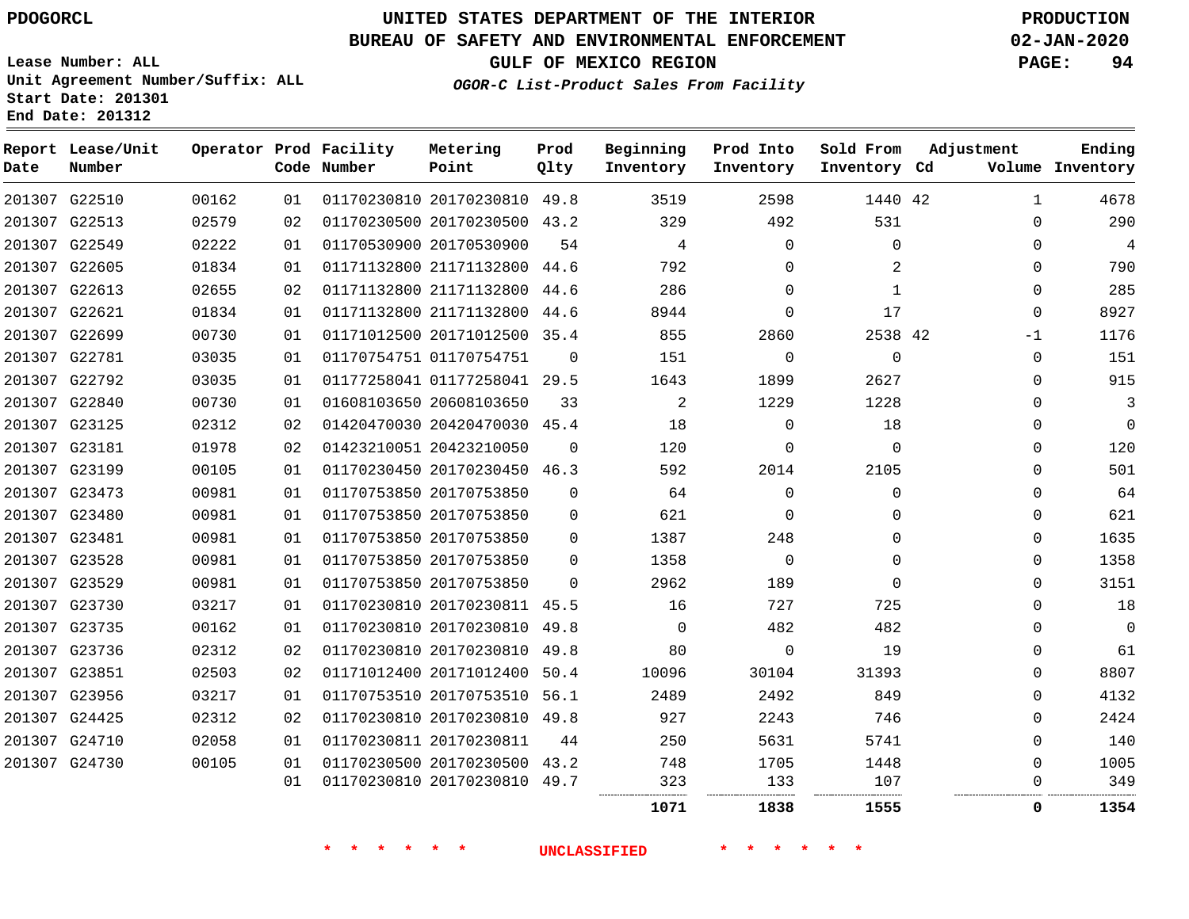PDOGORCL

UNITED STATES DEPARTMENT OF THE INTERIOR
BUREAU OF SAFETY AND ENVIRONMENTAL ENFORCEMENT
GULF OF MEXICO REGION
*OGOR-C List-Product Sales From Facility*

PRODUCTION
02-JAN-2020

Lease Number: ALL
Unit Agreement Number/Suffix: ALL
Start Date: 201301
End Date: 201312

| Report Date | Lease/Unit Number | Operator | Prod Code | Facility Number | Metering Point | Prod Qlty | Beginning Inventory | Prod Into Inventory | Sold From Inventory | Adjustment Cd | Adjustment Volume | Ending Inventory |
|---|---|---|---|---|---|---|---|---|---|---|---|---|
| 201307 | G22510 | 00162 | 01 | 01170230810 | 20170230810 | 49.8 | 3519 | 2598 | 1440 | 42 | 1 | 4678 |
| 201307 | G22513 | 02579 | 02 | 01170230500 | 20170230500 | 43.2 | 329 | 492 | 531 | | 0 | 290 |
| 201307 | G22549 | 02222 | 01 | 01170530900 | 20170530900 | 54 | 4 | 0 | 0 | | 0 | 4 |
| 201307 | G22605 | 01834 | 01 | 01171132800 | 21171132800 | 44.6 | 792 | 0 | 2 | | 0 | 790 |
| 201307 | G22613 | 02655 | 02 | 01171132800 | 21171132800 | 44.6 | 286 | 0 | 1 | | 0 | 285 |
| 201307 | G22621 | 01834 | 01 | 01171132800 | 21171132800 | 44.6 | 8944 | 0 | 17 | | 0 | 8927 |
| 201307 | G22699 | 00730 | 01 | 01171012500 | 20171012500 | 35.4 | 855 | 2860 | 2538 | 42 | -1 | 1176 |
| 201307 | G22781 | 03035 | 01 | 01170754751 | 01170754751 | 0 | 151 | 0 | 0 | | 0 | 151 |
| 201307 | G22792 | 03035 | 01 | 01177258041 | 01177258041 | 29.5 | 1643 | 1899 | 2627 | | 0 | 915 |
| 201307 | G22840 | 00730 | 01 | 01608103650 | 20608103650 | 33 | 2 | 1229 | 1228 | | 0 | 3 |
| 201307 | G23125 | 02312 | 02 | 01420470030 | 20420470030 | 45.4 | 18 | 0 | 18 | | 0 | 0 |
| 201307 | G23181 | 01978 | 02 | 01423210051 | 20423210050 | 0 | 120 | 0 | 0 | | 0 | 120 |
| 201307 | G23199 | 00105 | 01 | 01170230450 | 20170230450 | 46.3 | 592 | 2014 | 2105 | | 0 | 501 |
| 201307 | G23473 | 00981 | 01 | 01170753850 | 20170753850 | 0 | 64 | 0 | 0 | | 0 | 64 |
| 201307 | G23480 | 00981 | 01 | 01170753850 | 20170753850 | 0 | 621 | 0 | 0 | | 0 | 621 |
| 201307 | G23481 | 00981 | 01 | 01170753850 | 20170753850 | 0 | 1387 | 248 | 0 | | 0 | 1635 |
| 201307 | G23528 | 00981 | 01 | 01170753850 | 20170753850 | 0 | 1358 | 0 | 0 | | 0 | 1358 |
| 201307 | G23529 | 00981 | 01 | 01170753850 | 20170753850 | 0 | 2962 | 189 | 0 | | 0 | 3151 |
| 201307 | G23730 | 03217 | 01 | 01170230810 | 20170230811 | 45.5 | 16 | 727 | 725 | | 0 | 18 |
| 201307 | G23735 | 00162 | 01 | 01170230810 | 20170230810 | 49.8 | 0 | 482 | 482 | | 0 | 0 |
| 201307 | G23736 | 02312 | 02 | 01170230810 | 20170230810 | 49.8 | 80 | 0 | 19 | | 0 | 61 |
| 201307 | G23851 | 02503 | 02 | 01171012400 | 20171012400 | 50.4 | 10096 | 30104 | 31393 | | 0 | 8807 |
| 201307 | G23956 | 03217 | 01 | 01170753510 | 20170753510 | 56.1 | 2489 | 2492 | 849 | | 0 | 4132 |
| 201307 | G24425 | 02312 | 02 | 01170230810 | 20170230810 | 49.8 | 927 | 2243 | 746 | | 0 | 2424 |
| 201307 | G24710 | 02058 | 01 | 01170230811 | 20170230811 | 44 | 250 | 5631 | 5741 | | 0 | 140 |
| 201307 | G24730 | 00105 | 01 | 01170230500 | 20170230500 | 43.2 | 748 | 1705 | 1448 | | 0 | 1005 |
| | | | 01 | 01170230810 | 20170230810 | 49.7 | 323 | 133 | 107 | | 0 | 349 |
| | | | | | | | **1071** | **1838** | **1555** | | **0** | **1354** |

\* \* \* \* \* \* UNCLASSIFIED \* \* \* \* \* \*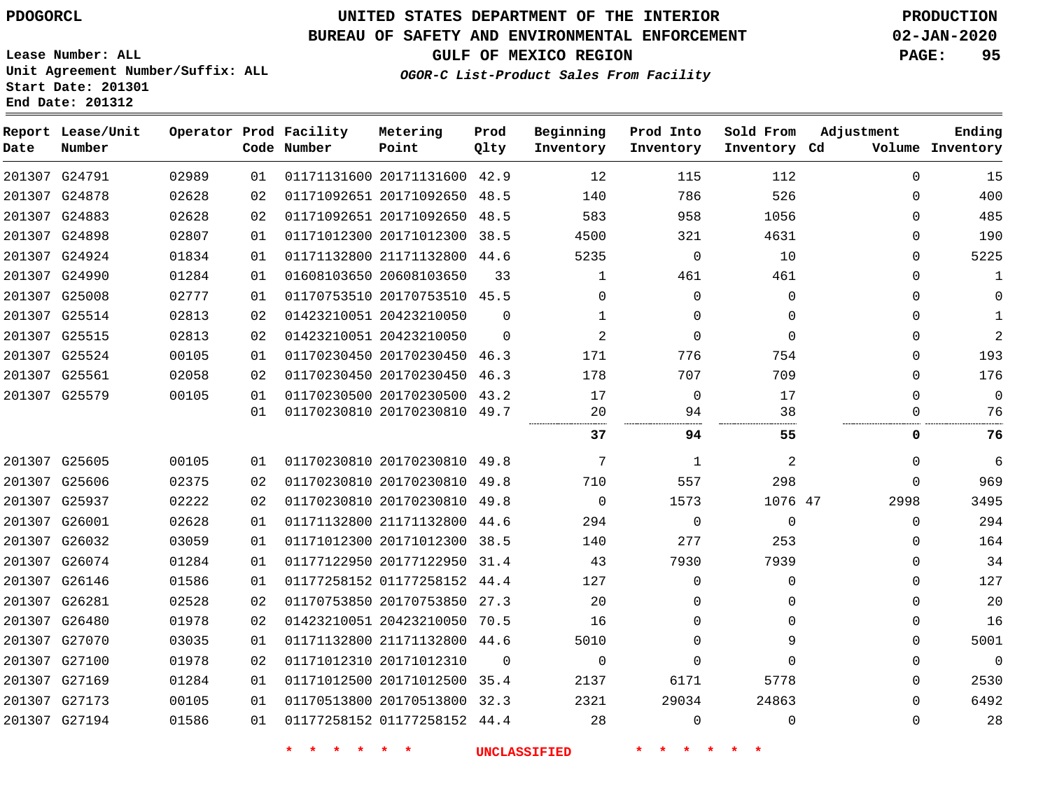# UNITED STATES DEPARTMENT OF THE INTERIOR
## BUREAU OF SAFETY AND ENVIRONMENTAL ENFORCEMENT
### GULF OF MEXICO REGION

PDOGORCL

PRODUCTION 02-JAN-2020

Lease Number: ALL
Unit Agreement Number/Suffix: ALL
Start Date: 201301
End Date: 201312

*OGOR-C List-Product Sales From Facility*

| Report Date | Lease/Unit Number | Operator | Prod Code | Facility Number | Metering Point | Prod Qlty | Beginning Inventory | Prod Into Inventory | Sold From Inventory | Adjustment Cd | Adjustment Volume | Ending Inventory |
|---|---|---|---|---|---|---|---|---|---|---|---|---|
| 201307 | G24791 | 02989 | 01 | 01171131600 | 20171131600 | 42.9 | 12 | 115 | 112 | | 0 | 15 |
| 201307 | G24878 | 02628 | 02 | 01171092651 | 20171092650 | 48.5 | 140 | 786 | 526 | | 0 | 400 |
| 201307 | G24883 | 02628 | 02 | 01171092651 | 20171092650 | 48.5 | 583 | 958 | 1056 | | 0 | 485 |
| 201307 | G24898 | 02807 | 01 | 01171012300 | 20171012300 | 38.5 | 4500 | 321 | 4631 | | 0 | 190 |
| 201307 | G24924 | 01834 | 01 | 01171132800 | 21171132800 | 44.6 | 5235 | 0 | 10 | | 0 | 5225 |
| 201307 | G24990 | 01284 | 01 | 01608103650 | 20608103650 | 33 | 1 | 461 | 461 | | 0 | 1 |
| 201307 | G25008 | 02777 | 01 | 01170753510 | 20170753510 | 45.5 | 0 | 0 | 0 | | 0 | 0 |
| 201307 | G25514 | 02813 | 02 | 01423210051 | 20423210050 | 0 | 1 | 0 | 0 | | 0 | 1 |
| 201307 | G25515 | 02813 | 02 | 01423210051 | 20423210050 | 0 | 2 | 0 | 0 | | 0 | 2 |
| 201307 | G25524 | 00105 | 01 | 01170230450 | 20170230450 | 46.3 | 171 | 776 | 754 | | 0 | 193 |
| 201307 | G25561 | 02058 | 02 | 01170230450 | 20170230450 | 46.3 | 178 | 707 | 709 | | 0 | 176 |
| 201307 | G25579 | 00105 | 01 | 01170230500 | 20170230500 | 43.2 | 17 | 0 | 17 | | 0 | 0 |
| | | | 01 | 01170230810 | 20170230810 | 49.7 | 20 | 94 | 38 | | 0 | 76 |
| | | | | | | | **37** | **94** | **55** | | **0** | **76** |
| 201307 | G25605 | 00105 | 01 | 01170230810 | 20170230810 | 49.8 | 7 | 1 | 2 | | 0 | 6 |
| 201307 | G25606 | 02375 | 02 | 01170230810 | 20170230810 | 49.8 | 710 | 557 | 298 | | 0 | 969 |
| 201307 | G25937 | 02222 | 02 | 01170230810 | 20170230810 | 49.8 | 0 | 1573 | 1076 | 47 | 2998 | 3495 |
| 201307 | G26001 | 02628 | 01 | 01171132800 | 21171132800 | 44.6 | 294 | 0 | 0 | | 0 | 294 |
| 201307 | G26032 | 03059 | 01 | 01171012300 | 20171012300 | 38.5 | 140 | 277 | 253 | | 0 | 164 |
| 201307 | G26074 | 01284 | 01 | 01177122950 | 20177122950 | 31.4 | 43 | 7930 | 7939 | | 0 | 34 |
| 201307 | G26146 | 01586 | 01 | 01177258152 | 01177258152 | 44.4 | 127 | 0 | 0 | | 0 | 127 |
| 201307 | G26281 | 02528 | 02 | 01170753850 | 20170753850 | 27.3 | 20 | 0 | 0 | | 0 | 20 |
| 201307 | G26480 | 01978 | 02 | 01423210051 | 20423210050 | 70.5 | 16 | 0 | 0 | | 0 | 16 |
| 201307 | G27070 | 03035 | 01 | 01171132800 | 21171132800 | 44.6 | 5010 | 0 | 9 | | 0 | 5001 |
| 201307 | G27100 | 01978 | 02 | 01171012310 | 20171012310 | 0 | 0 | 0 | 0 | | 0 | 0 |
| 201307 | G27169 | 01284 | 01 | 01171012500 | 20171012500 | 35.4 | 2137 | 6171 | 5778 | | 0 | 2530 |
| 201307 | G27173 | 00105 | 01 | 01170513800 | 20170513800 | 32.3 | 2321 | 29034 | 24863 | | 0 | 6492 |
| 201307 | G27194 | 01586 | 01 | 01177258152 | 01177258152 | 44.4 | 28 | 0 | 0 | | 0 | 28 |

* * * * * * UNCLASSIFIED * * * * * *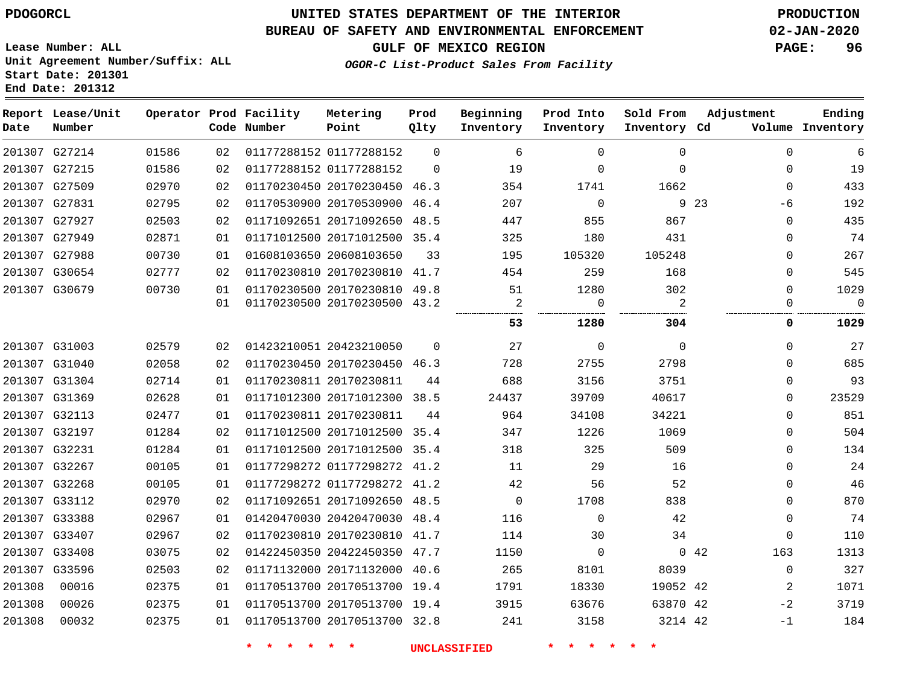PDOGORCL

# UNITED STATES DEPARTMENT OF THE INTERIOR
## BUREAU OF SAFETY AND ENVIRONMENTAL ENFORCEMENT
### GULF OF MEXICO REGION
*OGOR-C List-Product Sales From Facility*

PRODUCTION
02-JAN-2020

Lease Number: ALL
Unit Agreement Number/Suffix: ALL
Start Date: 201301
End Date: 201312

| Report Date | Lease/Unit Number | Operator | Prod Code | Facility Number | Metering Point | Prod Qlty | Beginning Inventory | Prod Into Inventory | Sold From Inventory | Adjustment Cd | Adjustment Volume | Ending Inventory |
|---|---|---|---|---|---|---|---|---|---|---|---|---|
| 201307 | G27214 | 01586 | 02 | 01177288152 | 01177288152 | 0 | 6 | 0 | 0 | | 0 | 6 |
| 201307 | G27215 | 01586 | 02 | 01177288152 | 01177288152 | 0 | 19 | 0 | 0 | | 0 | 19 |
| 201307 | G27509 | 02970 | 02 | 01170230450 | 20170230450 | 46.3 | 354 | 1741 | 1662 | | 0 | 433 |
| 201307 | G27831 | 02795 | 02 | 01170530900 | 20170530900 | 46.4 | 207 | 0 | 9 | 23 | -6 | 192 |
| 201307 | G27927 | 02503 | 02 | 01171092651 | 20171092650 | 48.5 | 447 | 855 | 867 | | 0 | 435 |
| 201307 | G27949 | 02871 | 01 | 01171012500 | 20171012500 | 35.4 | 325 | 180 | 431 | | 0 | 74 |
| 201307 | G27988 | 00730 | 01 | 01608103650 | 20608103650 | 33 | 195 | 105320 | 105248 | | 0 | 267 |
| 201307 | G30654 | 02777 | 02 | 01170230810 | 20170230810 | 41.7 | 454 | 259 | 168 | | 0 | 545 |
| 201307 | G30679 | 00730 | 01 | 01170230500 | 20170230810 | 49.8 | 51 | 1280 | 302 | | 0 | 1029 |
| | | | 01 | 01170230500 | 20170230500 | 43.2 | 2 | 0 | 2 | | 0 | 0 |
| | | | | | | | **53** | **1280** | **304** | | **0** | **1029** |
| 201307 | G31003 | 02579 | 02 | 01423210051 | 20423210050 | 0 | 27 | 0 | 0 | | 0 | 27 |
| 201307 | G31040 | 02058 | 02 | 01170230450 | 20170230450 | 46.3 | 728 | 2755 | 2798 | | 0 | 685 |
| 201307 | G31304 | 02714 | 01 | 01170230811 | 20170230811 | 44 | 688 | 3156 | 3751 | | 0 | 93 |
| 201307 | G31369 | 02628 | 01 | 01171012300 | 20171012300 | 38.5 | 24437 | 39709 | 40617 | | 0 | 23529 |
| 201307 | G32113 | 02477 | 01 | 01170230811 | 20170230811 | 44 | 964 | 34108 | 34221 | | 0 | 851 |
| 201307 | G32197 | 01284 | 02 | 01171012500 | 20171012500 | 35.4 | 347 | 1226 | 1069 | | 0 | 504 |
| 201307 | G32231 | 01284 | 01 | 01171012500 | 20171012500 | 35.4 | 318 | 325 | 509 | | 0 | 134 |
| 201307 | G32267 | 00105 | 01 | 01177298272 | 01177298272 | 41.2 | 11 | 29 | 16 | | 0 | 24 |
| 201307 | G32268 | 00105 | 01 | 01177298272 | 01177298272 | 41.2 | 42 | 56 | 52 | | 0 | 46 |
| 201307 | G33112 | 02970 | 02 | 01171092651 | 20171092650 | 48.5 | 0 | 1708 | 838 | | 0 | 870 |
| 201307 | G33388 | 02967 | 01 | 01420470030 | 20420470030 | 48.4 | 116 | 0 | 42 | | 0 | 74 |
| 201307 | G33407 | 02967 | 02 | 01170230810 | 20170230810 | 41.7 | 114 | 30 | 34 | | 0 | 110 |
| 201307 | G33408 | 03075 | 02 | 01422450350 | 20422450350 | 47.7 | 1150 | 0 | 0 | 42 | 163 | 1313 |
| 201307 | G33596 | 02503 | 02 | 01171132000 | 20171132000 | 40.6 | 265 | 8101 | 8039 | | 0 | 327 |
| 201308 | 00016 | 02375 | 01 | 01170513700 | 20170513700 | 19.4 | 1791 | 18330 | 19052 | 42 | 2 | 1071 |
| 201308 | 00026 | 02375 | 01 | 01170513700 | 20170513700 | 19.4 | 3915 | 63676 | 63870 | 42 | -2 | 3719 |
| 201308 | 00032 | 02375 | 01 | 01170513700 | 20170513700 | 32.8 | 241 | 3158 | 3214 | 42 | -1 | 184 |

* * * * * * UNCLASSIFIED * * * * * *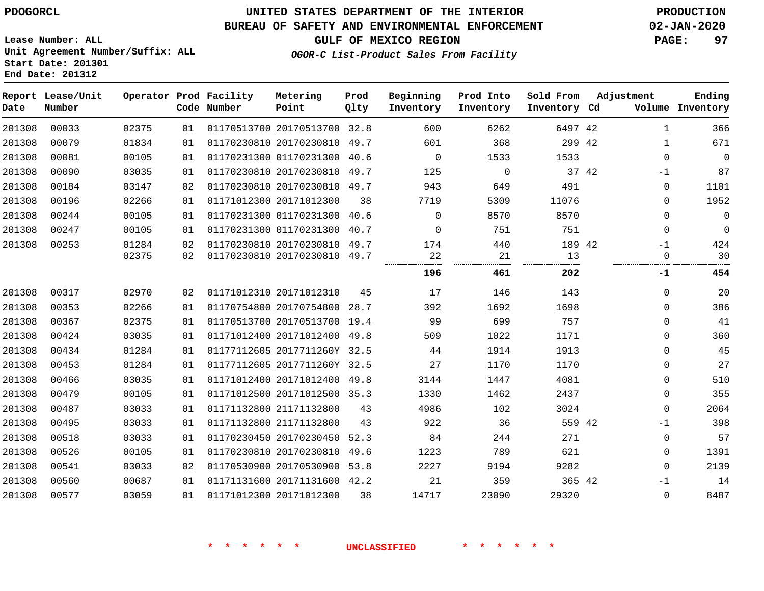PDOGORCL

# UNITED STATES DEPARTMENT OF THE INTERIOR
## BUREAU OF SAFETY AND ENVIRONMENTAL ENFORCEMENT
### GULF OF MEXICO REGION
*OGOR-C List-Product Sales From Facility*

PRODUCTION
02-JAN-2020

Lease Number: ALL
Unit Agreement Number/Suffix: ALL
Start Date: 201301
End Date: 201312

| Report Date | Lease/Unit Number | Operator | Prod Code | Facility Number | Metering Point | Prod Qlty | Beginning Inventory | Prod Into Inventory | Sold From Inventory | Adjustment Cd | Adjustment Volume | Ending Inventory |
|---|---|---|---|---|---|---|---|---|---|---|---|---|
| 201308 | 00033 | 02375 | 01 | 01170513700 | 20170513700 | 32.8 | 600 | 6262 | 6497 | 42 | 1 | 366 |
| 201308 | 00079 | 01834 | 01 | 01170230810 | 20170230810 | 49.7 | 601 | 368 | 299 | 42 | 1 | 671 |
| 201308 | 00081 | 00105 | 01 | 01170231300 | 01170231300 | 40.6 | 0 | 1533 | 1533 | | 0 | 0 |
| 201308 | 00090 | 03035 | 01 | 01170230810 | 20170230810 | 49.7 | 125 | 0 | 37 | 42 | -1 | 87 |
| 201308 | 00184 | 03147 | 02 | 01170230810 | 20170230810 | 49.7 | 943 | 649 | 491 | | 0 | 1101 |
| 201308 | 00196 | 02266 | 01 | 01171012300 | 20171012300 | 38 | 7719 | 5309 | 11076 | | 0 | 1952 |
| 201308 | 00244 | 00105 | 01 | 01170231300 | 01170231300 | 40.6 | 0 | 8570 | 8570 | | 0 | 0 |
| 201308 | 00247 | 00105 | 01 | 01170231300 | 01170231300 | 40.7 | 0 | 751 | 751 | | 0 | 0 |
| 201308 | 00253 | 01284 | 02 | 01170230810 | 20170230810 | 49.7 | 174 | 440 | 189 | 42 | -1 | 424 |
| | | 02375 | 02 | 01170230810 | 20170230810 | 49.7 | 22 | 21 | 13 | | 0 | 30 |
| | | | | | | | **196** | **461** | **202** | | **-1** | **454** |
| 201308 | 00317 | 02970 | 02 | 01171012310 | 20171012310 | 45 | 17 | 146 | 143 | | 0 | 20 |
| 201308 | 00353 | 02266 | 01 | 01170754800 | 20170754800 | 28.7 | 392 | 1692 | 1698 | | 0 | 386 |
| 201308 | 00367 | 02375 | 01 | 01170513700 | 20170513700 | 19.4 | 99 | 699 | 757 | | 0 | 41 |
| 201308 | 00424 | 03035 | 01 | 01171012400 | 20171012400 | 49.8 | 509 | 1022 | 1171 | | 0 | 360 |
| 201308 | 00434 | 01284 | 01 | 01177112605 | 2017711260Y | 32.5 | 44 | 1914 | 1913 | | 0 | 45 |
| 201308 | 00453 | 01284 | 01 | 01177112605 | 2017711260Y | 32.5 | 27 | 1170 | 1170 | | 0 | 27 |
| 201308 | 00466 | 03035 | 01 | 01171012400 | 20171012400 | 49.8 | 3144 | 1447 | 4081 | | 0 | 510 |
| 201308 | 00479 | 00105 | 01 | 01171012500 | 20171012500 | 35.3 | 1330 | 1462 | 2437 | | 0 | 355 |
| 201308 | 00487 | 03033 | 01 | 01171132800 | 21171132800 | 43 | 4986 | 102 | 3024 | | 0 | 2064 |
| 201308 | 00495 | 03033 | 01 | 01171132800 | 21171132800 | 43 | 922 | 36 | 559 | 42 | -1 | 398 |
| 201308 | 00518 | 03033 | 01 | 01170230450 | 20170230450 | 52.3 | 84 | 244 | 271 | | 0 | 57 |
| 201308 | 00526 | 00105 | 01 | 01170230810 | 20170230810 | 49.6 | 1223 | 789 | 621 | | 0 | 1391 |
| 201308 | 00541 | 03033 | 02 | 01170530900 | 20170530900 | 53.8 | 2227 | 9194 | 9282 | | 0 | 2139 |
| 201308 | 00560 | 00687 | 01 | 01171131600 | 20171131600 | 42.2 | 21 | 359 | 365 | 42 | -1 | 14 |
| 201308 | 00577 | 03059 | 01 | 01171012300 | 20171012300 | 38 | 14717 | 23090 | 29320 | | 0 | 8487 |

* * * * * * UNCLASSIFIED * * * * * *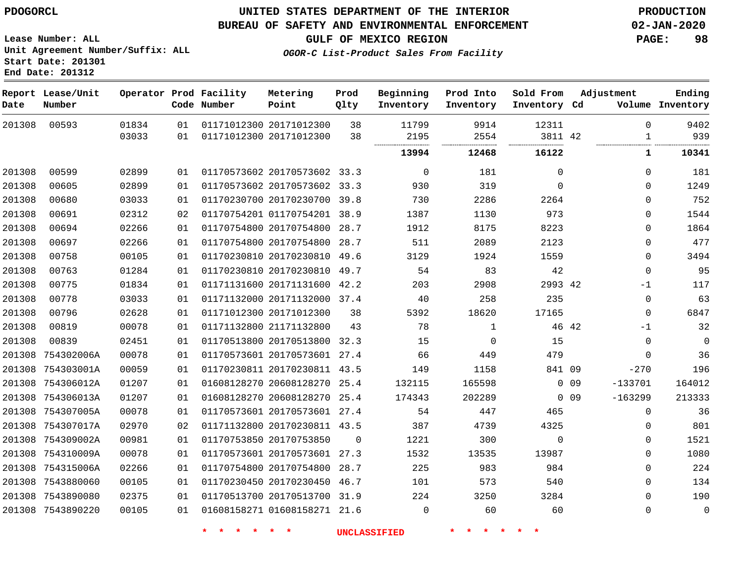PDOGORCL

# UNITED STATES DEPARTMENT OF THE INTERIOR
## BUREAU OF SAFETY AND ENVIRONMENTAL ENFORCEMENT
### GULF OF MEXICO REGION
*OGOR-C List-Product Sales From Facility*

PRODUCTION
02-JAN-2020

Lease Number: ALL
Unit Agreement Number/Suffix: ALL
Start Date: 201301
End Date: 201312

| Report Date | Lease/Unit Number | Operator | Prod Code | Facility Number | Metering Point | Prod Qlty | Beginning Inventory | Prod Into Inventory | Sold From Inventory | Adjustment Cd | Volume | Ending Inventory |
|---|---|---|---|---|---|---|---|---|---|---|---|---|
| 201308 | 00593 | 01834 | 01 | 01171012300 | 20171012300 | 38 | 11799 | 9914 | 12311 | | 0 | 9402 |
| | | 03033 | 01 | 01171012300 | 20171012300 | 38 | 2195 | 2554 | 3811 | 42 | 1 | 939 |
| | | | | | | | **13994** | **12468** | **16122** | | **1** | **10341** |
| 201308 | 00599 | 02899 | 01 | 01170573602 | 20170573602 | 33.3 | 0 | 181 | 0 | | 0 | 181 |
| 201308 | 00605 | 02899 | 01 | 01170573602 | 20170573602 | 33.3 | 930 | 319 | 0 | | 0 | 1249 |
| 201308 | 00680 | 03033 | 01 | 01170230700 | 20170230700 | 39.8 | 730 | 2286 | 2264 | | 0 | 752 |
| 201308 | 00691 | 02312 | 02 | 01170754201 | 01170754201 | 38.9 | 1387 | 1130 | 973 | | 0 | 1544 |
| 201308 | 00694 | 02266 | 01 | 01170754800 | 20170754800 | 28.7 | 1912 | 8175 | 8223 | | 0 | 1864 |
| 201308 | 00697 | 02266 | 01 | 01170754800 | 20170754800 | 28.7 | 511 | 2089 | 2123 | | 0 | 477 |
| 201308 | 00758 | 00105 | 01 | 01170230810 | 20170230810 | 49.6 | 3129 | 1924 | 1559 | | 0 | 3494 |
| 201308 | 00763 | 01284 | 01 | 01170230810 | 20170230810 | 49.7 | 54 | 83 | 42 | | 0 | 95 |
| 201308 | 00775 | 01834 | 01 | 01171131600 | 20171131600 | 42.2 | 203 | 2908 | 2993 | 42 | -1 | 117 |
| 201308 | 00778 | 03033 | 01 | 01171132000 | 20171132000 | 37.4 | 40 | 258 | 235 | | 0 | 63 |
| 201308 | 00796 | 02628 | 01 | 01171012300 | 20171012300 | 38 | 5392 | 18620 | 17165 | | 0 | 6847 |
| 201308 | 00819 | 00078 | 01 | 01171132800 | 21171132800 | 43 | 78 | 1 | 46 | 42 | -1 | 32 |
| 201308 | 00839 | 02451 | 01 | 01170513800 | 20170513800 | 32.3 | 15 | 0 | 15 | | 0 | 0 |
| 201308 | 754302006A | 00078 | 01 | 01170573601 | 20170573601 | 27.4 | 66 | 449 | 479 | | 0 | 36 |
| 201308 | 754303001A | 00059 | 01 | 01170230811 | 20170230811 | 43.5 | 149 | 1158 | 841 | 09 | -270 | 196 |
| 201308 | 754306012A | 01207 | 01 | 01608128270 | 20608128270 | 25.4 | 132115 | 165598 | 0 | 09 | -133701 | 164012 |
| 201308 | 754306013A | 01207 | 01 | 01608128270 | 20608128270 | 25.4 | 174343 | 202289 | 0 | 09 | -163299 | 213333 |
| 201308 | 754307005A | 00078 | 01 | 01170573601 | 20170573601 | 27.4 | 54 | 447 | 465 | | 0 | 36 |
| 201308 | 754307017A | 02970 | 02 | 01171132800 | 20170230811 | 43.5 | 387 | 4739 | 4325 | | 0 | 801 |
| 201308 | 754309002A | 00981 | 01 | 01170753850 | 20170753850 | 0 | 1221 | 300 | 0 | | 0 | 1521 |
| 201308 | 754310009A | 00078 | 01 | 01170573601 | 20170573601 | 27.3 | 1532 | 13535 | 13987 | | 0 | 1080 |
| 201308 | 754315006A | 02266 | 01 | 01170754800 | 20170754800 | 28.7 | 225 | 983 | 984 | | 0 | 224 |
| 201308 | 7543880060 | 00105 | 01 | 01170230450 | 20170230450 | 46.7 | 101 | 573 | 540 | | 0 | 134 |
| 201308 | 7543890080 | 02375 | 01 | 01170513700 | 20170513700 | 31.9 | 224 | 3250 | 3284 | | 0 | 190 |
| 201308 | 7543890220 | 00105 | 01 | 01608158271 | 01608158271 | 21.6 | 0 | 60 | 60 | | 0 | 0 |

\* \* \* \* \* \* UNCLASSIFIED \* \* \* \* \* \*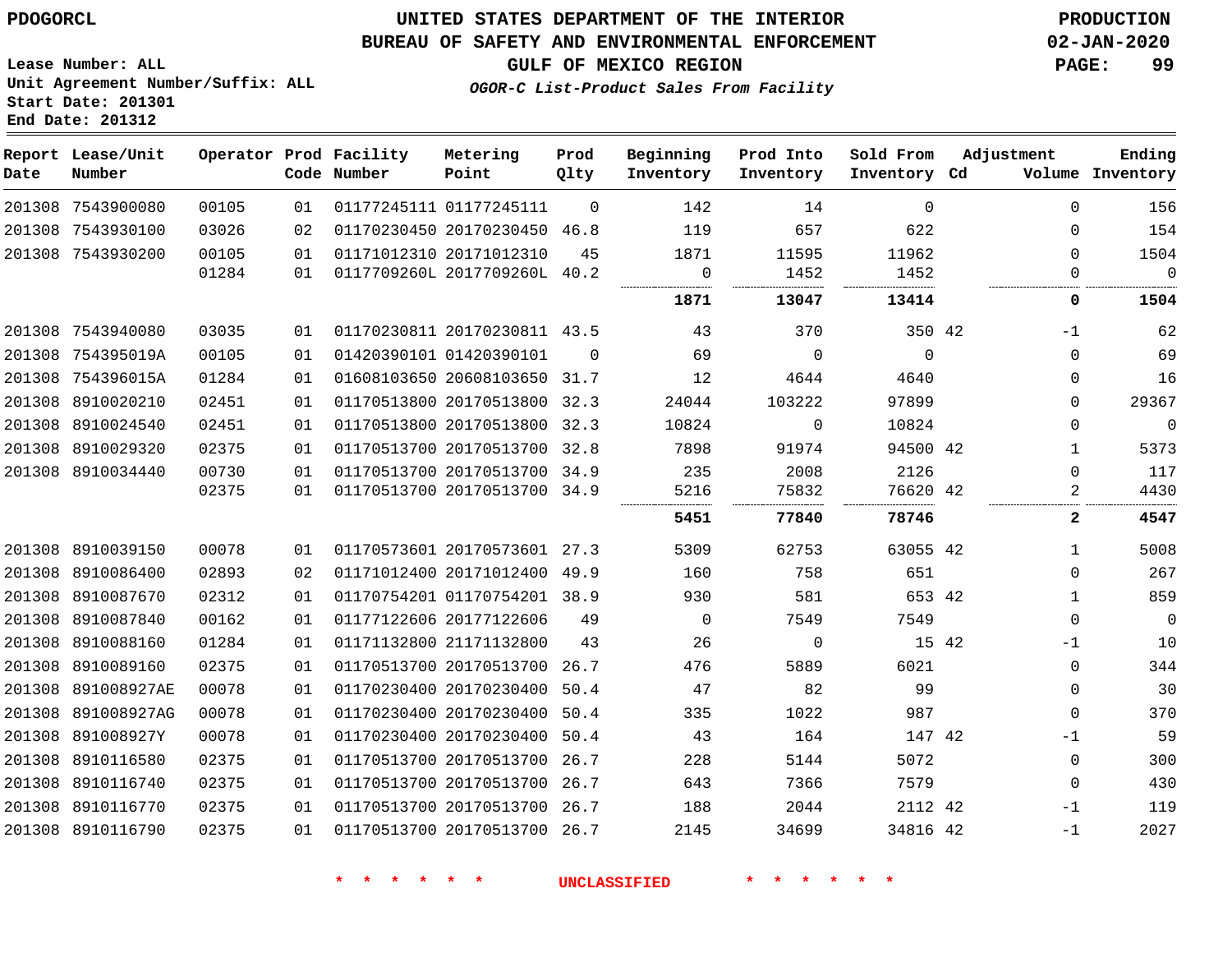PDOGORCL

# UNITED STATES DEPARTMENT OF THE INTERIOR
## BUREAU OF SAFETY AND ENVIRONMENTAL ENFORCEMENT
### GULF OF MEXICO REGION
*OGOR-C List-Product Sales From Facility*

PRODUCTION
02-JAN-2020

Lease Number: ALL
Unit Agreement Number/Suffix: ALL
Start Date: 201301
End Date: 201312

| Report Date | Lease/Unit Number | Operator | Prod Code | Facility Number | Metering Point | Prod Qlty | Beginning Inventory | Prod Into Inventory | Sold From Inventory | Adjustment Cd | Volume | Ending Inventory |
|---|---|---|---|---|---|---|---|---|---|---|---|---|
| 201308 | 7543900080 | 00105 | 01 | 01177245111 | 01177245111 | 0 | 142 | 14 | 0 | | 0 | 156 |
| 201308 | 7543930100 | 03026 | 02 | 01170230450 | 20170230450 | 46.8 | 119 | 657 | 622 | | 0 | 154 |
| 201308 | 7543930200 | 00105 | 01 | 01171012310 | 20171012310 | 45 | 1871 | 11595 | 11962 | | 0 | 1504 |
| | | 01284 | 01 | 0117709260L | 2017709260L | 40.2 | 0 | 1452 | 1452 | | 0 | 0 |
| | | | | | | | **1871** | **13047** | **13414** | | **0** | **1504** |
| 201308 | 7543940080 | 03035 | 01 | 01170230811 | 20170230811 | 43.5 | 43 | 370 | 350 | 42 | -1 | 62 |
| 201308 | 754395019A | 00105 | 01 | 01420390101 | 01420390101 | 0 | 69 | 0 | 0 | | 0 | 69 |
| 201308 | 754396015A | 01284 | 01 | 01608103650 | 20608103650 | 31.7 | 12 | 4644 | 4640 | | 0 | 16 |
| 201308 | 8910020210 | 02451 | 01 | 01170513800 | 20170513800 | 32.3 | 24044 | 103222 | 97899 | | 0 | 29367 |
| 201308 | 8910024540 | 02451 | 01 | 01170513800 | 20170513800 | 32.3 | 10824 | 0 | 10824 | | 0 | 0 |
| 201308 | 8910029320 | 02375 | 01 | 01170513700 | 20170513700 | 32.8 | 7898 | 91974 | 94500 | 42 | 1 | 5373 |
| 201308 | 8910034440 | 00730 | 01 | 01170513700 | 20170513700 | 34.9 | 235 | 2008 | 2126 | | 0 | 117 |
| | | 02375 | 01 | 01170513700 | 20170513700 | 34.9 | 5216 | 75832 | 76620 | 42 | 2 | 4430 |
| | | | | | | | **5451** | **77840** | **78746** | | **2** | **4547** |
| 201308 | 8910039150 | 00078 | 01 | 01170573601 | 20170573601 | 27.3 | 5309 | 62753 | 63055 | 42 | 1 | 5008 |
| 201308 | 8910086400 | 02893 | 02 | 01171012400 | 20171012400 | 49.9 | 160 | 758 | 651 | | 0 | 267 |
| 201308 | 8910087670 | 02312 | 01 | 01170754201 | 01170754201 | 38.9 | 930 | 581 | 653 | 42 | 1 | 859 |
| 201308 | 8910087840 | 00162 | 01 | 01177122606 | 20177122606 | 49 | 0 | 7549 | 7549 | | 0 | 0 |
| 201308 | 8910088160 | 01284 | 01 | 01171132800 | 21171132800 | 43 | 26 | 0 | 15 | 42 | -1 | 10 |
| 201308 | 8910089160 | 02375 | 01 | 01170513700 | 20170513700 | 26.7 | 476 | 5889 | 6021 | | 0 | 344 |
| 201308 | 891008927AE | 00078 | 01 | 01170230400 | 20170230400 | 50.4 | 47 | 82 | 99 | | 0 | 30 |
| 201308 | 891008927AG | 00078 | 01 | 01170230400 | 20170230400 | 50.4 | 335 | 1022 | 987 | | 0 | 370 |
| 201308 | 891008927Y | 00078 | 01 | 01170230400 | 20170230400 | 50.4 | 43 | 164 | 147 | 42 | -1 | 59 |
| 201308 | 8910116580 | 02375 | 01 | 01170513700 | 20170513700 | 26.7 | 228 | 5144 | 5072 | | 0 | 300 |
| 201308 | 8910116740 | 02375 | 01 | 01170513700 | 20170513700 | 26.7 | 643 | 7366 | 7579 | | 0 | 430 |
| 201308 | 8910116770 | 02375 | 01 | 01170513700 | 20170513700 | 26.7 | 188 | 2044 | 2112 | 42 | -1 | 119 |
| 201308 | 8910116790 | 02375 | 01 | 01170513700 | 20170513700 | 26.7 | 2145 | 34699 | 34816 | 42 | -1 | 2027 |

\* \* \* \* \* \* UNCLASSIFIED \* \* \* \* \* \*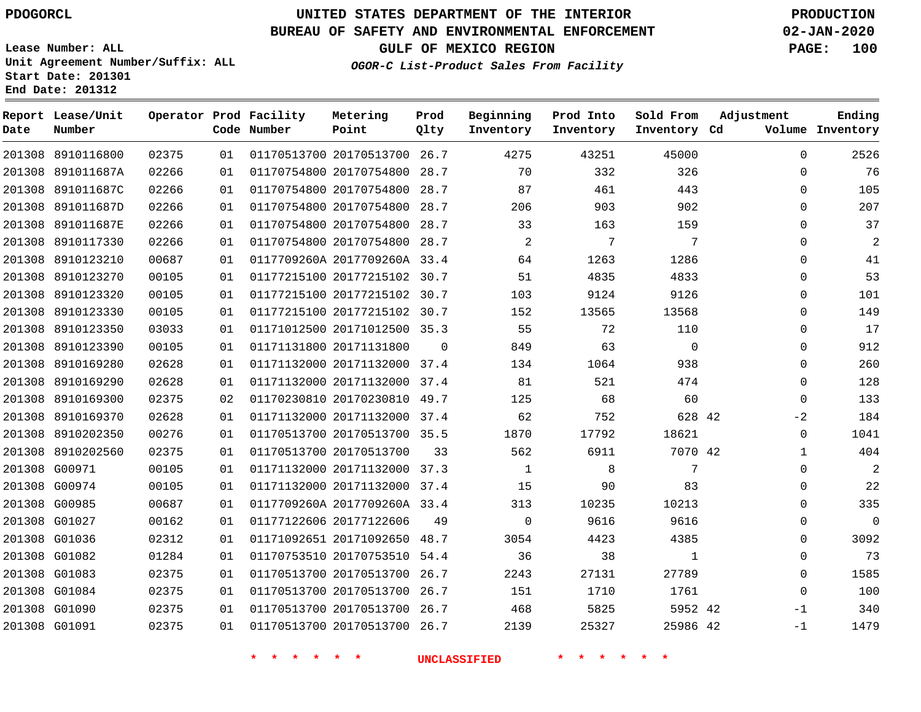PDOGORCL

# UNITED STATES DEPARTMENT OF THE INTERIOR
## BUREAU OF SAFETY AND ENVIRONMENTAL ENFORCEMENT
### GULF OF MEXICO REGION
*OGOR-C List-Product Sales From Facility*

PRODUCTION
02-JAN-2020

Lease Number: ALL
Unit Agreement Number/Suffix: ALL
Start Date: 201301
End Date: 201312

| Report Date | Lease/Unit Number | Operator | Prod Code | Facility Number | Metering Point | Prod Qlty | Beginning Inventory | Prod Into Inventory | Sold From Inventory | Adjustment Cd | Adjustment Volume | Ending Inventory |
|---|---|---|---|---|---|---|---|---|---|---|---|---|
| 201308 | 8910116800 | 02375 | 01 | 01170513700 | 20170513700 | 26.7 | 4275 | 43251 | 45000 | | 0 | 2526 |
| 201308 | 891011687A | 02266 | 01 | 01170754800 | 20170754800 | 28.7 | 70 | 332 | 326 | | 0 | 76 |
| 201308 | 891011687C | 02266 | 01 | 01170754800 | 20170754800 | 28.7 | 87 | 461 | 443 | | 0 | 105 |
| 201308 | 891011687D | 02266 | 01 | 01170754800 | 20170754800 | 28.7 | 206 | 903 | 902 | | 0 | 207 |
| 201308 | 891011687E | 02266 | 01 | 01170754800 | 20170754800 | 28.7 | 33 | 163 | 159 | | 0 | 37 |
| 201308 | 8910117330 | 02266 | 01 | 01170754800 | 20170754800 | 28.7 | 2 | 7 | 7 | | 0 | 2 |
| 201308 | 8910123210 | 00687 | 01 | 0117709260A | 2017709260A | 33.4 | 64 | 1263 | 1286 | | 0 | 41 |
| 201308 | 8910123270 | 00105 | 01 | 01177215100 | 20177215102 | 30.7 | 51 | 4835 | 4833 | | 0 | 53 |
| 201308 | 8910123320 | 00105 | 01 | 01177215100 | 20177215102 | 30.7 | 103 | 9124 | 9126 | | 0 | 101 |
| 201308 | 8910123330 | 00105 | 01 | 01177215100 | 20177215102 | 30.7 | 152 | 13565 | 13568 | | 0 | 149 |
| 201308 | 8910123350 | 03033 | 01 | 01171012500 | 20171012500 | 35.3 | 55 | 72 | 110 | | 0 | 17 |
| 201308 | 8910123390 | 00105 | 01 | 01171131800 | 20171131800 | 0 | 849 | 63 | 0 | | 0 | 912 |
| 201308 | 8910169280 | 02628 | 01 | 01171132000 | 20171132000 | 37.4 | 134 | 1064 | 938 | | 0 | 260 |
| 201308 | 8910169290 | 02628 | 01 | 01171132000 | 20171132000 | 37.4 | 81 | 521 | 474 | | 0 | 128 |
| 201308 | 8910169300 | 02375 | 02 | 01170230810 | 20170230810 | 49.7 | 125 | 68 | 60 | | 0 | 133 |
| 201308 | 8910169370 | 02628 | 01 | 01171132000 | 20171132000 | 37.4 | 62 | 752 | 628 | 42 | -2 | 184 |
| 201308 | 8910202350 | 00276 | 01 | 01170513700 | 20170513700 | 35.5 | 1870 | 17792 | 18621 | | 0 | 1041 |
| 201308 | 8910202560 | 02375 | 01 | 01170513700 | 20170513700 | 33 | 562 | 6911 | 7070 | 42 | 1 | 404 |
| 201308 | G00971 | 00105 | 01 | 01171132000 | 20171132000 | 37.3 | 1 | 8 | 7 | | 0 | 2 |
| 201308 | G00974 | 00105 | 01 | 01171132000 | 20171132000 | 37.4 | 15 | 90 | 83 | | 0 | 22 |
| 201308 | G00985 | 00687 | 01 | 0117709260A | 2017709260A | 33.4 | 313 | 10235 | 10213 | | 0 | 335 |
| 201308 | G01027 | 00162 | 01 | 01177122606 | 20177122606 | 49 | 0 | 9616 | 9616 | | 0 | 0 |
| 201308 | G01036 | 02312 | 01 | 01171092651 | 20171092650 | 48.7 | 3054 | 4423 | 4385 | | 0 | 3092 |
| 201308 | G01082 | 01284 | 01 | 01170753510 | 20170753510 | 54.4 | 36 | 38 | 1 | | 0 | 73 |
| 201308 | G01083 | 02375 | 01 | 01170513700 | 20170513700 | 26.7 | 2243 | 27131 | 27789 | | 0 | 1585 |
| 201308 | G01084 | 02375 | 01 | 01170513700 | 20170513700 | 26.7 | 151 | 1710 | 1761 | | 0 | 100 |
| 201308 | G01090 | 02375 | 01 | 01170513700 | 20170513700 | 26.7 | 468 | 5825 | 5952 | 42 | -1 | 340 |
| 201308 | G01091 | 02375 | 01 | 01170513700 | 20170513700 | 26.7 | 2139 | 25327 | 25986 | 42 | -1 | 1479 |

* * * * * * UNCLASSIFIED * * * * * *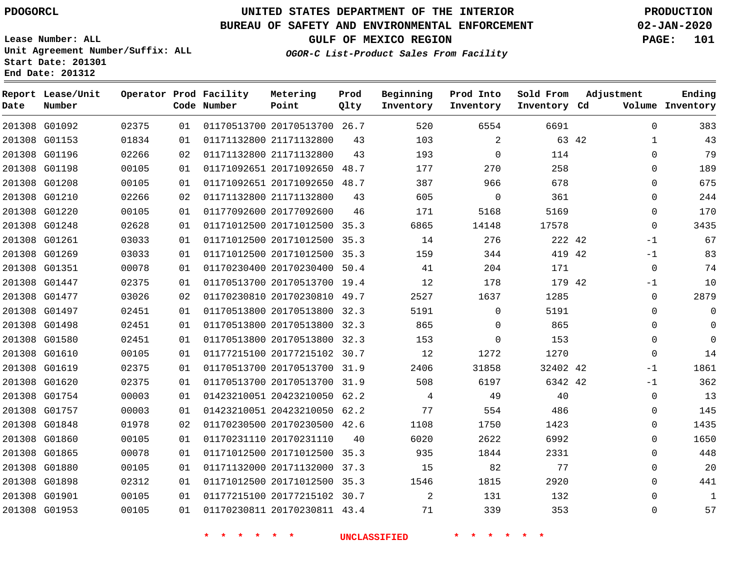PDOGORCL

**UNITED STATES DEPARTMENT OF THE INTERIOR**
**BUREAU OF SAFETY AND ENVIRONMENTAL ENFORCEMENT**
**GULF OF MEXICO REGION**
*OGOR-C List-Product Sales From Facility*

PRODUCTION
02-JAN-2020

Lease Number: ALL
Unit Agreement Number/Suffix: ALL
Start Date: 201301
End Date: 201312

| Report Date | Lease/Unit Number | Operator | Prod Code | Facility Number | Metering Point | Prod Qlty | Beginning Inventory | Prod Into Inventory | Sold From Inventory | Adjustment Cd | Volume | Ending Inventory |
|---|---|---|---|---|---|---|---|---|---|---|---|---|
| 201308 | G01092 | 02375 | 01 | 01170513700 | 20170513700 | 26.7 | 520 | 6554 | 6691 | | 0 | 383 |
| 201308 | G01153 | 01834 | 01 | 01171132800 | 21171132800 | 43 | 103 | 2 | 63 | 42 | 1 | 43 |
| 201308 | G01196 | 02266 | 02 | 01171132800 | 21171132800 | 43 | 193 | 0 | 114 | | 0 | 79 |
| 201308 | G01198 | 00105 | 01 | 01171092651 | 20171092650 | 48.7 | 177 | 270 | 258 | | 0 | 189 |
| 201308 | G01208 | 00105 | 01 | 01171092651 | 20171092650 | 48.7 | 387 | 966 | 678 | | 0 | 675 |
| 201308 | G01210 | 02266 | 02 | 01171132800 | 21171132800 | 43 | 605 | 0 | 361 | | 0 | 244 |
| 201308 | G01220 | 00105 | 01 | 01177092600 | 20177092600 | 46 | 171 | 5168 | 5169 | | 0 | 170 |
| 201308 | G01248 | 02628 | 01 | 01171012500 | 20171012500 | 35.3 | 6865 | 14148 | 17578 | | 0 | 3435 |
| 201308 | G01261 | 03033 | 01 | 01171012500 | 20171012500 | 35.3 | 14 | 276 | 222 | 42 | -1 | 67 |
| 201308 | G01269 | 03033 | 01 | 01171012500 | 20171012500 | 35.3 | 159 | 344 | 419 | 42 | -1 | 83 |
| 201308 | G01351 | 00078 | 01 | 01170230400 | 20170230400 | 50.4 | 41 | 204 | 171 | | 0 | 74 |
| 201308 | G01447 | 02375 | 01 | 01170513700 | 20170513700 | 19.4 | 12 | 178 | 179 | 42 | -1 | 10 |
| 201308 | G01477 | 03026 | 02 | 01170230810 | 20170230810 | 49.7 | 2527 | 1637 | 1285 | | 0 | 2879 |
| 201308 | G01497 | 02451 | 01 | 01170513800 | 20170513800 | 32.3 | 5191 | 0 | 5191 | | 0 | 0 |
| 201308 | G01498 | 02451 | 01 | 01170513800 | 20170513800 | 32.3 | 865 | 0 | 865 | | 0 | 0 |
| 201308 | G01580 | 02451 | 01 | 01170513800 | 20170513800 | 32.3 | 153 | 0 | 153 | | 0 | 0 |
| 201308 | G01610 | 00105 | 01 | 01177215100 | 20177215102 | 30.7 | 12 | 1272 | 1270 | | 0 | 14 |
| 201308 | G01619 | 02375 | 01 | 01170513700 | 20170513700 | 31.9 | 2406 | 31858 | 32402 | 42 | -1 | 1861 |
| 201308 | G01620 | 02375 | 01 | 01170513700 | 20170513700 | 31.9 | 508 | 6197 | 6342 | 42 | -1 | 362 |
| 201308 | G01754 | 00003 | 01 | 01423210051 | 20423210050 | 62.2 | 4 | 49 | 40 | | 0 | 13 |
| 201308 | G01757 | 00003 | 01 | 01423210051 | 20423210050 | 62.2 | 77 | 554 | 486 | | 0 | 145 |
| 201308 | G01848 | 01978 | 02 | 01170230500 | 20170230500 | 42.6 | 1108 | 1750 | 1423 | | 0 | 1435 |
| 201308 | G01860 | 00105 | 01 | 01170231110 | 20170231110 | 40 | 6020 | 2622 | 6992 | | 0 | 1650 |
| 201308 | G01865 | 00078 | 01 | 01171012500 | 20171012500 | 35.3 | 935 | 1844 | 2331 | | 0 | 448 |
| 201308 | G01880 | 00105 | 01 | 01171132000 | 20171132000 | 37.3 | 15 | 82 | 77 | | 0 | 20 |
| 201308 | G01898 | 02312 | 01 | 01171012500 | 20171012500 | 35.3 | 1546 | 1815 | 2920 | | 0 | 441 |
| 201308 | G01901 | 00105 | 01 | 01177215100 | 20177215102 | 30.7 | 2 | 131 | 132 | | 0 | 1 |
| 201308 | G01953 | 00105 | 01 | 01170230811 | 20170230811 | 43.4 | 71 | 339 | 353 | | 0 | 57 |

\* \* \* \* \* \* UNCLASSIFIED \* \* \* \* \* \*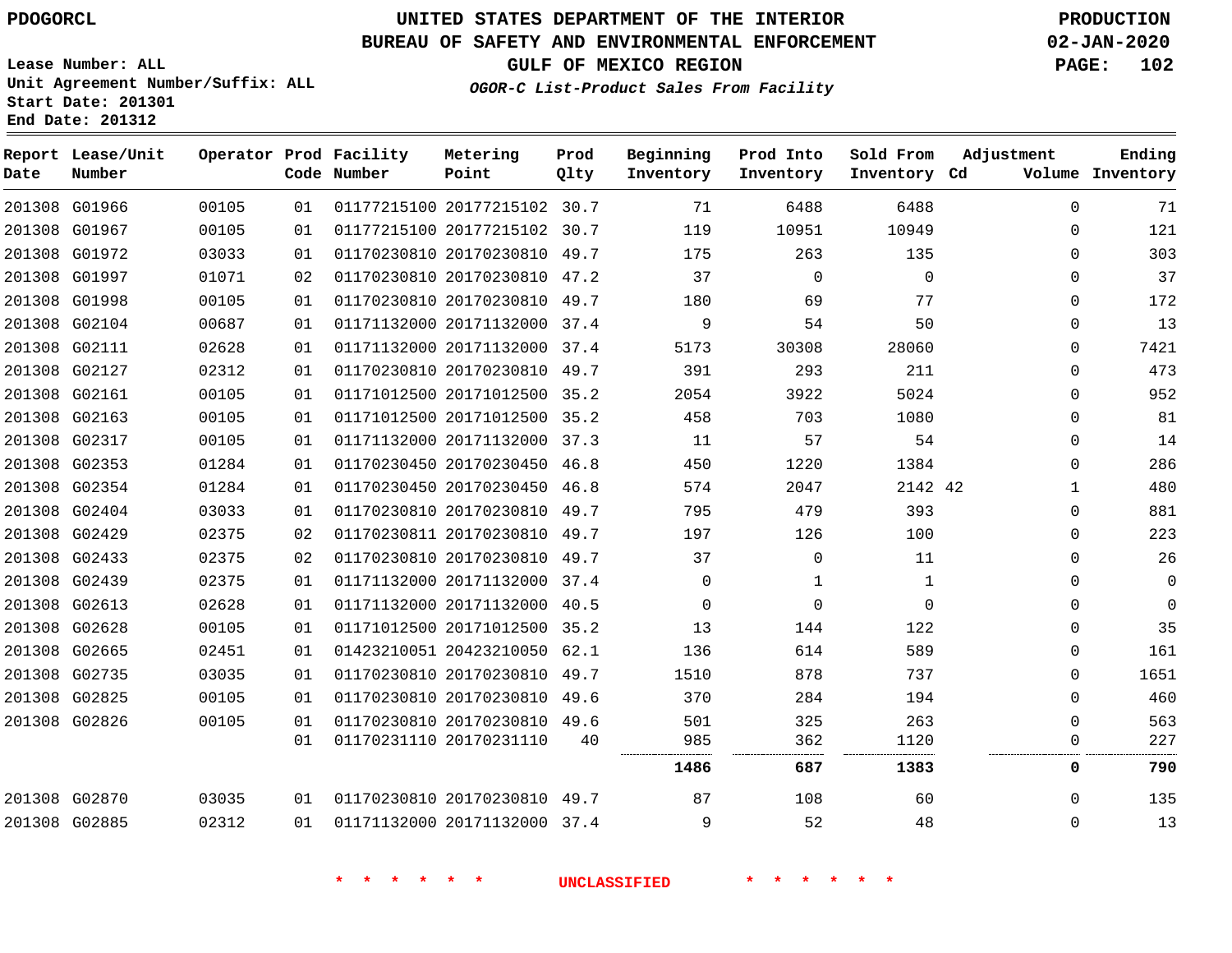# UNITED STATES DEPARTMENT OF THE INTERIOR
## BUREAU OF SAFETY AND ENVIRONMENTAL ENFORCEMENT
### GULF OF MEXICO REGION
*OGOR-C List-Product Sales From Facility*

PDOGORCL

PRODUCTION 02-JAN-2020

Lease Number: ALL
Unit Agreement Number/Suffix: ALL
Start Date: 201301
End Date: 201312

| Report Date | Lease/Unit Number | Operator | Prod Code | Facility Number | Metering Point | Prod Qlty | Beginning Inventory | Prod Into Inventory | Sold From Inventory | Adjustment Cd | Adjustment Volume | Ending Inventory |
|---|---|---|---|---|---|---|---|---|---|---|---|---|
| 201308 | G01966 | 00105 | 01 | 01177215100 | 20177215102 | 30.7 | 71 | 6488 | 6488 | | 0 | 71 |
| 201308 | G01967 | 00105 | 01 | 01177215100 | 20177215102 | 30.7 | 119 | 10951 | 10949 | | 0 | 121 |
| 201308 | G01972 | 03033 | 01 | 01170230810 | 20170230810 | 49.7 | 175 | 263 | 135 | | 0 | 303 |
| 201308 | G01997 | 01071 | 02 | 01170230810 | 20170230810 | 47.2 | 37 | 0 | 0 | | 0 | 37 |
| 201308 | G01998 | 00105 | 01 | 01170230810 | 20170230810 | 49.7 | 180 | 69 | 77 | | 0 | 172 |
| 201308 | G02104 | 00687 | 01 | 01171132000 | 20171132000 | 37.4 | 9 | 54 | 50 | | 0 | 13 |
| 201308 | G02111 | 02628 | 01 | 01171132000 | 20171132000 | 37.4 | 5173 | 30308 | 28060 | | 0 | 7421 |
| 201308 | G02127 | 02312 | 01 | 01170230810 | 20170230810 | 49.7 | 391 | 293 | 211 | | 0 | 473 |
| 201308 | G02161 | 00105 | 01 | 01171012500 | 20171012500 | 35.2 | 2054 | 3922 | 5024 | | 0 | 952 |
| 201308 | G02163 | 00105 | 01 | 01171012500 | 20171012500 | 35.2 | 458 | 703 | 1080 | | 0 | 81 |
| 201308 | G02317 | 00105 | 01 | 01171132000 | 20171132000 | 37.3 | 11 | 57 | 54 | | 0 | 14 |
| 201308 | G02353 | 01284 | 01 | 01170230450 | 20170230450 | 46.8 | 450 | 1220 | 1384 | | 0 | 286 |
| 201308 | G02354 | 01284 | 01 | 01170230450 | 20170230450 | 46.8 | 574 | 2047 | 2142 | 42 | 1 | 480 |
| 201308 | G02404 | 03033 | 01 | 01170230810 | 20170230810 | 49.7 | 795 | 479 | 393 | | 0 | 881 |
| 201308 | G02429 | 02375 | 02 | 01170230811 | 20170230810 | 49.7 | 197 | 126 | 100 | | 0 | 223 |
| 201308 | G02433 | 02375 | 02 | 01170230810 | 20170230810 | 49.7 | 37 | 0 | 11 | | 0 | 26 |
| 201308 | G02439 | 02375 | 01 | 01171132000 | 20171132000 | 37.4 | 0 | 1 | 1 | | 0 | 0 |
| 201308 | G02613 | 02628 | 01 | 01171132000 | 20171132000 | 40.5 | 0 | 0 | 0 | | 0 | 0 |
| 201308 | G02628 | 00105 | 01 | 01171012500 | 20171012500 | 35.2 | 13 | 144 | 122 | | 0 | 35 |
| 201308 | G02665 | 02451 | 01 | 01423210051 | 20423210050 | 62.1 | 136 | 614 | 589 | | 0 | 161 |
| 201308 | G02735 | 03035 | 01 | 01170230810 | 20170230810 | 49.7 | 1510 | 878 | 737 | | 0 | 1651 |
| 201308 | G02825 | 00105 | 01 | 01170230810 | 20170230810 | 49.6 | 370 | 284 | 194 | | 0 | 460 |
| 201308 | G02826 | 00105 | 01 | 01170230810 | 20170230810 | 49.6 | 501 | 325 | 263 | | 0 | 563 |
| | | | 01 | 01170231110 | 20170231110 | 40 | 985 | 362 | 1120 | | 0 | 227 |
| | | | | | | | **1486** | **687** | **1383** | | **0** | **790** |
| 201308 | G02870 | 03035 | 01 | 01170230810 | 20170230810 | 49.7 | 87 | 108 | 60 | | 0 | 135 |
| 201308 | G02885 | 02312 | 01 | 01171132000 | 20171132000 | 37.4 | 9 | 52 | 48 | | 0 | 13 |

\* \* \* \* \* \* UNCLASSIFIED \* \* \* \* \* \*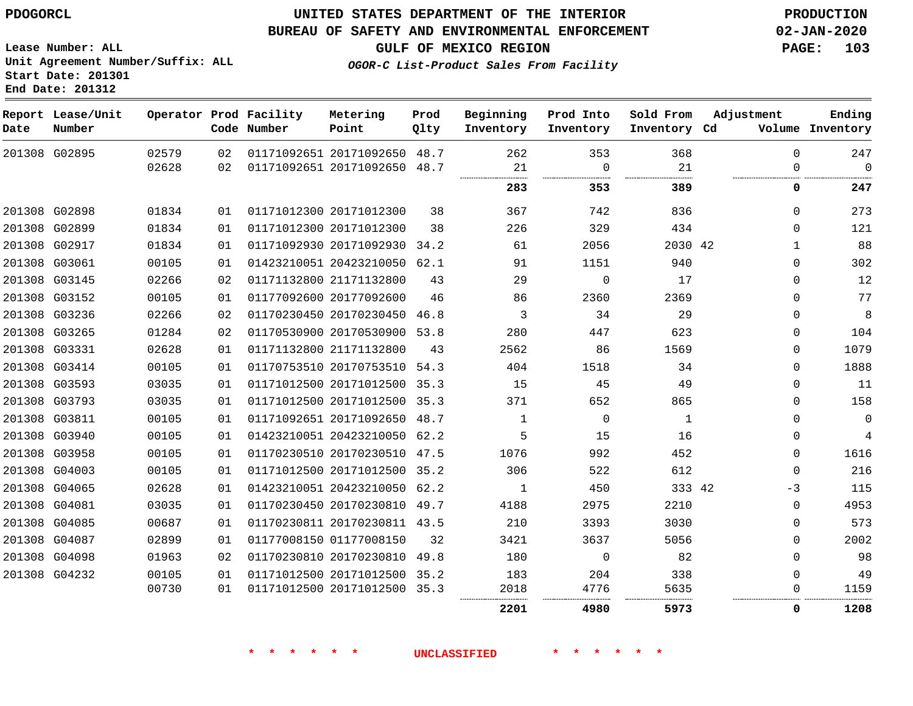PDOGORCL

# UNITED STATES DEPARTMENT OF THE INTERIOR
## BUREAU OF SAFETY AND ENVIRONMENTAL ENFORCEMENT
### GULF OF MEXICO REGION
*OGOR-C List-Product Sales From Facility*

PRODUCTION
02-JAN-2020

Lease Number: ALL
Unit Agreement Number/Suffix: ALL
Start Date: 201301
End Date: 201312

| Report Date | Lease/Unit Number | Operator | Prod Code | Facility Number | Metering Point | Prod Qlty | Beginning Inventory | Prod Into Inventory | Sold From Inventory | Adjustment Cd | Volume | Ending Inventory |
|---|---|---|---|---|---|---|---|---|---|---|---|---|
| 201308 | G02895 | 02579 | 02 | 01171092651 | 20171092650 | 48.7 | 262 | 353 | 368 | | 0 | 247 |
| | | 02628 | 02 | 01171092651 | 20171092650 | 48.7 | 21 | 0 | 21 | | 0 | 0 |
| | | | | | | | **283** | **353** | **389** | | **0** | **247** |
| 201308 | G02898 | 01834 | 01 | 01171012300 | 20171012300 | 38 | 367 | 742 | 836 | | 0 | 273 |
| 201308 | G02899 | 01834 | 01 | 01171012300 | 20171012300 | 38 | 226 | 329 | 434 | | 0 | 121 |
| 201308 | G02917 | 01834 | 01 | 01171092930 | 20171092930 | 34.2 | 61 | 2056 | 2030 | 42 | 1 | 88 |
| 201308 | G03061 | 00105 | 01 | 01423210051 | 20423210050 | 62.1 | 91 | 1151 | 940 | | 0 | 302 |
| 201308 | G03145 | 02266 | 02 | 01171132800 | 21171132800 | 43 | 29 | 0 | 17 | | 0 | 12 |
| 201308 | G03152 | 00105 | 01 | 01177092600 | 20177092600 | 46 | 86 | 2360 | 2369 | | 0 | 77 |
| 201308 | G03236 | 02266 | 02 | 01170230450 | 20170230450 | 46.8 | 3 | 34 | 29 | | 0 | 8 |
| 201308 | G03265 | 01284 | 02 | 01170530900 | 20170530900 | 53.8 | 280 | 447 | 623 | | 0 | 104 |
| 201308 | G03331 | 02628 | 01 | 01171132800 | 21171132800 | 43 | 2562 | 86 | 1569 | | 0 | 1079 |
| 201308 | G03414 | 00105 | 01 | 01170753510 | 20170753510 | 54.3 | 404 | 1518 | 34 | | 0 | 1888 |
| 201308 | G03593 | 03035 | 01 | 01171012500 | 20171012500 | 35.3 | 15 | 45 | 49 | | 0 | 11 |
| 201308 | G03793 | 03035 | 01 | 01171012500 | 20171012500 | 35.3 | 371 | 652 | 865 | | 0 | 158 |
| 201308 | G03811 | 00105 | 01 | 01171092651 | 20171092650 | 48.7 | 1 | 0 | 1 | | 0 | 0 |
| 201308 | G03940 | 00105 | 01 | 01423210051 | 20423210050 | 62.2 | 5 | 15 | 16 | | 0 | 4 |
| 201308 | G03958 | 00105 | 01 | 01170230510 | 20170230510 | 47.5 | 1076 | 992 | 452 | | 0 | 1616 |
| 201308 | G04003 | 00105 | 01 | 01171012500 | 20171012500 | 35.2 | 306 | 522 | 612 | | 0 | 216 |
| 201308 | G04065 | 02628 | 01 | 01423210051 | 20423210050 | 62.2 | 1 | 450 | 333 | 42 | -3 | 115 |
| 201308 | G04081 | 03035 | 01 | 01170230450 | 20170230810 | 49.7 | 4188 | 2975 | 2210 | | 0 | 4953 |
| 201308 | G04085 | 00687 | 01 | 01170230811 | 20170230811 | 43.5 | 210 | 3393 | 3030 | | 0 | 573 |
| 201308 | G04087 | 02899 | 01 | 01177008150 | 01177008150 | 32 | 3421 | 3637 | 5056 | | 0 | 2002 |
| 201308 | G04098 | 01963 | 02 | 01170230810 | 20170230810 | 49.8 | 180 | 0 | 82 | | 0 | 98 |
| 201308 | G04232 | 00105 | 01 | 01171012500 | 20171012500 | 35.2 | 183 | 204 | 338 | | 0 | 49 |
| | | 00730 | 01 | 01171012500 | 20171012500 | 35.3 | 2018 | 4776 | 5635 | | 0 | 1159 |
| | | | | | | | **2201** | **4980** | **5973** | | **0** | **1208** |

\* \* \* \* \* \* UNCLASSIFIED \* \* \* \* \* \*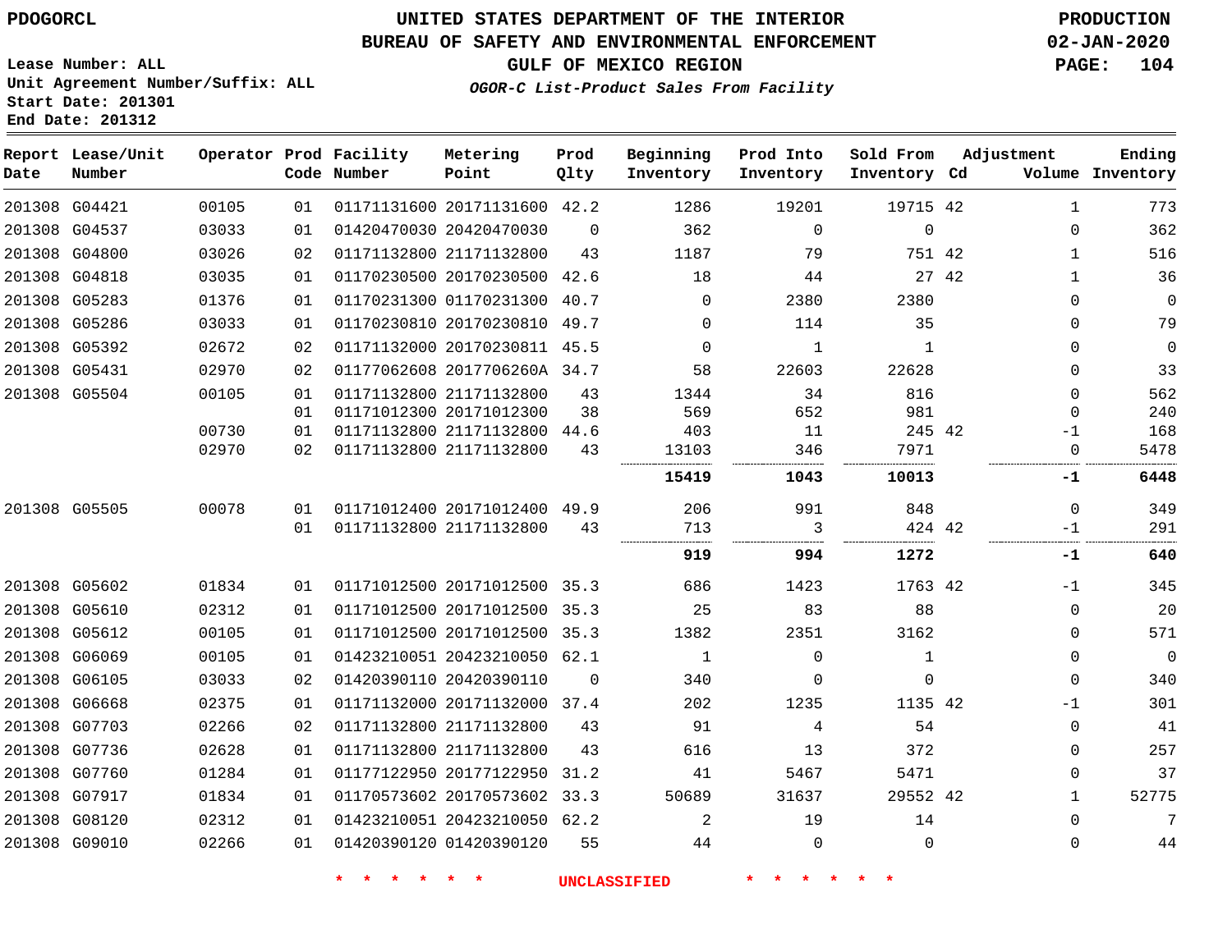PDOGORCL

**UNITED STATES DEPARTMENT OF THE INTERIOR**
**BUREAU OF SAFETY AND ENVIRONMENTAL ENFORCEMENT**
**GULF OF MEXICO REGION**
*OGOR-C List-Product Sales From Facility*

PRODUCTION
02-JAN-2020

Lease Number: ALL
Unit Agreement Number/Suffix: ALL
Start Date: 201301
End Date: 201312

| Report Date | Lease/Unit Number | Operator | Prod Code | Facility Number | Metering Point | Prod Qlty | Beginning Inventory | Prod Into Inventory | Sold From Inventory | Adjustment Cd | Adjustment Volume | Ending Inventory |
|---|---|---|---|---|---|---|---|---|---|---|---|---|
| 201308 | G04421 | 00105 | 01 | 01171131600 | 20171131600 | 42.2 | 1286 | 19201 | 19715 | 42 | 1 | 773 |
| 201308 | G04537 | 03033 | 01 | 01420470030 | 20420470030 | 0 | 362 | 0 | 0 | | 0 | 362 |
| 201308 | G04800 | 03026 | 02 | 01171132800 | 21171132800 | 43 | 1187 | 79 | 751 | 42 | 1 | 516 |
| 201308 | G04818 | 03035 | 01 | 01170230500 | 20170230500 | 42.6 | 18 | 44 | 27 | 42 | 1 | 36 |
| 201308 | G05283 | 01376 | 01 | 01170231300 | 01170231300 | 40.7 | 0 | 2380 | 2380 | | 0 | 0 |
| 201308 | G05286 | 03033 | 01 | 01170230810 | 20170230810 | 49.7 | 0 | 114 | 35 | | 0 | 79 |
| 201308 | G05392 | 02672 | 02 | 01171132000 | 20170230811 | 45.5 | 0 | 1 | 1 | | 0 | 0 |
| 201308 | G05431 | 02970 | 02 | 01177062608 | 2017706260A | 34.7 | 58 | 22603 | 22628 | | 0 | 33 |
| 201308 | G05504 | 00105 | 01 | 01171132800 | 21171132800 | 43 | 1344 | 34 | 816 | | 0 | 562 |
| | | | 01 | 01171012300 | 20171012300 | 38 | 569 | 652 | 981 | | 0 | 240 |
| | | 00730 | 01 | 01171132800 | 21171132800 | 44.6 | 403 | 11 | 245 | 42 | -1 | 168 |
| | | 02970 | 02 | 01171132800 | 21171132800 | 43 | 13103 | 346 | 7971 | | 0 | 5478 |
| | | | | | | | **15419** | **1043** | **10013** | | **-1** | **6448** |
| 201308 | G05505 | 00078 | 01 | 01171012400 | 20171012400 | 49.9 | 206 | 991 | 848 | | 0 | 349 |
| | | | 01 | 01171132800 | 21171132800 | 43 | 713 | 3 | 424 | 42 | -1 | 291 |
| | | | | | | | **919** | **994** | **1272** | | **-1** | **640** |
| 201308 | G05602 | 01834 | 01 | 01171012500 | 20171012500 | 35.3 | 686 | 1423 | 1763 | 42 | -1 | 345 |
| 201308 | G05610 | 02312 | 01 | 01171012500 | 20171012500 | 35.3 | 25 | 83 | 88 | | 0 | 20 |
| 201308 | G05612 | 00105 | 01 | 01171012500 | 20171012500 | 35.3 | 1382 | 2351 | 3162 | | 0 | 571 |
| 201308 | G06069 | 00105 | 01 | 01423210051 | 20423210050 | 62.1 | 1 | 0 | 1 | | 0 | 0 |
| 201308 | G06105 | 03033 | 02 | 01420390110 | 20420390110 | 0 | 340 | 0 | 0 | | 0 | 340 |
| 201308 | G06668 | 02375 | 01 | 01171132000 | 20171132000 | 37.4 | 202 | 1235 | 1135 | 42 | -1 | 301 |
| 201308 | G07703 | 02266 | 02 | 01171132800 | 21171132800 | 43 | 91 | 4 | 54 | | 0 | 41 |
| 201308 | G07736 | 02628 | 01 | 01171132800 | 21171132800 | 43 | 616 | 13 | 372 | | 0 | 257 |
| 201308 | G07760 | 01284 | 01 | 01177122950 | 20177122950 | 31.2 | 41 | 5467 | 5471 | | 0 | 37 |
| 201308 | G07917 | 01834 | 01 | 01170573602 | 20170573602 | 33.3 | 50689 | 31637 | 29552 | 42 | 1 | 52775 |
| 201308 | G08120 | 02312 | 01 | 01423210051 | 20423210050 | 62.2 | 2 | 19 | 14 | | 0 | 7 |
| 201308 | G09010 | 02266 | 01 | 01420390120 | 01420390120 | 55 | 44 | 0 | 0 | | 0 | 44 |

\* \* \* \* \* \* UNCLASSIFIED \* \* \* \* \* \*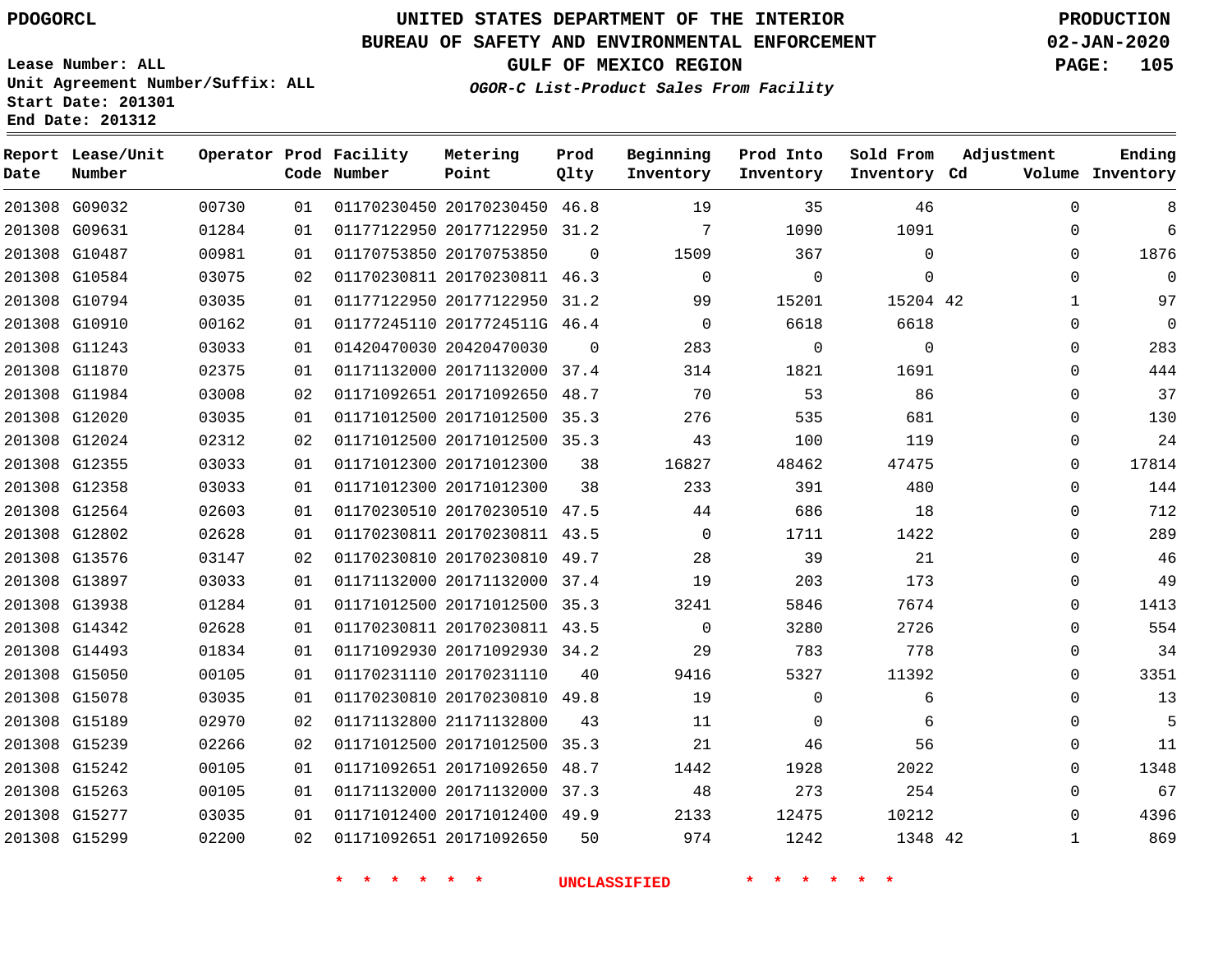PDOGORCL

# UNITED STATES DEPARTMENT OF THE INTERIOR
## BUREAU OF SAFETY AND ENVIRONMENTAL ENFORCEMENT
### GULF OF MEXICO REGION

*OGOR-C List-Product Sales From Facility*

PRODUCTION
02-JAN-2020

Lease Number: ALL
Unit Agreement Number/Suffix: ALL
Start Date: 201301
End Date: 201312

| Report Date | Lease/Unit Number | Operator | Prod Code | Facility Number | Metering Point | Prod Qlty | Beginning Inventory | Prod Into Inventory | Sold From Inventory | Adjustment Cd | Adjustment Volume | Ending Inventory |
|---|---|---|---|---|---|---|---|---|---|---|---|---|
| 201308 | G09032 | 00730 | 01 | 01170230450 | 20170230450 | 46.8 | 19 | 35 | 46 | | 0 | 8 |
| 201308 | G09631 | 01284 | 01 | 01177122950 | 20177122950 | 31.2 | 7 | 1090 | 1091 | | 0 | 6 |
| 201308 | G10487 | 00981 | 01 | 01170753850 | 20170753850 | 0 | 1509 | 367 | 0 | | 0 | 1876 |
| 201308 | G10584 | 03075 | 02 | 01170230811 | 20170230811 | 46.3 | 0 | 0 | 0 | | 0 | 0 |
| 201308 | G10794 | 03035 | 01 | 01177122950 | 20177122950 | 31.2 | 99 | 15201 | 15204 | 42 | 1 | 97 |
| 201308 | G10910 | 00162 | 01 | 01177245110 | 2017724511G | 46.4 | 0 | 6618 | 6618 | | 0 | 0 |
| 201308 | G11243 | 03033 | 01 | 01420470030 | 20420470030 | 0 | 283 | 0 | 0 | | 0 | 283 |
| 201308 | G11870 | 02375 | 01 | 01171132000 | 20171132000 | 37.4 | 314 | 1821 | 1691 | | 0 | 444 |
| 201308 | G11984 | 03008 | 02 | 01171092651 | 20171092650 | 48.7 | 70 | 53 | 86 | | 0 | 37 |
| 201308 | G12020 | 03035 | 01 | 01171012500 | 20171012500 | 35.3 | 276 | 535 | 681 | | 0 | 130 |
| 201308 | G12024 | 02312 | 02 | 01171012500 | 20171012500 | 35.3 | 43 | 100 | 119 | | 0 | 24 |
| 201308 | G12355 | 03033 | 01 | 01171012300 | 20171012300 | 38 | 16827 | 48462 | 47475 | | 0 | 17814 |
| 201308 | G12358 | 03033 | 01 | 01171012300 | 20171012300 | 38 | 233 | 391 | 480 | | 0 | 144 |
| 201308 | G12564 | 02603 | 01 | 01170230510 | 20170230510 | 47.5 | 44 | 686 | 18 | | 0 | 712 |
| 201308 | G12802 | 02628 | 01 | 01170230811 | 20170230811 | 43.5 | 0 | 1711 | 1422 | | 0 | 289 |
| 201308 | G13576 | 03147 | 02 | 01170230810 | 20170230810 | 49.7 | 28 | 39 | 21 | | 0 | 46 |
| 201308 | G13897 | 03033 | 01 | 01171132000 | 20171132000 | 37.4 | 19 | 203 | 173 | | 0 | 49 |
| 201308 | G13938 | 01284 | 01 | 01171012500 | 20171012500 | 35.3 | 3241 | 5846 | 7674 | | 0 | 1413 |
| 201308 | G14342 | 02628 | 01 | 01170230811 | 20170230811 | 43.5 | 0 | 3280 | 2726 | | 0 | 554 |
| 201308 | G14493 | 01834 | 01 | 01171092930 | 20171092930 | 34.2 | 29 | 783 | 778 | | 0 | 34 |
| 201308 | G15050 | 00105 | 01 | 01170231110 | 20170231110 | 40 | 9416 | 5327 | 11392 | | 0 | 3351 |
| 201308 | G15078 | 03035 | 01 | 01170230810 | 20170230810 | 49.8 | 19 | 0 | 6 | | 0 | 13 |
| 201308 | G15189 | 02970 | 02 | 01171132800 | 21171132800 | 43 | 11 | 0 | 6 | | 0 | 5 |
| 201308 | G15239 | 02266 | 02 | 01171012500 | 20171012500 | 35.3 | 21 | 46 | 56 | | 0 | 11 |
| 201308 | G15242 | 00105 | 01 | 01171092651 | 20171092650 | 48.7 | 1442 | 1928 | 2022 | | 0 | 1348 |
| 201308 | G15263 | 00105 | 01 | 01171132000 | 20171132000 | 37.3 | 48 | 273 | 254 | | 0 | 67 |
| 201308 | G15277 | 03035 | 01 | 01171012400 | 20171012400 | 49.9 | 2133 | 12475 | 10212 | | 0 | 4396 |
| 201308 | G15299 | 02200 | 02 | 01171092651 | 20171092650 | 50 | 974 | 1242 | 1348 | 42 | 1 | 869 |

* * * * * * UNCLASSIFIED * * * * * *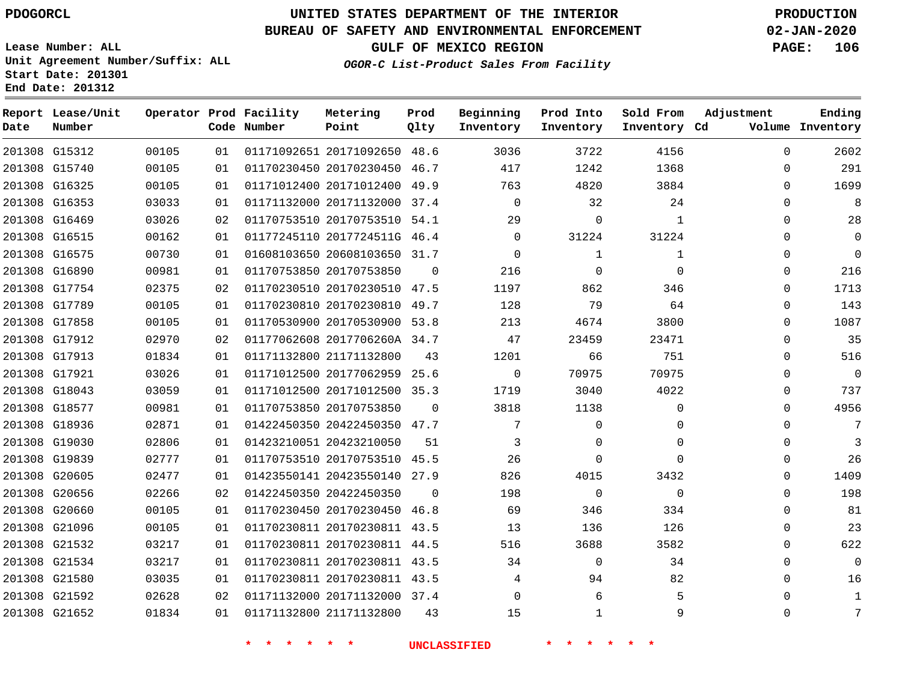PDOGORCL

# UNITED STATES DEPARTMENT OF THE INTERIOR
## BUREAU OF SAFETY AND ENVIRONMENTAL ENFORCEMENT
### GULF OF MEXICO REGION

PRODUCTION
02-JAN-2020

Lease Number: ALL
Unit Agreement Number/Suffix: ALL
Start Date: 201301
End Date: 201312

*OGOR-C List-Product Sales From Facility*

| Report Date | Lease/Unit Number | Operator | Prod Code | Facility Number | Metering Point | Prod Qlty | Beginning Inventory | Prod Into Inventory | Sold From Inventory | Adjustment Cd | Adjustment Volume | Ending Inventory |
|---|---|---|---|---|---|---|---|---|---|---|---|---|
| 201308 | G15312 | 00105 | 01 | 01171092651 | 20171092650 | 48.6 | 3036 | 3722 | 4156 | | 0 | 2602 |
| 201308 | G15740 | 00105 | 01 | 01170230450 | 20170230450 | 46.7 | 417 | 1242 | 1368 | | 0 | 291 |
| 201308 | G16325 | 00105 | 01 | 01171012400 | 20171012400 | 49.9 | 763 | 4820 | 3884 | | 0 | 1699 |
| 201308 | G16353 | 03033 | 01 | 01171132000 | 20171132000 | 37.4 | 0 | 32 | 24 | | 0 | 8 |
| 201308 | G16469 | 03026 | 02 | 01170753510 | 20170753510 | 54.1 | 29 | 0 | 1 | | 0 | 28 |
| 201308 | G16515 | 00162 | 01 | 01177245110 | 2017724511G | 46.4 | 0 | 31224 | 31224 | | 0 | 0 |
| 201308 | G16575 | 00730 | 01 | 01608103650 | 20608103650 | 31.7 | 0 | 1 | 1 | | 0 | 0 |
| 201308 | G16890 | 00981 | 01 | 01170753850 | 20170753850 | 0 | 216 | 0 | 0 | | 0 | 216 |
| 201308 | G17754 | 02375 | 02 | 01170230510 | 20170230510 | 47.5 | 1197 | 862 | 346 | | 0 | 1713 |
| 201308 | G17789 | 00105 | 01 | 01170230810 | 20170230810 | 49.7 | 128 | 79 | 64 | | 0 | 143 |
| 201308 | G17858 | 00105 | 01 | 01170530900 | 20170530900 | 53.8 | 213 | 4674 | 3800 | | 0 | 1087 |
| 201308 | G17912 | 02970 | 02 | 01177062608 | 2017706260A | 34.7 | 47 | 23459 | 23471 | | 0 | 35 |
| 201308 | G17913 | 01834 | 01 | 01171132800 | 21171132800 | 43 | 1201 | 66 | 751 | | 0 | 516 |
| 201308 | G17921 | 03026 | 01 | 01171012500 | 20177062959 | 25.6 | 0 | 70975 | 70975 | | 0 | 0 |
| 201308 | G18043 | 03059 | 01 | 01171012500 | 20171012500 | 35.3 | 1719 | 3040 | 4022 | | 0 | 737 |
| 201308 | G18577 | 00981 | 01 | 01170753850 | 20170753850 | 0 | 3818 | 1138 | 0 | | 0 | 4956 |
| 201308 | G18936 | 02871 | 01 | 01422450350 | 20422450350 | 47.7 | 7 | 0 | 0 | | 0 | 7 |
| 201308 | G19030 | 02806 | 01 | 01423210051 | 20423210050 | 51 | 3 | 0 | 0 | | 0 | 3 |
| 201308 | G19839 | 02777 | 01 | 01170753510 | 20170753510 | 45.5 | 26 | 0 | 0 | | 0 | 26 |
| 201308 | G20605 | 02477 | 01 | 01423550141 | 20423550140 | 27.9 | 826 | 4015 | 3432 | | 0 | 1409 |
| 201308 | G20656 | 02266 | 02 | 01422450350 | 20422450350 | 0 | 198 | 0 | 0 | | 0 | 198 |
| 201308 | G20660 | 00105 | 01 | 01170230450 | 20170230450 | 46.8 | 69 | 346 | 334 | | 0 | 81 |
| 201308 | G21096 | 00105 | 01 | 01170230811 | 20170230811 | 43.5 | 13 | 136 | 126 | | 0 | 23 |
| 201308 | G21532 | 03217 | 01 | 01170230811 | 20170230811 | 44.5 | 516 | 3688 | 3582 | | 0 | 622 |
| 201308 | G21534 | 03217 | 01 | 01170230811 | 20170230811 | 43.5 | 34 | 0 | 34 | | 0 | 0 |
| 201308 | G21580 | 03035 | 01 | 01170230811 | 20170230811 | 43.5 | 4 | 94 | 82 | | 0 | 16 |
| 201308 | G21592 | 02628 | 02 | 01171132000 | 20171132000 | 37.4 | 0 | 6 | 5 | | 0 | 1 |
| 201308 | G21652 | 01834 | 01 | 01171132800 | 21171132800 | 43 | 15 | 1 | 9 | | 0 | 7 |

* * * * * * UNCLASSIFIED * * * * * *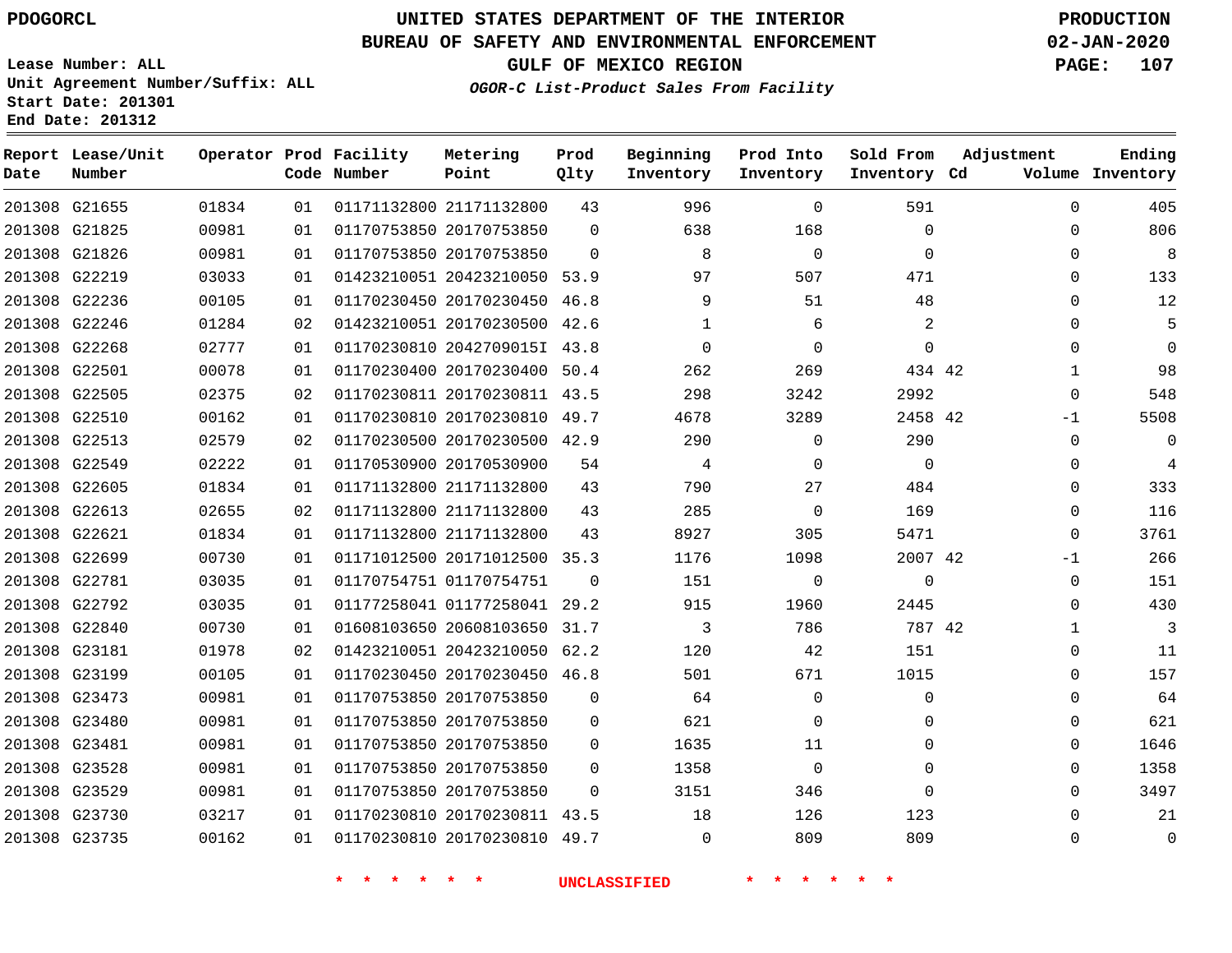PDOGORCL

Lease Number: ALL
Unit Agreement Number/Suffix: ALL
Start Date: 201301
End Date: 201312

# UNITED STATES DEPARTMENT OF THE INTERIOR
## BUREAU OF SAFETY AND ENVIRONMENTAL ENFORCEMENT
## GULF OF MEXICO REGION
### *OGOR-C List-Product Sales From Facility*

PRODUCTION
02-JAN-2020

| Report Date | Lease/Unit Number | Operator | Prod Code | Facility Number | Metering Point | Prod Qlty | Beginning Inventory | Prod Into Inventory | Sold From Inventory | Adjustment Cd | Adjustment Volume | Ending Inventory |
|---|---|---|---|---|---|---|---|---|---|---|---|---|
| 201308 | G21655 | 01834 | 01 | 01171132800 | 21171132800 | 43 | 996 | 0 | 591 | | 0 | 405 |
| 201308 | G21825 | 00981 | 01 | 01170753850 | 20170753850 | 0 | 638 | 168 | 0 | | 0 | 806 |
| 201308 | G21826 | 00981 | 01 | 01170753850 | 20170753850 | 0 | 8 | 0 | 0 | | 0 | 8 |
| 201308 | G22219 | 03033 | 01 | 01423210051 | 20423210050 | 53.9 | 97 | 507 | 471 | | 0 | 133 |
| 201308 | G22236 | 00105 | 01 | 01170230450 | 20170230450 | 46.8 | 9 | 51 | 48 | | 0 | 12 |
| 201308 | G22246 | 01284 | 02 | 01423210051 | 20170230500 | 42.6 | 1 | 6 | 2 | | 0 | 5 |
| 201308 | G22268 | 02777 | 01 | 01170230810 | 2042709015I | 43.8 | 0 | 0 | 0 | | 0 | 0 |
| 201308 | G22501 | 00078 | 01 | 01170230400 | 20170230400 | 50.4 | 262 | 269 | 434 | 42 | 1 | 98 |
| 201308 | G22505 | 02375 | 02 | 01170230811 | 20170230811 | 43.5 | 298 | 3242 | 2992 | | 0 | 548 |
| 201308 | G22510 | 00162 | 01 | 01170230810 | 20170230810 | 49.7 | 4678 | 3289 | 2458 | 42 | -1 | 5508 |
| 201308 | G22513 | 02579 | 02 | 01170230500 | 20170230500 | 42.9 | 290 | 0 | 290 | | 0 | 0 |
| 201308 | G22549 | 02222 | 01 | 01170530900 | 20170530900 | 54 | 4 | 0 | 0 | | 0 | 4 |
| 201308 | G22605 | 01834 | 01 | 01171132800 | 21171132800 | 43 | 790 | 27 | 484 | | 0 | 333 |
| 201308 | G22613 | 02655 | 02 | 01171132800 | 21171132800 | 43 | 285 | 0 | 169 | | 0 | 116 |
| 201308 | G22621 | 01834 | 01 | 01171132800 | 21171132800 | 43 | 8927 | 305 | 5471 | | 0 | 3761 |
| 201308 | G22699 | 00730 | 01 | 01171012500 | 20171012500 | 35.3 | 1176 | 1098 | 2007 | 42 | -1 | 266 |
| 201308 | G22781 | 03035 | 01 | 01170754751 | 01170754751 | 0 | 151 | 0 | 0 | | 0 | 151 |
| 201308 | G22792 | 03035 | 01 | 01177258041 | 01177258041 | 29.2 | 915 | 1960 | 2445 | | 0 | 430 |
| 201308 | G22840 | 00730 | 01 | 01608103650 | 20608103650 | 31.7 | 3 | 786 | 787 | 42 | 1 | 3 |
| 201308 | G23181 | 01978 | 02 | 01423210051 | 20423210050 | 62.2 | 120 | 42 | 151 | | 0 | 11 |
| 201308 | G23199 | 00105 | 01 | 01170230450 | 20170230450 | 46.8 | 501 | 671 | 1015 | | 0 | 157 |
| 201308 | G23473 | 00981 | 01 | 01170753850 | 20170753850 | 0 | 64 | 0 | 0 | | 0 | 64 |
| 201308 | G23480 | 00981 | 01 | 01170753850 | 20170753850 | 0 | 621 | 0 | 0 | | 0 | 621 |
| 201308 | G23481 | 00981 | 01 | 01170753850 | 20170753850 | 0 | 1635 | 11 | 0 | | 0 | 1646 |
| 201308 | G23528 | 00981 | 01 | 01170753850 | 20170753850 | 0 | 1358 | 0 | 0 | | 0 | 1358 |
| 201308 | G23529 | 00981 | 01 | 01170753850 | 20170753850 | 0 | 3151 | 346 | 0 | | 0 | 3497 |
| 201308 | G23730 | 03217 | 01 | 01170230810 | 20170230811 | 43.5 | 18 | 126 | 123 | | 0 | 21 |
| 201308 | G23735 | 00162 | 01 | 01170230810 | 20170230810 | 49.7 | 0 | 809 | 809 | | 0 | 0 |

* * * * * * UNCLASSIFIED * * * * * *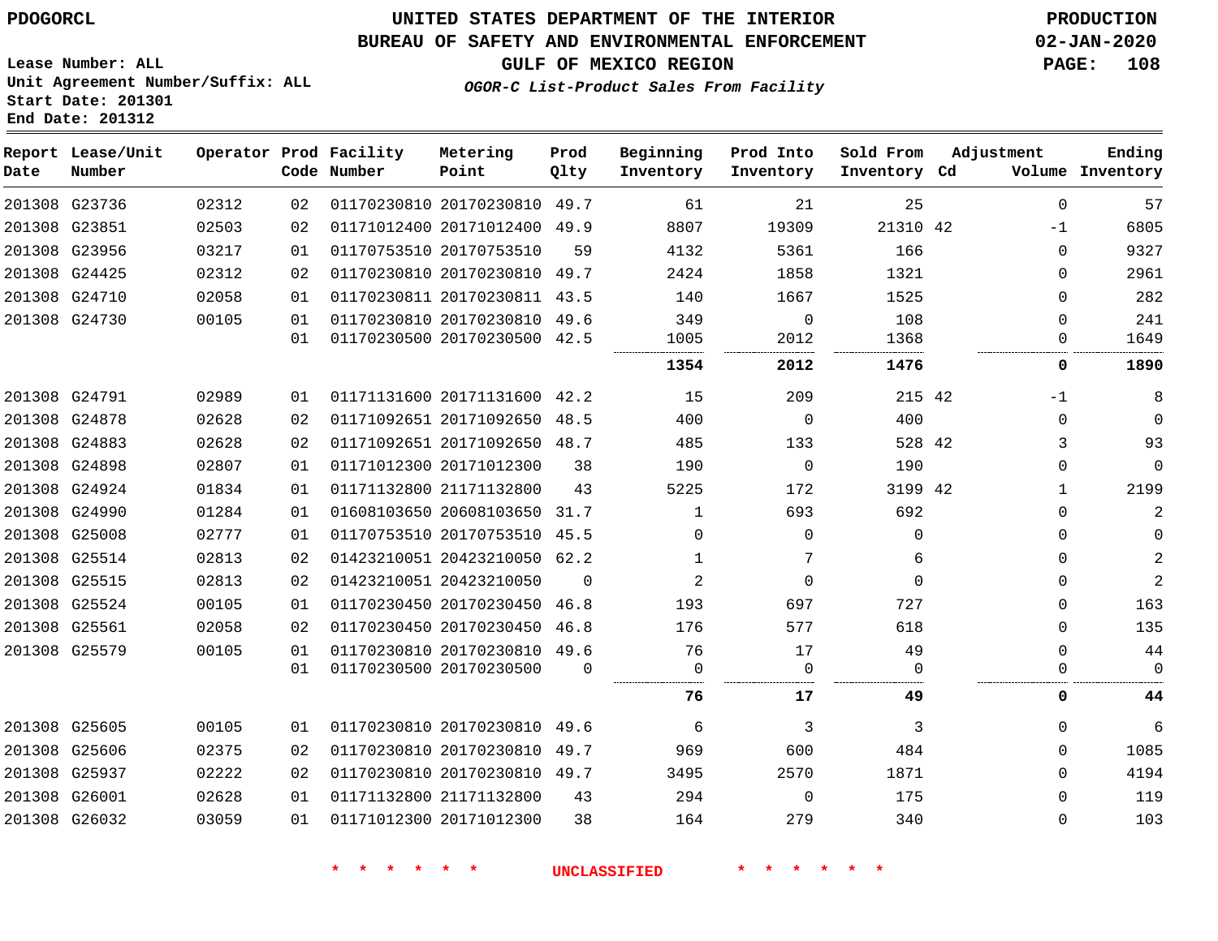PDOGORCL

# UNITED STATES DEPARTMENT OF THE INTERIOR
## BUREAU OF SAFETY AND ENVIRONMENTAL ENFORCEMENT
### GULF OF MEXICO REGION

*OGOR-C List-Product Sales From Facility*

PRODUCTION
02-JAN-2020

Lease Number: ALL
Unit Agreement Number/Suffix: ALL
Start Date: 201301
End Date: 201312

| Report Date | Lease/Unit Number | Operator | Prod Code | Facility Number | Metering Point | Prod Qlty | Beginning Inventory | Prod Into Inventory | Sold From Inventory | Adjustment Cd | Adjustment Volume | Ending Inventory |
|---|---|---|---|---|---|---|---|---|---|---|---|---|
| 201308 | G23736 | 02312 | 02 | 01170230810 | 20170230810 | 49.7 | 61 | 21 | 25 | | 0 | 57 |
| 201308 | G23851 | 02503 | 02 | 01171012400 | 20171012400 | 49.9 | 8807 | 19309 | 21310 | 42 | -1 | 6805 |
| 201308 | G23956 | 03217 | 01 | 01170753510 | 20170753510 | 59 | 4132 | 5361 | 166 | | 0 | 9327 |
| 201308 | G24425 | 02312 | 02 | 01170230810 | 20170230810 | 49.7 | 2424 | 1858 | 1321 | | 0 | 2961 |
| 201308 | G24710 | 02058 | 01 | 01170230811 | 20170230811 | 43.5 | 140 | 1667 | 1525 | | 0 | 282 |
| 201308 | G24730 | 00105 | 01 | 01170230810 | 20170230810 | 49.6 | 349 | 0 | 108 | | 0 | 241 |
| | | | 01 | 01170230500 | 20170230500 | 42.5 | 1005 | 2012 | 1368 | | 0 | 1649 |
| | | | | | | | **1354** | **2012** | **1476** | | **0** | **1890** |
| 201308 | G24791 | 02989 | 01 | 01171131600 | 20171131600 | 42.2 | 15 | 209 | 215 | 42 | -1 | 8 |
| 201308 | G24878 | 02628 | 02 | 01171092651 | 20171092650 | 48.5 | 400 | 0 | 400 | | 0 | 0 |
| 201308 | G24883 | 02628 | 02 | 01171092651 | 20171092650 | 48.7 | 485 | 133 | 528 | 42 | 3 | 93 |
| 201308 | G24898 | 02807 | 01 | 01171012300 | 20171012300 | 38 | 190 | 0 | 190 | | 0 | 0 |
| 201308 | G24924 | 01834 | 01 | 01171132800 | 21171132800 | 43 | 5225 | 172 | 3199 | 42 | 1 | 2199 |
| 201308 | G24990 | 01284 | 01 | 01608103650 | 20608103650 | 31.7 | 1 | 693 | 692 | | 0 | 2 |
| 201308 | G25008 | 02777 | 01 | 01170753510 | 20170753510 | 45.5 | 0 | 0 | 0 | | 0 | 0 |
| 201308 | G25514 | 02813 | 02 | 01423210051 | 20423210050 | 62.2 | 1 | 7 | 6 | | 0 | 2 |
| 201308 | G25515 | 02813 | 02 | 01423210051 | 20423210050 | 0 | 2 | 0 | 0 | | 0 | 2 |
| 201308 | G25524 | 00105 | 01 | 01170230450 | 20170230450 | 46.8 | 193 | 697 | 727 | | 0 | 163 |
| 201308 | G25561 | 02058 | 02 | 01170230450 | 20170230450 | 46.8 | 176 | 577 | 618 | | 0 | 135 |
| 201308 | G25579 | 00105 | 01 | 01170230810 | 20170230810 | 49.6 | 76 | 17 | 49 | | 0 | 44 |
| | | | 01 | 01170230500 | 20170230500 | 0 | 0 | 0 | 0 | | 0 | 0 |
| | | | | | | | **76** | **17** | **49** | | **0** | **44** |
| 201308 | G25605 | 00105 | 01 | 01170230810 | 20170230810 | 49.6 | 6 | 3 | 3 | | 0 | 6 |
| 201308 | G25606 | 02375 | 02 | 01170230810 | 20170230810 | 49.7 | 969 | 600 | 484 | | 0 | 1085 |
| 201308 | G25937 | 02222 | 02 | 01170230810 | 20170230810 | 49.7 | 3495 | 2570 | 1871 | | 0 | 4194 |
| 201308 | G26001 | 02628 | 01 | 01171132800 | 21171132800 | 43 | 294 | 0 | 175 | | 0 | 119 |
| 201308 | G26032 | 03059 | 01 | 01171012300 | 20171012300 | 38 | 164 | 279 | 340 | | 0 | 103 |

* * * * * * UNCLASSIFIED * * * * * *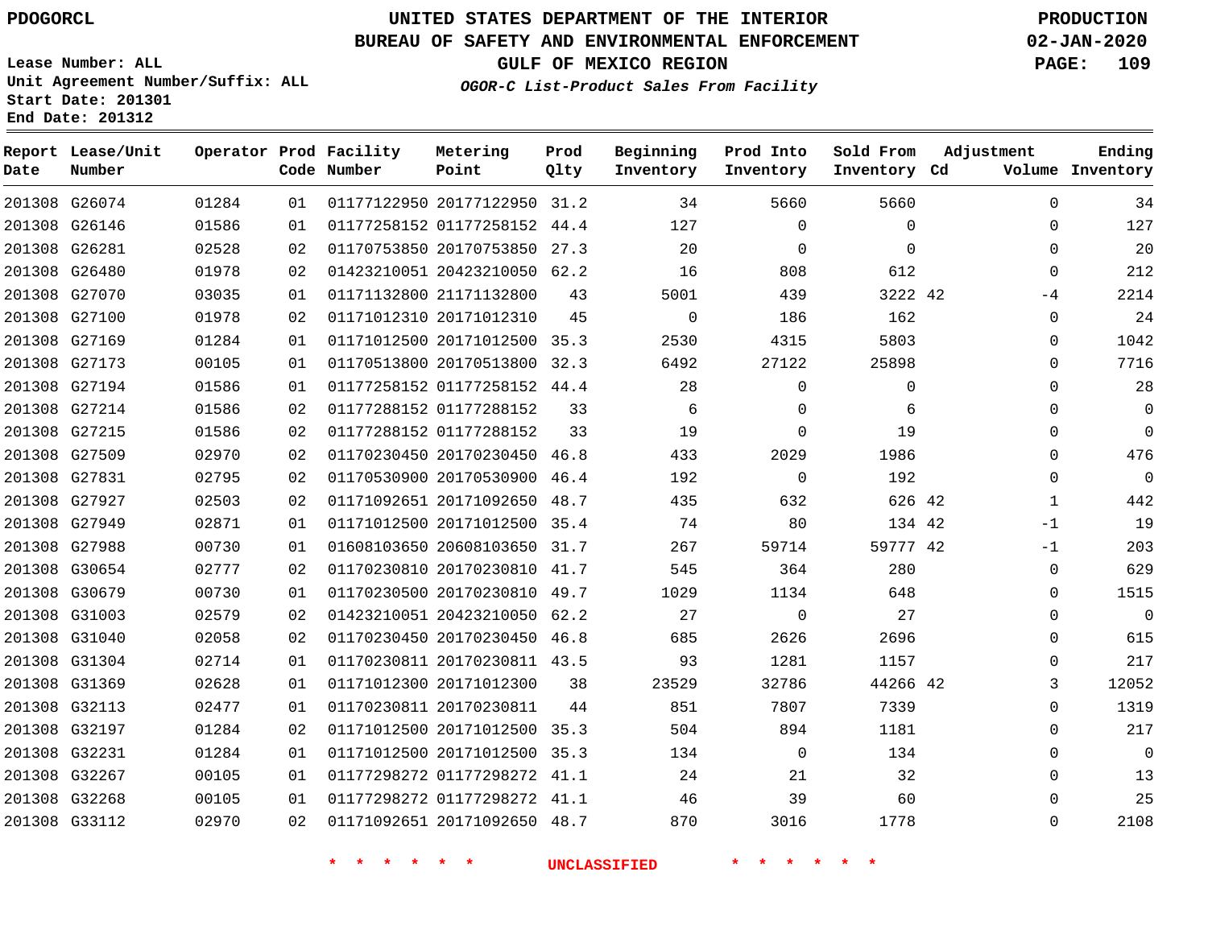PDOGORCL

Lease Number: ALL
Unit Agreement Number/Suffix: ALL
Start Date: 201301
End Date: 201312

# UNITED STATES DEPARTMENT OF THE INTERIOR
## BUREAU OF SAFETY AND ENVIRONMENTAL ENFORCEMENT
### GULF OF MEXICO REGION

*OGOR-C List-Product Sales From Facility*

PRODUCTION
02-JAN-2020

| Report Date | Lease/Unit Number | Operator | Prod Code | Facility Number | Metering Point | Prod Qlty | Beginning Inventory | Prod Into Inventory | Sold From Inventory | Adjustment Cd | Volume | Ending Inventory |
|---|---|---|---|---|---|---|---|---|---|---|---|---|
| 201308 | G26074 | 01284 | 01 | 01177122950 | 20177122950 | 31.2 | 34 | 5660 | 5660 | | 0 | 34 |
| 201308 | G26146 | 01586 | 01 | 01177258152 | 01177258152 | 44.4 | 127 | 0 | 0 | | 0 | 127 |
| 201308 | G26281 | 02528 | 02 | 01170753850 | 20170753850 | 27.3 | 20 | 0 | 0 | | 0 | 20 |
| 201308 | G26480 | 01978 | 02 | 01423210051 | 20423210050 | 62.2 | 16 | 808 | 612 | | 0 | 212 |
| 201308 | G27070 | 03035 | 01 | 01171132800 | 21171132800 | 43 | 5001 | 439 | 3222 | 42 | -4 | 2214 |
| 201308 | G27100 | 01978 | 02 | 01171012310 | 20171012310 | 45 | 0 | 186 | 162 | | 0 | 24 |
| 201308 | G27169 | 01284 | 01 | 01171012500 | 20171012500 | 35.3 | 2530 | 4315 | 5803 | | 0 | 1042 |
| 201308 | G27173 | 00105 | 01 | 01170513800 | 20170513800 | 32.3 | 6492 | 27122 | 25898 | | 0 | 7716 |
| 201308 | G27194 | 01586 | 01 | 01177258152 | 01177258152 | 44.4 | 28 | 0 | 0 | | 0 | 28 |
| 201308 | G27214 | 01586 | 02 | 01177288152 | 01177288152 | 33 | 6 | 0 | 6 | | 0 | 0 |
| 201308 | G27215 | 01586 | 02 | 01177288152 | 01177288152 | 33 | 19 | 0 | 19 | | 0 | 0 |
| 201308 | G27509 | 02970 | 02 | 01170230450 | 20170230450 | 46.8 | 433 | 2029 | 1986 | | 0 | 476 |
| 201308 | G27831 | 02795 | 02 | 01170530900 | 20170530900 | 46.4 | 192 | 0 | 192 | | 0 | 0 |
| 201308 | G27927 | 02503 | 02 | 01171092651 | 20171092650 | 48.7 | 435 | 632 | 626 | 42 | 1 | 442 |
| 201308 | G27949 | 02871 | 01 | 01171012500 | 20171012500 | 35.4 | 74 | 80 | 134 | 42 | -1 | 19 |
| 201308 | G27988 | 00730 | 01 | 01608103650 | 20608103650 | 31.7 | 267 | 59714 | 59777 | 42 | -1 | 203 |
| 201308 | G30654 | 02777 | 02 | 01170230810 | 20170230810 | 41.7 | 545 | 364 | 280 | | 0 | 629 |
| 201308 | G30679 | 00730 | 01 | 01170230500 | 20170230810 | 49.7 | 1029 | 1134 | 648 | | 0 | 1515 |
| 201308 | G31003 | 02579 | 02 | 01423210051 | 20423210050 | 62.2 | 27 | 0 | 27 | | 0 | 0 |
| 201308 | G31040 | 02058 | 02 | 01170230450 | 20170230450 | 46.8 | 685 | 2626 | 2696 | | 0 | 615 |
| 201308 | G31304 | 02714 | 01 | 01170230811 | 20170230811 | 43.5 | 93 | 1281 | 1157 | | 0 | 217 |
| 201308 | G31369 | 02628 | 01 | 01171012300 | 20171012300 | 38 | 23529 | 32786 | 44266 | 42 | 3 | 12052 |
| 201308 | G32113 | 02477 | 01 | 01170230811 | 20170230811 | 44 | 851 | 7807 | 7339 | | 0 | 1319 |
| 201308 | G32197 | 01284 | 02 | 01171012500 | 20171012500 | 35.3 | 504 | 894 | 1181 | | 0 | 217 |
| 201308 | G32231 | 01284 | 01 | 01171012500 | 20171012500 | 35.3 | 134 | 0 | 134 | | 0 | 0 |
| 201308 | G32267 | 00105 | 01 | 01177298272 | 01177298272 | 41.1 | 24 | 21 | 32 | | 0 | 13 |
| 201308 | G32268 | 00105 | 01 | 01177298272 | 01177298272 | 41.1 | 46 | 39 | 60 | | 0 | 25 |
| 201308 | G33112 | 02970 | 02 | 01171092651 | 20171092650 | 48.7 | 870 | 3016 | 1778 | | 0 | 2108 |

* * * * * * UNCLASSIFIED * * * * * *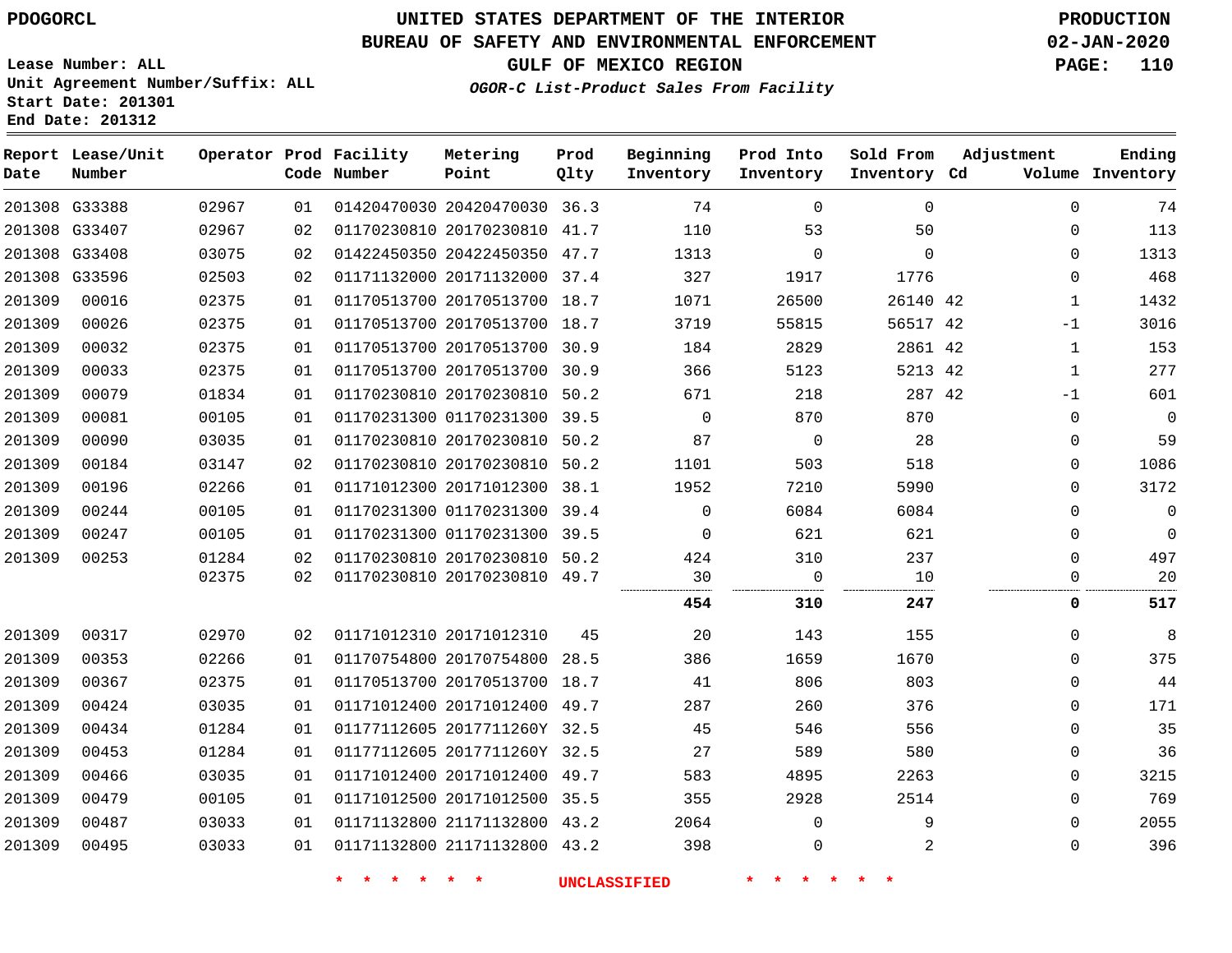**PDOGORCL**

Lease Number: ALL
Unit Agreement Number/Suffix: ALL
Start Date: 201301
End Date: 201312

# UNITED STATES DEPARTMENT OF THE INTERIOR
## BUREAU OF SAFETY AND ENVIRONMENTAL ENFORCEMENT
### GULF OF MEXICO REGION
*OGOR-C List-Product Sales From Facility*

PRODUCTION
02-JAN-2020

| Report Date | Lease/Unit Number | Operator | Prod Code | Facility Number | Metering Point | Prod Qlty | Beginning Inventory | Prod Into Inventory | Sold From Inventory | Adjustment Cd | Volume | Ending Inventory |
|---|---|---|---|---|---|---|---|---|---|---|---|---|
| 201308 | G33388 | 02967 | 01 | 01420470030 | 20420470030 | 36.3 | 74 | 0 | 0 | | 0 | 74 |
| 201308 | G33407 | 02967 | 02 | 01170230810 | 20170230810 | 41.7 | 110 | 53 | 50 | | 0 | 113 |
| 201308 | G33408 | 03075 | 02 | 01422450350 | 20422450350 | 47.7 | 1313 | 0 | 0 | | 0 | 1313 |
| 201308 | G33596 | 02503 | 02 | 01171132000 | 20171132000 | 37.4 | 327 | 1917 | 1776 | | 0 | 468 |
| 201309 | 00016 | 02375 | 01 | 01170513700 | 20170513700 | 18.7 | 1071 | 26500 | 26140 | 42 | 1 | 1432 |
| 201309 | 00026 | 02375 | 01 | 01170513700 | 20170513700 | 18.7 | 3719 | 55815 | 56517 | 42 | -1 | 3016 |
| 201309 | 00032 | 02375 | 01 | 01170513700 | 20170513700 | 30.9 | 184 | 2829 | 2861 | 42 | 1 | 153 |
| 201309 | 00033 | 02375 | 01 | 01170513700 | 20170513700 | 30.9 | 366 | 5123 | 5213 | 42 | 1 | 277 |
| 201309 | 00079 | 01834 | 01 | 01170230810 | 20170230810 | 50.2 | 671 | 218 | 287 | 42 | -1 | 601 |
| 201309 | 00081 | 00105 | 01 | 01170231300 | 01170231300 | 39.5 | 0 | 870 | 870 | | 0 | 0 |
| 201309 | 00090 | 03035 | 01 | 01170230810 | 20170230810 | 50.2 | 87 | 0 | 28 | | 0 | 59 |
| 201309 | 00184 | 03147 | 02 | 01170230810 | 20170230810 | 50.2 | 1101 | 503 | 518 | | 0 | 1086 |
| 201309 | 00196 | 02266 | 01 | 01171012300 | 20171012300 | 38.1 | 1952 | 7210 | 5990 | | 0 | 3172 |
| 201309 | 00244 | 00105 | 01 | 01170231300 | 01170231300 | 39.4 | 0 | 6084 | 6084 | | 0 | 0 |
| 201309 | 00247 | 00105 | 01 | 01170231300 | 01170231300 | 39.5 | 0 | 621 | 621 | | 0 | 0 |
| 201309 | 00253 | 01284 | 02 | 01170230810 | 20170230810 | 50.2 | 424 | 310 | 237 | | 0 | 497 |
| | | 02375 | 02 | 01170230810 | 20170230810 | 49.7 | 30 | 0 | 10 | | 0 | 20 |
| | | | | | | | **454** | **310** | **247** | | **0** | **517** |
| 201309 | 00317 | 02970 | 02 | 01171012310 | 20171012310 | 45 | 20 | 143 | 155 | | 0 | 8 |
| 201309 | 00353 | 02266 | 01 | 01170754800 | 20170754800 | 28.5 | 386 | 1659 | 1670 | | 0 | 375 |
| 201309 | 00367 | 02375 | 01 | 01170513700 | 20170513700 | 18.7 | 41 | 806 | 803 | | 0 | 44 |
| 201309 | 00424 | 03035 | 01 | 01171012400 | 20171012400 | 49.7 | 287 | 260 | 376 | | 0 | 171 |
| 201309 | 00434 | 01284 | 01 | 01177112605 | 2017711260Y | 32.5 | 45 | 546 | 556 | | 0 | 35 |
| 201309 | 00453 | 01284 | 01 | 01177112605 | 2017711260Y | 32.5 | 27 | 589 | 580 | | 0 | 36 |
| 201309 | 00466 | 03035 | 01 | 01171012400 | 20171012400 | 49.7 | 583 | 4895 | 2263 | | 0 | 3215 |
| 201309 | 00479 | 00105 | 01 | 01171012500 | 20171012500 | 35.5 | 355 | 2928 | 2514 | | 0 | 769 |
| 201309 | 00487 | 03033 | 01 | 01171132800 | 21171132800 | 43.2 | 2064 | 0 | 9 | | 0 | 2055 |
| 201309 | 00495 | 03033 | 01 | 01171132800 | 21171132800 | 43.2 | 398 | 0 | 2 | | 0 | 396 |

\* \* \* \* \* \* UNCLASSIFIED \* \* \* \* \* \*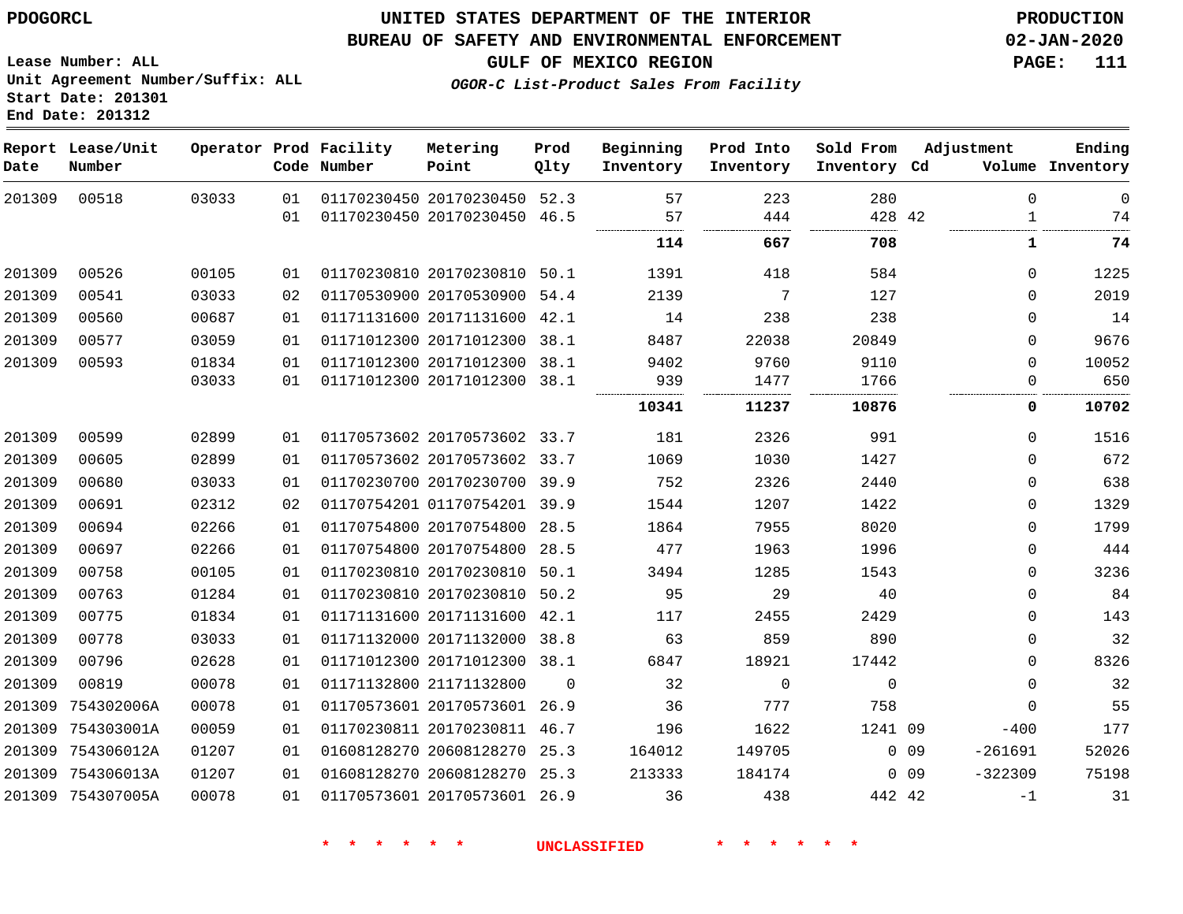PDOGORCL

# UNITED STATES DEPARTMENT OF THE INTERIOR
## BUREAU OF SAFETY AND ENVIRONMENTAL ENFORCEMENT
### GULF OF MEXICO REGION
*OGOR-C List-Product Sales From Facility*

PRODUCTION
02-JAN-2020

Lease Number: ALL
Unit Agreement Number/Suffix: ALL
Start Date: 201301
End Date: 201312

| Report Date | Lease/Unit Number | Operator | Prod Code | Facility Number | Metering Point | Prod Qlty | Beginning Inventory | Prod Into Inventory | Sold From Inventory | Adjustment Cd | Volume | Ending Inventory |
|---|---|---|---|---|---|---|---|---|---|---|---|---|
| 201309 | 00518 | 03033 | 01 | 01170230450 | 20170230450 | 52.3 | 57 | 223 | 280 | | 0 | 0 |
| | | | 01 | 01170230450 | 20170230450 | 46.5 | 57 | 444 | 428 | 42 | 1 | 74 |
| | | | | | | | **114** | **667** | **708** | | **1** | **74** |
| 201309 | 00526 | 00105 | 01 | 01170230810 | 20170230810 | 50.1 | 1391 | 418 | 584 | | 0 | 1225 |
| 201309 | 00541 | 03033 | 02 | 01170530900 | 20170530900 | 54.4 | 2139 | 7 | 127 | | 0 | 2019 |
| 201309 | 00560 | 00687 | 01 | 01171131600 | 20171131600 | 42.1 | 14 | 238 | 238 | | 0 | 14 |
| 201309 | 00577 | 03059 | 01 | 01171012300 | 20171012300 | 38.1 | 8487 | 22038 | 20849 | | 0 | 9676 |
| 201309 | 00593 | 01834 | 01 | 01171012300 | 20171012300 | 38.1 | 9402 | 9760 | 9110 | | 0 | 10052 |
| | | 03033 | 01 | 01171012300 | 20171012300 | 38.1 | 939 | 1477 | 1766 | | 0 | 650 |
| | | | | | | | **10341** | **11237** | **10876** | | **0** | **10702** |
| 201309 | 00599 | 02899 | 01 | 01170573602 | 20170573602 | 33.7 | 181 | 2326 | 991 | | 0 | 1516 |
| 201309 | 00605 | 02899 | 01 | 01170573602 | 20170573602 | 33.7 | 1069 | 1030 | 1427 | | 0 | 672 |
| 201309 | 00680 | 03033 | 01 | 01170230700 | 20170230700 | 39.9 | 752 | 2326 | 2440 | | 0 | 638 |
| 201309 | 00691 | 02312 | 02 | 01170754201 | 01170754201 | 39.9 | 1544 | 1207 | 1422 | | 0 | 1329 |
| 201309 | 00694 | 02266 | 01 | 01170754800 | 20170754800 | 28.5 | 1864 | 7955 | 8020 | | 0 | 1799 |
| 201309 | 00697 | 02266 | 01 | 01170754800 | 20170754800 | 28.5 | 477 | 1963 | 1996 | | 0 | 444 |
| 201309 | 00758 | 00105 | 01 | 01170230810 | 20170230810 | 50.1 | 3494 | 1285 | 1543 | | 0 | 3236 |
| 201309 | 00763 | 01284 | 01 | 01170230810 | 20170230810 | 50.2 | 95 | 29 | 40 | | 0 | 84 |
| 201309 | 00775 | 01834 | 01 | 01171131600 | 20171131600 | 42.1 | 117 | 2455 | 2429 | | 0 | 143 |
| 201309 | 00778 | 03033 | 01 | 01171132000 | 20171132000 | 38.8 | 63 | 859 | 890 | | 0 | 32 |
| 201309 | 00796 | 02628 | 01 | 01171012300 | 20171012300 | 38.1 | 6847 | 18921 | 17442 | | 0 | 8326 |
| 201309 | 00819 | 00078 | 01 | 01171132800 | 21171132800 | 0 | 32 | 0 | 0 | | 0 | 32 |
| 201309 | 754302006A | 00078 | 01 | 01170573601 | 20170573601 | 26.9 | 36 | 777 | 758 | | 0 | 55 |
| 201309 | 754303001A | 00059 | 01 | 01170230811 | 20170230811 | 46.7 | 196 | 1622 | 1241 | 09 | -400 | 177 |
| 201309 | 754306012A | 01207 | 01 | 01608128270 | 20608128270 | 25.3 | 164012 | 149705 | 0 | 09 | -261691 | 52026 |
| 201309 | 754306013A | 01207 | 01 | 01608128270 | 20608128270 | 25.3 | 213333 | 184174 | 0 | 09 | -322309 | 75198 |
| 201309 | 754307005A | 00078 | 01 | 01170573601 | 20170573601 | 26.9 | 36 | 438 | 442 | 42 | -1 | 31 |

\* \* \* \* \* \* UNCLASSIFIED \* \* \* \* \* \*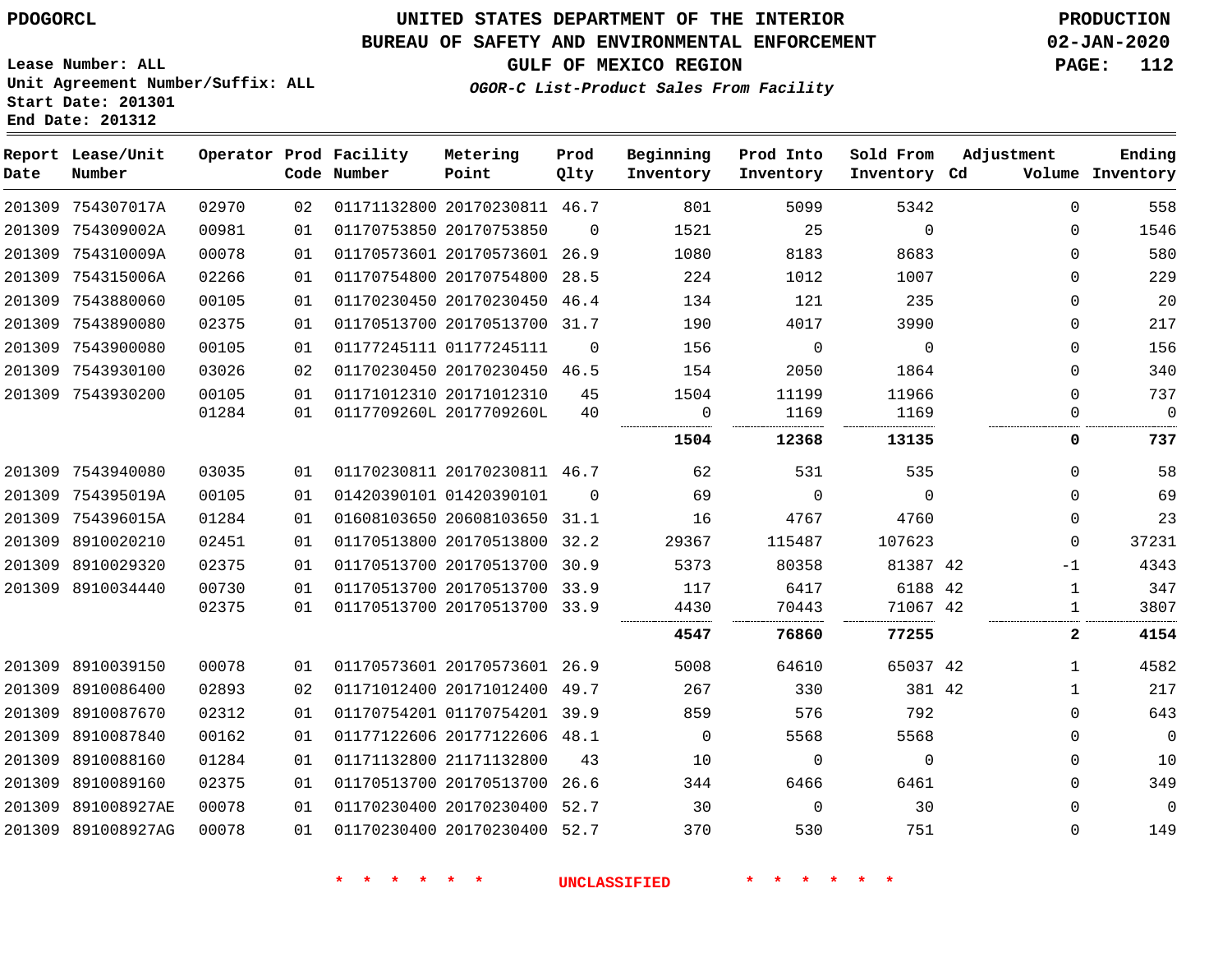PDOGORCL

# UNITED STATES DEPARTMENT OF THE INTERIOR
## BUREAU OF SAFETY AND ENVIRONMENTAL ENFORCEMENT
### GULF OF MEXICO REGION
*OGOR-C List-Product Sales From Facility*

PRODUCTION
02-JAN-2020

Lease Number: ALL
Unit Agreement Number/Suffix: ALL
Start Date: 201301
End Date: 201312

| Report Date | Lease/Unit Number | Operator | Prod Code | Facility Number | Metering Point | Prod Qlty | Beginning Inventory | Prod Into Inventory | Sold From Inventory | Adjustment Cd | Volume | Ending Inventory |
|---|---|---|---|---|---|---|---|---|---|---|---|---|
| 201309 | 754307017A | 02970 | 02 | 01171132800 | 20170230811 | 46.7 | 801 | 5099 | 5342 | | 0 | 558 |
| 201309 | 754309002A | 00981 | 01 | 01170753850 | 20170753850 | 0 | 1521 | 25 | 0 | | 0 | 1546 |
| 201309 | 754310009A | 00078 | 01 | 01170573601 | 20170573601 | 26.9 | 1080 | 8183 | 8683 | | 0 | 580 |
| 201309 | 754315006A | 02266 | 01 | 01170754800 | 20170754800 | 28.5 | 224 | 1012 | 1007 | | 0 | 229 |
| 201309 | 7543880060 | 00105 | 01 | 01170230450 | 20170230450 | 46.4 | 134 | 121 | 235 | | 0 | 20 |
| 201309 | 7543890080 | 02375 | 01 | 01170513700 | 20170513700 | 31.7 | 190 | 4017 | 3990 | | 0 | 217 |
| 201309 | 7543900080 | 00105 | 01 | 01177245111 | 01177245111 | 0 | 156 | 0 | 0 | | 0 | 156 |
| 201309 | 7543930100 | 03026 | 02 | 01170230450 | 20170230450 | 46.5 | 154 | 2050 | 1864 | | 0 | 340 |
| 201309 | 7543930200 | 00105 | 01 | 01171012310 | 20171012310 | 45 | 1504 | 11199 | 11966 | | 0 | 737 |
| | | 01284 | 01 | 0117709260L | 2017709260L | 40 | 0 | 1169 | 1169 | | 0 | 0 |
| | | | | | | | **1504** | **12368** | **13135** | | **0** | **737** |
| 201309 | 7543940080 | 03035 | 01 | 01170230811 | 20170230811 | 46.7 | 62 | 531 | 535 | | 0 | 58 |
| 201309 | 754395019A | 00105 | 01 | 01420390101 | 01420390101 | 0 | 69 | 0 | 0 | | 0 | 69 |
| 201309 | 754396015A | 01284 | 01 | 01608103650 | 20608103650 | 31.1 | 16 | 4767 | 4760 | | 0 | 23 |
| 201309 | 8910020210 | 02451 | 01 | 01170513800 | 20170513800 | 32.2 | 29367 | 115487 | 107623 | | 0 | 37231 |
| 201309 | 8910029320 | 02375 | 01 | 01170513700 | 20170513700 | 30.9 | 5373 | 80358 | 81387 | 42 | -1 | 4343 |
| 201309 | 8910034440 | 00730 | 01 | 01170513700 | 20170513700 | 33.9 | 117 | 6417 | 6188 | 42 | 1 | 347 |
| | | 02375 | 01 | 01170513700 | 20170513700 | 33.9 | 4430 | 70443 | 71067 | 42 | 1 | 3807 |
| | | | | | | | **4547** | **76860** | **77255** | | **2** | **4154** |
| 201309 | 8910039150 | 00078 | 01 | 01170573601 | 20170573601 | 26.9 | 5008 | 64610 | 65037 | 42 | 1 | 4582 |
| 201309 | 8910086400 | 02893 | 02 | 01171012400 | 20171012400 | 49.7 | 267 | 330 | 381 | 42 | 1 | 217 |
| 201309 | 8910087670 | 02312 | 01 | 01170754201 | 01170754201 | 39.9 | 859 | 576 | 792 | | 0 | 643 |
| 201309 | 8910087840 | 00162 | 01 | 01177122606 | 20177122606 | 48.1 | 0 | 5568 | 5568 | | 0 | 0 |
| 201309 | 8910088160 | 01284 | 01 | 01171132800 | 21171132800 | 43 | 10 | 0 | 0 | | 0 | 10 |
| 201309 | 8910089160 | 02375 | 01 | 01170513700 | 20170513700 | 26.6 | 344 | 6466 | 6461 | | 0 | 349 |
| 201309 | 891008927AE | 00078 | 01 | 01170230400 | 20170230400 | 52.7 | 30 | 0 | 30 | | 0 | 0 |
| 201309 | 891008927AG | 00078 | 01 | 01170230400 | 20170230400 | 52.7 | 370 | 530 | 751 | | 0 | 149 |

* * * * * * UNCLASSIFIED * * * * * *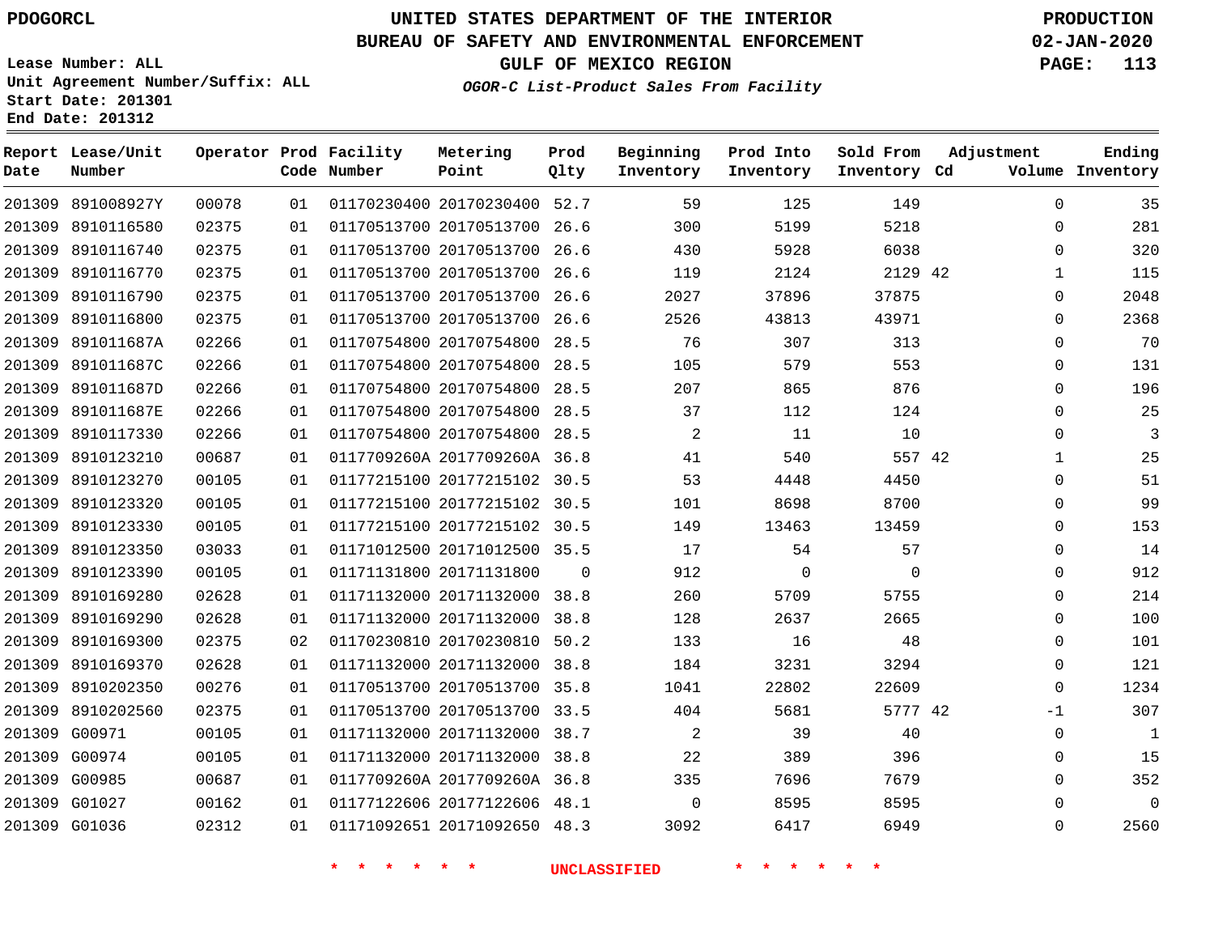PDOGORCL

Lease Number: ALL
Unit Agreement Number/Suffix: ALL
Start Date: 201301
End Date: 201312

# UNITED STATES DEPARTMENT OF THE INTERIOR
## BUREAU OF SAFETY AND ENVIRONMENTAL ENFORCEMENT
## GULF OF MEXICO REGION
### *OGOR-C List-Product Sales From Facility*

PRODUCTION
02-JAN-2020

| Report Date | Lease/Unit Number | Operator | Prod Code | Facility Number | Metering Point | Prod Qlty | Beginning Inventory | Prod Into Inventory | Sold From Inventory | Adjustment Cd | Adjustment Volume | Ending Inventory |
|---|---|---|---|---|---|---|---|---|---|---|---|---|
| 201309 | 891008927Y | 00078 | 01 | 01170230400 | 20170230400 | 52.7 | 59 | 125 | 149 | | 0 | 35 |
| 201309 | 8910116580 | 02375 | 01 | 01170513700 | 20170513700 | 26.6 | 300 | 5199 | 5218 | | 0 | 281 |
| 201309 | 8910116740 | 02375 | 01 | 01170513700 | 20170513700 | 26.6 | 430 | 5928 | 6038 | | 0 | 320 |
| 201309 | 8910116770 | 02375 | 01 | 01170513700 | 20170513700 | 26.6 | 119 | 2124 | 2129 | 42 | 1 | 115 |
| 201309 | 8910116790 | 02375 | 01 | 01170513700 | 20170513700 | 26.6 | 2027 | 37896 | 37875 | | 0 | 2048 |
| 201309 | 8910116800 | 02375 | 01 | 01170513700 | 20170513700 | 26.6 | 2526 | 43813 | 43971 | | 0 | 2368 |
| 201309 | 891011687A | 02266 | 01 | 01170754800 | 20170754800 | 28.5 | 76 | 307 | 313 | | 0 | 70 |
| 201309 | 891011687C | 02266 | 01 | 01170754800 | 20170754800 | 28.5 | 105 | 579 | 553 | | 0 | 131 |
| 201309 | 891011687D | 02266 | 01 | 01170754800 | 20170754800 | 28.5 | 207 | 865 | 876 | | 0 | 196 |
| 201309 | 891011687E | 02266 | 01 | 01170754800 | 20170754800 | 28.5 | 37 | 112 | 124 | | 0 | 25 |
| 201309 | 8910117330 | 02266 | 01 | 01170754800 | 20170754800 | 28.5 | 2 | 11 | 10 | | 0 | 3 |
| 201309 | 8910123210 | 00687 | 01 | 0117709260A | 2017709260A | 36.8 | 41 | 540 | 557 | 42 | 1 | 25 |
| 201309 | 8910123270 | 00105 | 01 | 01177215100 | 20177215102 | 30.5 | 53 | 4448 | 4450 | | 0 | 51 |
| 201309 | 8910123320 | 00105 | 01 | 01177215100 | 20177215102 | 30.5 | 101 | 8698 | 8700 | | 0 | 99 |
| 201309 | 8910123330 | 00105 | 01 | 01177215100 | 20177215102 | 30.5 | 149 | 13463 | 13459 | | 0 | 153 |
| 201309 | 8910123350 | 03033 | 01 | 01171012500 | 20171012500 | 35.5 | 17 | 54 | 57 | | 0 | 14 |
| 201309 | 8910123390 | 00105 | 01 | 01171131800 | 20171131800 | 0 | 912 | 0 | 0 | | 0 | 912 |
| 201309 | 8910169280 | 02628 | 01 | 01171132000 | 20171132000 | 38.8 | 260 | 5709 | 5755 | | 0 | 214 |
| 201309 | 8910169290 | 02628 | 01 | 01171132000 | 20171132000 | 38.8 | 128 | 2637 | 2665 | | 0 | 100 |
| 201309 | 8910169300 | 02375 | 02 | 01170230810 | 20170230810 | 50.2 | 133 | 16 | 48 | | 0 | 101 |
| 201309 | 8910169370 | 02628 | 01 | 01171132000 | 20171132000 | 38.8 | 184 | 3231 | 3294 | | 0 | 121 |
| 201309 | 8910202350 | 00276 | 01 | 01170513700 | 20170513700 | 35.8 | 1041 | 22802 | 22609 | | 0 | 1234 |
| 201309 | 8910202560 | 02375 | 01 | 01170513700 | 20170513700 | 33.5 | 404 | 5681 | 5777 | 42 | -1 | 307 |
| 201309 | G00971 | 00105 | 01 | 01171132000 | 20171132000 | 38.7 | 2 | 39 | 40 | | 0 | 1 |
| 201309 | G00974 | 00105 | 01 | 01171132000 | 20171132000 | 38.8 | 22 | 389 | 396 | | 0 | 15 |
| 201309 | G00985 | 00687 | 01 | 0117709260A | 2017709260A | 36.8 | 335 | 7696 | 7679 | | 0 | 352 |
| 201309 | G01027 | 00162 | 01 | 01177122606 | 20177122606 | 48.1 | 0 | 8595 | 8595 | | 0 | 0 |
| 201309 | G01036 | 02312 | 01 | 01171092651 | 20171092650 | 48.3 | 3092 | 6417 | 6949 | | 0 | 2560 |

* * * * * * UNCLASSIFIED * * * * * *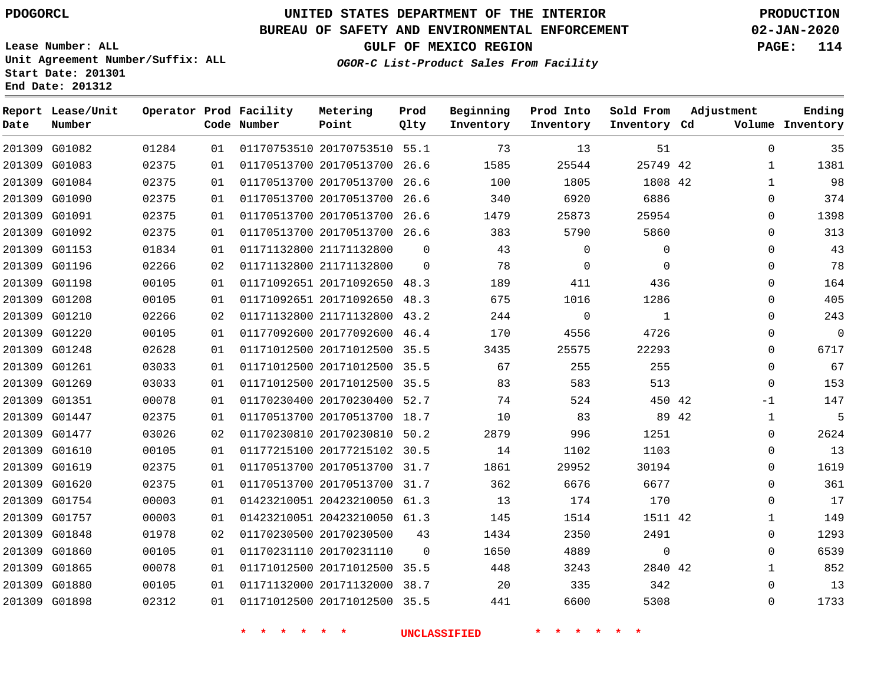PDOGORCL

Lease Number: ALL
Unit Agreement Number/Suffix: ALL
Start Date: 201301
End Date: 201312

# UNITED STATES DEPARTMENT OF THE INTERIOR
## BUREAU OF SAFETY AND ENVIRONMENTAL ENFORCEMENT
### GULF OF MEXICO REGION

*OGOR-C List-Product Sales From Facility*

PRODUCTION
02-JAN-2020

| Report Date | Lease/Unit Number | Operator | Prod Code | Facility Number | Metering Point | Prod Qlty | Beginning Inventory | Prod Into Inventory | Sold From Inventory | Adjustment Cd | Volume | Ending Inventory |
|---|---|---|---|---|---|---|---|---|---|---|---|---|
| 201309 | G01082 | 01284 | 01 | 01170753510 | 20170753510 | 55.1 | 73 | 13 | 51 | | 0 | 35 |
| 201309 | G01083 | 02375 | 01 | 01170513700 | 20170513700 | 26.6 | 1585 | 25544 | 25749 | 42 | 1 | 1381 |
| 201309 | G01084 | 02375 | 01 | 01170513700 | 20170513700 | 26.6 | 100 | 1805 | 1808 | 42 | 1 | 98 |
| 201309 | G01090 | 02375 | 01 | 01170513700 | 20170513700 | 26.6 | 340 | 6920 | 6886 | | 0 | 374 |
| 201309 | G01091 | 02375 | 01 | 01170513700 | 20170513700 | 26.6 | 1479 | 25873 | 25954 | | 0 | 1398 |
| 201309 | G01092 | 02375 | 01 | 01170513700 | 20170513700 | 26.6 | 383 | 5790 | 5860 | | 0 | 313 |
| 201309 | G01153 | 01834 | 01 | 01171132800 | 21171132800 | 0 | 43 | 0 | 0 | | 0 | 43 |
| 201309 | G01196 | 02266 | 02 | 01171132800 | 21171132800 | 0 | 78 | 0 | 0 | | 0 | 78 |
| 201309 | G01198 | 00105 | 01 | 01171092651 | 20171092650 | 48.3 | 189 | 411 | 436 | | 0 | 164 |
| 201309 | G01208 | 00105 | 01 | 01171092651 | 20171092650 | 48.3 | 675 | 1016 | 1286 | | 0 | 405 |
| 201309 | G01210 | 02266 | 02 | 01171132800 | 21171132800 | 43.2 | 244 | 0 | 1 | | 0 | 243 |
| 201309 | G01220 | 00105 | 01 | 01177092600 | 20177092600 | 46.4 | 170 | 4556 | 4726 | | 0 | 0 |
| 201309 | G01248 | 02628 | 01 | 01171012500 | 20171012500 | 35.5 | 3435 | 25575 | 22293 | | 0 | 6717 |
| 201309 | G01261 | 03033 | 01 | 01171012500 | 20171012500 | 35.5 | 67 | 255 | 255 | | 0 | 67 |
| 201309 | G01269 | 03033 | 01 | 01171012500 | 20171012500 | 35.5 | 83 | 583 | 513 | | 0 | 153 |
| 201309 | G01351 | 00078 | 01 | 01170230400 | 20170230400 | 52.7 | 74 | 524 | 450 | 42 | -1 | 147 |
| 201309 | G01447 | 02375 | 01 | 01170513700 | 20170513700 | 18.7 | 10 | 83 | 89 | 42 | 1 | 5 |
| 201309 | G01477 | 03026 | 02 | 01170230810 | 20170230810 | 50.2 | 2879 | 996 | 1251 | | 0 | 2624 |
| 201309 | G01610 | 00105 | 01 | 01177215100 | 20177215102 | 30.5 | 14 | 1102 | 1103 | | 0 | 13 |
| 201309 | G01619 | 02375 | 01 | 01170513700 | 20170513700 | 31.7 | 1861 | 29952 | 30194 | | 0 | 1619 |
| 201309 | G01620 | 02375 | 01 | 01170513700 | 20170513700 | 31.7 | 362 | 6676 | 6677 | | 0 | 361 |
| 201309 | G01754 | 00003 | 01 | 01423210051 | 20423210050 | 61.3 | 13 | 174 | 170 | | 0 | 17 |
| 201309 | G01757 | 00003 | 01 | 01423210051 | 20423210050 | 61.3 | 145 | 1514 | 1511 | 42 | 1 | 149 |
| 201309 | G01848 | 01978 | 02 | 01170230500 | 20170230500 | 43 | 1434 | 2350 | 2491 | | 0 | 1293 |
| 201309 | G01860 | 00105 | 01 | 01170231110 | 20170231110 | 0 | 1650 | 4889 | 0 | | 0 | 6539 |
| 201309 | G01865 | 00078 | 01 | 01171012500 | 20171012500 | 35.5 | 448 | 3243 | 2840 | 42 | 1 | 852 |
| 201309 | G01880 | 00105 | 01 | 01171132000 | 20171132000 | 38.7 | 20 | 335 | 342 | | 0 | 13 |
| 201309 | G01898 | 02312 | 01 | 01171012500 | 20171012500 | 35.5 | 441 | 6600 | 5308 | | 0 | 1733 |

* * * * * * UNCLASSIFIED * * * * * *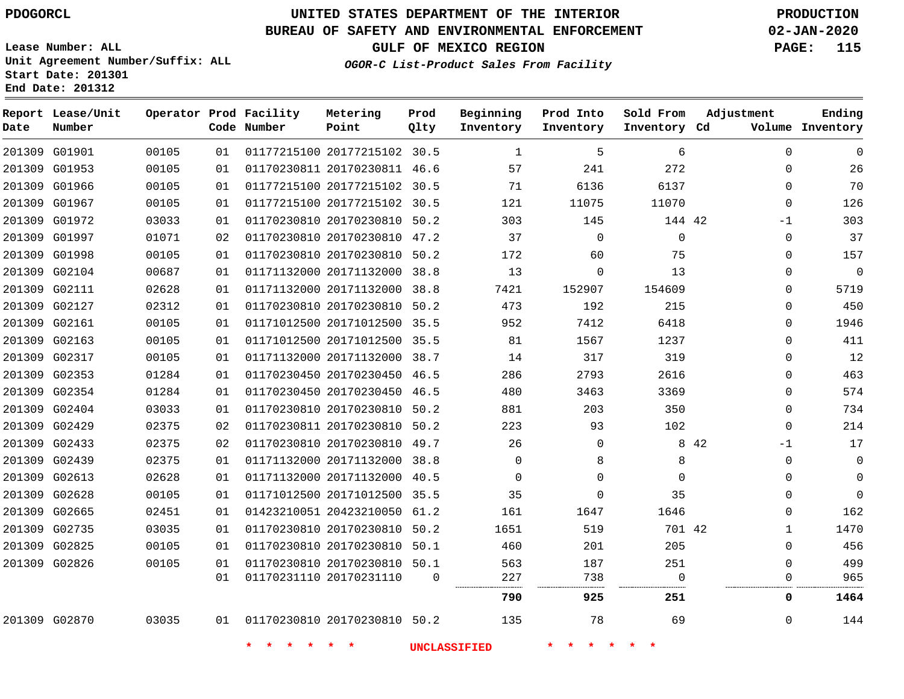PDOGORCL

# UNITED STATES DEPARTMENT OF THE INTERIOR
## BUREAU OF SAFETY AND ENVIRONMENTAL ENFORCEMENT
## GULF OF MEXICO REGION

*OGOR-C List-Product Sales From Facility*

PRODUCTION
02-JAN-2020

Lease Number: ALL
Unit Agreement Number/Suffix: ALL
Start Date: 201301
End Date: 201312

| Report Date | Lease/Unit Number | Operator | Prod Code | Facility Number | Metering Point | Prod Qlty | Beginning Inventory | Prod Into Inventory | Sold From Inventory | Adjustment Cd | Volume | Ending Inventory |
|---|---|---|---|---|---|---|---|---|---|---|---|---|
| 201309 | G01901 | 00105 | 01 | 01177215100 | 20177215102 | 30.5 | 1 | 5 | 6 | | 0 | 0 |
| 201309 | G01953 | 00105 | 01 | 01170230811 | 20170230811 | 46.6 | 57 | 241 | 272 | | 0 | 26 |
| 201309 | G01966 | 00105 | 01 | 01177215100 | 20177215102 | 30.5 | 71 | 6136 | 6137 | | 0 | 70 |
| 201309 | G01967 | 00105 | 01 | 01177215100 | 20177215102 | 30.5 | 121 | 11075 | 11070 | | 0 | 126 |
| 201309 | G01972 | 03033 | 01 | 01170230810 | 20170230810 | 50.2 | 303 | 145 | 144 | 42 | -1 | 303 |
| 201309 | G01997 | 01071 | 02 | 01170230810 | 20170230810 | 47.2 | 37 | 0 | 0 | | 0 | 37 |
| 201309 | G01998 | 00105 | 01 | 01170230810 | 20170230810 | 50.2 | 172 | 60 | 75 | | 0 | 157 |
| 201309 | G02104 | 00687 | 01 | 01171132000 | 20171132000 | 38.8 | 13 | 0 | 13 | | 0 | 0 |
| 201309 | G02111 | 02628 | 01 | 01171132000 | 20171132000 | 38.8 | 7421 | 152907 | 154609 | | 0 | 5719 |
| 201309 | G02127 | 02312 | 01 | 01170230810 | 20170230810 | 50.2 | 473 | 192 | 215 | | 0 | 450 |
| 201309 | G02161 | 00105 | 01 | 01171012500 | 20171012500 | 35.5 | 952 | 7412 | 6418 | | 0 | 1946 |
| 201309 | G02163 | 00105 | 01 | 01171012500 | 20171012500 | 35.5 | 81 | 1567 | 1237 | | 0 | 411 |
| 201309 | G02317 | 00105 | 01 | 01171132000 | 20171132000 | 38.7 | 14 | 317 | 319 | | 0 | 12 |
| 201309 | G02353 | 01284 | 01 | 01170230450 | 20170230450 | 46.5 | 286 | 2793 | 2616 | | 0 | 463 |
| 201309 | G02354 | 01284 | 01 | 01170230450 | 20170230450 | 46.5 | 480 | 3463 | 3369 | | 0 | 574 |
| 201309 | G02404 | 03033 | 01 | 01170230810 | 20170230810 | 50.2 | 881 | 203 | 350 | | 0 | 734 |
| 201309 | G02429 | 02375 | 02 | 01170230811 | 20170230810 | 50.2 | 223 | 93 | 102 | | 0 | 214 |
| 201309 | G02433 | 02375 | 02 | 01170230810 | 20170230810 | 49.7 | 26 | 0 | 8 | 42 | -1 | 17 |
| 201309 | G02439 | 02375 | 01 | 01171132000 | 20171132000 | 38.8 | 0 | 8 | 8 | | 0 | 0 |
| 201309 | G02613 | 02628 | 01 | 01171132000 | 20171132000 | 40.5 | 0 | 0 | 0 | | 0 | 0 |
| 201309 | G02628 | 00105 | 01 | 01171012500 | 20171012500 | 35.5 | 35 | 0 | 35 | | 0 | 0 |
| 201309 | G02665 | 02451 | 01 | 01423210051 | 20423210050 | 61.2 | 161 | 1647 | 1646 | | 0 | 162 |
| 201309 | G02735 | 03035 | 01 | 01170230810 | 20170230810 | 50.2 | 1651 | 519 | 701 | 42 | 1 | 1470 |
| 201309 | G02825 | 00105 | 01 | 01170230810 | 20170230810 | 50.1 | 460 | 201 | 205 | | 0 | 456 |
| 201309 | G02826 | 00105 | 01 | 01170230810 | 20170230810 | 50.1 | 563 | 187 | 251 | | 0 | 499 |
| | | | 01 | 01170231110 | 20170231110 | 0 | 227 | 738 | 0 | | 0 | 965 |
| | | | | | | | **790** | **925** | **251** | | **0** | **1464** |
| 201309 | G02870 | 03035 | 01 | 01170230810 | 20170230810 | 50.2 | 135 | 78 | 69 | | 0 | 144 |

\* \* \* \* \* \* UNCLASSIFIED \* \* \* \* \* \*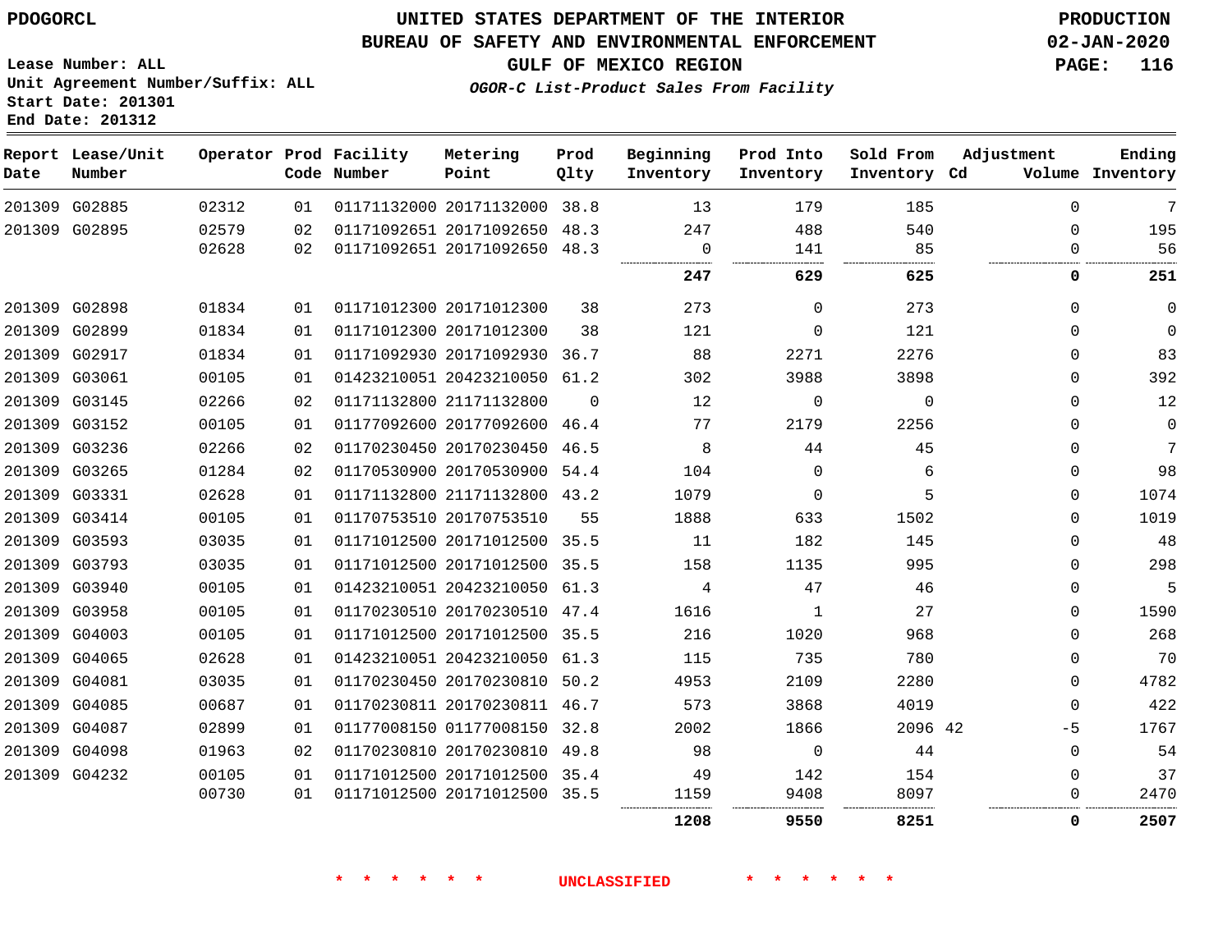PDOGORCL

# UNITED STATES DEPARTMENT OF THE INTERIOR
## BUREAU OF SAFETY AND ENVIRONMENTAL ENFORCEMENT
### GULF OF MEXICO REGION

*OGOR-C List-Product Sales From Facility*

PRODUCTION
02-JAN-2020

Lease Number: ALL
Unit Agreement Number/Suffix: ALL
Start Date: 201301
End Date: 201312

| Report Date | Lease/Unit Number | Operator | Prod Code | Facility Number | Metering Point | Prod Qlty | Beginning Inventory | Prod Into Inventory | Sold From Inventory | Adjustment Cd | Adjustment Volume | Ending Inventory |
|---|---|---|---|---|---|---|---|---|---|---|---|---|
| 201309 | G02885 | 02312 | 01 | 01171132000 | 20171132000 | 38.8 | 13 | 179 | 185 | | 0 | 7 |
| 201309 | G02895 | 02579 | 02 | 01171092651 | 20171092650 | 48.3 | 247 | 488 | 540 | | 0 | 195 |
| | | 02628 | 02 | 01171092651 | 20171092650 | 48.3 | 0 | 141 | 85 | | 0 | 56 |
| | | | | | | | **247** | **629** | **625** | | **0** | **251** |
| 201309 | G02898 | 01834 | 01 | 01171012300 | 20171012300 | 38 | 273 | 0 | 273 | | 0 | 0 |
| 201309 | G02899 | 01834 | 01 | 01171012300 | 20171012300 | 38 | 121 | 0 | 121 | | 0 | 0 |
| 201309 | G02917 | 01834 | 01 | 01171092930 | 20171092930 | 36.7 | 88 | 2271 | 2276 | | 0 | 83 |
| 201309 | G03061 | 00105 | 01 | 01423210051 | 20423210050 | 61.2 | 302 | 3988 | 3898 | | 0 | 392 |
| 201309 | G03145 | 02266 | 02 | 01171132800 | 21171132800 | 0 | 12 | 0 | 0 | | 0 | 12 |
| 201309 | G03152 | 00105 | 01 | 01177092600 | 20177092600 | 46.4 | 77 | 2179 | 2256 | | 0 | 0 |
| 201309 | G03236 | 02266 | 02 | 01170230450 | 20170230450 | 46.5 | 8 | 44 | 45 | | 0 | 7 |
| 201309 | G03265 | 01284 | 02 | 01170530900 | 20170530900 | 54.4 | 104 | 0 | 6 | | 0 | 98 |
| 201309 | G03331 | 02628 | 01 | 01171132800 | 21171132800 | 43.2 | 1079 | 0 | 5 | | 0 | 1074 |
| 201309 | G03414 | 00105 | 01 | 01170753510 | 20170753510 | 55 | 1888 | 633 | 1502 | | 0 | 1019 |
| 201309 | G03593 | 03035 | 01 | 01171012500 | 20171012500 | 35.5 | 11 | 182 | 145 | | 0 | 48 |
| 201309 | G03793 | 03035 | 01 | 01171012500 | 20171012500 | 35.5 | 158 | 1135 | 995 | | 0 | 298 |
| 201309 | G03940 | 00105 | 01 | 01423210051 | 20423210050 | 61.3 | 4 | 47 | 46 | | 0 | 5 |
| 201309 | G03958 | 00105 | 01 | 01170230510 | 20170230510 | 47.4 | 1616 | 1 | 27 | | 0 | 1590 |
| 201309 | G04003 | 00105 | 01 | 01171012500 | 20171012500 | 35.5 | 216 | 1020 | 968 | | 0 | 268 |
| 201309 | G04065 | 02628 | 01 | 01423210051 | 20423210050 | 61.3 | 115 | 735 | 780 | | 0 | 70 |
| 201309 | G04081 | 03035 | 01 | 01170230450 | 20170230810 | 50.2 | 4953 | 2109 | 2280 | | 0 | 4782 |
| 201309 | G04085 | 00687 | 01 | 01170230811 | 20170230811 | 46.7 | 573 | 3868 | 4019 | | 0 | 422 |
| 201309 | G04087 | 02899 | 01 | 01177008150 | 01177008150 | 32.8 | 2002 | 1866 | 2096 | 42 | -5 | 1767 |
| 201309 | G04098 | 01963 | 02 | 01170230810 | 20170230810 | 49.8 | 98 | 0 | 44 | | 0 | 54 |
| 201309 | G04232 | 00105 | 01 | 01171012500 | 20171012500 | 35.4 | 49 | 142 | 154 | | 0 | 37 |
| | | 00730 | 01 | 01171012500 | 20171012500 | 35.5 | 1159 | 9408 | 8097 | | 0 | 2470 |
| | | | | | | | **1208** | **9550** | **8251** | | **0** | **2507** |

\* \* \* \* \* \* UNCLASSIFIED \* \* \* \* \* \*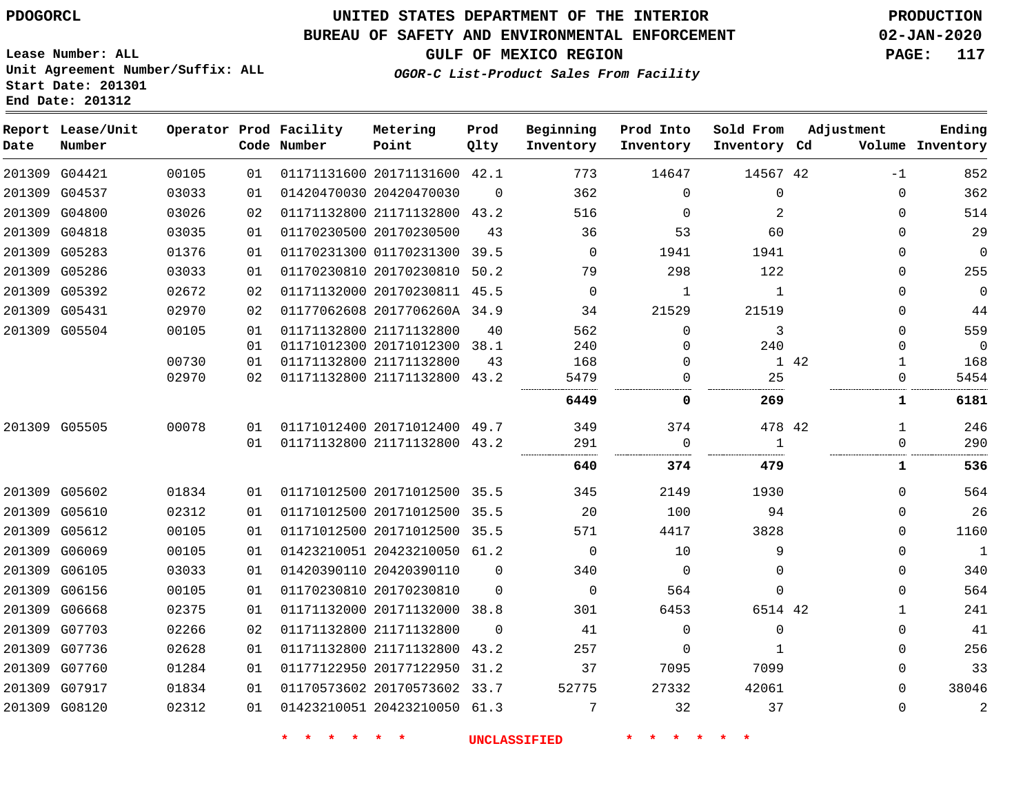PDOGORCL

# UNITED STATES DEPARTMENT OF THE INTERIOR
## BUREAU OF SAFETY AND ENVIRONMENTAL ENFORCEMENT
### GULF OF MEXICO REGION
*OGOR-C List-Product Sales From Facility*

PRODUCTION
02-JAN-2020

Lease Number: ALL
Unit Agreement Number/Suffix: ALL
Start Date: 201301
End Date: 201312

| Report Date | Lease/Unit Number | Operator | Prod Code | Facility Number | Metering Point | Prod Qlty | Beginning Inventory | Prod Into Inventory | Sold From Inventory | Adjustment Cd | Adjustment Volume | Ending Inventory |
|---|---|---|---|---|---|---|---|---|---|---|---|---|
| 201309 | G04421 | 00105 | 01 | 01171131600 | 20171131600 | 42.1 | 773 | 14647 | 14567 | 42 | -1 | 852 |
| 201309 | G04537 | 03033 | 01 | 01420470030 | 20420470030 | 0 | 362 | 0 | 0 | | 0 | 362 |
| 201309 | G04800 | 03026 | 02 | 01171132800 | 21171132800 | 43.2 | 516 | 0 | 2 | | 0 | 514 |
| 201309 | G04818 | 03035 | 01 | 01170230500 | 20170230500 | 43 | 36 | 53 | 60 | | 0 | 29 |
| 201309 | G05283 | 01376 | 01 | 01170231300 | 01170231300 | 39.5 | 0 | 1941 | 1941 | | 0 | 0 |
| 201309 | G05286 | 03033 | 01 | 01170230810 | 20170230810 | 50.2 | 79 | 298 | 122 | | 0 | 255 |
| 201309 | G05392 | 02672 | 02 | 01171132000 | 20170230811 | 45.5 | 0 | 1 | 1 | | 0 | 0 |
| 201309 | G05431 | 02970 | 02 | 01177062608 | 2017706260A | 34.9 | 34 | 21529 | 21519 | | 0 | 44 |
| 201309 | G05504 | 00105 | 01 | 01171132800 | 21171132800 | 40 | 562 | 0 | 3 | | 0 | 559 |
| | | | 01 | 01171012300 | 20171012300 | 38.1 | 240 | 0 | 240 | | 0 | 0 |
| | | 00730 | 01 | 01171132800 | 21171132800 | 43 | 168 | 0 | 1 | 42 | 1 | 168 |
| | | 02970 | 02 | 01171132800 | 21171132800 | 43.2 | 5479 | 0 | 25 | | 0 | 5454 |
| | | | | | | | **6449** | **0** | **269** | | **1** | **6181** |
| 201309 | G05505 | 00078 | 01 | 01171012400 | 20171012400 | 49.7 | 349 | 374 | 478 | 42 | 1 | 246 |
| | | | 01 | 01171132800 | 21171132800 | 43.2 | 291 | 0 | 1 | | 0 | 290 |
| | | | | | | | **640** | **374** | **479** | | **1** | **536** |
| 201309 | G05602 | 01834 | 01 | 01171012500 | 20171012500 | 35.5 | 345 | 2149 | 1930 | | 0 | 564 |
| 201309 | G05610 | 02312 | 01 | 01171012500 | 20171012500 | 35.5 | 20 | 100 | 94 | | 0 | 26 |
| 201309 | G05612 | 00105 | 01 | 01171012500 | 20171012500 | 35.5 | 571 | 4417 | 3828 | | 0 | 1160 |
| 201309 | G06069 | 00105 | 01 | 01423210051 | 20423210050 | 61.2 | 0 | 10 | 9 | | 0 | 1 |
| 201309 | G06105 | 03033 | 01 | 01420390110 | 20420390110 | 0 | 340 | 0 | 0 | | 0 | 340 |
| 201309 | G06156 | 00105 | 01 | 01170230810 | 20170230810 | 0 | 0 | 564 | 0 | | 0 | 564 |
| 201309 | G06668 | 02375 | 01 | 01171132000 | 20171132000 | 38.8 | 301 | 6453 | 6514 | 42 | 1 | 241 |
| 201309 | G07703 | 02266 | 02 | 01171132800 | 21171132800 | 0 | 41 | 0 | 0 | | 0 | 41 |
| 201309 | G07736 | 02628 | 01 | 01171132800 | 21171132800 | 43.2 | 257 | 0 | 1 | | 0 | 256 |
| 201309 | G07760 | 01284 | 01 | 01177122950 | 20177122950 | 31.2 | 37 | 7095 | 7099 | | 0 | 33 |
| 201309 | G07917 | 01834 | 01 | 01170573602 | 20170573602 | 33.7 | 52775 | 27332 | 42061 | | 0 | 38046 |
| 201309 | G08120 | 02312 | 01 | 01423210051 | 20423210050 | 61.3 | 7 | 32 | 37 | | 0 | 2 |

* * * * * * UNCLASSIFIED * * * * * *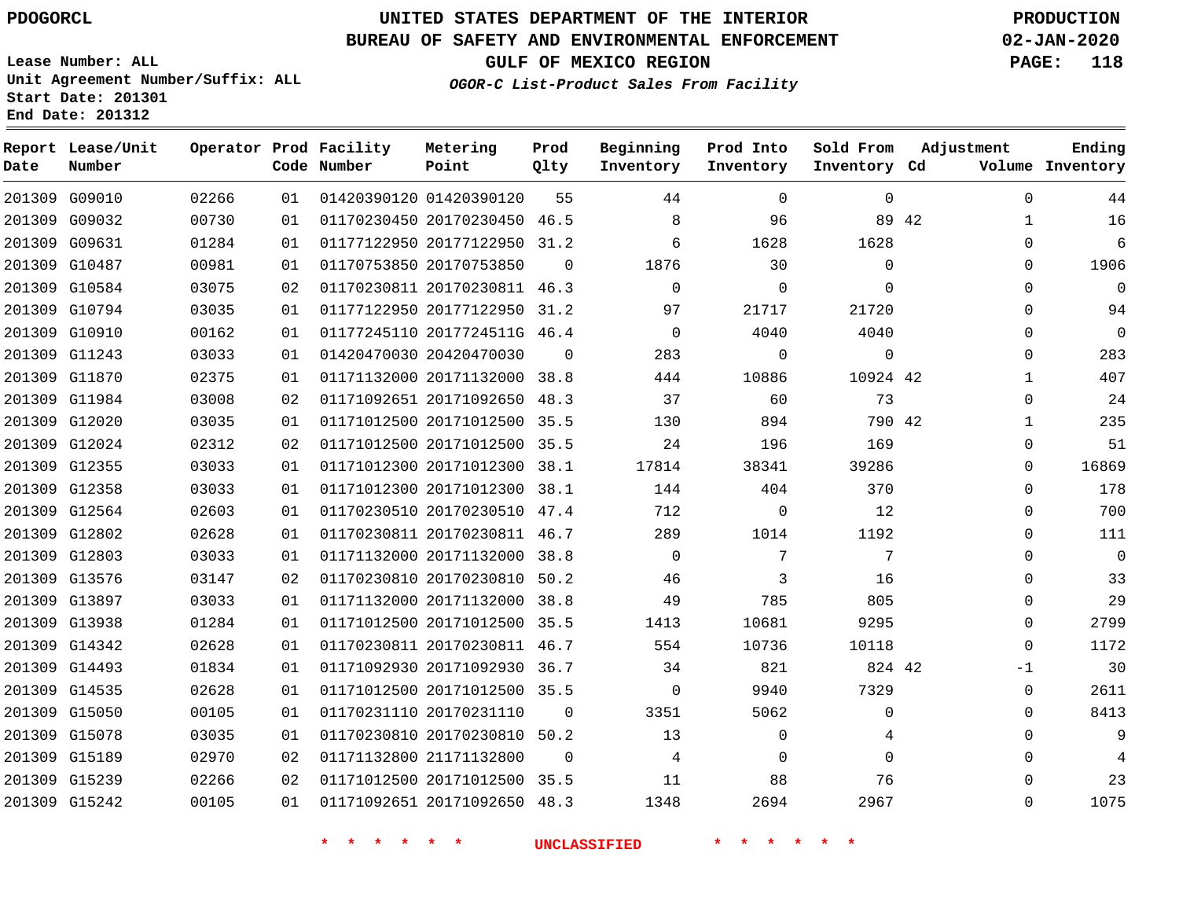PDOGORCL

# UNITED STATES DEPARTMENT OF THE INTERIOR
## BUREAU OF SAFETY AND ENVIRONMENTAL ENFORCEMENT
### GULF OF MEXICO REGION

PRODUCTION
02-JAN-2020

Lease Number: ALL
Unit Agreement Number/Suffix: ALL
Start Date: 201301
End Date: 201312

*OGOR-C List-Product Sales From Facility*

| Report Date | Lease/Unit Number | Operator | Prod Code | Facility Number | Metering Point | Prod Qlty | Beginning Inventory | Prod Into Inventory | Sold From Inventory | Adjustment Cd | Adjustment Volume | Ending Inventory |
|---|---|---|---|---|---|---|---|---|---|---|---|---|
| 201309 | G09010 | 02266 | 01 | 01420390120 | 01420390120 | 55 | 44 | 0 | 0 | | 0 | 44 |
| 201309 | G09032 | 00730 | 01 | 01170230450 | 20170230450 | 46.5 | 8 | 96 | 89 | 42 | 1 | 16 |
| 201309 | G09631 | 01284 | 01 | 01177122950 | 20177122950 | 31.2 | 6 | 1628 | 1628 | | 0 | 6 |
| 201309 | G10487 | 00981 | 01 | 01170753850 | 20170753850 | 0 | 1876 | 30 | 0 | | 0 | 1906 |
| 201309 | G10584 | 03075 | 02 | 01170230811 | 20170230811 | 46.3 | 0 | 0 | 0 | | 0 | 0 |
| 201309 | G10794 | 03035 | 01 | 01177122950 | 20177122950 | 31.2 | 97 | 21717 | 21720 | | 0 | 94 |
| 201309 | G10910 | 00162 | 01 | 01177245110 | 2017724511G | 46.4 | 0 | 4040 | 4040 | | 0 | 0 |
| 201309 | G11243 | 03033 | 01 | 01420470030 | 20420470030 | 0 | 283 | 0 | 0 | | 0 | 283 |
| 201309 | G11870 | 02375 | 01 | 01171132000 | 20171132000 | 38.8 | 444 | 10886 | 10924 | 42 | 1 | 407 |
| 201309 | G11984 | 03008 | 02 | 01171092651 | 20171092650 | 48.3 | 37 | 60 | 73 | | 0 | 24 |
| 201309 | G12020 | 03035 | 01 | 01171012500 | 20171012500 | 35.5 | 130 | 894 | 790 | 42 | 1 | 235 |
| 201309 | G12024 | 02312 | 02 | 01171012500 | 20171012500 | 35.5 | 24 | 196 | 169 | | 0 | 51 |
| 201309 | G12355 | 03033 | 01 | 01171012300 | 20171012300 | 38.1 | 17814 | 38341 | 39286 | | 0 | 16869 |
| 201309 | G12358 | 03033 | 01 | 01171012300 | 20171012300 | 38.1 | 144 | 404 | 370 | | 0 | 178 |
| 201309 | G12564 | 02603 | 01 | 01170230510 | 20170230510 | 47.4 | 712 | 0 | 12 | | 0 | 700 |
| 201309 | G12802 | 02628 | 01 | 01170230811 | 20170230811 | 46.7 | 289 | 1014 | 1192 | | 0 | 111 |
| 201309 | G12803 | 03033 | 01 | 01171132000 | 20171132000 | 38.8 | 0 | 7 | 7 | | 0 | 0 |
| 201309 | G13576 | 03147 | 02 | 01170230810 | 20170230810 | 50.2 | 46 | 3 | 16 | | 0 | 33 |
| 201309 | G13897 | 03033 | 01 | 01171132000 | 20171132000 | 38.8 | 49 | 785 | 805 | | 0 | 29 |
| 201309 | G13938 | 01284 | 01 | 01171012500 | 20171012500 | 35.5 | 1413 | 10681 | 9295 | | 0 | 2799 |
| 201309 | G14342 | 02628 | 01 | 01170230811 | 20170230811 | 46.7 | 554 | 10736 | 10118 | | 0 | 1172 |
| 201309 | G14493 | 01834 | 01 | 01171092930 | 20171092930 | 36.7 | 34 | 821 | 824 | 42 | -1 | 30 |
| 201309 | G14535 | 02628 | 01 | 01171012500 | 20171012500 | 35.5 | 0 | 9940 | 7329 | | 0 | 2611 |
| 201309 | G15050 | 00105 | 01 | 01170231110 | 20170231110 | 0 | 3351 | 5062 | 0 | | 0 | 8413 |
| 201309 | G15078 | 03035 | 01 | 01170230810 | 20170230810 | 50.2 | 13 | 0 | 4 | | 0 | 9 |
| 201309 | G15189 | 02970 | 02 | 01171132800 | 21171132800 | 0 | 4 | 0 | 0 | | 0 | 4 |
| 201309 | G15239 | 02266 | 02 | 01171012500 | 20171012500 | 35.5 | 11 | 88 | 76 | | 0 | 23 |
| 201309 | G15242 | 00105 | 01 | 01171092651 | 20171092650 | 48.3 | 1348 | 2694 | 2967 | | 0 | 1075 |

* * * * * * UNCLASSIFIED * * * * * *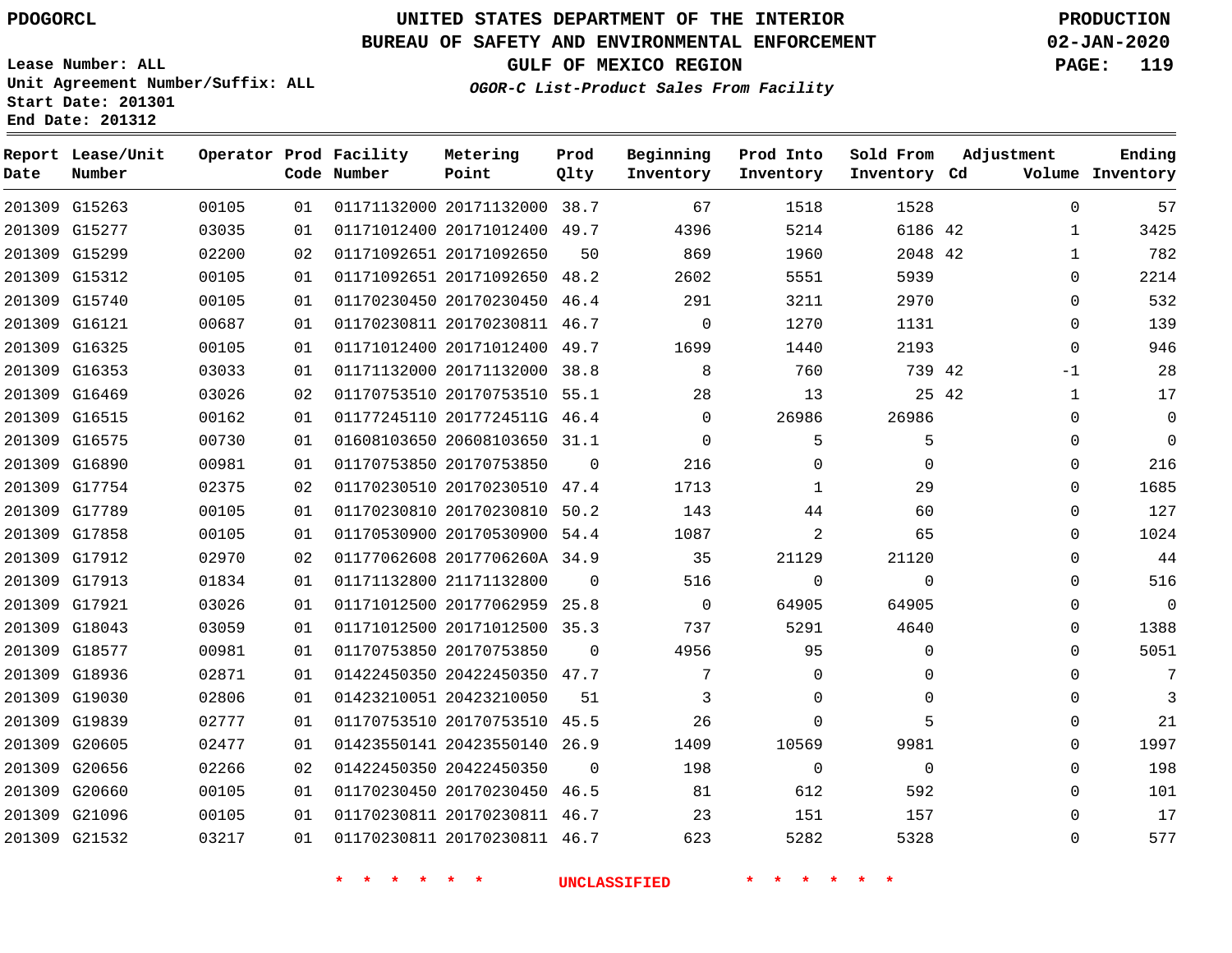PDOGORCL

# UNITED STATES DEPARTMENT OF THE INTERIOR
## BUREAU OF SAFETY AND ENVIRONMENTAL ENFORCEMENT
### GULF OF MEXICO REGION

PRODUCTION
02-JAN-2020

Lease Number: ALL
Unit Agreement Number/Suffix: ALL
Start Date: 201301
End Date: 201312

*OGOR-C List-Product Sales From Facility*

| Report Date | Lease/Unit Number | Operator | Prod Code | Facility Number | Metering Point | Prod Qlty | Beginning Inventory | Prod Into Inventory | Sold From Inventory | Adjustment Cd | Adjustment Volume | Ending Inventory |
|---|---|---|---|---|---|---|---|---|---|---|---|---|
| 201309 | G15263 | 00105 | 01 | 01171132000 | 20171132000 | 38.7 | 67 | 1518 | 1528 | | 0 | 57 |
| 201309 | G15277 | 03035 | 01 | 01171012400 | 20171012400 | 49.7 | 4396 | 5214 | 6186 | 42 | 1 | 3425 |
| 201309 | G15299 | 02200 | 02 | 01171092651 | 20171092650 | 50 | 869 | 1960 | 2048 | 42 | 1 | 782 |
| 201309 | G15312 | 00105 | 01 | 01171092651 | 20171092650 | 48.2 | 2602 | 5551 | 5939 | | 0 | 2214 |
| 201309 | G15740 | 00105 | 01 | 01170230450 | 20170230450 | 46.4 | 291 | 3211 | 2970 | | 0 | 532 |
| 201309 | G16121 | 00687 | 01 | 01170230811 | 20170230811 | 46.7 | 0 | 1270 | 1131 | | 0 | 139 |
| 201309 | G16325 | 00105 | 01 | 01171012400 | 20171012400 | 49.7 | 1699 | 1440 | 2193 | | 0 | 946 |
| 201309 | G16353 | 03033 | 01 | 01171132000 | 20171132000 | 38.8 | 8 | 760 | 739 | 42 | -1 | 28 |
| 201309 | G16469 | 03026 | 02 | 01170753510 | 20170753510 | 55.1 | 28 | 13 | 25 | 42 | 1 | 17 |
| 201309 | G16515 | 00162 | 01 | 01177245110 | 2017724511G | 46.4 | 0 | 26986 | 26986 | | 0 | 0 |
| 201309 | G16575 | 00730 | 01 | 01608103650 | 20608103650 | 31.1 | 0 | 5 | 5 | | 0 | 0 |
| 201309 | G16890 | 00981 | 01 | 01170753850 | 20170753850 | 0 | 216 | 0 | 0 | | 0 | 216 |
| 201309 | G17754 | 02375 | 02 | 01170230510 | 20170230510 | 47.4 | 1713 | 1 | 29 | | 0 | 1685 |
| 201309 | G17789 | 00105 | 01 | 01170230810 | 20170230810 | 50.2 | 143 | 44 | 60 | | 0 | 127 |
| 201309 | G17858 | 00105 | 01 | 01170530900 | 20170530900 | 54.4 | 1087 | 2 | 65 | | 0 | 1024 |
| 201309 | G17912 | 02970 | 02 | 01177062608 | 2017706260A | 34.9 | 35 | 21129 | 21120 | | 0 | 44 |
| 201309 | G17913 | 01834 | 01 | 01171132800 | 21171132800 | 0 | 516 | 0 | 0 | | 0 | 516 |
| 201309 | G17921 | 03026 | 01 | 01171012500 | 20177062959 | 25.8 | 0 | 64905 | 64905 | | 0 | 0 |
| 201309 | G18043 | 03059 | 01 | 01171012500 | 20171012500 | 35.3 | 737 | 5291 | 4640 | | 0 | 1388 |
| 201309 | G18577 | 00981 | 01 | 01170753850 | 20170753850 | 0 | 4956 | 95 | 0 | | 0 | 5051 |
| 201309 | G18936 | 02871 | 01 | 01422450350 | 20422450350 | 47.7 | 7 | 0 | 0 | | 0 | 7 |
| 201309 | G19030 | 02806 | 01 | 01423210051 | 20423210050 | 51 | 3 | 0 | 0 | | 0 | 3 |
| 201309 | G19839 | 02777 | 01 | 01170753510 | 20170753510 | 45.5 | 26 | 0 | 5 | | 0 | 21 |
| 201309 | G20605 | 02477 | 01 | 01423550141 | 20423550140 | 26.9 | 1409 | 10569 | 9981 | | 0 | 1997 |
| 201309 | G20656 | 02266 | 02 | 01422450350 | 20422450350 | 0 | 198 | 0 | 0 | | 0 | 198 |
| 201309 | G20660 | 00105 | 01 | 01170230450 | 20170230450 | 46.5 | 81 | 612 | 592 | | 0 | 101 |
| 201309 | G21096 | 00105 | 01 | 01170230811 | 20170230811 | 46.7 | 23 | 151 | 157 | | 0 | 17 |
| 201309 | G21532 | 03217 | 01 | 01170230811 | 20170230811 | 46.7 | 623 | 5282 | 5328 | | 0 | 577 |

* * * * * * UNCLASSIFIED * * * * * *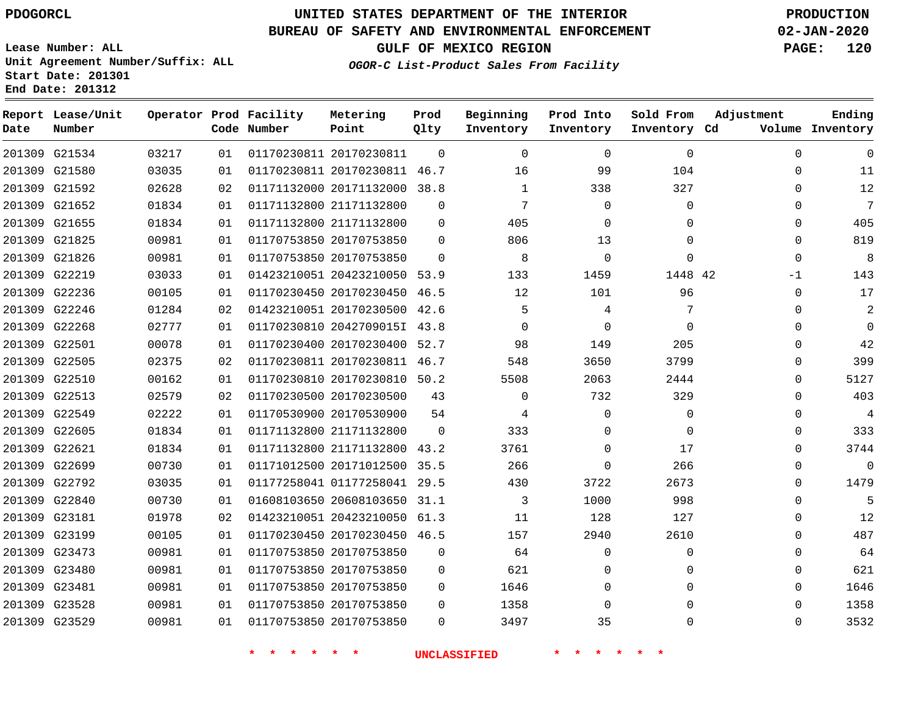UNITED STATES DEPARTMENT OF THE INTERIOR
BUREAU OF SAFETY AND ENVIRONMENTAL ENFORCEMENT
GULF OF MEXICO REGION

*OGOR-C List-Product Sales From Facility*

PDOGORCL

Lease Number: ALL
Unit Agreement Number/Suffix: ALL
Start Date: 201301
End Date: 201312

PRODUCTION
02-JAN-2020

| Report Date | Lease/Unit Number | Operator | Prod Code | Facility Number | Metering Point | Prod Qlty | Beginning Inventory | Prod Into Inventory | Sold From Inventory | Adjustment Cd | Volume | Ending Inventory |
|---|---|---|---|---|---|---|---|---|---|---|---|---|
| 201309 | G21534 | 03217 | 01 | 01170230811 | 20170230811 | 0 | 0 | 0 | 0 | | 0 | 0 |
| 201309 | G21580 | 03035 | 01 | 01170230811 | 20170230811 | 46.7 | 16 | 99 | 104 | | 0 | 11 |
| 201309 | G21592 | 02628 | 02 | 01171132000 | 20171132000 | 38.8 | 1 | 338 | 327 | | 0 | 12 |
| 201309 | G21652 | 01834 | 01 | 01171132800 | 21171132800 | 0 | 7 | 0 | 0 | | 0 | 7 |
| 201309 | G21655 | 01834 | 01 | 01171132800 | 21171132800 | 0 | 405 | 0 | 0 | | 0 | 405 |
| 201309 | G21825 | 00981 | 01 | 01170753850 | 20170753850 | 0 | 806 | 13 | 0 | | 0 | 819 |
| 201309 | G21826 | 00981 | 01 | 01170753850 | 20170753850 | 0 | 8 | 0 | 0 | | 0 | 8 |
| 201309 | G22219 | 03033 | 01 | 01423210051 | 20423210050 | 53.9 | 133 | 1459 | 1448 | 42 | -1 | 143 |
| 201309 | G22236 | 00105 | 01 | 01170230450 | 20170230450 | 46.5 | 12 | 101 | 96 | | 0 | 17 |
| 201309 | G22246 | 01284 | 02 | 01423210051 | 20170230500 | 42.6 | 5 | 4 | 7 | | 0 | 2 |
| 201309 | G22268 | 02777 | 01 | 01170230810 | 2042709015I | 43.8 | 0 | 0 | 0 | | 0 | 0 |
| 201309 | G22501 | 00078 | 01 | 01170230400 | 20170230400 | 52.7 | 98 | 149 | 205 | | 0 | 42 |
| 201309 | G22505 | 02375 | 02 | 01170230811 | 20170230811 | 46.7 | 548 | 3650 | 3799 | | 0 | 399 |
| 201309 | G22510 | 00162 | 01 | 01170230810 | 20170230810 | 50.2 | 5508 | 2063 | 2444 | | 0 | 5127 |
| 201309 | G22513 | 02579 | 02 | 01170230500 | 20170230500 | 43 | 0 | 732 | 329 | | 0 | 403 |
| 201309 | G22549 | 02222 | 01 | 01170530900 | 20170530900 | 54 | 4 | 0 | 0 | | 0 | 4 |
| 201309 | G22605 | 01834 | 01 | 01171132800 | 21171132800 | 0 | 333 | 0 | 0 | | 0 | 333 |
| 201309 | G22621 | 01834 | 01 | 01171132800 | 21171132800 | 43.2 | 3761 | 0 | 17 | | 0 | 3744 |
| 201309 | G22699 | 00730 | 01 | 01171012500 | 20171012500 | 35.5 | 266 | 0 | 266 | | 0 | 0 |
| 201309 | G22792 | 03035 | 01 | 01177258041 | 01177258041 | 29.5 | 430 | 3722 | 2673 | | 0 | 1479 |
| 201309 | G22840 | 00730 | 01 | 01608103650 | 20608103650 | 31.1 | 3 | 1000 | 998 | | 0 | 5 |
| 201309 | G23181 | 01978 | 02 | 01423210051 | 20423210050 | 61.3 | 11 | 128 | 127 | | 0 | 12 |
| 201309 | G23199 | 00105 | 01 | 01170230450 | 20170230450 | 46.5 | 157 | 2940 | 2610 | | 0 | 487 |
| 201309 | G23473 | 00981 | 01 | 01170753850 | 20170753850 | 0 | 64 | 0 | 0 | | 0 | 64 |
| 201309 | G23480 | 00981 | 01 | 01170753850 | 20170753850 | 0 | 621 | 0 | 0 | | 0 | 621 |
| 201309 | G23481 | 00981 | 01 | 01170753850 | 20170753850 | 0 | 1646 | 0 | 0 | | 0 | 1646 |
| 201309 | G23528 | 00981 | 01 | 01170753850 | 20170753850 | 0 | 1358 | 0 | 0 | | 0 | 1358 |
| 201309 | G23529 | 00981 | 01 | 01170753850 | 20170753850 | 0 | 3497 | 35 | 0 | | 0 | 3532 |

* * * * * * UNCLASSIFIED * * * * * *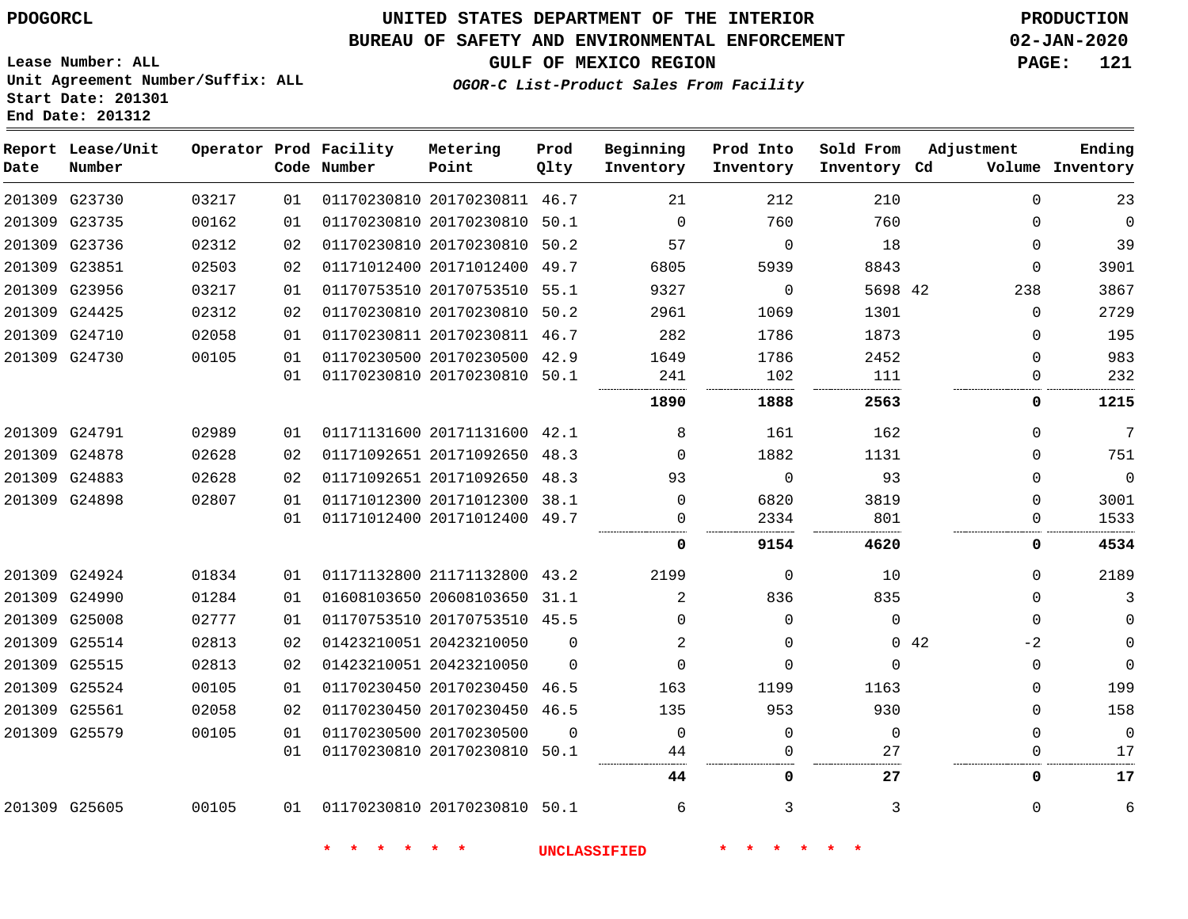PDOGORCL

# UNITED STATES DEPARTMENT OF THE INTERIOR
## BUREAU OF SAFETY AND ENVIRONMENTAL ENFORCEMENT
### GULF OF MEXICO REGION

*OGOR-C List-Product Sales From Facility*

PRODUCTION
02-JAN-2020

Lease Number: ALL
Unit Agreement Number/Suffix: ALL
Start Date: 201301
End Date: 201312

| Report Date | Lease/Unit Number | Operator | Prod Code | Facility Number | Metering Point | Prod Qlty | Beginning Inventory | Prod Into Inventory | Sold From Inventory | Adjustment Cd | Volume | Ending Inventory |
|---|---|---|---|---|---|---|---|---|---|---|---|---|
| 201309 | G23730 | 03217 | 01 | 01170230810 | 20170230811 | 46.7 | 21 | 212 | 210 | | 0 | 23 |
| 201309 | G23735 | 00162 | 01 | 01170230810 | 20170230810 | 50.1 | 0 | 760 | 760 | | 0 | 0 |
| 201309 | G23736 | 02312 | 02 | 01170230810 | 20170230810 | 50.2 | 57 | 0 | 18 | | 0 | 39 |
| 201309 | G23851 | 02503 | 02 | 01171012400 | 20171012400 | 49.7 | 6805 | 5939 | 8843 | | 0 | 3901 |
| 201309 | G23956 | 03217 | 01 | 01170753510 | 20170753510 | 55.1 | 9327 | 0 | 5698 | 42 | 238 | 3867 |
| 201309 | G24425 | 02312 | 02 | 01170230810 | 20170230810 | 50.2 | 2961 | 1069 | 1301 | | 0 | 2729 |
| 201309 | G24710 | 02058 | 01 | 01170230811 | 20170230811 | 46.7 | 282 | 1786 | 1873 | | 0 | 195 |
| 201309 | G24730 | 00105 | 01 | 01170230500 | 20170230500 | 42.9 | 1649 | 1786 | 2452 | | 0 | 983 |
| | | | 01 | 01170230810 | 20170230810 | 50.1 | 241 | 102 | 111 | | 0 | 232 |
| | | | | | | | **1890** | **1888** | **2563** | | **0** | **1215** |
| 201309 | G24791 | 02989 | 01 | 01171131600 | 20171131600 | 42.1 | 8 | 161 | 162 | | 0 | 7 |
| 201309 | G24878 | 02628 | 02 | 01171092651 | 20171092650 | 48.3 | 0 | 1882 | 1131 | | 0 | 751 |
| 201309 | G24883 | 02628 | 02 | 01171092651 | 20171092650 | 48.3 | 93 | 0 | 93 | | 0 | 0 |
| 201309 | G24898 | 02807 | 01 | 01171012300 | 20171012300 | 38.1 | 0 | 6820 | 3819 | | 0 | 3001 |
| | | | 01 | 01171012400 | 20171012400 | 49.7 | 0 | 2334 | 801 | | 0 | 1533 |
| | | | | | | | **0** | **9154** | **4620** | | **0** | **4534** |
| 201309 | G24924 | 01834 | 01 | 01171132800 | 21171132800 | 43.2 | 2199 | 0 | 10 | | 0 | 2189 |
| 201309 | G24990 | 01284 | 01 | 01608103650 | 20608103650 | 31.1 | 2 | 836 | 835 | | 0 | 3 |
| 201309 | G25008 | 02777 | 01 | 01170753510 | 20170753510 | 45.5 | 0 | 0 | 0 | | 0 | 0 |
| 201309 | G25514 | 02813 | 02 | 01423210051 | 20423210050 | 0 | 2 | 0 | 0 | 42 | -2 | 0 |
| 201309 | G25515 | 02813 | 02 | 01423210051 | 20423210050 | 0 | 0 | 0 | 0 | | 0 | 0 |
| 201309 | G25524 | 00105 | 01 | 01170230450 | 20170230450 | 46.5 | 163 | 1199 | 1163 | | 0 | 199 |
| 201309 | G25561 | 02058 | 02 | 01170230450 | 20170230450 | 46.5 | 135 | 953 | 930 | | 0 | 158 |
| 201309 | G25579 | 00105 | 01 | 01170230500 | 20170230500 | 0 | 0 | 0 | 0 | | 0 | 0 |
| | | | 01 | 01170230810 | 20170230810 | 50.1 | 44 | 0 | 27 | | 0 | 17 |
| | | | | | | | **44** | **0** | **27** | | **0** | **17** |
| 201309 | G25605 | 00105 | 01 | 01170230810 | 20170230810 | 50.1 | 6 | 3 | 3 | | 0 | 6 |

\* \* \* \* \* \* UNCLASSIFIED \* \* \* \* \* \*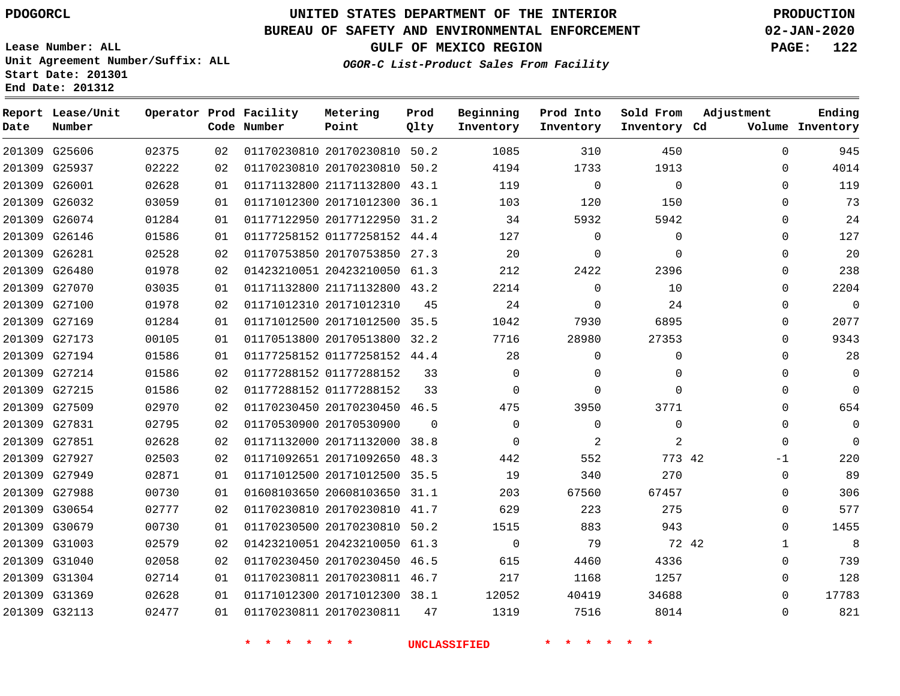PDOGORCL

# UNITED STATES DEPARTMENT OF THE INTERIOR
## BUREAU OF SAFETY AND ENVIRONMENTAL ENFORCEMENT
## GULF OF MEXICO REGION
### *OGOR-C List-Product Sales From Facility*

PRODUCTION
02-JAN-2020

Lease Number: ALL
Unit Agreement Number/Suffix: ALL
Start Date: 201301
End Date: 201312

| Report Date | Lease/Unit Number | Operator | Prod Code | Facility Number | Metering Point | Prod Qlty | Beginning Inventory | Prod Into Inventory | Sold From Inventory | Adjustment Cd | Adjustment Volume | Ending Inventory |
|---|---|---|---|---|---|---|---|---|---|---|---|---|
| 201309 | G25606 | 02375 | 02 | 01170230810 | 20170230810 | 50.2 | 1085 | 310 | 450 | | 0 | 945 |
| 201309 | G25937 | 02222 | 02 | 01170230810 | 20170230810 | 50.2 | 4194 | 1733 | 1913 | | 0 | 4014 |
| 201309 | G26001 | 02628 | 01 | 01171132800 | 21171132800 | 43.1 | 119 | 0 | 0 | | 0 | 119 |
| 201309 | G26032 | 03059 | 01 | 01171012300 | 20171012300 | 36.1 | 103 | 120 | 150 | | 0 | 73 |
| 201309 | G26074 | 01284 | 01 | 01177122950 | 20177122950 | 31.2 | 34 | 5932 | 5942 | | 0 | 24 |
| 201309 | G26146 | 01586 | 01 | 01177258152 | 01177258152 | 44.4 | 127 | 0 | 0 | | 0 | 127 |
| 201309 | G26281 | 02528 | 02 | 01170753850 | 20170753850 | 27.3 | 20 | 0 | 0 | | 0 | 20 |
| 201309 | G26480 | 01978 | 02 | 01423210051 | 20423210050 | 61.3 | 212 | 2422 | 2396 | | 0 | 238 |
| 201309 | G27070 | 03035 | 01 | 01171132800 | 21171132800 | 43.2 | 2214 | 0 | 10 | | 0 | 2204 |
| 201309 | G27100 | 01978 | 02 | 01171012310 | 20171012310 | 45 | 24 | 0 | 24 | | 0 | 0 |
| 201309 | G27169 | 01284 | 01 | 01171012500 | 20171012500 | 35.5 | 1042 | 7930 | 6895 | | 0 | 2077 |
| 201309 | G27173 | 00105 | 01 | 01170513800 | 20170513800 | 32.2 | 7716 | 28980 | 27353 | | 0 | 9343 |
| 201309 | G27194 | 01586 | 01 | 01177258152 | 01177258152 | 44.4 | 28 | 0 | 0 | | 0 | 28 |
| 201309 | G27214 | 01586 | 02 | 01177288152 | 01177288152 | 33 | 0 | 0 | 0 | | 0 | 0 |
| 201309 | G27215 | 01586 | 02 | 01177288152 | 01177288152 | 33 | 0 | 0 | 0 | | 0 | 0 |
| 201309 | G27509 | 02970 | 02 | 01170230450 | 20170230450 | 46.5 | 475 | 3950 | 3771 | | 0 | 654 |
| 201309 | G27831 | 02795 | 02 | 01170530900 | 20170530900 | 0 | 0 | 0 | 0 | | 0 | 0 |
| 201309 | G27851 | 02628 | 02 | 01171132000 | 20171132000 | 38.8 | 0 | 2 | 2 | | 0 | 0 |
| 201309 | G27927 | 02503 | 02 | 01171092651 | 20171092650 | 48.3 | 442 | 552 | 773 | 42 | -1 | 220 |
| 201309 | G27949 | 02871 | 01 | 01171012500 | 20171012500 | 35.5 | 19 | 340 | 270 | | 0 | 89 |
| 201309 | G27988 | 00730 | 01 | 01608103650 | 20608103650 | 31.1 | 203 | 67560 | 67457 | | 0 | 306 |
| 201309 | G30654 | 02777 | 02 | 01170230810 | 20170230810 | 41.7 | 629 | 223 | 275 | | 0 | 577 |
| 201309 | G30679 | 00730 | 01 | 01170230500 | 20170230810 | 50.2 | 1515 | 883 | 943 | | 0 | 1455 |
| 201309 | G31003 | 02579 | 02 | 01423210051 | 20423210050 | 61.3 | 0 | 79 | 72 | 42 | 1 | 8 |
| 201309 | G31040 | 02058 | 02 | 01170230450 | 20170230450 | 46.5 | 615 | 4460 | 4336 | | 0 | 739 |
| 201309 | G31304 | 02714 | 01 | 01170230811 | 20170230811 | 46.7 | 217 | 1168 | 1257 | | 0 | 128 |
| 201309 | G31369 | 02628 | 01 | 01171012300 | 20171012300 | 38.1 | 12052 | 40419 | 34688 | | 0 | 17783 |
| 201309 | G32113 | 02477 | 01 | 01170230811 | 20170230811 | 47 | 1319 | 7516 | 8014 | | 0 | 821 |

* * * * * * UNCLASSIFIED * * * * * *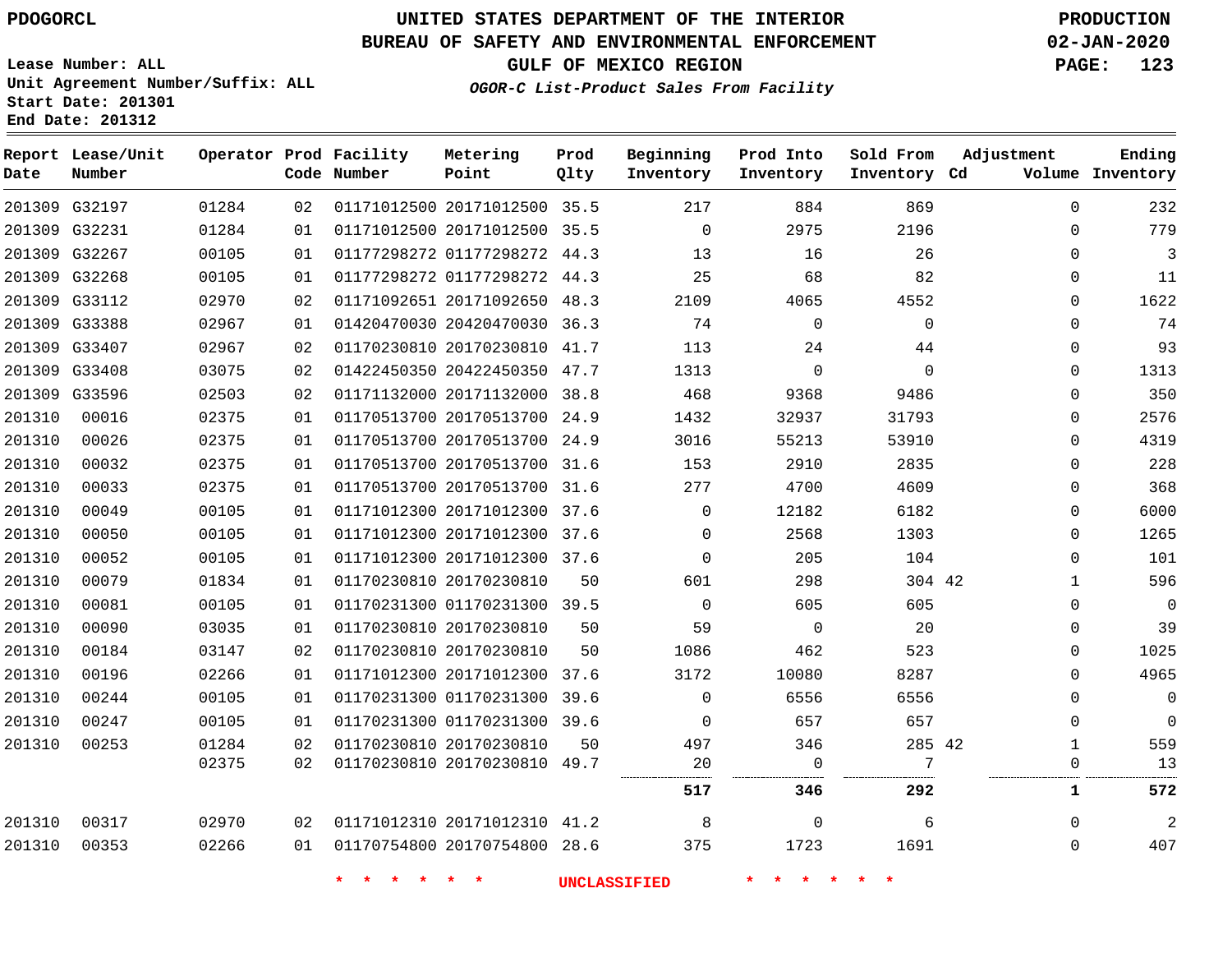PDOGORCL

# UNITED STATES DEPARTMENT OF THE INTERIOR
## BUREAU OF SAFETY AND ENVIRONMENTAL ENFORCEMENT
### GULF OF MEXICO REGION
*OGOR-C List-Product Sales From Facility*

PRODUCTION
02-JAN-2020

Lease Number: ALL
Unit Agreement Number/Suffix: ALL
Start Date: 201301
End Date: 201312

| Report Date | Lease/Unit Number | Operator | Prod Code | Facility Number | Metering Point | Prod Qlty | Beginning Inventory | Prod Into Inventory | Sold From Inventory | Adjustment Cd | Adjustment Volume | Ending Inventory |
|---|---|---|---|---|---|---|---|---|---|---|---|---|
| 201309 | G32197 | 01284 | 02 | 01171012500 | 20171012500 | 35.5 | 217 | 884 | 869 | | 0 | 232 |
| 201309 | G32231 | 01284 | 01 | 01171012500 | 20171012500 | 35.5 | 0 | 2975 | 2196 | | 0 | 779 |
| 201309 | G32267 | 00105 | 01 | 01177298272 | 01177298272 | 44.3 | 13 | 16 | 26 | | 0 | 3 |
| 201309 | G32268 | 00105 | 01 | 01177298272 | 01177298272 | 44.3 | 25 | 68 | 82 | | 0 | 11 |
| 201309 | G33112 | 02970 | 02 | 01171092651 | 20171092650 | 48.3 | 2109 | 4065 | 4552 | | 0 | 1622 |
| 201309 | G33388 | 02967 | 01 | 01420470030 | 20420470030 | 36.3 | 74 | 0 | 0 | | 0 | 74 |
| 201309 | G33407 | 02967 | 02 | 01170230810 | 20170230810 | 41.7 | 113 | 24 | 44 | | 0 | 93 |
| 201309 | G33408 | 03075 | 02 | 01422450350 | 20422450350 | 47.7 | 1313 | 0 | 0 | | 0 | 1313 |
| 201309 | G33596 | 02503 | 02 | 01171132000 | 20171132000 | 38.8 | 468 | 9368 | 9486 | | 0 | 350 |
| 201310 | 00016 | 02375 | 01 | 01170513700 | 20170513700 | 24.9 | 1432 | 32937 | 31793 | | 0 | 2576 |
| 201310 | 00026 | 02375 | 01 | 01170513700 | 20170513700 | 24.9 | 3016 | 55213 | 53910 | | 0 | 4319 |
| 201310 | 00032 | 02375 | 01 | 01170513700 | 20170513700 | 31.6 | 153 | 2910 | 2835 | | 0 | 228 |
| 201310 | 00033 | 02375 | 01 | 01170513700 | 20170513700 | 31.6 | 277 | 4700 | 4609 | | 0 | 368 |
| 201310 | 00049 | 00105 | 01 | 01171012300 | 20171012300 | 37.6 | 0 | 12182 | 6182 | | 0 | 6000 |
| 201310 | 00050 | 00105 | 01 | 01171012300 | 20171012300 | 37.6 | 0 | 2568 | 1303 | | 0 | 1265 |
| 201310 | 00052 | 00105 | 01 | 01171012300 | 20171012300 | 37.6 | 0 | 205 | 104 | | 0 | 101 |
| 201310 | 00079 | 01834 | 01 | 01170230810 | 20170230810 | 50 | 601 | 298 | 304 | 42 | 1 | 596 |
| 201310 | 00081 | 00105 | 01 | 01170231300 | 01170231300 | 39.5 | 0 | 605 | 605 | | 0 | 0 |
| 201310 | 00090 | 03035 | 01 | 01170230810 | 20170230810 | 50 | 59 | 0 | 20 | | 0 | 39 |
| 201310 | 00184 | 03147 | 02 | 01170230810 | 20170230810 | 50 | 1086 | 462 | 523 | | 0 | 1025 |
| 201310 | 00196 | 02266 | 01 | 01171012300 | 20171012300 | 37.6 | 3172 | 10080 | 8287 | | 0 | 4965 |
| 201310 | 00244 | 00105 | 01 | 01170231300 | 01170231300 | 39.6 | 0 | 6556 | 6556 | | 0 | 0 |
| 201310 | 00247 | 00105 | 01 | 01170231300 | 01170231300 | 39.6 | 0 | 657 | 657 | | 0 | 0 |
| 201310 | 00253 | 01284 | 02 | 01170230810 | 20170230810 | 50 | 497 | 346 | 285 | 42 | 1 | 559 |
| | | 02375 | 02 | 01170230810 | 20170230810 | 49.7 | 20 | 0 | 7 | | 0 | 13 |
| | | | | | | | **517** | **346** | **292** | | **1** | **572** |
| 201310 | 00317 | 02970 | 02 | 01171012310 | 20171012310 | 41.2 | 8 | 0 | 6 | | 0 | 2 |
| 201310 | 00353 | 02266 | 01 | 01170754800 | 20170754800 | 28.6 | 375 | 1723 | 1691 | | 0 | 407 |

\* \* \* \* \* \* UNCLASSIFIED \* \* \* \* \* \*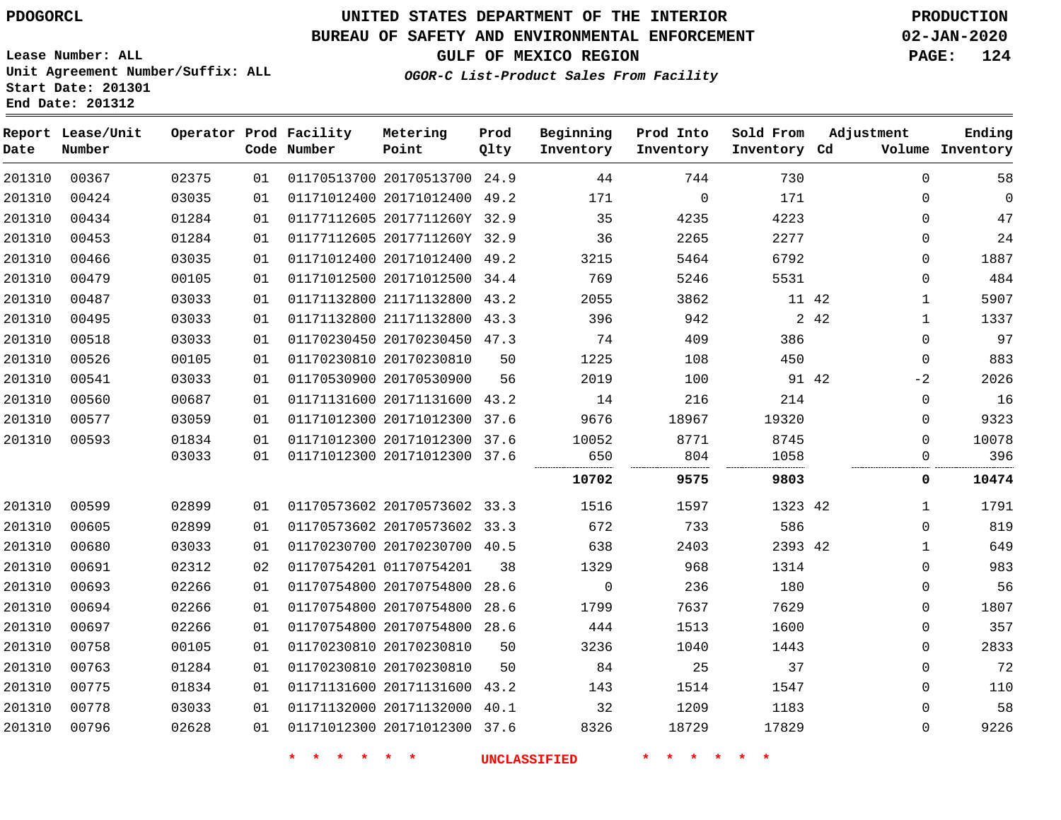PDOGORCL

# UNITED STATES DEPARTMENT OF THE INTERIOR
## BUREAU OF SAFETY AND ENVIRONMENTAL ENFORCEMENT
## GULF OF MEXICO REGION
### *OGOR-C List-Product Sales From Facility*

PRODUCTION
02-JAN-2020

Lease Number: ALL
Unit Agreement Number/Suffix: ALL
Start Date: 201301
End Date: 201312

| Report Date | Lease/Unit Number | Operator | Prod Code | Facility Number | Metering Point | Prod Qlty | Beginning Inventory | Prod Into Inventory | Sold From Inventory | Adjustment Cd | Adjustment Volume | Ending Inventory |
|---|---|---|---|---|---|---|---|---|---|---|---|---|
| 201310 | 00367 | 02375 | 01 | 01170513700 | 20170513700 | 24.9 | 44 | 744 | 730 | | 0 | 58 |
| 201310 | 00424 | 03035 | 01 | 01171012400 | 20171012400 | 49.2 | 171 | 0 | 171 | | 0 | 0 |
| 201310 | 00434 | 01284 | 01 | 01177112605 | 2017711260Y | 32.9 | 35 | 4235 | 4223 | | 0 | 47 |
| 201310 | 00453 | 01284 | 01 | 01177112605 | 2017711260Y | 32.9 | 36 | 2265 | 2277 | | 0 | 24 |
| 201310 | 00466 | 03035 | 01 | 01171012400 | 20171012400 | 49.2 | 3215 | 5464 | 6792 | | 0 | 1887 |
| 201310 | 00479 | 00105 | 01 | 01171012500 | 20171012500 | 34.4 | 769 | 5246 | 5531 | | 0 | 484 |
| 201310 | 00487 | 03033 | 01 | 01171132800 | 21171132800 | 43.2 | 2055 | 3862 | 11 | 42 | 1 | 5907 |
| 201310 | 00495 | 03033 | 01 | 01171132800 | 21171132800 | 43.3 | 396 | 942 | 2 | 42 | 1 | 1337 |
| 201310 | 00518 | 03033 | 01 | 01170230450 | 20170230450 | 47.3 | 74 | 409 | 386 | | 0 | 97 |
| 201310 | 00526 | 00105 | 01 | 01170230810 | 20170230810 | 50 | 1225 | 108 | 450 | | 0 | 883 |
| 201310 | 00541 | 03033 | 01 | 01170530900 | 20170530900 | 56 | 2019 | 100 | 91 | 42 | -2 | 2026 |
| 201310 | 00560 | 00687 | 01 | 01171131600 | 20171131600 | 43.2 | 14 | 216 | 214 | | 0 | 16 |
| 201310 | 00577 | 03059 | 01 | 01171012300 | 20171012300 | 37.6 | 9676 | 18967 | 19320 | | 0 | 9323 |
| 201310 | 00593 | 01834 | 01 | 01171012300 | 20171012300 | 37.6 | 10052 | 8771 | 8745 | | 0 | 10078 |
| | | 03033 | 01 | 01171012300 | 20171012300 | 37.6 | 650 | 804 | 1058 | | 0 | 396 |
| | | | | | | | **10702** | **9575** | **9803** | | **0** | **10474** |
| 201310 | 00599 | 02899 | 01 | 01170573602 | 20170573602 | 33.3 | 1516 | 1597 | 1323 | 42 | 1 | 1791 |
| 201310 | 00605 | 02899 | 01 | 01170573602 | 20170573602 | 33.3 | 672 | 733 | 586 | | 0 | 819 |
| 201310 | 00680 | 03033 | 01 | 01170230700 | 20170230700 | 40.5 | 638 | 2403 | 2393 | 42 | 1 | 649 |
| 201310 | 00691 | 02312 | 02 | 01170754201 | 01170754201 | 38 | 1329 | 968 | 1314 | | 0 | 983 |
| 201310 | 00693 | 02266 | 01 | 01170754800 | 20170754800 | 28.6 | 0 | 236 | 180 | | 0 | 56 |
| 201310 | 00694 | 02266 | 01 | 01170754800 | 20170754800 | 28.6 | 1799 | 7637 | 7629 | | 0 | 1807 |
| 201310 | 00697 | 02266 | 01 | 01170754800 | 20170754800 | 28.6 | 444 | 1513 | 1600 | | 0 | 357 |
| 201310 | 00758 | 00105 | 01 | 01170230810 | 20170230810 | 50 | 3236 | 1040 | 1443 | | 0 | 2833 |
| 201310 | 00763 | 01284 | 01 | 01170230810 | 20170230810 | 50 | 84 | 25 | 37 | | 0 | 72 |
| 201310 | 00775 | 01834 | 01 | 01171131600 | 20171131600 | 43.2 | 143 | 1514 | 1547 | | 0 | 110 |
| 201310 | 00778 | 03033 | 01 | 01171132000 | 20171132000 | 40.1 | 32 | 1209 | 1183 | | 0 | 58 |
| 201310 | 00796 | 02628 | 01 | 01171012300 | 20171012300 | 37.6 | 8326 | 18729 | 17829 | | 0 | 9226 |

\* \* \* \* \* \* UNCLASSIFIED \* \* \* \* \* \*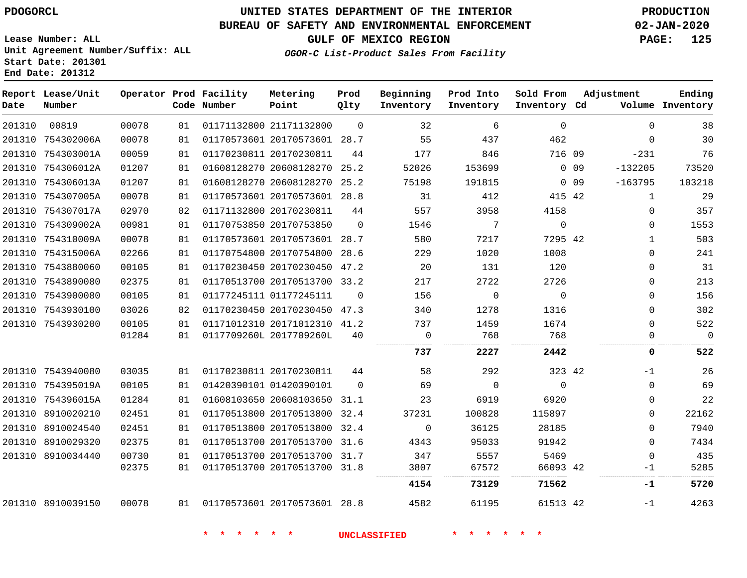# UNITED STATES DEPARTMENT OF THE INTERIOR
## BUREAU OF SAFETY AND ENVIRONMENTAL ENFORCEMENT
### GULF OF MEXICO REGION
*OGOR-C List-Product Sales From Facility*

PDOGORCL

PRODUCTION 02-JAN-2020

Lease Number: ALL
Unit Agreement Number/Suffix: ALL
Start Date: 201301
End Date: 201312

| Report Date | Lease/Unit Number | Operator | Prod Code | Facility Number | Metering Point | Prod Qlty | Beginning Inventory | Prod Into Inventory | Sold From Inventory | Adjustment Cd | Volume | Ending Inventory |
|---|---|---|---|---|---|---|---|---|---|---|---|---|
| 201310 | 00819 | 00078 | 01 | 01171132800 | 21171132800 | 0 | 32 | 6 | 0 | | 0 | 38 |
| 201310 | 754302006A | 00078 | 01 | 01170573601 | 20170573601 | 28.7 | 55 | 437 | 462 | | 0 | 30 |
| 201310 | 754303001A | 00059 | 01 | 01170230811 | 20170230811 | 44 | 177 | 846 | 716 | 09 | -231 | 76 |
| 201310 | 754306012A | 01207 | 01 | 01608128270 | 20608128270 | 25.2 | 52026 | 153699 | 0 | 09 | -132205 | 73520 |
| 201310 | 754306013A | 01207 | 01 | 01608128270 | 20608128270 | 25.2 | 75198 | 191815 | 0 | 09 | -163795 | 103218 |
| 201310 | 754307005A | 00078 | 01 | 01170573601 | 20170573601 | 28.8 | 31 | 412 | 415 | 42 | 1 | 29 |
| 201310 | 754307017A | 02970 | 02 | 01171132800 | 20170230811 | 44 | 557 | 3958 | 4158 | | 0 | 357 |
| 201310 | 754309002A | 00981 | 01 | 01170753850 | 20170753850 | 0 | 1546 | 7 | 0 | | 0 | 1553 |
| 201310 | 754310009A | 00078 | 01 | 01170573601 | 20170573601 | 28.7 | 580 | 7217 | 7295 | 42 | 1 | 503 |
| 201310 | 754315006A | 02266 | 01 | 01170754800 | 20170754800 | 28.6 | 229 | 1020 | 1008 | | 0 | 241 |
| 201310 | 7543880060 | 00105 | 01 | 01170230450 | 20170230450 | 47.2 | 20 | 131 | 120 | | 0 | 31 |
| 201310 | 7543890080 | 02375 | 01 | 01170513700 | 20170513700 | 33.2 | 217 | 2722 | 2726 | | 0 | 213 |
| 201310 | 7543900080 | 00105 | 01 | 01177245111 | 01177245111 | 0 | 156 | 0 | 0 | | 0 | 156 |
| 201310 | 7543930100 | 03026 | 02 | 01170230450 | 20170230450 | 47.3 | 340 | 1278 | 1316 | | 0 | 302 |
| 201310 | 7543930200 | 00105 | 01 | 01171012310 | 20171012310 | 41.2 | 737 | 1459 | 1674 | | 0 | 522 |
| | | 01284 | 01 | 0117709260L | 2017709260L | 40 | 0 | 768 | 768 | | 0 | 0 |
| | | | | | | | **737** | **2227** | **2442** | | **0** | **522** |
| 201310 | 7543940080 | 03035 | 01 | 01170230811 | 20170230811 | 44 | 58 | 292 | 323 | 42 | -1 | 26 |
| 201310 | 754395019A | 00105 | 01 | 01420390101 | 01420390101 | 0 | 69 | 0 | 0 | | 0 | 69 |
| 201310 | 754396015A | 01284 | 01 | 01608103650 | 20608103650 | 31.1 | 23 | 6919 | 6920 | | 0 | 22 |
| 201310 | 8910020210 | 02451 | 01 | 01170513800 | 20170513800 | 32.4 | 37231 | 100828 | 115897 | | 0 | 22162 |
| 201310 | 8910024540 | 02451 | 01 | 01170513800 | 20170513800 | 32.4 | 0 | 36125 | 28185 | | 0 | 7940 |
| 201310 | 8910029320 | 02375 | 01 | 01170513700 | 20170513700 | 31.6 | 4343 | 95033 | 91942 | | 0 | 7434 |
| 201310 | 8910034440 | 00730 | 01 | 01170513700 | 20170513700 | 31.7 | 347 | 5557 | 5469 | | 0 | 435 |
| | | 02375 | 01 | 01170513700 | 20170513700 | 31.8 | 3807 | 67572 | 66093 | 42 | -1 | 5285 |
| | | | | | | | **4154** | **73129** | **71562** | | **-1** | **5720** |
| 201310 | 8910039150 | 00078 | 01 | 01170573601 | 20170573601 | 28.8 | 4582 | 61195 | 61513 | 42 | -1 | 4263 |

\* \* \* \* \* \* UNCLASSIFIED \* \* \* \* \* \*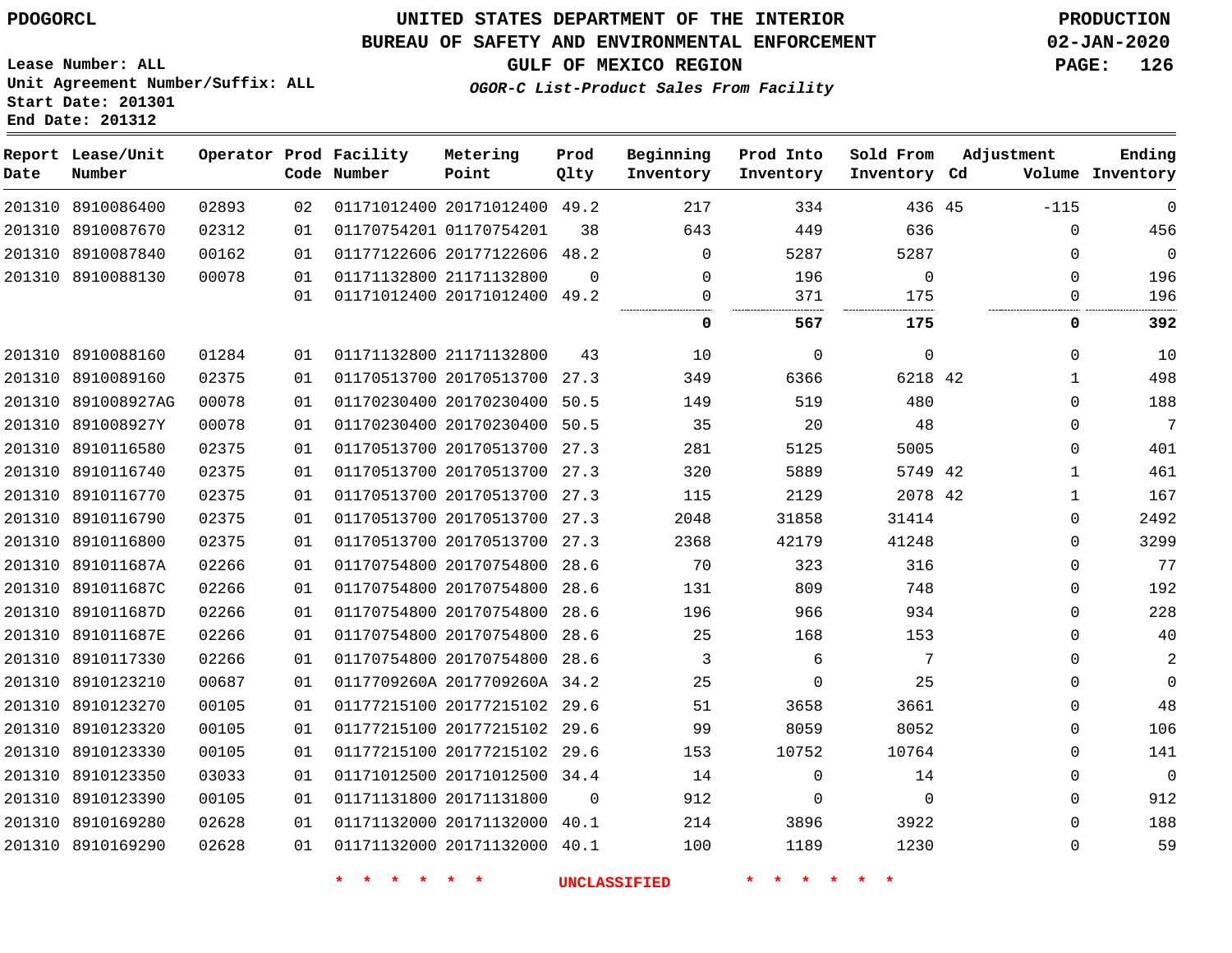PDOGORCL

# UNITED STATES DEPARTMENT OF THE INTERIOR
## BUREAU OF SAFETY AND ENVIRONMENTAL ENFORCEMENT
### GULF OF MEXICO REGION

PRODUCTION
02-JAN-2020

Lease Number: ALL
Unit Agreement Number/Suffix: ALL
Start Date: 201301
End Date: 201312

*OGOR-C List-Product Sales From Facility*

| Report Date | Lease/Unit Number | Operator | Prod Code | Facility Number | Metering Point | Prod Qlty | Beginning Inventory | Prod Into Inventory | Sold From Inventory | Adjustment Cd | Adjustment Volume | Ending Inventory |
|---|---|---|---|---|---|---|---|---|---|---|---|---|
| 201310 | 8910086400 | 02893 | 02 | 01171012400 | 20171012400 | 49.2 | 217 | 334 | 436 | 45 | -115 | 0 |
| 201310 | 8910087670 | 02312 | 01 | 01170754201 | 01170754201 | 38 | 643 | 449 | 636 | | 0 | 456 |
| 201310 | 8910087840 | 00162 | 01 | 01177122606 | 20177122606 | 48.2 | 0 | 5287 | 5287 | | 0 | 0 |
| 201310 | 8910088130 | 00078 | 01 | 01171132800 | 21171132800 | 0 | 0 | 196 | 0 | | 0 | 196 |
| | | | 01 | 01171012400 | 20171012400 | 49.2 | 0 | 371 | 175 | | 0 | 196 |
| | | | | | | | **0** | **567** | **175** | | **0** | **392** |
| 201310 | 8910088160 | 01284 | 01 | 01171132800 | 21171132800 | 43 | 10 | 0 | 0 | | 0 | 10 |
| 201310 | 8910089160 | 02375 | 01 | 01170513700 | 20170513700 | 27.3 | 349 | 6366 | 6218 | 42 | 1 | 498 |
| 201310 | 891008927AG | 00078 | 01 | 01170230400 | 20170230400 | 50.5 | 149 | 519 | 480 | | 0 | 188 |
| 201310 | 891008927Y | 00078 | 01 | 01170230400 | 20170230400 | 50.5 | 35 | 20 | 48 | | 0 | 7 |
| 201310 | 8910116580 | 02375 | 01 | 01170513700 | 20170513700 | 27.3 | 281 | 5125 | 5005 | | 0 | 401 |
| 201310 | 8910116740 | 02375 | 01 | 01170513700 | 20170513700 | 27.3 | 320 | 5889 | 5749 | 42 | 1 | 461 |
| 201310 | 8910116770 | 02375 | 01 | 01170513700 | 20170513700 | 27.3 | 115 | 2129 | 2078 | 42 | 1 | 167 |
| 201310 | 8910116790 | 02375 | 01 | 01170513700 | 20170513700 | 27.3 | 2048 | 31858 | 31414 | | 0 | 2492 |
| 201310 | 8910116800 | 02375 | 01 | 01170513700 | 20170513700 | 27.3 | 2368 | 42179 | 41248 | | 0 | 3299 |
| 201310 | 891011687A | 02266 | 01 | 01170754800 | 20170754800 | 28.6 | 70 | 323 | 316 | | 0 | 77 |
| 201310 | 891011687C | 02266 | 01 | 01170754800 | 20170754800 | 28.6 | 131 | 809 | 748 | | 0 | 192 |
| 201310 | 891011687D | 02266 | 01 | 01170754800 | 20170754800 | 28.6 | 196 | 966 | 934 | | 0 | 228 |
| 201310 | 891011687E | 02266 | 01 | 01170754800 | 20170754800 | 28.6 | 25 | 168 | 153 | | 0 | 40 |
| 201310 | 8910117330 | 02266 | 01 | 01170754800 | 20170754800 | 28.6 | 3 | 6 | 7 | | 0 | 2 |
| 201310 | 8910123210 | 00687 | 01 | 0117709260A | 2017709260A | 34.2 | 25 | 0 | 25 | | 0 | 0 |
| 201310 | 8910123270 | 00105 | 01 | 01177215100 | 20177215102 | 29.6 | 51 | 3658 | 3661 | | 0 | 48 |
| 201310 | 8910123320 | 00105 | 01 | 01177215100 | 20177215102 | 29.6 | 99 | 8059 | 8052 | | 0 | 106 |
| 201310 | 8910123330 | 00105 | 01 | 01177215100 | 20177215102 | 29.6 | 153 | 10752 | 10764 | | 0 | 141 |
| 201310 | 8910123350 | 03033 | 01 | 01171012500 | 20171012500 | 34.4 | 14 | 0 | 14 | | 0 | 0 |
| 201310 | 8910123390 | 00105 | 01 | 01171131800 | 20171131800 | 0 | 912 | 0 | 0 | | 0 | 912 |
| 201310 | 8910169280 | 02628 | 01 | 01171132000 | 20171132000 | 40.1 | 214 | 3896 | 3922 | | 0 | 188 |
| 201310 | 8910169290 | 02628 | 01 | 01171132000 | 20171132000 | 40.1 | 100 | 1189 | 1230 | | 0 | 59 |

* * * * * * UNCLASSIFIED * * * * * *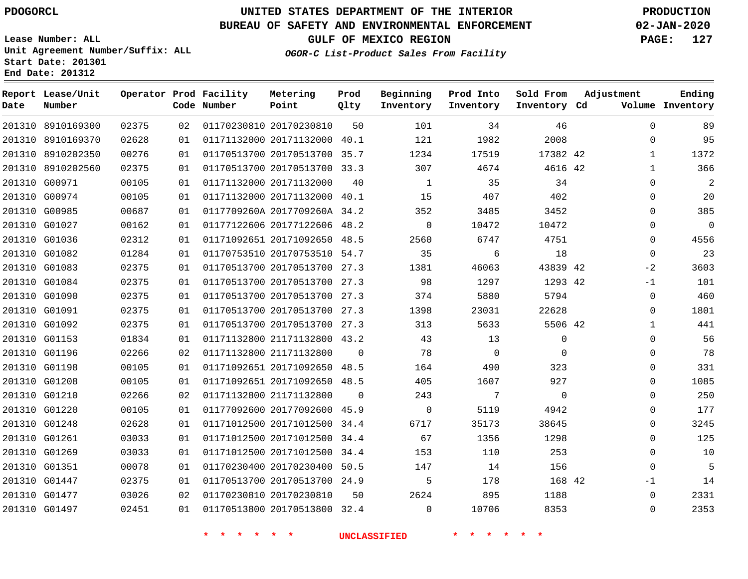PDOGORCL

# UNITED STATES DEPARTMENT OF THE INTERIOR
## BUREAU OF SAFETY AND ENVIRONMENTAL ENFORCEMENT
### GULF OF MEXICO REGION

PRODUCTION
02-JAN-2020

Lease Number: ALL
Unit Agreement Number/Suffix: ALL
Start Date: 201301
End Date: 201312

*OGOR-C List-Product Sales From Facility*

| Report Date | Lease/Unit Number | Operator | Prod Code | Facility Number | Metering Point | Prod Qlty | Beginning Inventory | Prod Into Inventory | Sold From Inventory | Adjustment Cd | Volume | Ending Inventory |
|---|---|---|---|---|---|---|---|---|---|---|---|---|
| 201310 | 8910169300 | 02375 | 02 | 01170230810 | 20170230810 | 50 | 101 | 34 | 46 | | 0 | 89 |
| 201310 | 8910169370 | 02628 | 01 | 01171132000 | 20171132000 | 40.1 | 121 | 1982 | 2008 | | 0 | 95 |
| 201310 | 8910202350 | 00276 | 01 | 01170513700 | 20170513700 | 35.7 | 1234 | 17519 | 17382 | 42 | 1 | 1372 |
| 201310 | 8910202560 | 02375 | 01 | 01170513700 | 20170513700 | 33.3 | 307 | 4674 | 4616 | 42 | 1 | 366 |
| 201310 | G00971 | 00105 | 01 | 01171132000 | 20171132000 | 40 | 1 | 35 | 34 | | 0 | 2 |
| 201310 | G00974 | 00105 | 01 | 01171132000 | 20171132000 | 40.1 | 15 | 407 | 402 | | 0 | 20 |
| 201310 | G00985 | 00687 | 01 | 0117709260A | 2017709260A | 34.2 | 352 | 3485 | 3452 | | 0 | 385 |
| 201310 | G01027 | 00162 | 01 | 01177122606 | 20177122606 | 48.2 | 0 | 10472 | 10472 | | 0 | 0 |
| 201310 | G01036 | 02312 | 01 | 01171092651 | 20171092650 | 48.5 | 2560 | 6747 | 4751 | | 0 | 4556 |
| 201310 | G01082 | 01284 | 01 | 01170753510 | 20170753510 | 54.7 | 35 | 6 | 18 | | 0 | 23 |
| 201310 | G01083 | 02375 | 01 | 01170513700 | 20170513700 | 27.3 | 1381 | 46063 | 43839 | 42 | -2 | 3603 |
| 201310 | G01084 | 02375 | 01 | 01170513700 | 20170513700 | 27.3 | 98 | 1297 | 1293 | 42 | -1 | 101 |
| 201310 | G01090 | 02375 | 01 | 01170513700 | 20170513700 | 27.3 | 374 | 5880 | 5794 | | 0 | 460 |
| 201310 | G01091 | 02375 | 01 | 01170513700 | 20170513700 | 27.3 | 1398 | 23031 | 22628 | | 0 | 1801 |
| 201310 | G01092 | 02375 | 01 | 01170513700 | 20170513700 | 27.3 | 313 | 5633 | 5506 | 42 | 1 | 441 |
| 201310 | G01153 | 01834 | 01 | 01171132800 | 21171132800 | 43.2 | 43 | 13 | 0 | | 0 | 56 |
| 201310 | G01196 | 02266 | 02 | 01171132800 | 21171132800 | 0 | 78 | 0 | 0 | | 0 | 78 |
| 201310 | G01198 | 00105 | 01 | 01171092651 | 20171092650 | 48.5 | 164 | 490 | 323 | | 0 | 331 |
| 201310 | G01208 | 00105 | 01 | 01171092651 | 20171092650 | 48.5 | 405 | 1607 | 927 | | 0 | 1085 |
| 201310 | G01210 | 02266 | 02 | 01171132800 | 21171132800 | 0 | 243 | 7 | 0 | | 0 | 250 |
| 201310 | G01220 | 00105 | 01 | 01177092600 | 20177092600 | 45.9 | 0 | 5119 | 4942 | | 0 | 177 |
| 201310 | G01248 | 02628 | 01 | 01171012500 | 20171012500 | 34.4 | 6717 | 35173 | 38645 | | 0 | 3245 |
| 201310 | G01261 | 03033 | 01 | 01171012500 | 20171012500 | 34.4 | 67 | 1356 | 1298 | | 0 | 125 |
| 201310 | G01269 | 03033 | 01 | 01171012500 | 20171012500 | 34.4 | 153 | 110 | 253 | | 0 | 10 |
| 201310 | G01351 | 00078 | 01 | 01170230400 | 20170230400 | 50.5 | 147 | 14 | 156 | | 0 | 5 |
| 201310 | G01447 | 02375 | 01 | 01170513700 | 20170513700 | 24.9 | 5 | 178 | 168 | 42 | -1 | 14 |
| 201310 | G01477 | 03026 | 02 | 01170230810 | 20170230810 | 50 | 2624 | 895 | 1188 | | 0 | 2331 |
| 201310 | G01497 | 02451 | 01 | 01170513800 | 20170513800 | 32.4 | 0 | 10706 | 8353 | | 0 | 2353 |

* * * * * * UNCLASSIFIED * * * * * *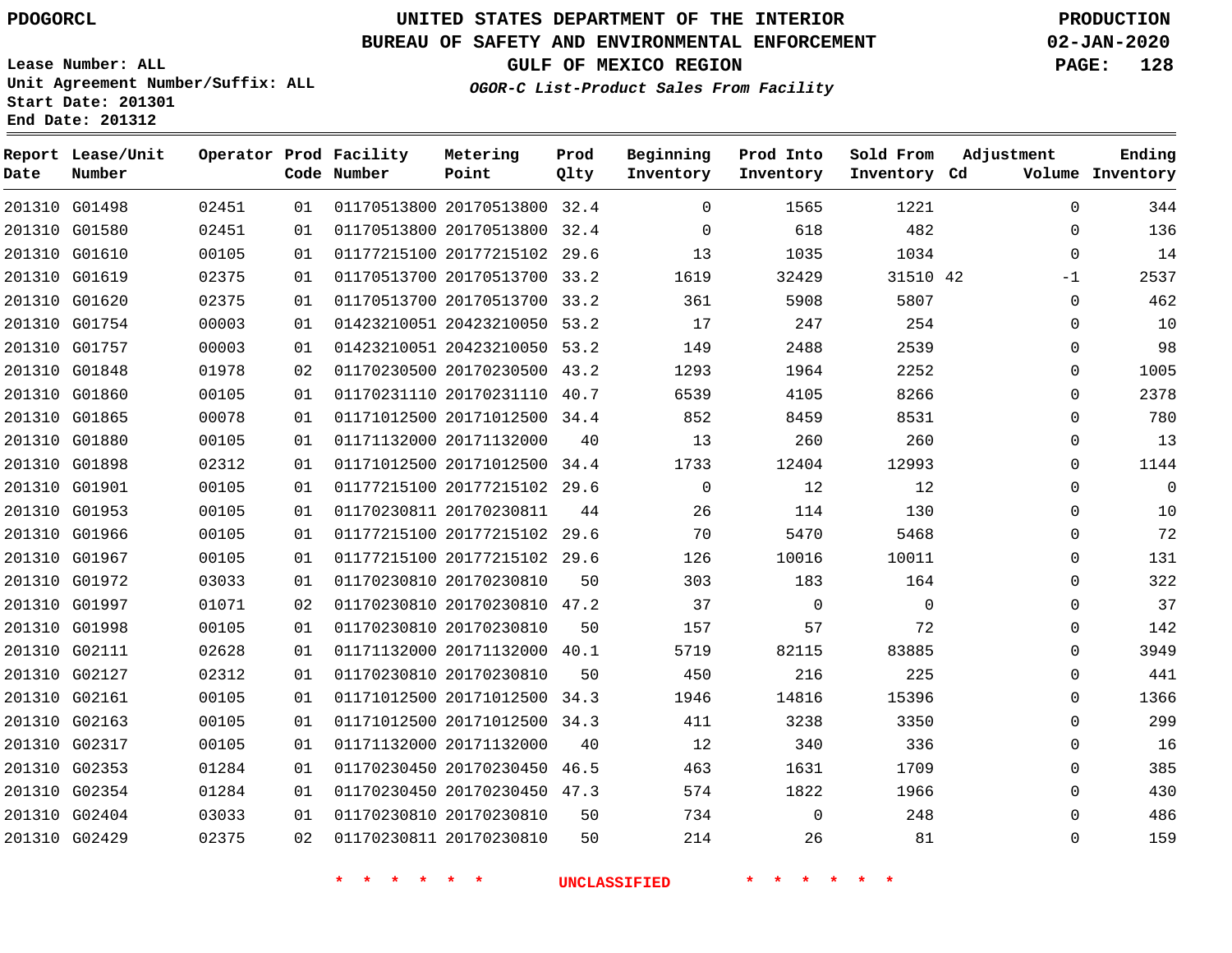PDOGORCL

# UNITED STATES DEPARTMENT OF THE INTERIOR
## BUREAU OF SAFETY AND ENVIRONMENTAL ENFORCEMENT
### GULF OF MEXICO REGION
*OGOR-C List-Product Sales From Facility*

PRODUCTION
02-JAN-2020

Lease Number: ALL
Unit Agreement Number/Suffix: ALL
Start Date: 201301
End Date: 201312

| Report Date | Lease/Unit Number | Operator | Prod Code | Facility Number | Metering Point | Prod Qlty | Beginning Inventory | Prod Into Inventory | Sold From Inventory | Adjustment Cd | Adjustment Volume | Ending Inventory |
|---|---|---|---|---|---|---|---|---|---|---|---|---|
| 201310 | G01498 | 02451 | 01 | 01170513800 | 20170513800 | 32.4 | 0 | 1565 | 1221 | | 0 | 344 |
| 201310 | G01580 | 02451 | 01 | 01170513800 | 20170513800 | 32.4 | 0 | 618 | 482 | | 0 | 136 |
| 201310 | G01610 | 00105 | 01 | 01177215100 | 20177215102 | 29.6 | 13 | 1035 | 1034 | | 0 | 14 |
| 201310 | G01619 | 02375 | 01 | 01170513700 | 20170513700 | 33.2 | 1619 | 32429 | 31510 | 42 | -1 | 2537 |
| 201310 | G01620 | 02375 | 01 | 01170513700 | 20170513700 | 33.2 | 361 | 5908 | 5807 | | 0 | 462 |
| 201310 | G01754 | 00003 | 01 | 01423210051 | 20423210050 | 53.2 | 17 | 247 | 254 | | 0 | 10 |
| 201310 | G01757 | 00003 | 01 | 01423210051 | 20423210050 | 53.2 | 149 | 2488 | 2539 | | 0 | 98 |
| 201310 | G01848 | 01978 | 02 | 01170230500 | 20170230500 | 43.2 | 1293 | 1964 | 2252 | | 0 | 1005 |
| 201310 | G01860 | 00105 | 01 | 01170231110 | 20170231110 | 40.7 | 6539 | 4105 | 8266 | | 0 | 2378 |
| 201310 | G01865 | 00078 | 01 | 01171012500 | 20171012500 | 34.4 | 852 | 8459 | 8531 | | 0 | 780 |
| 201310 | G01880 | 00105 | 01 | 01171132000 | 20171132000 | 40 | 13 | 260 | 260 | | 0 | 13 |
| 201310 | G01898 | 02312 | 01 | 01171012500 | 20171012500 | 34.4 | 1733 | 12404 | 12993 | | 0 | 1144 |
| 201310 | G01901 | 00105 | 01 | 01177215100 | 20177215102 | 29.6 | 0 | 12 | 12 | | 0 | 0 |
| 201310 | G01953 | 00105 | 01 | 01170230811 | 20170230811 | 44 | 26 | 114 | 130 | | 0 | 10 |
| 201310 | G01966 | 00105 | 01 | 01177215100 | 20177215102 | 29.6 | 70 | 5470 | 5468 | | 0 | 72 |
| 201310 | G01967 | 00105 | 01 | 01177215100 | 20177215102 | 29.6 | 126 | 10016 | 10011 | | 0 | 131 |
| 201310 | G01972 | 03033 | 01 | 01170230810 | 20170230810 | 50 | 303 | 183 | 164 | | 0 | 322 |
| 201310 | G01997 | 01071 | 02 | 01170230810 | 20170230810 | 47.2 | 37 | 0 | 0 | | 0 | 37 |
| 201310 | G01998 | 00105 | 01 | 01170230810 | 20170230810 | 50 | 157 | 57 | 72 | | 0 | 142 |
| 201310 | G02111 | 02628 | 01 | 01171132000 | 20171132000 | 40.1 | 5719 | 82115 | 83885 | | 0 | 3949 |
| 201310 | G02127 | 02312 | 01 | 01170230810 | 20170230810 | 50 | 450 | 216 | 225 | | 0 | 441 |
| 201310 | G02161 | 00105 | 01 | 01171012500 | 20171012500 | 34.3 | 1946 | 14816 | 15396 | | 0 | 1366 |
| 201310 | G02163 | 00105 | 01 | 01171012500 | 20171012500 | 34.3 | 411 | 3238 | 3350 | | 0 | 299 |
| 201310 | G02317 | 00105 | 01 | 01171132000 | 20171132000 | 40 | 12 | 340 | 336 | | 0 | 16 |
| 201310 | G02353 | 01284 | 01 | 01170230450 | 20170230450 | 46.5 | 463 | 1631 | 1709 | | 0 | 385 |
| 201310 | G02354 | 01284 | 01 | 01170230450 | 20170230450 | 47.3 | 574 | 1822 | 1966 | | 0 | 430 |
| 201310 | G02404 | 03033 | 01 | 01170230810 | 20170230810 | 50 | 734 | 0 | 248 | | 0 | 486 |
| 201310 | G02429 | 02375 | 02 | 01170230811 | 20170230810 | 50 | 214 | 26 | 81 | | 0 | 159 |

* * * * * * UNCLASSIFIED * * * * * *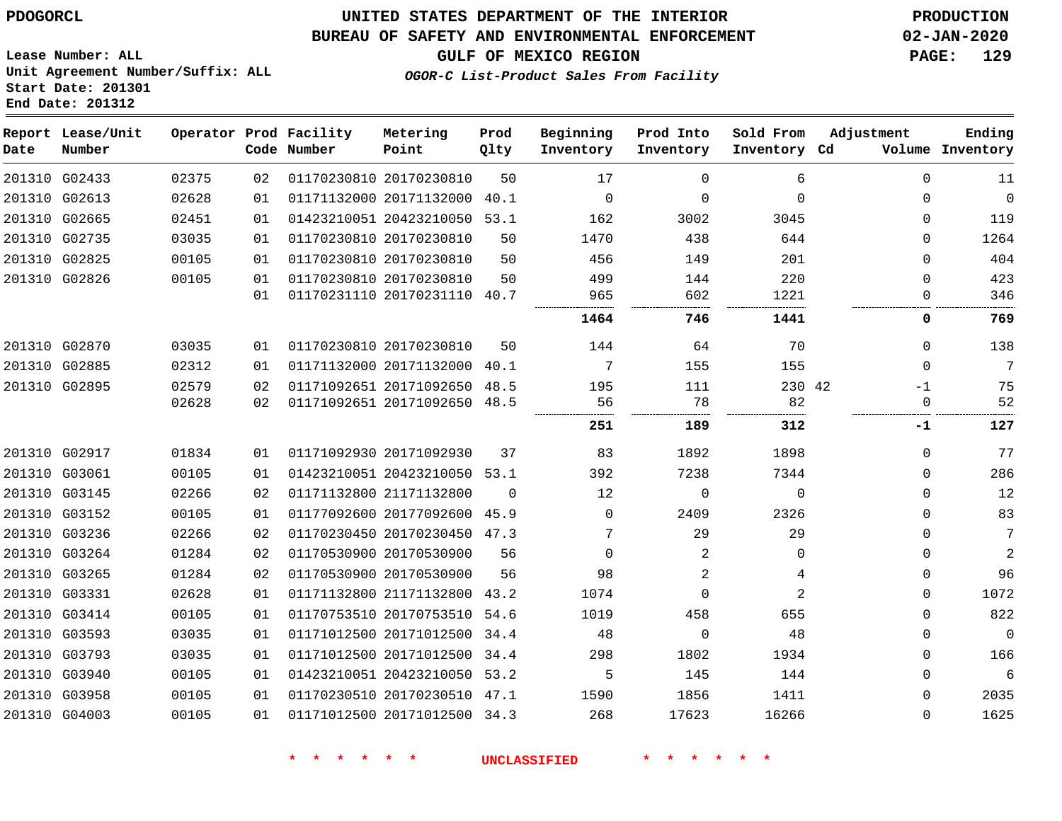PDOGORCL

# UNITED STATES DEPARTMENT OF THE INTERIOR
## BUREAU OF SAFETY AND ENVIRONMENTAL ENFORCEMENT
### GULF OF MEXICO REGION

*OGOR-C List-Product Sales From Facility*

PRODUCTION
02-JAN-2020

Lease Number: ALL
Unit Agreement Number/Suffix: ALL
Start Date: 201301
End Date: 201312

| Report Date | Lease/Unit Number | Operator | Prod Code | Facility Number | Metering Point | Prod Qlty | Beginning Inventory | Prod Into Inventory | Sold From Inventory | Adjustment Cd | Volume | Ending Inventory |
|---|---|---|---|---|---|---|---|---|---|---|---|---|
| 201310 | G02433 | 02375 | 02 | 01170230810 | 20170230810 | 50 | 17 | 0 | 6 | | 0 | 11 |
| 201310 | G02613 | 02628 | 01 | 01171132000 | 20171132000 | 40.1 | 0 | 0 | 0 | | 0 | 0 |
| 201310 | G02665 | 02451 | 01 | 01423210051 | 20423210050 | 53.1 | 162 | 3002 | 3045 | | 0 | 119 |
| 201310 | G02735 | 03035 | 01 | 01170230810 | 20170230810 | 50 | 1470 | 438 | 644 | | 0 | 1264 |
| 201310 | G02825 | 00105 | 01 | 01170230810 | 20170230810 | 50 | 456 | 149 | 201 | | 0 | 404 |
| 201310 | G02826 | 00105 | 01 | 01170230810 | 20170230810 | 50 | 499 | 144 | 220 | | 0 | 423 |
| | | | 01 | 01170231110 | 20170231110 | 40.7 | 965 | 602 | 1221 | | 0 | 346 |
| | | | | | | | **1464** | **746** | **1441** | | **0** | **769** |
| 201310 | G02870 | 03035 | 01 | 01170230810 | 20170230810 | 50 | 144 | 64 | 70 | | 0 | 138 |
| 201310 | G02885 | 02312 | 01 | 01171132000 | 20171132000 | 40.1 | 7 | 155 | 155 | | 0 | 7 |
| 201310 | G02895 | 02579 | 02 | 01171092651 | 20171092650 | 48.5 | 195 | 111 | 230 | 42 | -1 | 75 |
| | | 02628 | 02 | 01171092651 | 20171092650 | 48.5 | 56 | 78 | 82 | | 0 | 52 |
| | | | | | | | **251** | **189** | **312** | | **-1** | **127** |
| 201310 | G02917 | 01834 | 01 | 01171092930 | 20171092930 | 37 | 83 | 1892 | 1898 | | 0 | 77 |
| 201310 | G03061 | 00105 | 01 | 01423210051 | 20423210050 | 53.1 | 392 | 7238 | 7344 | | 0 | 286 |
| 201310 | G03145 | 02266 | 02 | 01171132800 | 21171132800 | 0 | 12 | 0 | 0 | | 0 | 12 |
| 201310 | G03152 | 00105 | 01 | 01177092600 | 20177092600 | 45.9 | 0 | 2409 | 2326 | | 0 | 83 |
| 201310 | G03236 | 02266 | 02 | 01170230450 | 20170230450 | 47.3 | 7 | 29 | 29 | | 0 | 7 |
| 201310 | G03264 | 01284 | 02 | 01170530900 | 20170530900 | 56 | 0 | 2 | 0 | | 0 | 2 |
| 201310 | G03265 | 01284 | 02 | 01170530900 | 20170530900 | 56 | 98 | 2 | 4 | | 0 | 96 |
| 201310 | G03331 | 02628 | 01 | 01171132800 | 21171132800 | 43.2 | 1074 | 0 | 2 | | 0 | 1072 |
| 201310 | G03414 | 00105 | 01 | 01170753510 | 20170753510 | 54.6 | 1019 | 458 | 655 | | 0 | 822 |
| 201310 | G03593 | 03035 | 01 | 01171012500 | 20171012500 | 34.4 | 48 | 0 | 48 | | 0 | 0 |
| 201310 | G03793 | 03035 | 01 | 01171012500 | 20171012500 | 34.4 | 298 | 1802 | 1934 | | 0 | 166 |
| 201310 | G03940 | 00105 | 01 | 01423210051 | 20423210050 | 53.2 | 5 | 145 | 144 | | 0 | 6 |
| 201310 | G03958 | 00105 | 01 | 01170230510 | 20170230510 | 47.1 | 1590 | 1856 | 1411 | | 0 | 2035 |
| 201310 | G04003 | 00105 | 01 | 01171012500 | 20171012500 | 34.3 | 268 | 17623 | 16266 | | 0 | 1625 |

* * * * * * UNCLASSIFIED * * * * * *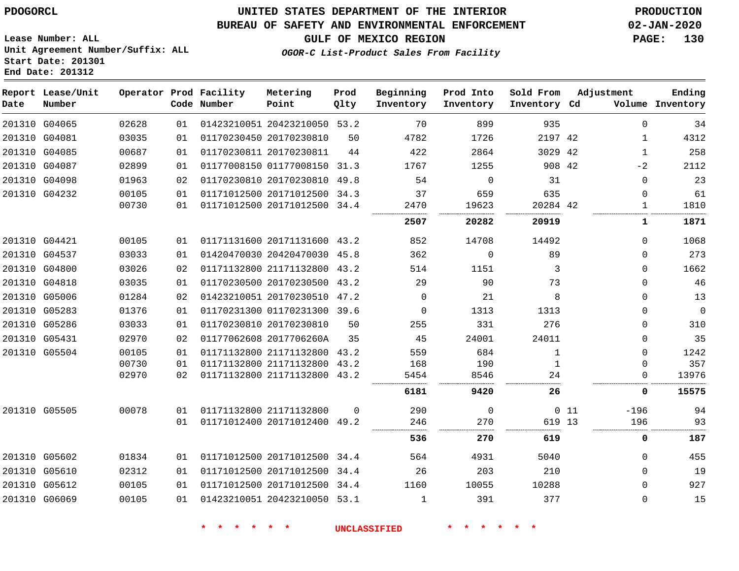PDOGORCL

# UNITED STATES DEPARTMENT OF THE INTERIOR
## BUREAU OF SAFETY AND ENVIRONMENTAL ENFORCEMENT
## GULF OF MEXICO REGION

*OGOR-C List-Product Sales From Facility*

PRODUCTION
02-JAN-2020

Lease Number: ALL
Unit Agreement Number/Suffix: ALL
Start Date: 201301
End Date: 201312

| Report Date | Lease/Unit Number | Operator | Prod Code | Facility Number | Metering Point | Prod Qlty | Beginning Inventory | Prod Into Inventory | Sold From Inventory | Adjustment Cd | Volume | Ending Inventory |
|---|---|---|---|---|---|---|---|---|---|---|---|---|
| 201310 | G04065 | 02628 | 01 | 01423210051 | 20423210050 | 53.2 | 70 | 899 | 935 | | 0 | 34 |
| 201310 | G04081 | 03035 | 01 | 01170230450 | 20170230810 | 50 | 4782 | 1726 | 2197 | 42 | 1 | 4312 |
| 201310 | G04085 | 00687 | 01 | 01170230811 | 20170230811 | 44 | 422 | 2864 | 3029 | 42 | 1 | 258 |
| 201310 | G04087 | 02899 | 01 | 01177008150 | 01177008150 | 31.3 | 1767 | 1255 | 908 | 42 | -2 | 2112 |
| 201310 | G04098 | 01963 | 02 | 01170230810 | 20170230810 | 49.8 | 54 | 0 | 31 | | 0 | 23 |
| 201310 | G04232 | 00105 | 01 | 01171012500 | 20171012500 | 34.3 | 37 | 659 | 635 | | 0 | 61 |
| | | 00730 | 01 | 01171012500 | 20171012500 | 34.4 | 2470 | 19623 | 20284 | 42 | 1 | 1810 |
| | | | | | | | **2507** | **20282** | **20919** | | **1** | **1871** |
| 201310 | G04421 | 00105 | 01 | 01171131600 | 20171131600 | 43.2 | 852 | 14708 | 14492 | | 0 | 1068 |
| 201310 | G04537 | 03033 | 01 | 01420470030 | 20420470030 | 45.8 | 362 | 0 | 89 | | 0 | 273 |
| 201310 | G04800 | 03026 | 02 | 01171132800 | 21171132800 | 43.2 | 514 | 1151 | 3 | | 0 | 1662 |
| 201310 | G04818 | 03035 | 01 | 01170230500 | 20170230500 | 43.2 | 29 | 90 | 73 | | 0 | 46 |
| 201310 | G05006 | 01284 | 02 | 01423210051 | 20170230510 | 47.2 | 0 | 21 | 8 | | 0 | 13 |
| 201310 | G05283 | 01376 | 01 | 01170231300 | 01170231300 | 39.6 | 0 | 1313 | 1313 | | 0 | 0 |
| 201310 | G05286 | 03033 | 01 | 01170230810 | 20170230810 | 50 | 255 | 331 | 276 | | 0 | 310 |
| 201310 | G05431 | 02970 | 02 | 01177062608 | 2017706260A | 35 | 45 | 24001 | 24011 | | 0 | 35 |
| 201310 | G05504 | 00105 | 01 | 01171132800 | 21171132800 | 43.2 | 559 | 684 | 1 | | 0 | 1242 |
| | | 00730 | 01 | 01171132800 | 21171132800 | 43.2 | 168 | 190 | 1 | | 0 | 357 |
| | | 02970 | 02 | 01171132800 | 21171132800 | 43.2 | 5454 | 8546 | 24 | | 0 | 13976 |
| | | | | | | | **6181** | **9420** | **26** | | **0** | **15575** |
| 201310 | G05505 | 00078 | 01 | 01171132800 | 21171132800 | 0 | 290 | 0 | 0 | 11 | -196 | 94 |
| | | | 01 | 01171012400 | 20171012400 | 49.2 | 246 | 270 | 619 | 13 | 196 | 93 |
| | | | | | | | **536** | **270** | **619** | | **0** | **187** |
| 201310 | G05602 | 01834 | 01 | 01171012500 | 20171012500 | 34.4 | 564 | 4931 | 5040 | | 0 | 455 |
| 201310 | G05610 | 02312 | 01 | 01171012500 | 20171012500 | 34.4 | 26 | 203 | 210 | | 0 | 19 |
| 201310 | G05612 | 00105 | 01 | 01171012500 | 20171012500 | 34.4 | 1160 | 10055 | 10288 | | 0 | 927 |
| 201310 | G06069 | 00105 | 01 | 01423210051 | 20423210050 | 53.1 | 1 | 391 | 377 | | 0 | 15 |

\* \* \* \* \* \* UNCLASSIFIED \* \* \* \* \* \*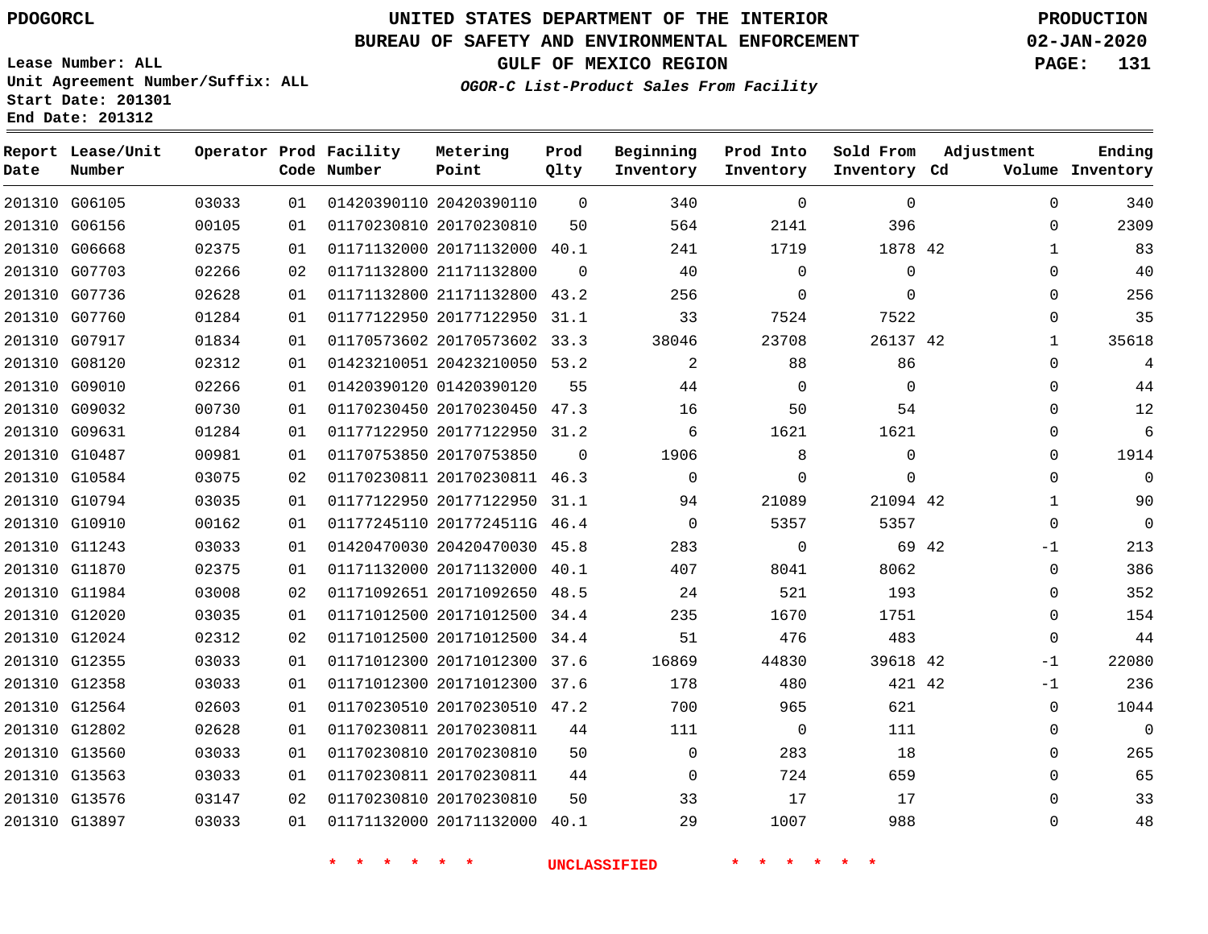# UNITED STATES DEPARTMENT OF THE INTERIOR
## BUREAU OF SAFETY AND ENVIRONMENTAL ENFORCEMENT
### GULF OF MEXICO REGION
*OGOR-C List-Product Sales From Facility*

PDOGORCL

PRODUCTION 02-JAN-2020

Lease Number: ALL
Unit Agreement Number/Suffix: ALL
Start Date: 201301
End Date: 201312

| Report Date | Lease/Unit Number | Operator | Prod Code | Facility Number | Metering Point | Prod Qlty | Beginning Inventory | Prod Into Inventory | Sold From Inventory | Adjustment Cd | Adjustment Volume | Ending Inventory |
|---|---|---|---|---|---|---|---|---|---|---|---|---|
| 201310 | G06105 | 03033 | 01 | 01420390110 | 20420390110 | 0 | 340 | 0 | 0 | | 0 | 340 |
| 201310 | G06156 | 00105 | 01 | 01170230810 | 20170230810 | 50 | 564 | 2141 | 396 | | 0 | 2309 |
| 201310 | G06668 | 02375 | 01 | 01171132000 | 20171132000 | 40.1 | 241 | 1719 | 1878 | 42 | 1 | 83 |
| 201310 | G07703 | 02266 | 02 | 01171132800 | 21171132800 | 0 | 40 | 0 | 0 | | 0 | 40 |
| 201310 | G07736 | 02628 | 01 | 01171132800 | 21171132800 | 43.2 | 256 | 0 | 0 | | 0 | 256 |
| 201310 | G07760 | 01284 | 01 | 01177122950 | 20177122950 | 31.1 | 33 | 7524 | 7522 | | 0 | 35 |
| 201310 | G07917 | 01834 | 01 | 01170573602 | 20170573602 | 33.3 | 38046 | 23708 | 26137 | 42 | 1 | 35618 |
| 201310 | G08120 | 02312 | 01 | 01423210051 | 20423210050 | 53.2 | 2 | 88 | 86 | | 0 | 4 |
| 201310 | G09010 | 02266 | 01 | 01420390120 | 01420390120 | 55 | 44 | 0 | 0 | | 0 | 44 |
| 201310 | G09032 | 00730 | 01 | 01170230450 | 20170230450 | 47.3 | 16 | 50 | 54 | | 0 | 12 |
| 201310 | G09631 | 01284 | 01 | 01177122950 | 20177122950 | 31.2 | 6 | 1621 | 1621 | | 0 | 6 |
| 201310 | G10487 | 00981 | 01 | 01170753850 | 20170753850 | 0 | 1906 | 8 | 0 | | 0 | 1914 |
| 201310 | G10584 | 03075 | 02 | 01170230811 | 20170230811 | 46.3 | 0 | 0 | 0 | | 0 | 0 |
| 201310 | G10794 | 03035 | 01 | 01177122950 | 20177122950 | 31.1 | 94 | 21089 | 21094 | 42 | 1 | 90 |
| 201310 | G10910 | 00162 | 01 | 01177245110 | 2017724511G | 46.4 | 0 | 5357 | 5357 | | 0 | 0 |
| 201310 | G11243 | 03033 | 01 | 01420470030 | 20420470030 | 45.8 | 283 | 0 | 69 | 42 | -1 | 213 |
| 201310 | G11870 | 02375 | 01 | 01171132000 | 20171132000 | 40.1 | 407 | 8041 | 8062 | | 0 | 386 |
| 201310 | G11984 | 03008 | 02 | 01171092651 | 20171092650 | 48.5 | 24 | 521 | 193 | | 0 | 352 |
| 201310 | G12020 | 03035 | 01 | 01171012500 | 20171012500 | 34.4 | 235 | 1670 | 1751 | | 0 | 154 |
| 201310 | G12024 | 02312 | 02 | 01171012500 | 20171012500 | 34.4 | 51 | 476 | 483 | | 0 | 44 |
| 201310 | G12355 | 03033 | 01 | 01171012300 | 20171012300 | 37.6 | 16869 | 44830 | 39618 | 42 | -1 | 22080 |
| 201310 | G12358 | 03033 | 01 | 01171012300 | 20171012300 | 37.6 | 178 | 480 | 421 | 42 | -1 | 236 |
| 201310 | G12564 | 02603 | 01 | 01170230510 | 20170230510 | 47.2 | 700 | 965 | 621 | | 0 | 1044 |
| 201310 | G12802 | 02628 | 01 | 01170230811 | 20170230811 | 44 | 111 | 0 | 111 | | 0 | 0 |
| 201310 | G13560 | 03033 | 01 | 01170230810 | 20170230810 | 50 | 0 | 283 | 18 | | 0 | 265 |
| 201310 | G13563 | 03033 | 01 | 01170230811 | 20170230811 | 44 | 0 | 724 | 659 | | 0 | 65 |
| 201310 | G13576 | 03147 | 02 | 01170230810 | 20170230810 | 50 | 33 | 17 | 17 | | 0 | 33 |
| 201310 | G13897 | 03033 | 01 | 01171132000 | 20171132000 | 40.1 | 29 | 1007 | 988 | | 0 | 48 |

* * * * * * UNCLASSIFIED * * * * * *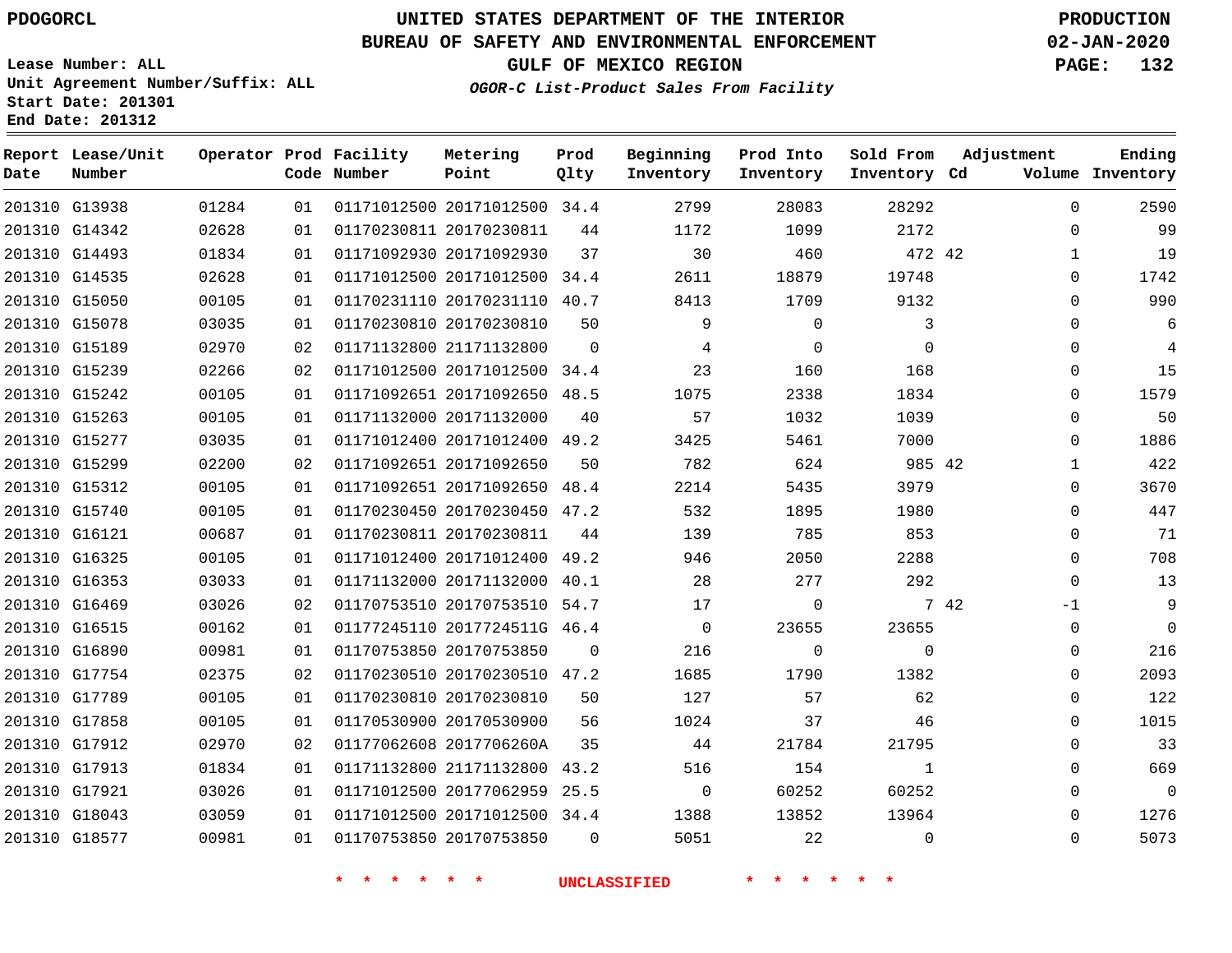PDOGORCL

# UNITED STATES DEPARTMENT OF THE INTERIOR
## BUREAU OF SAFETY AND ENVIRONMENTAL ENFORCEMENT
### GULF OF MEXICO REGION

*OGOR-C List-Product Sales From Facility*

PRODUCTION
02-JAN-2020

Lease Number: ALL
Unit Agreement Number/Suffix: ALL
Start Date: 201301
End Date: 201312

| Report Date | Lease/Unit Number | Operator | Prod Code | Facility Number | Metering Point | Prod Qlty | Beginning Inventory | Prod Into Inventory | Sold From Inventory | Adjustment Cd | Volume | Ending Inventory |
|---|---|---|---|---|---|---|---|---|---|---|---|---|
| 201310 | G13938 | 01284 | 01 | 01171012500 | 20171012500 | 34.4 | 2799 | 28083 | 28292 | | 0 | 2590 |
| 201310 | G14342 | 02628 | 01 | 01170230811 | 20170230811 | 44 | 1172 | 1099 | 2172 | | 0 | 99 |
| 201310 | G14493 | 01834 | 01 | 01171092930 | 20171092930 | 37 | 30 | 460 | 472 | 42 | 1 | 19 |
| 201310 | G14535 | 02628 | 01 | 01171012500 | 20171012500 | 34.4 | 2611 | 18879 | 19748 | | 0 | 1742 |
| 201310 | G15050 | 00105 | 01 | 01170231110 | 20170231110 | 40.7 | 8413 | 1709 | 9132 | | 0 | 990 |
| 201310 | G15078 | 03035 | 01 | 01170230810 | 20170230810 | 50 | 9 | 0 | 3 | | 0 | 6 |
| 201310 | G15189 | 02970 | 02 | 01171132800 | 21171132800 | 0 | 4 | 0 | 0 | | 0 | 4 |
| 201310 | G15239 | 02266 | 02 | 01171012500 | 20171012500 | 34.4 | 23 | 160 | 168 | | 0 | 15 |
| 201310 | G15242 | 00105 | 01 | 01171092651 | 20171092650 | 48.5 | 1075 | 2338 | 1834 | | 0 | 1579 |
| 201310 | G15263 | 00105 | 01 | 01171132000 | 20171132000 | 40 | 57 | 1032 | 1039 | | 0 | 50 |
| 201310 | G15277 | 03035 | 01 | 01171012400 | 20171012400 | 49.2 | 3425 | 5461 | 7000 | | 0 | 1886 |
| 201310 | G15299 | 02200 | 02 | 01171092651 | 20171092650 | 50 | 782 | 624 | 985 | 42 | 1 | 422 |
| 201310 | G15312 | 00105 | 01 | 01171092651 | 20171092650 | 48.4 | 2214 | 5435 | 3979 | | 0 | 3670 |
| 201310 | G15740 | 00105 | 01 | 01170230450 | 20170230450 | 47.2 | 532 | 1895 | 1980 | | 0 | 447 |
| 201310 | G16121 | 00687 | 01 | 01170230811 | 20170230811 | 44 | 139 | 785 | 853 | | 0 | 71 |
| 201310 | G16325 | 00105 | 01 | 01171012400 | 20171012400 | 49.2 | 946 | 2050 | 2288 | | 0 | 708 |
| 201310 | G16353 | 03033 | 01 | 01171132000 | 20171132000 | 40.1 | 28 | 277 | 292 | | 0 | 13 |
| 201310 | G16469 | 03026 | 02 | 01170753510 | 20170753510 | 54.7 | 17 | 0 | 7 | 42 | -1 | 9 |
| 201310 | G16515 | 00162 | 01 | 01177245110 | 2017724511G | 46.4 | 0 | 23655 | 23655 | | 0 | 0 |
| 201310 | G16890 | 00981 | 01 | 01170753850 | 20170753850 | 0 | 216 | 0 | 0 | | 0 | 216 |
| 201310 | G17754 | 02375 | 02 | 01170230510 | 20170230510 | 47.2 | 1685 | 1790 | 1382 | | 0 | 2093 |
| 201310 | G17789 | 00105 | 01 | 01170230810 | 20170230810 | 50 | 127 | 57 | 62 | | 0 | 122 |
| 201310 | G17858 | 00105 | 01 | 01170530900 | 20170530900 | 56 | 1024 | 37 | 46 | | 0 | 1015 |
| 201310 | G17912 | 02970 | 02 | 01177062608 | 2017706260A | 35 | 44 | 21784 | 21795 | | 0 | 33 |
| 201310 | G17913 | 01834 | 01 | 01171132800 | 21171132800 | 43.2 | 516 | 154 | 1 | | 0 | 669 |
| 201310 | G17921 | 03026 | 01 | 01171012500 | 20177062959 | 25.5 | 0 | 60252 | 60252 | | 0 | 0 |
| 201310 | G18043 | 03059 | 01 | 01171012500 | 20171012500 | 34.4 | 1388 | 13852 | 13964 | | 0 | 1276 |
| 201310 | G18577 | 00981 | 01 | 01170753850 | 20170753850 | 0 | 5051 | 22 | 0 | | 0 | 5073 |

\* \* \* \* \* \* UNCLASSIFIED \* \* \* \* \* \*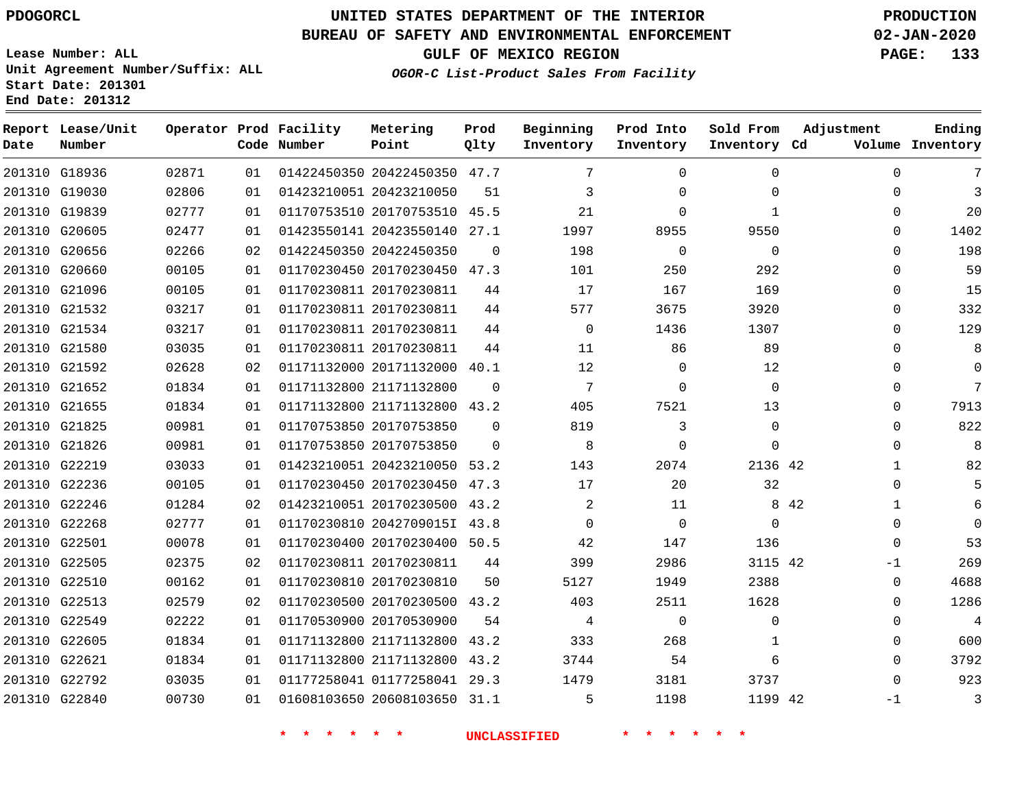PDOGORCL

# UNITED STATES DEPARTMENT OF THE INTERIOR
## BUREAU OF SAFETY AND ENVIRONMENTAL ENFORCEMENT
### GULF OF MEXICO REGION
*OGOR-C List-Product Sales From Facility*

PRODUCTION
02-JAN-2020

Lease Number: ALL
Unit Agreement Number/Suffix: ALL
Start Date: 201301
End Date: 201312

| Report Date | Lease/Unit Number | Operator | Prod Code | Facility Number | Metering Point | Prod Qlty | Beginning Inventory | Prod Into Inventory | Sold From Inventory | Adjustment Cd | Volume | Ending Inventory |
|---|---|---|---|---|---|---|---|---|---|---|---|---|
| 201310 | G18936 | 02871 | 01 | 01422450350 | 20422450350 | 47.7 | 7 | 0 | 0 | | 0 | 7 |
| 201310 | G19030 | 02806 | 01 | 01423210051 | 20423210050 | 51 | 3 | 0 | 0 | | 0 | 3 |
| 201310 | G19839 | 02777 | 01 | 01170753510 | 20170753510 | 45.5 | 21 | 0 | 1 | | 0 | 20 |
| 201310 | G20605 | 02477 | 01 | 01423550141 | 20423550140 | 27.1 | 1997 | 8955 | 9550 | | 0 | 1402 |
| 201310 | G20656 | 02266 | 02 | 01422450350 | 20422450350 | 0 | 198 | 0 | 0 | | 0 | 198 |
| 201310 | G20660 | 00105 | 01 | 01170230450 | 20170230450 | 47.3 | 101 | 250 | 292 | | 0 | 59 |
| 201310 | G21096 | 00105 | 01 | 01170230811 | 20170230811 | 44 | 17 | 167 | 169 | | 0 | 15 |
| 201310 | G21532 | 03217 | 01 | 01170230811 | 20170230811 | 44 | 577 | 3675 | 3920 | | 0 | 332 |
| 201310 | G21534 | 03217 | 01 | 01170230811 | 20170230811 | 44 | 0 | 1436 | 1307 | | 0 | 129 |
| 201310 | G21580 | 03035 | 01 | 01170230811 | 20170230811 | 44 | 11 | 86 | 89 | | 0 | 8 |
| 201310 | G21592 | 02628 | 02 | 01171132000 | 20171132000 | 40.1 | 12 | 0 | 12 | | 0 | 0 |
| 201310 | G21652 | 01834 | 01 | 01171132800 | 21171132800 | 0 | 7 | 0 | 0 | | 0 | 7 |
| 201310 | G21655 | 01834 | 01 | 01171132800 | 21171132800 | 43.2 | 405 | 7521 | 13 | | 0 | 7913 |
| 201310 | G21825 | 00981 | 01 | 01170753850 | 20170753850 | 0 | 819 | 3 | 0 | | 0 | 822 |
| 201310 | G21826 | 00981 | 01 | 01170753850 | 20170753850 | 0 | 8 | 0 | 0 | | 0 | 8 |
| 201310 | G22219 | 03033 | 01 | 01423210051 | 20423210050 | 53.2 | 143 | 2074 | 2136 | 42 | 1 | 82 |
| 201310 | G22236 | 00105 | 01 | 01170230450 | 20170230450 | 47.3 | 17 | 20 | 32 | | 0 | 5 |
| 201310 | G22246 | 01284 | 02 | 01423210051 | 20170230500 | 43.2 | 2 | 11 | 8 | 42 | 1 | 6 |
| 201310 | G22268 | 02777 | 01 | 01170230810 | 2042709015I | 43.8 | 0 | 0 | 0 | | 0 | 0 |
| 201310 | G22501 | 00078 | 01 | 01170230400 | 20170230400 | 50.5 | 42 | 147 | 136 | | 0 | 53 |
| 201310 | G22505 | 02375 | 02 | 01170230811 | 20170230811 | 44 | 399 | 2986 | 3115 | 42 | -1 | 269 |
| 201310 | G22510 | 00162 | 01 | 01170230810 | 20170230810 | 50 | 5127 | 1949 | 2388 | | 0 | 4688 |
| 201310 | G22513 | 02579 | 02 | 01170230500 | 20170230500 | 43.2 | 403 | 2511 | 1628 | | 0 | 1286 |
| 201310 | G22549 | 02222 | 01 | 01170530900 | 20170530900 | 54 | 4 | 0 | 0 | | 0 | 4 |
| 201310 | G22605 | 01834 | 01 | 01171132800 | 21171132800 | 43.2 | 333 | 268 | 1 | | 0 | 600 |
| 201310 | G22621 | 01834 | 01 | 01171132800 | 21171132800 | 43.2 | 3744 | 54 | 6 | | 0 | 3792 |
| 201310 | G22792 | 03035 | 01 | 01177258041 | 01177258041 | 29.3 | 1479 | 3181 | 3737 | | 0 | 923 |
| 201310 | G22840 | 00730 | 01 | 01608103650 | 20608103650 | 31.1 | 5 | 1198 | 1199 | 42 | -1 | 3 |

* * * * * * UNCLASSIFIED * * * * * *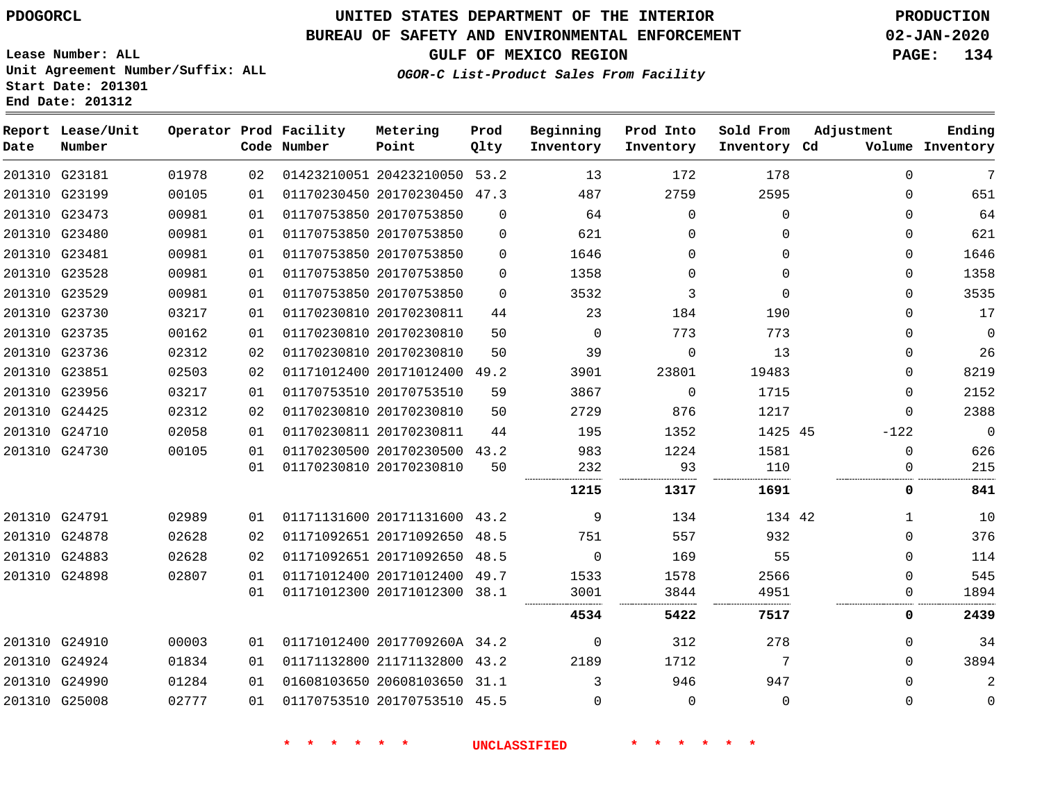UNITED STATES DEPARTMENT OF THE INTERIOR
BUREAU OF SAFETY AND ENVIRONMENTAL ENFORCEMENT
GULF OF MEXICO REGION

*OGOR-C List-Product Sales From Facility*

PDOGORCL

Lease Number: ALL
Unit Agreement Number/Suffix: ALL
Start Date: 201301
End Date: 201312

PRODUCTION
02-JAN-2020

| Report Date | Lease/Unit Number | Operator | Prod Code | Facility Number | Metering Point | Prod Qlty | Beginning Inventory | Prod Into Inventory | Sold From Inventory | Adjustment Cd | Adjustment Volume | Ending Inventory |
|---|---|---|---|---|---|---|---|---|---|---|---|---|
| 201310 | G23181 | 01978 | 02 | 01423210051 | 20423210050 | 53.2 | 13 | 172 | 178 | | 0 | 7 |
| 201310 | G23199 | 00105 | 01 | 01170230450 | 20170230450 | 47.3 | 487 | 2759 | 2595 | | 0 | 651 |
| 201310 | G23473 | 00981 | 01 | 01170753850 | 20170753850 | 0 | 64 | 0 | 0 | | 0 | 64 |
| 201310 | G23480 | 00981 | 01 | 01170753850 | 20170753850 | 0 | 621 | 0 | 0 | | 0 | 621 |
| 201310 | G23481 | 00981 | 01 | 01170753850 | 20170753850 | 0 | 1646 | 0 | 0 | | 0 | 1646 |
| 201310 | G23528 | 00981 | 01 | 01170753850 | 20170753850 | 0 | 1358 | 0 | 0 | | 0 | 1358 |
| 201310 | G23529 | 00981 | 01 | 01170753850 | 20170753850 | 0 | 3532 | 3 | 0 | | 0 | 3535 |
| 201310 | G23730 | 03217 | 01 | 01170230810 | 20170230811 | 44 | 23 | 184 | 190 | | 0 | 17 |
| 201310 | G23735 | 00162 | 01 | 01170230810 | 20170230810 | 50 | 0 | 773 | 773 | | 0 | 0 |
| 201310 | G23736 | 02312 | 02 | 01170230810 | 20170230810 | 50 | 39 | 0 | 13 | | 0 | 26 |
| 201310 | G23851 | 02503 | 02 | 01171012400 | 20171012400 | 49.2 | 3901 | 23801 | 19483 | | 0 | 8219 |
| 201310 | G23956 | 03217 | 01 | 01170753510 | 20170753510 | 59 | 3867 | 0 | 1715 | | 0 | 2152 |
| 201310 | G24425 | 02312 | 02 | 01170230810 | 20170230810 | 50 | 2729 | 876 | 1217 | | 0 | 2388 |
| 201310 | G24710 | 02058 | 01 | 01170230811 | 20170230811 | 44 | 195 | 1352 | 1425 | 45 | -122 | 0 |
| 201310 | G24730 | 00105 | 01 | 01170230500 | 20170230500 | 43.2 | 983 | 1224 | 1581 | | 0 | 626 |
| | | | 01 | 01170230810 | 20170230810 | 50 | 232 | 93 | 110 | | 0 | 215 |
| | | | | | | | **1215** | **1317** | **1691** | | **0** | **841** |
| 201310 | G24791 | 02989 | 01 | 01171131600 | 20171131600 | 43.2 | 9 | 134 | 134 | 42 | 1 | 10 |
| 201310 | G24878 | 02628 | 02 | 01171092651 | 20171092650 | 48.5 | 751 | 557 | 932 | | 0 | 376 |
| 201310 | G24883 | 02628 | 02 | 01171092651 | 20171092650 | 48.5 | 0 | 169 | 55 | | 0 | 114 |
| 201310 | G24898 | 02807 | 01 | 01171012400 | 20171012400 | 49.7 | 1533 | 1578 | 2566 | | 0 | 545 |
| | | | 01 | 01171012300 | 20171012300 | 38.1 | 3001 | 3844 | 4951 | | 0 | 1894 |
| | | | | | | | **4534** | **5422** | **7517** | | **0** | **2439** |
| 201310 | G24910 | 00003 | 01 | 01171012400 | 2017709260A | 34.2 | 0 | 312 | 278 | | 0 | 34 |
| 201310 | G24924 | 01834 | 01 | 01171132800 | 21171132800 | 43.2 | 2189 | 1712 | 7 | | 0 | 3894 |
| 201310 | G24990 | 01284 | 01 | 01608103650 | 20608103650 | 31.1 | 3 | 946 | 947 | | 0 | 2 |
| 201310 | G25008 | 02777 | 01 | 01170753510 | 20170753510 | 45.5 | 0 | 0 | 0 | | 0 | 0 |

* * * * * * UNCLASSIFIED * * * * * *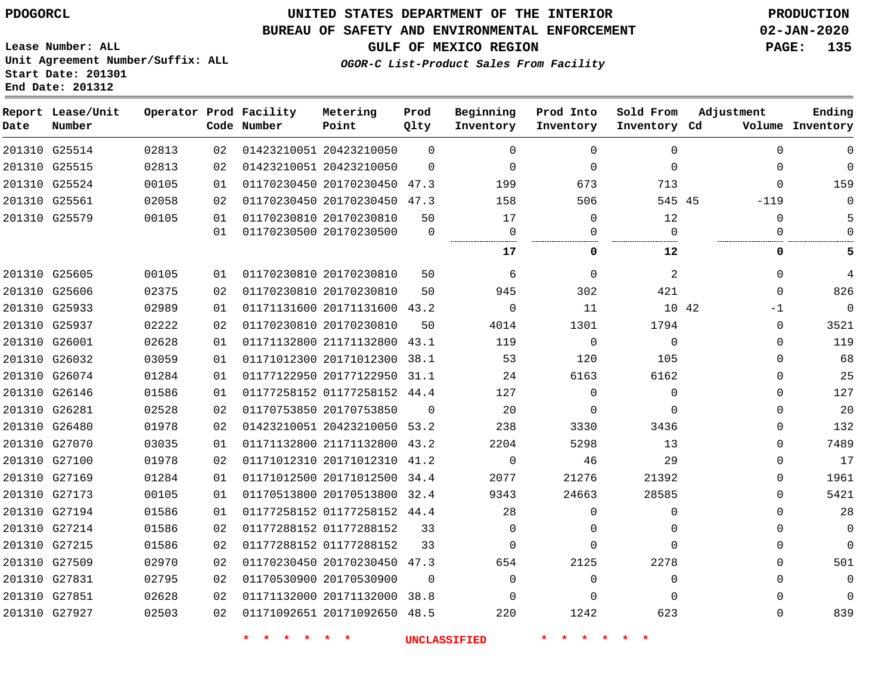PDOGORCL

# UNITED STATES DEPARTMENT OF THE INTERIOR
## BUREAU OF SAFETY AND ENVIRONMENTAL ENFORCEMENT
### GULF OF MEXICO REGION
*OGOR-C List-Product Sales From Facility*

PRODUCTION
02-JAN-2020

Lease Number: ALL
Unit Agreement Number/Suffix: ALL
Start Date: 201301
End Date: 201312

| Report Date | Lease/Unit Number | Operator | Prod Code | Facility Number | Metering Point | Prod Qlty | Beginning Inventory | Prod Into Inventory | Sold From Inventory | Adjustment Cd | Volume | Ending Inventory |
|---|---|---|---|---|---|---|---|---|---|---|---|---|
| 201310 | G25514 | 02813 | 02 | 01423210051 | 20423210050 | 0 | 0 | 0 | 0 | | 0 | 0 |
| 201310 | G25515 | 02813 | 02 | 01423210051 | 20423210050 | 0 | 0 | 0 | 0 | | 0 | 0 |
| 201310 | G25524 | 00105 | 01 | 01170230450 | 20170230450 | 47.3 | 199 | 673 | 713 | | 0 | 159 |
| 201310 | G25561 | 02058 | 02 | 01170230450 | 20170230450 | 47.3 | 158 | 506 | 545 | 45 | -119 | 0 |
| 201310 | G25579 | 00105 | 01 | 01170230810 | 20170230810 | 50 | 17 | 0 | 12 | | 0 | 5 |
| | | | 01 | 01170230500 | 20170230500 | 0 | 0 | 0 | 0 | | 0 | 0 |
| | | | | | | | **17** | **0** | **12** | | **0** | **5** |
| 201310 | G25605 | 00105 | 01 | 01170230810 | 20170230810 | 50 | 6 | 0 | 2 | | 0 | 4 |
| 201310 | G25606 | 02375 | 02 | 01170230810 | 20170230810 | 50 | 945 | 302 | 421 | | 0 | 826 |
| 201310 | G25933 | 02989 | 01 | 01171131600 | 20171131600 | 43.2 | 0 | 11 | 10 | 42 | -1 | 0 |
| 201310 | G25937 | 02222 | 02 | 01170230810 | 20170230810 | 50 | 4014 | 1301 | 1794 | | 0 | 3521 |
| 201310 | G26001 | 02628 | 01 | 01171132800 | 21171132800 | 43.1 | 119 | 0 | 0 | | 0 | 119 |
| 201310 | G26032 | 03059 | 01 | 01171012300 | 20171012300 | 38.1 | 53 | 120 | 105 | | 0 | 68 |
| 201310 | G26074 | 01284 | 01 | 01177122950 | 20177122950 | 31.1 | 24 | 6163 | 6162 | | 0 | 25 |
| 201310 | G26146 | 01586 | 01 | 01177258152 | 01177258152 | 44.4 | 127 | 0 | 0 | | 0 | 127 |
| 201310 | G26281 | 02528 | 02 | 01170753850 | 20170753850 | 0 | 20 | 0 | 0 | | 0 | 20 |
| 201310 | G26480 | 01978 | 02 | 01423210051 | 20423210050 | 53.2 | 238 | 3330 | 3436 | | 0 | 132 |
| 201310 | G27070 | 03035 | 01 | 01171132800 | 21171132800 | 43.2 | 2204 | 5298 | 13 | | 0 | 7489 |
| 201310 | G27100 | 01978 | 02 | 01171012310 | 20171012310 | 41.2 | 0 | 46 | 29 | | 0 | 17 |
| 201310 | G27169 | 01284 | 01 | 01171012500 | 20171012500 | 34.4 | 2077 | 21276 | 21392 | | 0 | 1961 |
| 201310 | G27173 | 00105 | 01 | 01170513800 | 20170513800 | 32.4 | 9343 | 24663 | 28585 | | 0 | 5421 |
| 201310 | G27194 | 01586 | 01 | 01177258152 | 01177258152 | 44.4 | 28 | 0 | 0 | | 0 | 28 |
| 201310 | G27214 | 01586 | 02 | 01177288152 | 01177288152 | 33 | 0 | 0 | 0 | | 0 | 0 |
| 201310 | G27215 | 01586 | 02 | 01177288152 | 01177288152 | 33 | 0 | 0 | 0 | | 0 | 0 |
| 201310 | G27509 | 02970 | 02 | 01170230450 | 20170230450 | 47.3 | 654 | 2125 | 2278 | | 0 | 501 |
| 201310 | G27831 | 02795 | 02 | 01170530900 | 20170530900 | 0 | 0 | 0 | 0 | | 0 | 0 |
| 201310 | G27851 | 02628 | 02 | 01171132000 | 20171132000 | 38.8 | 0 | 0 | 0 | | 0 | 0 |
| 201310 | G27927 | 02503 | 02 | 01171092651 | 20171092650 | 48.5 | 220 | 1242 | 623 | | 0 | 839 |

* * * * * * UNCLASSIFIED * * * * * *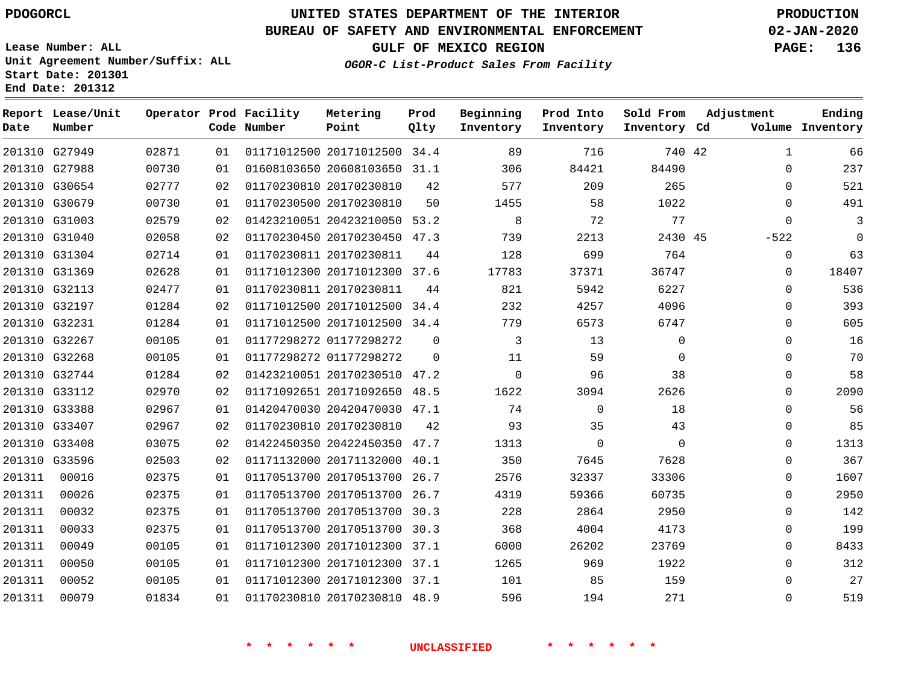# UNITED STATES DEPARTMENT OF THE INTERIOR
## BUREAU OF SAFETY AND ENVIRONMENTAL ENFORCEMENT
### GULF OF MEXICO REGION
*OGOR-C List-Product Sales From Facility*

PDOGORCL

PRODUCTION
02-JAN-2020

Lease Number: ALL
Unit Agreement Number/Suffix: ALL
Start Date: 201301
End Date: 201312

| Report Date | Lease/Unit Number | Operator | Prod Code | Facility Number | Metering Point | Prod Qlty | Beginning Inventory | Prod Into Inventory | Sold From Inventory | Adjustment Cd | Adjustment Volume | Ending Inventory |
|---|---|---|---|---|---|---|---|---|---|---|---|---|
| 201310 | G27949 | 02871 | 01 | 01171012500 | 20171012500 | 34.4 | 89 | 716 | 740 | 42 | 1 | 66 |
| 201310 | G27988 | 00730 | 01 | 01608103650 | 20608103650 | 31.1 | 306 | 84421 | 84490 | | 0 | 237 |
| 201310 | G30654 | 02777 | 02 | 01170230810 | 20170230810 | 42 | 577 | 209 | 265 | | 0 | 521 |
| 201310 | G30679 | 00730 | 01 | 01170230500 | 20170230810 | 50 | 1455 | 58 | 1022 | | 0 | 491 |
| 201310 | G31003 | 02579 | 02 | 01423210051 | 20423210050 | 53.2 | 8 | 72 | 77 | | 0 | 3 |
| 201310 | G31040 | 02058 | 02 | 01170230450 | 20170230450 | 47.3 | 739 | 2213 | 2430 | 45 | -522 | 0 |
| 201310 | G31304 | 02714 | 01 | 01170230811 | 20170230811 | 44 | 128 | 699 | 764 | | 0 | 63 |
| 201310 | G31369 | 02628 | 01 | 01171012300 | 20171012300 | 37.6 | 17783 | 37371 | 36747 | | 0 | 18407 |
| 201310 | G32113 | 02477 | 01 | 01170230811 | 20170230811 | 44 | 821 | 5942 | 6227 | | 0 | 536 |
| 201310 | G32197 | 01284 | 02 | 01171012500 | 20171012500 | 34.4 | 232 | 4257 | 4096 | | 0 | 393 |
| 201310 | G32231 | 01284 | 01 | 01171012500 | 20171012500 | 34.4 | 779 | 6573 | 6747 | | 0 | 605 |
| 201310 | G32267 | 00105 | 01 | 01177298272 | 01177298272 | 0 | 3 | 13 | 0 | | 0 | 16 |
| 201310 | G32268 | 00105 | 01 | 01177298272 | 01177298272 | 0 | 11 | 59 | 0 | | 0 | 70 |
| 201310 | G32744 | 01284 | 02 | 01423210051 | 20170230510 | 47.2 | 0 | 96 | 38 | | 0 | 58 |
| 201310 | G33112 | 02970 | 02 | 01171092651 | 20171092650 | 48.5 | 1622 | 3094 | 2626 | | 0 | 2090 |
| 201310 | G33388 | 02967 | 01 | 01420470030 | 20420470030 | 47.1 | 74 | 0 | 18 | | 0 | 56 |
| 201310 | G33407 | 02967 | 02 | 01170230810 | 20170230810 | 42 | 93 | 35 | 43 | | 0 | 85 |
| 201310 | G33408 | 03075 | 02 | 01422450350 | 20422450350 | 47.7 | 1313 | 0 | 0 | | 0 | 1313 |
| 201310 | G33596 | 02503 | 02 | 01171132000 | 20171132000 | 40.1 | 350 | 7645 | 7628 | | 0 | 367 |
| 201311 | 00016 | 02375 | 01 | 01170513700 | 20170513700 | 26.7 | 2576 | 32337 | 33306 | | 0 | 1607 |
| 201311 | 00026 | 02375 | 01 | 01170513700 | 20170513700 | 26.7 | 4319 | 59366 | 60735 | | 0 | 2950 |
| 201311 | 00032 | 02375 | 01 | 01170513700 | 20170513700 | 30.3 | 228 | 2864 | 2950 | | 0 | 142 |
| 201311 | 00033 | 02375 | 01 | 01170513700 | 20170513700 | 30.3 | 368 | 4004 | 4173 | | 0 | 199 |
| 201311 | 00049 | 00105 | 01 | 01171012300 | 20171012300 | 37.1 | 6000 | 26202 | 23769 | | 0 | 8433 |
| 201311 | 00050 | 00105 | 01 | 01171012300 | 20171012300 | 37.1 | 1265 | 969 | 1922 | | 0 | 312 |
| 201311 | 00052 | 00105 | 01 | 01171012300 | 20171012300 | 37.1 | 101 | 85 | 159 | | 0 | 27 |
| 201311 | 00079 | 01834 | 01 | 01170230810 | 20170230810 | 48.9 | 596 | 194 | 271 | | 0 | 519 |

* * * * * * UNCLASSIFIED * * * * * *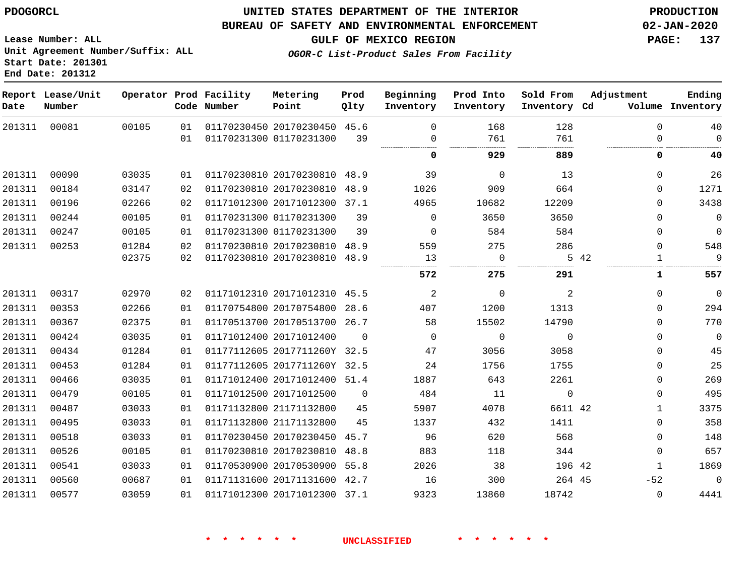PDOGORCL

# UNITED STATES DEPARTMENT OF THE INTERIOR
## BUREAU OF SAFETY AND ENVIRONMENTAL ENFORCEMENT
### GULF OF MEXICO REGION

*OGOR-C List-Product Sales From Facility*

PRODUCTION
02-JAN-2020

Lease Number: ALL
Unit Agreement Number/Suffix: ALL
Start Date: 201301
End Date: 201312

| Report Date | Lease/Unit Number | Operator | Prod Code | Facility Number | Metering Point | Prod Qlty | Beginning Inventory | Prod Into Inventory | Sold From Inventory | Adjustment Cd | Adjustment Volume | Ending Inventory |
|---|---|---|---|---|---|---|---|---|---|---|---|---|
| 201311 | 00081 | 00105 | 01 | 01170230450 | 20170230450 | 45.6 | 0 | 168 | 128 | | 0 | 40 |
| | | | 01 | 01170231300 | 01170231300 | 39 | 0 | 761 | 761 | | 0 | 0 |
| | | | | | | | **0** | **929** | **889** | | **0** | **40** |
| 201311 | 00090 | 03035 | 01 | 01170230810 | 20170230810 | 48.9 | 39 | 0 | 13 | | 0 | 26 |
| 201311 | 00184 | 03147 | 02 | 01170230810 | 20170230810 | 48.9 | 1026 | 909 | 664 | | 0 | 1271 |
| 201311 | 00196 | 02266 | 02 | 01171012300 | 20171012300 | 37.1 | 4965 | 10682 | 12209 | | 0 | 3438 |
| 201311 | 00244 | 00105 | 01 | 01170231300 | 01170231300 | 39 | 0 | 3650 | 3650 | | 0 | 0 |
| 201311 | 00247 | 00105 | 01 | 01170231300 | 01170231300 | 39 | 0 | 584 | 584 | | 0 | 0 |
| 201311 | 00253 | 01284 | 02 | 01170230810 | 20170230810 | 48.9 | 559 | 275 | 286 | | 0 | 548 |
| | | 02375 | 02 | 01170230810 | 20170230810 | 48.9 | 13 | 0 | 5 | 42 | 1 | 9 |
| | | | | | | | **572** | **275** | **291** | | **1** | **557** |
| 201311 | 00317 | 02970 | 02 | 01171012310 | 20171012310 | 45.5 | 2 | 0 | 2 | | 0 | 0 |
| 201311 | 00353 | 02266 | 01 | 01170754800 | 20170754800 | 28.6 | 407 | 1200 | 1313 | | 0 | 294 |
| 201311 | 00367 | 02375 | 01 | 01170513700 | 20170513700 | 26.7 | 58 | 15502 | 14790 | | 0 | 770 |
| 201311 | 00424 | 03035 | 01 | 01171012400 | 20171012400 | 0 | 0 | 0 | 0 | | 0 | 0 |
| 201311 | 00434 | 01284 | 01 | 01177112605 | 2017711260Y | 32.5 | 47 | 3056 | 3058 | | 0 | 45 |
| 201311 | 00453 | 01284 | 01 | 01177112605 | 2017711260Y | 32.5 | 24 | 1756 | 1755 | | 0 | 25 |
| 201311 | 00466 | 03035 | 01 | 01171012400 | 20171012400 | 51.4 | 1887 | 643 | 2261 | | 0 | 269 |
| 201311 | 00479 | 00105 | 01 | 01171012500 | 20171012500 | 0 | 484 | 11 | 0 | | 0 | 495 |
| 201311 | 00487 | 03033 | 01 | 01171132800 | 21171132800 | 45 | 5907 | 4078 | 6611 | 42 | 1 | 3375 |
| 201311 | 00495 | 03033 | 01 | 01171132800 | 21171132800 | 45 | 1337 | 432 | 1411 | | 0 | 358 |
| 201311 | 00518 | 03033 | 01 | 01170230450 | 20170230450 | 45.7 | 96 | 620 | 568 | | 0 | 148 |
| 201311 | 00526 | 00105 | 01 | 01170230810 | 20170230810 | 48.8 | 883 | 118 | 344 | | 0 | 657 |
| 201311 | 00541 | 03033 | 01 | 01170530900 | 20170530900 | 55.8 | 2026 | 38 | 196 | 42 | 1 | 1869 |
| 201311 | 00560 | 00687 | 01 | 01171131600 | 20171131600 | 42.7 | 16 | 300 | 264 | 45 | -52 | 0 |
| 201311 | 00577 | 03059 | 01 | 01171012300 | 20171012300 | 37.1 | 9323 | 13860 | 18742 | | 0 | 4441 |

* * * * * * UNCLASSIFIED * * * * * *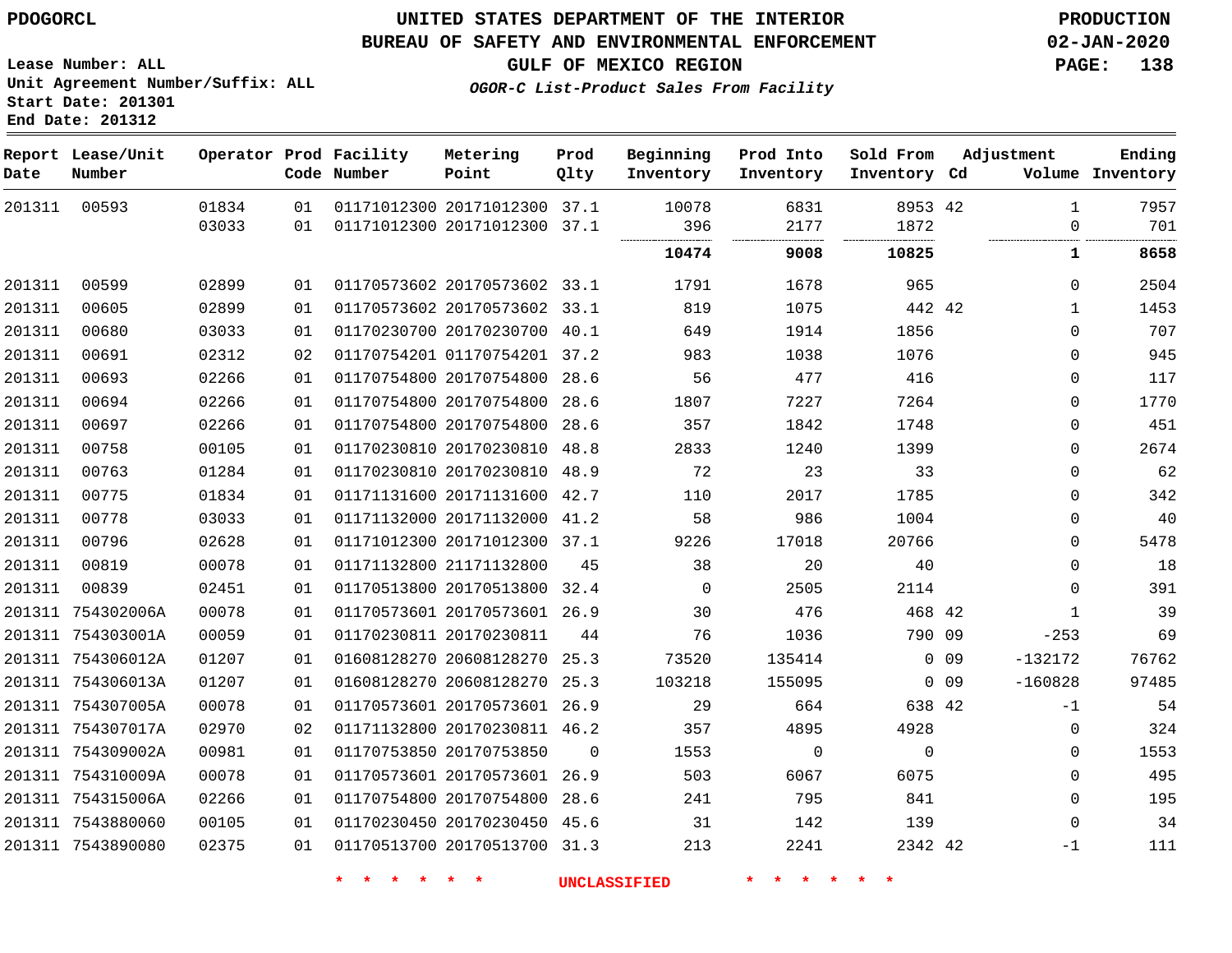PDOGORCL

# UNITED STATES DEPARTMENT OF THE INTERIOR
## BUREAU OF SAFETY AND ENVIRONMENTAL ENFORCEMENT
### GULF OF MEXICO REGION
*OGOR-C List-Product Sales From Facility*

PRODUCTION
02-JAN-2020

Lease Number: ALL
Unit Agreement Number/Suffix: ALL
Start Date: 201301
End Date: 201312

| Report Date | Lease/Unit Number | Operator | Prod Code | Facility Number | Metering Point | Prod Qlty | Beginning Inventory | Prod Into Inventory | Sold From Inventory | Adjustment Cd | Adjustment Volume | Ending Inventory |
|---|---|---|---|---|---|---|---|---|---|---|---|---|
| 201311 | 00593 | 01834 | 01 | 01171012300 | 20171012300 | 37.1 | 10078 | 6831 | 8953 | 42 | 1 | 7957 |
| | | 03033 | 01 | 01171012300 | 20171012300 | 37.1 | 396 | 2177 | 1872 | | 0 | 701 |
| | | | | | | | **10474** | **9008** | **10825** | | **1** | **8658** |
| 201311 | 00599 | 02899 | 01 | 01170573602 | 20170573602 | 33.1 | 1791 | 1678 | 965 | | 0 | 2504 |
| 201311 | 00605 | 02899 | 01 | 01170573602 | 20170573602 | 33.1 | 819 | 1075 | 442 | 42 | 1 | 1453 |
| 201311 | 00680 | 03033 | 01 | 01170230700 | 20170230700 | 40.1 | 649 | 1914 | 1856 | | 0 | 707 |
| 201311 | 00691 | 02312 | 02 | 01170754201 | 01170754201 | 37.2 | 983 | 1038 | 1076 | | 0 | 945 |
| 201311 | 00693 | 02266 | 01 | 01170754800 | 20170754800 | 28.6 | 56 | 477 | 416 | | 0 | 117 |
| 201311 | 00694 | 02266 | 01 | 01170754800 | 20170754800 | 28.6 | 1807 | 7227 | 7264 | | 0 | 1770 |
| 201311 | 00697 | 02266 | 01 | 01170754800 | 20170754800 | 28.6 | 357 | 1842 | 1748 | | 0 | 451 |
| 201311 | 00758 | 00105 | 01 | 01170230810 | 20170230810 | 48.8 | 2833 | 1240 | 1399 | | 0 | 2674 |
| 201311 | 00763 | 01284 | 01 | 01170230810 | 20170230810 | 48.9 | 72 | 23 | 33 | | 0 | 62 |
| 201311 | 00775 | 01834 | 01 | 01171131600 | 20171131600 | 42.7 | 110 | 2017 | 1785 | | 0 | 342 |
| 201311 | 00778 | 03033 | 01 | 01171132000 | 20171132000 | 41.2 | 58 | 986 | 1004 | | 0 | 40 |
| 201311 | 00796 | 02628 | 01 | 01171012300 | 20171012300 | 37.1 | 9226 | 17018 | 20766 | | 0 | 5478 |
| 201311 | 00819 | 00078 | 01 | 01171132800 | 21171132800 | 45 | 38 | 20 | 40 | | 0 | 18 |
| 201311 | 00839 | 02451 | 01 | 01170513800 | 20170513800 | 32.4 | 0 | 2505 | 2114 | | 0 | 391 |
| 201311 | 754302006A | 00078 | 01 | 01170573601 | 20170573601 | 26.9 | 30 | 476 | 468 | 42 | 1 | 39 |
| 201311 | 754303001A | 00059 | 01 | 01170230811 | 20170230811 | 44 | 76 | 1036 | 790 | 09 | -253 | 69 |
| 201311 | 754306012A | 01207 | 01 | 01608128270 | 20608128270 | 25.3 | 73520 | 135414 | 0 | 09 | -132172 | 76762 |
| 201311 | 754306013A | 01207 | 01 | 01608128270 | 20608128270 | 25.3 | 103218 | 155095 | 0 | 09 | -160828 | 97485 |
| 201311 | 754307005A | 00078 | 01 | 01170573601 | 20170573601 | 26.9 | 29 | 664 | 638 | 42 | -1 | 54 |
| 201311 | 754307017A | 02970 | 02 | 01171132800 | 20170230811 | 46.2 | 357 | 4895 | 4928 | | 0 | 324 |
| 201311 | 754309002A | 00981 | 01 | 01170753850 | 20170753850 | 0 | 1553 | 0 | 0 | | 0 | 1553 |
| 201311 | 754310009A | 00078 | 01 | 01170573601 | 20170573601 | 26.9 | 503 | 6067 | 6075 | | 0 | 495 |
| 201311 | 754315006A | 02266 | 01 | 01170754800 | 20170754800 | 28.6 | 241 | 795 | 841 | | 0 | 195 |
| 201311 | 7543880060 | 00105 | 01 | 01170230450 | 20170230450 | 45.6 | 31 | 142 | 139 | | 0 | 34 |
| 201311 | 7543890080 | 02375 | 01 | 01170513700 | 20170513700 | 31.3 | 213 | 2241 | 2342 | 42 | -1 | 111 |

* * * * * * UNCLASSIFIED * * * * * *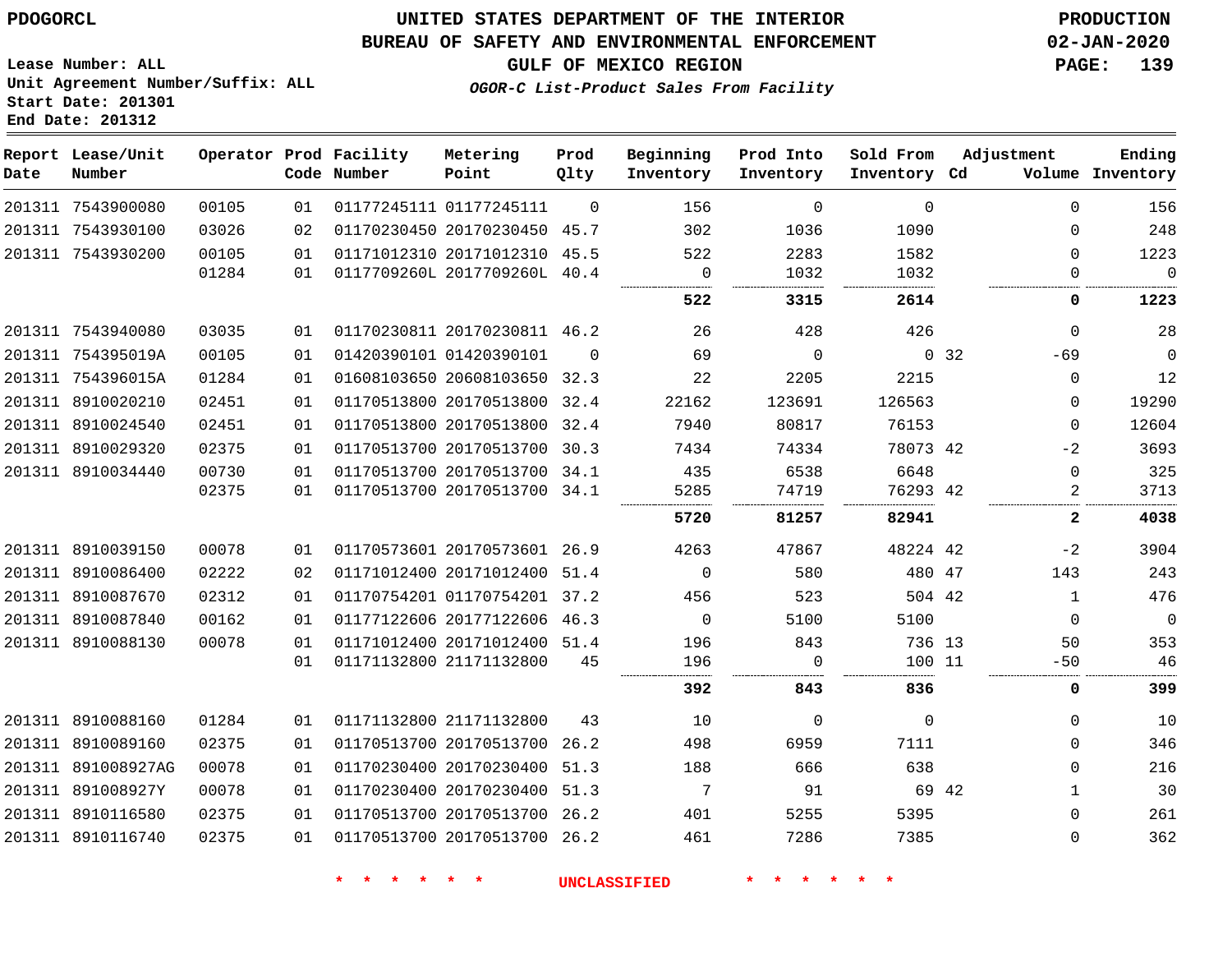PDOGORCL

Lease Number: ALL
Unit Agreement Number/Suffix: ALL
Start Date: 201301
End Date: 201312

# UNITED STATES DEPARTMENT OF THE INTERIOR
## BUREAU OF SAFETY AND ENVIRONMENTAL ENFORCEMENT
### GULF OF MEXICO REGION
*OGOR-C List-Product Sales From Facility*

PRODUCTION
02-JAN-2020

| Report Date | Lease/Unit Number | Operator | Prod Code | Facility Number | Metering Point | Prod Qlty | Beginning Inventory | Prod Into Inventory | Sold From Inventory | Adjustment Cd | Adjustment Volume | Ending Inventory |
|---|---|---|---|---|---|---|---|---|---|---|---|---|
| 201311 | 7543900080 | 00105 | 01 | 01177245111 | 01177245111 | 0 | 156 | 0 | 0 | | 0 | 156 |
| 201311 | 7543930100 | 03026 | 02 | 01170230450 | 20170230450 | 45.7 | 302 | 1036 | 1090 | | 0 | 248 |
| 201311 | 7543930200 | 00105 | 01 | 01171012310 | 20171012310 | 45.5 | 522 | 2283 | 1582 | | 0 | 1223 |
| | | 01284 | 01 | 0117709260L | 2017709260L | 40.4 | 0 | 1032 | 1032 | | 0 | 0 |
| | | | | | | | **522** | **3315** | **2614** | | **0** | **1223** |
| 201311 | 7543940080 | 03035 | 01 | 01170230811 | 20170230811 | 46.2 | 26 | 428 | 426 | | 0 | 28 |
| 201311 | 754395019A | 00105 | 01 | 01420390101 | 01420390101 | 0 | 69 | 0 | 0 | 32 | -69 | 0 |
| 201311 | 754396015A | 01284 | 01 | 01608103650 | 20608103650 | 32.3 | 22 | 2205 | 2215 | | 0 | 12 |
| 201311 | 8910020210 | 02451 | 01 | 01170513800 | 20170513800 | 32.4 | 22162 | 123691 | 126563 | | 0 | 19290 |
| 201311 | 8910024540 | 02451 | 01 | 01170513800 | 20170513800 | 32.4 | 7940 | 80817 | 76153 | | 0 | 12604 |
| 201311 | 8910029320 | 02375 | 01 | 01170513700 | 20170513700 | 30.3 | 7434 | 74334 | 78073 | 42 | -2 | 3693 |
| 201311 | 8910034440 | 00730 | 01 | 01170513700 | 20170513700 | 34.1 | 435 | 6538 | 6648 | | 0 | 325 |
| | | 02375 | 01 | 01170513700 | 20170513700 | 34.1 | 5285 | 74719 | 76293 | 42 | 2 | 3713 |
| | | | | | | | **5720** | **81257** | **82941** | | **2** | **4038** |
| 201311 | 8910039150 | 00078 | 01 | 01170573601 | 20170573601 | 26.9 | 4263 | 47867 | 48224 | 42 | -2 | 3904 |
| 201311 | 8910086400 | 02222 | 02 | 01171012400 | 20171012400 | 51.4 | 0 | 580 | 480 | 47 | 143 | 243 |
| 201311 | 8910087670 | 02312 | 01 | 01170754201 | 01170754201 | 37.2 | 456 | 523 | 504 | 42 | 1 | 476 |
| 201311 | 8910087840 | 00162 | 01 | 01177122606 | 20177122606 | 46.3 | 0 | 5100 | 5100 | | 0 | 0 |
| 201311 | 8910088130 | 00078 | 01 | 01171012400 | 20171012400 | 51.4 | 196 | 843 | 736 | 13 | 50 | 353 |
| | | | 01 | 01171132800 | 21171132800 | 45 | 196 | 0 | 100 | 11 | -50 | 46 |
| | | | | | | | **392** | **843** | **836** | | **0** | **399** |
| 201311 | 8910088160 | 01284 | 01 | 01171132800 | 21171132800 | 43 | 10 | 0 | 0 | | 0 | 10 |
| 201311 | 8910089160 | 02375 | 01 | 01170513700 | 20170513700 | 26.2 | 498 | 6959 | 7111 | | 0 | 346 |
| 201311 | 891008927AG | 00078 | 01 | 01170230400 | 20170230400 | 51.3 | 188 | 666 | 638 | | 0 | 216 |
| 201311 | 891008927Y | 00078 | 01 | 01170230400 | 20170230400 | 51.3 | 7 | 91 | 69 | 42 | 1 | 30 |
| 201311 | 8910116580 | 02375 | 01 | 01170513700 | 20170513700 | 26.2 | 401 | 5255 | 5395 | | 0 | 261 |
| 201311 | 8910116740 | 02375 | 01 | 01170513700 | 20170513700 | 26.2 | 461 | 7286 | 7385 | | 0 | 362 |

* * * * * * UNCLASSIFIED * * * * * *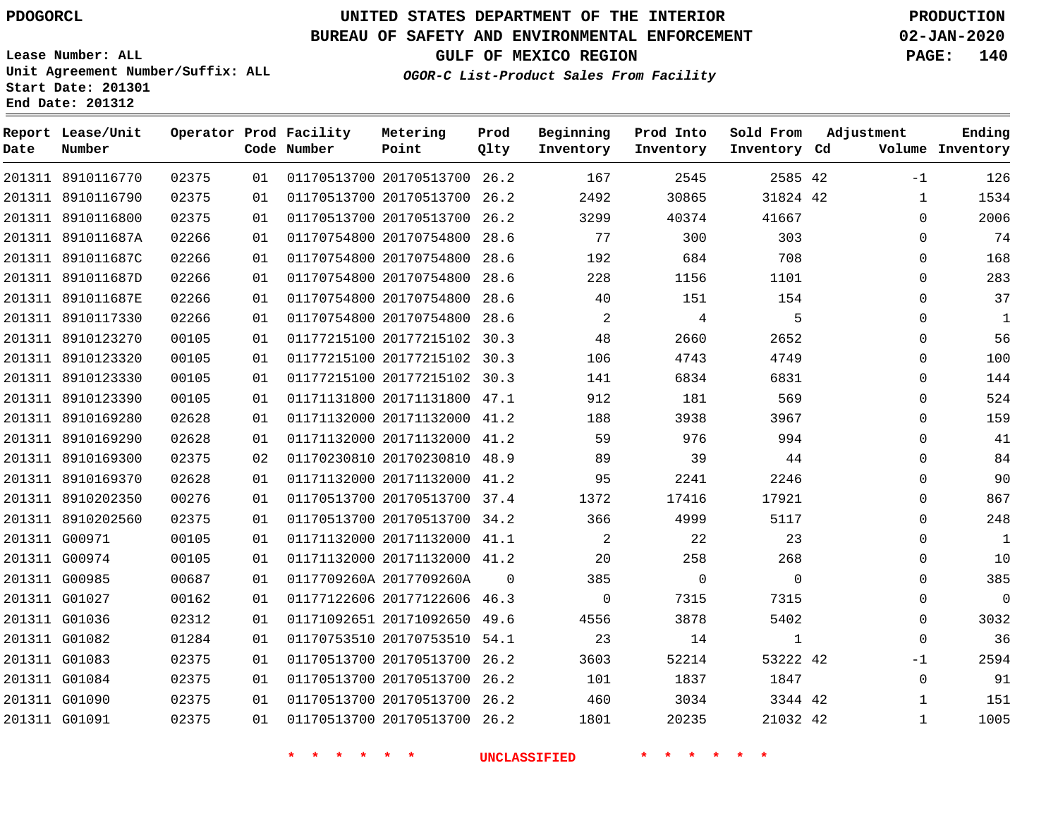PDOGORCL

# UNITED STATES DEPARTMENT OF THE INTERIOR
## BUREAU OF SAFETY AND ENVIRONMENTAL ENFORCEMENT
### GULF OF MEXICO REGION
*OGOR-C List-Product Sales From Facility*

PRODUCTION
02-JAN-2020

Lease Number: ALL
Unit Agreement Number/Suffix: ALL
Start Date: 201301
End Date: 201312

| Report Date | Lease/Unit Number | Operator | Prod Code | Facility Number | Metering Point | Prod Qlty | Beginning Inventory | Prod Into Inventory | Sold From Inventory | Adjustment Cd | Adjustment Volume | Ending Inventory |
|---|---|---|---|---|---|---|---|---|---|---|---|---|
| 201311 | 8910116770 | 02375 | 01 | 01170513700 | 20170513700 | 26.2 | 167 | 2545 | 2585 | 42 | -1 | 126 |
| 201311 | 8910116790 | 02375 | 01 | 01170513700 | 20170513700 | 26.2 | 2492 | 30865 | 31824 | 42 | 1 | 1534 |
| 201311 | 8910116800 | 02375 | 01 | 01170513700 | 20170513700 | 26.2 | 3299 | 40374 | 41667 | | 0 | 2006 |
| 201311 | 891011687A | 02266 | 01 | 01170754800 | 20170754800 | 28.6 | 77 | 300 | 303 | | 0 | 74 |
| 201311 | 891011687C | 02266 | 01 | 01170754800 | 20170754800 | 28.6 | 192 | 684 | 708 | | 0 | 168 |
| 201311 | 891011687D | 02266 | 01 | 01170754800 | 20170754800 | 28.6 | 228 | 1156 | 1101 | | 0 | 283 |
| 201311 | 891011687E | 02266 | 01 | 01170754800 | 20170754800 | 28.6 | 40 | 151 | 154 | | 0 | 37 |
| 201311 | 8910117330 | 02266 | 01 | 01170754800 | 20170754800 | 28.6 | 2 | 4 | 5 | | 0 | 1 |
| 201311 | 8910123270 | 00105 | 01 | 01177215100 | 20177215102 | 30.3 | 48 | 2660 | 2652 | | 0 | 56 |
| 201311 | 8910123320 | 00105 | 01 | 01177215100 | 20177215102 | 30.3 | 106 | 4743 | 4749 | | 0 | 100 |
| 201311 | 8910123330 | 00105 | 01 | 01177215100 | 20177215102 | 30.3 | 141 | 6834 | 6831 | | 0 | 144 |
| 201311 | 8910123390 | 00105 | 01 | 01171131800 | 20171131800 | 47.1 | 912 | 181 | 569 | | 0 | 524 |
| 201311 | 8910169280 | 02628 | 01 | 01171132000 | 20171132000 | 41.2 | 188 | 3938 | 3967 | | 0 | 159 |
| 201311 | 8910169290 | 02628 | 01 | 01171132000 | 20171132000 | 41.2 | 59 | 976 | 994 | | 0 | 41 |
| 201311 | 8910169300 | 02375 | 02 | 01170230810 | 20170230810 | 48.9 | 89 | 39 | 44 | | 0 | 84 |
| 201311 | 8910169370 | 02628 | 01 | 01171132000 | 20171132000 | 41.2 | 95 | 2241 | 2246 | | 0 | 90 |
| 201311 | 8910202350 | 00276 | 01 | 01170513700 | 20170513700 | 37.4 | 1372 | 17416 | 17921 | | 0 | 867 |
| 201311 | 8910202560 | 02375 | 01 | 01170513700 | 20170513700 | 34.2 | 366 | 4999 | 5117 | | 0 | 248 |
| 201311 | G00971 | 00105 | 01 | 01171132000 | 20171132000 | 41.1 | 2 | 22 | 23 | | 0 | 1 |
| 201311 | G00974 | 00105 | 01 | 01171132000 | 20171132000 | 41.2 | 20 | 258 | 268 | | 0 | 10 |
| 201311 | G00985 | 00687 | 01 | 0117709260A | 2017709260A | 0 | 385 | 0 | 0 | | 0 | 385 |
| 201311 | G01027 | 00162 | 01 | 01177122606 | 20177122606 | 46.3 | 0 | 7315 | 7315 | | 0 | 0 |
| 201311 | G01036 | 02312 | 01 | 01171092651 | 20171092650 | 49.6 | 4556 | 3878 | 5402 | | 0 | 3032 |
| 201311 | G01082 | 01284 | 01 | 01170753510 | 20170753510 | 54.1 | 23 | 14 | 1 | | 0 | 36 |
| 201311 | G01083 | 02375 | 01 | 01170513700 | 20170513700 | 26.2 | 3603 | 52214 | 53222 | 42 | -1 | 2594 |
| 201311 | G01084 | 02375 | 01 | 01170513700 | 20170513700 | 26.2 | 101 | 1837 | 1847 | | 0 | 91 |
| 201311 | G01090 | 02375 | 01 | 01170513700 | 20170513700 | 26.2 | 460 | 3034 | 3344 | 42 | 1 | 151 |
| 201311 | G01091 | 02375 | 01 | 01170513700 | 20170513700 | 26.2 | 1801 | 20235 | 21032 | 42 | 1 | 1005 |

* * * * * * UNCLASSIFIED * * * * * *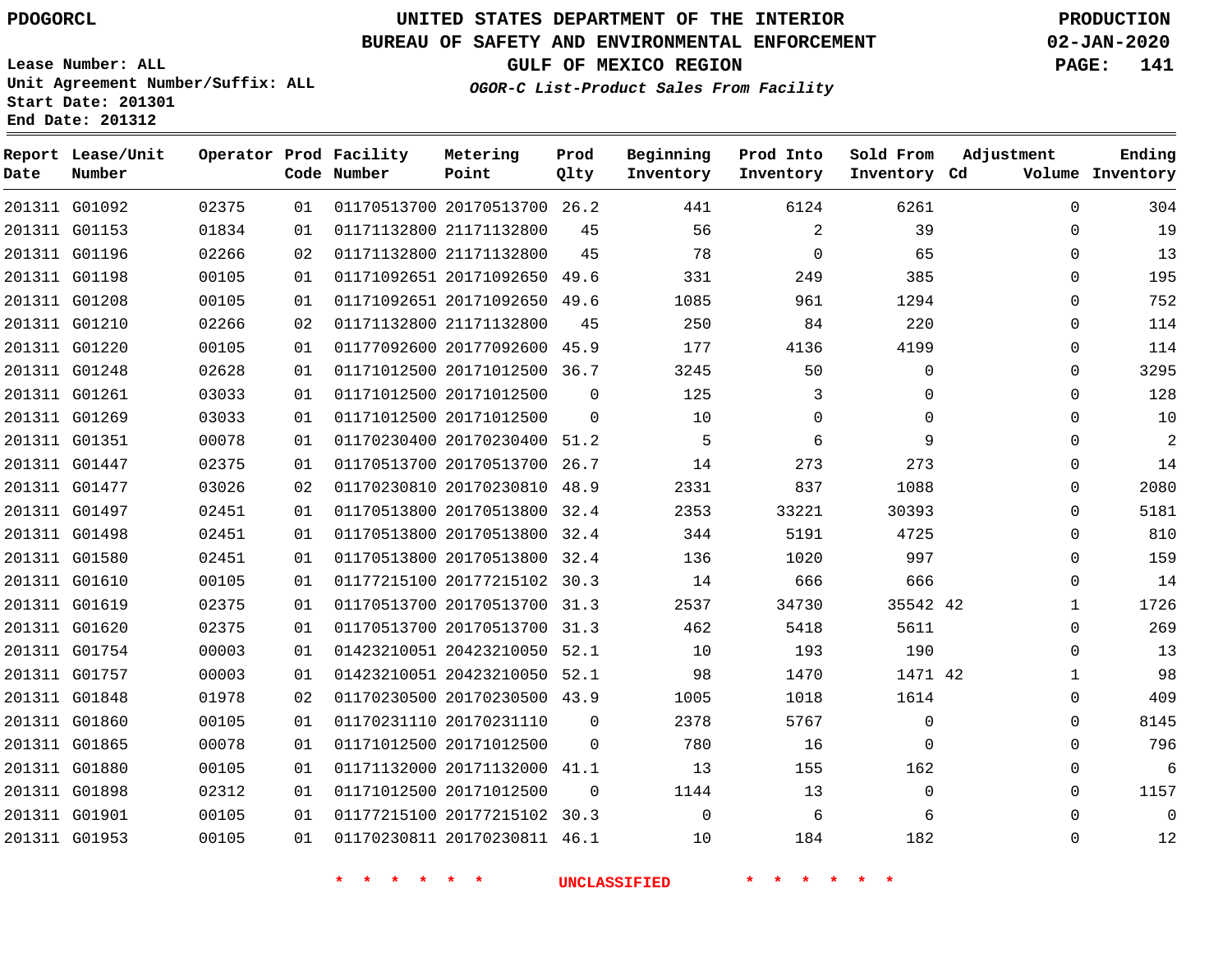PDOGORCL

# UNITED STATES DEPARTMENT OF THE INTERIOR
## BUREAU OF SAFETY AND ENVIRONMENTAL ENFORCEMENT
### GULF OF MEXICO REGION

PRODUCTION
02-JAN-2020

Lease Number: ALL
Unit Agreement Number/Suffix: ALL
Start Date: 201301
End Date: 201312

*OGOR-C List-Product Sales From Facility*

| Report Date | Lease/Unit Number | Operator | Prod Code | Facility Number | Metering Point | Prod Qlty | Beginning Inventory | Prod Into Inventory | Sold From Inventory | Adjustment Cd | Volume | Ending Inventory |
|---|---|---|---|---|---|---|---|---|---|---|---|---|
| 201311 | G01092 | 02375 | 01 | 01170513700 | 20170513700 | 26.2 | 441 | 6124 | 6261 | | 0 | 304 |
| 201311 | G01153 | 01834 | 01 | 01171132800 | 21171132800 | 45 | 56 | 2 | 39 | | 0 | 19 |
| 201311 | G01196 | 02266 | 02 | 01171132800 | 21171132800 | 45 | 78 | 0 | 65 | | 0 | 13 |
| 201311 | G01198 | 00105 | 01 | 01171092651 | 20171092650 | 49.6 | 331 | 249 | 385 | | 0 | 195 |
| 201311 | G01208 | 00105 | 01 | 01171092651 | 20171092650 | 49.6 | 1085 | 961 | 1294 | | 0 | 752 |
| 201311 | G01210 | 02266 | 02 | 01171132800 | 21171132800 | 45 | 250 | 84 | 220 | | 0 | 114 |
| 201311 | G01220 | 00105 | 01 | 01177092600 | 20177092600 | 45.9 | 177 | 4136 | 4199 | | 0 | 114 |
| 201311 | G01248 | 02628 | 01 | 01171012500 | 20171012500 | 36.7 | 3245 | 50 | 0 | | 0 | 3295 |
| 201311 | G01261 | 03033 | 01 | 01171012500 | 20171012500 | 0 | 125 | 3 | 0 | | 0 | 128 |
| 201311 | G01269 | 03033 | 01 | 01171012500 | 20171012500 | 0 | 10 | 0 | 0 | | 0 | 10 |
| 201311 | G01351 | 00078 | 01 | 01170230400 | 20170230400 | 51.2 | 5 | 6 | 9 | | 0 | 2 |
| 201311 | G01447 | 02375 | 01 | 01170513700 | 20170513700 | 26.7 | 14 | 273 | 273 | | 0 | 14 |
| 201311 | G01477 | 03026 | 02 | 01170230810 | 20170230810 | 48.9 | 2331 | 837 | 1088 | | 0 | 2080 |
| 201311 | G01497 | 02451 | 01 | 01170513800 | 20170513800 | 32.4 | 2353 | 33221 | 30393 | | 0 | 5181 |
| 201311 | G01498 | 02451 | 01 | 01170513800 | 20170513800 | 32.4 | 344 | 5191 | 4725 | | 0 | 810 |
| 201311 | G01580 | 02451 | 01 | 01170513800 | 20170513800 | 32.4 | 136 | 1020 | 997 | | 0 | 159 |
| 201311 | G01610 | 00105 | 01 | 01177215100 | 20177215102 | 30.3 | 14 | 666 | 666 | | 0 | 14 |
| 201311 | G01619 | 02375 | 01 | 01170513700 | 20170513700 | 31.3 | 2537 | 34730 | 35542 | 42 | 1 | 1726 |
| 201311 | G01620 | 02375 | 01 | 01170513700 | 20170513700 | 31.3 | 462 | 5418 | 5611 | | 0 | 269 |
| 201311 | G01754 | 00003 | 01 | 01423210051 | 20423210050 | 52.1 | 10 | 193 | 190 | | 0 | 13 |
| 201311 | G01757 | 00003 | 01 | 01423210051 | 20423210050 | 52.1 | 98 | 1470 | 1471 | 42 | 1 | 98 |
| 201311 | G01848 | 01978 | 02 | 01170230500 | 20170230500 | 43.9 | 1005 | 1018 | 1614 | | 0 | 409 |
| 201311 | G01860 | 00105 | 01 | 01170231110 | 20170231110 | 0 | 2378 | 5767 | 0 | | 0 | 8145 |
| 201311 | G01865 | 00078 | 01 | 01171012500 | 20171012500 | 0 | 780 | 16 | 0 | | 0 | 796 |
| 201311 | G01880 | 00105 | 01 | 01171132000 | 20171132000 | 41.1 | 13 | 155 | 162 | | 0 | 6 |
| 201311 | G01898 | 02312 | 01 | 01171012500 | 20171012500 | 0 | 1144 | 13 | 0 | | 0 | 1157 |
| 201311 | G01901 | 00105 | 01 | 01177215100 | 20177215102 | 30.3 | 0 | 6 | 6 | | 0 | 0 |
| 201311 | G01953 | 00105 | 01 | 01170230811 | 20170230811 | 46.1 | 10 | 184 | 182 | | 0 | 12 |

\* \* \* \* \* \* UNCLASSIFIED \* \* \* \* \* \*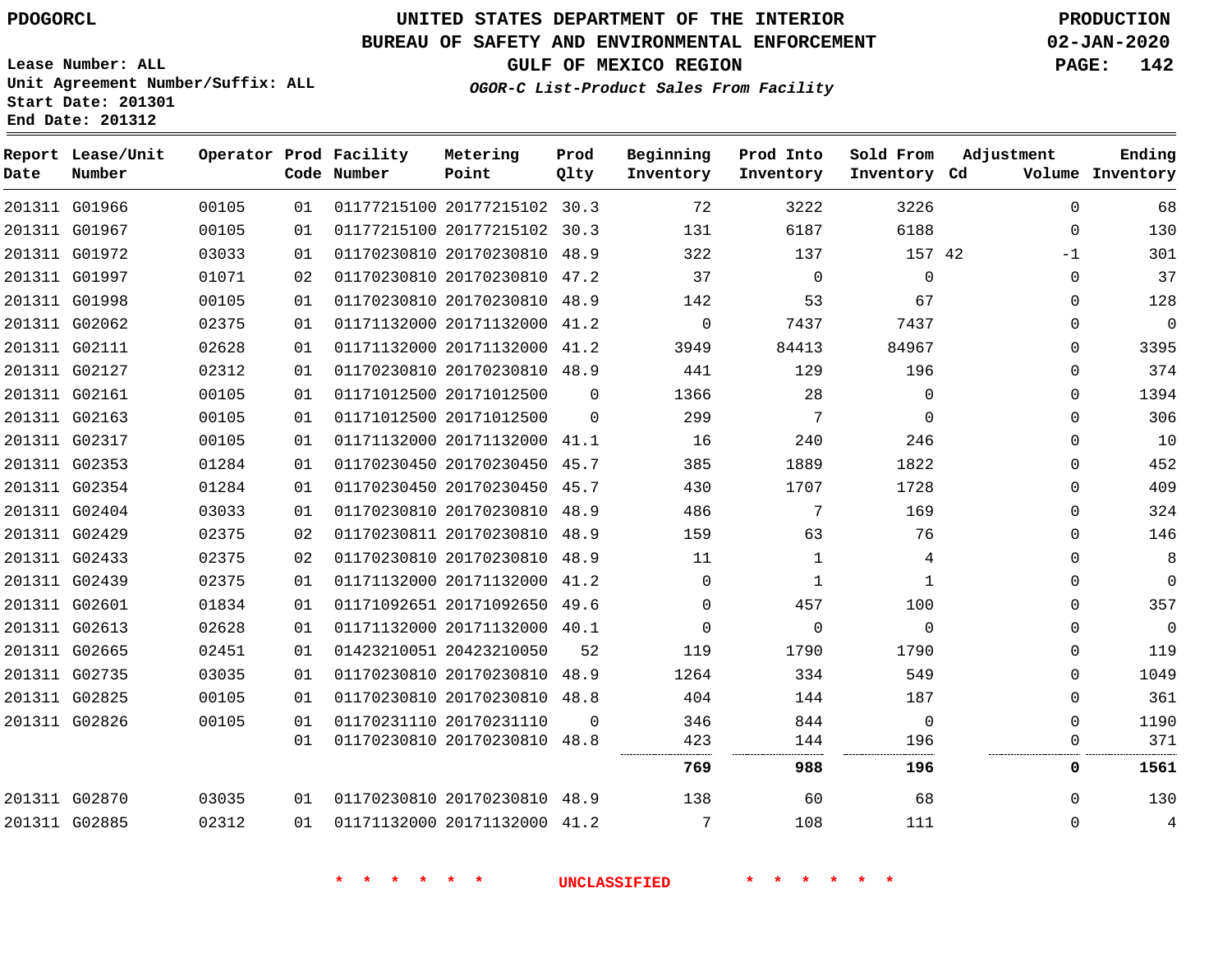PDOGORCL

# UNITED STATES DEPARTMENT OF THE INTERIOR
## BUREAU OF SAFETY AND ENVIRONMENTAL ENFORCEMENT
### GULF OF MEXICO REGION
*OGOR-C List-Product Sales From Facility*

PRODUCTION
02-JAN-2020

Lease Number: ALL
Unit Agreement Number/Suffix: ALL
Start Date: 201301
End Date: 201312

| Report Date | Lease/Unit Number | Operator | Prod Code | Facility Number | Metering Point | Prod Qlty | Beginning Inventory | Prod Into Inventory | Sold From Inventory | Adjustment Cd | Volume | Ending Inventory |
|---|---|---|---|---|---|---|---|---|---|---|---|---|
| 201311 | G01966 | 00105 | 01 | 01177215100 | 20177215102 | 30.3 | 72 | 3222 | 3226 | | 0 | 68 |
| 201311 | G01967 | 00105 | 01 | 01177215100 | 20177215102 | 30.3 | 131 | 6187 | 6188 | | 0 | 130 |
| 201311 | G01972 | 03033 | 01 | 01170230810 | 20170230810 | 48.9 | 322 | 137 | 157 | 42 | -1 | 301 |
| 201311 | G01997 | 01071 | 02 | 01170230810 | 20170230810 | 47.2 | 37 | 0 | 0 | | 0 | 37 |
| 201311 | G01998 | 00105 | 01 | 01170230810 | 20170230810 | 48.9 | 142 | 53 | 67 | | 0 | 128 |
| 201311 | G02062 | 02375 | 01 | 01171132000 | 20171132000 | 41.2 | 0 | 7437 | 7437 | | 0 | 0 |
| 201311 | G02111 | 02628 | 01 | 01171132000 | 20171132000 | 41.2 | 3949 | 84413 | 84967 | | 0 | 3395 |
| 201311 | G02127 | 02312 | 01 | 01170230810 | 20170230810 | 48.9 | 441 | 129 | 196 | | 0 | 374 |
| 201311 | G02161 | 00105 | 01 | 01171012500 | 20171012500 | 0 | 1366 | 28 | 0 | | 0 | 1394 |
| 201311 | G02163 | 00105 | 01 | 01171012500 | 20171012500 | 0 | 299 | 7 | 0 | | 0 | 306 |
| 201311 | G02317 | 00105 | 01 | 01171132000 | 20171132000 | 41.1 | 16 | 240 | 246 | | 0 | 10 |
| 201311 | G02353 | 01284 | 01 | 01170230450 | 20170230450 | 45.7 | 385 | 1889 | 1822 | | 0 | 452 |
| 201311 | G02354 | 01284 | 01 | 01170230450 | 20170230450 | 45.7 | 430 | 1707 | 1728 | | 0 | 409 |
| 201311 | G02404 | 03033 | 01 | 01170230810 | 20170230810 | 48.9 | 486 | 7 | 169 | | 0 | 324 |
| 201311 | G02429 | 02375 | 02 | 01170230811 | 20170230810 | 48.9 | 159 | 63 | 76 | | 0 | 146 |
| 201311 | G02433 | 02375 | 02 | 01170230810 | 20170230810 | 48.9 | 11 | 1 | 4 | | 0 | 8 |
| 201311 | G02439 | 02375 | 01 | 01171132000 | 20171132000 | 41.2 | 0 | 1 | 1 | | 0 | 0 |
| 201311 | G02601 | 01834 | 01 | 01171092651 | 20171092650 | 49.6 | 0 | 457 | 100 | | 0 | 357 |
| 201311 | G02613 | 02628 | 01 | 01171132000 | 20171132000 | 40.1 | 0 | 0 | 0 | | 0 | 0 |
| 201311 | G02665 | 02451 | 01 | 01423210051 | 20423210050 | 52 | 119 | 1790 | 1790 | | 0 | 119 |
| 201311 | G02735 | 03035 | 01 | 01170230810 | 20170230810 | 48.9 | 1264 | 334 | 549 | | 0 | 1049 |
| 201311 | G02825 | 00105 | 01 | 01170230810 | 20170230810 | 48.8 | 404 | 144 | 187 | | 0 | 361 |
| 201311 | G02826 | 00105 | 01 | 01170231110 | 20170231110 | 0 | 346 | 844 | 0 | | 0 | 1190 |
| | | | 01 | 01170230810 | 20170230810 | 48.8 | 423 | 144 | 196 | | 0 | 371 |
| | | | | | | | **769** | **988** | **196** | | **0** | **1561** |
| 201311 | G02870 | 03035 | 01 | 01170230810 | 20170230810 | 48.9 | 138 | 60 | 68 | | 0 | 130 |
| 201311 | G02885 | 02312 | 01 | 01171132000 | 20171132000 | 41.2 | 7 | 108 | 111 | | 0 | 4 |

* * * * * * UNCLASSIFIED * * * * * *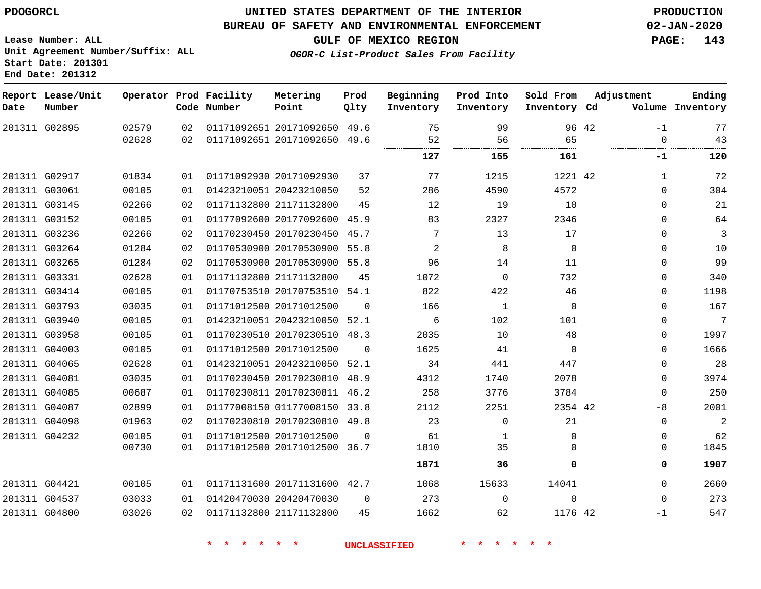PDOGORCL

# UNITED STATES DEPARTMENT OF THE INTERIOR
## BUREAU OF SAFETY AND ENVIRONMENTAL ENFORCEMENT
### GULF OF MEXICO REGION

*OGOR-C List-Product Sales From Facility*

PRODUCTION
02-JAN-2020

Lease Number: ALL
Unit Agreement Number/Suffix: ALL
Start Date: 201301
End Date: 201312

| Report Date | Lease/Unit Number | Operator | Prod Code | Facility Number | Metering Point | Prod Qlty | Beginning Inventory | Prod Into Inventory | Sold From Inventory | Adjustment Cd | Volume | Ending Inventory |
|---|---|---|---|---|---|---|---|---|---|---|---|---|
| 201311 | G02895 | 02579 | 02 | 01171092651 | 20171092650 | 49.6 | 75 | 99 | 96 | 42 | -1 | 77 |
| | | 02628 | 02 | 01171092651 | 20171092650 | 49.6 | 52 | 56 | 65 | | 0 | 43 |
| | | | | | | | **127** | **155** | **161** | | **-1** | **120** |
| 201311 | G02917 | 01834 | 01 | 01171092930 | 20171092930 | 37 | 77 | 1215 | 1221 | 42 | 1 | 72 |
| 201311 | G03061 | 00105 | 01 | 01423210051 | 20423210050 | 52 | 286 | 4590 | 4572 | | 0 | 304 |
| 201311 | G03145 | 02266 | 02 | 01171132800 | 21171132800 | 45 | 12 | 19 | 10 | | 0 | 21 |
| 201311 | G03152 | 00105 | 01 | 01177092600 | 20177092600 | 45.9 | 83 | 2327 | 2346 | | 0 | 64 |
| 201311 | G03236 | 02266 | 02 | 01170230450 | 20170230450 | 45.7 | 7 | 13 | 17 | | 0 | 3 |
| 201311 | G03264 | 01284 | 02 | 01170530900 | 20170530900 | 55.8 | 2 | 8 | 0 | | 0 | 10 |
| 201311 | G03265 | 01284 | 02 | 01170530900 | 20170530900 | 55.8 | 96 | 14 | 11 | | 0 | 99 |
| 201311 | G03331 | 02628 | 01 | 01171132800 | 21171132800 | 45 | 1072 | 0 | 732 | | 0 | 340 |
| 201311 | G03414 | 00105 | 01 | 01170753510 | 20170753510 | 54.1 | 822 | 422 | 46 | | 0 | 1198 |
| 201311 | G03793 | 03035 | 01 | 01171012500 | 20171012500 | 0 | 166 | 1 | 0 | | 0 | 167 |
| 201311 | G03940 | 00105 | 01 | 01423210051 | 20423210050 | 52.1 | 6 | 102 | 101 | | 0 | 7 |
| 201311 | G03958 | 00105 | 01 | 01170230510 | 20170230510 | 48.3 | 2035 | 10 | 48 | | 0 | 1997 |
| 201311 | G04003 | 00105 | 01 | 01171012500 | 20171012500 | 0 | 1625 | 41 | 0 | | 0 | 1666 |
| 201311 | G04065 | 02628 | 01 | 01423210051 | 20423210050 | 52.1 | 34 | 441 | 447 | | 0 | 28 |
| 201311 | G04081 | 03035 | 01 | 01170230450 | 20170230810 | 48.9 | 4312 | 1740 | 2078 | | 0 | 3974 |
| 201311 | G04085 | 00687 | 01 | 01170230811 | 20170230811 | 46.2 | 258 | 3776 | 3784 | | 0 | 250 |
| 201311 | G04087 | 02899 | 01 | 01177008150 | 01177008150 | 33.8 | 2112 | 2251 | 2354 | 42 | -8 | 2001 |
| 201311 | G04098 | 01963 | 02 | 01170230810 | 20170230810 | 49.8 | 23 | 0 | 21 | | 0 | 2 |
| 201311 | G04232 | 00105 | 01 | 01171012500 | 20171012500 | 0 | 61 | 1 | 0 | | 0 | 62 |
| | | 00730 | 01 | 01171012500 | 20171012500 | 36.7 | 1810 | 35 | 0 | | 0 | 1845 |
| | | | | | | | **1871** | **36** | **0** | | **0** | **1907** |
| 201311 | G04421 | 00105 | 01 | 01171131600 | 20171131600 | 42.7 | 1068 | 15633 | 14041 | | 0 | 2660 |
| 201311 | G04537 | 03033 | 01 | 01420470030 | 20420470030 | 0 | 273 | 0 | 0 | | 0 | 273 |
| 201311 | G04800 | 03026 | 02 | 01171132800 | 21171132800 | 45 | 1662 | 62 | 1176 | 42 | -1 | 547 |

* * * * * * UNCLASSIFIED * * * * * *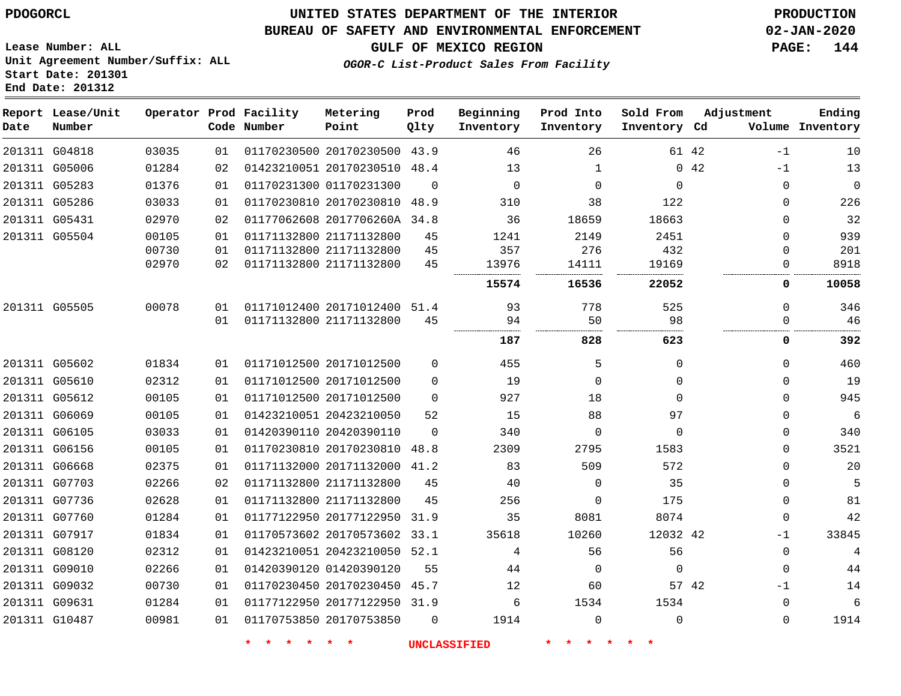PDOGORCL

# UNITED STATES DEPARTMENT OF THE INTERIOR
## BUREAU OF SAFETY AND ENVIRONMENTAL ENFORCEMENT
### GULF OF MEXICO REGION
*OGOR-C List-Product Sales From Facility*

PRODUCTION
02-JAN-2020

Lease Number: ALL
Unit Agreement Number/Suffix: ALL
Start Date: 201301
End Date: 201312

| Report Date | Lease/Unit Number | Operator | Prod Code | Facility Number | Metering Point | Prod Qlty | Beginning Inventory | Prod Into Inventory | Sold From Inventory | Adjustment Cd | Adjustment Volume | Ending Inventory |
|---|---|---|---|---|---|---|---|---|---|---|---|---|
| 201311 | G04818 | 03035 | 01 | 01170230500 | 20170230500 | 43.9 | 46 | 26 | 61 | 42 | -1 | 10 |
| 201311 | G05006 | 01284 | 02 | 01423210051 | 20170230510 | 48.4 | 13 | 1 | 0 | 42 | -1 | 13 |
| 201311 | G05283 | 01376 | 01 | 01170231300 | 01170231300 | 0 | 0 | 0 | 0 | | 0 | 0 |
| 201311 | G05286 | 03033 | 01 | 01170230810 | 20170230810 | 48.9 | 310 | 38 | 122 | | 0 | 226 |
| 201311 | G05431 | 02970 | 02 | 01177062608 | 2017706260A | 34.8 | 36 | 18659 | 18663 | | 0 | 32 |
| 201311 | G05504 | 00105 | 01 | 01171132800 | 21171132800 | 45 | 1241 | 2149 | 2451 | | 0 | 939 |
| | | 00730 | 01 | 01171132800 | 21171132800 | 45 | 357 | 276 | 432 | | 0 | 201 |
| | | 02970 | 02 | 01171132800 | 21171132800 | 45 | 13976 | 14111 | 19169 | | 0 | 8918 |
| | | | | | | | **15574** | **16536** | **22052** | | **0** | **10058** |
| 201311 | G05505 | 00078 | 01 | 01171012400 | 20171012400 | 51.4 | 93 | 778 | 525 | | 0 | 346 |
| | | | 01 | 01171132800 | 21171132800 | 45 | 94 | 50 | 98 | | 0 | 46 |
| | | | | | | | **187** | **828** | **623** | | **0** | **392** |
| 201311 | G05602 | 01834 | 01 | 01171012500 | 20171012500 | 0 | 455 | 5 | 0 | | 0 | 460 |
| 201311 | G05610 | 02312 | 01 | 01171012500 | 20171012500 | 0 | 19 | 0 | 0 | | 0 | 19 |
| 201311 | G05612 | 00105 | 01 | 01171012500 | 20171012500 | 0 | 927 | 18 | 0 | | 0 | 945 |
| 201311 | G06069 | 00105 | 01 | 01423210051 | 20423210050 | 52 | 15 | 88 | 97 | | 0 | 6 |
| 201311 | G06105 | 03033 | 01 | 01420390110 | 20420390110 | 0 | 340 | 0 | 0 | | 0 | 340 |
| 201311 | G06156 | 00105 | 01 | 01170230810 | 20170230810 | 48.8 | 2309 | 2795 | 1583 | | 0 | 3521 |
| 201311 | G06668 | 02375 | 01 | 01171132000 | 20171132000 | 41.2 | 83 | 509 | 572 | | 0 | 20 |
| 201311 | G07703 | 02266 | 02 | 01171132800 | 21171132800 | 45 | 40 | 0 | 35 | | 0 | 5 |
| 201311 | G07736 | 02628 | 01 | 01171132800 | 21171132800 | 45 | 256 | 0 | 175 | | 0 | 81 |
| 201311 | G07760 | 01284 | 01 | 01177122950 | 20177122950 | 31.9 | 35 | 8081 | 8074 | | 0 | 42 |
| 201311 | G07917 | 01834 | 01 | 01170573602 | 20170573602 | 33.1 | 35618 | 10260 | 12032 | 42 | -1 | 33845 |
| 201311 | G08120 | 02312 | 01 | 01423210051 | 20423210050 | 52.1 | 4 | 56 | 56 | | 0 | 4 |
| 201311 | G09010 | 02266 | 01 | 01420390120 | 01420390120 | 55 | 44 | 0 | 0 | | 0 | 44 |
| 201311 | G09032 | 00730 | 01 | 01170230450 | 20170230450 | 45.7 | 12 | 60 | 57 | 42 | -1 | 14 |
| 201311 | G09631 | 01284 | 01 | 01177122950 | 20177122950 | 31.9 | 6 | 1534 | 1534 | | 0 | 6 |
| 201311 | G10487 | 00981 | 01 | 01170753850 | 20170753850 | 0 | 1914 | 0 | 0 | | 0 | 1914 |

* * * * * * UNCLASSIFIED * * * * * *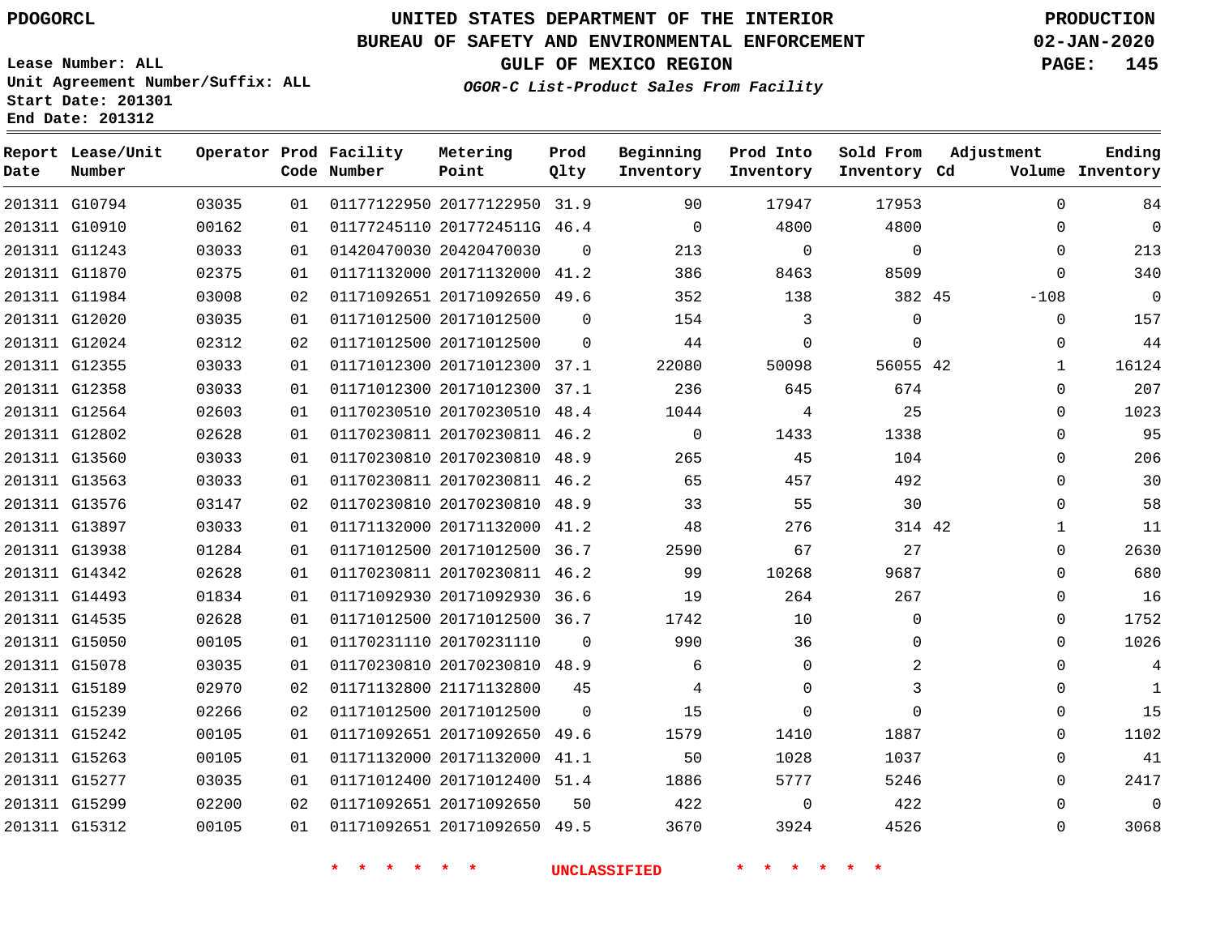PDOGORCL

# UNITED STATES DEPARTMENT OF THE INTERIOR
## BUREAU OF SAFETY AND ENVIRONMENTAL ENFORCEMENT
### GULF OF MEXICO REGION
*OGOR-C List-Product Sales From Facility*

PRODUCTION
02-JAN-2020

Lease Number: ALL
Unit Agreement Number/Suffix: ALL
Start Date: 201301
End Date: 201312

| Report Date | Lease/Unit Number | Operator | Prod Code | Facility Number | Metering Point | Prod Qlty | Beginning Inventory | Prod Into Inventory | Sold From Inventory | Adjustment Cd | Adjustment Volume | Ending Inventory |
|---|---|---|---|---|---|---|---|---|---|---|---|---|
| 201311 | G10794 | 03035 | 01 | 01177122950 | 20177122950 | 31.9 | 90 | 17947 | 17953 | | 0 | 84 |
| 201311 | G10910 | 00162 | 01 | 01177245110 | 2017724511G | 46.4 | 0 | 4800 | 4800 | | 0 | 0 |
| 201311 | G11243 | 03033 | 01 | 01420470030 | 20420470030 | 0 | 213 | 0 | 0 | | 0 | 213 |
| 201311 | G11870 | 02375 | 01 | 01171132000 | 20171132000 | 41.2 | 386 | 8463 | 8509 | | 0 | 340 |
| 201311 | G11984 | 03008 | 02 | 01171092651 | 20171092650 | 49.6 | 352 | 138 | 382 | 45 | -108 | 0 |
| 201311 | G12020 | 03035 | 01 | 01171012500 | 20171012500 | 0 | 154 | 3 | 0 | | 0 | 157 |
| 201311 | G12024 | 02312 | 02 | 01171012500 | 20171012500 | 0 | 44 | 0 | 0 | | 0 | 44 |
| 201311 | G12355 | 03033 | 01 | 01171012300 | 20171012300 | 37.1 | 22080 | 50098 | 56055 | 42 | 1 | 16124 |
| 201311 | G12358 | 03033 | 01 | 01171012300 | 20171012300 | 37.1 | 236 | 645 | 674 | | 0 | 207 |
| 201311 | G12564 | 02603 | 01 | 01170230510 | 20170230510 | 48.4 | 1044 | 4 | 25 | | 0 | 1023 |
| 201311 | G12802 | 02628 | 01 | 01170230811 | 20170230811 | 46.2 | 0 | 1433 | 1338 | | 0 | 95 |
| 201311 | G13560 | 03033 | 01 | 01170230810 | 20170230810 | 48.9 | 265 | 45 | 104 | | 0 | 206 |
| 201311 | G13563 | 03033 | 01 | 01170230811 | 20170230811 | 46.2 | 65 | 457 | 492 | | 0 | 30 |
| 201311 | G13576 | 03147 | 02 | 01170230810 | 20170230810 | 48.9 | 33 | 55 | 30 | | 0 | 58 |
| 201311 | G13897 | 03033 | 01 | 01171132000 | 20171132000 | 41.2 | 48 | 276 | 314 | 42 | 1 | 11 |
| 201311 | G13938 | 01284 | 01 | 01171012500 | 20171012500 | 36.7 | 2590 | 67 | 27 | | 0 | 2630 |
| 201311 | G14342 | 02628 | 01 | 01170230811 | 20170230811 | 46.2 | 99 | 10268 | 9687 | | 0 | 680 |
| 201311 | G14493 | 01834 | 01 | 01171092930 | 20171092930 | 36.6 | 19 | 264 | 267 | | 0 | 16 |
| 201311 | G14535 | 02628 | 01 | 01171012500 | 20171012500 | 36.7 | 1742 | 10 | 0 | | 0 | 1752 |
| 201311 | G15050 | 00105 | 01 | 01170231110 | 20170231110 | 0 | 990 | 36 | 0 | | 0 | 1026 |
| 201311 | G15078 | 03035 | 01 | 01170230810 | 20170230810 | 48.9 | 6 | 0 | 2 | | 0 | 4 |
| 201311 | G15189 | 02970 | 02 | 01171132800 | 21171132800 | 45 | 4 | 0 | 3 | | 0 | 1 |
| 201311 | G15239 | 02266 | 02 | 01171012500 | 20171012500 | 0 | 15 | 0 | 0 | | 0 | 15 |
| 201311 | G15242 | 00105 | 01 | 01171092651 | 20171092650 | 49.6 | 1579 | 1410 | 1887 | | 0 | 1102 |
| 201311 | G15263 | 00105 | 01 | 01171132000 | 20171132000 | 41.1 | 50 | 1028 | 1037 | | 0 | 41 |
| 201311 | G15277 | 03035 | 01 | 01171012400 | 20171012400 | 51.4 | 1886 | 5777 | 5246 | | 0 | 2417 |
| 201311 | G15299 | 02200 | 02 | 01171092651 | 20171092650 | 50 | 422 | 0 | 422 | | 0 | 0 |
| 201311 | G15312 | 00105 | 01 | 01171092651 | 20171092650 | 49.5 | 3670 | 3924 | 4526 | | 0 | 3068 |

\* \* \* \* \* \* UNCLASSIFIED \* \* \* \* \* \*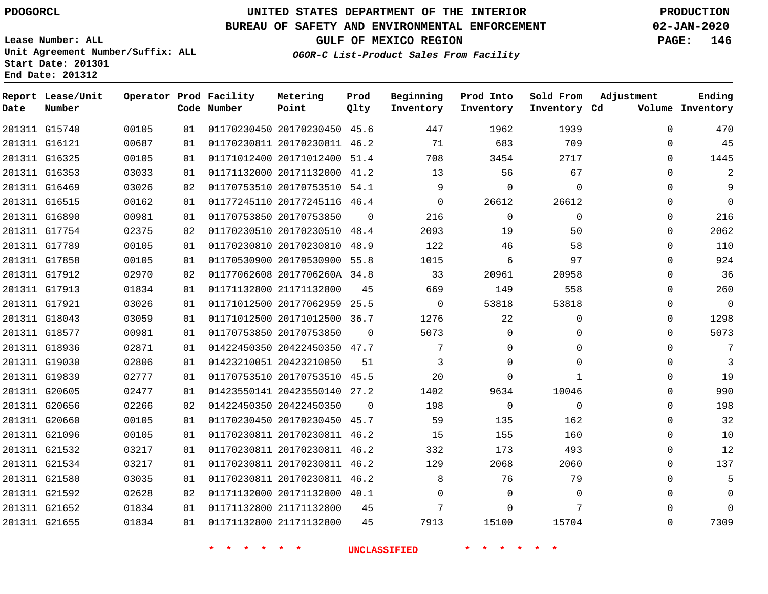# UNITED STATES DEPARTMENT OF THE INTERIOR
## BUREAU OF SAFETY AND ENVIRONMENTAL ENFORCEMENT
### GULF OF MEXICO REGION
*OGOR-C List-Product Sales From Facility*

PDOGORCL

Lease Number: ALL
Unit Agreement Number/Suffix: ALL
Start Date: 201301
End Date: 201312

PRODUCTION
02-JAN-2020

| Report Date | Lease/Unit Number | Operator | Prod Code | Facility Number | Metering Point | Prod Qlty | Beginning Inventory | Prod Into Inventory | Sold From Inventory | Adjustment Cd | Adjustment Volume | Ending Inventory |
|---|---|---|---|---|---|---|---|---|---|---|---|---|
| 201311 | G15740 | 00105 | 01 | 01170230450 | 20170230450 | 45.6 | 447 | 1962 | 1939 | | 0 | 470 |
| 201311 | G16121 | 00687 | 01 | 01170230811 | 20170230811 | 46.2 | 71 | 683 | 709 | | 0 | 45 |
| 201311 | G16325 | 00105 | 01 | 01171012400 | 20171012400 | 51.4 | 708 | 3454 | 2717 | | 0 | 1445 |
| 201311 | G16353 | 03033 | 01 | 01171132000 | 20171132000 | 41.2 | 13 | 56 | 67 | | 0 | 2 |
| 201311 | G16469 | 03026 | 02 | 01170753510 | 20170753510 | 54.1 | 9 | 0 | 0 | | 0 | 9 |
| 201311 | G16515 | 00162 | 01 | 01177245110 | 2017724511G | 46.4 | 0 | 26612 | 26612 | | 0 | 0 |
| 201311 | G16890 | 00981 | 01 | 01170753850 | 20170753850 | 0 | 216 | 0 | 0 | | 0 | 216 |
| 201311 | G17754 | 02375 | 02 | 01170230510 | 20170230510 | 48.4 | 2093 | 19 | 50 | | 0 | 2062 |
| 201311 | G17789 | 00105 | 01 | 01170230810 | 20170230810 | 48.9 | 122 | 46 | 58 | | 0 | 110 |
| 201311 | G17858 | 00105 | 01 | 01170530900 | 20170530900 | 55.8 | 1015 | 6 | 97 | | 0 | 924 |
| 201311 | G17912 | 02970 | 02 | 01177062608 | 2017706260A | 34.8 | 33 | 20961 | 20958 | | 0 | 36 |
| 201311 | G17913 | 01834 | 01 | 01171132800 | 21171132800 | 45 | 669 | 149 | 558 | | 0 | 260 |
| 201311 | G17921 | 03026 | 01 | 01171012500 | 20177062959 | 25.5 | 0 | 53818 | 53818 | | 0 | 0 |
| 201311 | G18043 | 03059 | 01 | 01171012500 | 20171012500 | 36.7 | 1276 | 22 | 0 | | 0 | 1298 |
| 201311 | G18577 | 00981 | 01 | 01170753850 | 20170753850 | 0 | 5073 | 0 | 0 | | 0 | 5073 |
| 201311 | G18936 | 02871 | 01 | 01422450350 | 20422450350 | 47.7 | 7 | 0 | 0 | | 0 | 7 |
| 201311 | G19030 | 02806 | 01 | 01423210051 | 20423210050 | 51 | 3 | 0 | 0 | | 0 | 3 |
| 201311 | G19839 | 02777 | 01 | 01170753510 | 20170753510 | 45.5 | 20 | 0 | 1 | | 0 | 19 |
| 201311 | G20605 | 02477 | 01 | 01423550141 | 20423550140 | 27.2 | 1402 | 9634 | 10046 | | 0 | 990 |
| 201311 | G20656 | 02266 | 02 | 01422450350 | 20422450350 | 0 | 198 | 0 | 0 | | 0 | 198 |
| 201311 | G20660 | 00105 | 01 | 01170230450 | 20170230450 | 45.7 | 59 | 135 | 162 | | 0 | 32 |
| 201311 | G21096 | 00105 | 01 | 01170230811 | 20170230811 | 46.2 | 15 | 155 | 160 | | 0 | 10 |
| 201311 | G21532 | 03217 | 01 | 01170230811 | 20170230811 | 46.2 | 332 | 173 | 493 | | 0 | 12 |
| 201311 | G21534 | 03217 | 01 | 01170230811 | 20170230811 | 46.2 | 129 | 2068 | 2060 | | 0 | 137 |
| 201311 | G21580 | 03035 | 01 | 01170230811 | 20170230811 | 46.2 | 8 | 76 | 79 | | 0 | 5 |
| 201311 | G21592 | 02628 | 02 | 01171132000 | 20171132000 | 40.1 | 0 | 0 | 0 | | 0 | 0 |
| 201311 | G21652 | 01834 | 01 | 01171132800 | 21171132800 | 45 | 7 | 0 | 7 | | 0 | 0 |
| 201311 | G21655 | 01834 | 01 | 01171132800 | 21171132800 | 45 | 7913 | 15100 | 15704 | | 0 | 7309 |

* * * * * * UNCLASSIFIED * * * * * *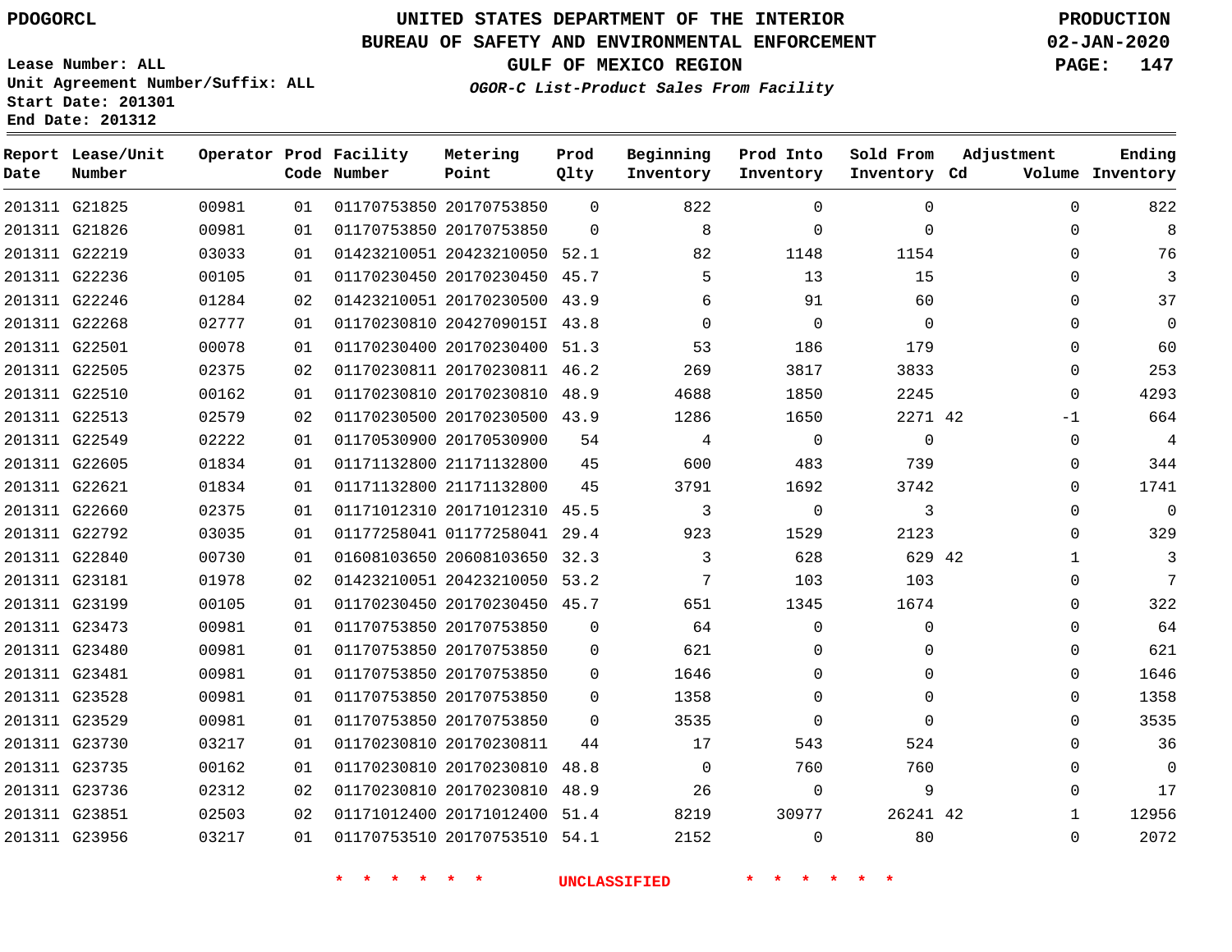PDOGORCL

# UNITED STATES DEPARTMENT OF THE INTERIOR
## BUREAU OF SAFETY AND ENVIRONMENTAL ENFORCEMENT
### GULF OF MEXICO REGION

*OGOR-C List-Product Sales From Facility*

PRODUCTION
02-JAN-2020

Lease Number: ALL
Unit Agreement Number/Suffix: ALL
Start Date: 201301
End Date: 201312

| Report Date | Lease/Unit Number | Operator | Prod Code | Facility Number | Metering Point | Prod Qlty | Beginning Inventory | Prod Into Inventory | Sold From Inventory | Adjustment Cd | Adjustment Volume | Ending Inventory |
|---|---|---|---|---|---|---|---|---|---|---|---|---|
| 201311 | G21825 | 00981 | 01 | 01170753850 | 20170753850 | 0 | 822 | 0 | 0 | | 0 | 822 |
| 201311 | G21826 | 00981 | 01 | 01170753850 | 20170753850 | 0 | 8 | 0 | 0 | | 0 | 8 |
| 201311 | G22219 | 03033 | 01 | 01423210051 | 20423210050 | 52.1 | 82 | 1148 | 1154 | | 0 | 76 |
| 201311 | G22236 | 00105 | 01 | 01170230450 | 20170230450 | 45.7 | 5 | 13 | 15 | | 0 | 3 |
| 201311 | G22246 | 01284 | 02 | 01423210051 | 20170230500 | 43.9 | 6 | 91 | 60 | | 0 | 37 |
| 201311 | G22268 | 02777 | 01 | 01170230810 | 2042709015I | 43.8 | 0 | 0 | 0 | | 0 | 0 |
| 201311 | G22501 | 00078 | 01 | 01170230400 | 20170230400 | 51.3 | 53 | 186 | 179 | | 0 | 60 |
| 201311 | G22505 | 02375 | 02 | 01170230811 | 20170230811 | 46.2 | 269 | 3817 | 3833 | | 0 | 253 |
| 201311 | G22510 | 00162 | 01 | 01170230810 | 20170230810 | 48.9 | 4688 | 1850 | 2245 | | 0 | 4293 |
| 201311 | G22513 | 02579 | 02 | 01170230500 | 20170230500 | 43.9 | 1286 | 1650 | 2271 | 42 | -1 | 664 |
| 201311 | G22549 | 02222 | 01 | 01170530900 | 20170530900 | 54 | 4 | 0 | 0 | | 0 | 4 |
| 201311 | G22605 | 01834 | 01 | 01171132800 | 21171132800 | 45 | 600 | 483 | 739 | | 0 | 344 |
| 201311 | G22621 | 01834 | 01 | 01171132800 | 21171132800 | 45 | 3791 | 1692 | 3742 | | 0 | 1741 |
| 201311 | G22660 | 02375 | 01 | 01171012310 | 20171012310 | 45.5 | 3 | 0 | 3 | | 0 | 0 |
| 201311 | G22792 | 03035 | 01 | 01177258041 | 01177258041 | 29.4 | 923 | 1529 | 2123 | | 0 | 329 |
| 201311 | G22840 | 00730 | 01 | 01608103650 | 20608103650 | 32.3 | 3 | 628 | 629 | 42 | 1 | 3 |
| 201311 | G23181 | 01978 | 02 | 01423210051 | 20423210050 | 53.2 | 7 | 103 | 103 | | 0 | 7 |
| 201311 | G23199 | 00105 | 01 | 01170230450 | 20170230450 | 45.7 | 651 | 1345 | 1674 | | 0 | 322 |
| 201311 | G23473 | 00981 | 01 | 01170753850 | 20170753850 | 0 | 64 | 0 | 0 | | 0 | 64 |
| 201311 | G23480 | 00981 | 01 | 01170753850 | 20170753850 | 0 | 621 | 0 | 0 | | 0 | 621 |
| 201311 | G23481 | 00981 | 01 | 01170753850 | 20170753850 | 0 | 1646 | 0 | 0 | | 0 | 1646 |
| 201311 | G23528 | 00981 | 01 | 01170753850 | 20170753850 | 0 | 1358 | 0 | 0 | | 0 | 1358 |
| 201311 | G23529 | 00981 | 01 | 01170753850 | 20170753850 | 0 | 3535 | 0 | 0 | | 0 | 3535 |
| 201311 | G23730 | 03217 | 01 | 01170230810 | 20170230811 | 44 | 17 | 543 | 524 | | 0 | 36 |
| 201311 | G23735 | 00162 | 01 | 01170230810 | 20170230810 | 48.8 | 0 | 760 | 760 | | 0 | 0 |
| 201311 | G23736 | 02312 | 02 | 01170230810 | 20170230810 | 48.9 | 26 | 0 | 9 | | 0 | 17 |
| 201311 | G23851 | 02503 | 02 | 01171012400 | 20171012400 | 51.4 | 8219 | 30977 | 26241 | 42 | 1 | 12956 |
| 201311 | G23956 | 03217 | 01 | 01170753510 | 20170753510 | 54.1 | 2152 | 0 | 80 | | 0 | 2072 |

* * * * * * UNCLASSIFIED * * * * * *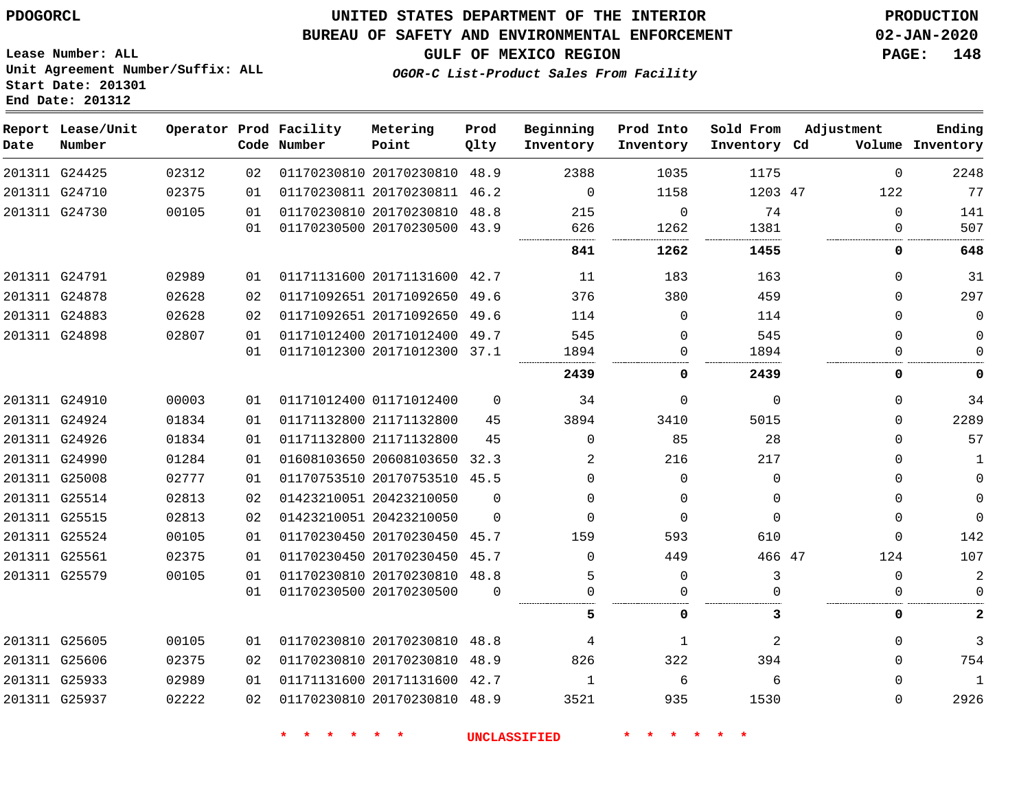PDOGORCL

# UNITED STATES DEPARTMENT OF THE INTERIOR
## BUREAU OF SAFETY AND ENVIRONMENTAL ENFORCEMENT
## GULF OF MEXICO REGION
### *OGOR-C List-Product Sales From Facility*

PRODUCTION
02-JAN-2020

Lease Number: ALL
Unit Agreement Number/Suffix: ALL
Start Date: 201301
End Date: 201312

| Report Date | Lease/Unit Number | Operator | Prod Code | Facility Number | Metering Point | Prod Qlty | Beginning Inventory | Prod Into Inventory | Sold From Inventory | Adjustment Cd | Volume | Ending Inventory |
|---|---|---|---|---|---|---|---|---|---|---|---|---|
| 201311 | G24425 | 02312 | 02 | 01170230810 | 20170230810 | 48.9 | 2388 | 1035 | 1175 | | 0 | 2248 |
| 201311 | G24710 | 02375 | 01 | 01170230811 | 20170230811 | 46.2 | 0 | 1158 | 1203 | 47 | 122 | 77 |
| 201311 | G24730 | 00105 | 01 | 01170230810 | 20170230810 | 48.8 | 215 | 0 | 74 | | 0 | 141 |
| | | | 01 | 01170230500 | 20170230500 | 43.9 | 626 | 1262 | 1381 | | 0 | 507 |
| | | | | | | | **841** | **1262** | **1455** | | **0** | **648** |
| 201311 | G24791 | 02989 | 01 | 01171131600 | 20171131600 | 42.7 | 11 | 183 | 163 | | 0 | 31 |
| 201311 | G24878 | 02628 | 02 | 01171092651 | 20171092650 | 49.6 | 376 | 380 | 459 | | 0 | 297 |
| 201311 | G24883 | 02628 | 02 | 01171092651 | 20171092650 | 49.6 | 114 | 0 | 114 | | 0 | 0 |
| 201311 | G24898 | 02807 | 01 | 01171012400 | 20171012400 | 49.7 | 545 | 0 | 545 | | 0 | 0 |
| | | | 01 | 01171012300 | 20171012300 | 37.1 | 1894 | 0 | 1894 | | 0 | 0 |
| | | | | | | | **2439** | **0** | **2439** | | **0** | **0** |
| 201311 | G24910 | 00003 | 01 | 01171012400 | 01171012400 | 0 | 34 | 0 | 0 | | 0 | 34 |
| 201311 | G24924 | 01834 | 01 | 01171132800 | 21171132800 | 45 | 3894 | 3410 | 5015 | | 0 | 2289 |
| 201311 | G24926 | 01834 | 01 | 01171132800 | 21171132800 | 45 | 0 | 85 | 28 | | 0 | 57 |
| 201311 | G24990 | 01284 | 01 | 01608103650 | 20608103650 | 32.3 | 2 | 216 | 217 | | 0 | 1 |
| 201311 | G25008 | 02777 | 01 | 01170753510 | 20170753510 | 45.5 | 0 | 0 | 0 | | 0 | 0 |
| 201311 | G25514 | 02813 | 02 | 01423210051 | 20423210050 | 0 | 0 | 0 | 0 | | 0 | 0 |
| 201311 | G25515 | 02813 | 02 | 01423210051 | 20423210050 | 0 | 0 | 0 | 0 | | 0 | 0 |
| 201311 | G25524 | 00105 | 01 | 01170230450 | 20170230450 | 45.7 | 159 | 593 | 610 | | 0 | 142 |
| 201311 | G25561 | 02375 | 01 | 01170230450 | 20170230450 | 45.7 | 0 | 449 | 466 | 47 | 124 | 107 |
| 201311 | G25579 | 00105 | 01 | 01170230810 | 20170230810 | 48.8 | 5 | 0 | 3 | | 0 | 2 |
| | | | 01 | 01170230500 | 20170230500 | 0 | 0 | 0 | 0 | | 0 | 0 |
| | | | | | | | **5** | **0** | **3** | | **0** | **2** |
| 201311 | G25605 | 00105 | 01 | 01170230810 | 20170230810 | 48.8 | 4 | 1 | 2 | | 0 | 3 |
| 201311 | G25606 | 02375 | 02 | 01170230810 | 20170230810 | 48.9 | 826 | 322 | 394 | | 0 | 754 |
| 201311 | G25933 | 02989 | 01 | 01171131600 | 20171131600 | 42.7 | 1 | 6 | 6 | | 0 | 1 |
| 201311 | G25937 | 02222 | 02 | 01170230810 | 20170230810 | 48.9 | 3521 | 935 | 1530 | | 0 | 2926 |

* * * * * * UNCLASSIFIED * * * * * *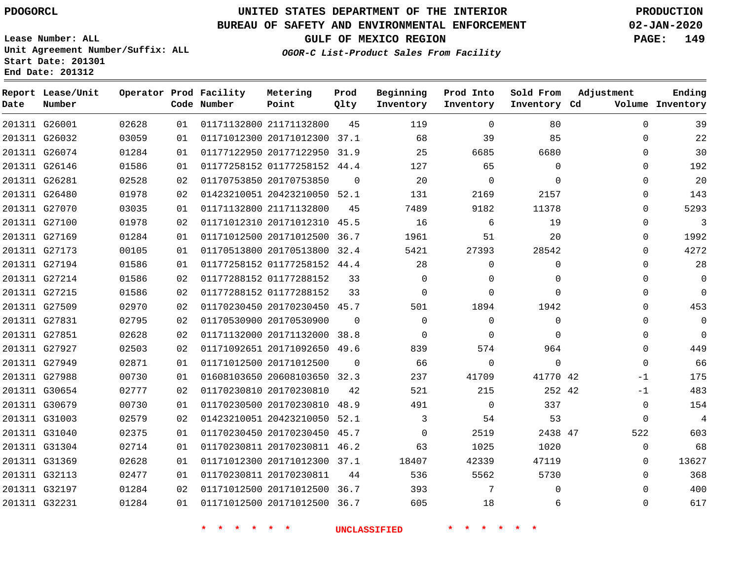PDOGORCL

Lease Number: ALL
Unit Agreement Number/Suffix: ALL
Start Date: 201301
End Date: 201312

# UNITED STATES DEPARTMENT OF THE INTERIOR
## BUREAU OF SAFETY AND ENVIRONMENTAL ENFORCEMENT
### GULF OF MEXICO REGION
*OGOR-C List-Product Sales From Facility*

PRODUCTION
02-JAN-2020

| Report Date | Lease/Unit Number | Operator | Prod Code | Facility Number | Metering Point | Prod Qlty | Beginning Inventory | Prod Into Inventory | Sold From Inventory | Adjustment Cd | Adjustment Volume | Ending Inventory |
|---|---|---|---|---|---|---|---|---|---|---|---|---|
| 201311 | G26001 | 02628 | 01 | 01171132800 | 21171132800 | 45 | 119 | 0 | 80 | | 0 | 39 |
| 201311 | G26032 | 03059 | 01 | 01171012300 | 20171012300 | 37.1 | 68 | 39 | 85 | | 0 | 22 |
| 201311 | G26074 | 01284 | 01 | 01177122950 | 20177122950 | 31.9 | 25 | 6685 | 6680 | | 0 | 30 |
| 201311 | G26146 | 01586 | 01 | 01177258152 | 01177258152 | 44.4 | 127 | 65 | 0 | | 0 | 192 |
| 201311 | G26281 | 02528 | 02 | 01170753850 | 20170753850 | 0 | 20 | 0 | 0 | | 0 | 20 |
| 201311 | G26480 | 01978 | 02 | 01423210051 | 20423210050 | 52.1 | 131 | 2169 | 2157 | | 0 | 143 |
| 201311 | G27070 | 03035 | 01 | 01171132800 | 21171132800 | 45 | 7489 | 9182 | 11378 | | 0 | 5293 |
| 201311 | G27100 | 01978 | 02 | 01171012310 | 20171012310 | 45.5 | 16 | 6 | 19 | | 0 | 3 |
| 201311 | G27169 | 01284 | 01 | 01171012500 | 20171012500 | 36.7 | 1961 | 51 | 20 | | 0 | 1992 |
| 201311 | G27173 | 00105 | 01 | 01170513800 | 20170513800 | 32.4 | 5421 | 27393 | 28542 | | 0 | 4272 |
| 201311 | G27194 | 01586 | 01 | 01177258152 | 01177258152 | 44.4 | 28 | 0 | 0 | | 0 | 28 |
| 201311 | G27214 | 01586 | 02 | 01177288152 | 01177288152 | 33 | 0 | 0 | 0 | | 0 | 0 |
| 201311 | G27215 | 01586 | 02 | 01177288152 | 01177288152 | 33 | 0 | 0 | 0 | | 0 | 0 |
| 201311 | G27509 | 02970 | 02 | 01170230450 | 20170230450 | 45.7 | 501 | 1894 | 1942 | | 0 | 453 |
| 201311 | G27831 | 02795 | 02 | 01170530900 | 20170530900 | 0 | 0 | 0 | 0 | | 0 | 0 |
| 201311 | G27851 | 02628 | 02 | 01171132000 | 20171132000 | 38.8 | 0 | 0 | 0 | | 0 | 0 |
| 201311 | G27927 | 02503 | 02 | 01171092651 | 20171092650 | 49.6 | 839 | 574 | 964 | | 0 | 449 |
| 201311 | G27949 | 02871 | 01 | 01171012500 | 20171012500 | 0 | 66 | 0 | 0 | | 0 | 66 |
| 201311 | G27988 | 00730 | 01 | 01608103650 | 20608103650 | 32.3 | 237 | 41709 | 41770 | 42 | -1 | 175 |
| 201311 | G30654 | 02777 | 02 | 01170230810 | 20170230810 | 42 | 521 | 215 | 252 | 42 | -1 | 483 |
| 201311 | G30679 | 00730 | 01 | 01170230500 | 20170230810 | 48.9 | 491 | 0 | 337 | | 0 | 154 |
| 201311 | G31003 | 02579 | 02 | 01423210051 | 20423210050 | 52.1 | 3 | 54 | 53 | | 0 | 4 |
| 201311 | G31040 | 02375 | 01 | 01170230450 | 20170230450 | 45.7 | 0 | 2519 | 2438 | 47 | 522 | 603 |
| 201311 | G31304 | 02714 | 01 | 01170230811 | 20170230811 | 46.2 | 63 | 1025 | 1020 | | 0 | 68 |
| 201311 | G31369 | 02628 | 01 | 01171012300 | 20171012300 | 37.1 | 18407 | 42339 | 47119 | | 0 | 13627 |
| 201311 | G32113 | 02477 | 01 | 01170230811 | 20170230811 | 44 | 536 | 5562 | 5730 | | 0 | 368 |
| 201311 | G32197 | 01284 | 02 | 01171012500 | 20171012500 | 36.7 | 393 | 7 | 0 | | 0 | 400 |
| 201311 | G32231 | 01284 | 01 | 01171012500 | 20171012500 | 36.7 | 605 | 18 | 6 | | 0 | 617 |

* * * * * * UNCLASSIFIED * * * * * *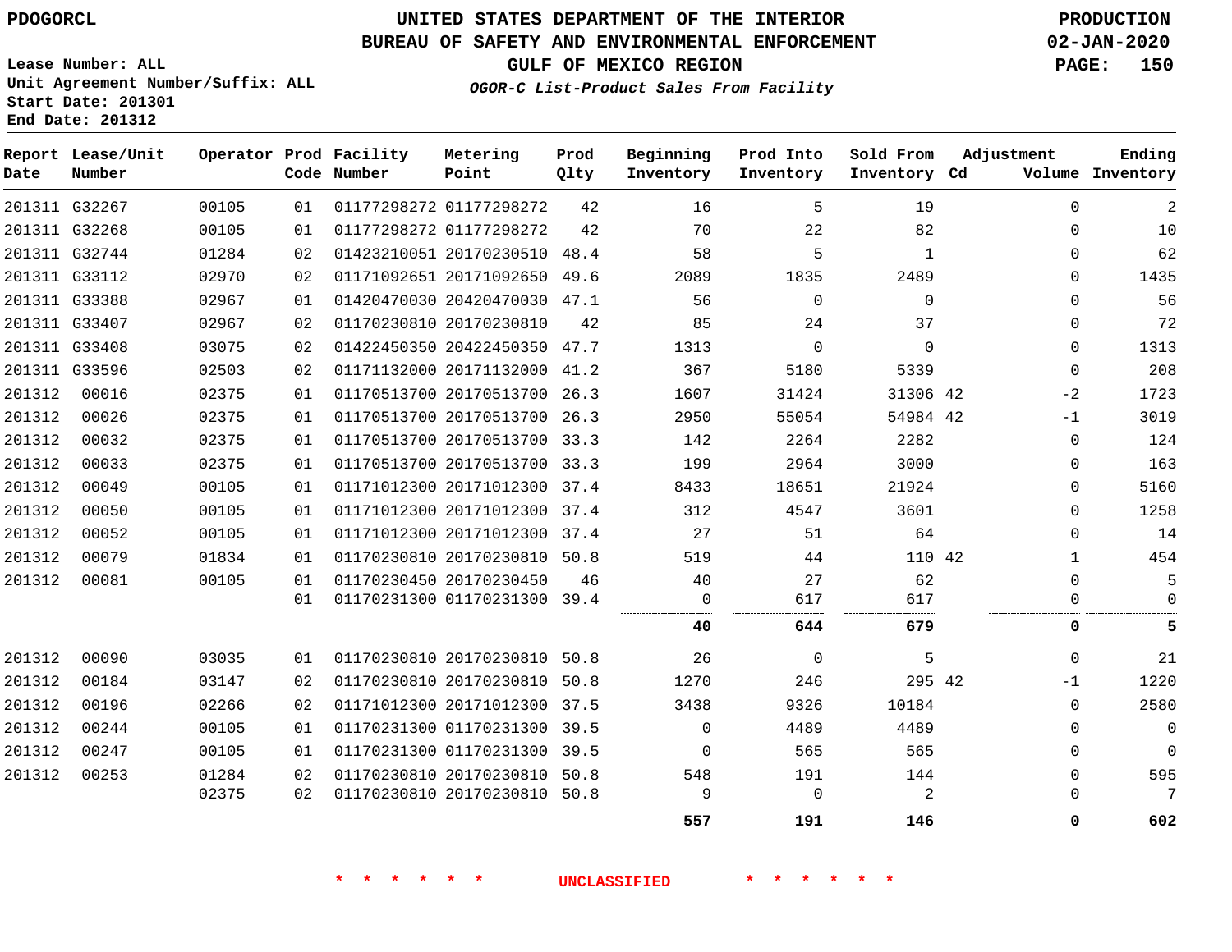# UNITED STATES DEPARTMENT OF THE INTERIOR
## BUREAU OF SAFETY AND ENVIRONMENTAL ENFORCEMENT
## GULF OF MEXICO REGION

PDOGORCL

PRODUCTION
02-JAN-2020

Lease Number: ALL
Unit Agreement Number/Suffix: ALL
Start Date: 201301
End Date: 201312

*OGOR-C List-Product Sales From Facility*

| Report Date | Lease/Unit Number | Operator | Prod Code | Facility Number | Metering Point | Prod Qlty | Beginning Inventory | Prod Into Inventory | Sold From Inventory | Adjustment Cd | Adjustment Volume | Ending Inventory |
|---|---|---|---|---|---|---|---|---|---|---|---|---|
| 201311 | G32267 | 00105 | 01 | 01177298272 | 01177298272 | 42 | 16 | 5 | 19 | | 0 | 2 |
| 201311 | G32268 | 00105 | 01 | 01177298272 | 01177298272 | 42 | 70 | 22 | 82 | | 0 | 10 |
| 201311 | G32744 | 01284 | 02 | 01423210051 | 20170230510 | 48.4 | 58 | 5 | 1 | | 0 | 62 |
| 201311 | G33112 | 02970 | 02 | 01171092651 | 20171092650 | 49.6 | 2089 | 1835 | 2489 | | 0 | 1435 |
| 201311 | G33388 | 02967 | 01 | 01420470030 | 20420470030 | 47.1 | 56 | 0 | 0 | | 0 | 56 |
| 201311 | G33407 | 02967 | 02 | 01170230810 | 20170230810 | 42 | 85 | 24 | 37 | | 0 | 72 |
| 201311 | G33408 | 03075 | 02 | 01422450350 | 20422450350 | 47.7 | 1313 | 0 | 0 | | 0 | 1313 |
| 201311 | G33596 | 02503 | 02 | 01171132000 | 20171132000 | 41.2 | 367 | 5180 | 5339 | | 0 | 208 |
| 201312 | 00016 | 02375 | 01 | 01170513700 | 20170513700 | 26.3 | 1607 | 31424 | 31306 | 42 | -2 | 1723 |
| 201312 | 00026 | 02375 | 01 | 01170513700 | 20170513700 | 26.3 | 2950 | 55054 | 54984 | 42 | -1 | 3019 |
| 201312 | 00032 | 02375 | 01 | 01170513700 | 20170513700 | 33.3 | 142 | 2264 | 2282 | | 0 | 124 |
| 201312 | 00033 | 02375 | 01 | 01170513700 | 20170513700 | 33.3 | 199 | 2964 | 3000 | | 0 | 163 |
| 201312 | 00049 | 00105 | 01 | 01171012300 | 20171012300 | 37.4 | 8433 | 18651 | 21924 | | 0 | 5160 |
| 201312 | 00050 | 00105 | 01 | 01171012300 | 20171012300 | 37.4 | 312 | 4547 | 3601 | | 0 | 1258 |
| 201312 | 00052 | 00105 | 01 | 01171012300 | 20171012300 | 37.4 | 27 | 51 | 64 | | 0 | 14 |
| 201312 | 00079 | 01834 | 01 | 01170230810 | 20170230810 | 50.8 | 519 | 44 | 110 | 42 | 1 | 454 |
| 201312 | 00081 | 00105 | 01 | 01170230450 | 20170230450 | 46 | 40 | 27 | 62 | | 0 | 5 |
| | | | 01 | 01170231300 | 01170231300 | 39.4 | 0 | 617 | 617 | | 0 | 0 |
| | | | | | | | **40** | **644** | **679** | | **0** | **5** |
| 201312 | 00090 | 03035 | 01 | 01170230810 | 20170230810 | 50.8 | 26 | 0 | 5 | | 0 | 21 |
| 201312 | 00184 | 03147 | 02 | 01170230810 | 20170230810 | 50.8 | 1270 | 246 | 295 | 42 | -1 | 1220 |
| 201312 | 00196 | 02266 | 02 | 01171012300 | 20171012300 | 37.5 | 3438 | 9326 | 10184 | | 0 | 2580 |
| 201312 | 00244 | 00105 | 01 | 01170231300 | 01170231300 | 39.5 | 0 | 4489 | 4489 | | 0 | 0 |
| 201312 | 00247 | 00105 | 01 | 01170231300 | 01170231300 | 39.5 | 0 | 565 | 565 | | 0 | 0 |
| 201312 | 00253 | 01284 | 02 | 01170230810 | 20170230810 | 50.8 | 548 | 191 | 144 | | 0 | 595 |
| | | 02375 | 02 | 01170230810 | 20170230810 | 50.8 | 9 | 0 | 2 | | 0 | 7 |
| | | | | | | | **557** | **191** | **146** | | **0** | **602** |

\* \* \* \* \* \* UNCLASSIFIED \* \* \* \* \* \*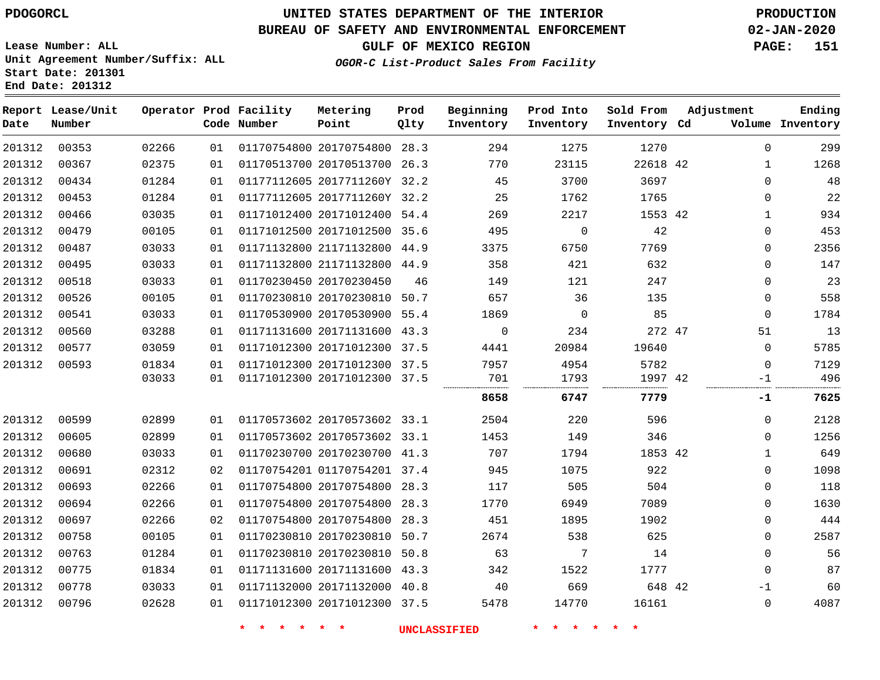PDOGORCL

# UNITED STATES DEPARTMENT OF THE INTERIOR
## BUREAU OF SAFETY AND ENVIRONMENTAL ENFORCEMENT
### GULF OF MEXICO REGION

*OGOR-C List-Product Sales From Facility*

PRODUCTION
02-JAN-2020

Lease Number: ALL
Unit Agreement Number/Suffix: ALL
Start Date: 201301
End Date: 201312

| Report Date | Lease/Unit Number | Operator | Prod Code | Facility Number | Metering Point | Prod Qlty | Beginning Inventory | Prod Into Inventory | Sold From Inventory | Adjustment Cd | Volume | Ending Inventory |
|---|---|---|---|---|---|---|---|---|---|---|---|---|
| 201312 | 00353 | 02266 | 01 | 01170754800 | 20170754800 | 28.3 | 294 | 1275 | 1270 | | 0 | 299 |
| 201312 | 00367 | 02375 | 01 | 01170513700 | 20170513700 | 26.3 | 770 | 23115 | 22618 | 42 | 1 | 1268 |
| 201312 | 00434 | 01284 | 01 | 01177112605 | 2017711260Y | 32.2 | 45 | 3700 | 3697 | | 0 | 48 |
| 201312 | 00453 | 01284 | 01 | 01177112605 | 2017711260Y | 32.2 | 25 | 1762 | 1765 | | 0 | 22 |
| 201312 | 00466 | 03035 | 01 | 01171012400 | 20171012400 | 54.4 | 269 | 2217 | 1553 | 42 | 1 | 934 |
| 201312 | 00479 | 00105 | 01 | 01171012500 | 20171012500 | 35.6 | 495 | 0 | 42 | | 0 | 453 |
| 201312 | 00487 | 03033 | 01 | 01171132800 | 21171132800 | 44.9 | 3375 | 6750 | 7769 | | 0 | 2356 |
| 201312 | 00495 | 03033 | 01 | 01171132800 | 21171132800 | 44.9 | 358 | 421 | 632 | | 0 | 147 |
| 201312 | 00518 | 03033 | 01 | 01170230450 | 20170230450 | 46 | 149 | 121 | 247 | | 0 | 23 |
| 201312 | 00526 | 00105 | 01 | 01170230810 | 20170230810 | 50.7 | 657 | 36 | 135 | | 0 | 558 |
| 201312 | 00541 | 03033 | 01 | 01170530900 | 20170530900 | 55.4 | 1869 | 0 | 85 | | 0 | 1784 |
| 201312 | 00560 | 03288 | 01 | 01171131600 | 20171131600 | 43.3 | 0 | 234 | 272 | 47 | 51 | 13 |
| 201312 | 00577 | 03059 | 01 | 01171012300 | 20171012300 | 37.5 | 4441 | 20984 | 19640 | | 0 | 5785 |
| 201312 | 00593 | 01834 | 01 | 01171012300 | 20171012300 | 37.5 | 7957 | 4954 | 5782 | | 0 | 7129 |
| | | 03033 | 01 | 01171012300 | 20171012300 | 37.5 | 701 | 1793 | 1997 | 42 | -1 | 496 |
| | | | | | | | **8658** | **6747** | **7779** | | **-1** | **7625** |
| 201312 | 00599 | 02899 | 01 | 01170573602 | 20170573602 | 33.1 | 2504 | 220 | 596 | | 0 | 2128 |
| 201312 | 00605 | 02899 | 01 | 01170573602 | 20170573602 | 33.1 | 1453 | 149 | 346 | | 0 | 1256 |
| 201312 | 00680 | 03033 | 01 | 01170230700 | 20170230700 | 41.3 | 707 | 1794 | 1853 | 42 | 1 | 649 |
| 201312 | 00691 | 02312 | 02 | 01170754201 | 01170754201 | 37.4 | 945 | 1075 | 922 | | 0 | 1098 |
| 201312 | 00693 | 02266 | 01 | 01170754800 | 20170754800 | 28.3 | 117 | 505 | 504 | | 0 | 118 |
| 201312 | 00694 | 02266 | 01 | 01170754800 | 20170754800 | 28.3 | 1770 | 6949 | 7089 | | 0 | 1630 |
| 201312 | 00697 | 02266 | 02 | 01170754800 | 20170754800 | 28.3 | 451 | 1895 | 1902 | | 0 | 444 |
| 201312 | 00758 | 00105 | 01 | 01170230810 | 20170230810 | 50.7 | 2674 | 538 | 625 | | 0 | 2587 |
| 201312 | 00763 | 01284 | 01 | 01170230810 | 20170230810 | 50.8 | 63 | 7 | 14 | | 0 | 56 |
| 201312 | 00775 | 01834 | 01 | 01171131600 | 20171131600 | 43.3 | 342 | 1522 | 1777 | | 0 | 87 |
| 201312 | 00778 | 03033 | 01 | 01171132000 | 20171132000 | 40.8 | 40 | 669 | 648 | 42 | -1 | 60 |
| 201312 | 00796 | 02628 | 01 | 01171012300 | 20171012300 | 37.5 | 5478 | 14770 | 16161 | | 0 | 4087 |

* * * * * * UNCLASSIFIED * * * * * *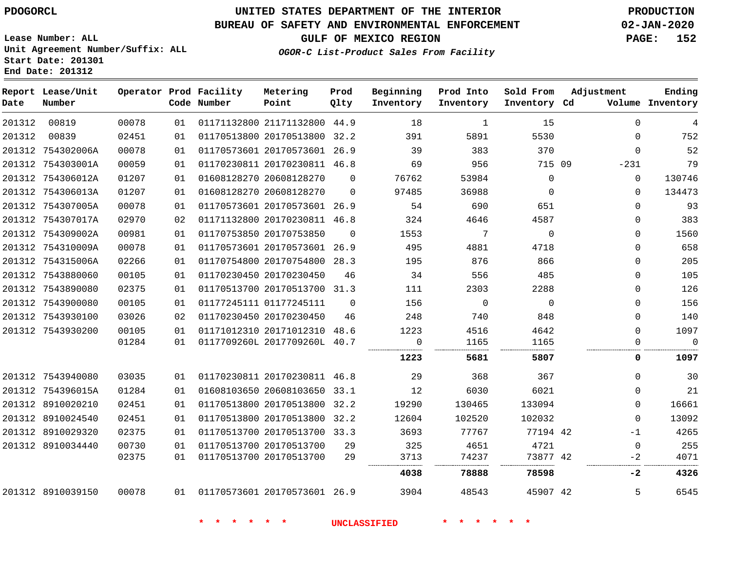# UNITED STATES DEPARTMENT OF THE INTERIOR
## BUREAU OF SAFETY AND ENVIRONMENTAL ENFORCEMENT
### GULF OF MEXICO REGION
*OGOR-C List-Product Sales From Facility*

PDOGORCL

Lease Number: ALL
Unit Agreement Number/Suffix: ALL
Start Date: 201301
End Date: 201312

PRODUCTION
02-JAN-2020

| Report Date | Lease/Unit Number | Operator | Prod Code | Facility Number | Metering Point | Prod Qlty | Beginning Inventory | Prod Into Inventory | Sold From Inventory | Adjustment Cd | Volume | Ending Inventory |
|---|---|---|---|---|---|---|---|---|---|---|---|---|
| 201312 | 00819 | 00078 | 01 | 01171132800 | 21171132800 | 44.9 | 18 | 1 | 15 | | 0 | 4 |
| 201312 | 00839 | 02451 | 01 | 01170513800 | 20170513800 | 32.2 | 391 | 5891 | 5530 | | 0 | 752 |
| 201312 | 754302006A | 00078 | 01 | 01170573601 | 20170573601 | 26.9 | 39 | 383 | 370 | | 0 | 52 |
| 201312 | 754303001A | 00059 | 01 | 01170230811 | 20170230811 | 46.8 | 69 | 956 | 715 | 09 | -231 | 79 |
| 201312 | 754306012A | 01207 | 01 | 01608128270 | 20608128270 | 0 | 76762 | 53984 | 0 | | 0 | 130746 |
| 201312 | 754306013A | 01207 | 01 | 01608128270 | 20608128270 | 0 | 97485 | 36988 | 0 | | 0 | 134473 |
| 201312 | 754307005A | 00078 | 01 | 01170573601 | 20170573601 | 26.9 | 54 | 690 | 651 | | 0 | 93 |
| 201312 | 754307017A | 02970 | 02 | 01171132800 | 20170230811 | 46.8 | 324 | 4646 | 4587 | | 0 | 383 |
| 201312 | 754309002A | 00981 | 01 | 01170753850 | 20170753850 | 0 | 1553 | 7 | 0 | | 0 | 1560 |
| 201312 | 754310009A | 00078 | 01 | 01170573601 | 20170573601 | 26.9 | 495 | 4881 | 4718 | | 0 | 658 |
| 201312 | 754315006A | 02266 | 01 | 01170754800 | 20170754800 | 28.3 | 195 | 876 | 866 | | 0 | 205 |
| 201312 | 7543880060 | 00105 | 01 | 01170230450 | 20170230450 | 46 | 34 | 556 | 485 | | 0 | 105 |
| 201312 | 7543890080 | 02375 | 01 | 01170513700 | 20170513700 | 31.3 | 111 | 2303 | 2288 | | 0 | 126 |
| 201312 | 7543900080 | 00105 | 01 | 01177245111 | 01177245111 | 0 | 156 | 0 | 0 | | 0 | 156 |
| 201312 | 7543930100 | 03026 | 02 | 01170230450 | 20170230450 | 46 | 248 | 740 | 848 | | 0 | 140 |
| 201312 | 7543930200 | 00105 | 01 | 01171012310 | 20171012310 | 48.6 | 1223 | 4516 | 4642 | | 0 | 1097 |
| | | 01284 | 01 | 0117709260L | 2017709260L | 40.7 | 0 | 1165 | 1165 | | 0 | 0 |
| | | | | | | | **1223** | **5681** | **5807** | | **0** | **1097** |
| 201312 | 7543940080 | 03035 | 01 | 01170230811 | 20170230811 | 46.8 | 29 | 368 | 367 | | 0 | 30 |
| 201312 | 754396015A | 01284 | 01 | 01608103650 | 20608103650 | 33.1 | 12 | 6030 | 6021 | | 0 | 21 |
| 201312 | 8910020210 | 02451 | 01 | 01170513800 | 20170513800 | 32.2 | 19290 | 130465 | 133094 | | 0 | 16661 |
| 201312 | 8910024540 | 02451 | 01 | 01170513800 | 20170513800 | 32.2 | 12604 | 102520 | 102032 | | 0 | 13092 |
| 201312 | 8910029320 | 02375 | 01 | 01170513700 | 20170513700 | 33.3 | 3693 | 77767 | 77194 | 42 | -1 | 4265 |
| 201312 | 8910034440 | 00730 | 01 | 01170513700 | 20170513700 | 29 | 325 | 4651 | 4721 | | 0 | 255 |
| | | 02375 | 01 | 01170513700 | 20170513700 | 29 | 3713 | 74237 | 73877 | 42 | -2 | 4071 |
| | | | | | | | **4038** | **78888** | **78598** | | **-2** | **4326** |
| 201312 | 8910039150 | 00078 | 01 | 01170573601 | 20170573601 | 26.9 | 3904 | 48543 | 45907 | 42 | 5 | 6545 |

\* \* \* \* \* \* UNCLASSIFIED \* \* \* \* \* \*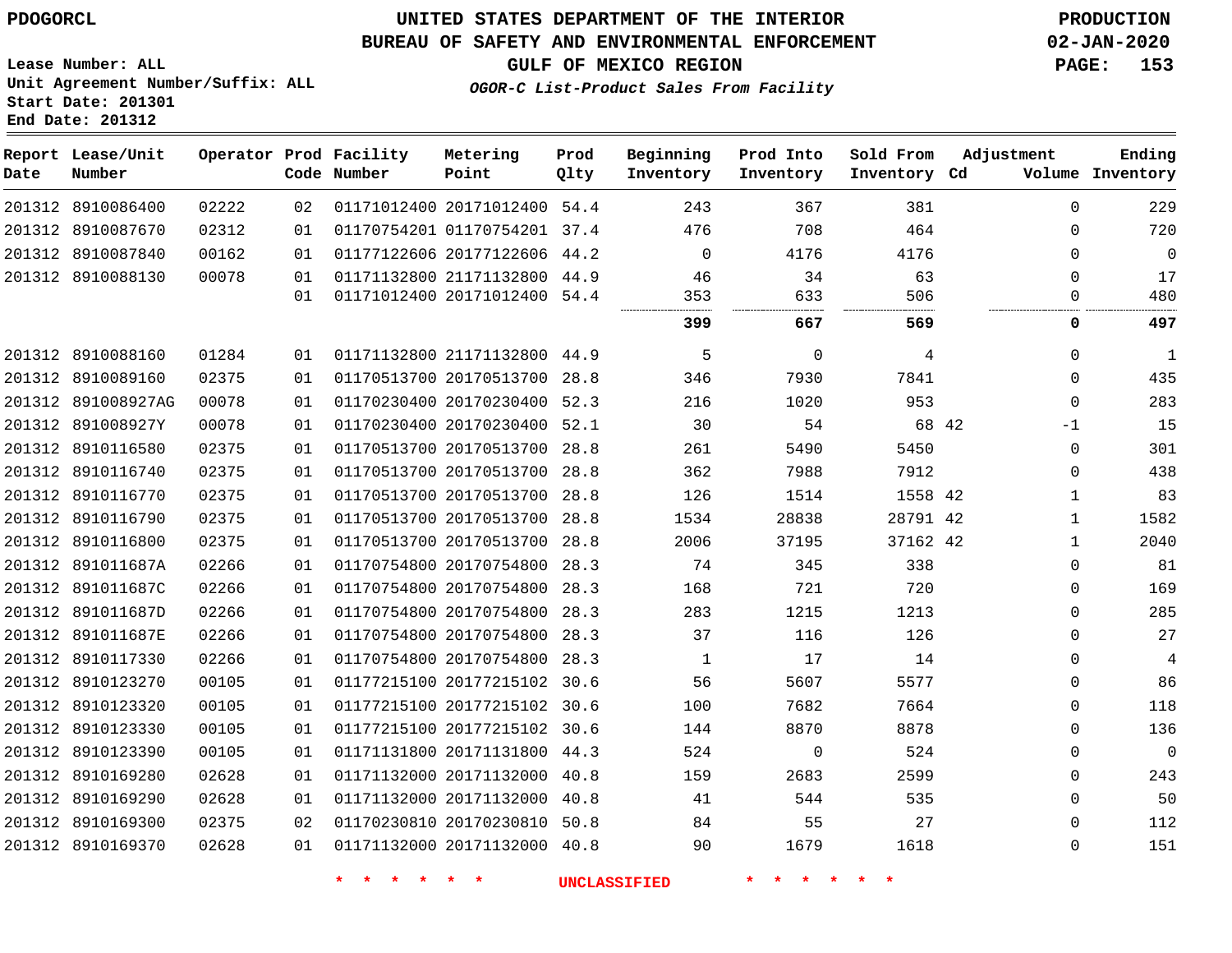**Lease Number: ALL**
**Unit Agreement Number/Suffix: ALL**
**Start Date: 201301**
**End Date: 201312**

# UNITED STATES DEPARTMENT OF THE INTERIOR
## BUREAU OF SAFETY AND ENVIRONMENTAL ENFORCEMENT
## GULF OF MEXICO REGION
### *OGOR-C List-Product Sales From Facility*

**PRODUCTION**
**02-JAN-2020**

| Report Date | Lease/Unit Number | Operator | Prod Code | Facility Number | Metering Point | Prod Qlty | Beginning Inventory | Prod Into Inventory | Sold From Inventory | Adjustment Cd | Volume | Ending Inventory |
|---|---|---|---|---|---|---|---|---|---|---|---|---|
| 201312 | 8910086400 | 02222 | 02 | 01171012400 | 20171012400 | 54.4 | 243 | 367 | 381 | | 0 | 229 |
| 201312 | 8910087670 | 02312 | 01 | 01170754201 | 01170754201 | 37.4 | 476 | 708 | 464 | | 0 | 720 |
| 201312 | 8910087840 | 00162 | 01 | 01177122606 | 20177122606 | 44.2 | 0 | 4176 | 4176 | | 0 | 0 |
| 201312 | 8910088130 | 00078 | 01 | 01171132800 | 21171132800 | 44.9 | 46 | 34 | 63 | | 0 | 17 |
| | | | 01 | 01171012400 | 20171012400 | 54.4 | 353 | 633 | 506 | | 0 | 480 |
| | | | | | | | **399** | **667** | **569** | | **0** | **497** |
| 201312 | 8910088160 | 01284 | 01 | 01171132800 | 21171132800 | 44.9 | 5 | 0 | 4 | | 0 | 1 |
| 201312 | 8910089160 | 02375 | 01 | 01170513700 | 20170513700 | 28.8 | 346 | 7930 | 7841 | | 0 | 435 |
| 201312 | 891008927AG | 00078 | 01 | 01170230400 | 20170230400 | 52.3 | 216 | 1020 | 953 | | 0 | 283 |
| 201312 | 891008927Y | 00078 | 01 | 01170230400 | 20170230400 | 52.1 | 30 | 54 | 68 | 42 | -1 | 15 |
| 201312 | 8910116580 | 02375 | 01 | 01170513700 | 20170513700 | 28.8 | 261 | 5490 | 5450 | | 0 | 301 |
| 201312 | 8910116740 | 02375 | 01 | 01170513700 | 20170513700 | 28.8 | 362 | 7988 | 7912 | | 0 | 438 |
| 201312 | 8910116770 | 02375 | 01 | 01170513700 | 20170513700 | 28.8 | 126 | 1514 | 1558 | 42 | 1 | 83 |
| 201312 | 8910116790 | 02375 | 01 | 01170513700 | 20170513700 | 28.8 | 1534 | 28838 | 28791 | 42 | 1 | 1582 |
| 201312 | 8910116800 | 02375 | 01 | 01170513700 | 20170513700 | 28.8 | 2006 | 37195 | 37162 | 42 | 1 | 2040 |
| 201312 | 891011687A | 02266 | 01 | 01170754800 | 20170754800 | 28.3 | 74 | 345 | 338 | | 0 | 81 |
| 201312 | 891011687C | 02266 | 01 | 01170754800 | 20170754800 | 28.3 | 168 | 721 | 720 | | 0 | 169 |
| 201312 | 891011687D | 02266 | 01 | 01170754800 | 20170754800 | 28.3 | 283 | 1215 | 1213 | | 0 | 285 |
| 201312 | 891011687E | 02266 | 01 | 01170754800 | 20170754800 | 28.3 | 37 | 116 | 126 | | 0 | 27 |
| 201312 | 8910117330 | 02266 | 01 | 01170754800 | 20170754800 | 28.3 | 1 | 17 | 14 | | 0 | 4 |
| 201312 | 8910123270 | 00105 | 01 | 01177215100 | 20177215102 | 30.6 | 56 | 5607 | 5577 | | 0 | 86 |
| 201312 | 8910123320 | 00105 | 01 | 01177215100 | 20177215102 | 30.6 | 100 | 7682 | 7664 | | 0 | 118 |
| 201312 | 8910123330 | 00105 | 01 | 01177215100 | 20177215102 | 30.6 | 144 | 8870 | 8878 | | 0 | 136 |
| 201312 | 8910123390 | 00105 | 01 | 01171131800 | 20171131800 | 44.3 | 524 | 0 | 524 | | 0 | 0 |
| 201312 | 8910169280 | 02628 | 01 | 01171132000 | 20171132000 | 40.8 | 159 | 2683 | 2599 | | 0 | 243 |
| 201312 | 8910169290 | 02628 | 01 | 01171132000 | 20171132000 | 40.8 | 41 | 544 | 535 | | 0 | 50 |
| 201312 | 8910169300 | 02375 | 02 | 01170230810 | 20170230810 | 50.8 | 84 | 55 | 27 | | 0 | 112 |
| 201312 | 8910169370 | 02628 | 01 | 01171132000 | 20171132000 | 40.8 | 90 | 1679 | 1618 | | 0 | 151 |

* * * * * * UNCLASSIFIED * * * * * *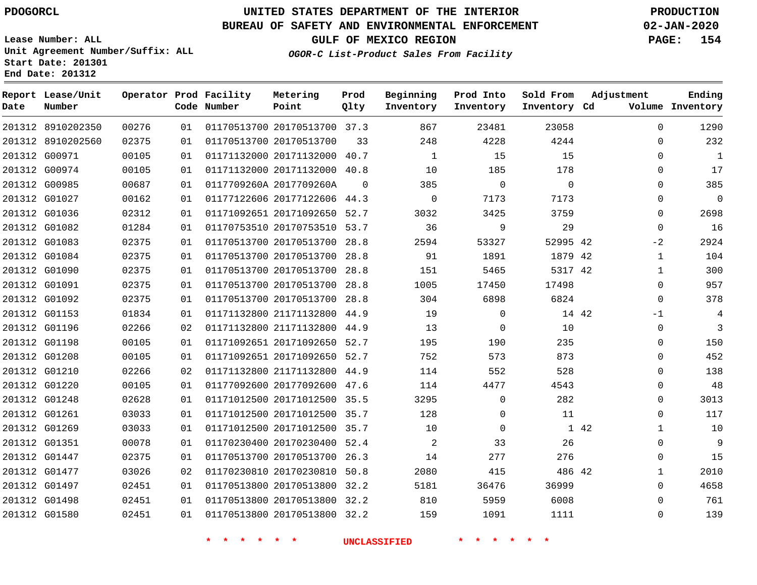PDOGORCL

# UNITED STATES DEPARTMENT OF THE INTERIOR
## BUREAU OF SAFETY AND ENVIRONMENTAL ENFORCEMENT
### GULF OF MEXICO REGION
*OGOR-C List-Product Sales From Facility*

PRODUCTION
02-JAN-2020

Lease Number: ALL
Unit Agreement Number/Suffix: ALL
Start Date: 201301
End Date: 201312

| Report Date | Lease/Unit Number | Operator | Prod Code | Facility Number | Metering Point | Prod Qlty | Beginning Inventory | Prod Into Inventory | Sold From Inventory | Adjustment Cd | Adjustment Volume | Ending Inventory |
|---|---|---|---|---|---|---|---|---|---|---|---|---|
| 201312 | 8910202350 | 00276 | 01 | 01170513700 | 20170513700 | 37.3 | 867 | 23481 | 23058 | | 0 | 1290 |
| 201312 | 8910202560 | 02375 | 01 | 01170513700 | 20170513700 | 33 | 248 | 4228 | 4244 | | 0 | 232 |
| 201312 | G00971 | 00105 | 01 | 01171132000 | 20171132000 | 40.7 | 1 | 15 | 15 | | 0 | 1 |
| 201312 | G00974 | 00105 | 01 | 01171132000 | 20171132000 | 40.8 | 10 | 185 | 178 | | 0 | 17 |
| 201312 | G00985 | 00687 | 01 | 0117709260A | 2017709260A | 0 | 385 | 0 | 0 | | 0 | 385 |
| 201312 | G01027 | 00162 | 01 | 01177122606 | 20177122606 | 44.3 | 0 | 7173 | 7173 | | 0 | 0 |
| 201312 | G01036 | 02312 | 01 | 01171092651 | 20171092650 | 52.7 | 3032 | 3425 | 3759 | | 0 | 2698 |
| 201312 | G01082 | 01284 | 01 | 01170753510 | 20170753510 | 53.7 | 36 | 9 | 29 | | 0 | 16 |
| 201312 | G01083 | 02375 | 01 | 01170513700 | 20170513700 | 28.8 | 2594 | 53327 | 52995 | 42 | -2 | 2924 |
| 201312 | G01084 | 02375 | 01 | 01170513700 | 20170513700 | 28.8 | 91 | 1891 | 1879 | 42 | 1 | 104 |
| 201312 | G01090 | 02375 | 01 | 01170513700 | 20170513700 | 28.8 | 151 | 5465 | 5317 | 42 | 1 | 300 |
| 201312 | G01091 | 02375 | 01 | 01170513700 | 20170513700 | 28.8 | 1005 | 17450 | 17498 | | 0 | 957 |
| 201312 | G01092 | 02375 | 01 | 01170513700 | 20170513700 | 28.8 | 304 | 6898 | 6824 | | 0 | 378 |
| 201312 | G01153 | 01834 | 01 | 01171132800 | 21171132800 | 44.9 | 19 | 0 | 14 | 42 | -1 | 4 |
| 201312 | G01196 | 02266 | 02 | 01171132800 | 21171132800 | 44.9 | 13 | 0 | 10 | | 0 | 3 |
| 201312 | G01198 | 00105 | 01 | 01171092651 | 20171092650 | 52.7 | 195 | 190 | 235 | | 0 | 150 |
| 201312 | G01208 | 00105 | 01 | 01171092651 | 20171092650 | 52.7 | 752 | 573 | 873 | | 0 | 452 |
| 201312 | G01210 | 02266 | 02 | 01171132800 | 21171132800 | 44.9 | 114 | 552 | 528 | | 0 | 138 |
| 201312 | G01220 | 00105 | 01 | 01177092600 | 20177092600 | 47.6 | 114 | 4477 | 4543 | | 0 | 48 |
| 201312 | G01248 | 02628 | 01 | 01171012500 | 20171012500 | 35.5 | 3295 | 0 | 282 | | 0 | 3013 |
| 201312 | G01261 | 03033 | 01 | 01171012500 | 20171012500 | 35.7 | 128 | 0 | 11 | | 0 | 117 |
| 201312 | G01269 | 03033 | 01 | 01171012500 | 20171012500 | 35.7 | 10 | 0 | 1 | 42 | 1 | 10 |
| 201312 | G01351 | 00078 | 01 | 01170230400 | 20170230400 | 52.4 | 2 | 33 | 26 | | 0 | 9 |
| 201312 | G01447 | 02375 | 01 | 01170513700 | 20170513700 | 26.3 | 14 | 277 | 276 | | 0 | 15 |
| 201312 | G01477 | 03026 | 02 | 01170230810 | 20170230810 | 50.8 | 2080 | 415 | 486 | 42 | 1 | 2010 |
| 201312 | G01497 | 02451 | 01 | 01170513800 | 20170513800 | 32.2 | 5181 | 36476 | 36999 | | 0 | 4658 |
| 201312 | G01498 | 02451 | 01 | 01170513800 | 20170513800 | 32.2 | 810 | 5959 | 6008 | | 0 | 761 |
| 201312 | G01580 | 02451 | 01 | 01170513800 | 20170513800 | 32.2 | 159 | 1091 | 1111 | | 0 | 139 |

* * * * * * UNCLASSIFIED * * * * * *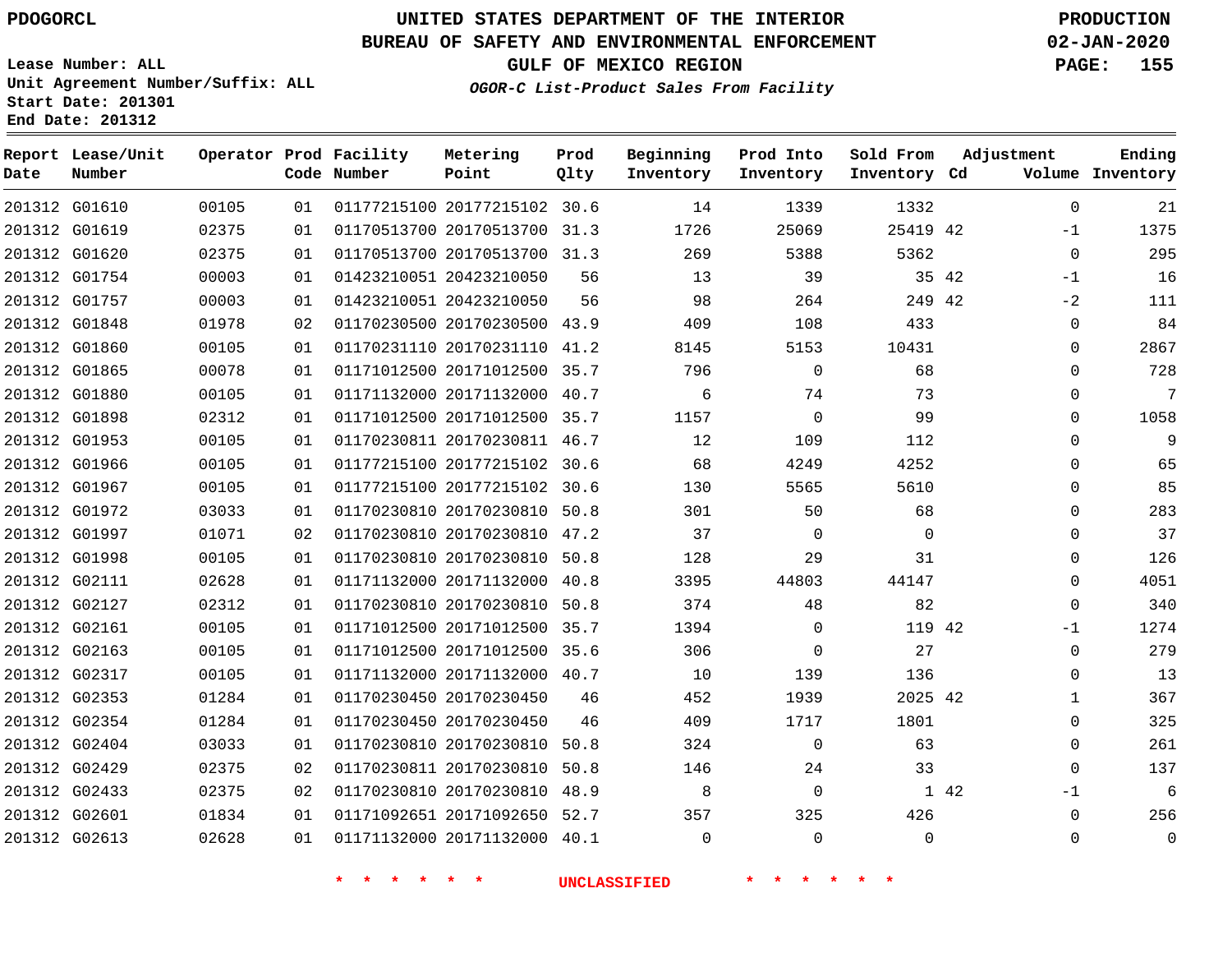PDOGORCL

# UNITED STATES DEPARTMENT OF THE INTERIOR
## BUREAU OF SAFETY AND ENVIRONMENTAL ENFORCEMENT
### GULF OF MEXICO REGION
*OGOR-C List-Product Sales From Facility*

PRODUCTION
02-JAN-2020

Lease Number: ALL
Unit Agreement Number/Suffix: ALL
Start Date: 201301
End Date: 201312

| Report Date | Lease/Unit Number | Operator | Prod Code | Facility Number | Metering Point | Prod Qlty | Beginning Inventory | Prod Into Inventory | Sold From Inventory | Adjustment Cd | Adjustment Volume | Ending Inventory |
|---|---|---|---|---|---|---|---|---|---|---|---|---|
| 201312 | G01610 | 00105 | 01 | 01177215100 | 20177215102 | 30.6 | 14 | 1339 | 1332 | | 0 | 21 |
| 201312 | G01619 | 02375 | 01 | 01170513700 | 20170513700 | 31.3 | 1726 | 25069 | 25419 | 42 | -1 | 1375 |
| 201312 | G01620 | 02375 | 01 | 01170513700 | 20170513700 | 31.3 | 269 | 5388 | 5362 | | 0 | 295 |
| 201312 | G01754 | 00003 | 01 | 01423210051 | 20423210050 | 56 | 13 | 39 | 35 | 42 | -1 | 16 |
| 201312 | G01757 | 00003 | 01 | 01423210051 | 20423210050 | 56 | 98 | 264 | 249 | 42 | -2 | 111 |
| 201312 | G01848 | 01978 | 02 | 01170230500 | 20170230500 | 43.9 | 409 | 108 | 433 | | 0 | 84 |
| 201312 | G01860 | 00105 | 01 | 01170231110 | 20170231110 | 41.2 | 8145 | 5153 | 10431 | | 0 | 2867 |
| 201312 | G01865 | 00078 | 01 | 01171012500 | 20171012500 | 35.7 | 796 | 0 | 68 | | 0 | 728 |
| 201312 | G01880 | 00105 | 01 | 01171132000 | 20171132000 | 40.7 | 6 | 74 | 73 | | 0 | 7 |
| 201312 | G01898 | 02312 | 01 | 01171012500 | 20171012500 | 35.7 | 1157 | 0 | 99 | | 0 | 1058 |
| 201312 | G01953 | 00105 | 01 | 01170230811 | 20170230811 | 46.7 | 12 | 109 | 112 | | 0 | 9 |
| 201312 | G01966 | 00105 | 01 | 01177215100 | 20177215102 | 30.6 | 68 | 4249 | 4252 | | 0 | 65 |
| 201312 | G01967 | 00105 | 01 | 01177215100 | 20177215102 | 30.6 | 130 | 5565 | 5610 | | 0 | 85 |
| 201312 | G01972 | 03033 | 01 | 01170230810 | 20170230810 | 50.8 | 301 | 50 | 68 | | 0 | 283 |
| 201312 | G01997 | 01071 | 02 | 01170230810 | 20170230810 | 47.2 | 37 | 0 | 0 | | 0 | 37 |
| 201312 | G01998 | 00105 | 01 | 01170230810 | 20170230810 | 50.8 | 128 | 29 | 31 | | 0 | 126 |
| 201312 | G02111 | 02628 | 01 | 01171132000 | 20171132000 | 40.8 | 3395 | 44803 | 44147 | | 0 | 4051 |
| 201312 | G02127 | 02312 | 01 | 01170230810 | 20170230810 | 50.8 | 374 | 48 | 82 | | 0 | 340 |
| 201312 | G02161 | 00105 | 01 | 01171012500 | 20171012500 | 35.7 | 1394 | 0 | 119 | 42 | -1 | 1274 |
| 201312 | G02163 | 00105 | 01 | 01171012500 | 20171012500 | 35.6 | 306 | 0 | 27 | | 0 | 279 |
| 201312 | G02317 | 00105 | 01 | 01171132000 | 20171132000 | 40.7 | 10 | 139 | 136 | | 0 | 13 |
| 201312 | G02353 | 01284 | 01 | 01170230450 | 20170230450 | 46 | 452 | 1939 | 2025 | 42 | 1 | 367 |
| 201312 | G02354 | 01284 | 01 | 01170230450 | 20170230450 | 46 | 409 | 1717 | 1801 | | 0 | 325 |
| 201312 | G02404 | 03033 | 01 | 01170230810 | 20170230810 | 50.8 | 324 | 0 | 63 | | 0 | 261 |
| 201312 | G02429 | 02375 | 02 | 01170230811 | 20170230810 | 50.8 | 146 | 24 | 33 | | 0 | 137 |
| 201312 | G02433 | 02375 | 02 | 01170230810 | 20170230810 | 48.9 | 8 | 0 | 1 | 42 | -1 | 6 |
| 201312 | G02601 | 01834 | 01 | 01171092651 | 20171092650 | 52.7 | 357 | 325 | 426 | | 0 | 256 |
| 201312 | G02613 | 02628 | 01 | 01171132000 | 20171132000 | 40.1 | 0 | 0 | 0 | | 0 | 0 |

\* \* \* \* \* \* UNCLASSIFIED \* \* \* \* \* \*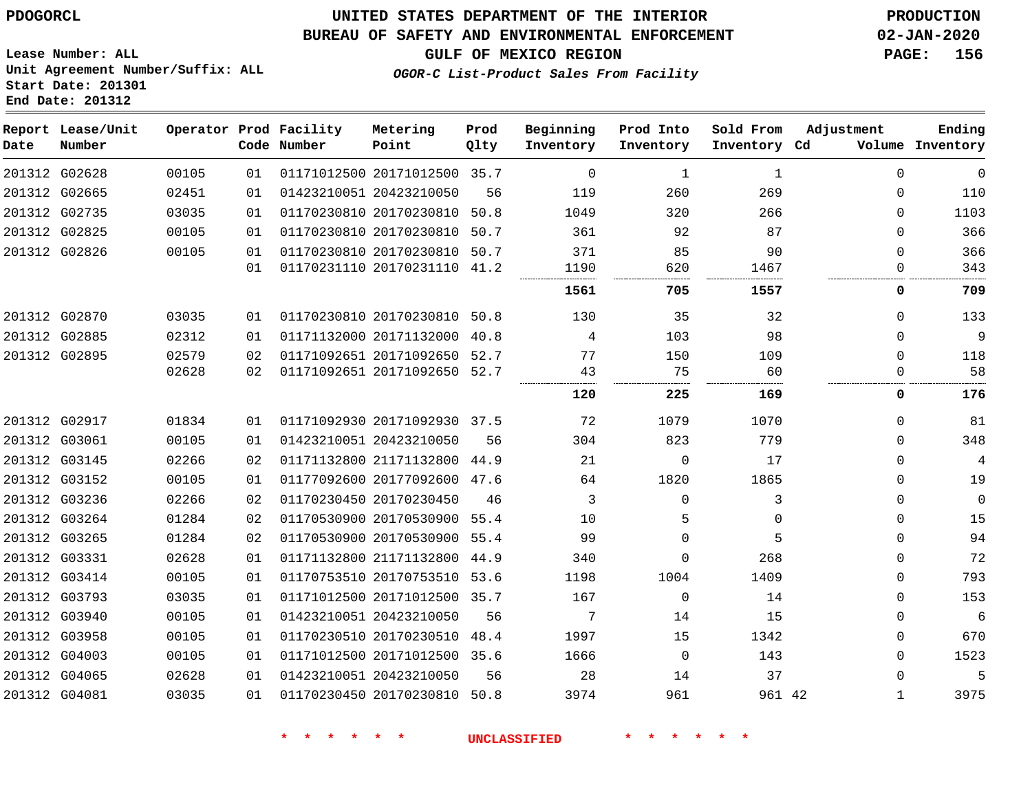PDOGORCL

# UNITED STATES DEPARTMENT OF THE INTERIOR
## BUREAU OF SAFETY AND ENVIRONMENTAL ENFORCEMENT
## GULF OF MEXICO REGION
### *OGOR-C List-Product Sales From Facility*

PRODUCTION
02-JAN-2020

Lease Number: ALL
Unit Agreement Number/Suffix: ALL
Start Date: 201301
End Date: 201312

| Report Date | Lease/Unit Number | Operator | Prod Code | Facility Number | Metering Point | Prod Qlty | Beginning Inventory | Prod Into Inventory | Sold From Inventory | Adjustment Cd | Adjustment Volume | Ending Inventory |
|---|---|---|---|---|---|---|---|---|---|---|---|---|
| 201312 | G02628 | 00105 | 01 | 01171012500 | 20171012500 | 35.7 | 0 | 1 | 1 | | 0 | 0 |
| 201312 | G02665 | 02451 | 01 | 01423210051 | 20423210050 | 56 | 119 | 260 | 269 | | 0 | 110 |
| 201312 | G02735 | 03035 | 01 | 01170230810 | 20170230810 | 50.8 | 1049 | 320 | 266 | | 0 | 1103 |
| 201312 | G02825 | 00105 | 01 | 01170230810 | 20170230810 | 50.7 | 361 | 92 | 87 | | 0 | 366 |
| 201312 | G02826 | 00105 | 01 | 01170230810 | 20170230810 | 50.7 | 371 | 85 | 90 | | 0 | 366 |
| | | | 01 | 01170231110 | 20170231110 | 41.2 | 1190 | 620 | 1467 | | 0 | 343 |
| | | | | | | | **1561** | **705** | **1557** | | **0** | **709** |
| 201312 | G02870 | 03035 | 01 | 01170230810 | 20170230810 | 50.8 | 130 | 35 | 32 | | 0 | 133 |
| 201312 | G02885 | 02312 | 01 | 01171132000 | 20171132000 | 40.8 | 4 | 103 | 98 | | 0 | 9 |
| 201312 | G02895 | 02579 | 02 | 01171092651 | 20171092650 | 52.7 | 77 | 150 | 109 | | 0 | 118 |
| | | 02628 | 02 | 01171092651 | 20171092650 | 52.7 | 43 | 75 | 60 | | 0 | 58 |
| | | | | | | | **120** | **225** | **169** | | **0** | **176** |
| 201312 | G02917 | 01834 | 01 | 01171092930 | 20171092930 | 37.5 | 72 | 1079 | 1070 | | 0 | 81 |
| 201312 | G03061 | 00105 | 01 | 01423210051 | 20423210050 | 56 | 304 | 823 | 779 | | 0 | 348 |
| 201312 | G03145 | 02266 | 02 | 01171132800 | 21171132800 | 44.9 | 21 | 0 | 17 | | 0 | 4 |
| 201312 | G03152 | 00105 | 01 | 01177092600 | 20177092600 | 47.6 | 64 | 1820 | 1865 | | 0 | 19 |
| 201312 | G03236 | 02266 | 02 | 01170230450 | 20170230450 | 46 | 3 | 0 | 3 | | 0 | 0 |
| 201312 | G03264 | 01284 | 02 | 01170530900 | 20170530900 | 55.4 | 10 | 5 | 0 | | 0 | 15 |
| 201312 | G03265 | 01284 | 02 | 01170530900 | 20170530900 | 55.4 | 99 | 0 | 5 | | 0 | 94 |
| 201312 | G03331 | 02628 | 01 | 01171132800 | 21171132800 | 44.9 | 340 | 0 | 268 | | 0 | 72 |
| 201312 | G03414 | 00105 | 01 | 01170753510 | 20170753510 | 53.6 | 1198 | 1004 | 1409 | | 0 | 793 |
| 201312 | G03793 | 03035 | 01 | 01171012500 | 20171012500 | 35.7 | 167 | 0 | 14 | | 0 | 153 |
| 201312 | G03940 | 00105 | 01 | 01423210051 | 20423210050 | 56 | 7 | 14 | 15 | | 0 | 6 |
| 201312 | G03958 | 00105 | 01 | 01170230510 | 20170230510 | 48.4 | 1997 | 15 | 1342 | | 0 | 670 |
| 201312 | G04003 | 00105 | 01 | 01171012500 | 20171012500 | 35.6 | 1666 | 0 | 143 | | 0 | 1523 |
| 201312 | G04065 | 02628 | 01 | 01423210051 | 20423210050 | 56 | 28 | 14 | 37 | | 0 | 5 |
| 201312 | G04081 | 03035 | 01 | 01170230450 | 20170230810 | 50.8 | 3974 | 961 | 961 | 42 | 1 | 3975 |

\* \* \* \* \* \* UNCLASSIFIED \* \* \* \* \* \*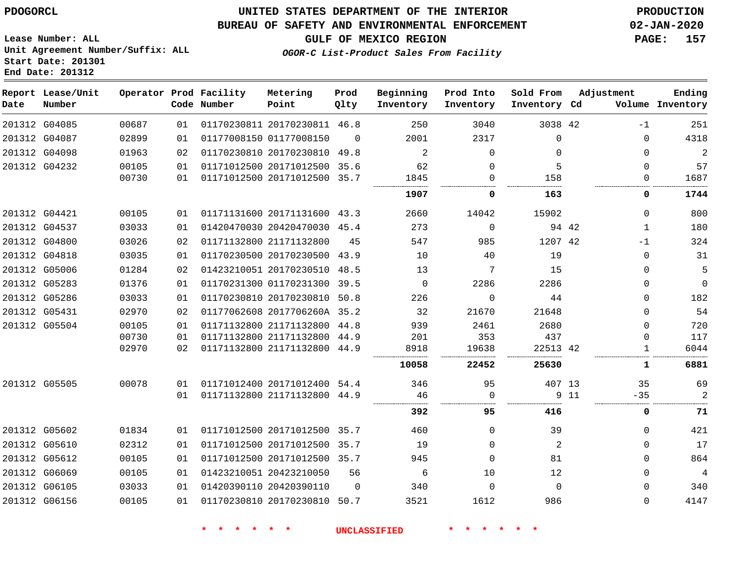PDOGORCL

# UNITED STATES DEPARTMENT OF THE INTERIOR
## BUREAU OF SAFETY AND ENVIRONMENTAL ENFORCEMENT
### GULF OF MEXICO REGION

*OGOR-C List-Product Sales From Facility*

PRODUCTION
02-JAN-2020

Lease Number: ALL
Unit Agreement Number/Suffix: ALL
Start Date: 201301
End Date: 201312

| Report Date | Lease/Unit Number | Operator | Prod Code | Facility Number | Metering Point | Prod Qlty | Beginning Inventory | Prod Into Inventory | Sold From Inventory | Adjustment Cd | Adjustment Volume | Ending Inventory |
|---|---|---|---|---|---|---|---|---|---|---|---|---|
| 201312 | G04085 | 00687 | 01 | 01170230811 | 20170230811 | 46.8 | 250 | 3040 | 3038 | 42 | -1 | 251 |
| 201312 | G04087 | 02899 | 01 | 01177008150 | 01177008150 | 0 | 2001 | 2317 | 0 | | 0 | 4318 |
| 201312 | G04098 | 01963 | 02 | 01170230810 | 20170230810 | 49.8 | 2 | 0 | 0 | | 0 | 2 |
| 201312 | G04232 | 00105 | 01 | 01171012500 | 20171012500 | 35.6 | 62 | 0 | 5 | | 0 | 57 |
| | | 00730 | 01 | 01171012500 | 20171012500 | 35.7 | 1845 | 0 | 158 | | 0 | 1687 |
| | | | | | | | **1907** | **0** | **163** | | **0** | **1744** |
| 201312 | G04421 | 00105 | 01 | 01171131600 | 20171131600 | 43.3 | 2660 | 14042 | 15902 | | 0 | 800 |
| 201312 | G04537 | 03033 | 01 | 01420470030 | 20420470030 | 45.4 | 273 | 0 | 94 | 42 | 1 | 180 |
| 201312 | G04800 | 03026 | 02 | 01171132800 | 21171132800 | 45 | 547 | 985 | 1207 | 42 | -1 | 324 |
| 201312 | G04818 | 03035 | 01 | 01170230500 | 20170230500 | 43.9 | 10 | 40 | 19 | | 0 | 31 |
| 201312 | G05006 | 01284 | 02 | 01423210051 | 20170230510 | 48.5 | 13 | 7 | 15 | | 0 | 5 |
| 201312 | G05283 | 01376 | 01 | 01170231300 | 01170231300 | 39.5 | 0 | 2286 | 2286 | | 0 | 0 |
| 201312 | G05286 | 03033 | 01 | 01170230810 | 20170230810 | 50.8 | 226 | 0 | 44 | | 0 | 182 |
| 201312 | G05431 | 02970 | 02 | 01177062608 | 2017706260A | 35.2 | 32 | 21670 | 21648 | | 0 | 54 |
| 201312 | G05504 | 00105 | 01 | 01171132800 | 21171132800 | 44.8 | 939 | 2461 | 2680 | | 0 | 720 |
| | | 00730 | 01 | 01171132800 | 21171132800 | 44.9 | 201 | 353 | 437 | | 0 | 117 |
| | | 02970 | 02 | 01171132800 | 21171132800 | 44.9 | 8918 | 19638 | 22513 | 42 | 1 | 6044 |
| | | | | | | | **10058** | **22452** | **25630** | | **1** | **6881** |
| 201312 | G05505 | 00078 | 01 | 01171012400 | 20171012400 | 54.4 | 346 | 95 | 407 | 13 | 35 | 69 |
| | | | 01 | 01171132800 | 21171132800 | 44.9 | 46 | 0 | 9 | 11 | -35 | 2 |
| | | | | | | | **392** | **95** | **416** | | **0** | **71** |
| 201312 | G05602 | 01834 | 01 | 01171012500 | 20171012500 | 35.7 | 460 | 0 | 39 | | 0 | 421 |
| 201312 | G05610 | 02312 | 01 | 01171012500 | 20171012500 | 35.7 | 19 | 0 | 2 | | 0 | 17 |
| 201312 | G05612 | 00105 | 01 | 01171012500 | 20171012500 | 35.7 | 945 | 0 | 81 | | 0 | 864 |
| 201312 | G06069 | 00105 | 01 | 01423210051 | 20423210050 | 56 | 6 | 10 | 12 | | 0 | 4 |
| 201312 | G06105 | 03033 | 01 | 01420390110 | 20420390110 | 0 | 340 | 0 | 0 | | 0 | 340 |
| 201312 | G06156 | 00105 | 01 | 01170230810 | 20170230810 | 50.7 | 3521 | 1612 | 986 | | 0 | 4147 |

* * * * * * UNCLASSIFIED * * * * * *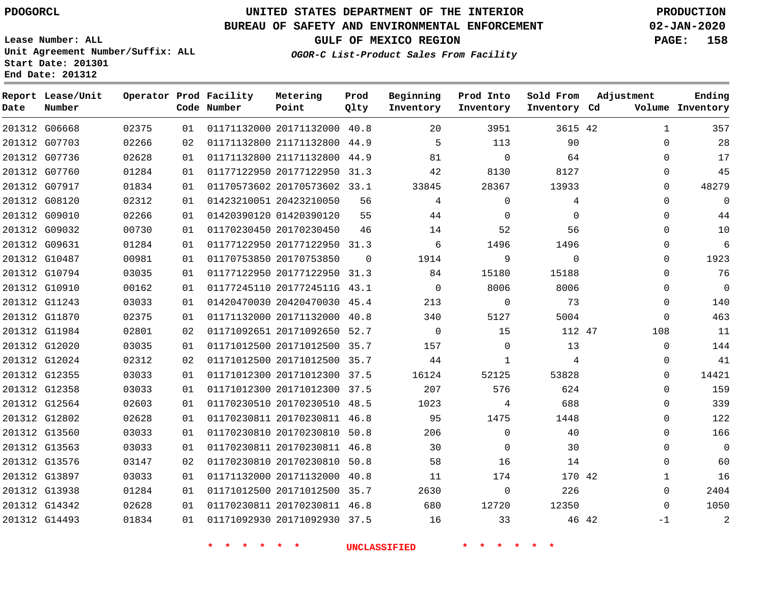PDOGORCL

# UNITED STATES DEPARTMENT OF THE INTERIOR
## BUREAU OF SAFETY AND ENVIRONMENTAL ENFORCEMENT
### GULF OF MEXICO REGION
*OGOR-C List-Product Sales From Facility*

PRODUCTION
02-JAN-2020

Lease Number: ALL
Unit Agreement Number/Suffix: ALL
Start Date: 201301
End Date: 201312

| Report Date | Lease/Unit Number | Operator | Prod Code | Facility Number | Metering Point | Prod Qlty | Beginning Inventory | Prod Into Inventory | Sold From Inventory | Adjustment Cd | Adjustment Volume | Ending Inventory |
|---|---|---|---|---|---|---|---|---|---|---|---|---|
| 201312 | G06668 | 02375 | 01 | 01171132000 | 20171132000 | 40.8 | 20 | 3951 | 3615 | 42 | 1 | 357 |
| 201312 | G07703 | 02266 | 02 | 01171132800 | 21171132800 | 44.9 | 5 | 113 | 90 | | 0 | 28 |
| 201312 | G07736 | 02628 | 01 | 01171132800 | 21171132800 | 44.9 | 81 | 0 | 64 | | 0 | 17 |
| 201312 | G07760 | 01284 | 01 | 01177122950 | 20177122950 | 31.3 | 42 | 8130 | 8127 | | 0 | 45 |
| 201312 | G07917 | 01834 | 01 | 01170573602 | 20170573602 | 33.1 | 33845 | 28367 | 13933 | | 0 | 48279 |
| 201312 | G08120 | 02312 | 01 | 01423210051 | 20423210050 | 56 | 4 | 0 | 4 | | 0 | 0 |
| 201312 | G09010 | 02266 | 01 | 01420390120 | 01420390120 | 55 | 44 | 0 | 0 | | 0 | 44 |
| 201312 | G09032 | 00730 | 01 | 01170230450 | 20170230450 | 46 | 14 | 52 | 56 | | 0 | 10 |
| 201312 | G09631 | 01284 | 01 | 01177122950 | 20177122950 | 31.3 | 6 | 1496 | 1496 | | 0 | 6 |
| 201312 | G10487 | 00981 | 01 | 01170753850 | 20170753850 | 0 | 1914 | 9 | 0 | | 0 | 1923 |
| 201312 | G10794 | 03035 | 01 | 01177122950 | 20177122950 | 31.3 | 84 | 15180 | 15188 | | 0 | 76 |
| 201312 | G10910 | 00162 | 01 | 01177245110 | 2017724511G | 43.1 | 0 | 8006 | 8006 | | 0 | 0 |
| 201312 | G11243 | 03033 | 01 | 01420470030 | 20420470030 | 45.4 | 213 | 0 | 73 | | 0 | 140 |
| 201312 | G11870 | 02375 | 01 | 01171132000 | 20171132000 | 40.8 | 340 | 5127 | 5004 | | 0 | 463 |
| 201312 | G11984 | 02801 | 02 | 01171092651 | 20171092650 | 52.7 | 0 | 15 | 112 | 47 | 108 | 11 |
| 201312 | G12020 | 03035 | 01 | 01171012500 | 20171012500 | 35.7 | 157 | 0 | 13 | | 0 | 144 |
| 201312 | G12024 | 02312 | 02 | 01171012500 | 20171012500 | 35.7 | 44 | 1 | 4 | | 0 | 41 |
| 201312 | G12355 | 03033 | 01 | 01171012300 | 20171012300 | 37.5 | 16124 | 52125 | 53828 | | 0 | 14421 |
| 201312 | G12358 | 03033 | 01 | 01171012300 | 20171012300 | 37.5 | 207 | 576 | 624 | | 0 | 159 |
| 201312 | G12564 | 02603 | 01 | 01170230510 | 20170230510 | 48.5 | 1023 | 4 | 688 | | 0 | 339 |
| 201312 | G12802 | 02628 | 01 | 01170230811 | 20170230811 | 46.8 | 95 | 1475 | 1448 | | 0 | 122 |
| 201312 | G13560 | 03033 | 01 | 01170230810 | 20170230810 | 50.8 | 206 | 0 | 40 | | 0 | 166 |
| 201312 | G13563 | 03033 | 01 | 01170230811 | 20170230811 | 46.8 | 30 | 0 | 30 | | 0 | 0 |
| 201312 | G13576 | 03147 | 02 | 01170230810 | 20170230810 | 50.8 | 58 | 16 | 14 | | 0 | 60 |
| 201312 | G13897 | 03033 | 01 | 01171132000 | 20171132000 | 40.8 | 11 | 174 | 170 | 42 | 1 | 16 |
| 201312 | G13938 | 01284 | 01 | 01171012500 | 20171012500 | 35.7 | 2630 | 0 | 226 | | 0 | 2404 |
| 201312 | G14342 | 02628 | 01 | 01170230811 | 20170230811 | 46.8 | 680 | 12720 | 12350 | | 0 | 1050 |
| 201312 | G14493 | 01834 | 01 | 01171092930 | 20171092930 | 37.5 | 16 | 33 | 46 | 42 | -1 | 2 |

* * * * * * UNCLASSIFIED * * * * * *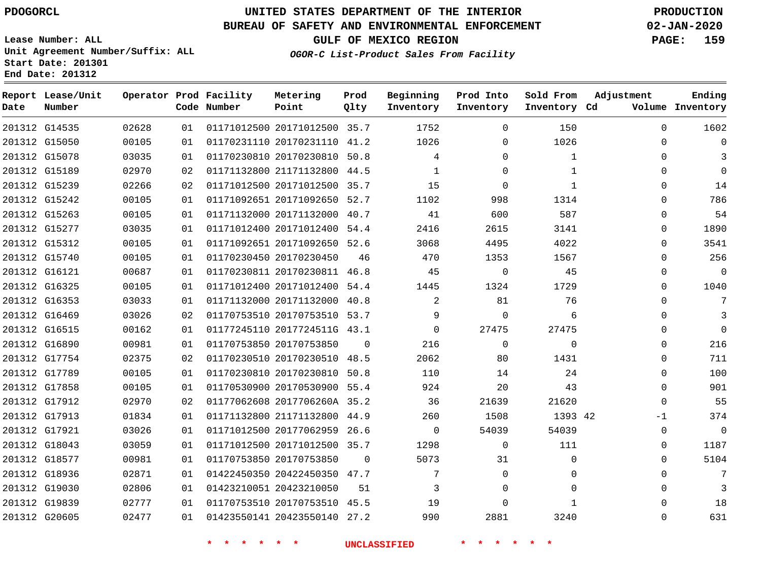PDOGORCL

# UNITED STATES DEPARTMENT OF THE INTERIOR
## BUREAU OF SAFETY AND ENVIRONMENTAL ENFORCEMENT
### GULF OF MEXICO REGION
*OGOR-C List-Product Sales From Facility*

PRODUCTION
02-JAN-2020

Lease Number: ALL
Unit Agreement Number/Suffix: ALL
Start Date: 201301
End Date: 201312

| Report Date | Lease/Unit Number | Operator | Prod Code | Facility Number | Metering Point | Prod Qlty | Beginning Inventory | Prod Into Inventory | Sold From Inventory | Adjustment Cd | Adjustment Volume | Ending Inventory |
|---|---|---|---|---|---|---|---|---|---|---|---|---|
| 201312 | G14535 | 02628 | 01 | 01171012500 | 20171012500 | 35.7 | 1752 | 0 | 150 | | 0 | 1602 |
| 201312 | G15050 | 00105 | 01 | 01170231110 | 20170231110 | 41.2 | 1026 | 0 | 1026 | | 0 | 0 |
| 201312 | G15078 | 03035 | 01 | 01170230810 | 20170230810 | 50.8 | 4 | 0 | 1 | | 0 | 3 |
| 201312 | G15189 | 02970 | 02 | 01171132800 | 21171132800 | 44.5 | 1 | 0 | 1 | | 0 | 0 |
| 201312 | G15239 | 02266 | 02 | 01171012500 | 20171012500 | 35.7 | 15 | 0 | 1 | | 0 | 14 |
| 201312 | G15242 | 00105 | 01 | 01171092651 | 20171092650 | 52.7 | 1102 | 998 | 1314 | | 0 | 786 |
| 201312 | G15263 | 00105 | 01 | 01171132000 | 20171132000 | 40.7 | 41 | 600 | 587 | | 0 | 54 |
| 201312 | G15277 | 03035 | 01 | 01171012400 | 20171012400 | 54.4 | 2416 | 2615 | 3141 | | 0 | 1890 |
| 201312 | G15312 | 00105 | 01 | 01171092651 | 20171092650 | 52.6 | 3068 | 4495 | 4022 | | 0 | 3541 |
| 201312 | G15740 | 00105 | 01 | 01170230450 | 20170230450 | 46 | 470 | 1353 | 1567 | | 0 | 256 |
| 201312 | G16121 | 00687 | 01 | 01170230811 | 20170230811 | 46.8 | 45 | 0 | 45 | | 0 | 0 |
| 201312 | G16325 | 00105 | 01 | 01171012400 | 20171012400 | 54.4 | 1445 | 1324 | 1729 | | 0 | 1040 |
| 201312 | G16353 | 03033 | 01 | 01171132000 | 20171132000 | 40.8 | 2 | 81 | 76 | | 0 | 7 |
| 201312 | G16469 | 03026 | 02 | 01170753510 | 20170753510 | 53.7 | 9 | 0 | 6 | | 0 | 3 |
| 201312 | G16515 | 00162 | 01 | 01177245110 | 2017724511G | 43.1 | 0 | 27475 | 27475 | | 0 | 0 |
| 201312 | G16890 | 00981 | 01 | 01170753850 | 20170753850 | 0 | 216 | 0 | 0 | | 0 | 216 |
| 201312 | G17754 | 02375 | 02 | 01170230510 | 20170230510 | 48.5 | 2062 | 80 | 1431 | | 0 | 711 |
| 201312 | G17789 | 00105 | 01 | 01170230810 | 20170230810 | 50.8 | 110 | 14 | 24 | | 0 | 100 |
| 201312 | G17858 | 00105 | 01 | 01170530900 | 20170530900 | 55.4 | 924 | 20 | 43 | | 0 | 901 |
| 201312 | G17912 | 02970 | 02 | 01177062608 | 2017706260A | 35.2 | 36 | 21639 | 21620 | | 0 | 55 |
| 201312 | G17913 | 01834 | 01 | 01171132800 | 21171132800 | 44.9 | 260 | 1508 | 1393 | 42 | -1 | 374 |
| 201312 | G17921 | 03026 | 01 | 01171012500 | 20177062959 | 26.6 | 0 | 54039 | 54039 | | 0 | 0 |
| 201312 | G18043 | 03059 | 01 | 01171012500 | 20171012500 | 35.7 | 1298 | 0 | 111 | | 0 | 1187 |
| 201312 | G18577 | 00981 | 01 | 01170753850 | 20170753850 | 0 | 5073 | 31 | 0 | | 0 | 5104 |
| 201312 | G18936 | 02871 | 01 | 01422450350 | 20422450350 | 47.7 | 7 | 0 | 0 | | 0 | 7 |
| 201312 | G19030 | 02806 | 01 | 01423210051 | 20423210050 | 51 | 3 | 0 | 0 | | 0 | 3 |
| 201312 | G19839 | 02777 | 01 | 01170753510 | 20170753510 | 45.5 | 19 | 0 | 1 | | 0 | 18 |
| 201312 | G20605 | 02477 | 01 | 01423550141 | 20423550140 | 27.2 | 990 | 2881 | 3240 | | 0 | 631 |

\* \* \* \* \* \* UNCLASSIFIED \* \* \* \* \* \*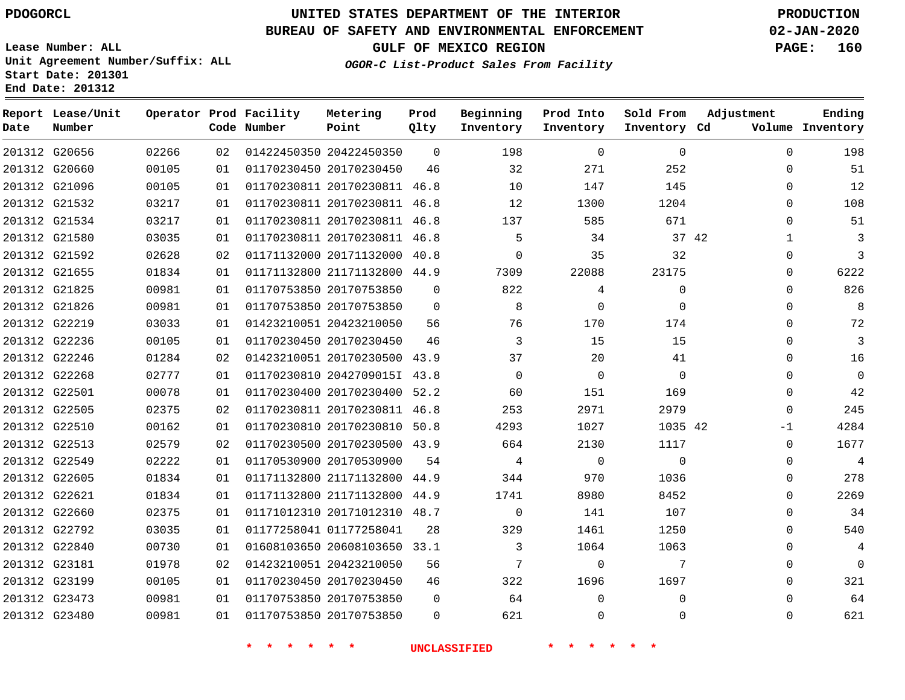PDOGORCL

# UNITED STATES DEPARTMENT OF THE INTERIOR
## BUREAU OF SAFETY AND ENVIRONMENTAL ENFORCEMENT
## GULF OF MEXICO REGION

PRODUCTION
02-JAN-2020

Lease Number: ALL
Unit Agreement Number/Suffix: ALL
Start Date: 201301
End Date: 201312

*OGOR-C List-Product Sales From Facility*

| Report Date | Lease/Unit Number | Operator | Prod Code | Facility Number | Metering Point | Prod Qlty | Beginning Inventory | Prod Into Inventory | Sold From Inventory | Adjustment Cd | Volume | Ending Inventory |
|---|---|---|---|---|---|---|---|---|---|---|---|---|
| 201312 | G20656 | 02266 | 02 | 01422450350 | 20422450350 | 0 | 198 | 0 | 0 | | 0 | 198 |
| 201312 | G20660 | 00105 | 01 | 01170230450 | 20170230450 | 46 | 32 | 271 | 252 | | 0 | 51 |
| 201312 | G21096 | 00105 | 01 | 01170230811 | 20170230811 | 46.8 | 10 | 147 | 145 | | 0 | 12 |
| 201312 | G21532 | 03217 | 01 | 01170230811 | 20170230811 | 46.8 | 12 | 1300 | 1204 | | 0 | 108 |
| 201312 | G21534 | 03217 | 01 | 01170230811 | 20170230811 | 46.8 | 137 | 585 | 671 | | 0 | 51 |
| 201312 | G21580 | 03035 | 01 | 01170230811 | 20170230811 | 46.8 | 5 | 34 | 37 | 42 | 1 | 3 |
| 201312 | G21592 | 02628 | 02 | 01171132000 | 20171132000 | 40.8 | 0 | 35 | 32 | | 0 | 3 |
| 201312 | G21655 | 01834 | 01 | 01171132800 | 21171132800 | 44.9 | 7309 | 22088 | 23175 | | 0 | 6222 |
| 201312 | G21825 | 00981 | 01 | 01170753850 | 20170753850 | 0 | 822 | 4 | 0 | | 0 | 826 |
| 201312 | G21826 | 00981 | 01 | 01170753850 | 20170753850 | 0 | 8 | 0 | 0 | | 0 | 8 |
| 201312 | G22219 | 03033 | 01 | 01423210051 | 20423210050 | 56 | 76 | 170 | 174 | | 0 | 72 |
| 201312 | G22236 | 00105 | 01 | 01170230450 | 20170230450 | 46 | 3 | 15 | 15 | | 0 | 3 |
| 201312 | G22246 | 01284 | 02 | 01423210051 | 20170230500 | 43.9 | 37 | 20 | 41 | | 0 | 16 |
| 201312 | G22268 | 02777 | 01 | 01170230810 | 2042709015I | 43.8 | 0 | 0 | 0 | | 0 | 0 |
| 201312 | G22501 | 00078 | 01 | 01170230400 | 20170230400 | 52.2 | 60 | 151 | 169 | | 0 | 42 |
| 201312 | G22505 | 02375 | 02 | 01170230811 | 20170230811 | 46.8 | 253 | 2971 | 2979 | | 0 | 245 |
| 201312 | G22510 | 00162 | 01 | 01170230810 | 20170230810 | 50.8 | 4293 | 1027 | 1035 | 42 | -1 | 4284 |
| 201312 | G22513 | 02579 | 02 | 01170230500 | 20170230500 | 43.9 | 664 | 2130 | 1117 | | 0 | 1677 |
| 201312 | G22549 | 02222 | 01 | 01170530900 | 20170530900 | 54 | 4 | 0 | 0 | | 0 | 4 |
| 201312 | G22605 | 01834 | 01 | 01171132800 | 21171132800 | 44.9 | 344 | 970 | 1036 | | 0 | 278 |
| 201312 | G22621 | 01834 | 01 | 01171132800 | 21171132800 | 44.9 | 1741 | 8980 | 8452 | | 0 | 2269 |
| 201312 | G22660 | 02375 | 01 | 01171012310 | 20171012310 | 48.7 | 0 | 141 | 107 | | 0 | 34 |
| 201312 | G22792 | 03035 | 01 | 01177258041 | 01177258041 | 28 | 329 | 1461 | 1250 | | 0 | 540 |
| 201312 | G22840 | 00730 | 01 | 01608103650 | 20608103650 | 33.1 | 3 | 1064 | 1063 | | 0 | 4 |
| 201312 | G23181 | 01978 | 02 | 01423210051 | 20423210050 | 56 | 7 | 0 | 7 | | 0 | 0 |
| 201312 | G23199 | 00105 | 01 | 01170230450 | 20170230450 | 46 | 322 | 1696 | 1697 | | 0 | 321 |
| 201312 | G23473 | 00981 | 01 | 01170753850 | 20170753850 | 0 | 64 | 0 | 0 | | 0 | 64 |
| 201312 | G23480 | 00981 | 01 | 01170753850 | 20170753850 | 0 | 621 | 0 | 0 | | 0 | 621 |

* * * * * * UNCLASSIFIED * * * * * *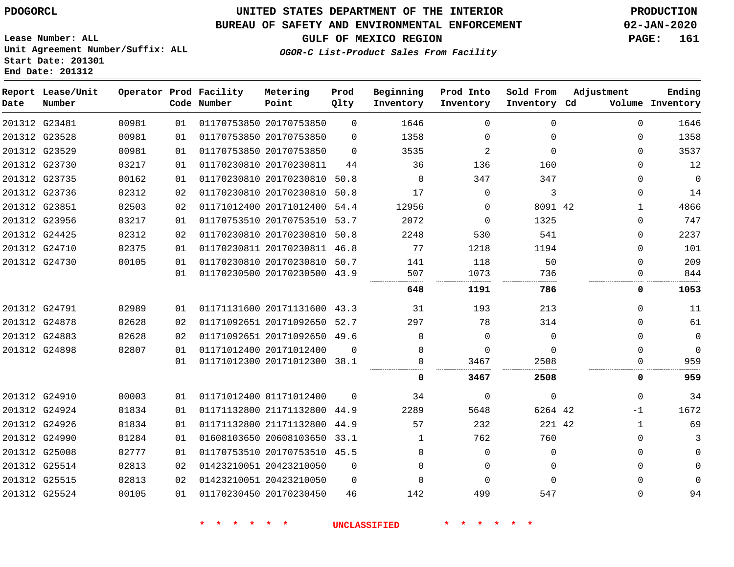PDOGORCL

# UNITED STATES DEPARTMENT OF THE INTERIOR
## BUREAU OF SAFETY AND ENVIRONMENTAL ENFORCEMENT
### GULF OF MEXICO REGION

*OGOR-C List-Product Sales From Facility*

PRODUCTION
02-JAN-2020

Lease Number: ALL
Unit Agreement Number/Suffix: ALL
Start Date: 201301
End Date: 201312

| Report Date | Lease/Unit Number | Operator | Prod Code | Facility Number | Metering Point | Prod Qlty | Beginning Inventory | Prod Into Inventory | Sold From Inventory | Adjustment Cd | Adjustment Volume | Ending Inventory |
|---|---|---|---|---|---|---|---|---|---|---|---|---|
| 201312 | G23481 | 00981 | 01 | 01170753850 | 20170753850 | 0 | 1646 | 0 | 0 | | 0 | 1646 |
| 201312 | G23528 | 00981 | 01 | 01170753850 | 20170753850 | 0 | 1358 | 0 | 0 | | 0 | 1358 |
| 201312 | G23529 | 00981 | 01 | 01170753850 | 20170753850 | 0 | 3535 | 2 | 0 | | 0 | 3537 |
| 201312 | G23730 | 03217 | 01 | 01170230810 | 20170230811 | 44 | 36 | 136 | 160 | | 0 | 12 |
| 201312 | G23735 | 00162 | 01 | 01170230810 | 20170230810 | 50.8 | 0 | 347 | 347 | | 0 | 0 |
| 201312 | G23736 | 02312 | 02 | 01170230810 | 20170230810 | 50.8 | 17 | 0 | 3 | | 0 | 14 |
| 201312 | G23851 | 02503 | 02 | 01171012400 | 20171012400 | 54.4 | 12956 | 0 | 8091 | 42 | 1 | 4866 |
| 201312 | G23956 | 03217 | 01 | 01170753510 | 20170753510 | 53.7 | 2072 | 0 | 1325 | | 0 | 747 |
| 201312 | G24425 | 02312 | 02 | 01170230810 | 20170230810 | 50.8 | 2248 | 530 | 541 | | 0 | 2237 |
| 201312 | G24710 | 02375 | 01 | 01170230811 | 20170230811 | 46.8 | 77 | 1218 | 1194 | | 0 | 101 |
| 201312 | G24730 | 00105 | 01 | 01170230810 | 20170230810 | 50.7 | 141 | 118 | 50 | | 0 | 209 |
| | | | 01 | 01170230500 | 20170230500 | 43.9 | 507 | 1073 | 736 | | 0 | 844 |
| | | | | | | | **648** | **1191** | **786** | | **0** | **1053** |
| 201312 | G24791 | 02989 | 01 | 01171131600 | 20171131600 | 43.3 | 31 | 193 | 213 | | 0 | 11 |
| 201312 | G24878 | 02628 | 02 | 01171092651 | 20171092650 | 52.7 | 297 | 78 | 314 | | 0 | 61 |
| 201312 | G24883 | 02628 | 02 | 01171092651 | 20171092650 | 49.6 | 0 | 0 | 0 | | 0 | 0 |
| 201312 | G24898 | 02807 | 01 | 01171012400 | 20171012400 | 0 | 0 | 0 | 0 | | 0 | 0 |
| | | | 01 | 01171012300 | 20171012300 | 38.1 | 0 | 3467 | 2508 | | 0 | 959 |
| | | | | | | | **0** | **3467** | **2508** | | **0** | **959** |
| 201312 | G24910 | 00003 | 01 | 01171012400 | 01171012400 | 0 | 34 | 0 | 0 | | 0 | 34 |
| 201312 | G24924 | 01834 | 01 | 01171132800 | 21171132800 | 44.9 | 2289 | 5648 | 6264 | 42 | -1 | 1672 |
| 201312 | G24926 | 01834 | 01 | 01171132800 | 21171132800 | 44.9 | 57 | 232 | 221 | 42 | 1 | 69 |
| 201312 | G24990 | 01284 | 01 | 01608103650 | 20608103650 | 33.1 | 1 | 762 | 760 | | 0 | 3 |
| 201312 | G25008 | 02777 | 01 | 01170753510 | 20170753510 | 45.5 | 0 | 0 | 0 | | 0 | 0 |
| 201312 | G25514 | 02813 | 02 | 01423210051 | 20423210050 | 0 | 0 | 0 | 0 | | 0 | 0 |
| 201312 | G25515 | 02813 | 02 | 01423210051 | 20423210050 | 0 | 0 | 0 | 0 | | 0 | 0 |
| 201312 | G25524 | 00105 | 01 | 01170230450 | 20170230450 | 46 | 142 | 499 | 547 | | 0 | 94 |

\* \* \* \* \* \* UNCLASSIFIED \* \* \* \* \* \*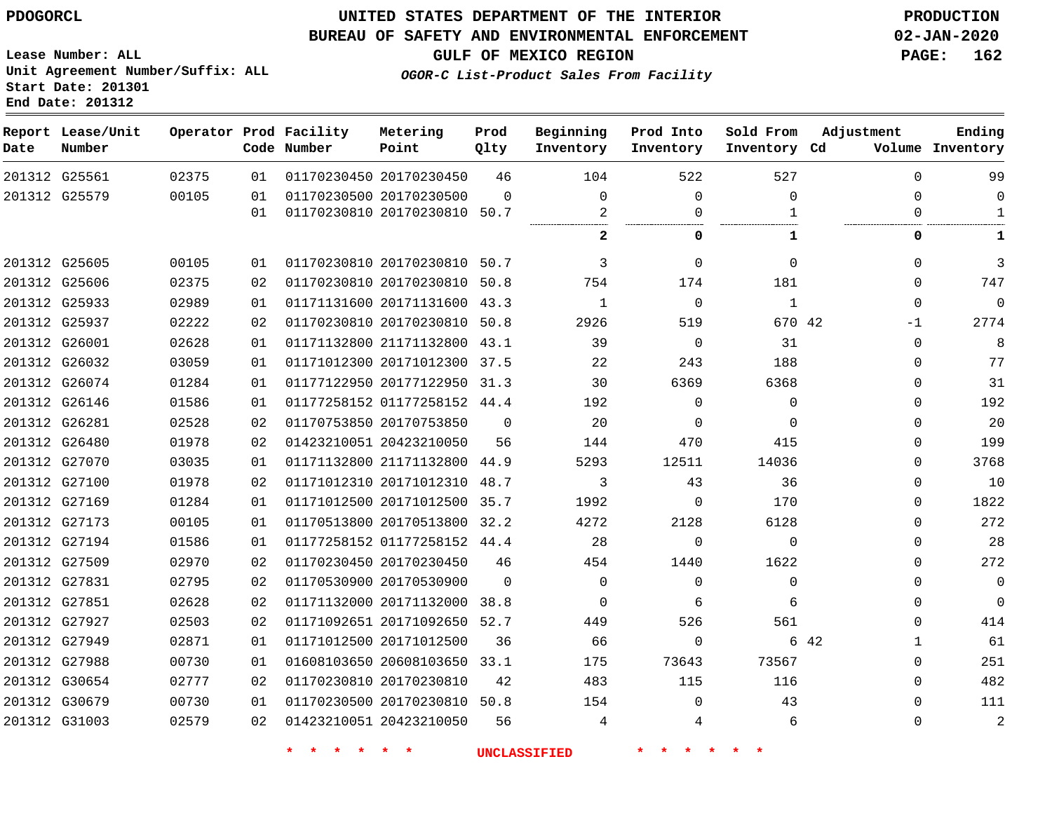PDOGORCL

# UNITED STATES DEPARTMENT OF THE INTERIOR
## BUREAU OF SAFETY AND ENVIRONMENTAL ENFORCEMENT
### GULF OF MEXICO REGION

*OGOR-C List-Product Sales From Facility*

PRODUCTION
02-JAN-2020

Lease Number: ALL
Unit Agreement Number/Suffix: ALL
Start Date: 201301
End Date: 201312

| Report Date | Lease/Unit Number | Operator | Prod Code | Facility Number | Metering Point | Prod Qlty | Beginning Inventory | Prod Into Inventory | Sold From Inventory | Adjustment Cd | Adjustment Volume | Ending Inventory |
|---|---|---|---|---|---|---|---|---|---|---|---|---|
| 201312 | G25561 | 02375 | 01 | 01170230450 | 20170230450 | 46 | 104 | 522 | 527 | | 0 | 99 |
| 201312 | G25579 | 00105 | 01 | 01170230500 | 20170230500 | 0 | 0 | 0 | 0 | | 0 | 0 |
| | | | 01 | 01170230810 | 20170230810 | 50.7 | 2 | 0 | 1 | | 0 | 1 |
| | | | | | | | **2** | **0** | **1** | | **0** | **1** |
| 201312 | G25605 | 00105 | 01 | 01170230810 | 20170230810 | 50.7 | 3 | 0 | 0 | | 0 | 3 |
| 201312 | G25606 | 02375 | 02 | 01170230810 | 20170230810 | 50.8 | 754 | 174 | 181 | | 0 | 747 |
| 201312 | G25933 | 02989 | 01 | 01171131600 | 20171131600 | 43.3 | 1 | 0 | 1 | | 0 | 0 |
| 201312 | G25937 | 02222 | 02 | 01170230810 | 20170230810 | 50.8 | 2926 | 519 | 670 | 42 | -1 | 2774 |
| 201312 | G26001 | 02628 | 01 | 01171132800 | 21171132800 | 43.1 | 39 | 0 | 31 | | 0 | 8 |
| 201312 | G26032 | 03059 | 01 | 01171012300 | 20171012300 | 37.5 | 22 | 243 | 188 | | 0 | 77 |
| 201312 | G26074 | 01284 | 01 | 01177122950 | 20177122950 | 31.3 | 30 | 6369 | 6368 | | 0 | 31 |
| 201312 | G26146 | 01586 | 01 | 01177258152 | 01177258152 | 44.4 | 192 | 0 | 0 | | 0 | 192 |
| 201312 | G26281 | 02528 | 02 | 01170753850 | 20170753850 | 0 | 20 | 0 | 0 | | 0 | 20 |
| 201312 | G26480 | 01978 | 02 | 01423210051 | 20423210050 | 56 | 144 | 470 | 415 | | 0 | 199 |
| 201312 | G27070 | 03035 | 01 | 01171132800 | 21171132800 | 44.9 | 5293 | 12511 | 14036 | | 0 | 3768 |
| 201312 | G27100 | 01978 | 02 | 01171012310 | 20171012310 | 48.7 | 3 | 43 | 36 | | 0 | 10 |
| 201312 | G27169 | 01284 | 01 | 01171012500 | 20171012500 | 35.7 | 1992 | 0 | 170 | | 0 | 1822 |
| 201312 | G27173 | 00105 | 01 | 01170513800 | 20170513800 | 32.2 | 4272 | 2128 | 6128 | | 0 | 272 |
| 201312 | G27194 | 01586 | 01 | 01177258152 | 01177258152 | 44.4 | 28 | 0 | 0 | | 0 | 28 |
| 201312 | G27509 | 02970 | 02 | 01170230450 | 20170230450 | 46 | 454 | 1440 | 1622 | | 0 | 272 |
| 201312 | G27831 | 02795 | 02 | 01170530900 | 20170530900 | 0 | 0 | 0 | 0 | | 0 | 0 |
| 201312 | G27851 | 02628 | 02 | 01171132000 | 20171132000 | 38.8 | 0 | 6 | 6 | | 0 | 0 |
| 201312 | G27927 | 02503 | 02 | 01171092651 | 20171092650 | 52.7 | 449 | 526 | 561 | | 0 | 414 |
| 201312 | G27949 | 02871 | 01 | 01171012500 | 20171012500 | 36 | 66 | 0 | 6 | 42 | 1 | 61 |
| 201312 | G27988 | 00730 | 01 | 01608103650 | 20608103650 | 33.1 | 175 | 73643 | 73567 | | 0 | 251 |
| 201312 | G30654 | 02777 | 02 | 01170230810 | 20170230810 | 42 | 483 | 115 | 116 | | 0 | 482 |
| 201312 | G30679 | 00730 | 01 | 01170230500 | 20170230810 | 50.8 | 154 | 0 | 43 | | 0 | 111 |
| 201312 | G31003 | 02579 | 02 | 01423210051 | 20423210050 | 56 | 4 | 4 | 6 | | 0 | 2 |

\* \* \* \* \* \* UNCLASSIFIED \* \* \* \* \* \*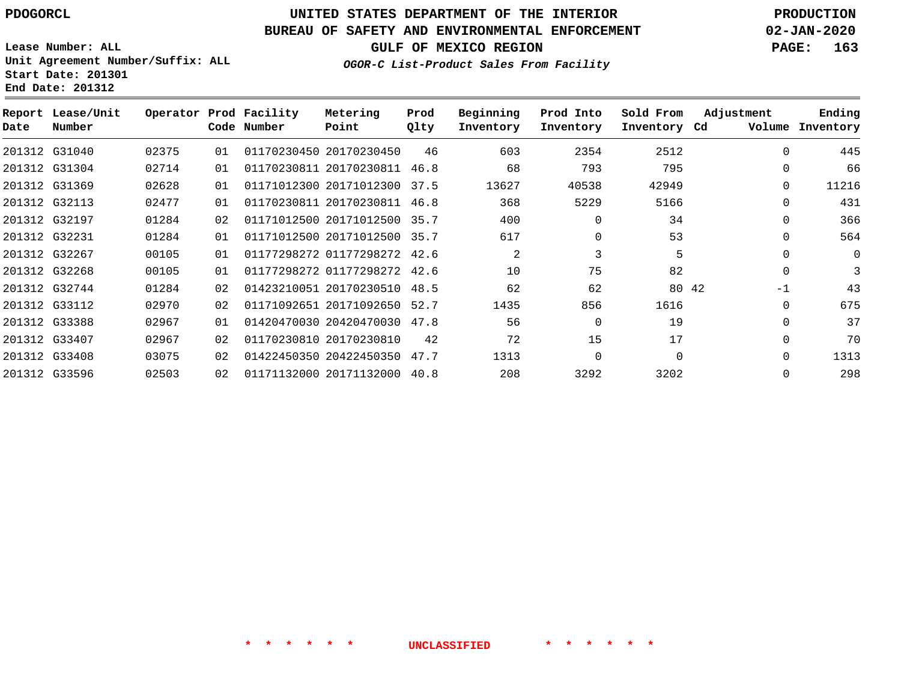PDOGORCL

# UNITED STATES DEPARTMENT OF THE INTERIOR
## BUREAU OF SAFETY AND ENVIRONMENTAL ENFORCEMENT
## GULF OF MEXICO REGION

*OGOR-C List-Product Sales From Facility*

PRODUCTION
02-JAN-2020

Lease Number: ALL
Unit Agreement Number/Suffix: ALL
Start Date: 201301
End Date: 201312

| Report Date | Lease/Unit Number | Operator | Prod Code | Facility Number | Metering Point | Prod Qlty | Beginning Inventory | Prod Into Inventory | Sold From Inventory | Adjustment Cd | Adjustment Volume | Ending Inventory |
|---|---|---|---|---|---|---|---|---|---|---|---|---|
| 201312 | G31040 | 02375 | 01 | 01170230450 | 20170230450 | 46 | 603 | 2354 | 2512 | | 0 | 445 |
| 201312 | G31304 | 02714 | 01 | 01170230811 | 20170230811 | 46.8 | 68 | 793 | 795 | | 0 | 66 |
| 201312 | G31369 | 02628 | 01 | 01171012300 | 20171012300 | 37.5 | 13627 | 40538 | 42949 | | 0 | 11216 |
| 201312 | G32113 | 02477 | 01 | 01170230811 | 20170230811 | 46.8 | 368 | 5229 | 5166 | | 0 | 431 |
| 201312 | G32197 | 01284 | 02 | 01171012500 | 20171012500 | 35.7 | 400 | 0 | 34 | | 0 | 366 |
| 201312 | G32231 | 01284 | 01 | 01171012500 | 20171012500 | 35.7 | 617 | 0 | 53 | | 0 | 564 |
| 201312 | G32267 | 00105 | 01 | 01177298272 | 01177298272 | 42.6 | 2 | 3 | 5 | | 0 | 0 |
| 201312 | G32268 | 00105 | 01 | 01177298272 | 01177298272 | 42.6 | 10 | 75 | 82 | | 0 | 3 |
| 201312 | G32744 | 01284 | 02 | 01423210051 | 20170230510 | 48.5 | 62 | 62 | 80 | 42 | -1 | 43 |
| 201312 | G33112 | 02970 | 02 | 01171092651 | 20171092650 | 52.7 | 1435 | 856 | 1616 | | 0 | 675 |
| 201312 | G33388 | 02967 | 01 | 01420470030 | 20420470030 | 47.8 | 56 | 0 | 19 | | 0 | 37 |
| 201312 | G33407 | 02967 | 02 | 01170230810 | 20170230810 | 42 | 72 | 15 | 17 | | 0 | 70 |
| 201312 | G33408 | 03075 | 02 | 01422450350 | 20422450350 | 47.7 | 1313 | 0 | 0 | | 0 | 1313 |
| 201312 | G33596 | 02503 | 02 | 01171132000 | 20171132000 | 40.8 | 208 | 3292 | 3202 | | 0 | 298 |

* * * * * * UNCLASSIFIED * * * * * *